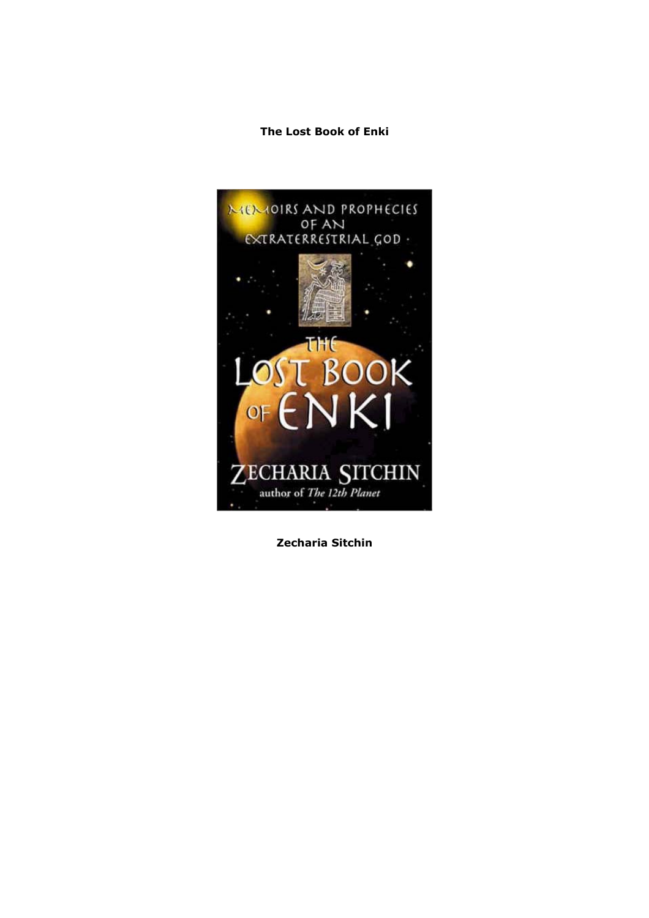**The Lost Book of Enki**

MEMOIRS AND PROPHECIES OF AN EXTRATERRESTRIAL GOD

THE LOST BOOK OF ENKI

ZECHARIA SITCHIN

author of *The 12th Planet*

**Zecharia Sitchin**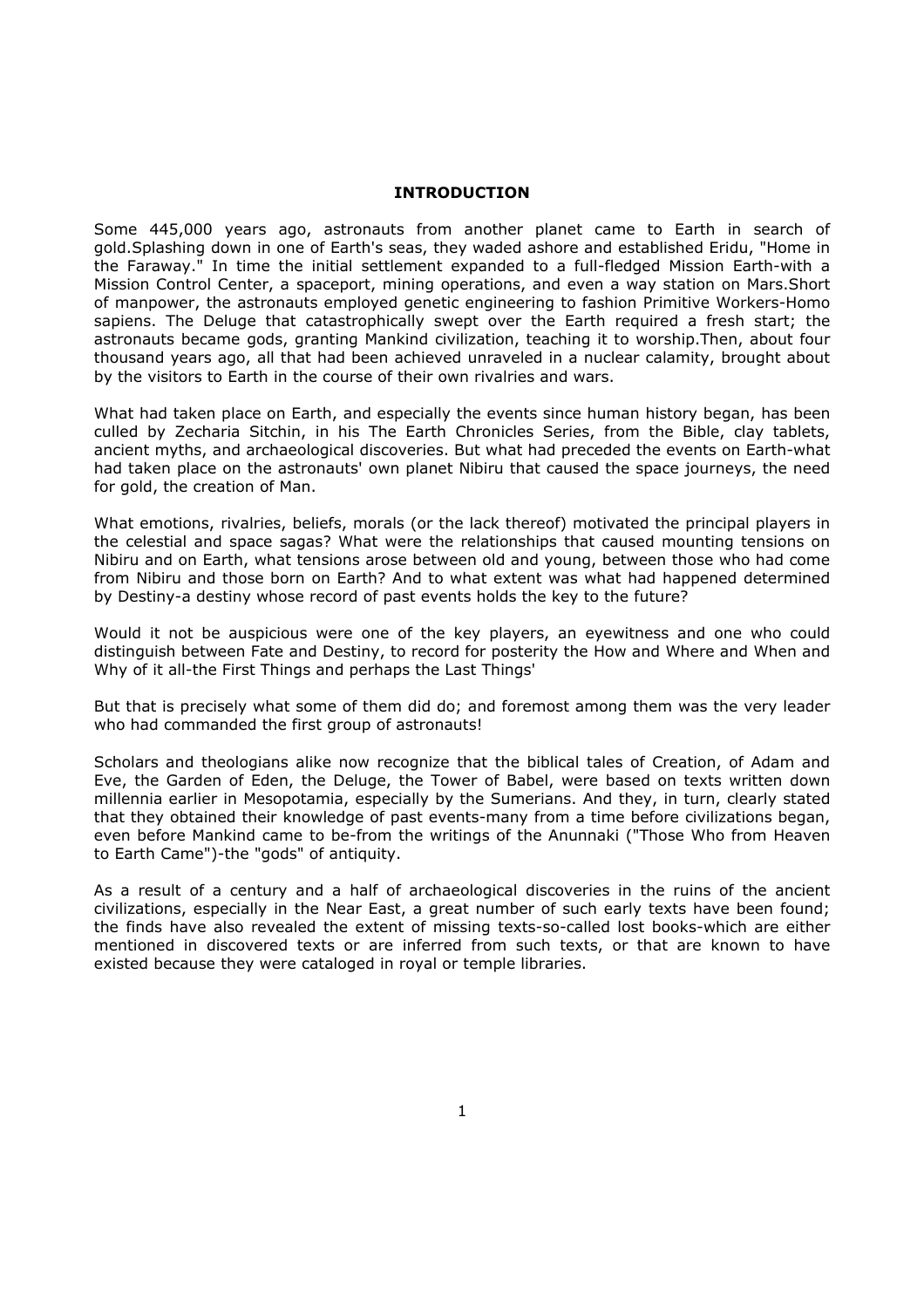## INTRODUCTION

Some 445,000 years ago, astronauts from another planet came to Earth in search of gold.Splashing down in one of Earth's seas, they waded ashore and established Eridu, "Home in the Faraway." In time the initial settlement expanded to a full-fledged Mission Earth-with a Mission Control Center, a spaceport, mining operations, and even a way station on Mars.Short of manpower, the astronauts employed genetic engineering to fashion Primitive Workers-Homo sapiens. The Deluge that catastrophically swept over the Earth required a fresh start; the astronauts became gods, granting Mankind civilization, teaching it to worship.Then, about four thousand years ago, all that had been achieved unraveled in a nuclear calamity, brought about by the visitors to Earth in the course of their own rivalries and wars.

What had taken place on Earth, and especially the events since human history began, has been culled by Zecharia Sitchin, in his The Earth Chronicles Series, from the Bible, clay tablets, ancient myths, and archaeological discoveries. But what had preceded the events on Earth-what had taken place on the astronauts' own planet Nibiru that caused the space journeys, the need for gold, the creation of Man.

What emotions, rivalries, beliefs, morals (or the lack thereof) motivated the principal players in the celestial and space sagas? What were the relationships that caused mounting tensions on Nibiru and on Earth, what tensions arose between old and young, between those who had come from Nibiru and those born on Earth? And to what extent was what had happened determined by Destiny-a destiny whose record of past events holds the key to the future?

Would it not be auspicious were one of the key players, an eyewitness and one who could distinguish between Fate and Destiny, to record for posterity the How and Where and When and Why of it all-the First Things and perhaps the Last Things'

But that is precisely what some of them did do; and foremost among them was the very leader who had commanded the first group of astronauts!

Scholars and theologians alike now recognize that the biblical tales of Creation, of Adam and Eve, the Garden of Eden, the Deluge, the Tower of Babel, were based on texts written down millennia earlier in Mesopotamia, especially by the Sumerians. And they, in turn, clearly stated that they obtained their knowledge of past events-many from a time before civilizations began, even before Mankind came to be-from the writings of the Anunnaki ("Those Who from Heaven to Earth Came")-the "gods" of antiquity.

As a result of a century and a half of archaeological discoveries in the ruins of the ancient civilizations, especially in the Near East, a great number of such early texts have been found; the finds have also revealed the extent of missing texts-so-called lost books-which are either mentioned in discovered texts or are inferred from such texts, or that are known to have existed because they were cataloged in royal or temple libraries.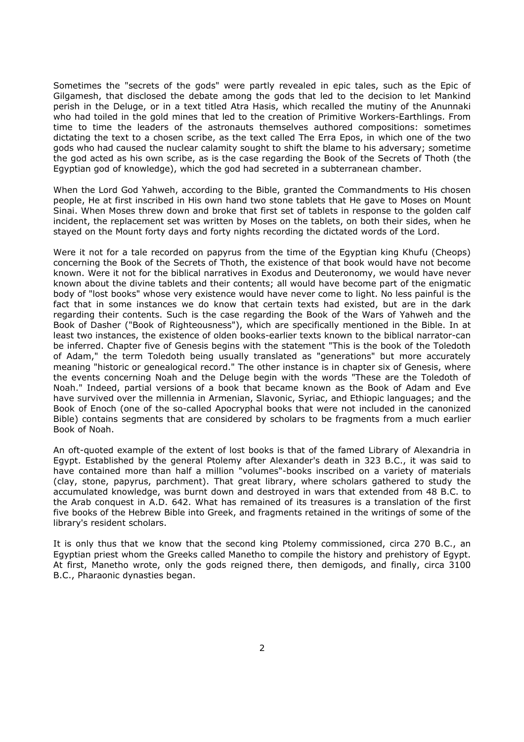Sometimes the "secrets of the gods" were partly revealed in epic tales, such as the Epic of Gilgamesh, that disclosed the debate among the gods that led to the decision to let Mankind perish in the Deluge, or in a text titled Atra Hasis, which recalled the mutiny of the Anunnaki who had toiled in the gold mines that led to the creation of Primitive Workers-Earthlings. From time to time the leaders of the astronauts themselves authored compositions: sometimes dictating the text to a chosen scribe, as the text called The Erra Epos, in which one of the two gods who had caused the nuclear calamity sought to shift the blame to his adversary; sometime the god acted as his own scribe, as is the case regarding the Book of the Secrets of Thoth (the Egyptian god of knowledge), which the god had secreted in a subterranean chamber.

When the Lord God Yahweh, according to the Bible, granted the Commandments to His chosen people, He at first inscribed in His own hand two stone tablets that He gave to Moses on Mount Sinai. When Moses threw down and broke that first set of tablets in response to the golden calf incident, the replacement set was written by Moses on the tablets, on both their sides, when he stayed on the Mount forty days and forty nights recording the dictated words of the Lord.

Were it not for a tale recorded on papyrus from the time of the Egyptian king Khufu (Cheops) concerning the Book of the Secrets of Thoth, the existence of that book would have not become known. Were it not for the biblical narratives in Exodus and Deuteronomy, we would have never known about the divine tablets and their contents; all would have become part of the enigmatic body of "lost books" whose very existence would have never come to light. No less painful is the fact that in some instances we do know that certain texts had existed, but are in the dark regarding their contents. Such is the case regarding the Book of the Wars of Yahweh and the Book of Dasher ("Book of Righteousness"), which are specifically mentioned in the Bible. In at least two instances, the existence of olden books-earlier texts known to the biblical narrator-can be inferred. Chapter five of Genesis begins with the statement "This is the book of the Toledoth of Adam," the term Toledoth being usually translated as "generations" but more accurately meaning "historic or genealogical record." The other instance is in chapter six of Genesis, where the events concerning Noah and the Deluge begin with the words "These are the Toledoth of Noah." Indeed, partial versions of a book that became known as the Book of Adam and Eve have survived over the millennia in Armenian, Slavonic, Syriac, and Ethiopic languages; and the Book of Enoch (one of the so-called Apocryphal books that were not included in the canonized Bible) contains segments that are considered by scholars to be fragments from a much earlier Book of Noah.

An oft-quoted example of the extent of lost books is that of the famed Library of Alexandria in Egypt. Established by the general Ptolemy after Alexander's death in 323 B.C., it was said to have contained more than half a million "volumes"-books inscribed on a variety of materials (clay, stone, papyrus, parchment). That great library, where scholars gathered to study the accumulated knowledge, was burnt down and destroyed in wars that extended from 48 B.C. to the Arab conquest in A.D. 642. What has remained of its treasures is a translation of the first five books of the Hebrew Bible into Greek, and fragments retained in the writings of some of the library's resident scholars.

It is only thus that we know that the second king Ptolemy commissioned, circa 270 B.C., an Egyptian priest whom the Greeks called Manetho to compile the history and prehistory of Egypt. At first, Manetho wrote, only the gods reigned there, then demigods, and finally, circa 3100 B.C., Pharaonic dynasties began.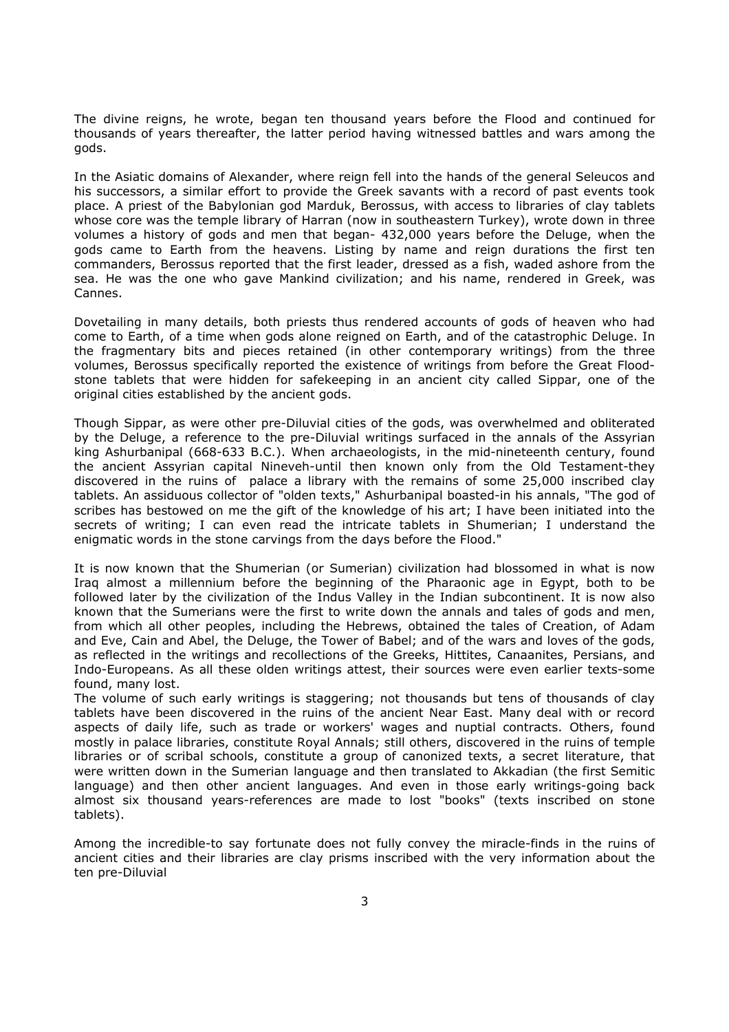The divine reigns, he wrote, began ten thousand years before the Flood and continued for thousands of years thereafter, the latter period having witnessed battles and wars among the gods.

In the Asiatic domains of Alexander, where reign fell into the hands of the general Seleucos and his successors, a similar effort to provide the Greek savants with a record of past events took place. A priest of the Babylonian god Marduk, Berossus, with access to libraries of clay tablets whose core was the temple library of Harran (now in southeastern Turkey), wrote down in three volumes a history of gods and men that began- 432,000 years before the Deluge, when the gods came to Earth from the heavens. Listing by name and reign durations the first ten commanders, Berossus reported that the first leader, dressed as a fish, waded ashore from the sea. He was the one who gave Mankind civilization; and his name, rendered in Greek, was Cannes.

Dovetailing in many details, both priests thus rendered accounts of gods of heaven who had come to Earth, of a time when gods alone reigned on Earth, and of the catastrophic Deluge. In the fragmentary bits and pieces retained (in other contemporary writings) from the three volumes, Berossus specifically reported the existence of writings from before the Great Flood-stone tablets that were hidden for safekeeping in an ancient city called Sippar, one of the original cities established by the ancient gods.

Though Sippar, as were other pre-Diluvial cities of the gods, was overwhelmed and obliterated by the Deluge, a reference to the pre-Diluvial writings surfaced in the annals of the Assyrian king Ashurbanipal (668-633 B.C.). When archaeologists, in the mid-nineteenth century, found the ancient Assyrian capital Nineveh-until then known only from the Old Testament-they discovered in the ruins of  palace a library with the remains of some 25,000 inscribed clay tablets. An assiduous collector of "olden texts," Ashurbanipal boasted-in his annals, "The god of scribes has bestowed on me the gift of the knowledge of his art; I have been initiated into the secrets of writing; I can even read the intricate tablets in Shumerian; I understand the enigmatic words in the stone carvings from the days before the Flood."

It is now known that the Shumerian (or Sumerian) civilization had blossomed in what is now Iraq almost a millennium before the beginning of the Pharaonic age in Egypt, both to be followed later by the civilization of the Indus Valley in the Indian subcontinent. It is now also known that the Sumerians were the first to write down the annals and tales of gods and men, from which all other peoples, including the Hebrews, obtained the tales of Creation, of Adam and Eve, Cain and Abel, the Deluge, the Tower of Babel; and of the wars and loves of the gods, as reflected in the writings and recollections of the Greeks, Hittites, Canaanites, Persians, and Indo-Europeans. As all these olden writings attest, their sources were even earlier texts-some found, many lost.

The volume of such early writings is staggering; not thousands but tens of thousands of clay tablets have been discovered in the ruins of the ancient Near East. Many deal with or record aspects of daily life, such as trade or workers' wages and nuptial contracts. Others, found mostly in palace libraries, constitute Royal Annals; still others, discovered in the ruins of temple libraries or of scribal schools, constitute a group of canonized texts, a secret literature, that were written down in the Sumerian language and then translated to Akkadian (the first Semitic language) and then other ancient languages. And even in those early writings-going back almost six thousand years-references are made to lost "books" (texts inscribed on stone tablets).

Among the incredible-to say fortunate does not fully convey the miracle-finds in the ruins of ancient cities and their libraries are clay prisms inscribed with the very information about the ten pre-Diluvial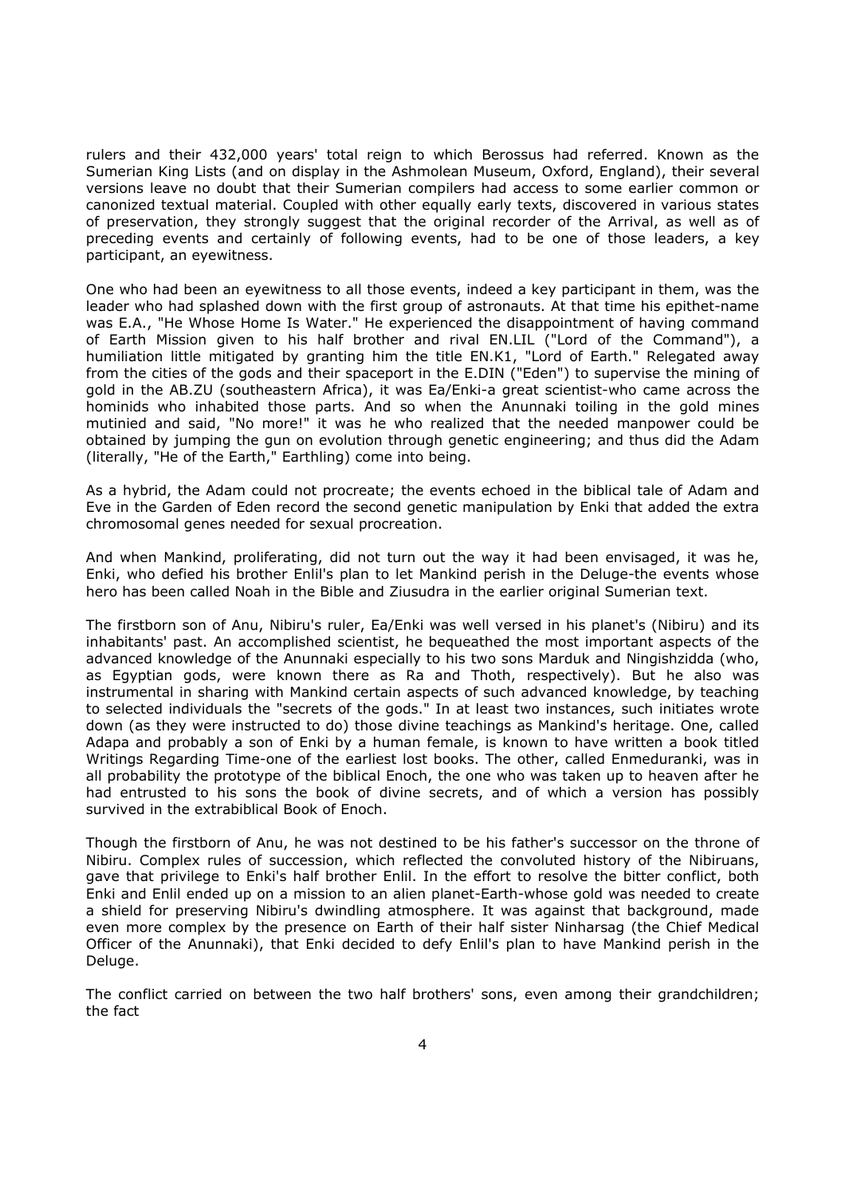rulers and their 432,000 years' total reign to which Berossus had referred. Known as the Sumerian King Lists (and on display in the Ashmolean Museum, Oxford, England), their several versions leave no doubt that their Sumerian compilers had access to some earlier common or canonized textual material. Coupled with other equally early texts, discovered in various states of preservation, they strongly suggest that the original recorder of the Arrival, as well as of preceding events and certainly of following events, had to be one of those leaders, a key participant, an eyewitness.

One who had been an eyewitness to all those events, indeed a key participant in them, was the leader who had splashed down with the first group of astronauts. At that time his epithet-name was E.A., "He Whose Home Is Water." He experienced the disappointment of having command of Earth Mission given to his half brother and rival EN.LIL ("Lord of the Command"), a humiliation little mitigated by granting him the title EN.K1, "Lord of Earth." Relegated away from the cities of the gods and their spaceport in the E.DIN ("Eden") to supervise the mining of gold in the AB.ZU (southeastern Africa), it was Ea/Enki-a great scientist-who came across the hominids who inhabited those parts. And so when the Anunnaki toiling in the gold mines mutinied and said, "No more!" it was he who realized that the needed manpower could be obtained by jumping the gun on evolution through genetic engineering; and thus did the Adam (literally, "He of the Earth," Earthling) come into being.

As a hybrid, the Adam could not procreate; the events echoed in the biblical tale of Adam and Eve in the Garden of Eden record the second genetic manipulation by Enki that added the extra chromosomal genes needed for sexual procreation.

And when Mankind, proliferating, did not turn out the way it had been envisaged, it was he, Enki, who defied his brother Enlil's plan to let Mankind perish in the Deluge-the events whose hero has been called Noah in the Bible and Ziusudra in the earlier original Sumerian text.

The firstborn son of Anu, Nibiru's ruler, Ea/Enki was well versed in his planet's (Nibiru) and its inhabitants' past. An accomplished scientist, he bequeathed the most important aspects of the advanced knowledge of the Anunnaki especially to his two sons Marduk and Ningishzidda (who, as Egyptian gods, were known there as Ra and Thoth, respectively). But he also was instrumental in sharing with Mankind certain aspects of such advanced knowledge, by teaching to selected individuals the "secrets of the gods." In at least two instances, such initiates wrote down (as they were instructed to do) those divine teachings as Mankind's heritage. One, called Adapa and probably a son of Enki by a human female, is known to have written a book titled Writings Regarding Time-one of the earliest lost books. The other, called Enmeduranki, was in all probability the prototype of the biblical Enoch, the one who was taken up to heaven after he had entrusted to his sons the book of divine secrets, and of which a version has possibly survived in the extrabiblical Book of Enoch.

Though the firstborn of Anu, he was not destined to be his father's successor on the throne of Nibiru. Complex rules of succession, which reflected the convoluted history of the Nibiruans, gave that privilege to Enki's half brother Enlil. In the effort to resolve the bitter conflict, both Enki and Enlil ended up on a mission to an alien planet-Earth-whose gold was needed to create a shield for preserving Nibiru's dwindling atmosphere. It was against that background, made even more complex by the presence on Earth of their half sister Ninharsag (the Chief Medical Officer of the Anunnaki), that Enki decided to defy Enlil's plan to have Mankind perish in the Deluge.

The conflict carried on between the two half brothers' sons, even among their grandchildren; the fact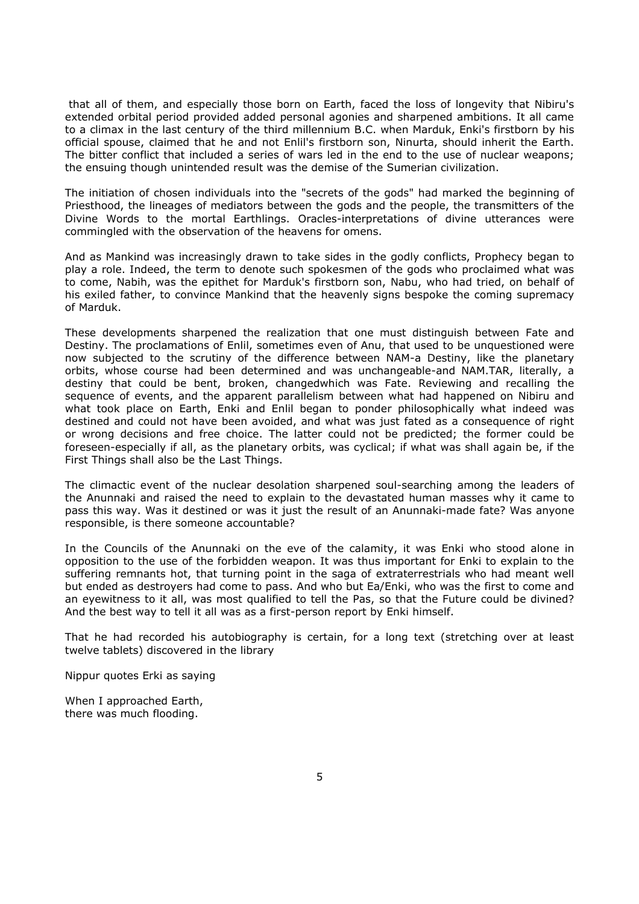that all of them, and especially those born on Earth, faced the loss of longevity that Nibiru's extended orbital period provided added personal agonies and sharpened ambitions. It all came to a climax in the last century of the third millennium B.C. when Marduk, Enki's firstborn by his official spouse, claimed that he and not Enlil's firstborn son, Ninurta, should inherit the Earth. The bitter conflict that included a series of wars led in the end to the use of nuclear weapons; the ensuing though unintended result was the demise of the Sumerian civilization.

The initiation of chosen individuals into the "secrets of the gods" had marked the beginning of Priesthood, the lineages of mediators between the gods and the people, the transmitters of the Divine Words to the mortal Earthlings. Oracles-interpretations of divine utterances were commingled with the observation of the heavens for omens.

And as Mankind was increasingly drawn to take sides in the godly conflicts, Prophecy began to play a role. Indeed, the term to denote such spokesmen of the gods who proclaimed what was to come, Nabih, was the epithet for Marduk's firstborn son, Nabu, who had tried, on behalf of his exiled father, to convince Mankind that the heavenly signs bespoke the coming supremacy of Marduk.

These developments sharpened the realization that one must distinguish between Fate and Destiny. The proclamations of Enlil, sometimes even of Anu, that used to be unquestioned were now subjected to the scrutiny of the difference between NAM-a Destiny, like the planetary orbits, whose course had been determined and was unchangeable-and NAM.TAR, literally, a destiny that could be bent, broken, changedwhich was Fate. Reviewing and recalling the sequence of events, and the apparent parallelism between what had happened on Nibiru and what took place on Earth, Enki and Enlil began to ponder philosophically what indeed was destined and could not have been avoided, and what was just fated as a consequence of right or wrong decisions and free choice. The latter could not be predicted; the former could be foreseen-especially if all, as the planetary orbits, was cyclical; if what was shall again be, if the First Things shall also be the Last Things.

The climactic event of the nuclear desolation sharpened soul-searching among the leaders of the Anunnaki and raised the need to explain to the devastated human masses why it came to pass this way. Was it destined or was it just the result of an Anunnaki-made fate? Was anyone responsible, is there someone accountable?

In the Councils of the Anunnaki on the eve of the calamity, it was Enki who stood alone in opposition to the use of the forbidden weapon. It was thus important for Enki to explain to the suffering remnants hot, that turning point in the saga of extraterrestrials who had meant well but ended as destroyers had come to pass. And who but Ea/Enki, who was the first to come and an eyewitness to it all, was most qualified to tell the Pas, so that the Future could be divined? And the best way to tell it all was as a first-person report by Enki himself.

That he had recorded his autobiography is certain, for a long text (stretching over at least twelve tablets) discovered in the library

Nippur quotes Erki as saying

When I approached Earth,  
there was much flooding.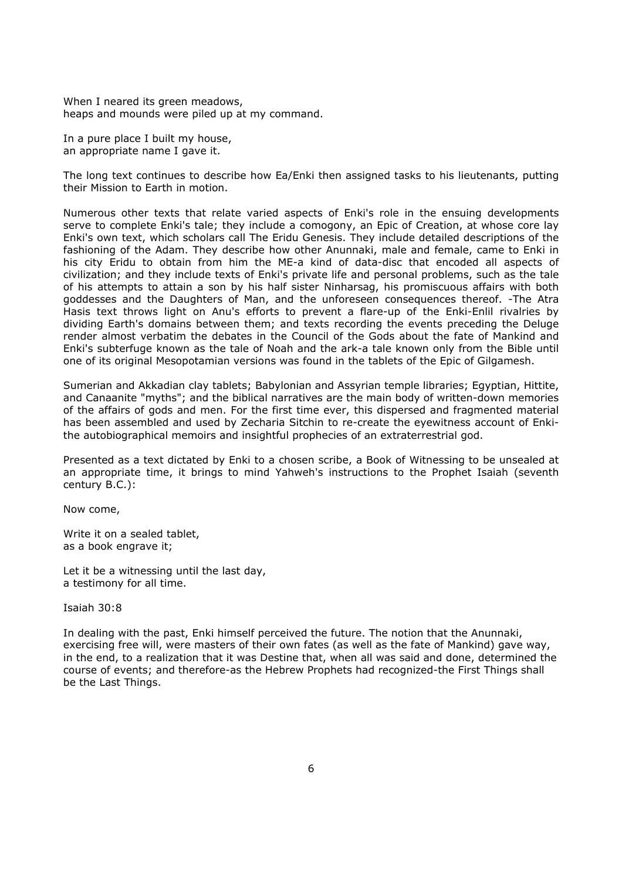When I neared its green meadows,
heaps and mounds were piled up at my command.

In a pure place I built my house,
an appropriate name I gave it.

The long text continues to describe how Ea/Enki then assigned tasks to his lieutenants, putting their Mission to Earth in motion.

Numerous other texts that relate varied aspects of Enki's role in the ensuing developments serve to complete Enki's tale; they include a comogony, an Epic of Creation, at whose core lay Enki's own text, which scholars call The Eridu Genesis. They include detailed descriptions of the fashioning of the Adam. They describe how other Anunnaki, male and female, came to Enki in his city Eridu to obtain from him the ME-a kind of data-disc that encoded all aspects of civilization; and they include texts of Enki's private life and personal problems, such as the tale of his attempts to attain a son by his half sister Ninharsag, his promiscuous affairs with both goddesses and the Daughters of Man, and the unforeseen consequences thereof. -The Atra Hasis text throws light on Anu's efforts to prevent a flare-up of the Enki-Enlil rivalries by dividing Earth's domains between them; and texts recording the events preceding the Deluge render almost verbatim the debates in the Council of the Gods about the fate of Mankind and Enki's subterfuge known as the tale of Noah and the ark-a tale known only from the Bible until one of its original Mesopotamian versions was found in the tablets of the Epic of Gilgamesh.

Sumerian and Akkadian clay tablets; Babylonian and Assyrian temple libraries; Egyptian, Hittite, and Canaanite "myths"; and the biblical narratives are the main body of written-down memories of the affairs of gods and men. For the first time ever, this dispersed and fragmented material has been assembled and used by Zecharia Sitchin to re-create the eyewitness account of Enki-the autobiographical memoirs and insightful prophecies of an extraterrestrial god.

Presented as a text dictated by Enki to a chosen scribe, a Book of Witnessing to be unsealed at an appropriate time, it brings to mind Yahweh's instructions to the Prophet Isaiah (seventh century B.C.):

Now come,

Write it on a sealed tablet,
as a book engrave it;

Let it be a witnessing until the last day,
a testimony for all time.

Isaiah 30:8

In dealing with the past, Enki himself perceived the future. The notion that the Anunnaki, exercising free will, were masters of their own fates (as well as the fate of Mankind) gave way, in the end, to a realization that it was Destine that, when all was said and done, determined the course of events; and therefore-as the Hebrew Prophets had recognized-the First Things shall be the Last Things.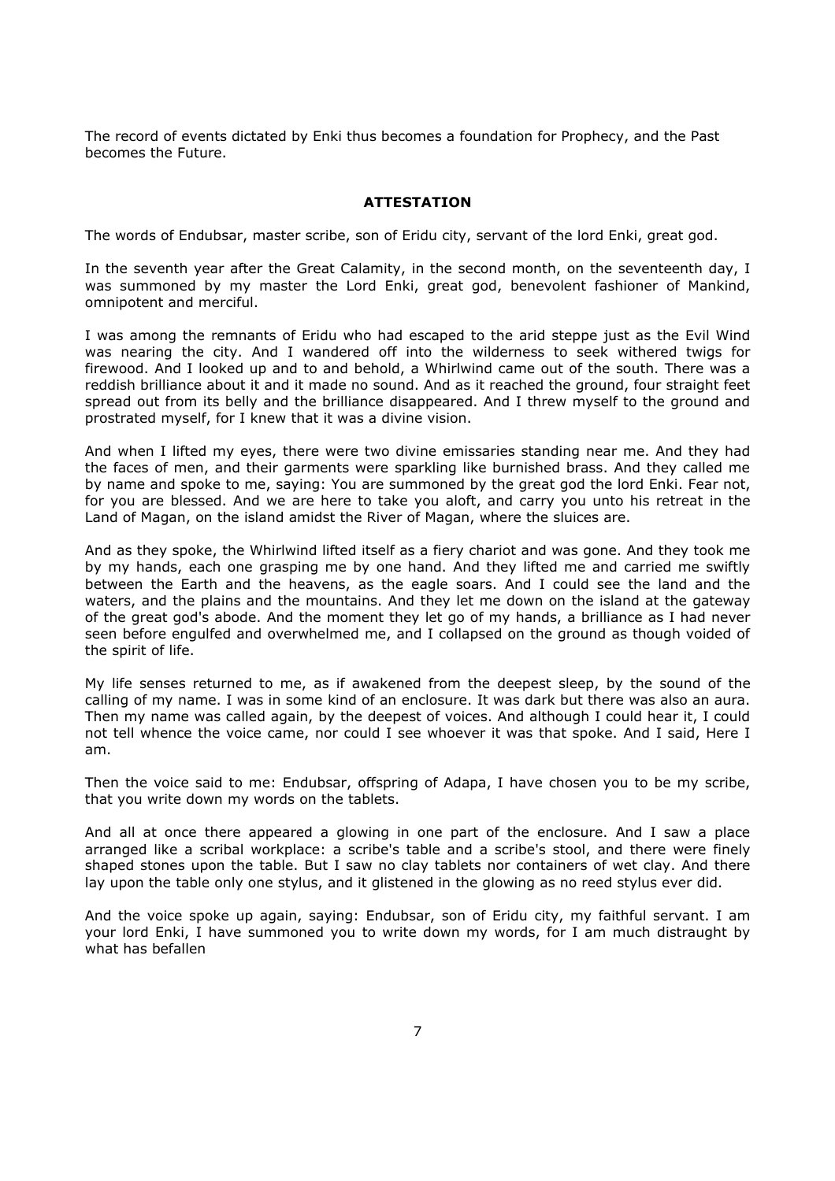The record of events dictated by Enki thus becomes a foundation for Prophecy, and the Past becomes the Future.

## ATTESTATION

The words of Endubsar, master scribe, son of Eridu city, servant of the lord Enki, great god.

In the seventh year after the Great Calamity, in the second month, on the seventeenth day, I was summoned by my master the Lord Enki, great god, benevolent fashioner of Mankind, omnipotent and merciful.

I was among the remnants of Eridu who had escaped to the arid steppe just as the Evil Wind was nearing the city. And I wandered off into the wilderness to seek withered twigs for firewood. And I looked up and to and behold, a Whirlwind came out of the south. There was a reddish brilliance about it and it made no sound. And as it reached the ground, four straight feet spread out from its belly and the brilliance disappeared. And I threw myself to the ground and prostrated myself, for I knew that it was a divine vision.

And when I lifted my eyes, there were two divine emissaries standing near me. And they had the faces of men, and their garments were sparkling like burnished brass. And they called me by name and spoke to me, saying: You are summoned by the great god the lord Enki. Fear not, for you are blessed. And we are here to take you aloft, and carry you unto his retreat in the Land of Magan, on the island amidst the River of Magan, where the sluices are.

And as they spoke, the Whirlwind lifted itself as a fiery chariot and was gone. And they took me by my hands, each one grasping me by one hand. And they lifted me and carried me swiftly between the Earth and the heavens, as the eagle soars. And I could see the land and the waters, and the plains and the mountains. And they let me down on the island at the gateway of the great god's abode. And the moment they let go of my hands, a brilliance as I had never seen before engulfed and overwhelmed me, and I collapsed on the ground as though voided of the spirit of life.

My life senses returned to me, as if awakened from the deepest sleep, by the sound of the calling of my name. I was in some kind of an enclosure. It was dark but there was also an aura. Then my name was called again, by the deepest of voices. And although I could hear it, I could not tell whence the voice came, nor could I see whoever it was that spoke. And I said, Here I am.

Then the voice said to me: Endubsar, offspring of Adapa, I have chosen you to be my scribe, that you write down my words on the tablets.

And all at once there appeared a glowing in one part of the enclosure. And I saw a place arranged like a scribal workplace: a scribe's table and a scribe's stool, and there were finely shaped stones upon the table. But I saw no clay tablets nor containers of wet clay. And there lay upon the table only one stylus, and it glistened in the glowing as no reed stylus ever did.

And the voice spoke up again, saying: Endubsar, son of Eridu city, my faithful servant. I am your lord Enki, I have summoned you to write down my words, for I am much distraught by what has befallen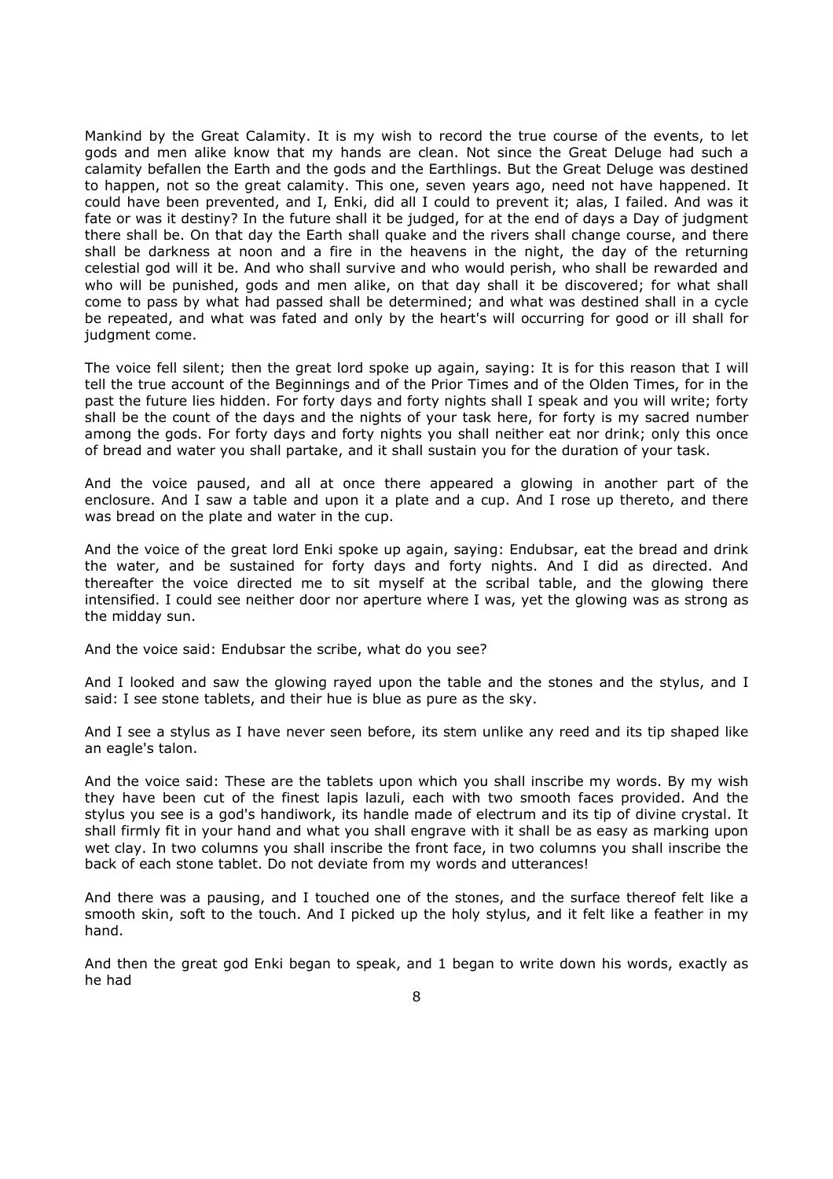Mankind by the Great Calamity. It is my wish to record the true course of the events, to let gods and men alike know that my hands are clean. Not since the Great Deluge had such a calamity befallen the Earth and the gods and the Earthlings. But the Great Deluge was destined to happen, not so the great calamity. This one, seven years ago, need not have happened. It could have been prevented, and I, Enki, did all I could to prevent it; alas, I failed. And was it fate or was it destiny? In the future shall it be judged, for at the end of days a Day of judgment there shall be. On that day the Earth shall quake and the rivers shall change course, and there shall be darkness at noon and a fire in the heavens in the night, the day of the returning celestial god will it be. And who shall survive and who would perish, who shall be rewarded and who will be punished, gods and men alike, on that day shall it be discovered; for what shall come to pass by what had passed shall be determined; and what was destined shall in a cycle be repeated, and what was fated and only by the heart's will occurring for good or ill shall for judgment come.

The voice fell silent; then the great lord spoke up again, saying: It is for this reason that I will tell the true account of the Beginnings and of the Prior Times and of the Olden Times, for in the past the future lies hidden. For forty days and forty nights shall I speak and you will write; forty shall be the count of the days and the nights of your task here, for forty is my sacred number among the gods. For forty days and forty nights you shall neither eat nor drink; only this once of bread and water you shall partake, and it shall sustain you for the duration of your task.

And the voice paused, and all at once there appeared a glowing in another part of the enclosure. And I saw a table and upon it a plate and a cup. And I rose up thereto, and there was bread on the plate and water in the cup.

And the voice of the great lord Enki spoke up again, saying: Endubsar, eat the bread and drink the water, and be sustained for forty days and forty nights. And I did as directed. And thereafter the voice directed me to sit myself at the scribal table, and the glowing there intensified. I could see neither door nor aperture where I was, yet the glowing was as strong as the midday sun.

And the voice said: Endubsar the scribe, what do you see?

And I looked and saw the glowing rayed upon the table and the stones and the stylus, and I said: I see stone tablets, and their hue is blue as pure as the sky.

And I see a stylus as I have never seen before, its stem unlike any reed and its tip shaped like an eagle's talon.

And the voice said: These are the tablets upon which you shall inscribe my words. By my wish they have been cut of the finest lapis lazuli, each with two smooth faces provided. And the stylus you see is a god's handiwork, its handle made of electrum and its tip of divine crystal. It shall firmly fit in your hand and what you shall engrave with it shall be as easy as marking upon wet clay. In two columns you shall inscribe the front face, in two columns you shall inscribe the back of each stone tablet. Do not deviate from my words and utterances!

And there was a pausing, and I touched one of the stones, and the surface thereof felt like a smooth skin, soft to the touch. And I picked up the holy stylus, and it felt like a feather in my hand.

And then the great god Enki began to speak, and 1 began to write down his words, exactly as he had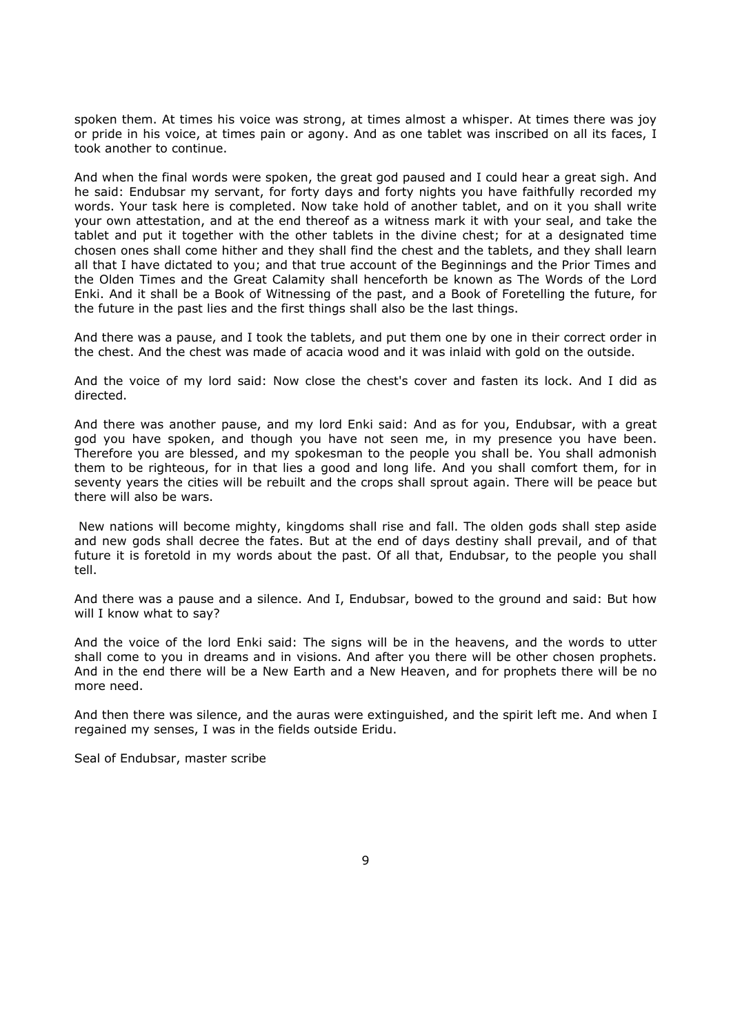spoken them. At times his voice was strong, at times almost a whisper. At times there was joy or pride in his voice, at times pain or agony. And as one tablet was inscribed on all its faces, I took another to continue.

And when the final words were spoken, the great god paused and I could hear a great sigh. And he said: Endubsar my servant, for forty days and forty nights you have faithfully recorded my words. Your task here is completed. Now take hold of another tablet, and on it you shall write your own attestation, and at the end thereof as a witness mark it with your seal, and take the tablet and put it together with the other tablets in the divine chest; for at a designated time chosen ones shall come hither and they shall find the chest and the tablets, and they shall learn all that I have dictated to you; and that true account of the Beginnings and the Prior Times and the Olden Times and the Great Calamity shall henceforth be known as The Words of the Lord Enki. And it shall be a Book of Witnessing of the past, and a Book of Foretelling the future, for the future in the past lies and the first things shall also be the last things.

And there was a pause, and I took the tablets, and put them one by one in their correct order in the chest. And the chest was made of acacia wood and it was inlaid with gold on the outside.

And the voice of my lord said: Now close the chest's cover and fasten its lock. And I did as directed.

And there was another pause, and my lord Enki said: And as for you, Endubsar, with a great god you have spoken, and though you have not seen me, in my presence you have been. Therefore you are blessed, and my spokesman to the people you shall be. You shall admonish them to be righteous, for in that lies a good and long life. And you shall comfort them, for in seventy years the cities will be rebuilt and the crops shall sprout again. There will be peace but there will also be wars.

New nations will become mighty, kingdoms shall rise and fall. The olden gods shall step aside and new gods shall decree the fates. But at the end of days destiny shall prevail, and of that future it is foretold in my words about the past. Of all that, Endubsar, to the people you shall tell.

And there was a pause and a silence. And I, Endubsar, bowed to the ground and said: But how will I know what to say?

And the voice of the lord Enki said: The signs will be in the heavens, and the words to utter shall come to you in dreams and in visions. And after you there will be other chosen prophets. And in the end there will be a New Earth and a New Heaven, and for prophets there will be no more need.

And then there was silence, and the auras were extinguished, and the spirit left me. And when I regained my senses, I was in the fields outside Eridu.

Seal of Endubsar, master scribe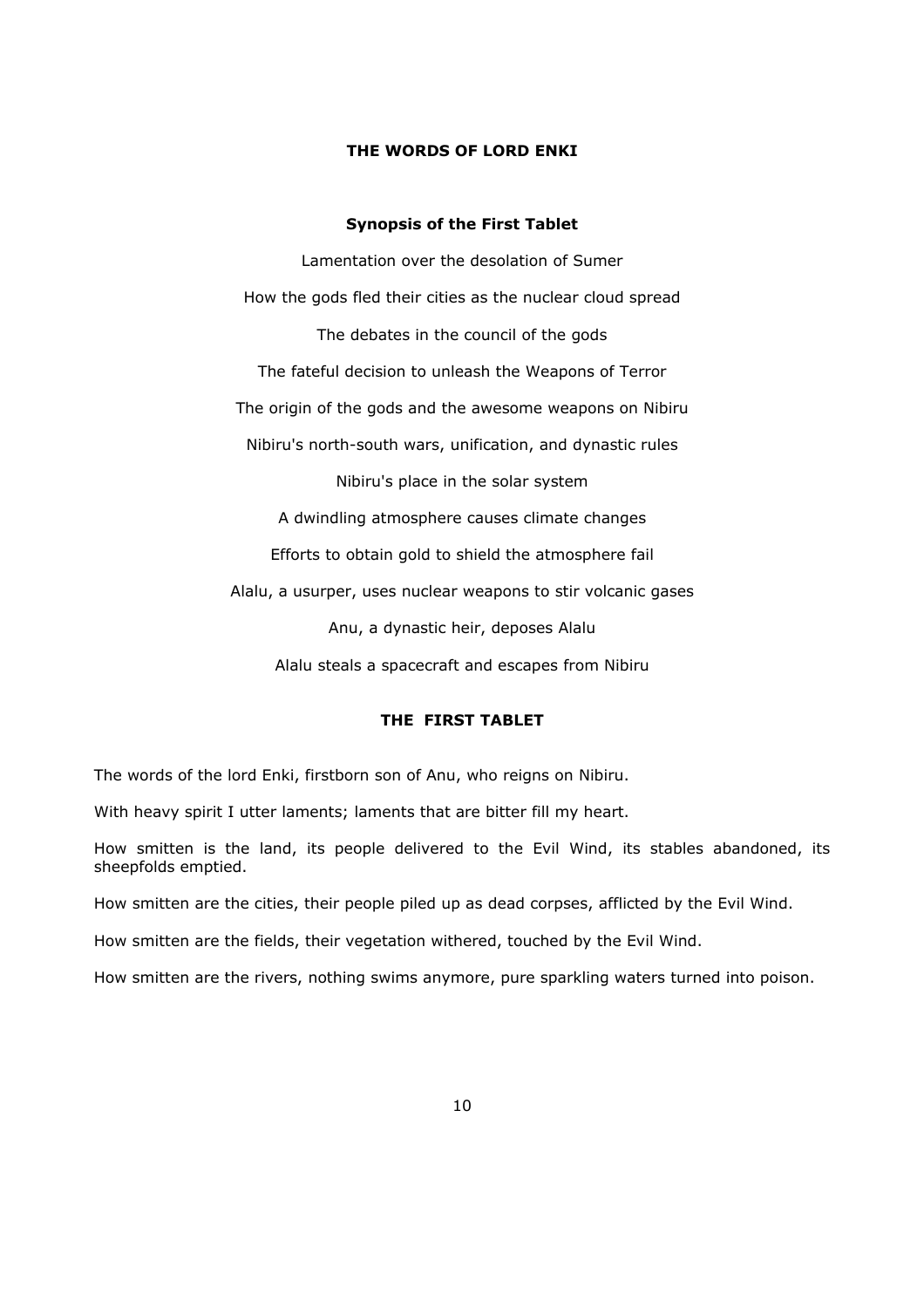# THE WORDS OF LORD ENKI

## Synopsis of the First Tablet

Lamentation over the desolation of Sumer

How the gods fled their cities as the nuclear cloud spread

The debates in the council of the gods

The fateful decision to unleash the Weapons of Terror

The origin of the gods and the awesome weapons on Nibiru

Nibiru's north-south wars, unification, and dynastic rules

Nibiru's place in the solar system

A dwindling atmosphere causes climate changes

Efforts to obtain gold to shield the atmosphere fail

Alalu, a usurper, uses nuclear weapons to stir volcanic gases

Anu, a dynastic heir, deposes Alalu

Alalu steals a spacecraft and escapes from Nibiru

## THE FIRST TABLET

The words of the lord Enki, firstborn son of Anu, who reigns on Nibiru.

With heavy spirit I utter laments; laments that are bitter fill my heart.

How smitten is the land, its people delivered to the Evil Wind, its stables abandoned, its sheepfolds emptied.

How smitten are the cities, their people piled up as dead corpses, afflicted by the Evil Wind.

How smitten are the fields, their vegetation withered, touched by the Evil Wind.

How smitten are the rivers, nothing swims anymore, pure sparkling waters turned into poison.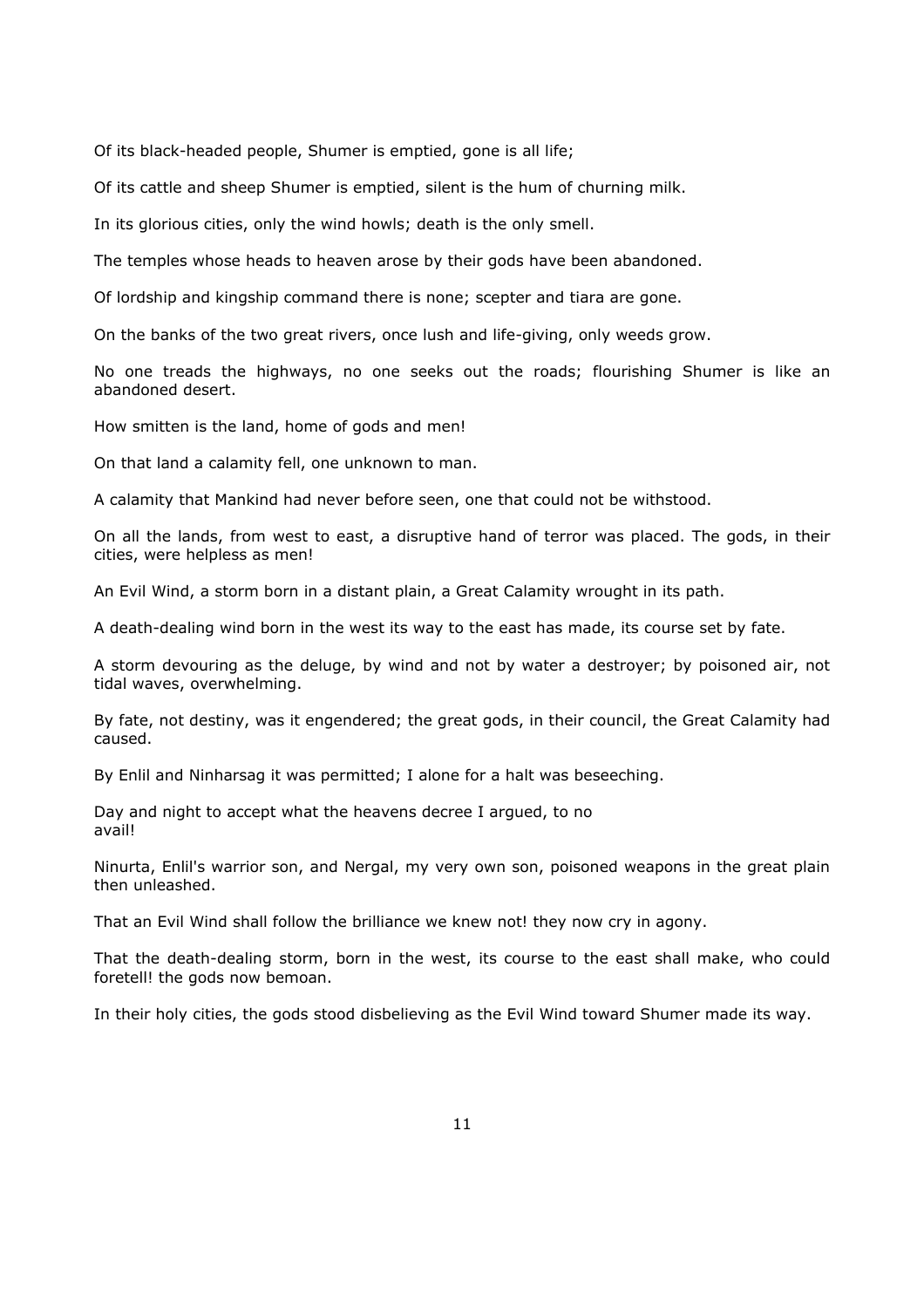Of its black-headed people, Shumer is emptied, gone is all life;

Of its cattle and sheep Shumer is emptied, silent is the hum of churning milk.

In its glorious cities, only the wind howls; death is the only smell.

The temples whose heads to heaven arose by their gods have been abandoned.

Of lordship and kingship command there is none; scepter and tiara are gone.

On the banks of the two great rivers, once lush and life-giving, only weeds grow.

No one treads the highways, no one seeks out the roads; flourishing Shumer is like an abandoned desert.

How smitten is the land, home of gods and men!

On that land a calamity fell, one unknown to man.

A calamity that Mankind had never before seen, one that could not be withstood.

On all the lands, from west to east, a disruptive hand of terror was placed. The gods, in their cities, were helpless as men!

An Evil Wind, a storm born in a distant plain, a Great Calamity wrought in its path.

A death-dealing wind born in the west its way to the east has made, its course set by fate.

A storm devouring as the deluge, by wind and not by water a destroyer; by poisoned air, not tidal waves, overwhelming.

By fate, not destiny, was it engendered; the great gods, in their council, the Great Calamity had caused.

By Enlil and Ninharsag it was permitted; I alone for a halt was beseeching.

Day and night to accept what the heavens decree I argued, to no avail!

Ninurta, Enlil's warrior son, and Nergal, my very own son, poisoned weapons in the great plain then unleashed.

That an Evil Wind shall follow the brilliance we knew not! they now cry in agony.

That the death-dealing storm, born in the west, its course to the east shall make, who could foretell! the gods now bemoan.

In their holy cities, the gods stood disbelieving as the Evil Wind toward Shumer made its way.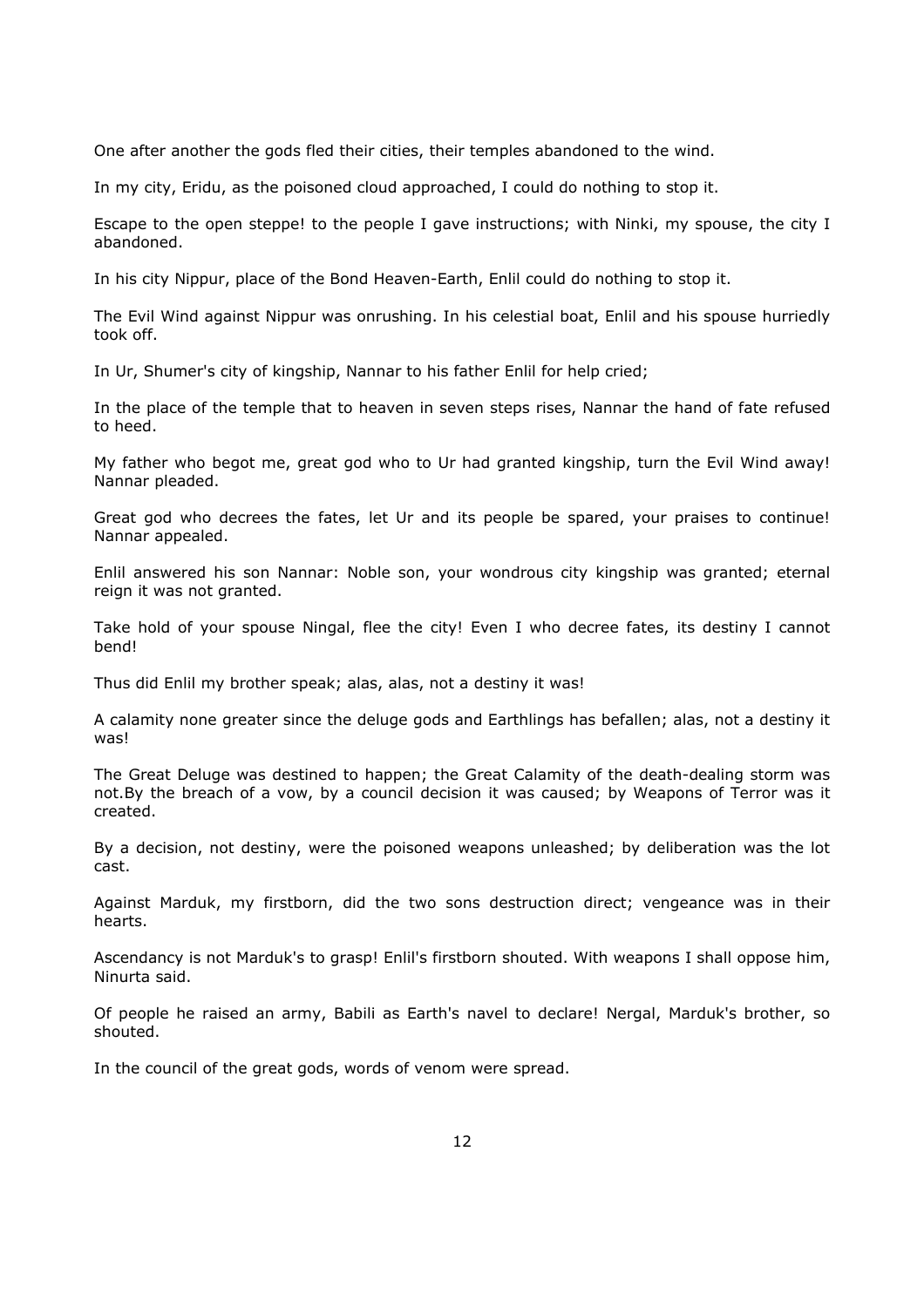One after another the gods fled their cities, their temples abandoned to the wind.

In my city, Eridu, as the poisoned cloud approached, I could do nothing to stop it.

Escape to the open steppe! to the people I gave instructions; with Ninki, my spouse, the city I abandoned.

In his city Nippur, place of the Bond Heaven-Earth, Enlil could do nothing to stop it.

The Evil Wind against Nippur was onrushing. In his celestial boat, Enlil and his spouse hurriedly took off.

In Ur, Shumer's city of kingship, Nannar to his father Enlil for help cried;

In the place of the temple that to heaven in seven steps rises, Nannar the hand of fate refused to heed.

My father who begot me, great god who to Ur had granted kingship, turn the Evil Wind away! Nannar pleaded.

Great god who decrees the fates, let Ur and its people be spared, your praises to continue! Nannar appealed.

Enlil answered his son Nannar: Noble son, your wondrous city kingship was granted; eternal reign it was not granted.

Take hold of your spouse Ningal, flee the city! Even I who decree fates, its destiny I cannot bend!

Thus did Enlil my brother speak; alas, alas, not a destiny it was!

A calamity none greater since the deluge gods and Earthlings has befallen; alas, not a destiny it was!

The Great Deluge was destined to happen; the Great Calamity of the death-dealing storm was not.By the breach of a vow, by a council decision it was caused; by Weapons of Terror was it created.

By a decision, not destiny, were the poisoned weapons unleashed; by deliberation was the lot cast.

Against Marduk, my firstborn, did the two sons destruction direct; vengeance was in their hearts.

Ascendancy is not Marduk's to grasp! Enlil's firstborn shouted. With weapons I shall oppose him, Ninurta said.

Of people he raised an army, Babili as Earth's navel to declare! Nergal, Marduk's brother, so shouted.

In the council of the great gods, words of venom were spread.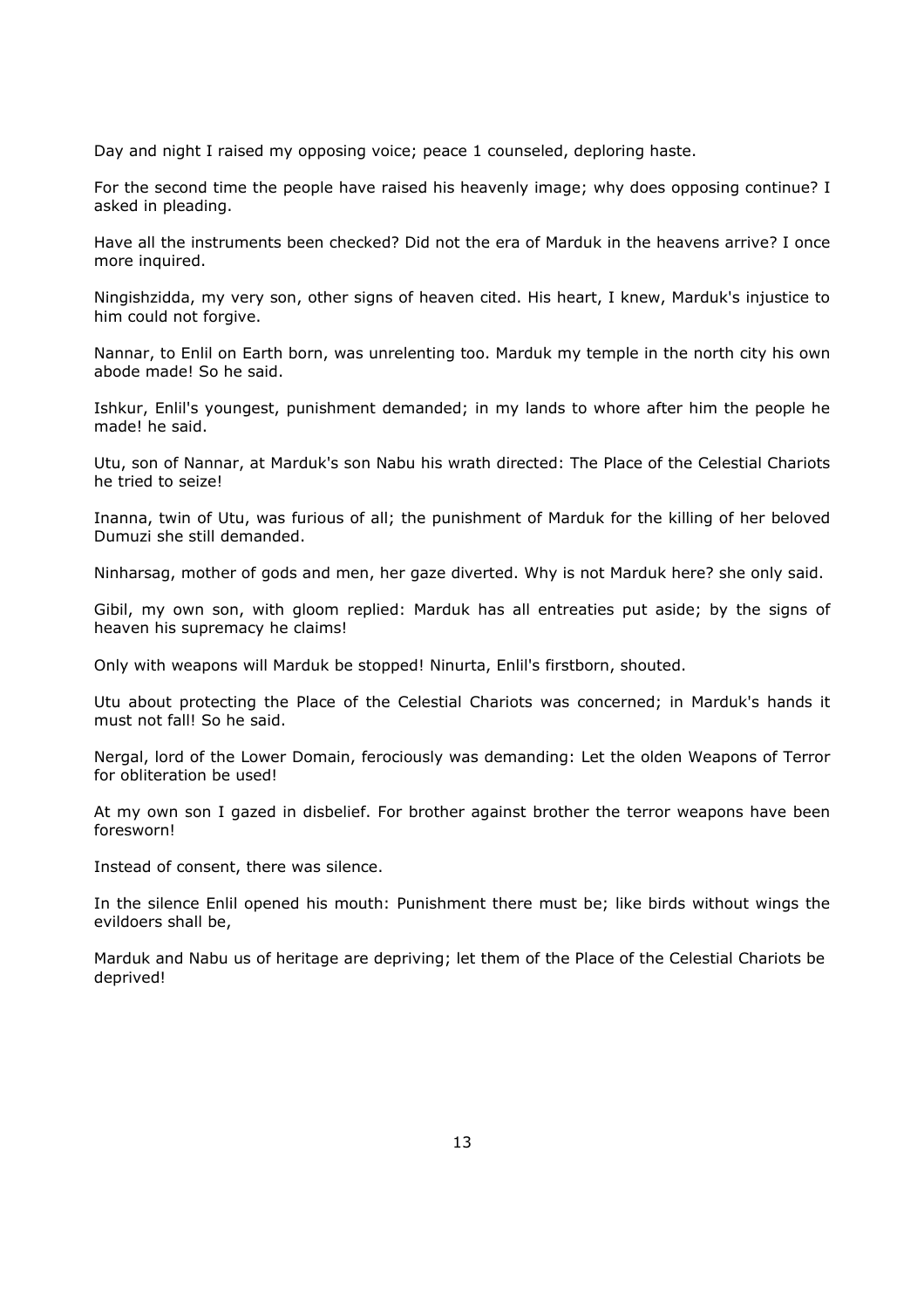Day and night I raised my opposing voice; peace 1 counseled, deploring haste.

For the second time the people have raised his heavenly image; why does opposing continue? I asked in pleading.

Have all the instruments been checked? Did not the era of Marduk in the heavens arrive? I once more inquired.

Ningishzidda, my very son, other signs of heaven cited. His heart, I knew, Marduk's injustice to him could not forgive.

Nannar, to Enlil on Earth born, was unrelenting too. Marduk my temple in the north city his own abode made! So he said.

Ishkur, Enlil's youngest, punishment demanded; in my lands to whore after him the people he made! he said.

Utu, son of Nannar, at Marduk's son Nabu his wrath directed: The Place of the Celestial Chariots he tried to seize!

Inanna, twin of Utu, was furious of all; the punishment of Marduk for the killing of her beloved Dumuzi she still demanded.

Ninharsag, mother of gods and men, her gaze diverted. Why is not Marduk here? she only said.

Gibil, my own son, with gloom replied: Marduk has all entreaties put aside; by the signs of heaven his supremacy he claims!

Only with weapons will Marduk be stopped! Ninurta, Enlil's firstborn, shouted.

Utu about protecting the Place of the Celestial Chariots was concerned; in Marduk's hands it must not fall! So he said.

Nergal, lord of the Lower Domain, ferociously was demanding: Let the olden Weapons of Terror for obliteration be used!

At my own son I gazed in disbelief. For brother against brother the terror weapons have been foresworn!

Instead of consent, there was silence.

In the silence Enlil opened his mouth: Punishment there must be; like birds without wings the evildoers shall be,

Marduk and Nabu us of heritage are depriving; let them of the Place of the Celestial Chariots be deprived!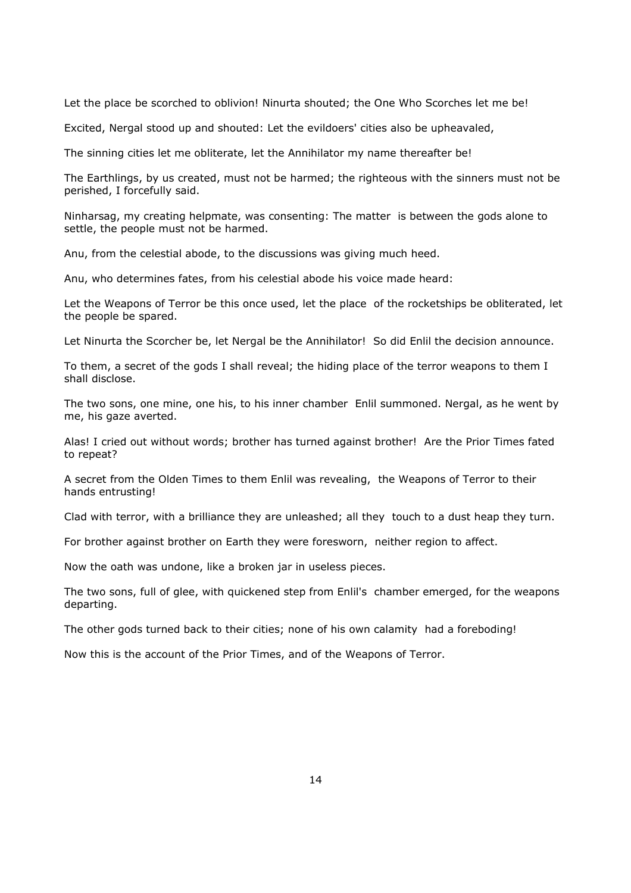Let the place be scorched to oblivion! Ninurta shouted; the One Who Scorches let me be!

Excited, Nergal stood up and shouted: Let the evildoers' cities also be upheavaled,

The sinning cities let me obliterate, let the Annihilator my name thereafter be!

The Earthlings, by us created, must not be harmed; the righteous with the sinners must not be perished, I forcefully said.

Ninharsag, my creating helpmate, was consenting: The matter is between the gods alone to settle, the people must not be harmed.

Anu, from the celestial abode, to the discussions was giving much heed.

Anu, who determines fates, from his celestial abode his voice made heard:

Let the Weapons of Terror be this once used, let the place of the rocketships be obliterated, let the people be spared.

Let Ninurta the Scorcher be, let Nergal be the Annihilator! So did Enlil the decision announce.

To them, a secret of the gods I shall reveal; the hiding place of the terror weapons to them I shall disclose.

The two sons, one mine, one his, to his inner chamber Enlil summoned. Nergal, as he went by me, his gaze averted.

Alas! I cried out without words; brother has turned against brother! Are the Prior Times fated to repeat?

A secret from the Olden Times to them Enlil was revealing, the Weapons of Terror to their hands entrusting!

Clad with terror, with a brilliance they are unleashed; all they touch to a dust heap they turn.

For brother against brother on Earth they were foresworn, neither region to affect.

Now the oath was undone, like a broken jar in useless pieces.

The two sons, full of glee, with quickened step from Enlil's chamber emerged, for the weapons departing.

The other gods turned back to their cities; none of his own calamity had a foreboding!

Now this is the account of the Prior Times, and of the Weapons of Terror.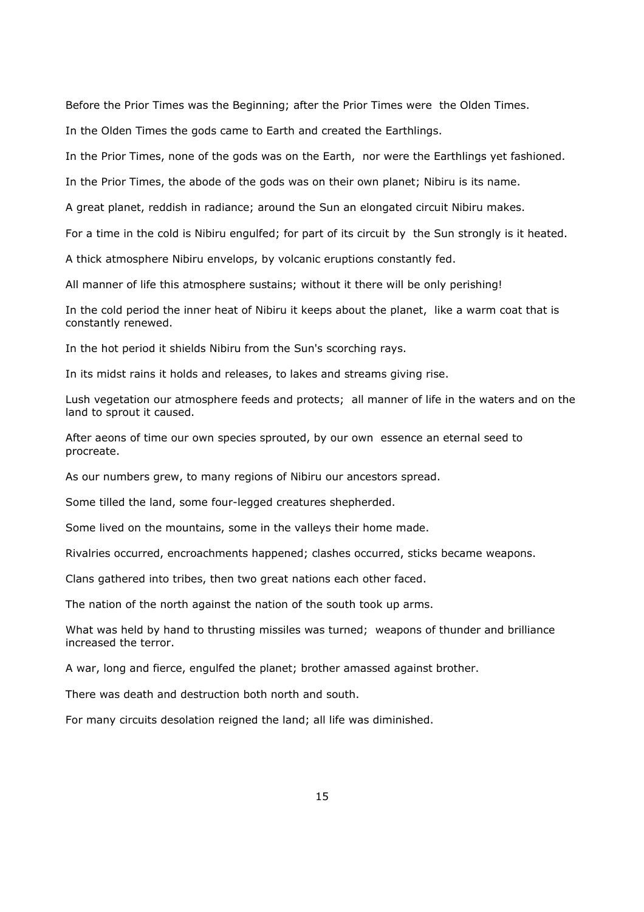Before the Prior Times was the Beginning; after the Prior Times were the Olden Times.

In the Olden Times the gods came to Earth and created the Earthlings.

In the Prior Times, none of the gods was on the Earth, nor were the Earthlings yet fashioned.

In the Prior Times, the abode of the gods was on their own planet; Nibiru is its name.

A great planet, reddish in radiance; around the Sun an elongated circuit Nibiru makes.

For a time in the cold is Nibiru engulfed; for part of its circuit by the Sun strongly is it heated.

A thick atmosphere Nibiru envelops, by volcanic eruptions constantly fed.

All manner of life this atmosphere sustains; without it there will be only perishing!

In the cold period the inner heat of Nibiru it keeps about the planet, like a warm coat that is constantly renewed.

In the hot period it shields Nibiru from the Sun's scorching rays.

In its midst rains it holds and releases, to lakes and streams giving rise.

Lush vegetation our atmosphere feeds and protects; all manner of life in the waters and on the land to sprout it caused.

After aeons of time our own species sprouted, by our own essence an eternal seed to procreate.

As our numbers grew, to many regions of Nibiru our ancestors spread.

Some tilled the land, some four-legged creatures shepherded.

Some lived on the mountains, some in the valleys their home made.

Rivalries occurred, encroachments happened; clashes occurred, sticks became weapons.

Clans gathered into tribes, then two great nations each other faced.

The nation of the north against the nation of the south took up arms.

What was held by hand to thrusting missiles was turned; weapons of thunder and brilliance increased the terror.

A war, long and fierce, engulfed the planet; brother amassed against brother.

There was death and destruction both north and south.

For many circuits desolation reigned the land; all life was diminished.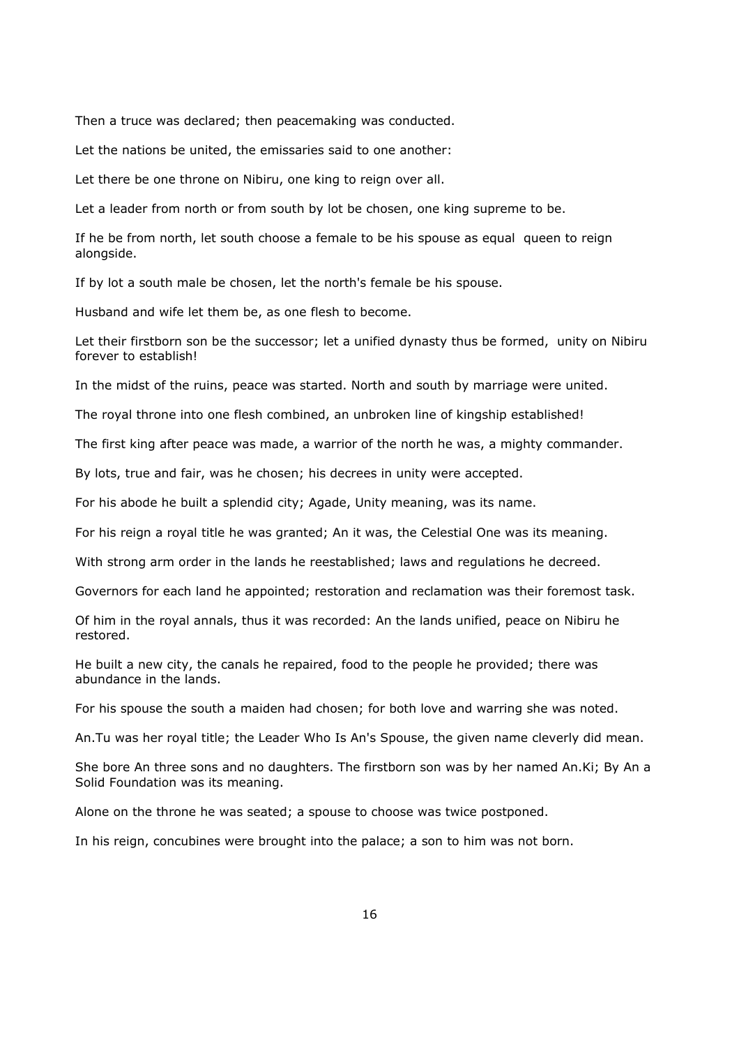Then a truce was declared; then peacemaking was conducted.

Let the nations be united, the emissaries said to one another:

Let there be one throne on Nibiru, one king to reign over all.

Let a leader from north or from south by lot be chosen, one king supreme to be.

If he be from north, let south choose a female to be his spouse as equal queen to reign alongside.

If by lot a south male be chosen, let the north's female be his spouse.

Husband and wife let them be, as one flesh to become.

Let their firstborn son be the successor; let a unified dynasty thus be formed, unity on Nibiru forever to establish!

In the midst of the ruins, peace was started. North and south by marriage were united.

The royal throne into one flesh combined, an unbroken line of kingship established!

The first king after peace was made, a warrior of the north he was, a mighty commander.

By lots, true and fair, was he chosen; his decrees in unity were accepted.

For his abode he built a splendid city; Agade, Unity meaning, was its name.

For his reign a royal title he was granted; An it was, the Celestial One was its meaning.

With strong arm order in the lands he reestablished; laws and regulations he decreed.

Governors for each land he appointed; restoration and reclamation was their foremost task.

Of him in the royal annals, thus it was recorded: An the lands unified, peace on Nibiru he restored.

He built a new city, the canals he repaired, food to the people he provided; there was abundance in the lands.

For his spouse the south a maiden had chosen; for both love and warring she was noted.

An.Tu was her royal title; the Leader Who Is An's Spouse, the given name cleverly did mean.

She bore An three sons and no daughters. The firstborn son was by her named An.Ki; By An a Solid Foundation was its meaning.

Alone on the throne he was seated; a spouse to choose was twice postponed.

In his reign, concubines were brought into the palace; a son to him was not born.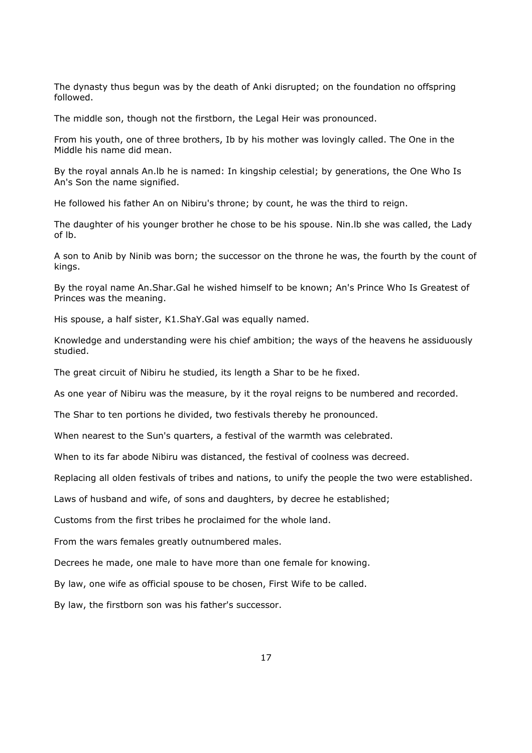The dynasty thus begun was by the death of Anki disrupted; on the foundation no offspring followed.

The middle son, though not the firstborn, the Legal Heir was pronounced.

From his youth, one of three brothers, Ib by his mother was lovingly called. The One in the Middle his name did mean.

By the royal annals An.lb he is named: In kingship celestial; by generations, the One Who Is An's Son the name signified.

He followed his father An on Nibiru's throne; by count, he was the third to reign.

The daughter of his younger brother he chose to be his spouse. Nin.lb she was called, the Lady of lb.

A son to Anib by Ninib was born; the successor on the throne he was, the fourth by the count of kings.

By the royal name An.Shar.Gal he wished himself to be known; An's Prince Who Is Greatest of Princes was the meaning.

His spouse, a half sister, K1.ShaY.Gal was equally named.

Knowledge and understanding were his chief ambition; the ways of the heavens he assiduously studied.

The great circuit of Nibiru he studied, its length a Shar to be he fixed.

As one year of Nibiru was the measure, by it the royal reigns to be numbered and recorded.

The Shar to ten portions he divided, two festivals thereby he pronounced.

When nearest to the Sun's quarters, a festival of the warmth was celebrated.

When to its far abode Nibiru was distanced, the festival of coolness was decreed.

Replacing all olden festivals of tribes and nations, to unify the people the two were established.

Laws of husband and wife, of sons and daughters, by decree he established;

Customs from the first tribes he proclaimed for the whole land.

From the wars females greatly outnumbered males.

Decrees he made, one male to have more than one female for knowing.

By law, one wife as official spouse to be chosen, First Wife to be called.

By law, the firstborn son was his father's successor.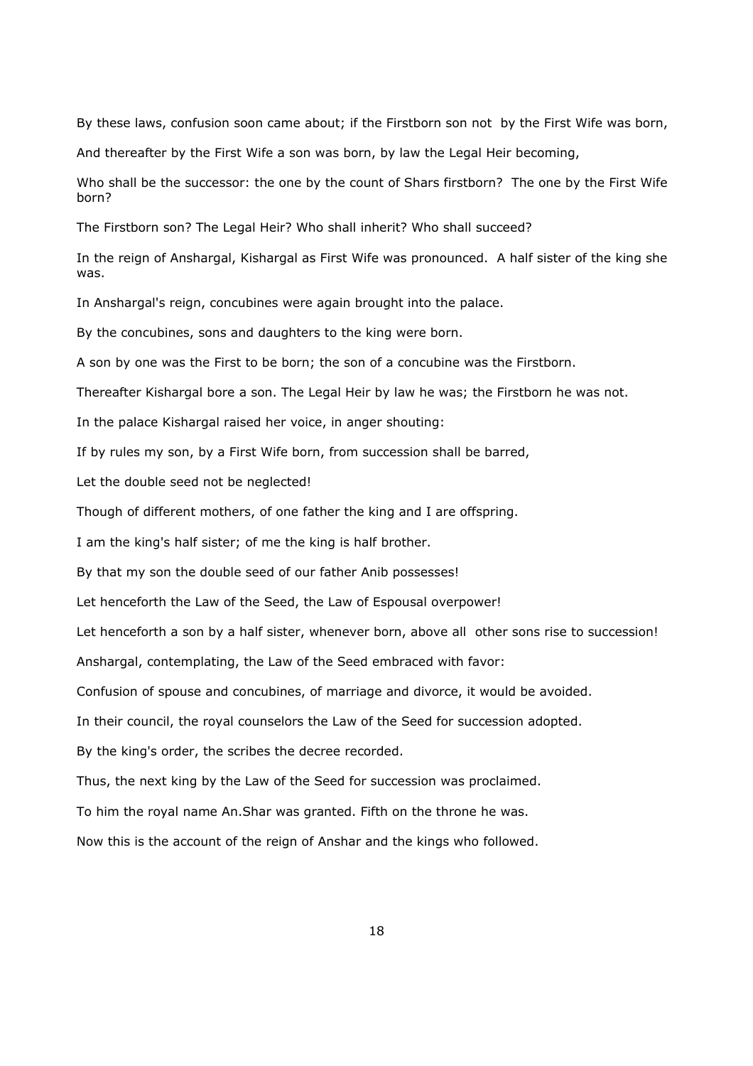By these laws, confusion soon came about; if the Firstborn son not by the First Wife was born,

And thereafter by the First Wife a son was born, by law the Legal Heir becoming,

Who shall be the successor: the one by the count of Shars firstborn? The one by the First Wife born?

The Firstborn son? The Legal Heir? Who shall inherit? Who shall succeed?

In the reign of Anshargal, Kishargal as First Wife was pronounced. A half sister of the king she was.

In Anshargal's reign, concubines were again brought into the palace.

By the concubines, sons and daughters to the king were born.

A son by one was the First to be born; the son of a concubine was the Firstborn.

Thereafter Kishargal bore a son. The Legal Heir by law he was; the Firstborn he was not.

In the palace Kishargal raised her voice, in anger shouting:

If by rules my son, by a First Wife born, from succession shall be barred,

Let the double seed not be neglected!

Though of different mothers, of one father the king and I are offspring.

I am the king's half sister; of me the king is half brother.

By that my son the double seed of our father Anib possesses!

Let henceforth the Law of the Seed, the Law of Espousal overpower!

Let henceforth a son by a half sister, whenever born, above all other sons rise to succession!

Anshargal, contemplating, the Law of the Seed embraced with favor:

Confusion of spouse and concubines, of marriage and divorce, it would be avoided.

In their council, the royal counselors the Law of the Seed for succession adopted.

By the king's order, the scribes the decree recorded.

Thus, the next king by the Law of the Seed for succession was proclaimed.

To him the royal name An.Shar was granted. Fifth on the throne he was.

Now this is the account of the reign of Anshar and the kings who followed.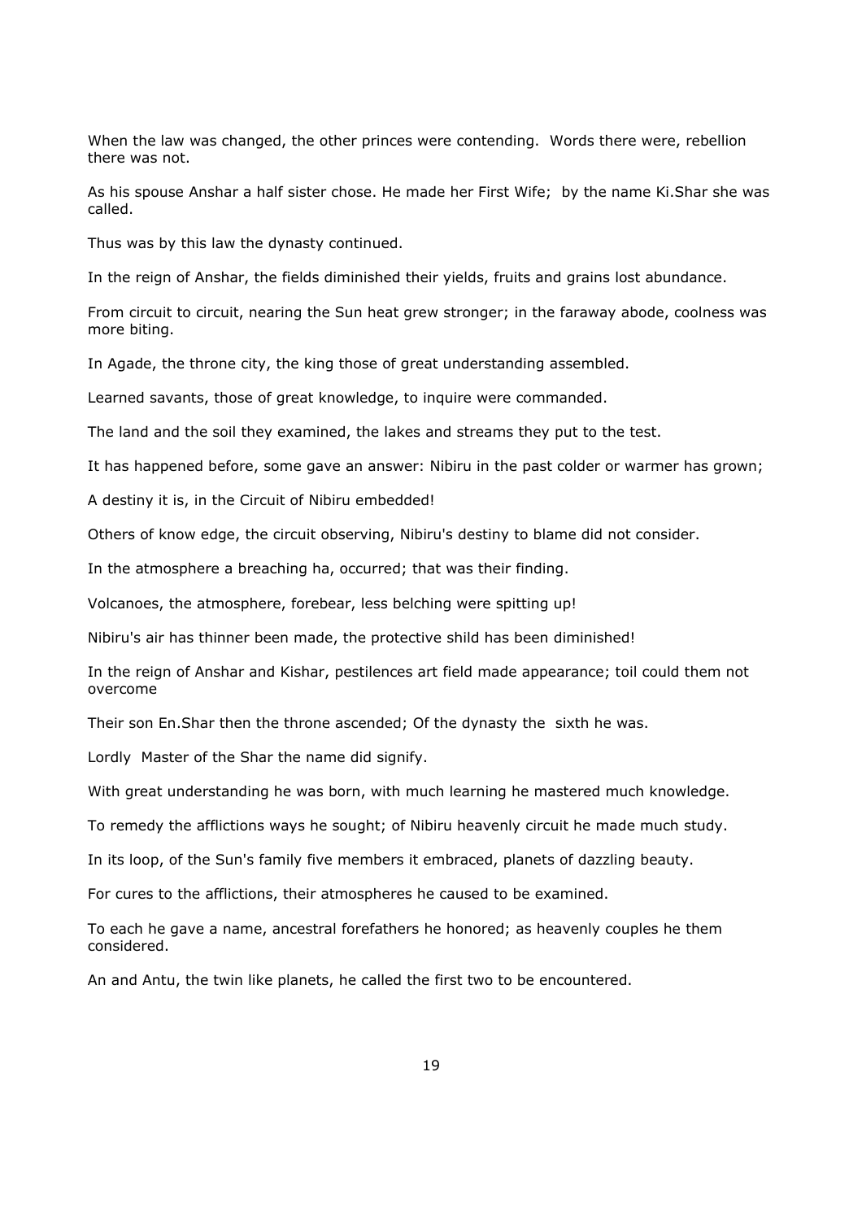When the law was changed, the other princes were contending. Words there were, rebellion there was not.

As his spouse Anshar a half sister chose. He made her First Wife; by the name Ki.Shar she was called.

Thus was by this law the dynasty continued.

In the reign of Anshar, the fields diminished their yields, fruits and grains lost abundance.

From circuit to circuit, nearing the Sun heat grew stronger; in the faraway abode, coolness was more biting.

In Agade, the throne city, the king those of great understanding assembled.

Learned savants, those of great knowledge, to inquire were commanded.

The land and the soil they examined, the lakes and streams they put to the test.

It has happened before, some gave an answer: Nibiru in the past colder or warmer has grown;

A destiny it is, in the Circuit of Nibiru embedded!

Others of know edge, the circuit observing, Nibiru's destiny to blame did not consider.

In the atmosphere a breaching ha, occurred; that was their finding.

Volcanoes, the atmosphere, forebear, less belching were spitting up!

Nibiru's air has thinner been made, the protective shild has been diminished!

In the reign of Anshar and Kishar, pestilences art field made appearance; toil could them not overcome

Their son En.Shar then the throne ascended; Of the dynasty the sixth he was.

Lordly Master of the Shar the name did signify.

With great understanding he was born, with much learning he mastered much knowledge.

To remedy the afflictions ways he sought; of Nibiru heavenly circuit he made much study.

In its loop, of the Sun's family five members it embraced, planets of dazzling beauty.

For cures to the afflictions, their atmospheres he caused to be examined.

To each he gave a name, ancestral forefathers he honored; as heavenly couples he them considered.

An and Antu, the twin like planets, he called the first two to be encountered.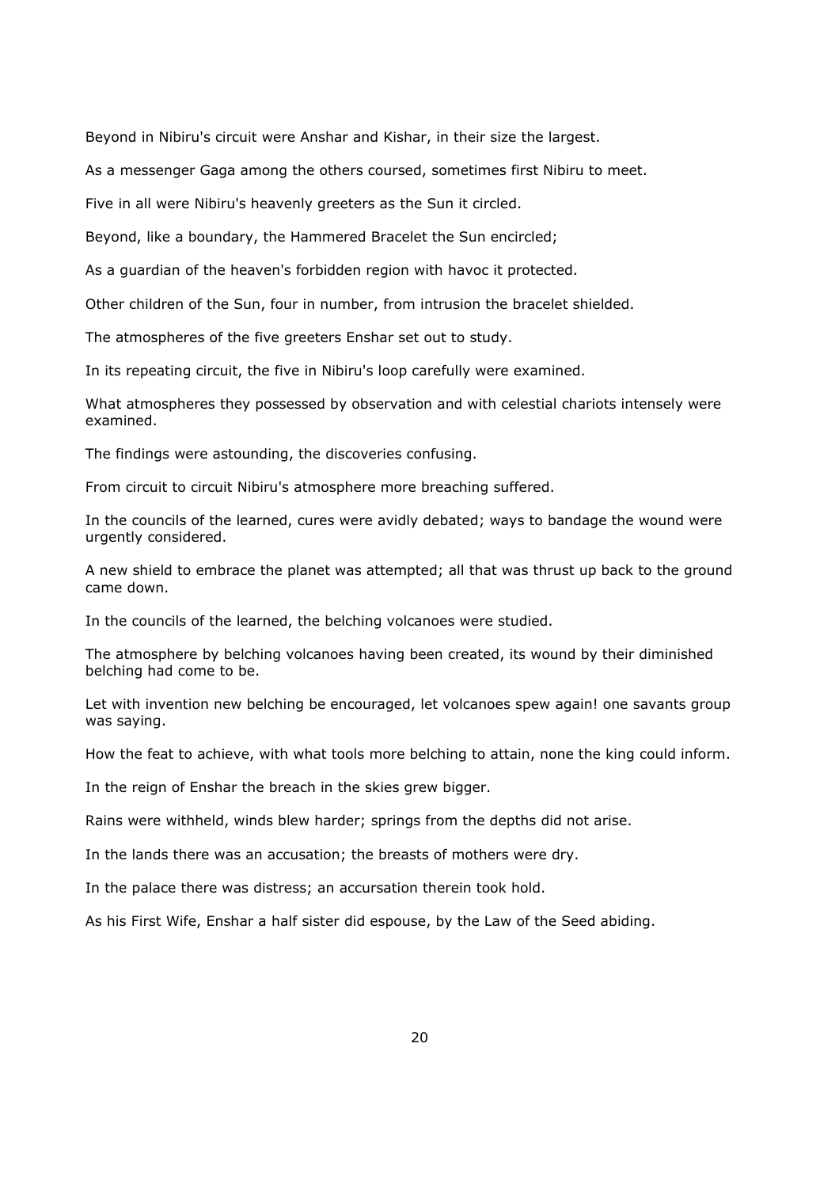Beyond in Nibiru's circuit were Anshar and Kishar, in their size the largest.

As a messenger Gaga among the others coursed, sometimes first Nibiru to meet.

Five in all were Nibiru's heavenly greeters as the Sun it circled.

Beyond, like a boundary, the Hammered Bracelet the Sun encircled;

As a guardian of the heaven's forbidden region with havoc it protected.

Other children of the Sun, four in number, from intrusion the bracelet shielded.

The atmospheres of the five greeters Enshar set out to study.

In its repeating circuit, the five in Nibiru's loop carefully were examined.

What atmospheres they possessed by observation and with celestial chariots intensely were examined.

The findings were astounding, the discoveries confusing.

From circuit to circuit Nibiru's atmosphere more breaching suffered.

In the councils of the learned, cures were avidly debated; ways to bandage the wound were urgently considered.

A new shield to embrace the planet was attempted; all that was thrust up back to the ground came down.

In the councils of the learned, the belching volcanoes were studied.

The atmosphere by belching volcanoes having been created, its wound by their diminished belching had come to be.

Let with invention new belching be encouraged, let volcanoes spew again! one savants group was saying.

How the feat to achieve, with what tools more belching to attain, none the king could inform.

In the reign of Enshar the breach in the skies grew bigger.

Rains were withheld, winds blew harder; springs from the depths did not arise.

In the lands there was an accusation; the breasts of mothers were dry.

In the palace there was distress; an accursation therein took hold.

As his First Wife, Enshar a half sister did espouse, by the Law of the Seed abiding.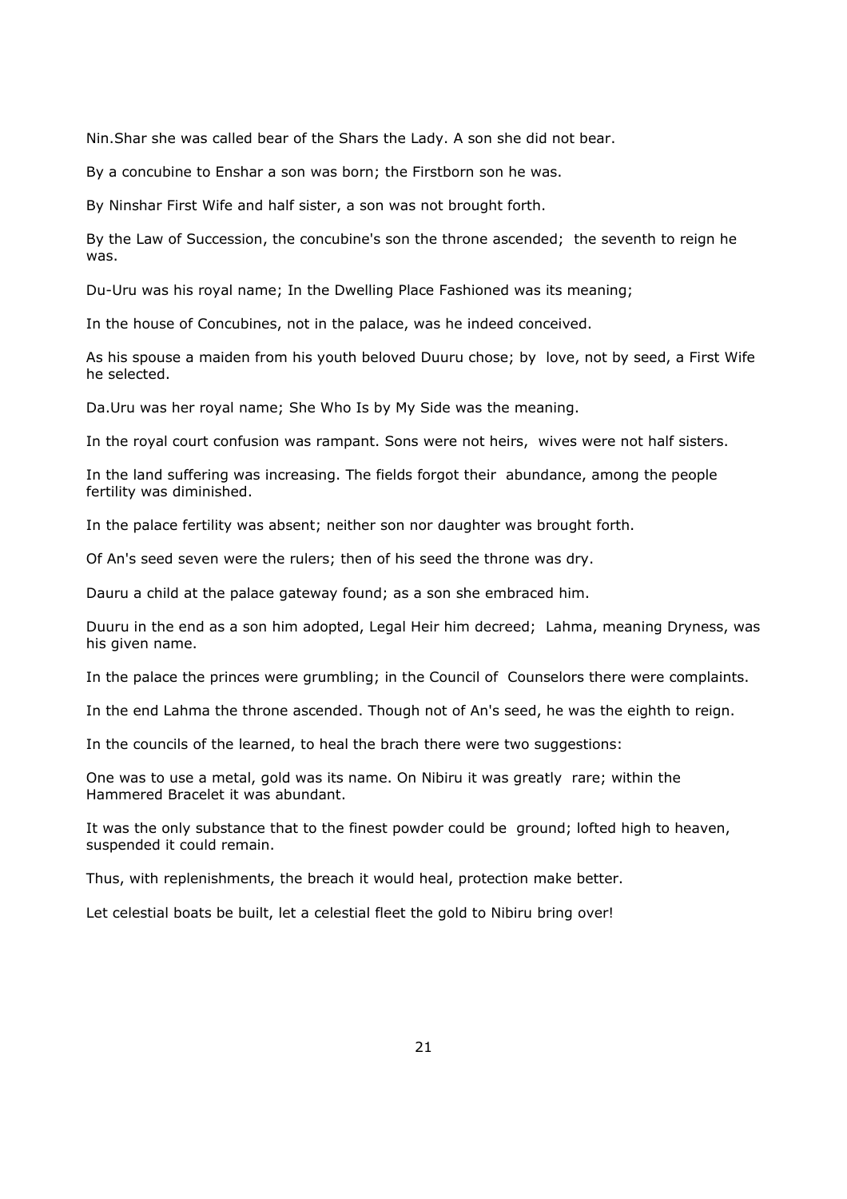Nin.Shar she was called bear of the Shars the Lady. A son she did not bear.

By a concubine to Enshar a son was born; the Firstborn son he was.

By Ninshar First Wife and half sister, a son was not brought forth.

By the Law of Succession, the concubine's son the throne ascended; the seventh to reign he was.

Du-Uru was his royal name; In the Dwelling Place Fashioned was its meaning;

In the house of Concubines, not in the palace, was he indeed conceived.

As his spouse a maiden from his youth beloved Duuru chose; by love, not by seed, a First Wife he selected.

Da.Uru was her royal name; She Who Is by My Side was the meaning.

In the royal court confusion was rampant. Sons were not heirs, wives were not half sisters.

In the land suffering was increasing. The fields forgot their abundance, among the people fertility was diminished.

In the palace fertility was absent; neither son nor daughter was brought forth.

Of An's seed seven were the rulers; then of his seed the throne was dry.

Dauru a child at the palace gateway found; as a son she embraced him.

Duuru in the end as a son him adopted, Legal Heir him decreed; Lahma, meaning Dryness, was his given name.

In the palace the princes were grumbling; in the Council of Counselors there were complaints.

In the end Lahma the throne ascended. Though not of An's seed, he was the eighth to reign.

In the councils of the learned, to heal the brach there were two suggestions:

One was to use a metal, gold was its name. On Nibiru it was greatly rare; within the Hammered Bracelet it was abundant.

It was the only substance that to the finest powder could be ground; lofted high to heaven, suspended it could remain.

Thus, with replenishments, the breach it would heal, protection make better.

Let celestial boats be built, let a celestial fleet the gold to Nibiru bring over!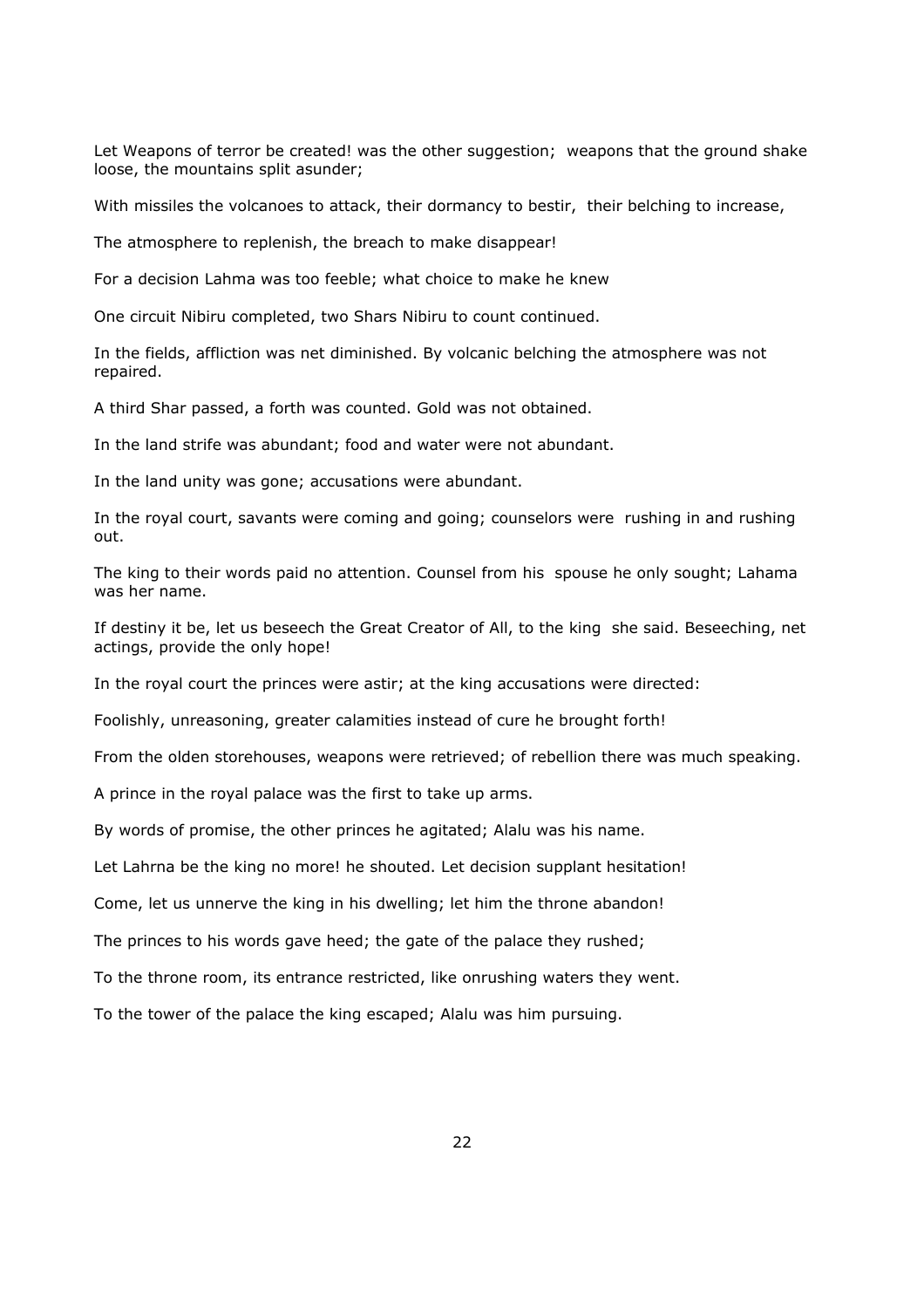Let Weapons of terror be created! was the other suggestion; weapons that the ground shake loose, the mountains split asunder;

With missiles the volcanoes to attack, their dormancy to bestir, their belching to increase,

The atmosphere to replenish, the breach to make disappear!

For a decision Lahma was too feeble; what choice to make he knew

One circuit Nibiru completed, two Shars Nibiru to count continued.

In the fields, affliction was net diminished. By volcanic belching the atmosphere was not repaired.

A third Shar passed, a forth was counted. Gold was not obtained.

In the land strife was abundant; food and water were not abundant.

In the land unity was gone; accusations were abundant.

In the royal court, savants were coming and going; counselors were rushing in and rushing out.

The king to their words paid no attention. Counsel from his spouse he only sought; Lahama was her name.

If destiny it be, let us beseech the Great Creator of All, to the king she said. Beseeching, net actings, provide the only hope!

In the royal court the princes were astir; at the king accusations were directed:

Foolishly, unreasoning, greater calamities instead of cure he brought forth!

From the olden storehouses, weapons were retrieved; of rebellion there was much speaking.

A prince in the royal palace was the first to take up arms.

By words of promise, the other princes he agitated; Alalu was his name.

Let Lahrna be the king no more! he shouted. Let decision supplant hesitation!

Come, let us unnerve the king in his dwelling; let him the throne abandon!

The princes to his words gave heed; the gate of the palace they rushed;

To the throne room, its entrance restricted, like onrushing waters they went.

To the tower of the palace the king escaped; Alalu was him pursuing.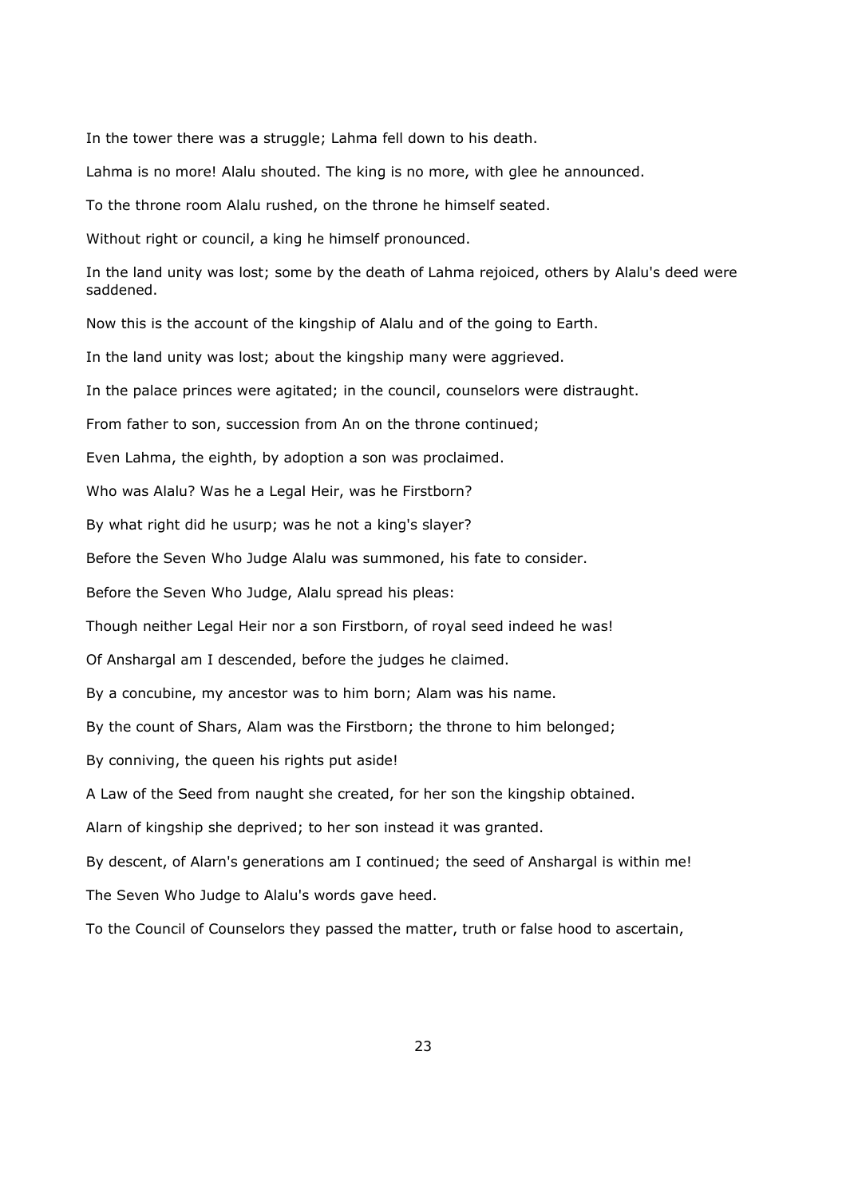In the tower there was a struggle; Lahma fell down to his death.

Lahma is no more! Alalu shouted. The king is no more, with glee he announced.

To the throne room Alalu rushed, on the throne he himself seated.

Without right or council, a king he himself pronounced.

In the land unity was lost; some by the death of Lahma rejoiced, others by Alalu's deed were saddened.

Now this is the account of the kingship of Alalu and of the going to Earth.

In the land unity was lost; about the kingship many were aggrieved.

In the palace princes were agitated; in the council, counselors were distraught.

From father to son, succession from An on the throne continued;

Even Lahma, the eighth, by adoption a son was proclaimed.

Who was Alalu? Was he a Legal Heir, was he Firstborn?

By what right did he usurp; was he not a king's slayer?

Before the Seven Who Judge Alalu was summoned, his fate to consider.

Before the Seven Who Judge, Alalu spread his pleas:

Though neither Legal Heir nor a son Firstborn, of royal seed indeed he was!

Of Anshargal am I descended, before the judges he claimed.

By a concubine, my ancestor was to him born; Alam was his name.

By the count of Shars, Alam was the Firstborn; the throne to him belonged;

By conniving, the queen his rights put aside!

A Law of the Seed from naught she created, for her son the kingship obtained.

Alarn of kingship she deprived; to her son instead it was granted.

By descent, of Alarn's generations am I continued; the seed of Anshargal is within me!

The Seven Who Judge to Alalu's words gave heed.

To the Council of Counselors they passed the matter, truth or false hood to ascertain,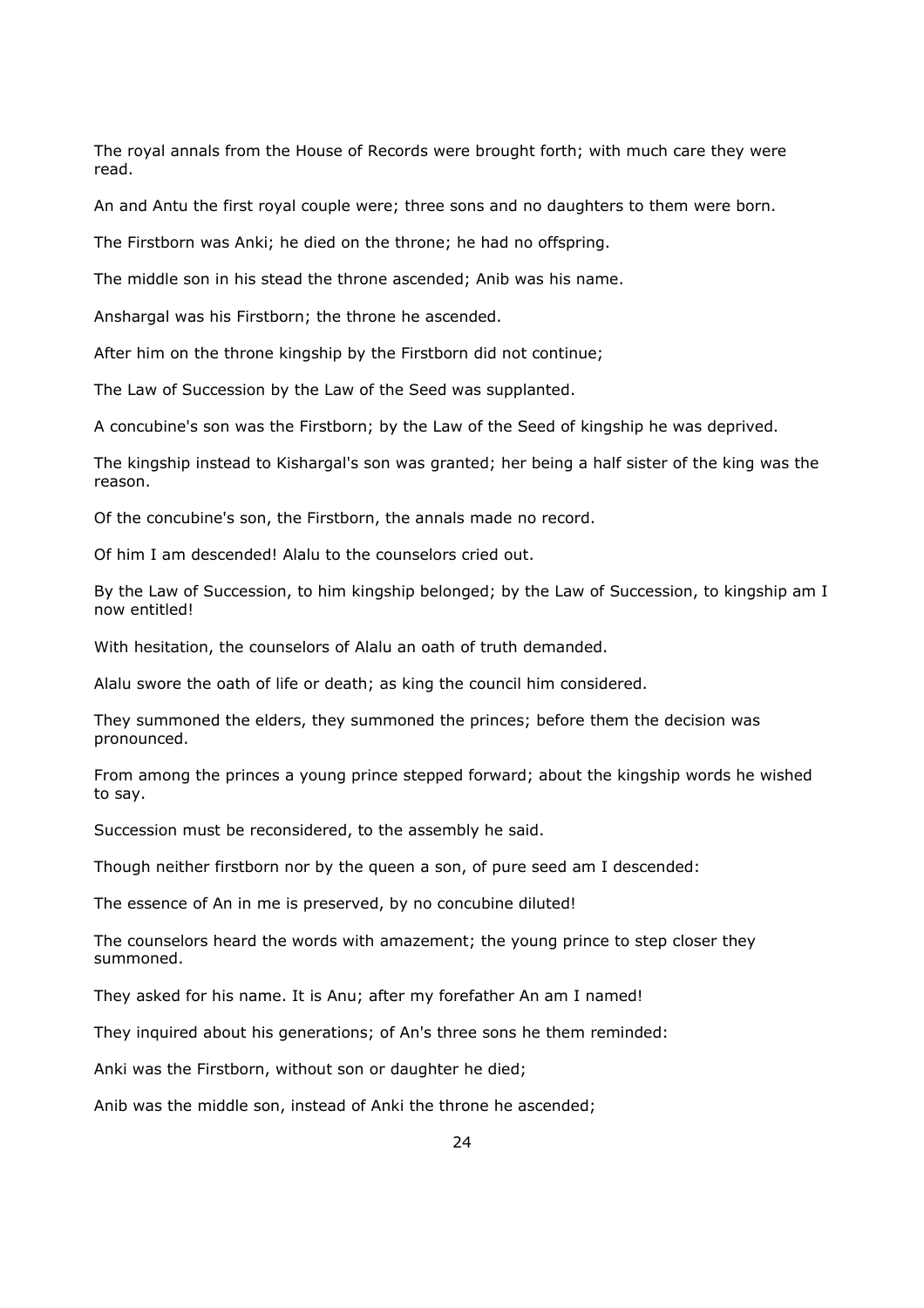The royal annals from the House of Records were brought forth; with much care they were read.

An and Antu the first royal couple were; three sons and no daughters to them were born.

The Firstborn was Anki; he died on the throne; he had no offspring.

The middle son in his stead the throne ascended; Anib was his name.

Anshargal was his Firstborn; the throne he ascended.

After him on the throne kingship by the Firstborn did not continue;

The Law of Succession by the Law of the Seed was supplanted.

A concubine's son was the Firstborn; by the Law of the Seed of kingship he was deprived.

The kingship instead to Kishargal's son was granted; her being a half sister of the king was the reason.

Of the concubine's son, the Firstborn, the annals made no record.

Of him I am descended! Alalu to the counselors cried out.

By the Law of Succession, to him kingship belonged; by the Law of Succession, to kingship am I now entitled!

With hesitation, the counselors of Alalu an oath of truth demanded.

Alalu swore the oath of life or death; as king the council him considered.

They summoned the elders, they summoned the princes; before them the decision was pronounced.

From among the princes a young prince stepped forward; about the kingship words he wished to say.

Succession must be reconsidered, to the assembly he said.

Though neither firstborn nor by the queen a son, of pure seed am I descended:

The essence of An in me is preserved, by no concubine diluted!

The counselors heard the words with amazement; the young prince to step closer they summoned.

They asked for his name. It is Anu; after my forefather An am I named!

They inquired about his generations; of An's three sons he them reminded:

Anki was the Firstborn, without son or daughter he died;

Anib was the middle son, instead of Anki the throne he ascended;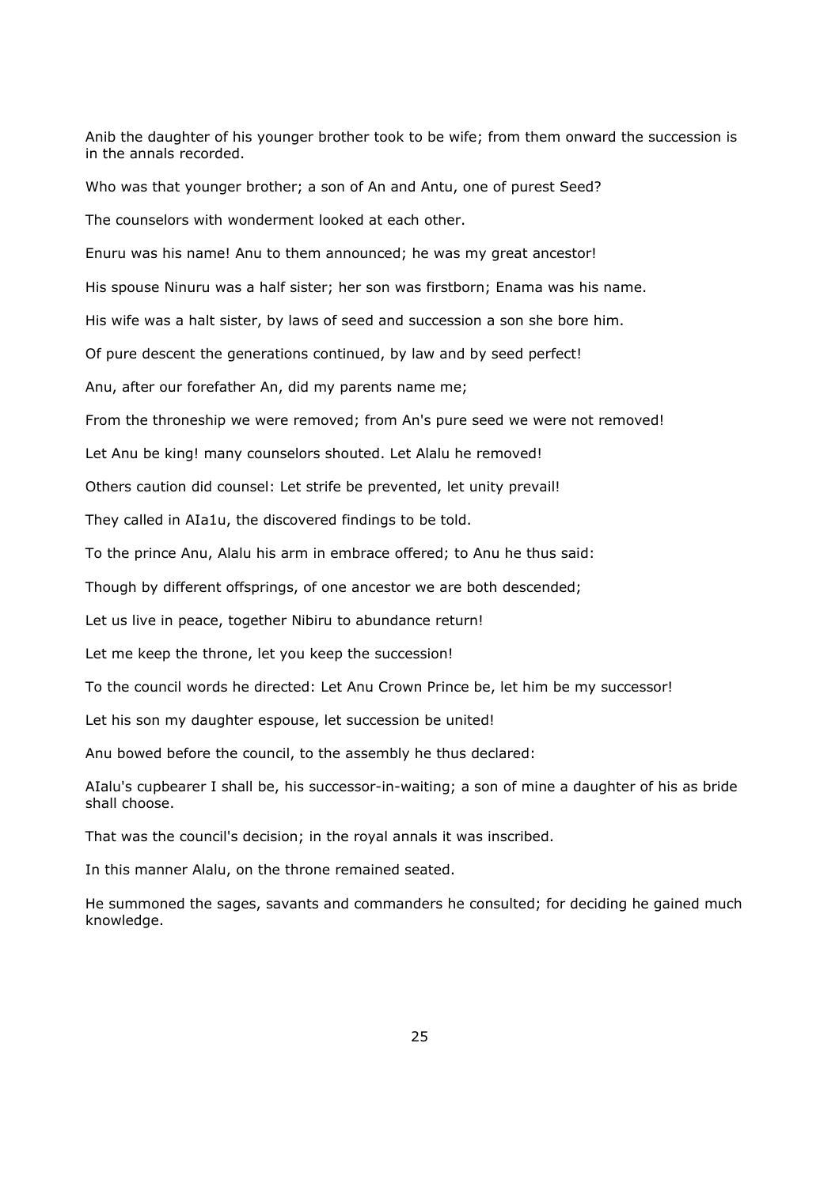Anib the daughter of his younger brother took to be wife; from them onward the succession is in the annals recorded.

Who was that younger brother; a son of An and Antu, one of purest Seed?

The counselors with wonderment looked at each other.

Enuru was his name! Anu to them announced; he was my great ancestor!

His spouse Ninuru was a half sister; her son was firstborn; Enama was his name.

His wife was a halt sister, by laws of seed and succession a son she bore him.

Of pure descent the generations continued, by law and by seed perfect!

Anu, after our forefather An, did my parents name me;

From the throneship we were removed; from An's pure seed we were not removed!

Let Anu be king! many counselors shouted. Let Alalu he removed!

Others caution did counsel: Let strife be prevented, let unity prevail!

They called in AIa1u, the discovered findings to be told.

To the prince Anu, Alalu his arm in embrace offered; to Anu he thus said:

Though by different offsprings, of one ancestor we are both descended;

Let us live in peace, together Nibiru to abundance return!

Let me keep the throne, let you keep the succession!

To the council words he directed: Let Anu Crown Prince be, let him be my successor!

Let his son my daughter espouse, let succession be united!

Anu bowed before the council, to the assembly he thus declared:

AIalu's cupbearer I shall be, his successor-in-waiting; a son of mine a daughter of his as bride shall choose.

That was the council's decision; in the royal annals it was inscribed.

In this manner Alalu, on the throne remained seated.

He summoned the sages, savants and commanders he consulted; for deciding he gained much knowledge.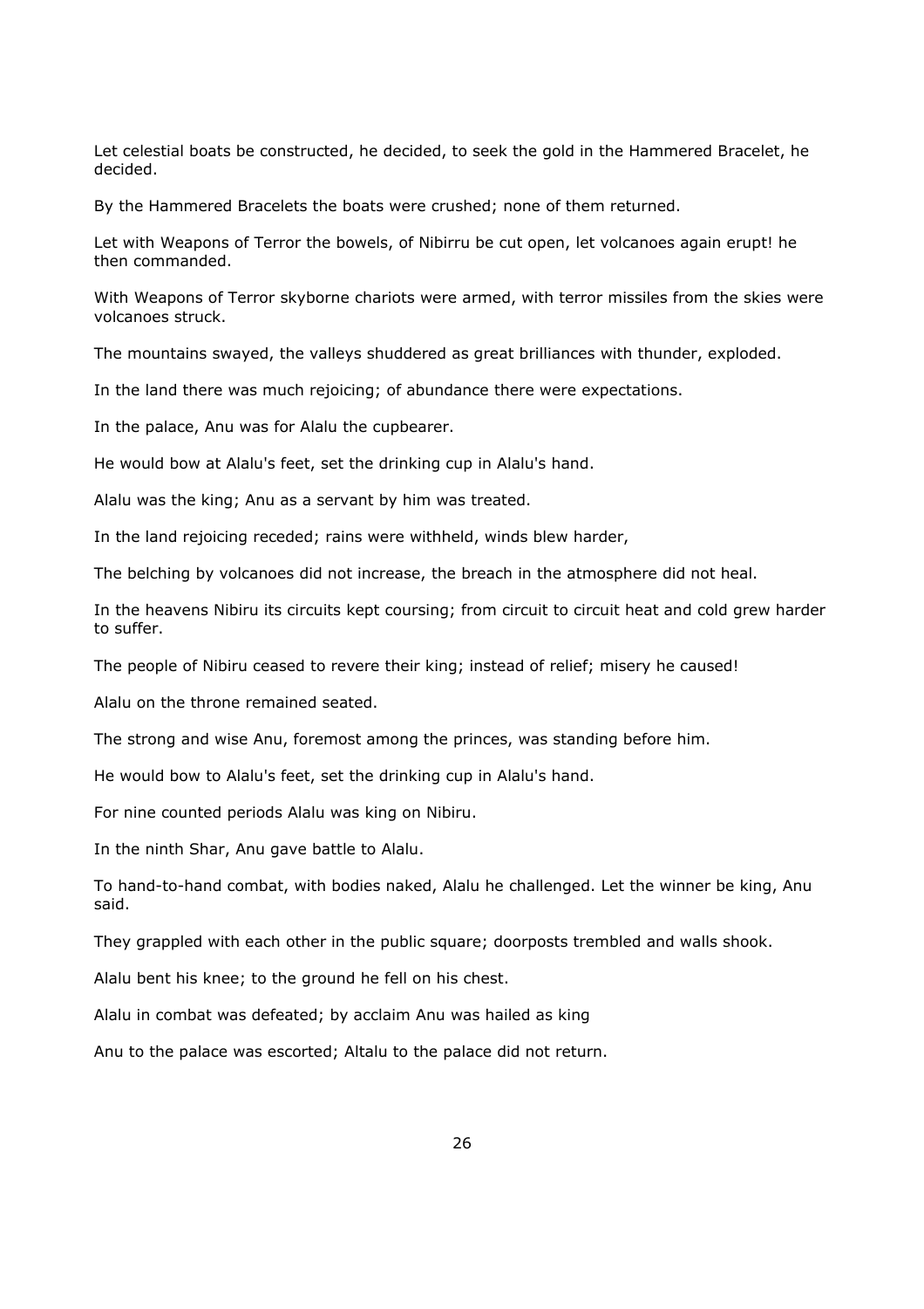Let celestial boats be constructed, he decided, to seek the gold in the Hammered Bracelet, he decided.

By the Hammered Bracelets the boats were crushed; none of them returned.

Let with Weapons of Terror the bowels, of Nibirru be cut open, let volcanoes again erupt! he then commanded.

With Weapons of Terror skyborne chariots were armed, with terror missiles from the skies were volcanoes struck.

The mountains swayed, the valleys shuddered as great brilliances with thunder, exploded.

In the land there was much rejoicing; of abundance there were expectations.

In the palace, Anu was for Alalu the cupbearer.

He would bow at Alalu's feet, set the drinking cup in Alalu's hand.

Alalu was the king; Anu as a servant by him was treated.

In the land rejoicing receded; rains were withheld, winds blew harder,

The belching by volcanoes did not increase, the breach in the atmosphere did not heal.

In the heavens Nibiru its circuits kept coursing; from circuit to circuit heat and cold grew harder to suffer.

The people of Nibiru ceased to revere their king; instead of relief; misery he caused!

Alalu on the throne remained seated.

The strong and wise Anu, foremost among the princes, was standing before him.

He would bow to Alalu's feet, set the drinking cup in Alalu's hand.

For nine counted periods Alalu was king on Nibiru.

In the ninth Shar, Anu gave battle to Alalu.

To hand-to-hand combat, with bodies naked, Alalu he challenged. Let the winner be king, Anu said.

They grappled with each other in the public square; doorposts trembled and walls shook.

Alalu bent his knee; to the ground he fell on his chest.

Alalu in combat was defeated; by acclaim Anu was hailed as king

Anu to the palace was escorted; Altalu to the palace did not return.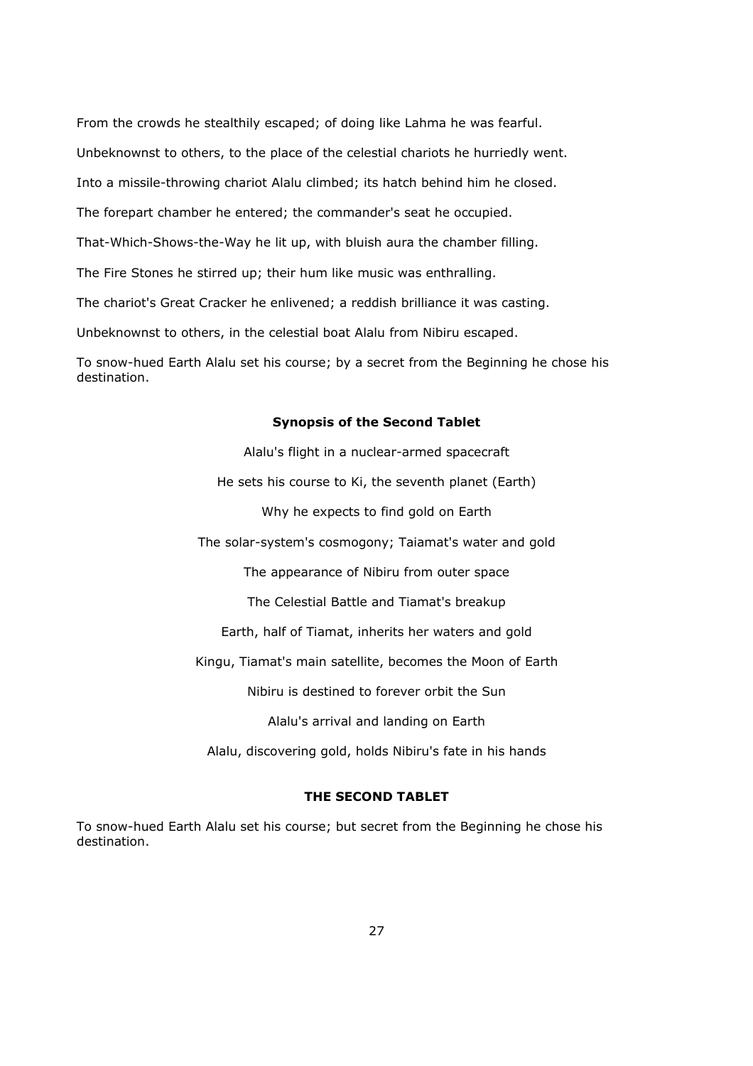From the crowds he stealthily escaped; of doing like Lahma he was fearful.

Unbeknownst to others, to the place of the celestial chariots he hurriedly went.

Into a missile-throwing chariot Alalu climbed; its hatch behind him he closed.

The forepart chamber he entered; the commander's seat he occupied.

That-Which-Shows-the-Way he lit up, with bluish aura the chamber filling.

The Fire Stones he stirred up; their hum like music was enthralling.

The chariot's Great Cracker he enlivened; a reddish brilliance it was casting.

Unbeknownst to others, in the celestial boat Alalu from Nibiru escaped.

To snow-hued Earth Alalu set his course; by a secret from the Beginning he chose his destination.

### Synopsis of the Second Tablet

Alalu's flight in a nuclear-armed spacecraft

He sets his course to Ki, the seventh planet (Earth)

Why he expects to find gold on Earth

The solar-system's cosmogony; Taiamat's water and gold

The appearance of Nibiru from outer space

The Celestial Battle and Tiamat's breakup

Earth, half of Tiamat, inherits her waters and gold

Kingu, Tiamat's main satellite, becomes the Moon of Earth

Nibiru is destined to forever orbit the Sun

Alalu's arrival and landing on Earth

Alalu, discovering gold, holds Nibiru's fate in his hands

### THE SECOND TABLET

To snow-hued Earth Alalu set his course; but secret from the Beginning he chose his destination.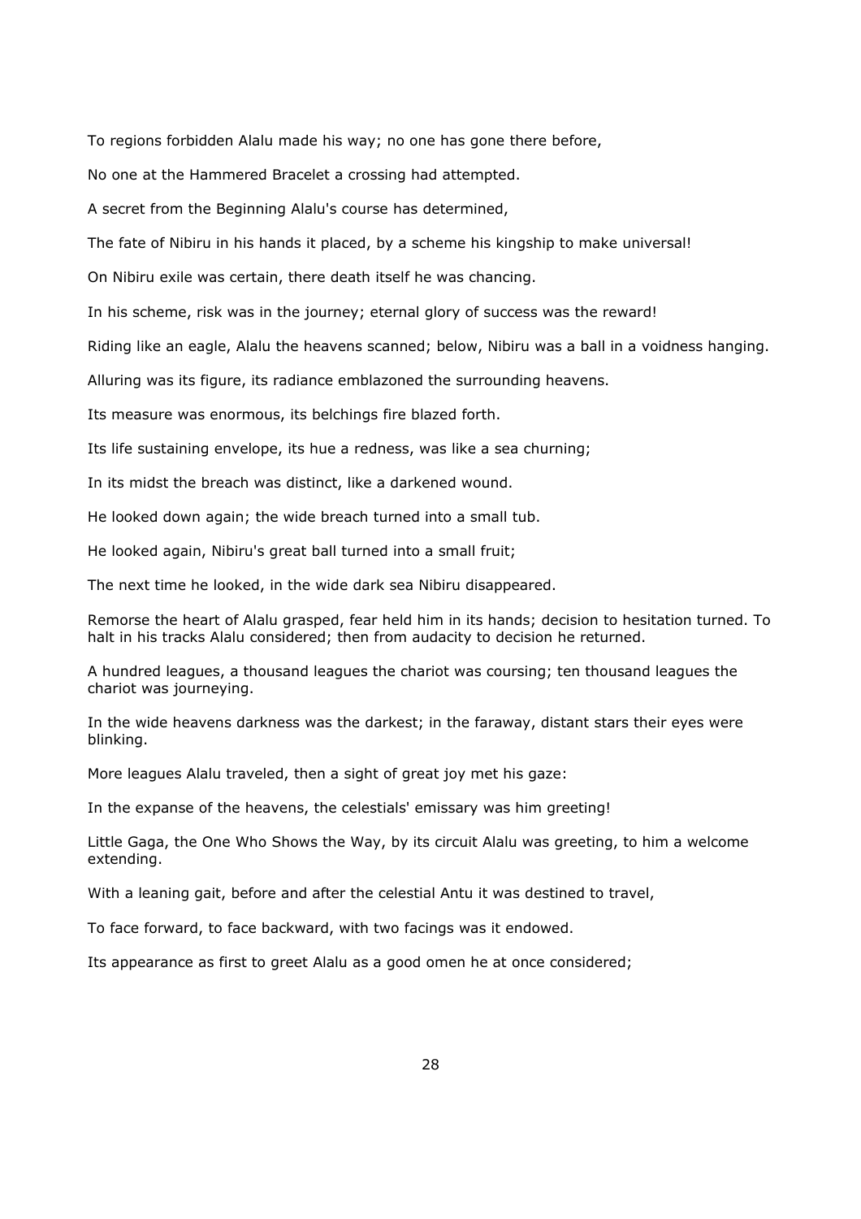To regions forbidden Alalu made his way; no one has gone there before,

No one at the Hammered Bracelet a crossing had attempted.

A secret from the Beginning Alalu's course has determined,

The fate of Nibiru in his hands it placed, by a scheme his kingship to make universal!

On Nibiru exile was certain, there death itself he was chancing.

In his scheme, risk was in the journey; eternal glory of success was the reward!

Riding like an eagle, Alalu the heavens scanned; below, Nibiru was a ball in a voidness hanging.

Alluring was its figure, its radiance emblazoned the surrounding heavens.

Its measure was enormous, its belchings fire blazed forth.

Its life sustaining envelope, its hue a redness, was like a sea churning;

In its midst the breach was distinct, like a darkened wound.

He looked down again; the wide breach turned into a small tub.

He looked again, Nibiru's great ball turned into a small fruit;

The next time he looked, in the wide dark sea Nibiru disappeared.

Remorse the heart of Alalu grasped, fear held him in its hands; decision to hesitation turned. To halt in his tracks Alalu considered; then from audacity to decision he returned.

A hundred leagues, a thousand leagues the chariot was coursing; ten thousand leagues the chariot was journeying.

In the wide heavens darkness was the darkest; in the faraway, distant stars their eyes were blinking.

More leagues Alalu traveled, then a sight of great joy met his gaze:

In the expanse of the heavens, the celestials' emissary was him greeting!

Little Gaga, the One Who Shows the Way, by its circuit Alalu was greeting, to him a welcome extending.

With a leaning gait, before and after the celestial Antu it was destined to travel,

To face forward, to face backward, with two facings was it endowed.

Its appearance as first to greet Alalu as a good omen he at once considered;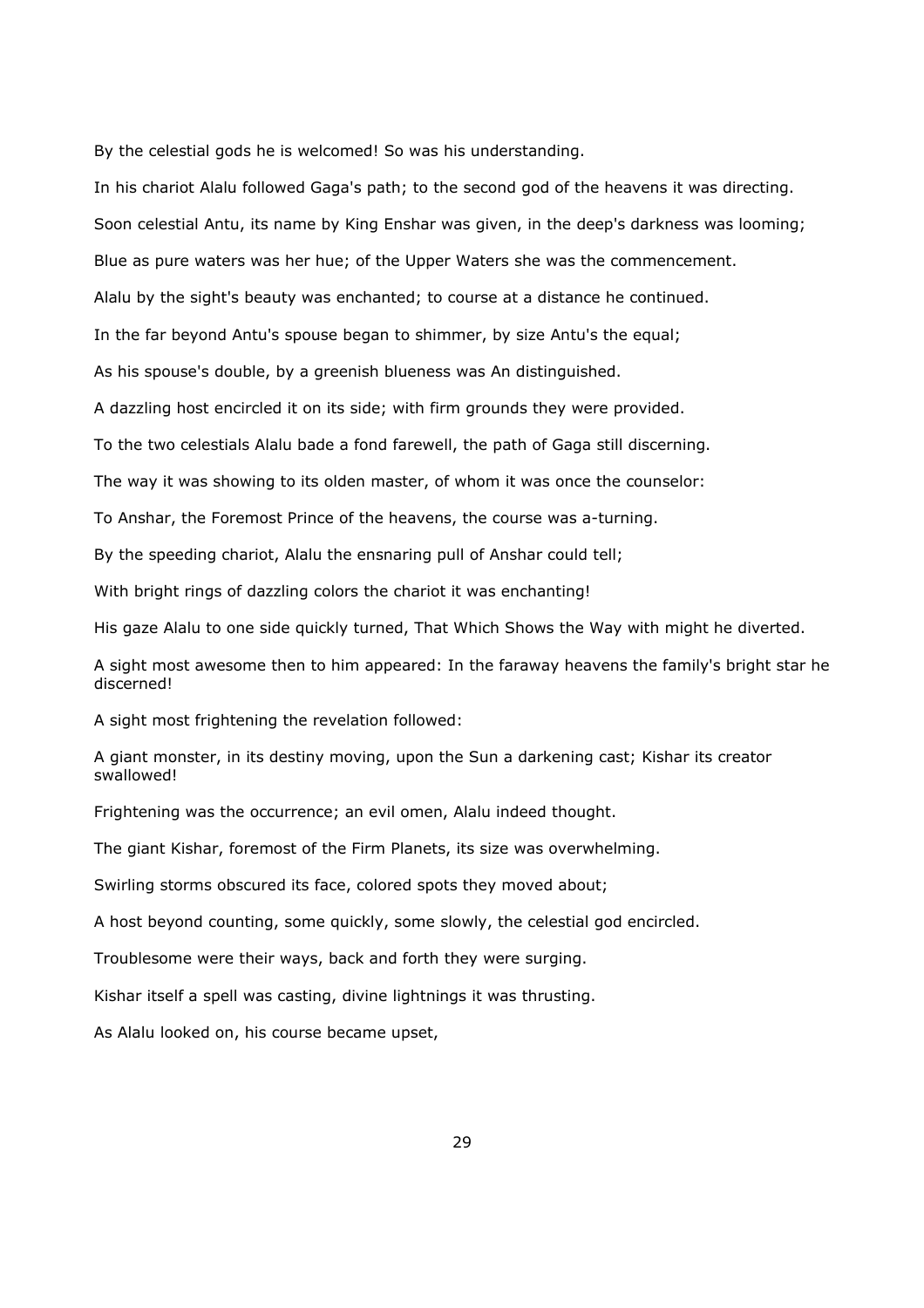By the celestial gods he is welcomed! So was his understanding.

In his chariot Alalu followed Gaga's path; to the second god of the heavens it was directing.

Soon celestial Antu, its name by King Enshar was given, in the deep's darkness was looming;

Blue as pure waters was her hue; of the Upper Waters she was the commencement.

Alalu by the sight's beauty was enchanted; to course at a distance he continued.

In the far beyond Antu's spouse began to shimmer, by size Antu's the equal;

As his spouse's double, by a greenish blueness was An distinguished.

A dazzling host encircled it on its side; with firm grounds they were provided.

To the two celestials Alalu bade a fond farewell, the path of Gaga still discerning.

The way it was showing to its olden master, of whom it was once the counselor:

To Anshar, the Foremost Prince of the heavens, the course was a-turning.

By the speeding chariot, Alalu the ensnaring pull of Anshar could tell;

With bright rings of dazzling colors the chariot it was enchanting!

His gaze Alalu to one side quickly turned, That Which Shows the Way with might he diverted.

A sight most awesome then to him appeared: In the faraway heavens the family's bright star he discerned!

A sight most frightening the revelation followed:

A giant monster, in its destiny moving, upon the Sun a darkening cast; Kishar its creator swallowed!

Frightening was the occurrence; an evil omen, Alalu indeed thought.

The giant Kishar, foremost of the Firm Planets, its size was overwhelming.

Swirling storms obscured its face, colored spots they moved about;

A host beyond counting, some quickly, some slowly, the celestial god encircled.

Troublesome were their ways, back and forth they were surging.

Kishar itself a spell was casting, divine lightnings it was thrusting.

As Alalu looked on, his course became upset,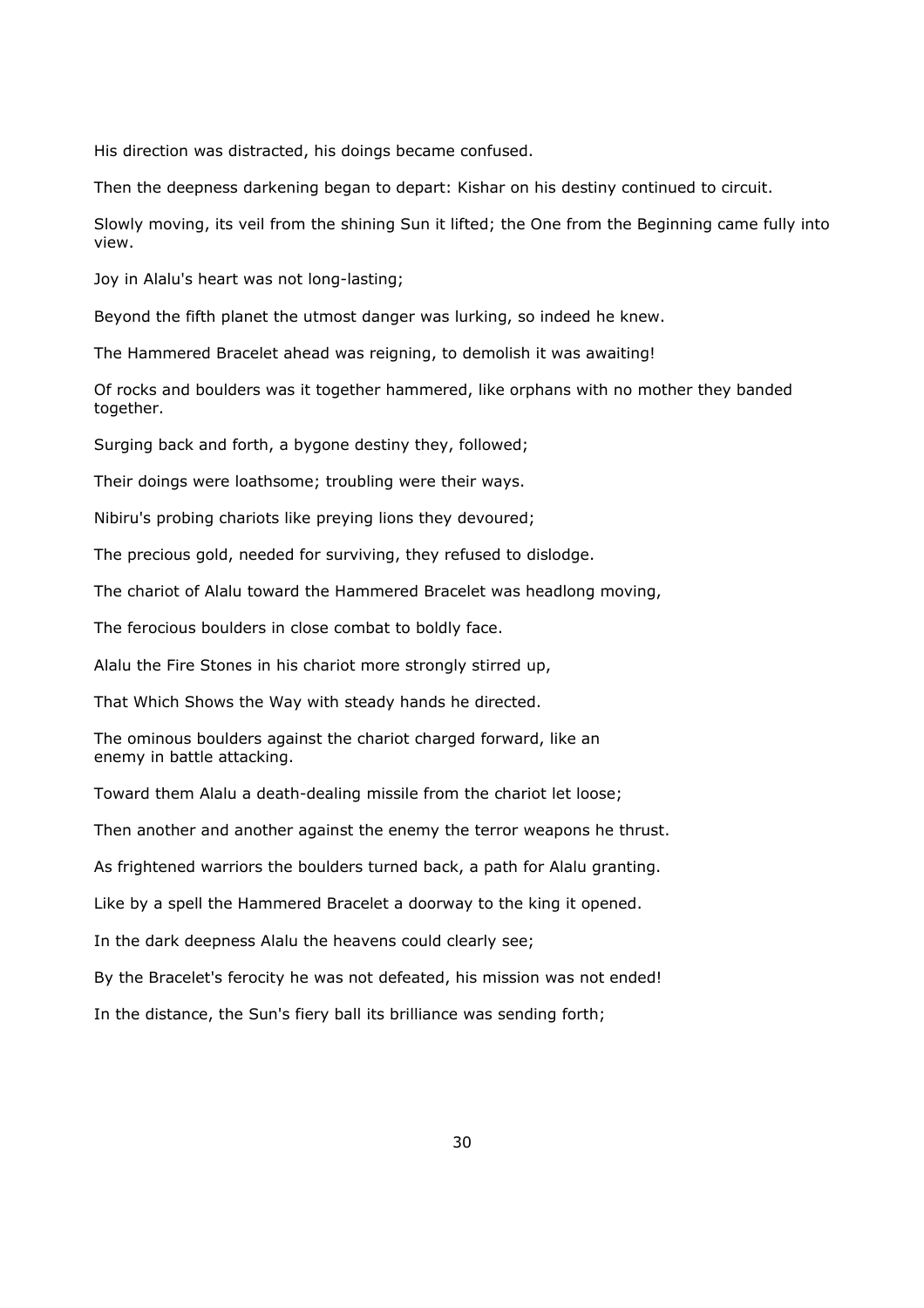His direction was distracted, his doings became confused.

Then the deepness darkening began to depart: Kishar on his destiny continued to circuit.

Slowly moving, its veil from the shining Sun it lifted; the One from the Beginning came fully into view.

Joy in Alalu's heart was not long-lasting;

Beyond the fifth planet the utmost danger was lurking, so indeed he knew.

The Hammered Bracelet ahead was reigning, to demolish it was awaiting!

Of rocks and boulders was it together hammered, like orphans with no mother they banded together.

Surging back and forth, a bygone destiny they, followed;

Their doings were loathsome; troubling were their ways.

Nibiru's probing chariots like preying lions they devoured;

The precious gold, needed for surviving, they refused to dislodge.

The chariot of Alalu toward the Hammered Bracelet was headlong moving,

The ferocious boulders in close combat to boldly face.

Alalu the Fire Stones in his chariot more strongly stirred up,

That Which Shows the Way with steady hands he directed.

The ominous boulders against the chariot charged forward, like an enemy in battle attacking.

Toward them Alalu a death-dealing missile from the chariot let loose;

Then another and another against the enemy the terror weapons he thrust.

As frightened warriors the boulders turned back, a path for Alalu granting.

Like by a spell the Hammered Bracelet a doorway to the king it opened.

In the dark deepness Alalu the heavens could clearly see;

By the Bracelet's ferocity he was not defeated, his mission was not ended!

In the distance, the Sun's fiery ball its brilliance was sending forth;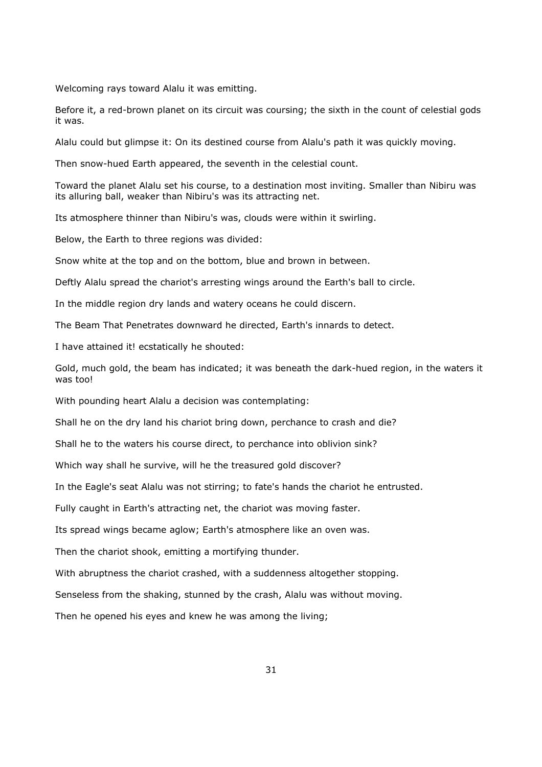Welcoming rays toward Alalu it was emitting.

Before it, a red-brown planet on its circuit was coursing; the sixth in the count of celestial gods it was.

Alalu could but glimpse it: On its destined course from Alalu's path it was quickly moving.

Then snow-hued Earth appeared, the seventh in the celestial count.

Toward the planet Alalu set his course, to a destination most inviting. Smaller than Nibiru was its alluring ball, weaker than Nibiru's was its attracting net.

Its atmosphere thinner than Nibiru's was, clouds were within it swirling.

Below, the Earth to three regions was divided:

Snow white at the top and on the bottom, blue and brown in between.

Deftly Alalu spread the chariot's arresting wings around the Earth's ball to circle.

In the middle region dry lands and watery oceans he could discern.

The Beam That Penetrates downward he directed, Earth's innards to detect.

I have attained it! ecstatically he shouted:

Gold, much gold, the beam has indicated; it was beneath the dark-hued region, in the waters it was too!

With pounding heart Alalu a decision was contemplating:

Shall he on the dry land his chariot bring down, perchance to crash and die?

Shall he to the waters his course direct, to perchance into oblivion sink?

Which way shall he survive, will he the treasured gold discover?

In the Eagle's seat Alalu was not stirring; to fate's hands the chariot he entrusted.

Fully caught in Earth's attracting net, the chariot was moving faster.

Its spread wings became aglow; Earth's atmosphere like an oven was.

Then the chariot shook, emitting a mortifying thunder.

With abruptness the chariot crashed, with a suddenness altogether stopping.

Senseless from the shaking, stunned by the crash, Alalu was without moving.

Then he opened his eyes and knew he was among the living;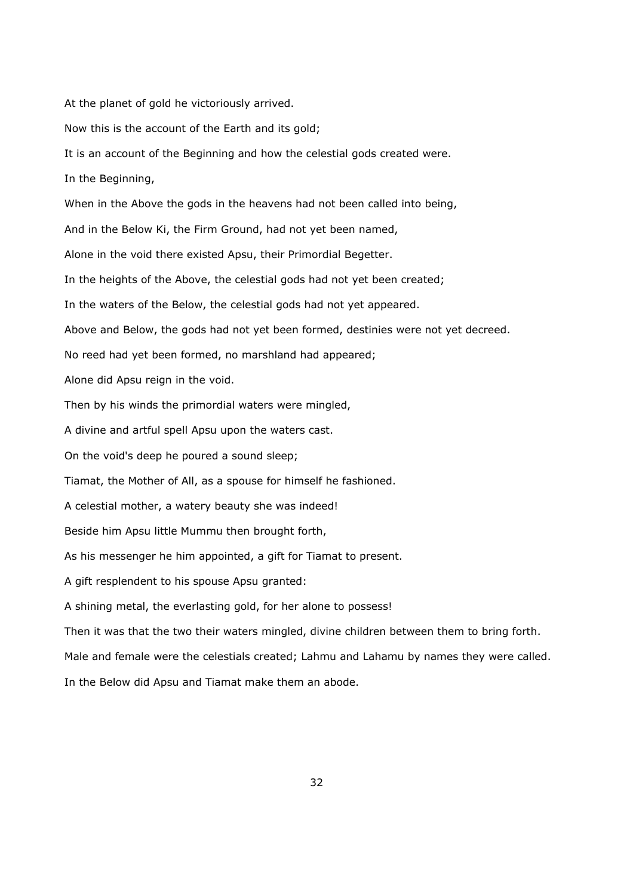At the planet of gold he victoriously arrived.

Now this is the account of the Earth and its gold;

It is an account of the Beginning and how the celestial gods created were.

In the Beginning,

When in the Above the gods in the heavens had not been called into being,

And in the Below Ki, the Firm Ground, had not yet been named,

Alone in the void there existed Apsu, their Primordial Begetter.

In the heights of the Above, the celestial gods had not yet been created;

In the waters of the Below, the celestial gods had not yet appeared.

Above and Below, the gods had not yet been formed, destinies were not yet decreed.

No reed had yet been formed, no marshland had appeared;

Alone did Apsu reign in the void.

Then by his winds the primordial waters were mingled,

A divine and artful spell Apsu upon the waters cast.

On the void's deep he poured a sound sleep;

Tiamat, the Mother of All, as a spouse for himself he fashioned.

A celestial mother, a watery beauty she was indeed!

Beside him Apsu little Mummu then brought forth,

As his messenger he him appointed, a gift for Tiamat to present.

A gift resplendent to his spouse Apsu granted:

A shining metal, the everlasting gold, for her alone to possess!

Then it was that the two their waters mingled, divine children between them to bring forth.

Male and female were the celestials created; Lahmu and Lahamu by names they were called.

In the Below did Apsu and Tiamat make them an abode.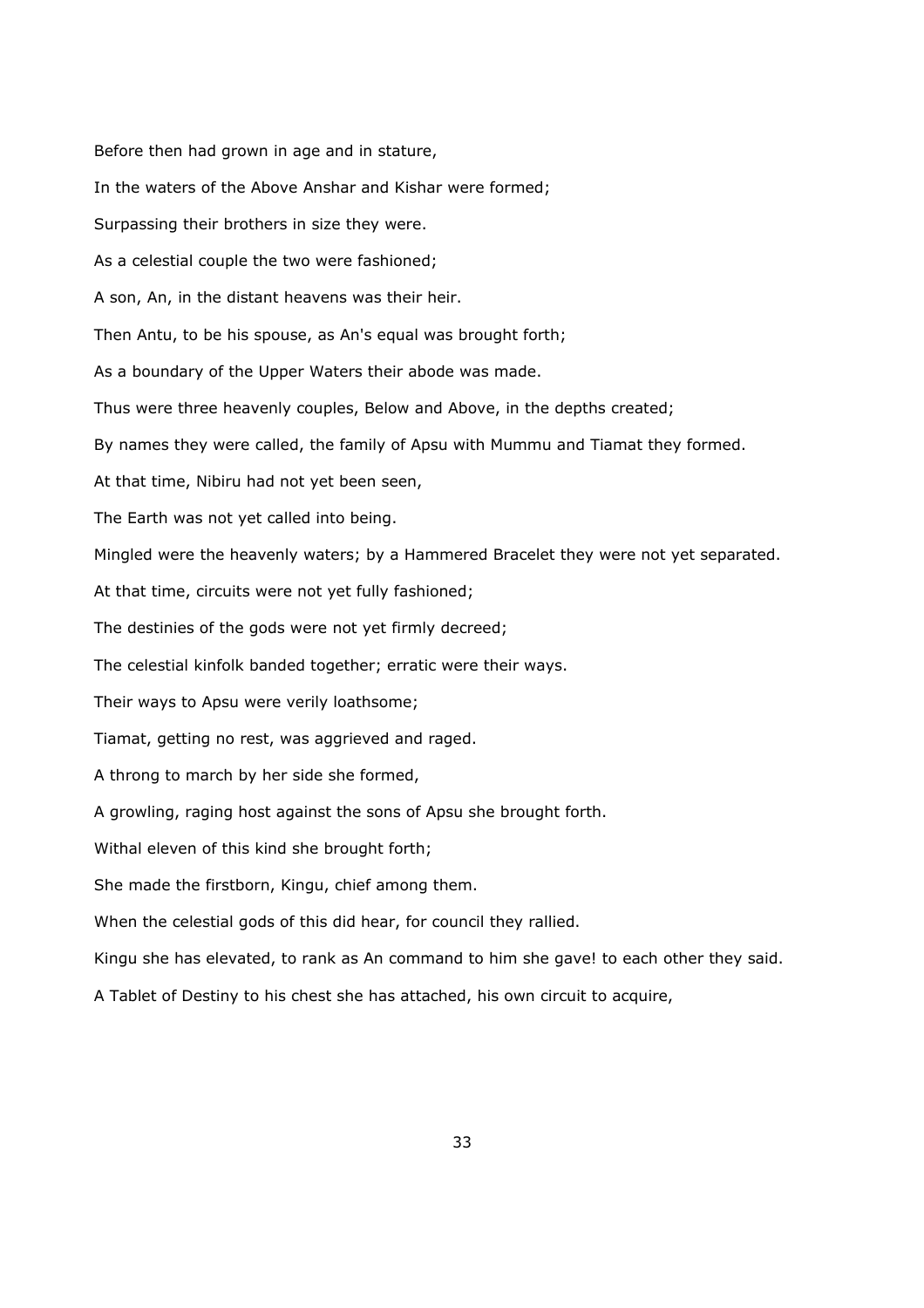Before then had grown in age and in stature,

In the waters of the Above Anshar and Kishar were formed;

Surpassing their brothers in size they were.

As a celestial couple the two were fashioned;

A son, An, in the distant heavens was their heir.

Then Antu, to be his spouse, as An's equal was brought forth;

As a boundary of the Upper Waters their abode was made.

Thus were three heavenly couples, Below and Above, in the depths created;

By names they were called, the family of Apsu with Mummu and Tiamat they formed.

At that time, Nibiru had not yet been seen,

The Earth was not yet called into being.

Mingled were the heavenly waters; by a Hammered Bracelet they were not yet separated.

At that time, circuits were not yet fully fashioned;

The destinies of the gods were not yet firmly decreed;

The celestial kinfolk banded together; erratic were their ways.

Their ways to Apsu were verily loathsome;

Tiamat, getting no rest, was aggrieved and raged.

A throng to march by her side she formed,

A growling, raging host against the sons of Apsu she brought forth.

Withal eleven of this kind she brought forth;

She made the firstborn, Kingu, chief among them.

When the celestial gods of this did hear, for council they rallied.

Kingu she has elevated, to rank as An command to him she gave! to each other they said.

A Tablet of Destiny to his chest she has attached, his own circuit to acquire,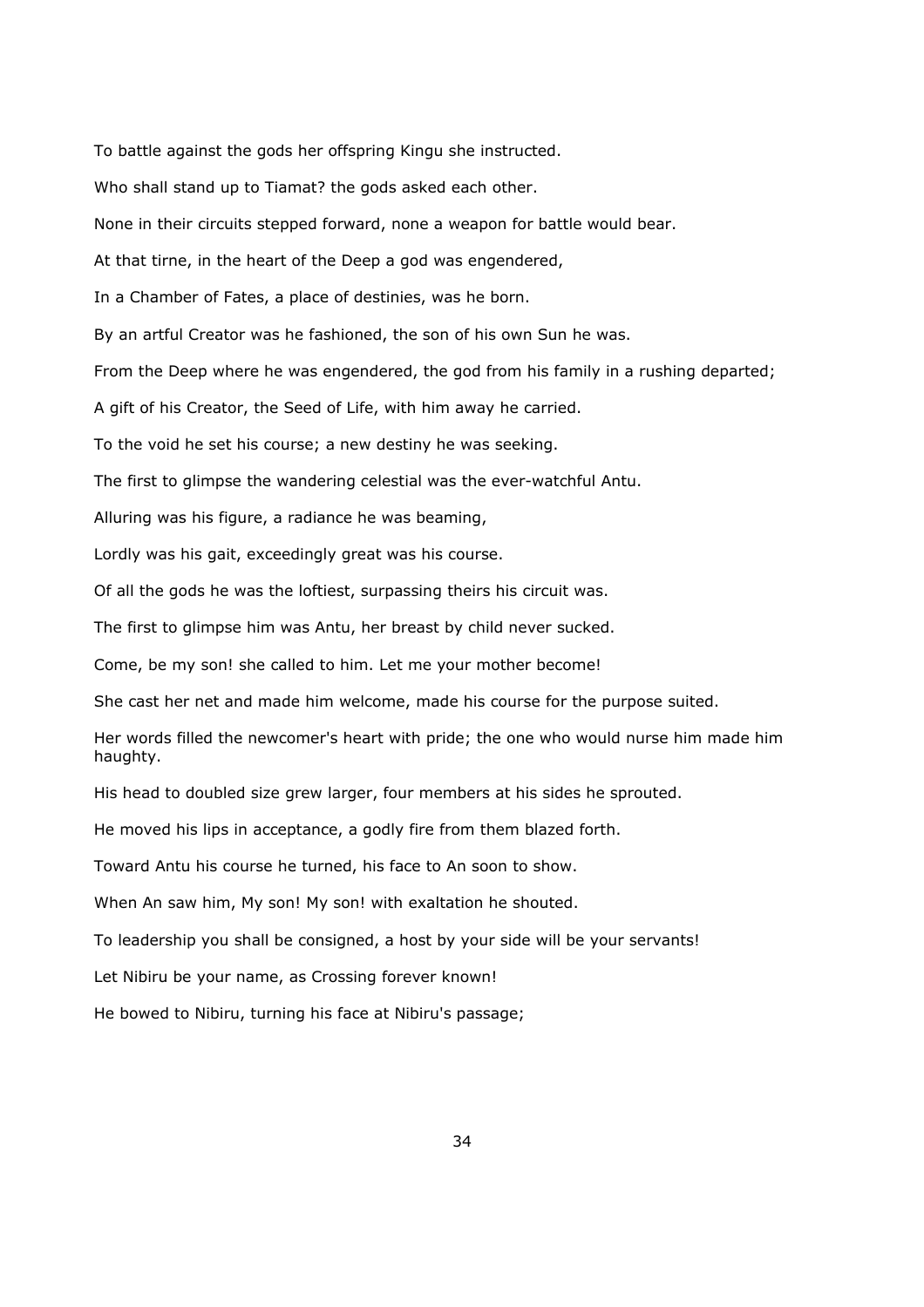To battle against the gods her offspring Kingu she instructed.

Who shall stand up to Tiamat? the gods asked each other.

None in their circuits stepped forward, none a weapon for battle would bear.

At that tirne, in the heart of the Deep a god was engendered,

In a Chamber of Fates, a place of destinies, was he born.

By an artful Creator was he fashioned, the son of his own Sun he was.

From the Deep where he was engendered, the god from his family in a rushing departed;

A gift of his Creator, the Seed of Life, with him away he carried.

To the void he set his course; a new destiny he was seeking.

The first to glimpse the wandering celestial was the ever-watchful Antu.

Alluring was his figure, a radiance he was beaming,

Lordly was his gait, exceedingly great was his course.

Of all the gods he was the loftiest, surpassing theirs his circuit was.

The first to glimpse him was Antu, her breast by child never sucked.

Come, be my son! she called to him. Let me your mother become!

She cast her net and made him welcome, made his course for the purpose suited.

Her words filled the newcomer's heart with pride; the one who would nurse him made him haughty.

His head to doubled size grew larger, four members at his sides he sprouted.

He moved his lips in acceptance, a godly fire from them blazed forth.

Toward Antu his course he turned, his face to An soon to show.

When An saw him, My son! My son! with exaltation he shouted.

To leadership you shall be consigned, a host by your side will be your servants!

Let Nibiru be your name, as Crossing forever known!

He bowed to Nibiru, turning his face at Nibiru's passage;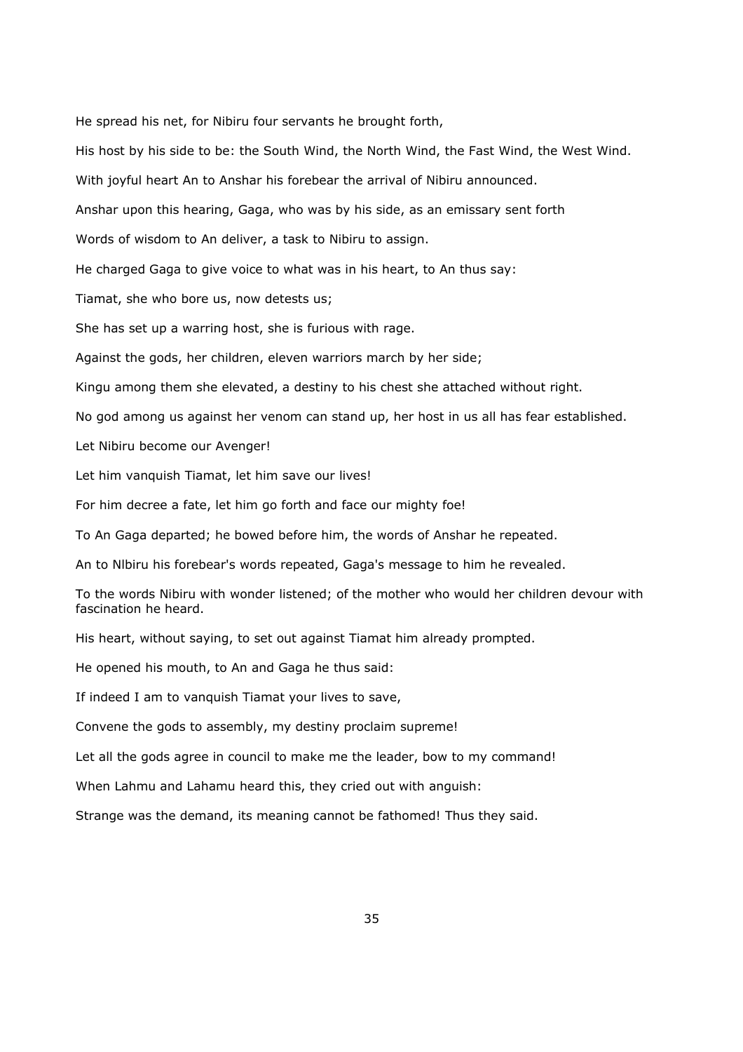He spread his net, for Nibiru four servants he brought forth,

His host by his side to be: the South Wind, the North Wind, the Fast Wind, the West Wind.

With joyful heart An to Anshar his forebear the arrival of Nibiru announced.

Anshar upon this hearing, Gaga, who was by his side, as an emissary sent forth

Words of wisdom to An deliver, a task to Nibiru to assign.

He charged Gaga to give voice to what was in his heart, to An thus say:

Tiamat, she who bore us, now detests us;

She has set up a warring host, she is furious with rage.

Against the gods, her children, eleven warriors march by her side;

Kingu among them she elevated, a destiny to his chest she attached without right.

No god among us against her venom can stand up, her host in us all has fear established.

Let Nibiru become our Avenger!

Let him vanquish Tiamat, let him save our lives!

For him decree a fate, let him go forth and face our mighty foe!

To An Gaga departed; he bowed before him, the words of Anshar he repeated.

An to Nlbiru his forebear's words repeated, Gaga's message to him he revealed.

To the words Nibiru with wonder listened; of the mother who would her children devour with fascination he heard.

His heart, without saying, to set out against Tiamat him already prompted.

He opened his mouth, to An and Gaga he thus said:

If indeed I am to vanquish Tiamat your lives to save,

Convene the gods to assembly, my destiny proclaim supreme!

Let all the gods agree in council to make me the leader, bow to my command!

When Lahmu and Lahamu heard this, they cried out with anguish:

Strange was the demand, its meaning cannot be fathomed! Thus they said.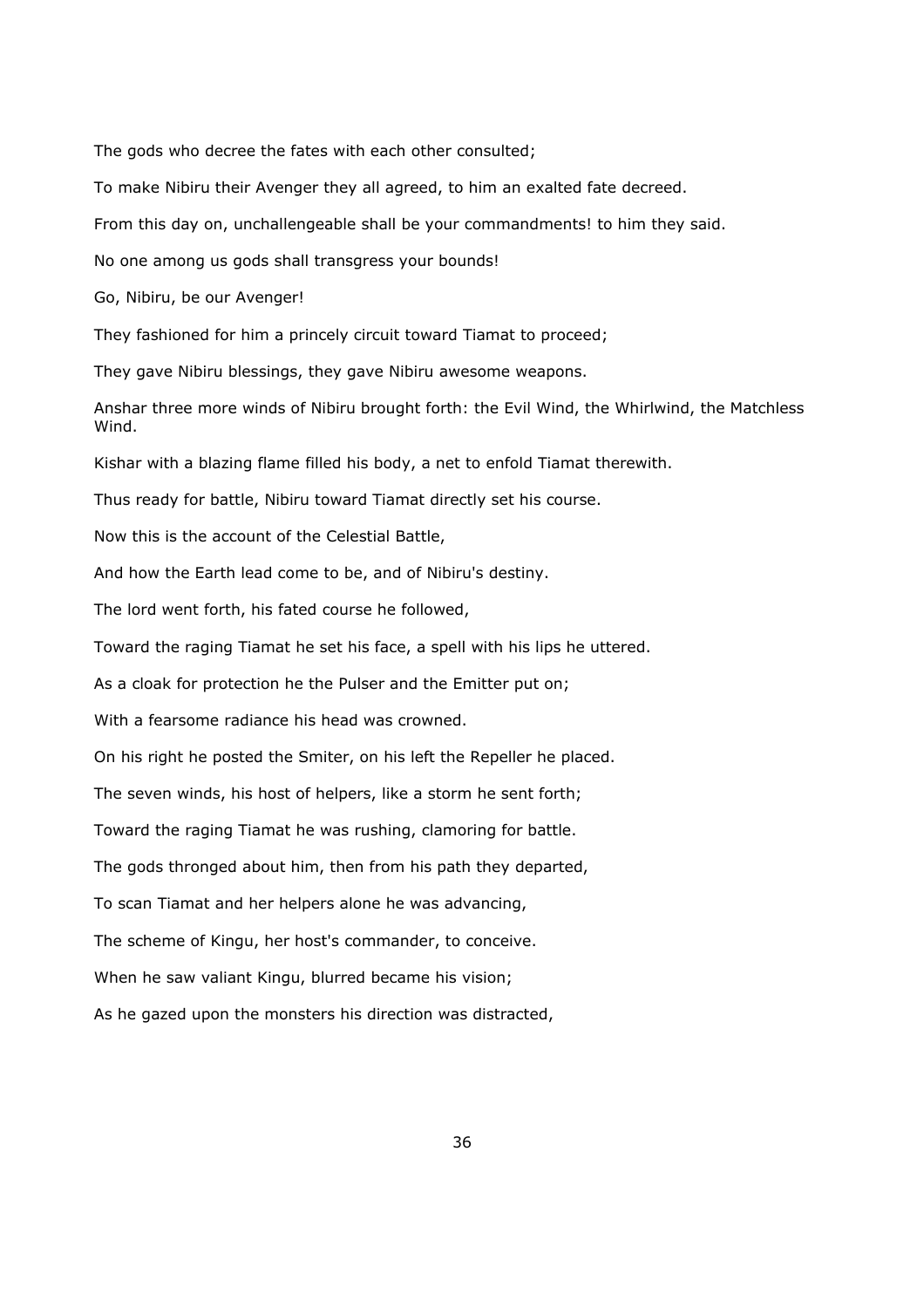The gods who decree the fates with each other consulted;

To make Nibiru their Avenger they all agreed, to him an exalted fate decreed.

From this day on, unchallengeable shall be your commandments! to him they said.

No one among us gods shall transgress your bounds!

Go, Nibiru, be our Avenger!

They fashioned for him a princely circuit toward Tiamat to proceed;

They gave Nibiru blessings, they gave Nibiru awesome weapons.

Anshar three more winds of Nibiru brought forth: the Evil Wind, the Whirlwind, the Matchless Wind.

Kishar with a blazing flame filled his body, a net to enfold Tiamat therewith.

Thus ready for battle, Nibiru toward Tiamat directly set his course.

Now this is the account of the Celestial Battle,

And how the Earth lead come to be, and of Nibiru's destiny.

The lord went forth, his fated course he followed,

Toward the raging Tiamat he set his face, a spell with his lips he uttered.

As a cloak for protection he the Pulser and the Emitter put on;

With a fearsome radiance his head was crowned.

On his right he posted the Smiter, on his left the Repeller he placed.

The seven winds, his host of helpers, like a storm he sent forth;

Toward the raging Tiamat he was rushing, clamoring for battle.

The gods thronged about him, then from his path they departed,

To scan Tiamat and her helpers alone he was advancing,

The scheme of Kingu, her host's commander, to conceive.

When he saw valiant Kingu, blurred became his vision;

As he gazed upon the monsters his direction was distracted,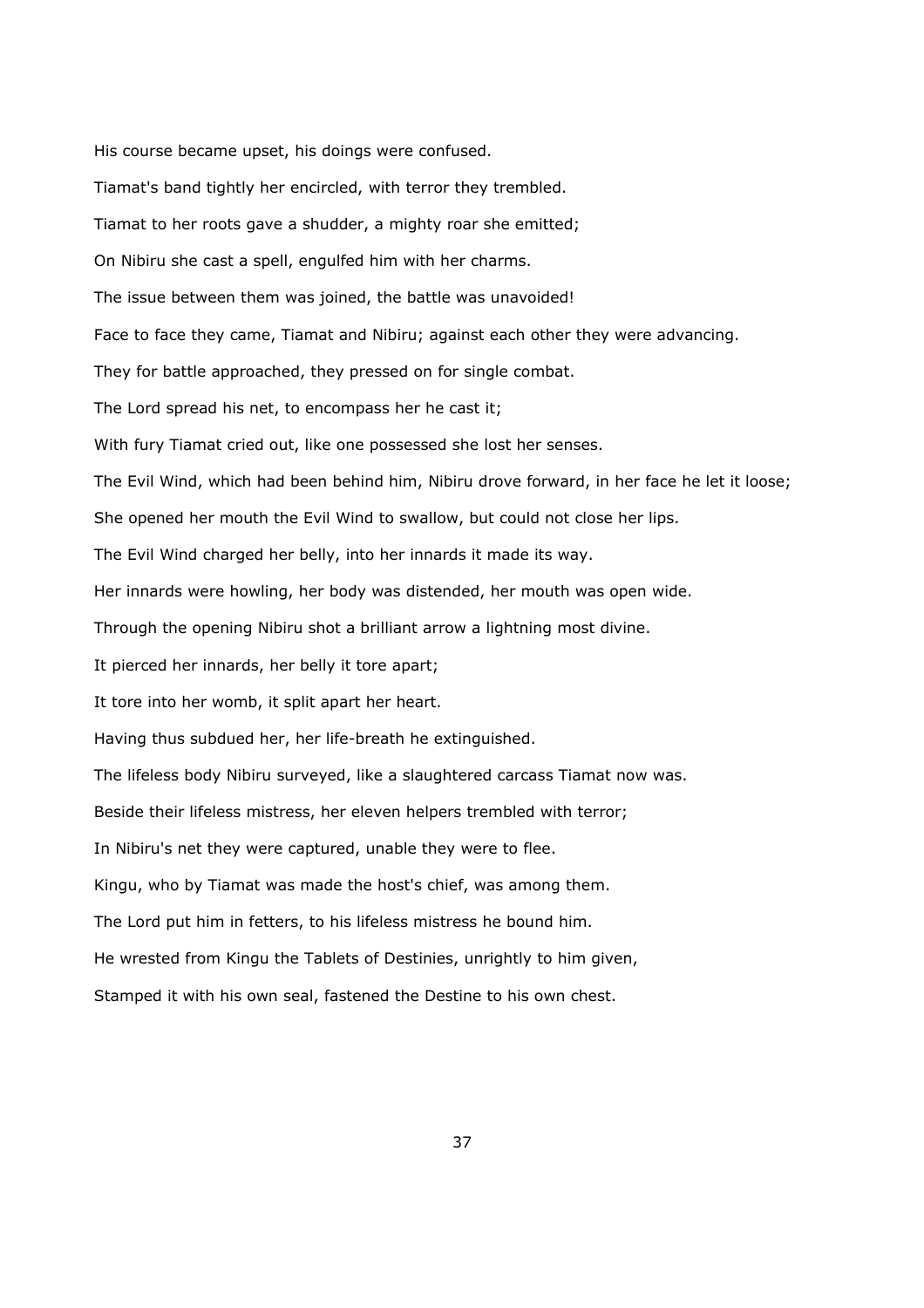His course became upset, his doings were confused.

Tiamat's band tightly her encircled, with terror they trembled.

Tiamat to her roots gave a shudder, a mighty roar she emitted;

On Nibiru she cast a spell, engulfed him with her charms.

The issue between them was joined, the battle was unavoided!

Face to face they came, Tiamat and Nibiru; against each other they were advancing.

They for battle approached, they pressed on for single combat.

The Lord spread his net, to encompass her he cast it;

With fury Tiamat cried out, like one possessed she lost her senses.

The Evil Wind, which had been behind him, Nibiru drove forward, in her face he let it loose;

She opened her mouth the Evil Wind to swallow, but could not close her lips.

The Evil Wind charged her belly, into her innards it made its way.

Her innards were howling, her body was distended, her mouth was open wide.

Through the opening Nibiru shot a brilliant arrow a lightning most divine.

It pierced her innards, her belly it tore apart;

It tore into her womb, it split apart her heart.

Having thus subdued her, her life-breath he extinguished.

The lifeless body Nibiru surveyed, like a slaughtered carcass Tiamat now was.

Beside their lifeless mistress, her eleven helpers trembled with terror;

In Nibiru's net they were captured, unable they were to flee.

Kingu, who by Tiamat was made the host's chief, was among them.

The Lord put him in fetters, to his lifeless mistress he bound him.

He wrested from Kingu the Tablets of Destinies, unrightly to him given,

Stamped it with his own seal, fastened the Destine to his own chest.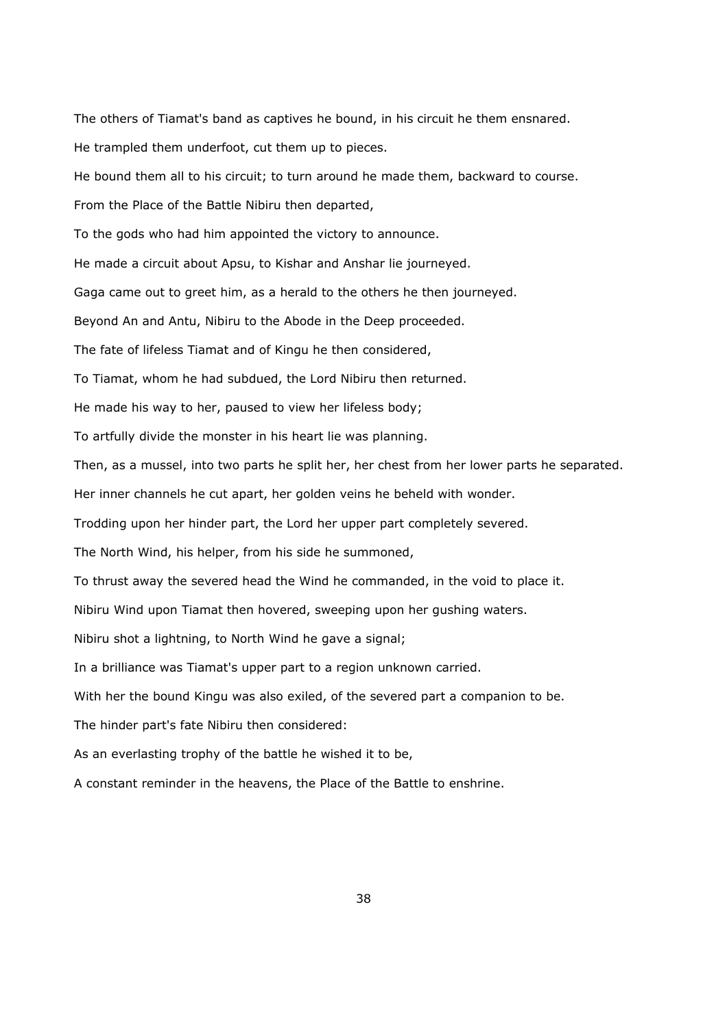The others of Tiamat's band as captives he bound, in his circuit he them ensnared.

He trampled them underfoot, cut them up to pieces.

He bound them all to his circuit; to turn around he made them, backward to course.

From the Place of the Battle Nibiru then departed,

To the gods who had him appointed the victory to announce.

He made a circuit about Apsu, to Kishar and Anshar lie journeyed.

Gaga came out to greet him, as a herald to the others he then journeyed.

Beyond An and Antu, Nibiru to the Abode in the Deep proceeded.

The fate of lifeless Tiamat and of Kingu he then considered,

To Tiamat, whom he had subdued, the Lord Nibiru then returned.

He made his way to her, paused to view her lifeless body;

To artfully divide the monster in his heart lie was planning.

Then, as a mussel, into two parts he split her, her chest from her lower parts he separated.

Her inner channels he cut apart, her golden veins he beheld with wonder.

Trodding upon her hinder part, the Lord her upper part completely severed.

The North Wind, his helper, from his side he summoned,

To thrust away the severed head the Wind he commanded, in the void to place it.

Nibiru Wind upon Tiamat then hovered, sweeping upon her gushing waters.

Nibiru shot a lightning, to North Wind he gave a signal;

In a brilliance was Tiamat's upper part to a region unknown carried.

With her the bound Kingu was also exiled, of the severed part a companion to be.

The hinder part's fate Nibiru then considered:

As an everlasting trophy of the battle he wished it to be,

A constant reminder in the heavens, the Place of the Battle to enshrine.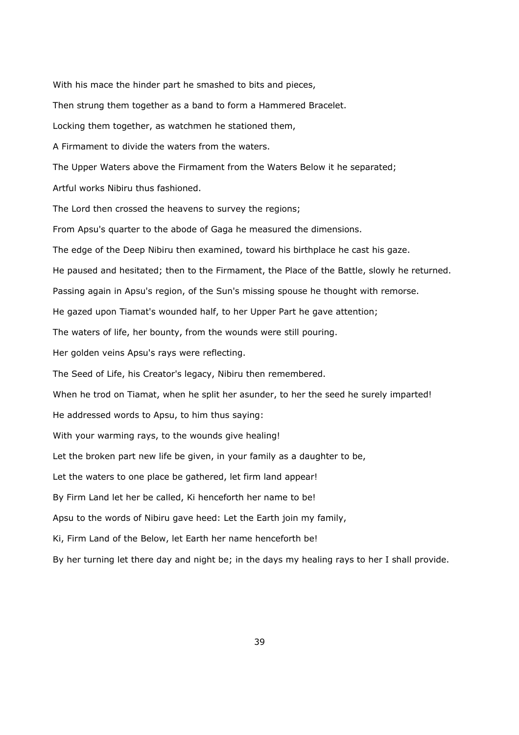With his mace the hinder part he smashed to bits and pieces,

Then strung them together as a band to form a Hammered Bracelet.

Locking them together, as watchmen he stationed them,

A Firmament to divide the waters from the waters.

The Upper Waters above the Firmament from the Waters Below it he separated;

Artful works Nibiru thus fashioned.

The Lord then crossed the heavens to survey the regions;

From Apsu's quarter to the abode of Gaga he measured the dimensions.

The edge of the Deep Nibiru then examined, toward his birthplace he cast his gaze.

He paused and hesitated; then to the Firmament, the Place of the Battle, slowly he returned.

Passing again in Apsu's region, of the Sun's missing spouse he thought with remorse.

He gazed upon Tiamat's wounded half, to her Upper Part he gave attention;

The waters of life, her bounty, from the wounds were still pouring.

Her golden veins Apsu's rays were reflecting.

The Seed of Life, his Creator's legacy, Nibiru then remembered.

When he trod on Tiamat, when he split her asunder, to her the seed he surely imparted!

He addressed words to Apsu, to him thus saying:

With your warming rays, to the wounds give healing!

Let the broken part new life be given, in your family as a daughter to be,

Let the waters to one place be gathered, let firm land appear!

By Firm Land let her be called, Ki henceforth her name to be!

Apsu to the words of Nibiru gave heed: Let the Earth join my family,

Ki, Firm Land of the Below, let Earth her name henceforth be!

By her turning let there day and night be; in the days my healing rays to her I shall provide.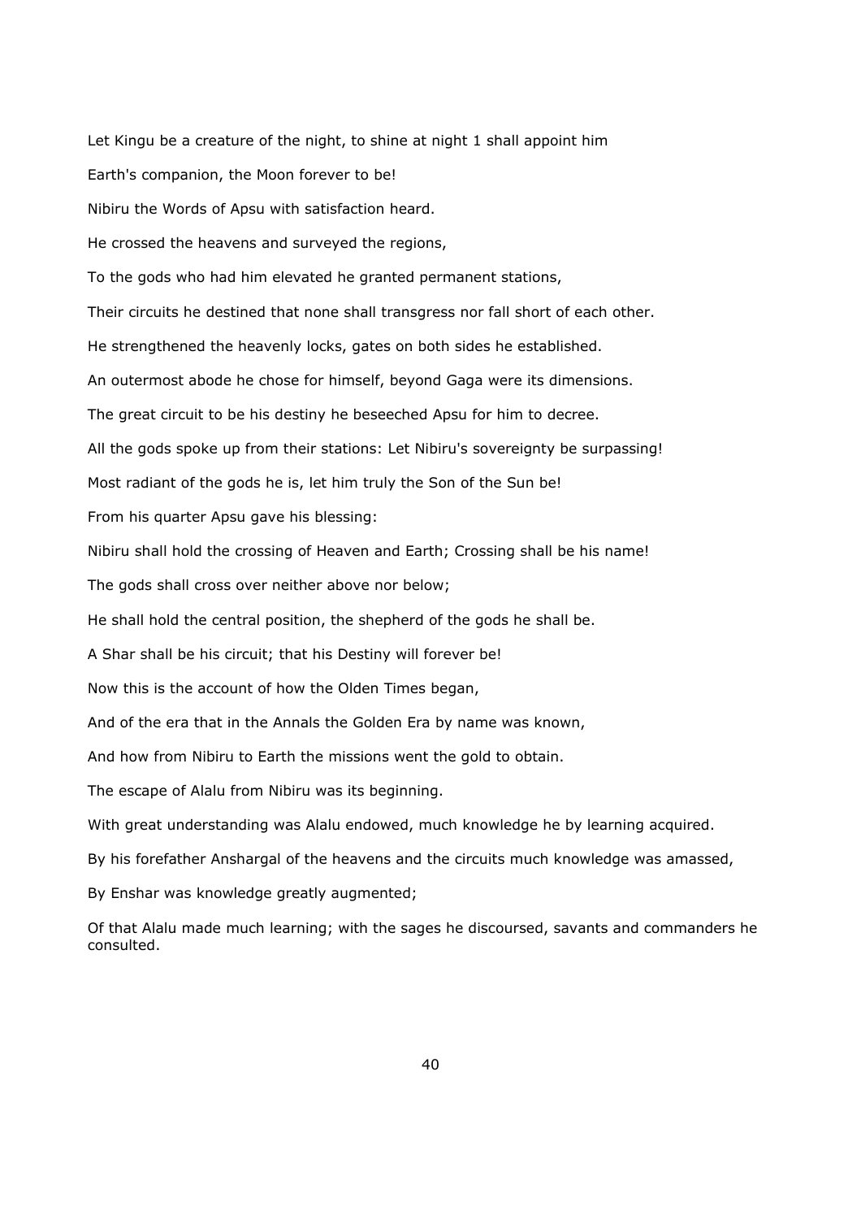Let Kingu be a creature of the night, to shine at night 1 shall appoint him

Earth's companion, the Moon forever to be!

Nibiru the Words of Apsu with satisfaction heard.

He crossed the heavens and surveyed the regions,

To the gods who had him elevated he granted permanent stations,

Their circuits he destined that none shall transgress nor fall short of each other.

He strengthened the heavenly locks, gates on both sides he established.

An outermost abode he chose for himself, beyond Gaga were its dimensions.

The great circuit to be his destiny he beseeched Apsu for him to decree.

All the gods spoke up from their stations: Let Nibiru's sovereignty be surpassing!

Most radiant of the gods he is, let him truly the Son of the Sun be!

From his quarter Apsu gave his blessing:

Nibiru shall hold the crossing of Heaven and Earth; Crossing shall be his name!

The gods shall cross over neither above nor below;

He shall hold the central position, the shepherd of the gods he shall be.

A Shar shall be his circuit; that his Destiny will forever be!

Now this is the account of how the Olden Times began,

And of the era that in the Annals the Golden Era by name was known,

And how from Nibiru to Earth the missions went the gold to obtain.

The escape of Alalu from Nibiru was its beginning.

With great understanding was Alalu endowed, much knowledge he by learning acquired.

By his forefather Anshargal of the heavens and the circuits much knowledge was amassed,

By Enshar was knowledge greatly augmented;

Of that Alalu made much learning; with the sages he discoursed, savants and commanders he consulted.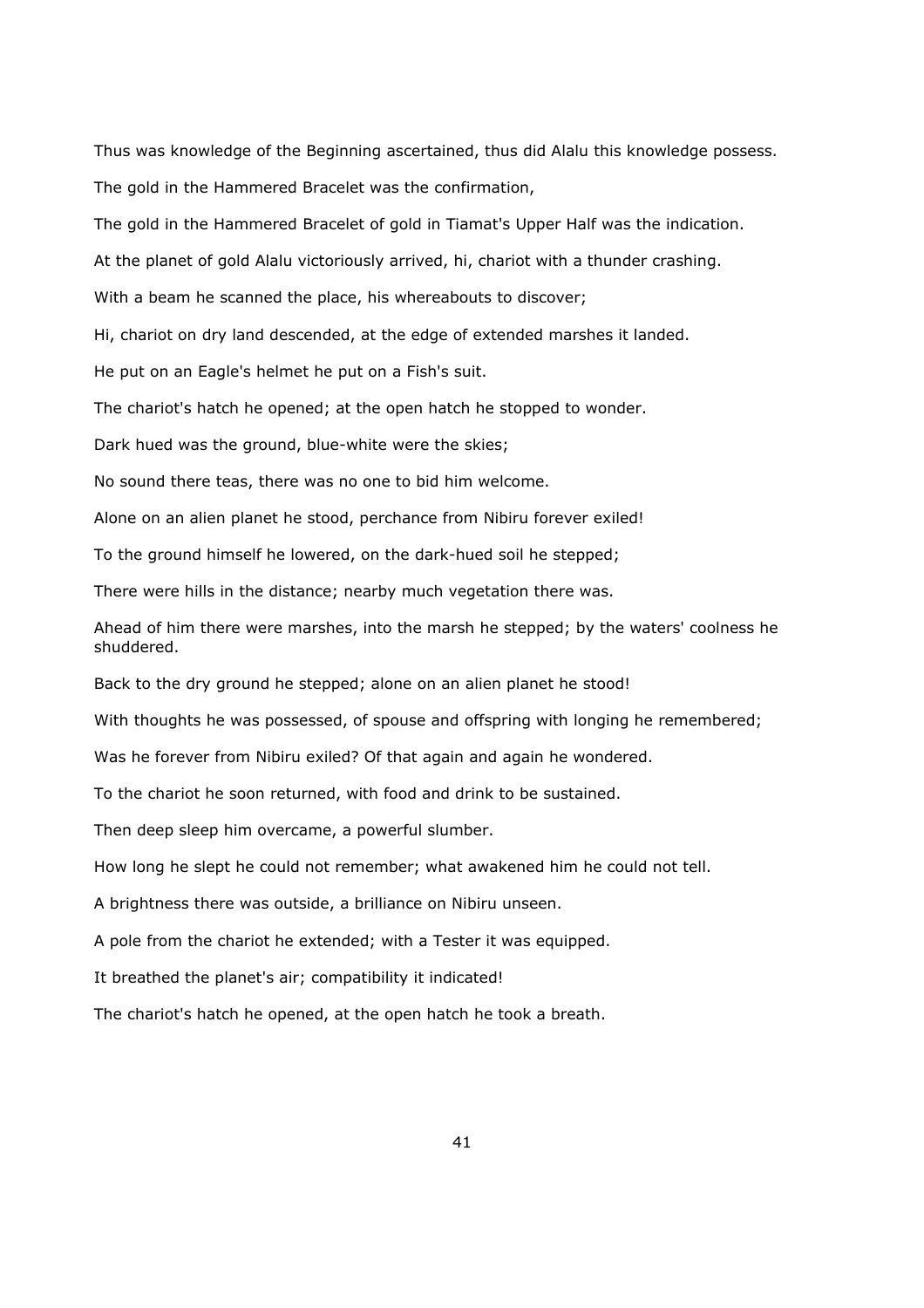Thus was knowledge of the Beginning ascertained, thus did Alalu this knowledge possess.

The gold in the Hammered Bracelet was the confirmation,

The gold in the Hammered Bracelet of gold in Tiamat's Upper Half was the indication.

At the planet of gold Alalu victoriously arrived, hi, chariot with a thunder crashing.

With a beam he scanned the place, his whereabouts to discover;

Hi, chariot on dry land descended, at the edge of extended marshes it landed.

He put on an Eagle's helmet he put on a Fish's suit.

The chariot's hatch he opened; at the open hatch he stopped to wonder.

Dark hued was the ground, blue-white were the skies;

No sound there teas, there was no one to bid him welcome.

Alone on an alien planet he stood, perchance from Nibiru forever exiled!

To the ground himself he lowered, on the dark-hued soil he stepped;

There were hills in the distance; nearby much vegetation there was.

Ahead of him there were marshes, into the marsh he stepped; by the waters' coolness he shuddered.

Back to the dry ground he stepped; alone on an alien planet he stood!

With thoughts he was possessed, of spouse and offspring with longing he remembered;

Was he forever from Nibiru exiled? Of that again and again he wondered.

To the chariot he soon returned, with food and drink to be sustained.

Then deep sleep him overcame, a powerful slumber.

How long he slept he could not remember; what awakened him he could not tell.

A brightness there was outside, a brilliance on Nibiru unseen.

A pole from the chariot he extended; with a Tester it was equipped.

It breathed the planet's air; compatibility it indicated!

The chariot's hatch he opened, at the open hatch he took a breath.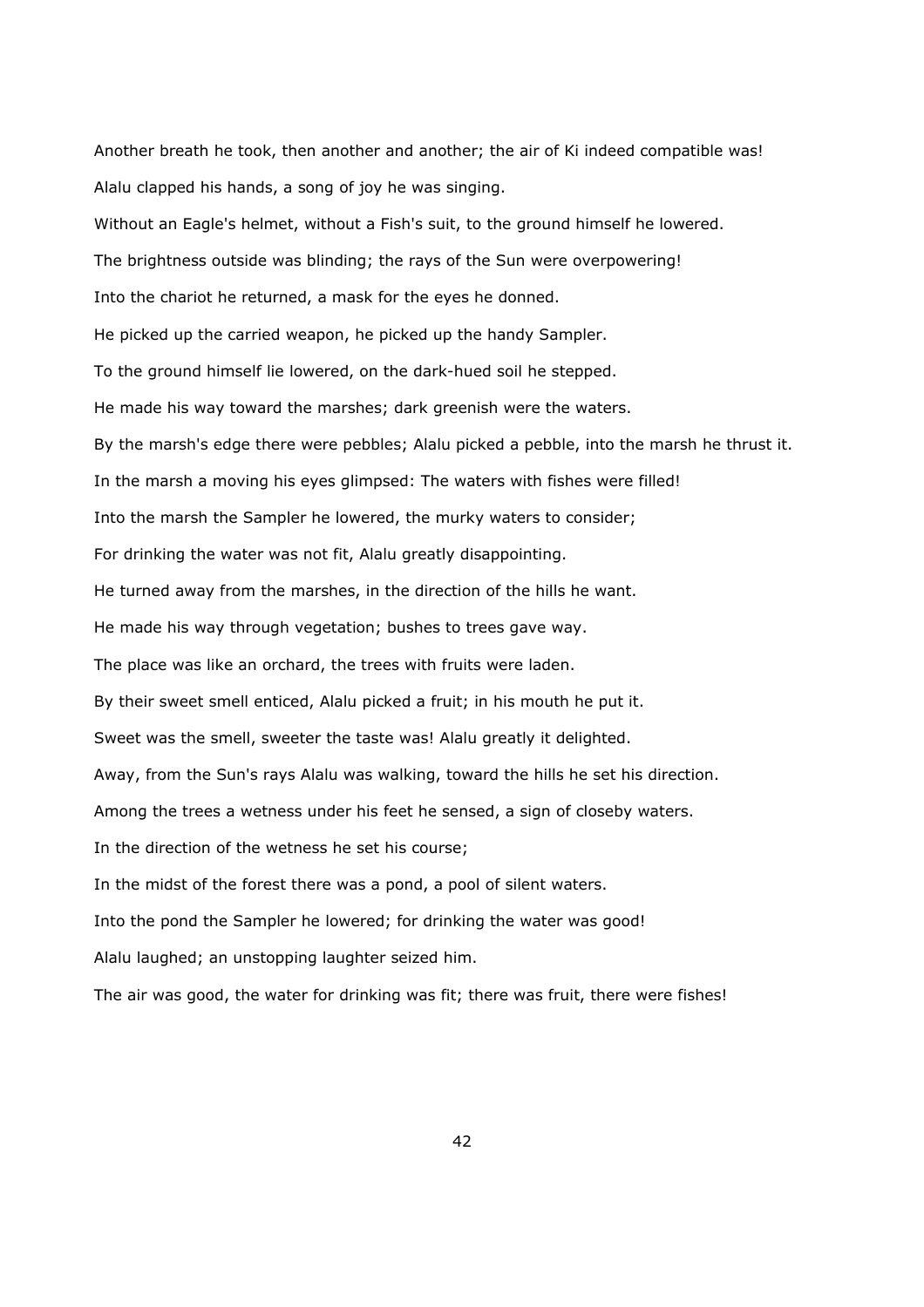Another breath he took, then another and another; the air of Ki indeed compatible was!

Alalu clapped his hands, a song of joy he was singing.

Without an Eagle's helmet, without a Fish's suit, to the ground himself he lowered.

The brightness outside was blinding; the rays of the Sun were overpowering!

Into the chariot he returned, a mask for the eyes he donned.

He picked up the carried weapon, he picked up the handy Sampler.

To the ground himself lie lowered, on the dark-hued soil he stepped.

He made his way toward the marshes; dark greenish were the waters.

By the marsh's edge there were pebbles; Alalu picked a pebble, into the marsh he thrust it.

In the marsh a moving his eyes glimpsed: The waters with fishes were filled!

Into the marsh the Sampler he lowered, the murky waters to consider;

For drinking the water was not fit, Alalu greatly disappointing.

He turned away from the marshes, in the direction of the hills he want.

He made his way through vegetation; bushes to trees gave way.

The place was like an orchard, the trees with fruits were laden.

By their sweet smell enticed, Alalu picked a fruit; in his mouth he put it.

Sweet was the smell, sweeter the taste was! Alalu greatly it delighted.

Away, from the Sun's rays Alalu was walking, toward the hills he set his direction.

Among the trees a wetness under his feet he sensed, a sign of closeby waters.

In the direction of the wetness he set his course;

In the midst of the forest there was a pond, a pool of silent waters.

Into the pond the Sampler he lowered; for drinking the water was good!

Alalu laughed; an unstopping laughter seized him.

The air was good, the water for drinking was fit; there was fruit, there were fishes!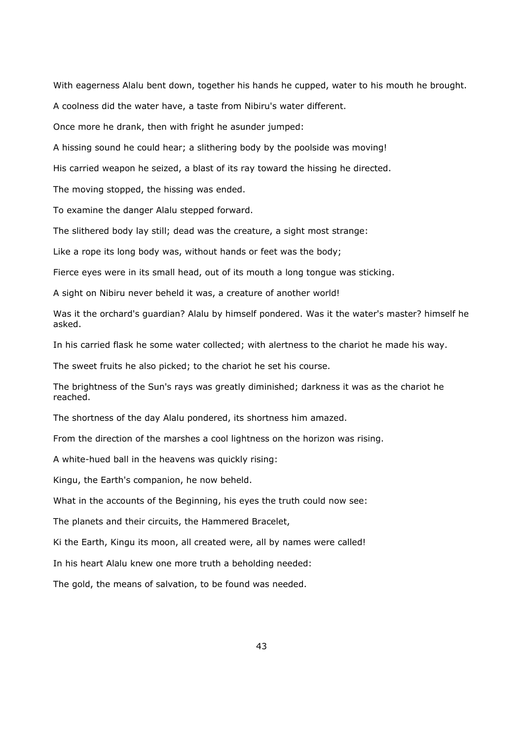With eagerness Alalu bent down, together his hands he cupped, water to his mouth he brought.

A coolness did the water have, a taste from Nibiru's water different.

Once more he drank, then with fright he asunder jumped:

A hissing sound he could hear; a slithering body by the poolside was moving!

His carried weapon he seized, a blast of its ray toward the hissing he directed.

The moving stopped, the hissing was ended.

To examine the danger Alalu stepped forward.

The slithered body lay still; dead was the creature, a sight most strange:

Like a rope its long body was, without hands or feet was the body;

Fierce eyes were in its small head, out of its mouth a long tongue was sticking.

A sight on Nibiru never beheld it was, a creature of another world!

Was it the orchard's guardian? Alalu by himself pondered. Was it the water's master? himself he asked.

In his carried flask he some water collected; with alertness to the chariot he made his way.

The sweet fruits he also picked; to the chariot he set his course.

The brightness of the Sun's rays was greatly diminished; darkness it was as the chariot he reached.

The shortness of the day Alalu pondered, its shortness him amazed.

From the direction of the marshes a cool lightness on the horizon was rising.

A white-hued ball in the heavens was quickly rising:

Kingu, the Earth's companion, he now beheld.

What in the accounts of the Beginning, his eyes the truth could now see:

The planets and their circuits, the Hammered Bracelet,

Ki the Earth, Kingu its moon, all created were, all by names were called!

In his heart Alalu knew one more truth a beholding needed:

The gold, the means of salvation, to be found was needed.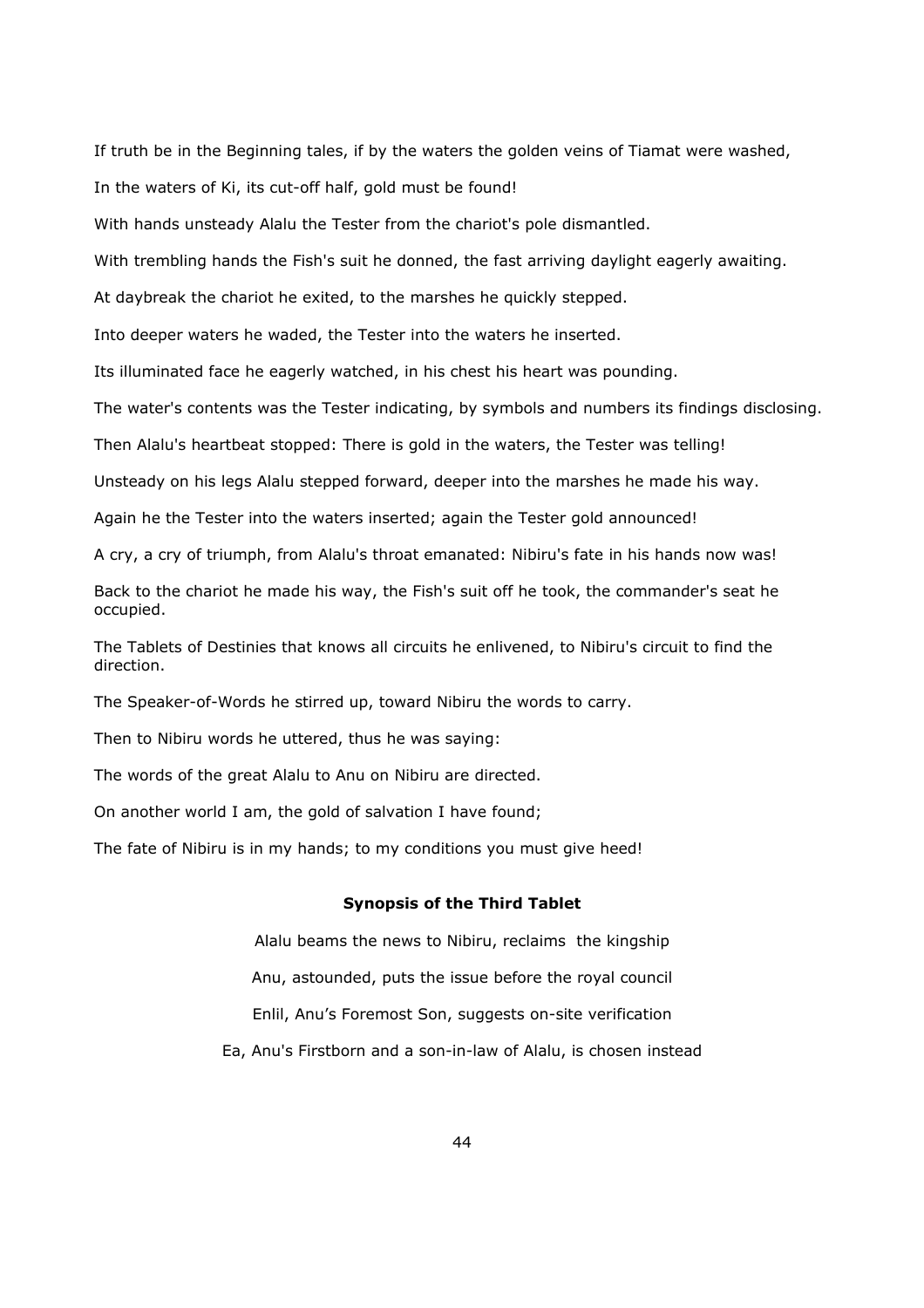If truth be in the Beginning tales, if by the waters the golden veins of Tiamat were washed,

In the waters of Ki, its cut-off half, gold must be found!

With hands unsteady Alalu the Tester from the chariot's pole dismantled.

With trembling hands the Fish's suit he donned, the fast arriving daylight eagerly awaiting.

At daybreak the chariot he exited, to the marshes he quickly stepped.

Into deeper waters he waded, the Tester into the waters he inserted.

Its illuminated face he eagerly watched, in his chest his heart was pounding.

The water's contents was the Tester indicating, by symbols and numbers its findings disclosing.

Then Alalu's heartbeat stopped: There is gold in the waters, the Tester was telling!

Unsteady on his legs Alalu stepped forward, deeper into the marshes he made his way.

Again he the Tester into the waters inserted; again the Tester gold announced!

A cry, a cry of triumph, from Alalu's throat emanated: Nibiru's fate in his hands now was!

Back to the chariot he made his way, the Fish's suit off he took, the commander's seat he occupied.

The Tablets of Destinies that knows all circuits he enlivened, to Nibiru's circuit to find the direction.

The Speaker-of-Words he stirred up, toward Nibiru the words to carry.

Then to Nibiru words he uttered, thus he was saying:

The words of the great Alalu to Anu on Nibiru are directed.

On another world I am, the gold of salvation I have found;

The fate of Nibiru is in my hands; to my conditions you must give heed!

### Synopsis of the Third Tablet

Alalu beams the news to Nibiru, reclaims the kingship

Anu, astounded, puts the issue before the royal council

Enlil, Anu's Foremost Son, suggests on-site verification

Ea, Anu's Firstborn and a son-in-law of Alalu, is chosen instead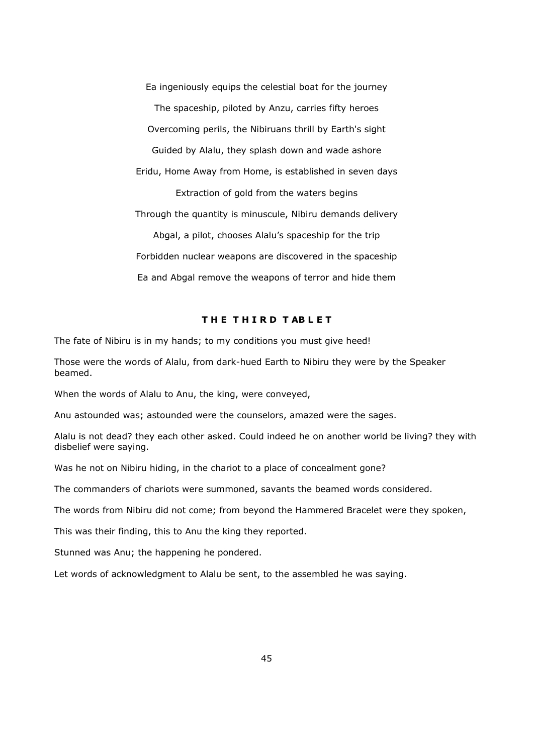Ea ingeniously equips the celestial boat for the journey

The spaceship, piloted by Anzu, carries fifty heroes

Overcoming perils, the Nibiruans thrill by Earth's sight

Guided by Alalu, they splash down and wade ashore

Eridu, Home Away from Home, is established in seven days

Extraction of gold from the waters begins

Through the quantity is minuscule, Nibiru demands delivery

Abgal, a pilot, chooses Alalu's spaceship for the trip

Forbidden nuclear weapons are discovered in the spaceship

Ea and Abgal remove the weapons of terror and hide them

## THE THIRD TABLET

The fate of Nibiru is in my hands; to my conditions you must give heed!

Those were the words of Alalu, from dark-hued Earth to Nibiru they were by the Speaker beamed.

When the words of Alalu to Anu, the king, were conveyed,

Anu astounded was; astounded were the counselors, amazed were the sages.

Alalu is not dead? they each other asked. Could indeed he on another world be living? they with disbelief were saying.

Was he not on Nibiru hiding, in the chariot to a place of concealment gone?

The commanders of chariots were summoned, savants the beamed words considered.

The words from Nibiru did not come; from beyond the Hammered Bracelet were they spoken,

This was their finding, this to Anu the king they reported.

Stunned was Anu; the happening he pondered.

Let words of acknowledgment to Alalu be sent, to the assembled he was saying.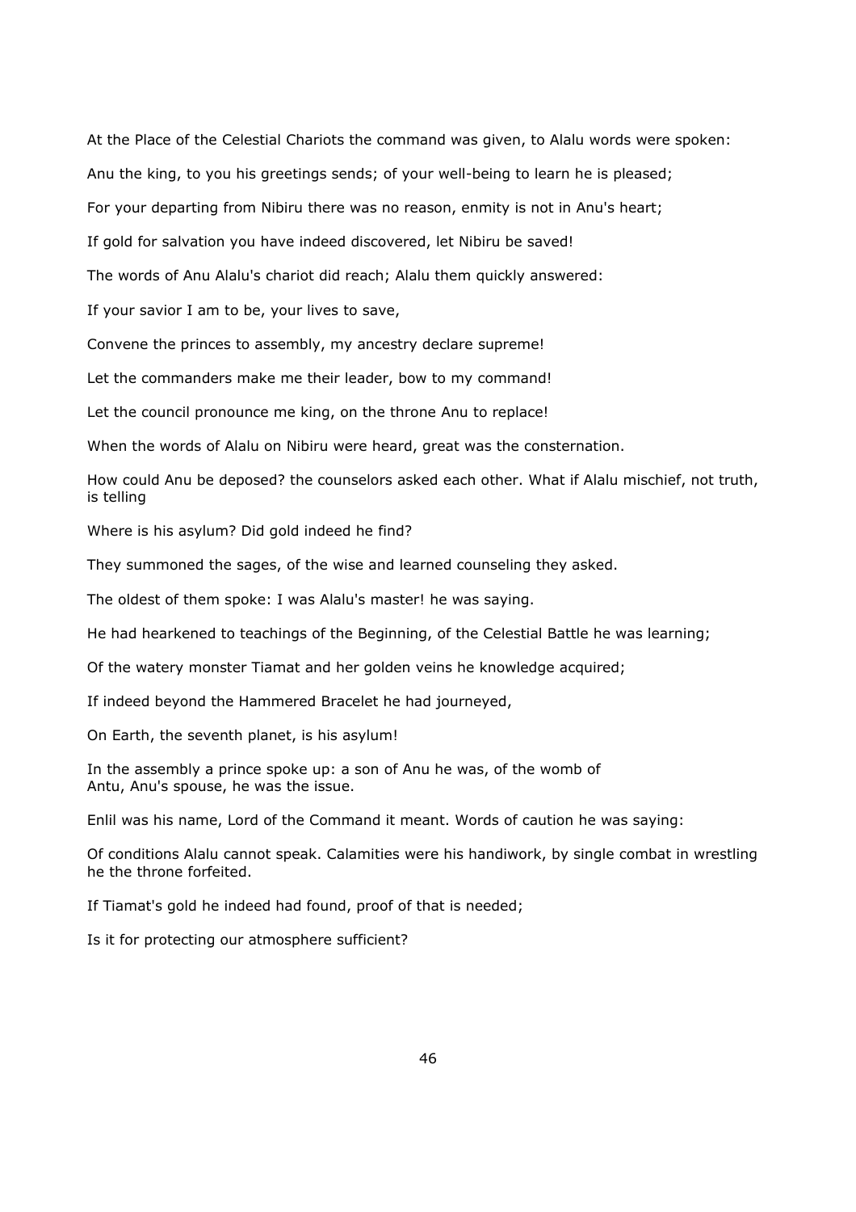At the Place of the Celestial Chariots the command was given, to Alalu words were spoken:

Anu the king, to you his greetings sends; of your well-being to learn he is pleased;

For your departing from Nibiru there was no reason, enmity is not in Anu's heart;

If gold for salvation you have indeed discovered, let Nibiru be saved!

The words of Anu Alalu's chariot did reach; Alalu them quickly answered:

If your savior I am to be, your lives to save,

Convene the princes to assembly, my ancestry declare supreme!

Let the commanders make me their leader, bow to my command!

Let the council pronounce me king, on the throne Anu to replace!

When the words of Alalu on Nibiru were heard, great was the consternation.

How could Anu be deposed? the counselors asked each other. What if Alalu mischief, not truth, is telling

Where is his asylum? Did gold indeed he find?

They summoned the sages, of the wise and learned counseling they asked.

The oldest of them spoke: I was Alalu's master! he was saying.

He had hearkened to teachings of the Beginning, of the Celestial Battle he was learning;

Of the watery monster Tiamat and her golden veins he knowledge acquired;

If indeed beyond the Hammered Bracelet he had journeyed,

On Earth, the seventh planet, is his asylum!

In the assembly a prince spoke up: a son of Anu he was, of the womb of Antu, Anu's spouse, he was the issue.

Enlil was his name, Lord of the Command it meant. Words of caution he was saying:

Of conditions Alalu cannot speak. Calamities were his handiwork, by single combat in wrestling he the throne forfeited.

If Tiamat's gold he indeed had found, proof of that is needed;

Is it for protecting our atmosphere sufficient?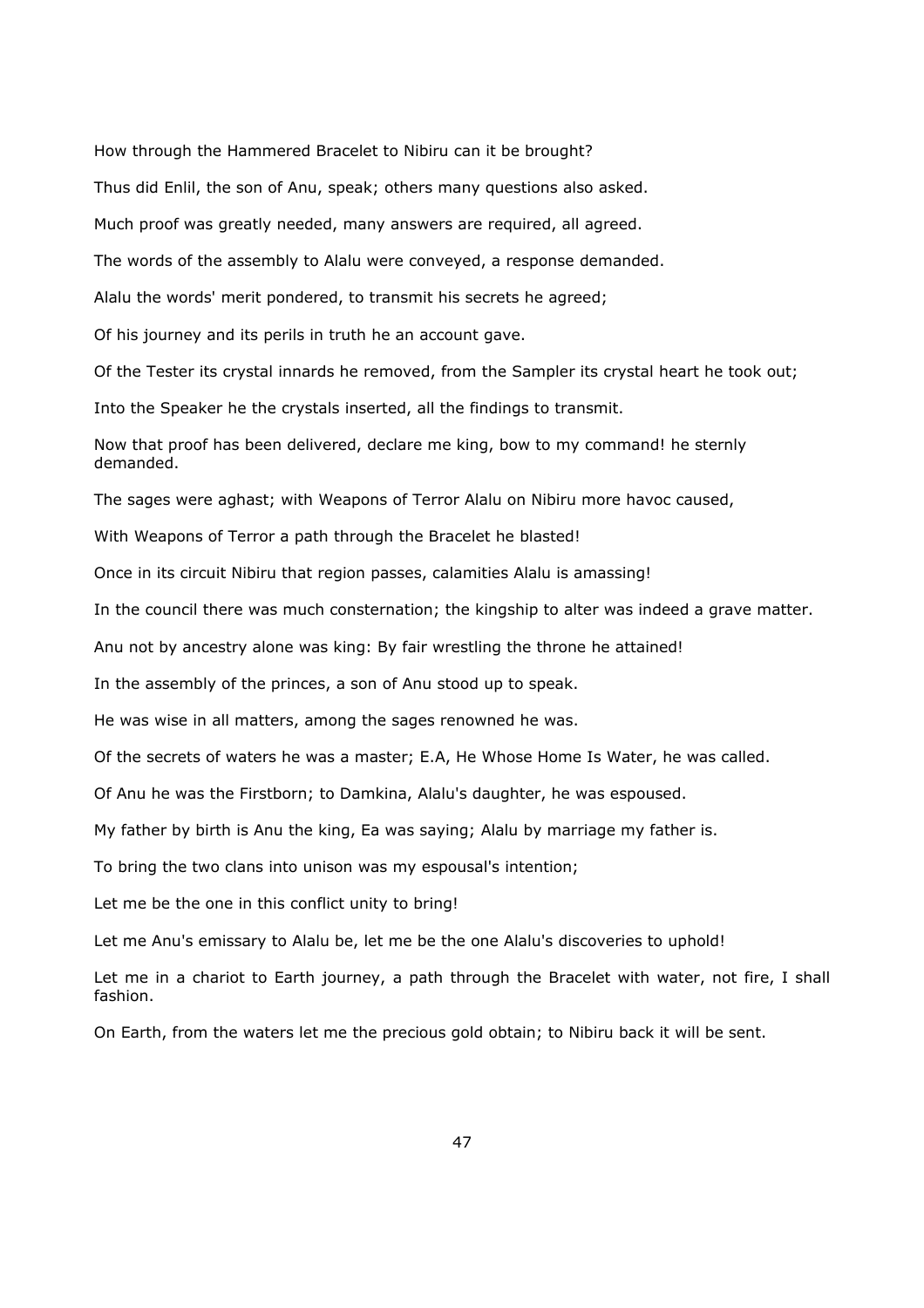How through the Hammered Bracelet to Nibiru can it be brought?

Thus did Enlil, the son of Anu, speak; others many questions also asked.

Much proof was greatly needed, many answers are required, all agreed.

The words of the assembly to Alalu were conveyed, a response demanded.

Alalu the words' merit pondered, to transmit his secrets he agreed;

Of his journey and its perils in truth he an account gave.

Of the Tester its crystal innards he removed, from the Sampler its crystal heart he took out;

Into the Speaker he the crystals inserted, all the findings to transmit.

Now that proof has been delivered, declare me king, bow to my command! he sternly demanded.

The sages were aghast; with Weapons of Terror Alalu on Nibiru more havoc caused,

With Weapons of Terror a path through the Bracelet he blasted!

Once in its circuit Nibiru that region passes, calamities Alalu is amassing!

In the council there was much consternation; the kingship to alter was indeed a grave matter.

Anu not by ancestry alone was king: By fair wrestling the throne he attained!

In the assembly of the princes, a son of Anu stood up to speak.

He was wise in all matters, among the sages renowned he was.

Of the secrets of waters he was a master; E.A, He Whose Home Is Water, he was called.

Of Anu he was the Firstborn; to Damkina, Alalu's daughter, he was espoused.

My father by birth is Anu the king, Ea was saying; Alalu by marriage my father is.

To bring the two clans into unison was my espousal's intention;

Let me be the one in this conflict unity to bring!

Let me Anu's emissary to Alalu be, let me be the one Alalu's discoveries to uphold!

Let me in a chariot to Earth journey, a path through the Bracelet with water, not fire, I shall fashion.

On Earth, from the waters let me the precious gold obtain; to Nibiru back it will be sent.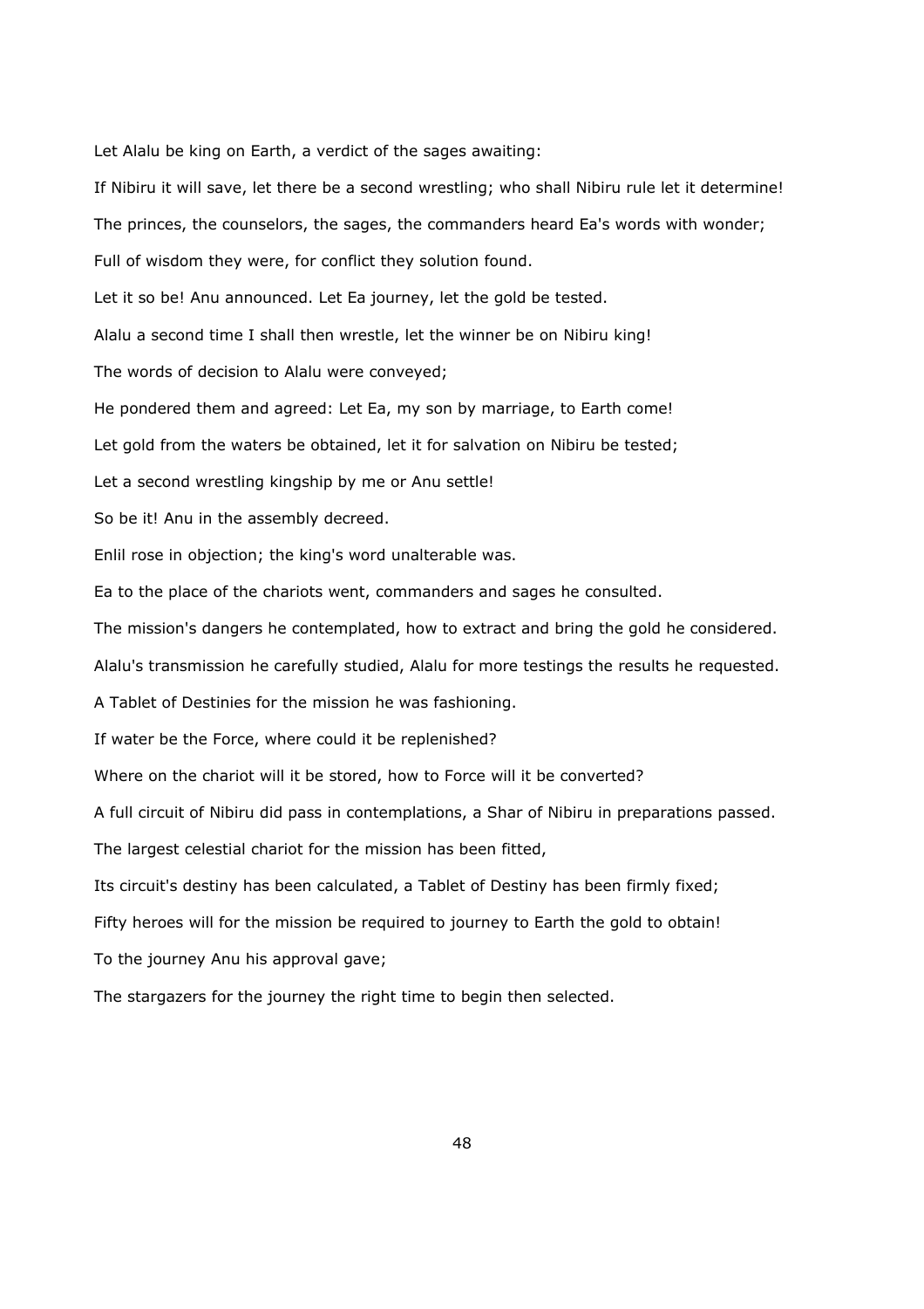Let Alalu be king on Earth, a verdict of the sages awaiting:

If Nibiru it will save, let there be a second wrestling; who shall Nibiru rule let it determine!

The princes, the counselors, the sages, the commanders heard Ea's words with wonder;

Full of wisdom they were, for conflict they solution found.

Let it so be! Anu announced. Let Ea journey, let the gold be tested.

Alalu a second time I shall then wrestle, let the winner be on Nibiru king!

The words of decision to Alalu were conveyed;

He pondered them and agreed: Let Ea, my son by marriage, to Earth come!

Let gold from the waters be obtained, let it for salvation on Nibiru be tested;

Let a second wrestling kingship by me or Anu settle!

So be it! Anu in the assembly decreed.

Enlil rose in objection; the king's word unalterable was.

Ea to the place of the chariots went, commanders and sages he consulted.

The mission's dangers he contemplated, how to extract and bring the gold he considered.

Alalu's transmission he carefully studied, Alalu for more testings the results he requested.

A Tablet of Destinies for the mission he was fashioning.

If water be the Force, where could it be replenished?

Where on the chariot will it be stored, how to Force will it be converted?

A full circuit of Nibiru did pass in contemplations, a Shar of Nibiru in preparations passed.

The largest celestial chariot for the mission has been fitted,

Its circuit's destiny has been calculated, a Tablet of Destiny has been firmly fixed;

Fifty heroes will for the mission be required to journey to Earth the gold to obtain!

To the journey Anu his approval gave;

The stargazers for the journey the right time to begin then selected.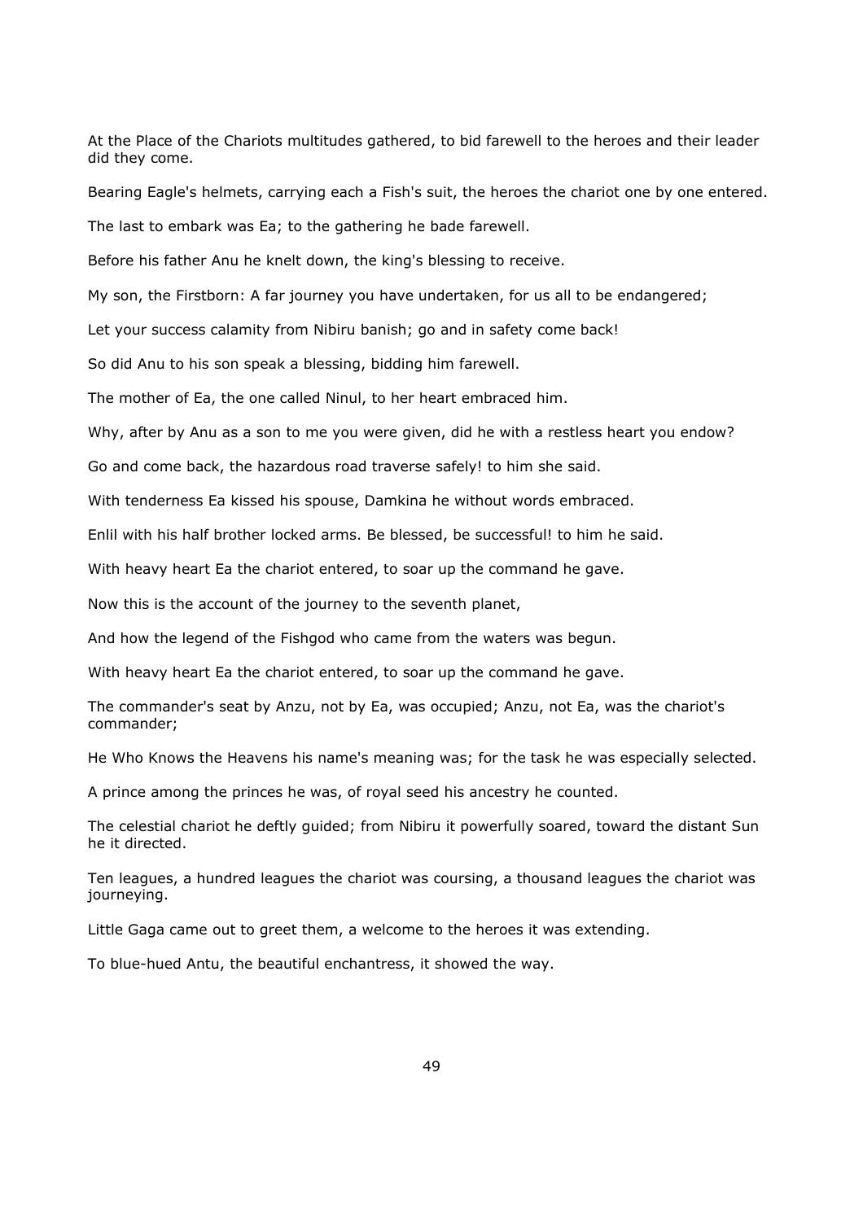At the Place of the Chariots multitudes gathered, to bid farewell to the heroes and their leader did they come.

Bearing Eagle's helmets, carrying each a Fish's suit, the heroes the chariot one by one entered.

The last to embark was Ea; to the gathering he bade farewell.

Before his father Anu he knelt down, the king's blessing to receive.

My son, the Firstborn: A far journey you have undertaken, for us all to be endangered;

Let your success calamity from Nibiru banish; go and in safety come back!

So did Anu to his son speak a blessing, bidding him farewell.

The mother of Ea, the one called Ninul, to her heart embraced him.

Why, after by Anu as a son to me you were given, did he with a restless heart you endow?

Go and come back, the hazardous road traverse safely! to him she said.

With tenderness Ea kissed his spouse, Damkina he without words embraced.

Enlil with his half brother locked arms. Be blessed, be successful! to him he said.

With heavy heart Ea the chariot entered, to soar up the command he gave.

Now this is the account of the journey to the seventh planet,

And how the legend of the Fishgod who came from the waters was begun.

With heavy heart Ea the chariot entered, to soar up the command he gave.

The commander's seat by Anzu, not by Ea, was occupied; Anzu, not Ea, was the chariot's commander;

He Who Knows the Heavens his name's meaning was; for the task he was especially selected.

A prince among the princes he was, of royal seed his ancestry he counted.

The celestial chariot he deftly guided; from Nibiru it powerfully soared, toward the distant Sun he it directed.

Ten leagues, a hundred leagues the chariot was coursing, a thousand leagues the chariot was journeying.

Little Gaga came out to greet them, a welcome to the heroes it was extending.

To blue-hued Antu, the beautiful enchantress, it showed the way.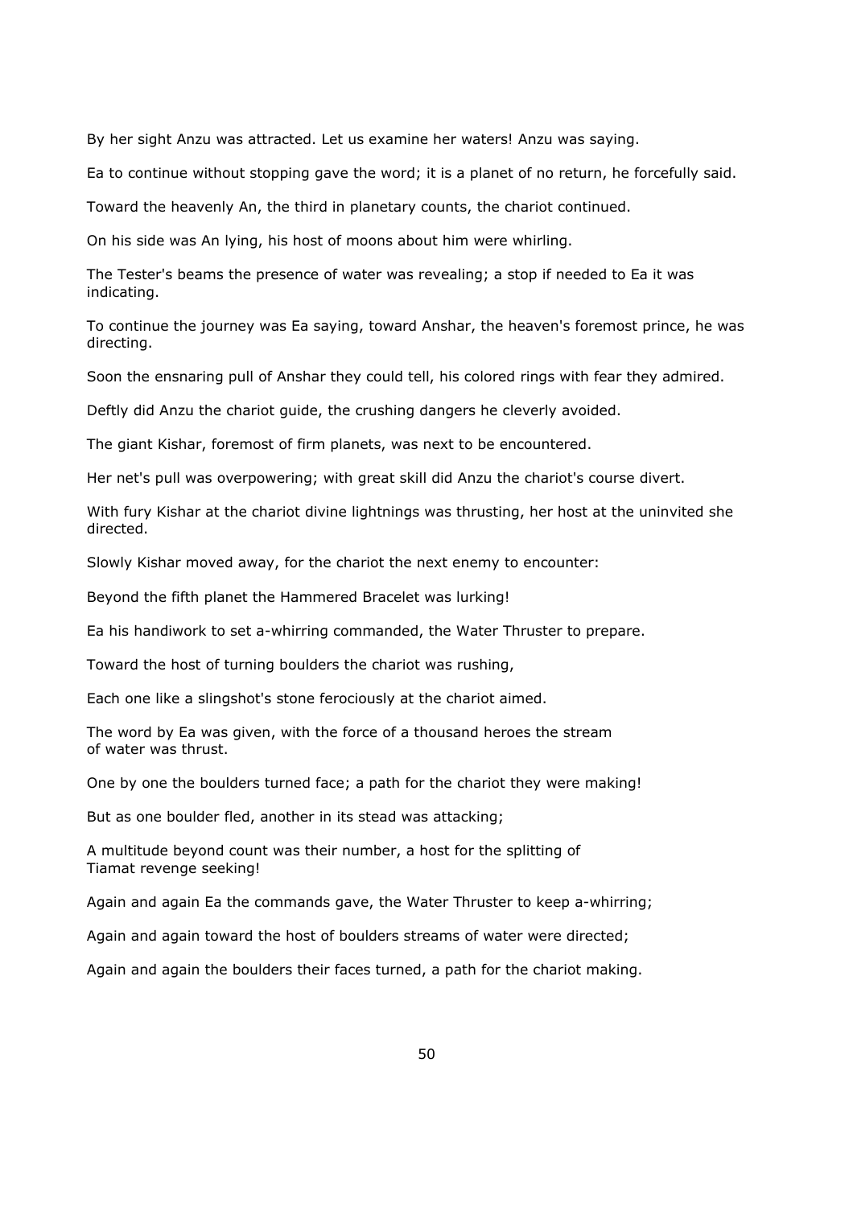By her sight Anzu was attracted. Let us examine her waters! Anzu was saying.

Ea to continue without stopping gave the word; it is a planet of no return, he forcefully said.

Toward the heavenly An, the third in planetary counts, the chariot continued.

On his side was An lying, his host of moons about him were whirling.

The Tester's beams the presence of water was revealing; a stop if needed to Ea it was indicating.

To continue the journey was Ea saying, toward Anshar, the heaven's foremost prince, he was directing.

Soon the ensnaring pull of Anshar they could tell, his colored rings with fear they admired.

Deftly did Anzu the chariot guide, the crushing dangers he cleverly avoided.

The giant Kishar, foremost of firm planets, was next to be encountered.

Her net's pull was overpowering; with great skill did Anzu the chariot's course divert.

With fury Kishar at the chariot divine lightnings was thrusting, her host at the uninvited she directed.

Slowly Kishar moved away, for the chariot the next enemy to encounter:

Beyond the fifth planet the Hammered Bracelet was lurking!

Ea his handiwork to set a-whirring commanded, the Water Thruster to prepare.

Toward the host of turning boulders the chariot was rushing,

Each one like a slingshot's stone ferociously at the chariot aimed.

The word by Ea was given, with the force of a thousand heroes the stream of water was thrust.

One by one the boulders turned face; a path for the chariot they were making!

But as one boulder fled, another in its stead was attacking;

A multitude beyond count was their number, a host for the splitting of Tiamat revenge seeking!

Again and again Ea the commands gave, the Water Thruster to keep a-whirring;

Again and again toward the host of boulders streams of water were directed;

Again and again the boulders their faces turned, a path for the chariot making.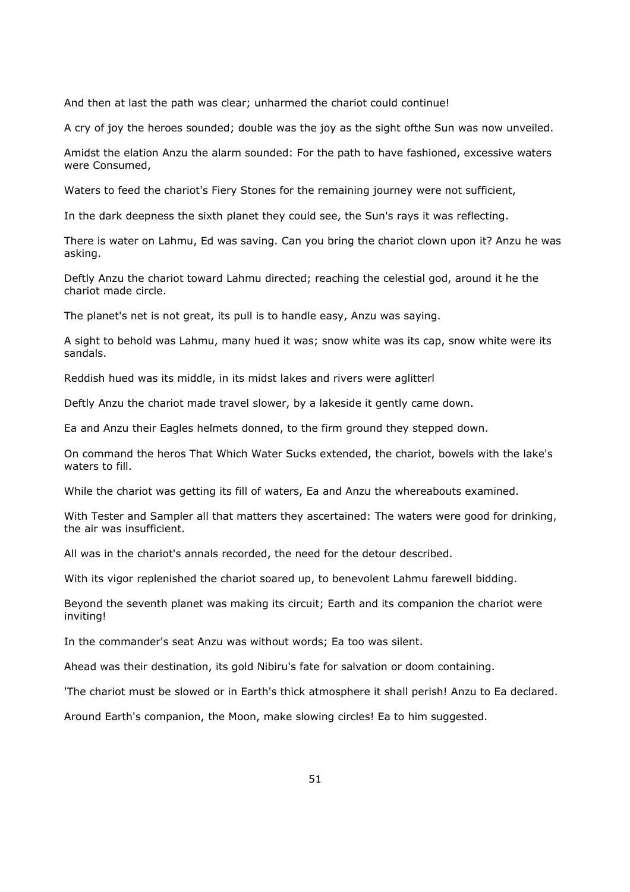And then at last the path was clear; unharmed the chariot could continue!

A cry of joy the heroes sounded; double was the joy as the sight ofthe Sun was now unveiled.

Amidst the elation Anzu the alarm sounded: For the path to have fashioned, excessive waters were Consumed,

Waters to feed the chariot's Fiery Stones for the remaining journey were not sufficient,

In the dark deepness the sixth planet they could see, the Sun's rays it was reflecting.

There is water on Lahmu, Ed was saving. Can you bring the chariot clown upon it? Anzu he was asking.

Deftly Anzu the chariot toward Lahmu directed; reaching the celestial god, around it he the chariot made circle.

The planet's net is not great, its pull is to handle easy, Anzu was saying.

A sight to behold was Lahmu, many hued it was; snow white was its cap, snow white were its sandals.

Reddish hued was its middle, in its midst lakes and rivers were aglitterl

Deftly Anzu the chariot made travel slower, by a lakeside it gently came down.

Ea and Anzu their Eagles helmets donned, to the firm ground they stepped down.

On command the heros That Which Water Sucks extended, the chariot, bowels with the lake's waters to fill.

While the chariot was getting its fill of waters, Ea and Anzu the whereabouts examined.

With Tester and Sampler all that matters they ascertained: The waters were good for drinking, the air was insufficient.

All was in the chariot's annals recorded, the need for the detour described.

With its vigor replenished the chariot soared up, to benevolent Lahmu farewell bidding.

Beyond the seventh planet was making its circuit; Earth and its companion the chariot were inviting!

In the commander's seat Anzu was without words; Ea too was silent.

Ahead was their destination, its gold Nibiru's fate for salvation or doom containing.

'The chariot must be slowed or in Earth's thick atmosphere it shall perish! Anzu to Ea declared.

Around Earth's companion, the Moon, make slowing circles! Ea to him suggested.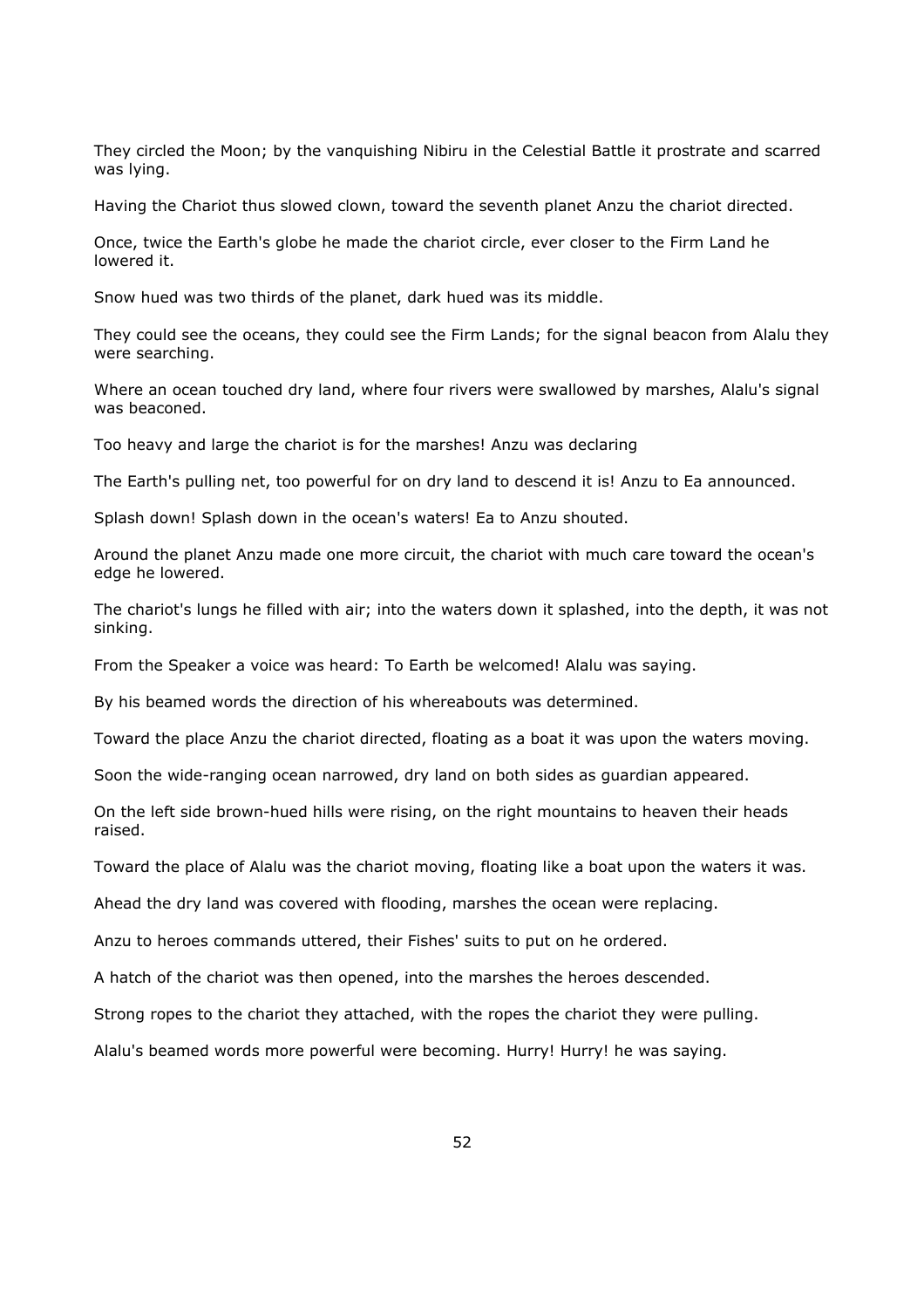They circled the Moon; by the vanquishing Nibiru in the Celestial Battle it prostrate and scarred was lying.

Having the Chariot thus slowed clown, toward the seventh planet Anzu the chariot directed.

Once, twice the Earth's globe he made the chariot circle, ever closer to the Firm Land he lowered it.

Snow hued was two thirds of the planet, dark hued was its middle.

They could see the oceans, they could see the Firm Lands; for the signal beacon from Alalu they were searching.

Where an ocean touched dry land, where four rivers were swallowed by marshes, Alalu's signal was beaconed.

Too heavy and large the chariot is for the marshes! Anzu was declaring

The Earth's pulling net, too powerful for on dry land to descend it is! Anzu to Ea announced.

Splash down! Splash down in the ocean's waters! Ea to Anzu shouted.

Around the planet Anzu made one more circuit, the chariot with much care toward the ocean's edge he lowered.

The chariot's lungs he filled with air; into the waters down it splashed, into the depth, it was not sinking.

From the Speaker a voice was heard: To Earth be welcomed! Alalu was saying.

By his beamed words the direction of his whereabouts was determined.

Toward the place Anzu the chariot directed, floating as a boat it was upon the waters moving.

Soon the wide-ranging ocean narrowed, dry land on both sides as guardian appeared.

On the left side brown-hued hills were rising, on the right mountains to heaven their heads raised.

Toward the place of Alalu was the chariot moving, floating like a boat upon the waters it was.

Ahead the dry land was covered with flooding, marshes the ocean were replacing.

Anzu to heroes commands uttered, their Fishes' suits to put on he ordered.

A hatch of the chariot was then opened, into the marshes the heroes descended.

Strong ropes to the chariot they attached, with the ropes the chariot they were pulling.

Alalu's beamed words more powerful were becoming. Hurry! Hurry! he was saying.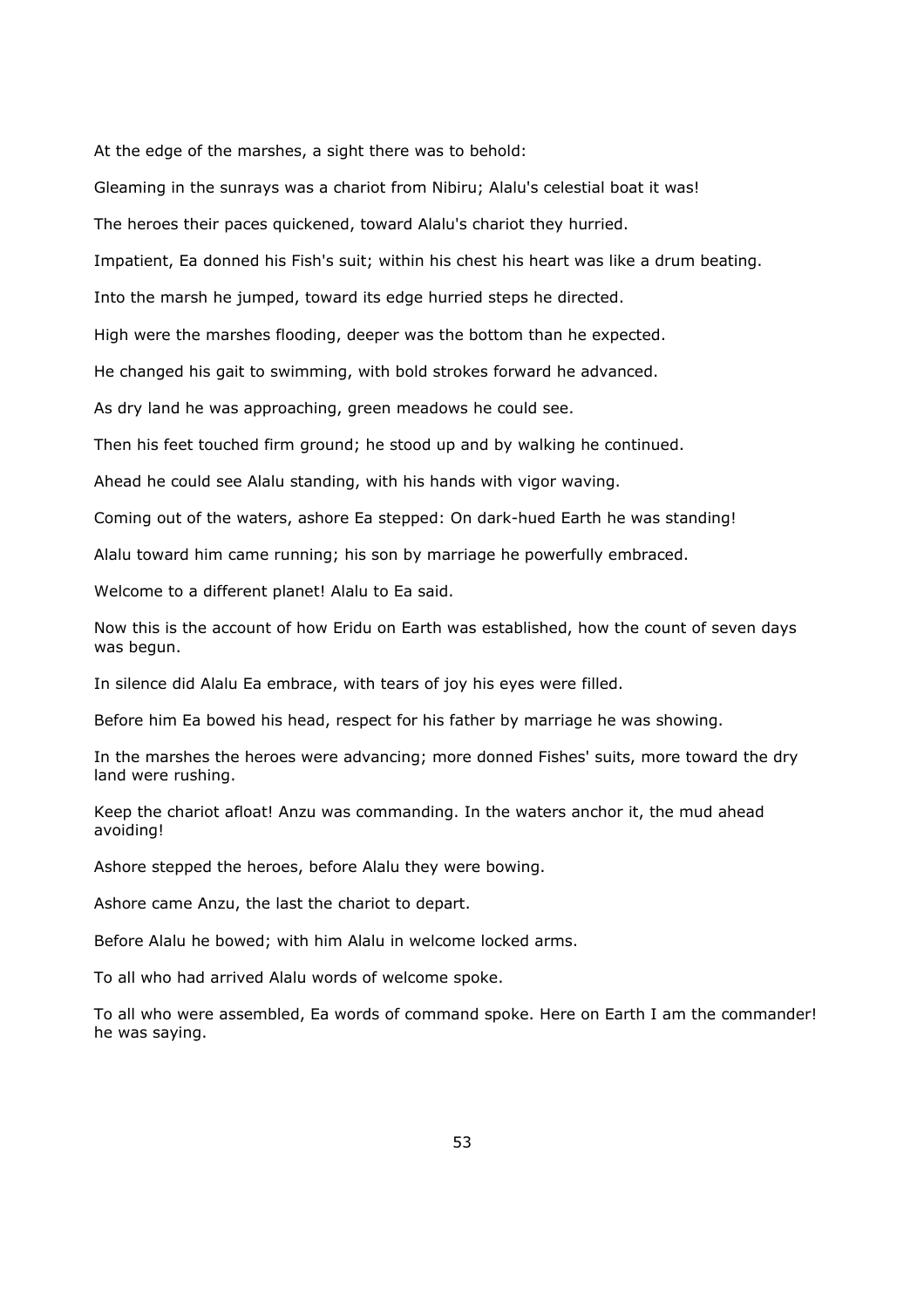At the edge of the marshes, a sight there was to behold:

Gleaming in the sunrays was a chariot from Nibiru; Alalu's celestial boat it was!

The heroes their paces quickened, toward Alalu's chariot they hurried.

Impatient, Ea donned his Fish's suit; within his chest his heart was like a drum beating.

Into the marsh he jumped, toward its edge hurried steps he directed.

High were the marshes flooding, deeper was the bottom than he expected.

He changed his gait to swimming, with bold strokes forward he advanced.

As dry land he was approaching, green meadows he could see.

Then his feet touched firm ground; he stood up and by walking he continued.

Ahead he could see Alalu standing, with his hands with vigor waving.

Coming out of the waters, ashore Ea stepped: On dark-hued Earth he was standing!

Alalu toward him came running; his son by marriage he powerfully embraced.

Welcome to a different planet! Alalu to Ea said.

Now this is the account of how Eridu on Earth was established, how the count of seven days was begun.

In silence did Alalu Ea embrace, with tears of joy his eyes were filled.

Before him Ea bowed his head, respect for his father by marriage he was showing.

In the marshes the heroes were advancing; more donned Fishes' suits, more toward the dry land were rushing.

Keep the chariot afloat! Anzu was commanding. In the waters anchor it, the mud ahead avoiding!

Ashore stepped the heroes, before Alalu they were bowing.

Ashore came Anzu, the last the chariot to depart.

Before Alalu he bowed; with him Alalu in welcome locked arms.

To all who had arrived Alalu words of welcome spoke.

To all who were assembled, Ea words of command spoke. Here on Earth I am the commander! he was saying.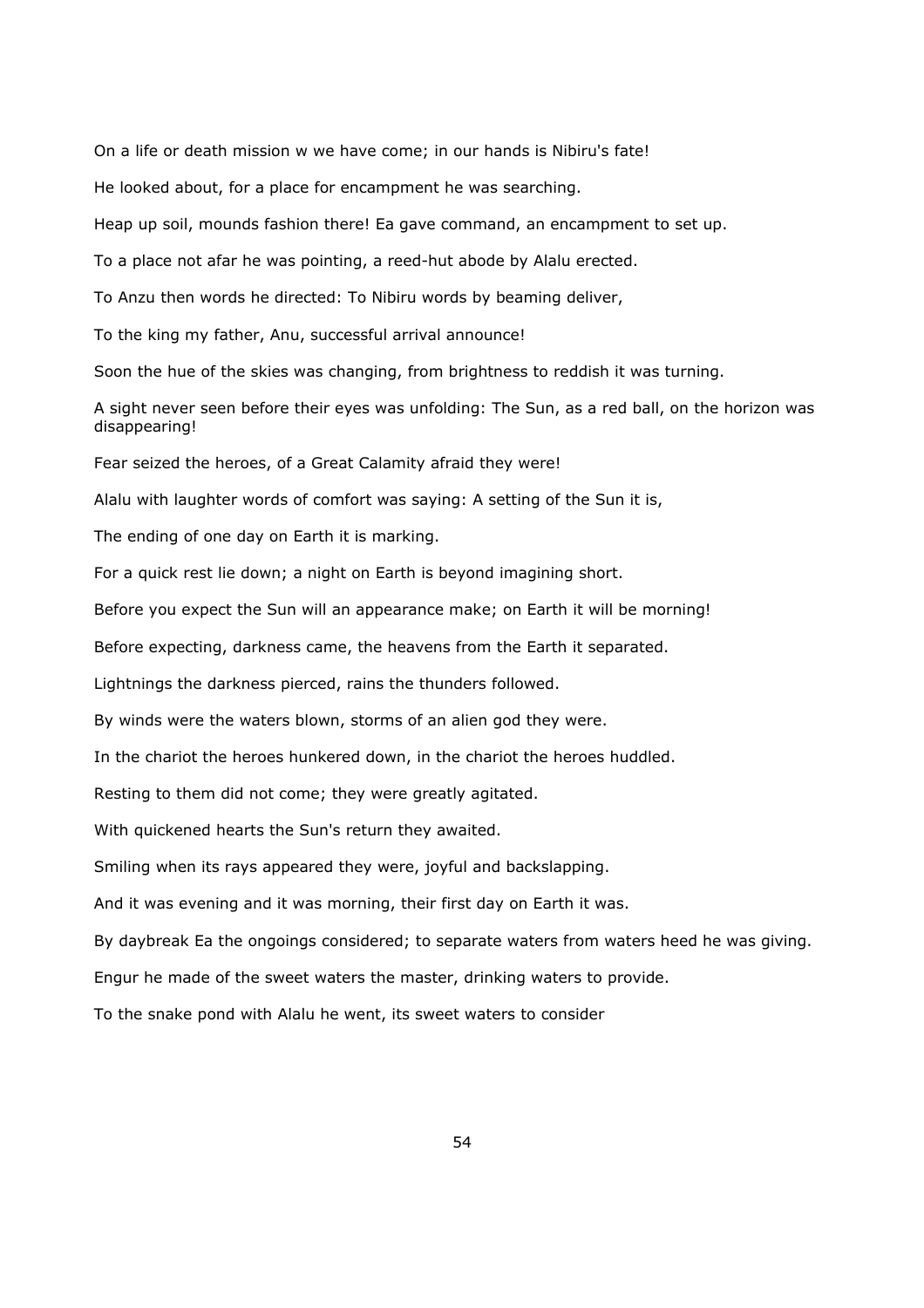On a life or death mission w we have come; in our hands is Nibiru's fate!

He looked about, for a place for encampment he was searching.

Heap up soil, mounds fashion there! Ea gave command, an encampment to set up.

To a place not afar he was pointing, a reed-hut abode by Alalu erected.

To Anzu then words he directed: To Nibiru words by beaming deliver,

To the king my father, Anu, successful arrival announce!

Soon the hue of the skies was changing, from brightness to reddish it was turning.

A sight never seen before their eyes was unfolding: The Sun, as a red ball, on the horizon was disappearing!

Fear seized the heroes, of a Great Calamity afraid they were!

Alalu with laughter words of comfort was saying: A setting of the Sun it is,

The ending of one day on Earth it is marking.

For a quick rest lie down; a night on Earth is beyond imagining short.

Before you expect the Sun will an appearance make; on Earth it will be morning!

Before expecting, darkness came, the heavens from the Earth it separated.

Lightnings the darkness pierced, rains the thunders followed.

By winds were the waters blown, storms of an alien god they were.

In the chariot the heroes hunkered down, in the chariot the heroes huddled.

Resting to them did not come; they were greatly agitated.

With quickened hearts the Sun's return they awaited.

Smiling when its rays appeared they were, joyful and backslapping.

And it was evening and it was morning, their first day on Earth it was.

By daybreak Ea the ongoings considered; to separate waters from waters heed he was giving.

Engur he made of the sweet waters the master, drinking waters to provide.

To the snake pond with Alalu he went, its sweet waters to consider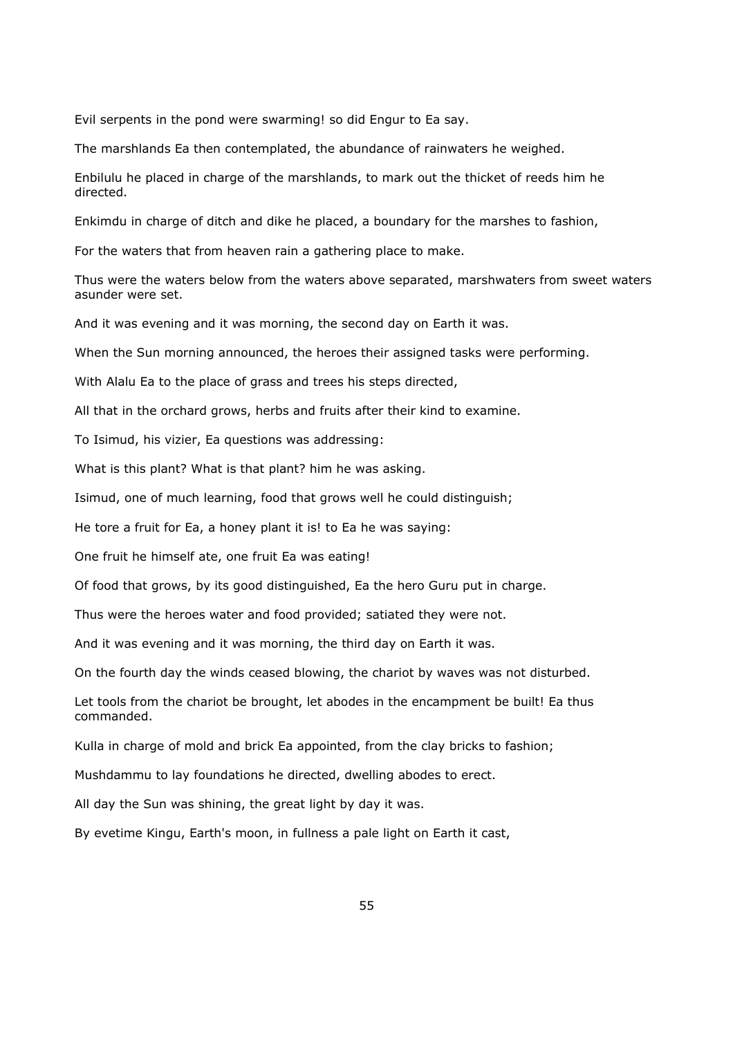Evil serpents in the pond were swarming! so did Engur to Ea say.

The marshlands Ea then contemplated, the abundance of rainwaters he weighed.

Enbilulu he placed in charge of the marshlands, to mark out the thicket of reeds him he directed.

Enkimdu in charge of ditch and dike he placed, a boundary for the marshes to fashion,

For the waters that from heaven rain a gathering place to make.

Thus were the waters below from the waters above separated, marshwaters from sweet waters asunder were set.

And it was evening and it was morning, the second day on Earth it was.

When the Sun morning announced, the heroes their assigned tasks were performing.

With Alalu Ea to the place of grass and trees his steps directed,

All that in the orchard grows, herbs and fruits after their kind to examine.

To Isimud, his vizier, Ea questions was addressing:

What is this plant? What is that plant? him he was asking.

Isimud, one of much learning, food that grows well he could distinguish;

He tore a fruit for Ea, a honey plant it is! to Ea he was saying:

One fruit he himself ate, one fruit Ea was eating!

Of food that grows, by its good distinguished, Ea the hero Guru put in charge.

Thus were the heroes water and food provided; satiated they were not.

And it was evening and it was morning, the third day on Earth it was.

On the fourth day the winds ceased blowing, the chariot by waves was not disturbed.

Let tools from the chariot be brought, let abodes in the encampment be built! Ea thus commanded.

Kulla in charge of mold and brick Ea appointed, from the clay bricks to fashion;

Mushdammu to lay foundations he directed, dwelling abodes to erect.

All day the Sun was shining, the great light by day it was.

By evetime Kingu, Earth's moon, in fullness a pale light on Earth it cast,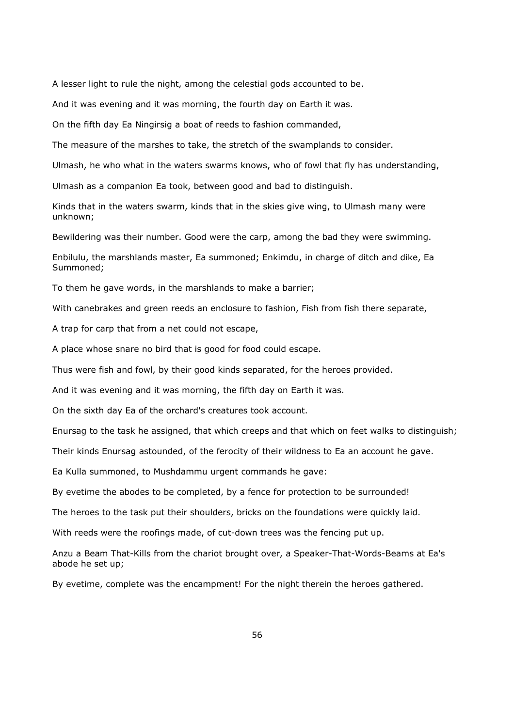A lesser light to rule the night, among the celestial gods accounted to be.

And it was evening and it was morning, the fourth day on Earth it was.

On the fifth day Ea Ningirsig a boat of reeds to fashion commanded,

The measure of the marshes to take, the stretch of the swamplands to consider.

Ulmash, he who what in the waters swarms knows, who of fowl that fly has understanding,

Ulmash as a companion Ea took, between good and bad to distinguish.

Kinds that in the waters swarm, kinds that in the skies give wing, to Ulmash many were unknown;

Bewildering was their number. Good were the carp, among the bad they were swimming.

Enbilulu, the marshlands master, Ea summoned; Enkimdu, in charge of ditch and dike, Ea Summoned;

To them he gave words, in the marshlands to make a barrier;

With canebrakes and green reeds an enclosure to fashion, Fish from fish there separate,

A trap for carp that from a net could not escape,

A place whose snare no bird that is good for food could escape.

Thus were fish and fowl, by their good kinds separated, for the heroes provided.

And it was evening and it was morning, the fifth day on Earth it was.

On the sixth day Ea of the orchard's creatures took account.

Enursag to the task he assigned, that which creeps and that which on feet walks to distinguish;

Their kinds Enursag astounded, of the ferocity of their wildness to Ea an account he gave.

Ea Kulla summoned, to Mushdammu urgent commands he gave:

By evetime the abodes to be completed, by a fence for protection to be surrounded!

The heroes to the task put their shoulders, bricks on the foundations were quickly laid.

With reeds were the roofings made, of cut-down trees was the fencing put up.

Anzu a Beam That-Kills from the chariot brought over, a Speaker-That-Words-Beams at Ea's abode he set up;

By evetime, complete was the encampment! For the night therein the heroes gathered.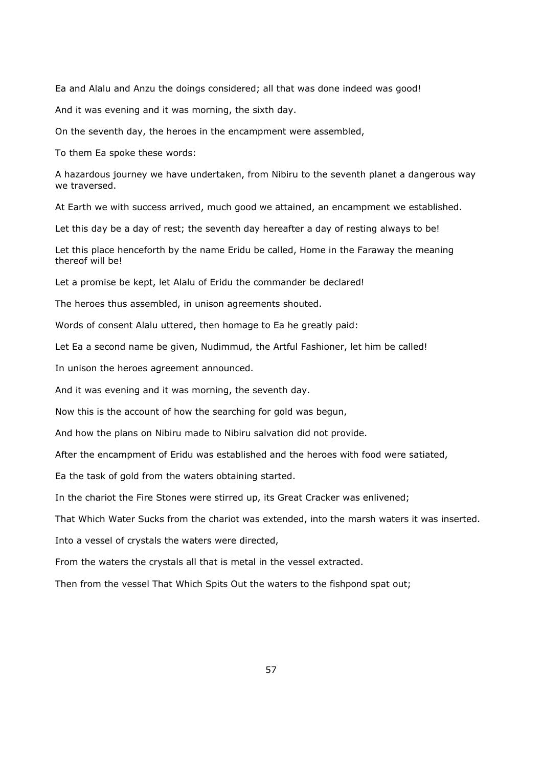Ea and Alalu and Anzu the doings considered; all that was done indeed was good!

And it was evening and it was morning, the sixth day.

On the seventh day, the heroes in the encampment were assembled,

To them Ea spoke these words:

A hazardous journey we have undertaken, from Nibiru to the seventh planet a dangerous way we traversed.

At Earth we with success arrived, much good we attained, an encampment we established.

Let this day be a day of rest; the seventh day hereafter a day of resting always to be!

Let this place henceforth by the name Eridu be called, Home in the Faraway the meaning thereof will be!

Let a promise be kept, let Alalu of Eridu the commander be declared!

The heroes thus assembled, in unison agreements shouted.

Words of consent Alalu uttered, then homage to Ea he greatly paid:

Let Ea a second name be given, Nudimmud, the Artful Fashioner, let him be called!

In unison the heroes agreement announced.

And it was evening and it was morning, the seventh day.

Now this is the account of how the searching for gold was begun,

And how the plans on Nibiru made to Nibiru salvation did not provide.

After the encampment of Eridu was established and the heroes with food were satiated,

Ea the task of gold from the waters obtaining started.

In the chariot the Fire Stones were stirred up, its Great Cracker was enlivened;

That Which Water Sucks from the chariot was extended, into the marsh waters it was inserted.

Into a vessel of crystals the waters were directed,

From the waters the crystals all that is metal in the vessel extracted.

Then from the vessel That Which Spits Out the waters to the fishpond spat out;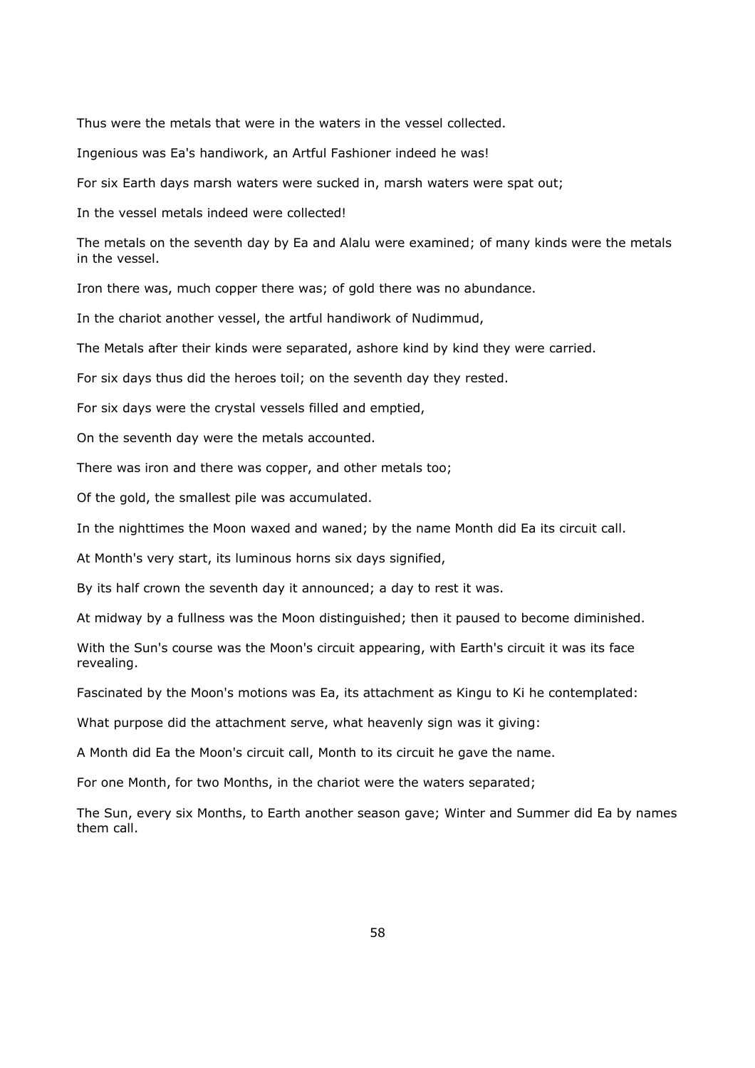Thus were the metals that were in the waters in the vessel collected.

Ingenious was Ea's handiwork, an Artful Fashioner indeed he was!

For six Earth days marsh waters were sucked in, marsh waters were spat out;

In the vessel metals indeed were collected!

The metals on the seventh day by Ea and Alalu were examined; of many kinds were the metals in the vessel.

Iron there was, much copper there was; of gold there was no abundance.

In the chariot another vessel, the artful handiwork of Nudimmud,

The Metals after their kinds were separated, ashore kind by kind they were carried.

For six days thus did the heroes toil; on the seventh day they rested.

For six days were the crystal vessels filled and emptied,

On the seventh day were the metals accounted.

There was iron and there was copper, and other metals too;

Of the gold, the smallest pile was accumulated.

In the nighttimes the Moon waxed and waned; by the name Month did Ea its circuit call.

At Month's very start, its luminous horns six days signified,

By its half crown the seventh day it announced; a day to rest it was.

At midway by a fullness was the Moon distinguished; then it paused to become diminished.

With the Sun's course was the Moon's circuit appearing, with Earth's circuit it was its face revealing.

Fascinated by the Moon's motions was Ea, its attachment as Kingu to Ki he contemplated:

What purpose did the attachment serve, what heavenly sign was it giving:

A Month did Ea the Moon's circuit call, Month to its circuit he gave the name.

For one Month, for two Months, in the chariot were the waters separated;

The Sun, every six Months, to Earth another season gave; Winter and Summer did Ea by names them call.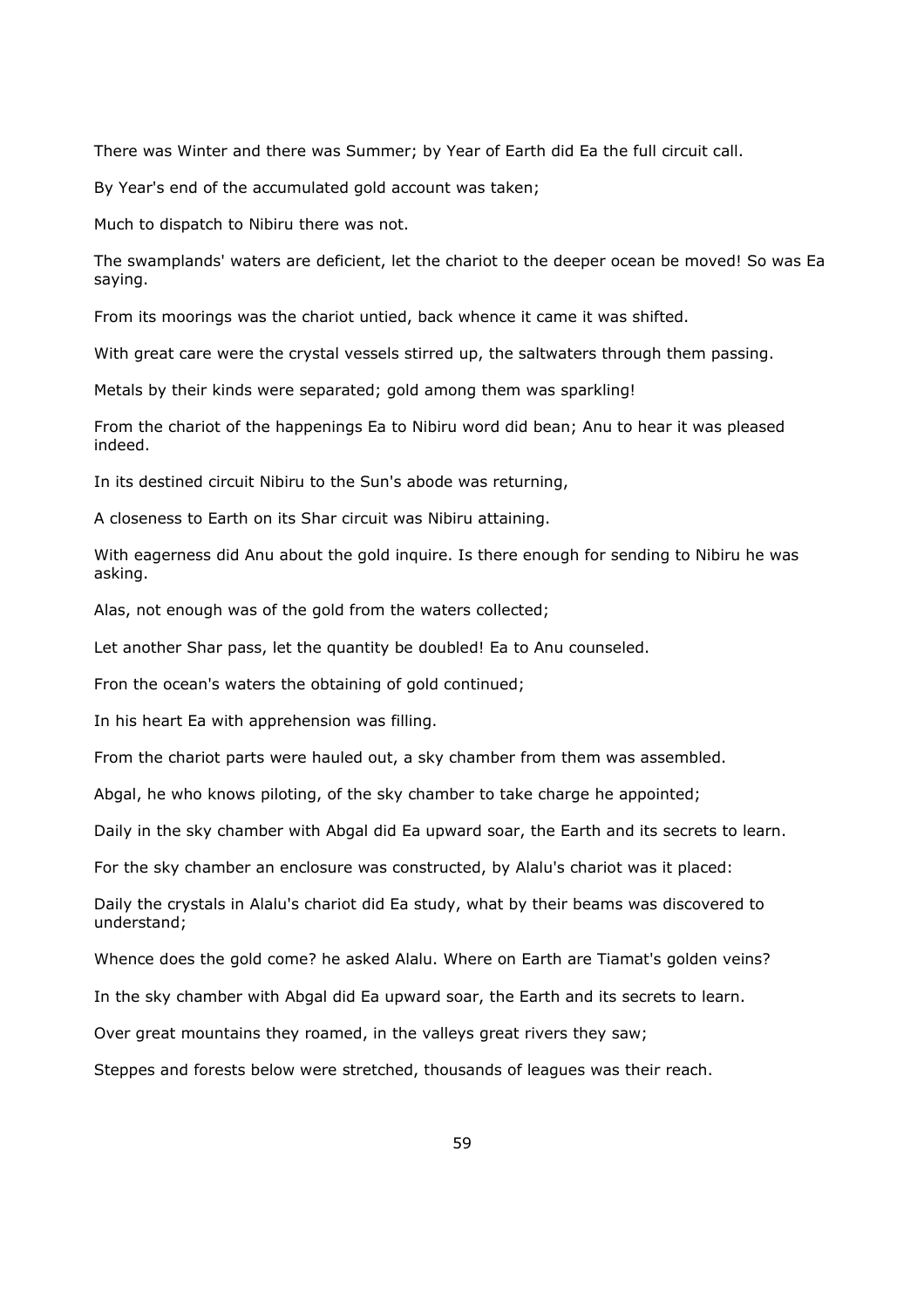There was Winter and there was Summer; by Year of Earth did Ea the full circuit call.

By Year's end of the accumulated gold account was taken;

Much to dispatch to Nibiru there was not.

The swamplands' waters are deficient, let the chariot to the deeper ocean be moved! So was Ea saying.

From its moorings was the chariot untied, back whence it came it was shifted.

With great care were the crystal vessels stirred up, the saltwaters through them passing.

Metals by their kinds were separated; gold among them was sparkling!

From the chariot of the happenings Ea to Nibiru word did bean; Anu to hear it was pleased indeed.

In its destined circuit Nibiru to the Sun's abode was returning,

A closeness to Earth on its Shar circuit was Nibiru attaining.

With eagerness did Anu about the gold inquire. Is there enough for sending to Nibiru he was asking.

Alas, not enough was of the gold from the waters collected;

Let another Shar pass, let the quantity be doubled! Ea to Anu counseled.

Fron the ocean's waters the obtaining of gold continued;

In his heart Ea with apprehension was filling.

From the chariot parts were hauled out, a sky chamber from them was assembled.

Abgal, he who knows piloting, of the sky chamber to take charge he appointed;

Daily in the sky chamber with Abgal did Ea upward soar, the Earth and its secrets to learn.

For the sky chamber an enclosure was constructed, by Alalu's chariot was it placed:

Daily the crystals in Alalu's chariot did Ea study, what by their beams was discovered to understand;

Whence does the gold come? he asked Alalu. Where on Earth are Tiamat's golden veins?

In the sky chamber with Abgal did Ea upward soar, the Earth and its secrets to learn.

Over great mountains they roamed, in the valleys great rivers they saw;

Steppes and forests below were stretched, thousands of leagues was their reach.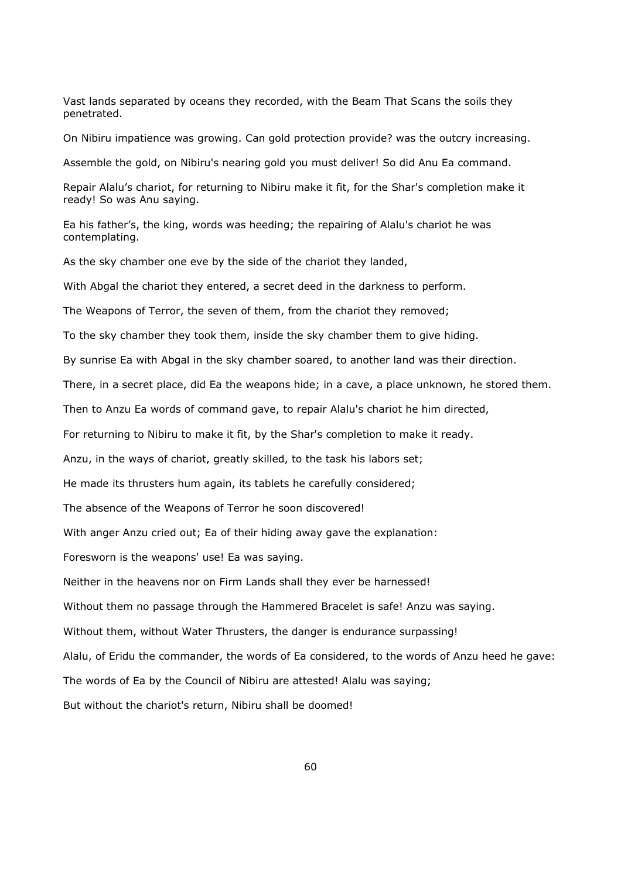Vast lands separated by oceans they recorded, with the Beam That Scans the soils they penetrated.

On Nibiru impatience was growing. Can gold protection provide? was the outcry increasing.

Assemble the gold, on Nibiru's nearing gold you must deliver! So did Anu Ea command.

Repair Alalu's chariot, for returning to Nibiru make it fit, for the Shar's completion make it ready! So was Anu saying.

Ea his father's, the king, words was heeding; the repairing of Alalu's chariot he was contemplating.

As the sky chamber one eve by the side of the chariot they landed,

With Abgal the chariot they entered, a secret deed in the darkness to perform.

The Weapons of Terror, the seven of them, from the chariot they removed;

To the sky chamber they took them, inside the sky chamber them to give hiding.

By sunrise Ea with Abgal in the sky chamber soared, to another land was their direction.

There, in a secret place, did Ea the weapons hide; in a cave, a place unknown, he stored them.

Then to Anzu Ea words of command gave, to repair Alalu's chariot he him directed,

For returning to Nibiru to make it fit, by the Shar's completion to make it ready.

Anzu, in the ways of chariot, greatly skilled, to the task his labors set;

He made its thrusters hum again, its tablets he carefully considered;

The absence of the Weapons of Terror he soon discovered!

With anger Anzu cried out; Ea of their hiding away gave the explanation:

Foresworn is the weapons' use! Ea was saying.

Neither in the heavens nor on Firm Lands shall they ever be harnessed!

Without them no passage through the Hammered Bracelet is safe! Anzu was saying.

Without them, without Water Thrusters, the danger is endurance surpassing!

Alalu, of Eridu the commander, the words of Ea considered, to the words of Anzu heed he gave:

The words of Ea by the Council of Nibiru are attested! Alalu was saying;

But without the chariot's return, Nibiru shall be doomed!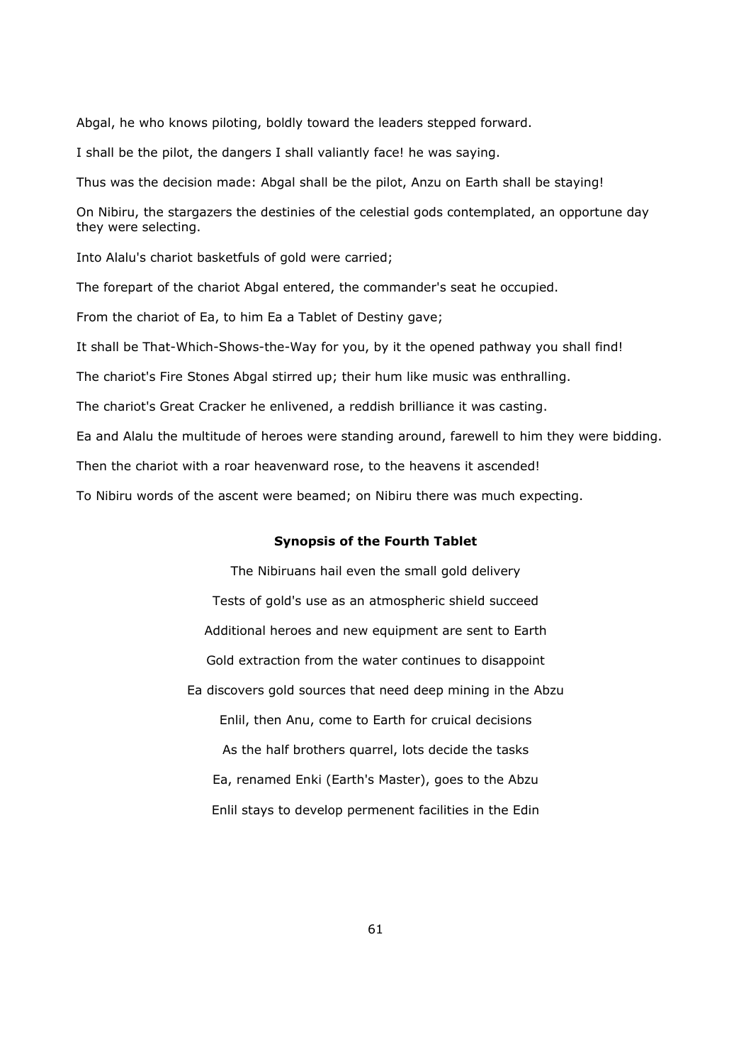Abgal, he who knows piloting, boldly toward the leaders stepped forward.

I shall be the pilot, the dangers I shall valiantly face! he was saying.

Thus was the decision made: Abgal shall be the pilot, Anzu on Earth shall be staying!

On Nibiru, the stargazers the destinies of the celestial gods contemplated, an opportune day they were selecting.

Into Alalu's chariot basketfuls of gold were carried;

The forepart of the chariot Abgal entered, the commander's seat he occupied.

From the chariot of Ea, to him Ea a Tablet of Destiny gave;

It shall be That-Which-Shows-the-Way for you, by it the opened pathway you shall find!

The chariot's Fire Stones Abgal stirred up; their hum like music was enthralling.

The chariot's Great Cracker he enlivened, a reddish brilliance it was casting.

Ea and Alalu the multitude of heroes were standing around, farewell to him they were bidding.

Then the chariot with a roar heavenward rose, to the heavens it ascended!

To Nibiru words of the ascent were beamed; on Nibiru there was much expecting.

### Synopsis of the Fourth Tablet

The Nibiruans hail even the small gold delivery

Tests of gold's use as an atmospheric shield succeed

Additional heroes and new equipment are sent to Earth

Gold extraction from the water continues to disappoint

Ea discovers gold sources that need deep mining in the Abzu

Enlil, then Anu, come to Earth for cruical decisions

As the half brothers quarrel, lots decide the tasks

Ea, renamed Enki (Earth's Master), goes to the Abzu

Enlil stays to develop permenent facilities in the Edin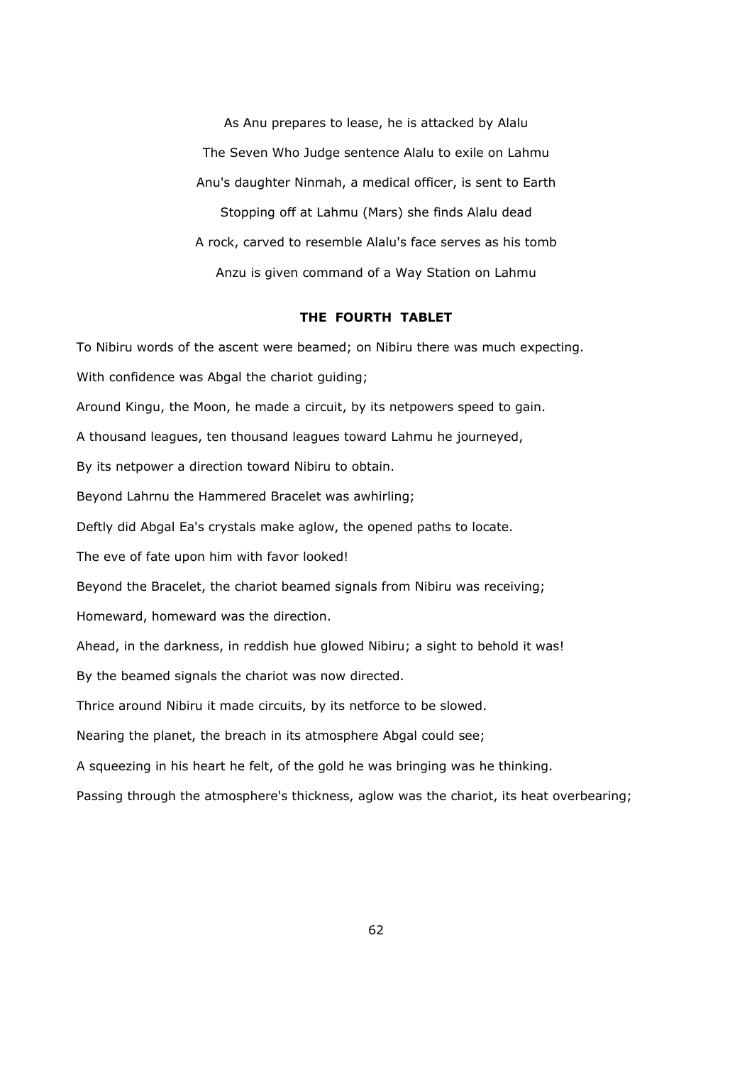As Anu prepares to lease, he is attacked by Alalu

The Seven Who Judge sentence Alalu to exile on Lahmu

Anu's daughter Ninmah, a medical officer, is sent to Earth

Stopping off at Lahmu (Mars) she finds Alalu dead

A rock, carved to resemble Alalu's face serves as his tomb

Anzu is given command of a Way Station on Lahmu

## THE FOURTH TABLET

To Nibiru words of the ascent were beamed; on Nibiru there was much expecting.

With confidence was Abgal the chariot guiding;

Around Kingu, the Moon, he made a circuit, by its netpowers speed to gain.

A thousand leagues, ten thousand leagues toward Lahmu he journeyed,

By its netpower a direction toward Nibiru to obtain.

Beyond Lahrnu the Hammered Bracelet was awhirling;

Deftly did Abgal Ea's crystals make aglow, the opened paths to locate.

The eve of fate upon him with favor looked!

Beyond the Bracelet, the chariot beamed signals from Nibiru was receiving;

Homeward, homeward was the direction.

Ahead, in the darkness, in reddish hue glowed Nibiru; a sight to behold it was!

By the beamed signals the chariot was now directed.

Thrice around Nibiru it made circuits, by its netforce to be slowed.

Nearing the planet, the breach in its atmosphere Abgal could see;

A squeezing in his heart he felt, of the gold he was bringing was he thinking.

Passing through the atmosphere's thickness, aglow was the chariot, its heat overbearing;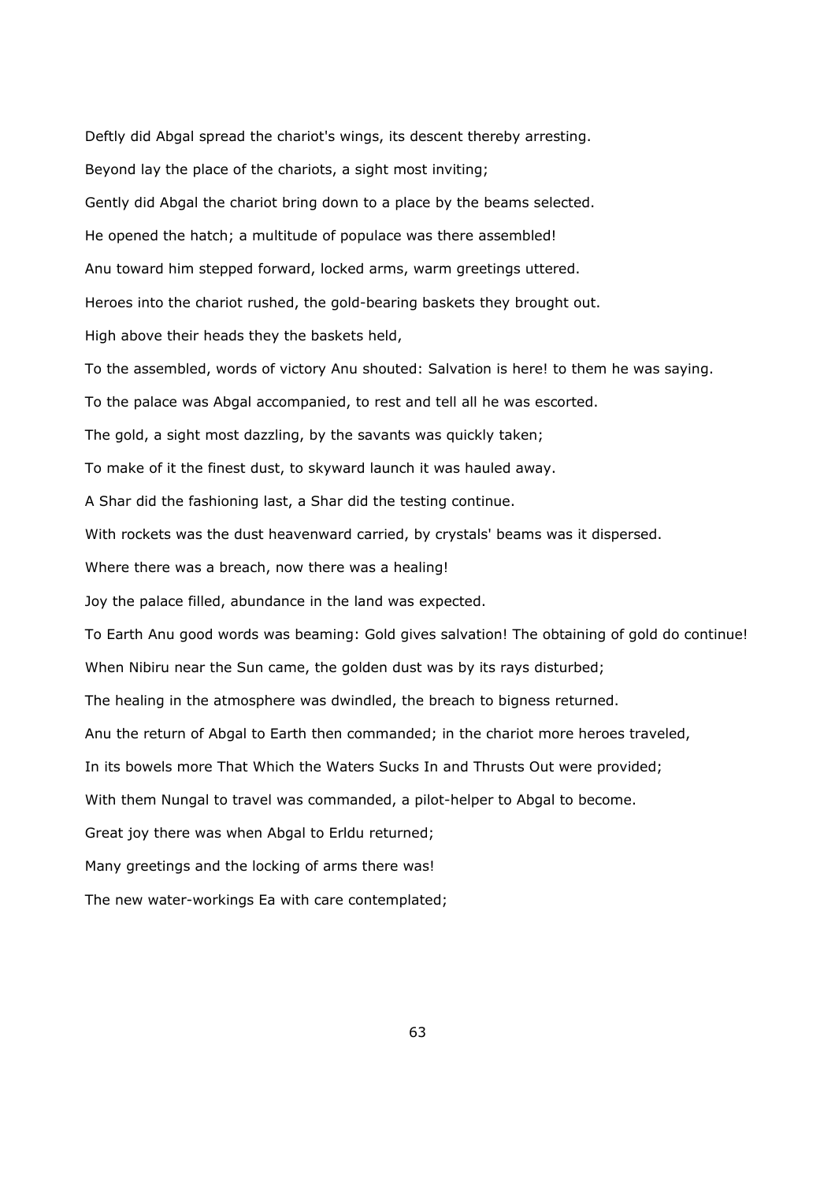Deftly did Abgal spread the chariot's wings, its descent thereby arresting.

Beyond lay the place of the chariots, a sight most inviting;

Gently did Abgal the chariot bring down to a place by the beams selected.

He opened the hatch; a multitude of populace was there assembled!

Anu toward him stepped forward, locked arms, warm greetings uttered.

Heroes into the chariot rushed, the gold-bearing baskets they brought out.

High above their heads they the baskets held,

To the assembled, words of victory Anu shouted: Salvation is here! to them he was saying.

To the palace was Abgal accompanied, to rest and tell all he was escorted.

The gold, a sight most dazzling, by the savants was quickly taken;

To make of it the finest dust, to skyward launch it was hauled away.

A Shar did the fashioning last, a Shar did the testing continue.

With rockets was the dust heavenward carried, by crystals' beams was it dispersed.

Where there was a breach, now there was a healing!

Joy the palace filled, abundance in the land was expected.

To Earth Anu good words was beaming: Gold gives salvation! The obtaining of gold do continue!

When Nibiru near the Sun came, the golden dust was by its rays disturbed;

The healing in the atmosphere was dwindled, the breach to bigness returned.

Anu the return of Abgal to Earth then commanded; in the chariot more heroes traveled,

In its bowels more That Which the Waters Sucks In and Thrusts Out were provided;

With them Nungal to travel was commanded, a pilot-helper to Abgal to become.

Great joy there was when Abgal to Erldu returned;

Many greetings and the locking of arms there was!

The new water-workings Ea with care contemplated;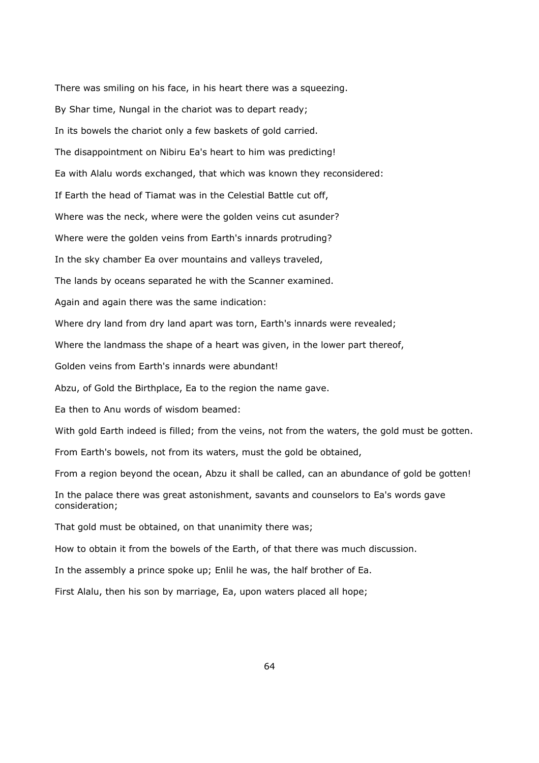There was smiling on his face, in his heart there was a squeezing.

By Shar time, Nungal in the chariot was to depart ready;

In its bowels the chariot only a few baskets of gold carried.

The disappointment on Nibiru Ea's heart to him was predicting!

Ea with Alalu words exchanged, that which was known they reconsidered:

If Earth the head of Tiamat was in the Celestial Battle cut off,

Where was the neck, where were the golden veins cut asunder?

Where were the golden veins from Earth's innards protruding?

In the sky chamber Ea over mountains and valleys traveled,

The lands by oceans separated he with the Scanner examined.

Again and again there was the same indication:

Where dry land from dry land apart was torn, Earth's innards were revealed;

Where the landmass the shape of a heart was given, in the lower part thereof,

Golden veins from Earth's innards were abundant!

Abzu, of Gold the Birthplace, Ea to the region the name gave.

Ea then to Anu words of wisdom beamed:

With gold Earth indeed is filled; from the veins, not from the waters, the gold must be gotten.

From Earth's bowels, not from its waters, must the gold be obtained,

From a region beyond the ocean, Abzu it shall be called, can an abundance of gold be gotten!

In the palace there was great astonishment, savants and counselors to Ea's words gave consideration;

That gold must be obtained, on that unanimity there was;

How to obtain it from the bowels of the Earth, of that there was much discussion.

In the assembly a prince spoke up; Enlil he was, the half brother of Ea.

First Alalu, then his son by marriage, Ea, upon waters placed all hope;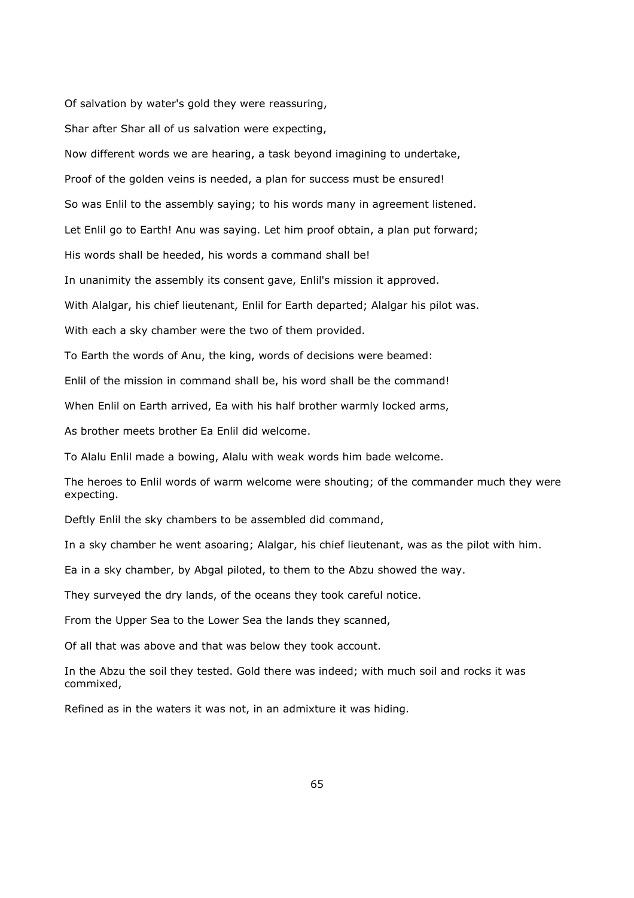Of salvation by water's gold they were reassuring,

Shar after Shar all of us salvation were expecting,

Now different words we are hearing, a task beyond imagining to undertake,

Proof of the golden veins is needed, a plan for success must be ensured!

So was Enlil to the assembly saying; to his words many in agreement listened.

Let Enlil go to Earth! Anu was saying. Let him proof obtain, a plan put forward;

His words shall be heeded, his words a command shall be!

In unanimity the assembly its consent gave, Enlil's mission it approved.

With Alalgar, his chief lieutenant, Enlil for Earth departed; Alalgar his pilot was.

With each a sky chamber were the two of them provided.

To Earth the words of Anu, the king, words of decisions were beamed:

Enlil of the mission in command shall be, his word shall be the command!

When Enlil on Earth arrived, Ea with his half brother warmly locked arms,

As brother meets brother Ea Enlil did welcome.

To Alalu Enlil made a bowing, Alalu with weak words him bade welcome.

The heroes to Enlil words of warm welcome were shouting; of the commander much they were expecting.

Deftly Enlil the sky chambers to be assembled did command,

In a sky chamber he went asoaring; Alalgar, his chief lieutenant, was as the pilot with him.

Ea in a sky chamber, by Abgal piloted, to them to the Abzu showed the way.

They surveyed the dry lands, of the oceans they took careful notice.

From the Upper Sea to the Lower Sea the lands they scanned,

Of all that was above and that was below they took account.

In the Abzu the soil they tested. Gold there was indeed; with much soil and rocks it was commixed,

Refined as in the waters it was not, in an admixture it was hiding.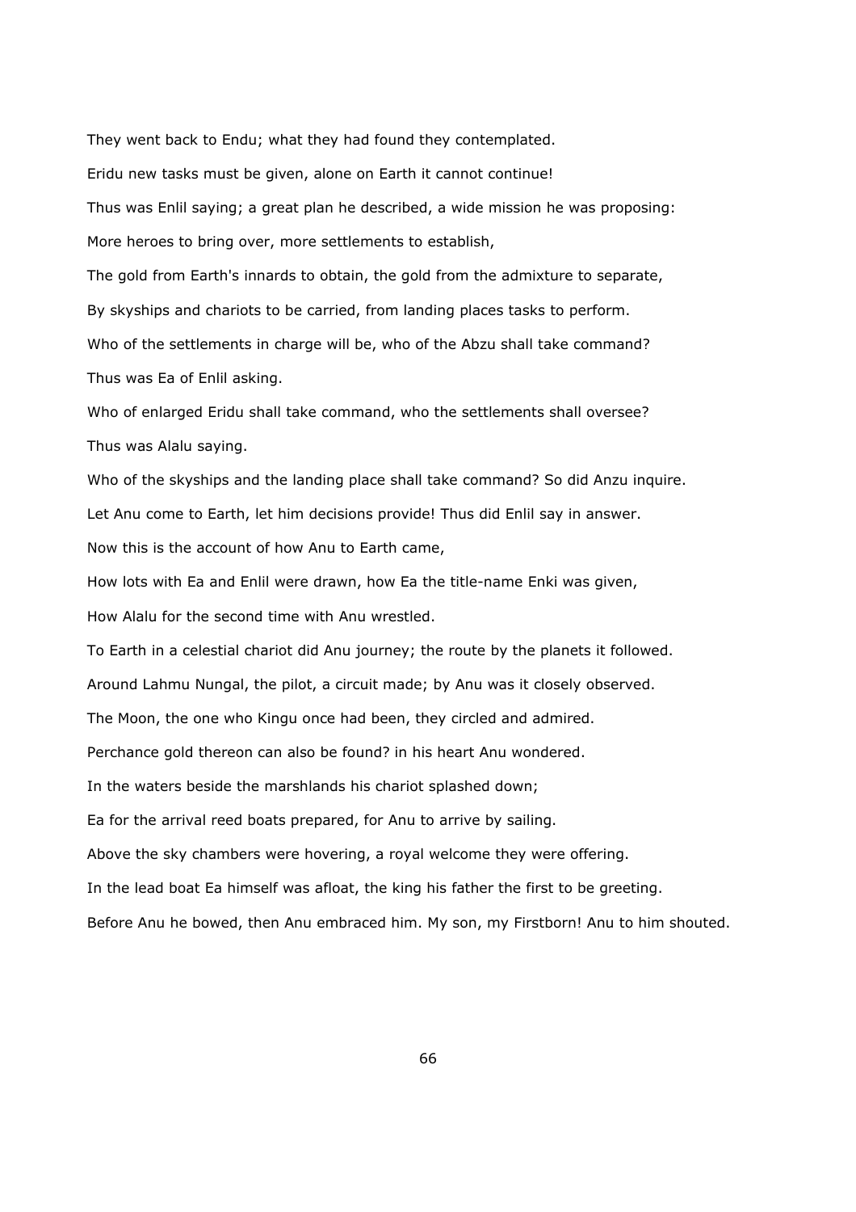They went back to Endu; what they had found they contemplated.

Eridu new tasks must be given, alone on Earth it cannot continue!

Thus was Enlil saying; a great plan he described, a wide mission he was proposing:

More heroes to bring over, more settlements to establish,

The gold from Earth's innards to obtain, the gold from the admixture to separate,

By skyships and chariots to be carried, from landing places tasks to perform.

Who of the settlements in charge will be, who of the Abzu shall take command?

Thus was Ea of Enlil asking.

Who of enlarged Eridu shall take command, who the settlements shall oversee?

Thus was Alalu saying.

Who of the skyships and the landing place shall take command? So did Anzu inquire.

Let Anu come to Earth, let him decisions provide! Thus did Enlil say in answer.

Now this is the account of how Anu to Earth came,

How lots with Ea and Enlil were drawn, how Ea the title-name Enki was given,

How Alalu for the second time with Anu wrestled.

To Earth in a celestial chariot did Anu journey; the route by the planets it followed.

Around Lahmu Nungal, the pilot, a circuit made; by Anu was it closely observed.

The Moon, the one who Kingu once had been, they circled and admired.

Perchance gold thereon can also be found? in his heart Anu wondered.

In the waters beside the marshlands his chariot splashed down;

Ea for the arrival reed boats prepared, for Anu to arrive by sailing.

Above the sky chambers were hovering, a royal welcome they were offering.

In the lead boat Ea himself was afloat, the king his father the first to be greeting.

Before Anu he bowed, then Anu embraced him. My son, my Firstborn! Anu to him shouted.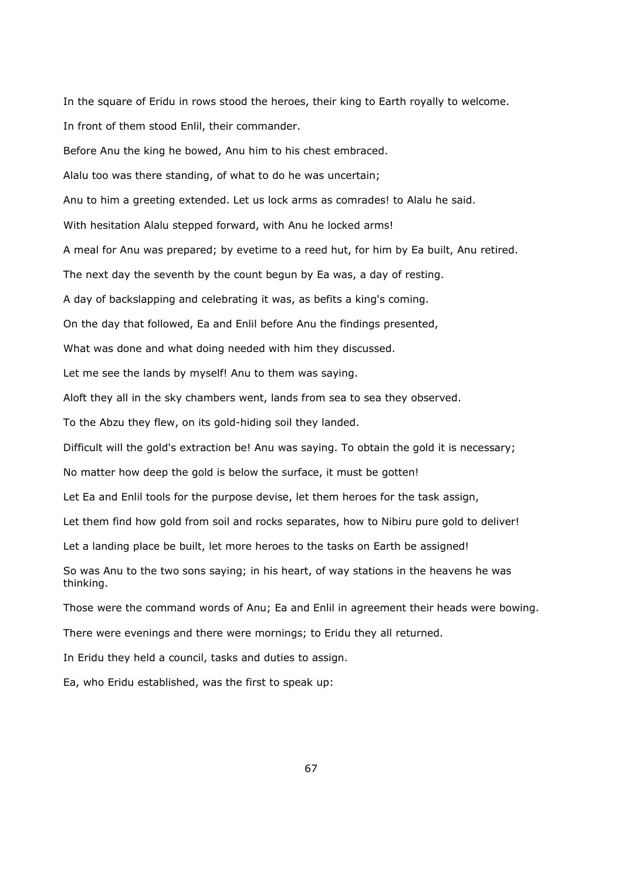In the square of Eridu in rows stood the heroes, their king to Earth royally to welcome.

In front of them stood Enlil, their commander.

Before Anu the king he bowed, Anu him to his chest embraced.

Alalu too was there standing, of what to do he was uncertain;

Anu to him a greeting extended. Let us lock arms as comrades! to Alalu he said.

With hesitation Alalu stepped forward, with Anu he locked arms!

A meal for Anu was prepared; by evetime to a reed hut, for him by Ea built, Anu retired.

The next day the seventh by the count begun by Ea was, a day of resting.

A day of backslapping and celebrating it was, as befits a king's coming.

On the day that followed, Ea and Enlil before Anu the findings presented,

What was done and what doing needed with him they discussed.

Let me see the lands by myself! Anu to them was saying.

Aloft they all in the sky chambers went, lands from sea to sea they observed.

To the Abzu they flew, on its gold-hiding soil they landed.

Difficult will the gold's extraction be! Anu was saying. To obtain the gold it is necessary;

No matter how deep the gold is below the surface, it must be gotten!

Let Ea and Enlil tools for the purpose devise, let them heroes for the task assign,

Let them find how gold from soil and rocks separates, how to Nibiru pure gold to deliver!

Let a landing place be built, let more heroes to the tasks on Earth be assigned!

So was Anu to the two sons saying; in his heart, of way stations in the heavens he was thinking.

Those were the command words of Anu; Ea and Enlil in agreement their heads were bowing.

There were evenings and there were mornings; to Eridu they all returned.

In Eridu they held a council, tasks and duties to assign.

Ea, who Eridu established, was the first to speak up: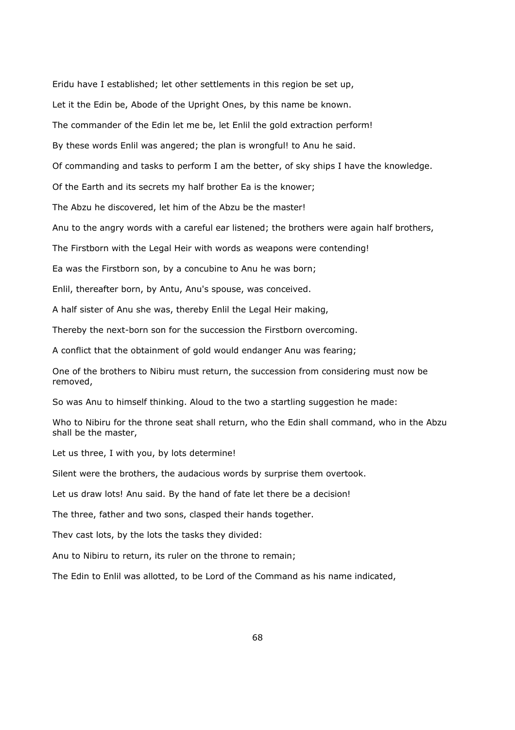Eridu have I established; let other settlements in this region be set up,

Let it the Edin be, Abode of the Upright Ones, by this name be known.

The commander of the Edin let me be, let Enlil the gold extraction perform!

By these words Enlil was angered; the plan is wrongful! to Anu he said.

Of commanding and tasks to perform I am the better, of sky ships I have the knowledge.

Of the Earth and its secrets my half brother Ea is the knower;

The Abzu he discovered, let him of the Abzu be the master!

Anu to the angry words with a careful ear listened; the brothers were again half brothers,

The Firstborn with the Legal Heir with words as weapons were contending!

Ea was the Firstborn son, by a concubine to Anu he was born;

Enlil, thereafter born, by Antu, Anu's spouse, was conceived.

A half sister of Anu she was, thereby Enlil the Legal Heir making,

Thereby the next-born son for the succession the Firstborn overcoming.

A conflict that the obtainment of gold would endanger Anu was fearing;

One of the brothers to Nibiru must return, the succession from considering must now be removed,

So was Anu to himself thinking. Aloud to the two a startling suggestion he made:

Who to Nibiru for the throne seat shall return, who the Edin shall command, who in the Abzu shall be the master,

Let us three, I with you, by lots determine!

Silent were the brothers, the audacious words by surprise them overtook.

Let us draw lots! Anu said. By the hand of fate let there be a decision!

The three, father and two sons, clasped their hands together.

Thev cast lots, by the lots the tasks they divided:

Anu to Nibiru to return, its ruler on the throne to remain;

The Edin to Enlil was allotted, to be Lord of the Command as his name indicated,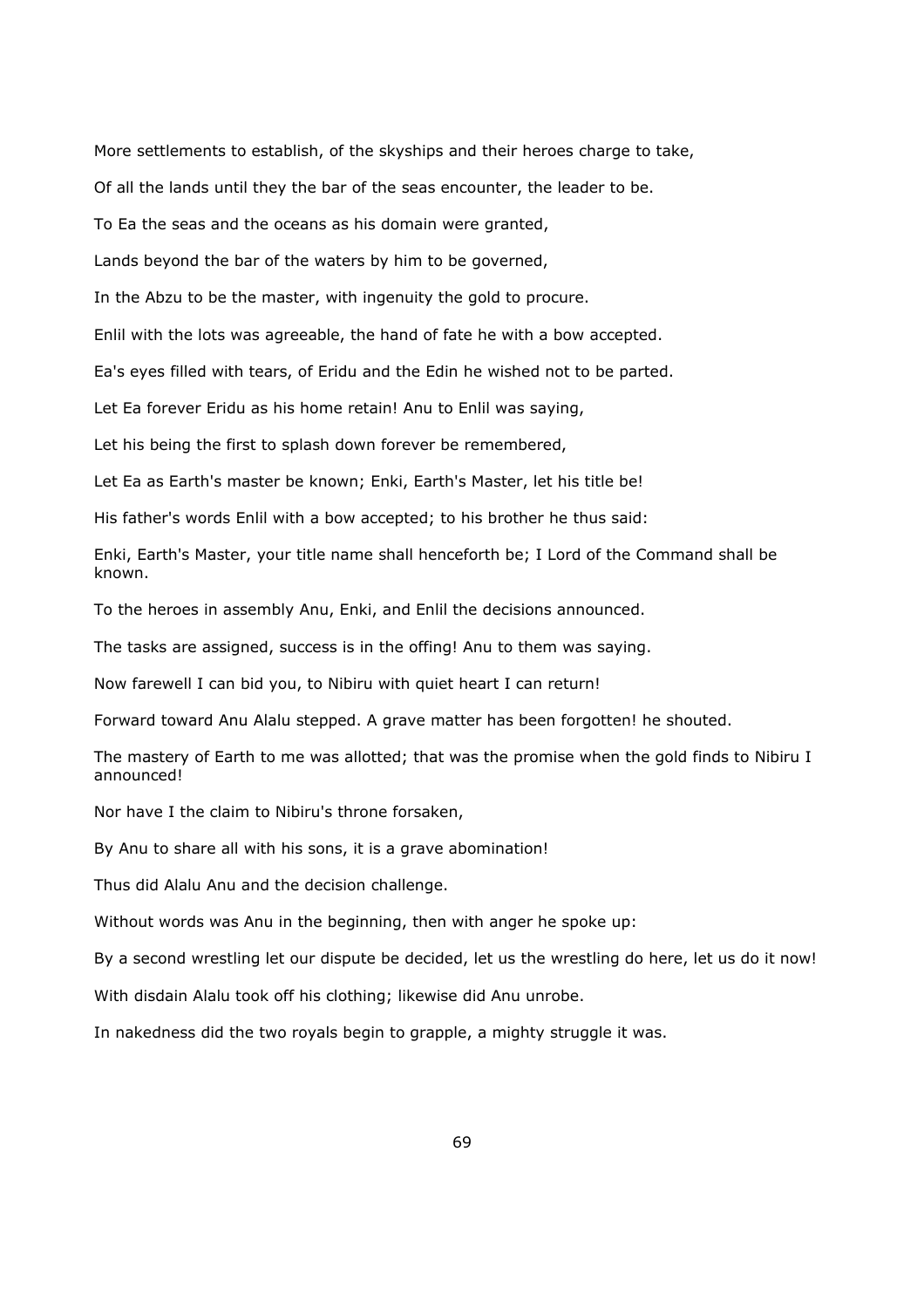More settlements to establish, of the skyships and their heroes charge to take,

Of all the lands until they the bar of the seas encounter, the leader to be.

To Ea the seas and the oceans as his domain were granted,

Lands beyond the bar of the waters by him to be governed,

In the Abzu to be the master, with ingenuity the gold to procure.

Enlil with the lots was agreeable, the hand of fate he with a bow accepted.

Ea's eyes filled with tears, of Eridu and the Edin he wished not to be parted.

Let Ea forever Eridu as his home retain! Anu to Enlil was saying,

Let his being the first to splash down forever be remembered,

Let Ea as Earth's master be known; Enki, Earth's Master, let his title be!

His father's words Enlil with a bow accepted; to his brother he thus said:

Enki, Earth's Master, your title name shall henceforth be; I Lord of the Command shall be known.

To the heroes in assembly Anu, Enki, and Enlil the decisions announced.

The tasks are assigned, success is in the offing! Anu to them was saying.

Now farewell I can bid you, to Nibiru with quiet heart I can return!

Forward toward Anu Alalu stepped. A grave matter has been forgotten! he shouted.

The mastery of Earth to me was allotted; that was the promise when the gold finds to Nibiru I announced!

Nor have I the claim to Nibiru's throne forsaken,

By Anu to share all with his sons, it is a grave abomination!

Thus did Alalu Anu and the decision challenge.

Without words was Anu in the beginning, then with anger he spoke up:

By a second wrestling let our dispute be decided, let us the wrestling do here, let us do it now!

With disdain Alalu took off his clothing; likewise did Anu unrobe.

In nakedness did the two royals begin to grapple, a mighty struggle it was.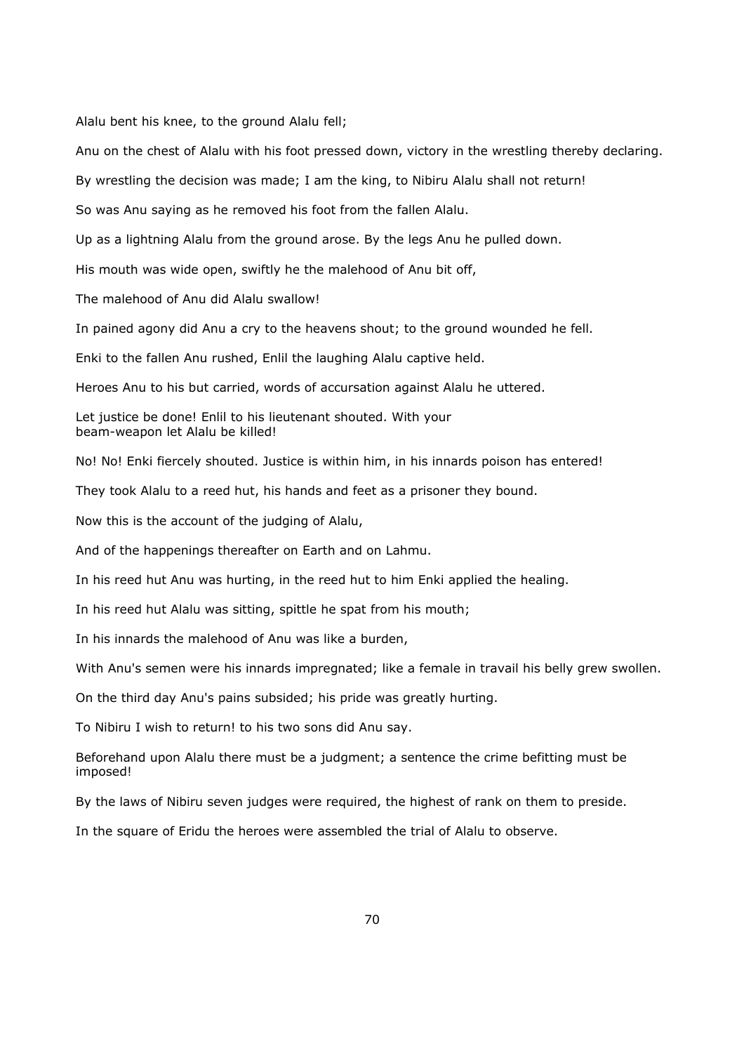Alalu bent his knee, to the ground Alalu fell;

Anu on the chest of Alalu with his foot pressed down, victory in the wrestling thereby declaring.

By wrestling the decision was made; I am the king, to Nibiru Alalu shall not return!

So was Anu saying as he removed his foot from the fallen Alalu.

Up as a lightning Alalu from the ground arose. By the legs Anu he pulled down.

His mouth was wide open, swiftly he the malehood of Anu bit off,

The malehood of Anu did Alalu swallow!

In pained agony did Anu a cry to the heavens shout; to the ground wounded he fell.

Enki to the fallen Anu rushed, Enlil the laughing Alalu captive held.

Heroes Anu to his but carried, words of accursation against Alalu he uttered.

Let justice be done! Enlil to his lieutenant shouted. With your beam-weapon let Alalu be killed!

No! No! Enki fiercely shouted. Justice is within him, in his innards poison has entered!

They took Alalu to a reed hut, his hands and feet as a prisoner they bound.

Now this is the account of the judging of Alalu,

And of the happenings thereafter on Earth and on Lahmu.

In his reed hut Anu was hurting, in the reed hut to him Enki applied the healing.

In his reed hut Alalu was sitting, spittle he spat from his mouth;

In his innards the malehood of Anu was like a burden,

With Anu's semen were his innards impregnated; like a female in travail his belly grew swollen.

On the third day Anu's pains subsided; his pride was greatly hurting.

To Nibiru I wish to return! to his two sons did Anu say.

Beforehand upon Alalu there must be a judgment; a sentence the crime befitting must be imposed!

By the laws of Nibiru seven judges were required, the highest of rank on them to preside.

In the square of Eridu the heroes were assembled the trial of Alalu to observe.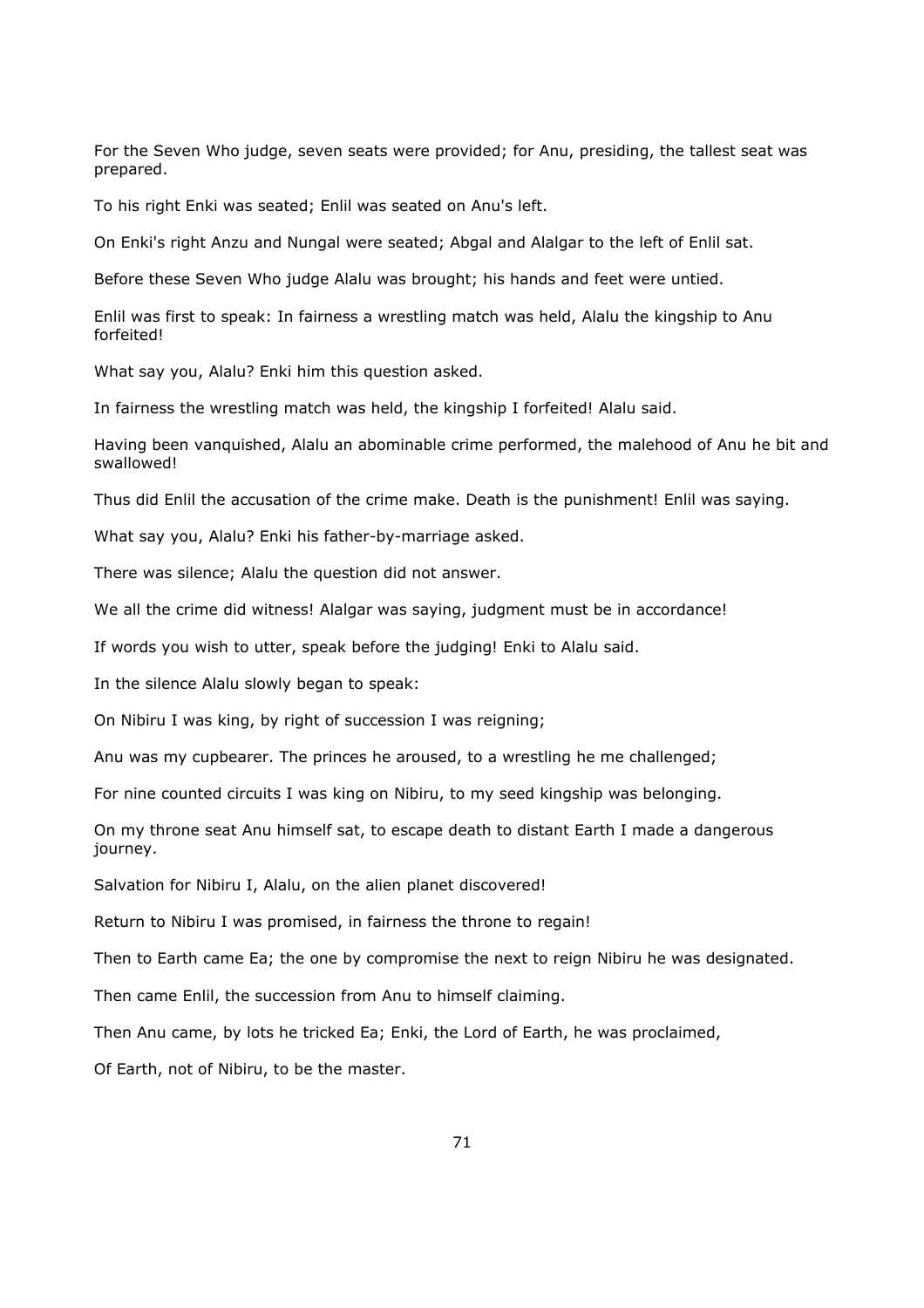For the Seven Who judge, seven seats were provided; for Anu, presiding, the tallest seat was prepared.

To his right Enki was seated; Enlil was seated on Anu's left.

On Enki's right Anzu and Nungal were seated; Abgal and Alalgar to the left of Enlil sat.

Before these Seven Who judge Alalu was brought; his hands and feet were untied.

Enlil was first to speak: In fairness a wrestling match was held, Alalu the kingship to Anu forfeited!

What say you, Alalu? Enki him this question asked.

In fairness the wrestling match was held, the kingship I forfeited! Alalu said.

Having been vanquished, Alalu an abominable crime performed, the malehood of Anu he bit and swallowed!

Thus did Enlil the accusation of the crime make. Death is the punishment! Enlil was saying.

What say you, Alalu? Enki his father-by-marriage asked.

There was silence; Alalu the question did not answer.

We all the crime did witness! Alalgar was saying, judgment must be in accordance!

If words you wish to utter, speak before the judging! Enki to Alalu said.

In the silence Alalu slowly began to speak:

On Nibiru I was king, by right of succession I was reigning;

Anu was my cupbearer. The princes he aroused, to a wrestling he me challenged;

For nine counted circuits I was king on Nibiru, to my seed kingship was belonging.

On my throne seat Anu himself sat, to escape death to distant Earth I made a dangerous journey.

Salvation for Nibiru I, Alalu, on the alien planet discovered!

Return to Nibiru I was promised, in fairness the throne to regain!

Then to Earth came Ea; the one by compromise the next to reign Nibiru he was designated.

Then came Enlil, the succession from Anu to himself claiming.

Then Anu came, by lots he tricked Ea; Enki, the Lord of Earth, he was proclaimed,

Of Earth, not of Nibiru, to be the master.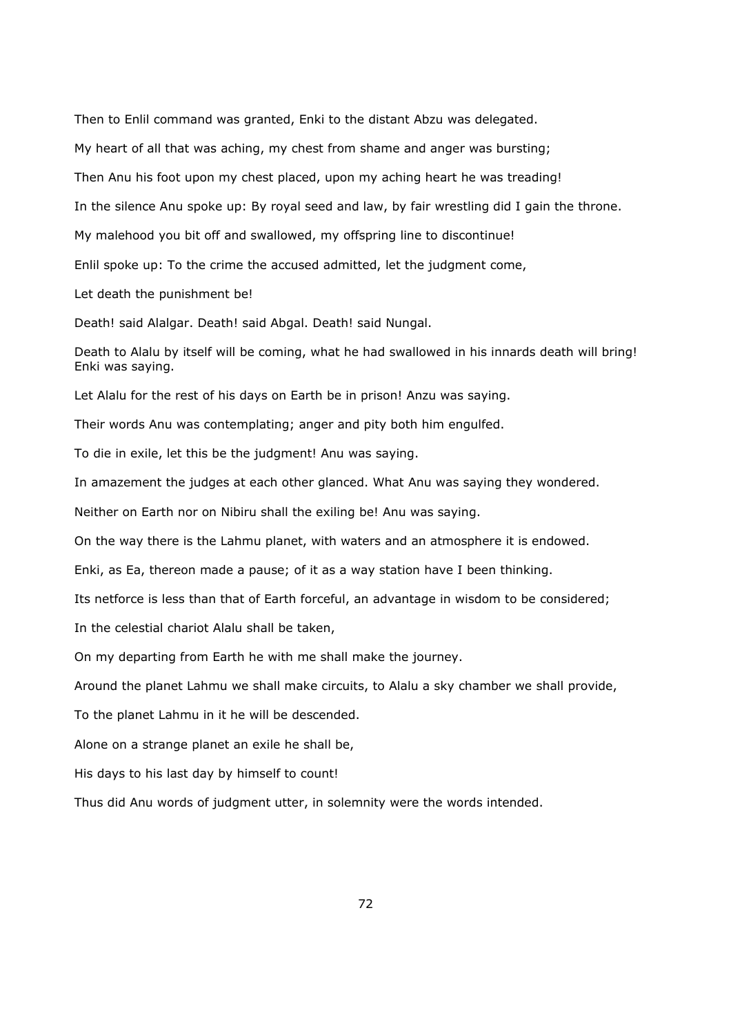Then to Enlil command was granted, Enki to the distant Abzu was delegated.

My heart of all that was aching, my chest from shame and anger was bursting;

Then Anu his foot upon my chest placed, upon my aching heart he was treading!

In the silence Anu spoke up: By royal seed and law, by fair wrestling did I gain the throne.

My malehood you bit off and swallowed, my offspring line to discontinue!

Enlil spoke up: To the crime the accused admitted, let the judgment come,

Let death the punishment be!

Death! said Alalgar. Death! said Abgal. Death! said Nungal.

Death to Alalu by itself will be coming, what he had swallowed in his innards death will bring! Enki was saying.

Let Alalu for the rest of his days on Earth be in prison! Anzu was saying.

Their words Anu was contemplating; anger and pity both him engulfed.

To die in exile, let this be the judgment! Anu was saying.

In amazement the judges at each other glanced. What Anu was saying they wondered.

Neither on Earth nor on Nibiru shall the exiling be! Anu was saying.

On the way there is the Lahmu planet, with waters and an atmosphere it is endowed.

Enki, as Ea, thereon made a pause; of it as a way station have I been thinking.

Its netforce is less than that of Earth forceful, an advantage in wisdom to be considered;

In the celestial chariot Alalu shall be taken,

On my departing from Earth he with me shall make the journey.

Around the planet Lahmu we shall make circuits, to Alalu a sky chamber we shall provide,

To the planet Lahmu in it he will be descended.

Alone on a strange planet an exile he shall be,

His days to his last day by himself to count!

Thus did Anu words of judgment utter, in solemnity were the words intended.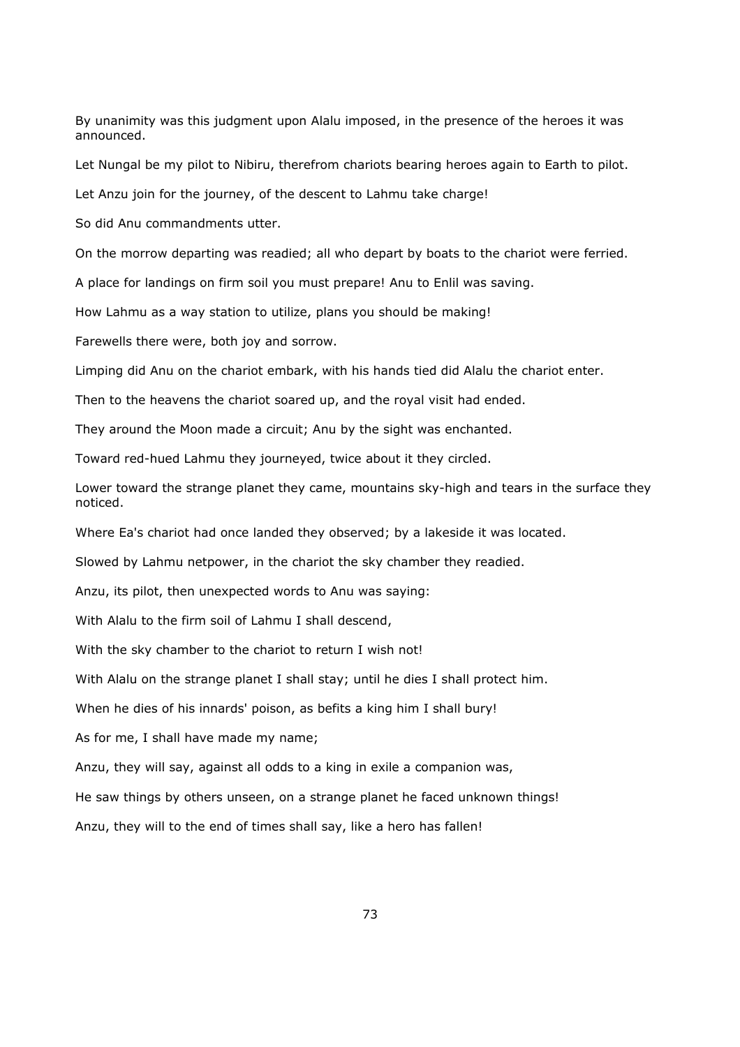By unanimity was this judgment upon Alalu imposed, in the presence of the heroes it was announced.

Let Nungal be my pilot to Nibiru, therefrom chariots bearing heroes again to Earth to pilot.

Let Anzu join for the journey, of the descent to Lahmu take charge!

So did Anu commandments utter.

On the morrow departing was readied; all who depart by boats to the chariot were ferried.

A place for landings on firm soil you must prepare! Anu to Enlil was saying.

How Lahmu as a way station to utilize, plans you should be making!

Farewells there were, both joy and sorrow.

Limping did Anu on the chariot embark, with his hands tied did Alalu the chariot enter.

Then to the heavens the chariot soared up, and the royal visit had ended.

They around the Moon made a circuit; Anu by the sight was enchanted.

Toward red-hued Lahmu they journeyed, twice about it they circled.

Lower toward the strange planet they came, mountains sky-high and tears in the surface they noticed.

Where Ea's chariot had once landed they observed; by a lakeside it was located.

Slowed by Lahmu netpower, in the chariot the sky chamber they readied.

Anzu, its pilot, then unexpected words to Anu was saying:

With Alalu to the firm soil of Lahmu I shall descend,

With the sky chamber to the chariot to return I wish not!

With Alalu on the strange planet I shall stay; until he dies I shall protect him.

When he dies of his innards' poison, as befits a king him I shall bury!

As for me, I shall have made my name;

Anzu, they will say, against all odds to a king in exile a companion was,

He saw things by others unseen, on a strange planet he faced unknown things!

Anzu, they will to the end of times shall say, like a hero has fallen!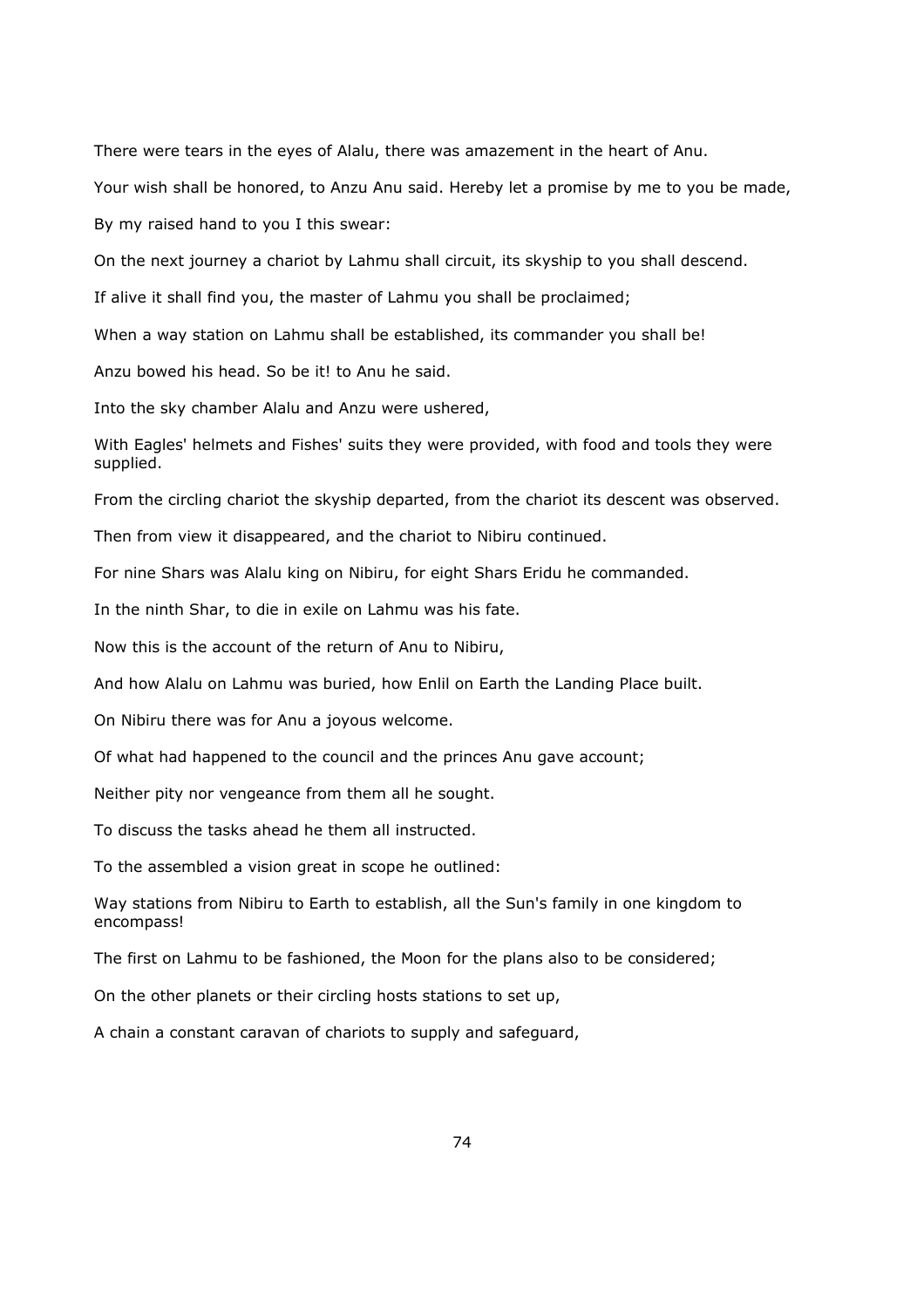There were tears in the eyes of Alalu, there was amazement in the heart of Anu.

Your wish shall be honored, to Anzu Anu said. Hereby let a promise by me to you be made,

By my raised hand to you I this swear:

On the next journey a chariot by Lahmu shall circuit, its skyship to you shall descend.

If alive it shall find you, the master of Lahmu you shall be proclaimed;

When a way station on Lahmu shall be established, its commander you shall be!

Anzu bowed his head. So be it! to Anu he said.

Into the sky chamber Alalu and Anzu were ushered,

With Eagles' helmets and Fishes' suits they were provided, with food and tools they were supplied.

From the circling chariot the skyship departed, from the chariot its descent was observed.

Then from view it disappeared, and the chariot to Nibiru continued.

For nine Shars was Alalu king on Nibiru, for eight Shars Eridu he commanded.

In the ninth Shar, to die in exile on Lahmu was his fate.

Now this is the account of the return of Anu to Nibiru,

And how Alalu on Lahmu was buried, how Enlil on Earth the Landing Place built.

On Nibiru there was for Anu a joyous welcome.

Of what had happened to the council and the princes Anu gave account;

Neither pity nor vengeance from them all he sought.

To discuss the tasks ahead he them all instructed.

To the assembled a vision great in scope he outlined:

Way stations from Nibiru to Earth to establish, all the Sun's family in one kingdom to encompass!

The first on Lahmu to be fashioned, the Moon for the plans also to be considered;

On the other planets or their circling hosts stations to set up,

A chain a constant caravan of chariots to supply and safeguard,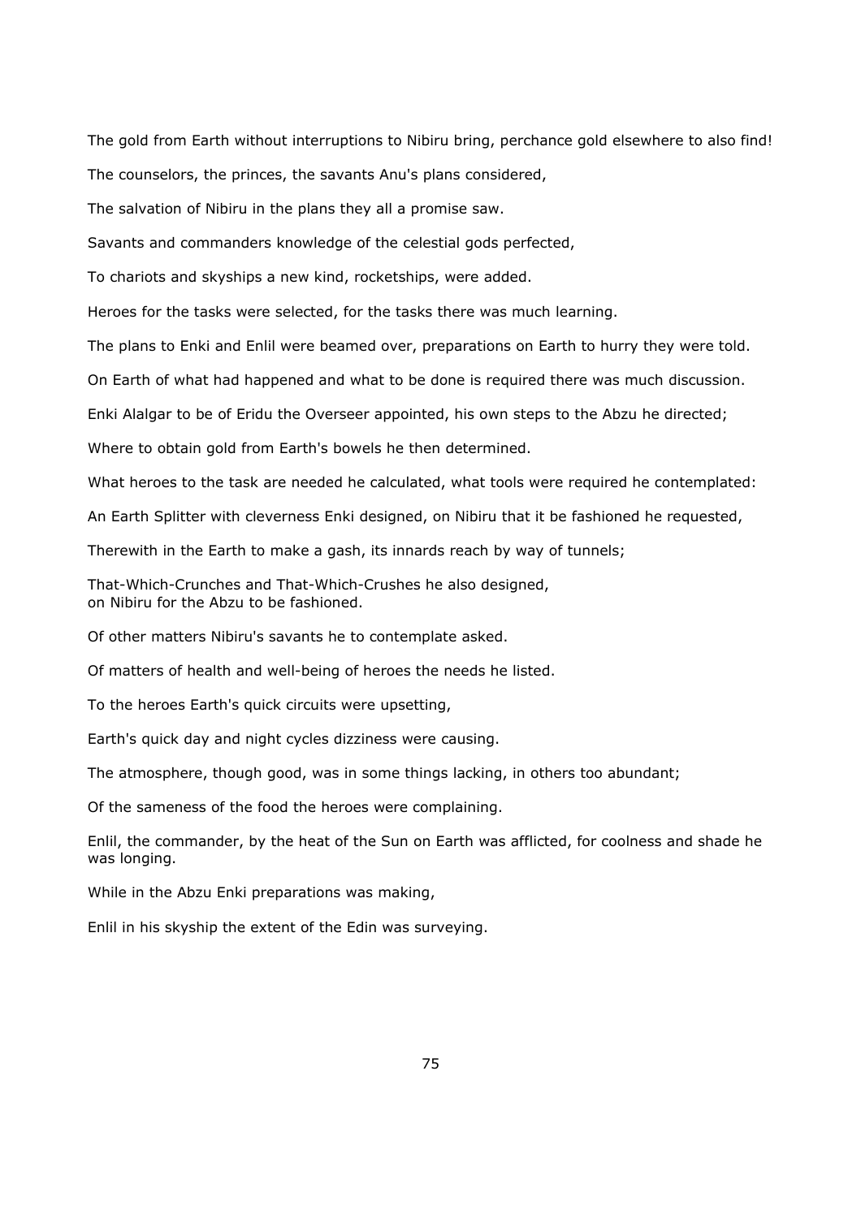The gold from Earth without interruptions to Nibiru bring, perchance gold elsewhere to also find!

The counselors, the princes, the savants Anu's plans considered,

The salvation of Nibiru in the plans they all a promise saw.

Savants and commanders knowledge of the celestial gods perfected,

To chariots and skyships a new kind, rocketships, were added.

Heroes for the tasks were selected, for the tasks there was much learning.

The plans to Enki and Enlil were beamed over, preparations on Earth to hurry they were told.

On Earth of what had happened and what to be done is required there was much discussion.

Enki Alalgar to be of Eridu the Overseer appointed, his own steps to the Abzu he directed;

Where to obtain gold from Earth's bowels he then determined.

What heroes to the task are needed he calculated, what tools were required he contemplated:

An Earth Splitter with cleverness Enki designed, on Nibiru that it be fashioned he requested,

Therewith in the Earth to make a gash, its innards reach by way of tunnels;

That-Which-Crunches and That-Which-Crushes he also designed,
on Nibiru for the Abzu to be fashioned.

Of other matters Nibiru's savants he to contemplate asked.

Of matters of health and well-being of heroes the needs he listed.

To the heroes Earth's quick circuits were upsetting,

Earth's quick day and night cycles dizziness were causing.

The atmosphere, though good, was in some things lacking, in others too abundant;

Of the sameness of the food the heroes were complaining.

Enlil, the commander, by the heat of the Sun on Earth was afflicted, for coolness and shade he was longing.

While in the Abzu Enki preparations was making,

Enlil in his skyship the extent of the Edin was surveying.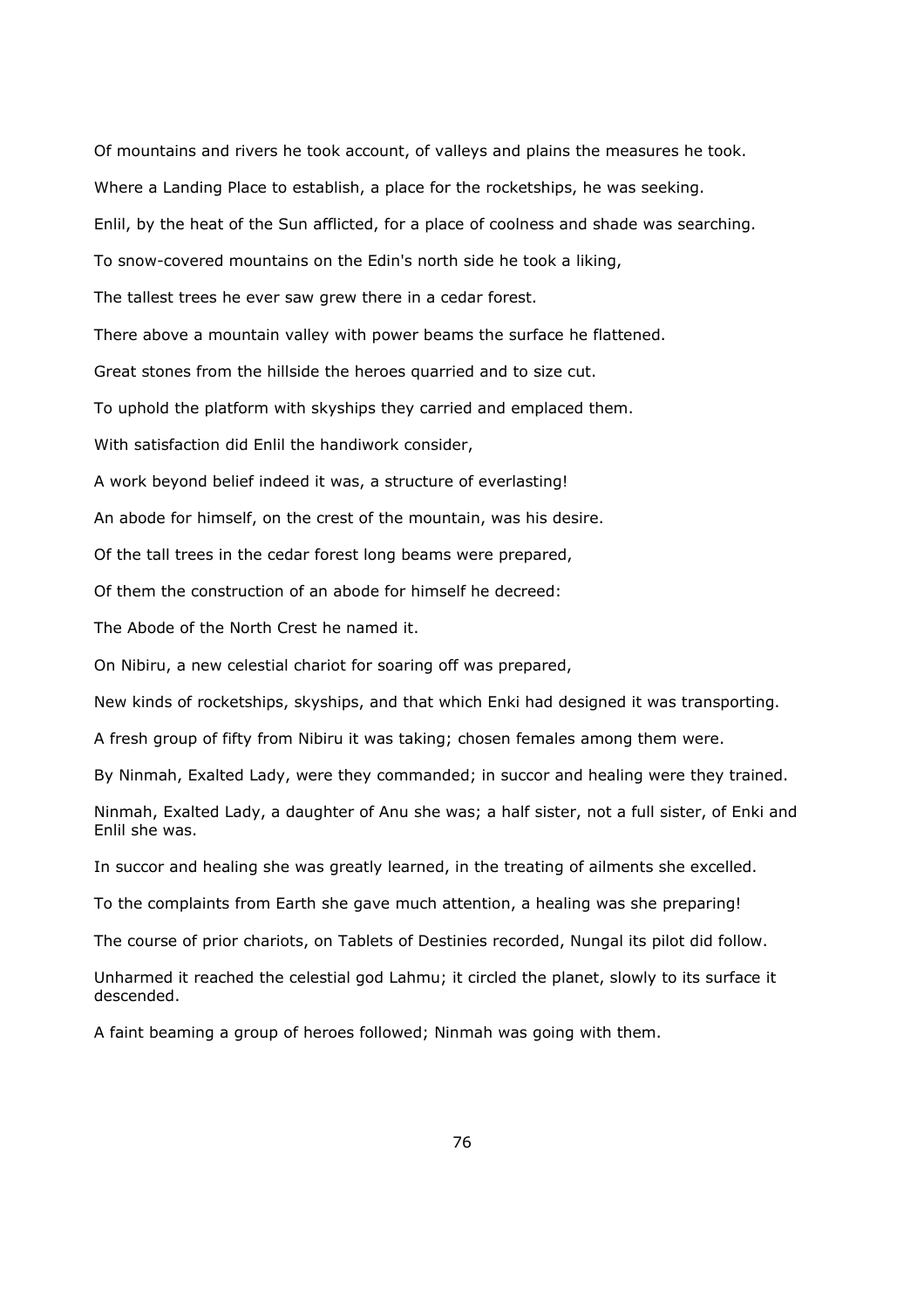Of mountains and rivers he took account, of valleys and plains the measures he took.

Where a Landing Place to establish, a place for the rocketships, he was seeking.

Enlil, by the heat of the Sun afflicted, for a place of coolness and shade was searching.

To snow-covered mountains on the Edin's north side he took a liking,

The tallest trees he ever saw grew there in a cedar forest.

There above a mountain valley with power beams the surface he flattened.

Great stones from the hillside the heroes quarried and to size cut.

To uphold the platform with skyships they carried and emplaced them.

With satisfaction did Enlil the handiwork consider,

A work beyond belief indeed it was, a structure of everlasting!

An abode for himself, on the crest of the mountain, was his desire.

Of the tall trees in the cedar forest long beams were prepared,

Of them the construction of an abode for himself he decreed:

The Abode of the North Crest he named it.

On Nibiru, a new celestial chariot for soaring off was prepared,

New kinds of rocketships, skyships, and that which Enki had designed it was transporting.

A fresh group of fifty from Nibiru it was taking; chosen females among them were.

By Ninmah, Exalted Lady, were they commanded; in succor and healing were they trained.

Ninmah, Exalted Lady, a daughter of Anu she was; a half sister, not a full sister, of Enki and Enlil she was.

In succor and healing she was greatly learned, in the treating of ailments she excelled.

To the complaints from Earth she gave much attention, a healing was she preparing!

The course of prior chariots, on Tablets of Destinies recorded, Nungal its pilot did follow.

Unharmed it reached the celestial god Lahmu; it circled the planet, slowly to its surface it descended.

A faint beaming a group of heroes followed; Ninmah was going with them.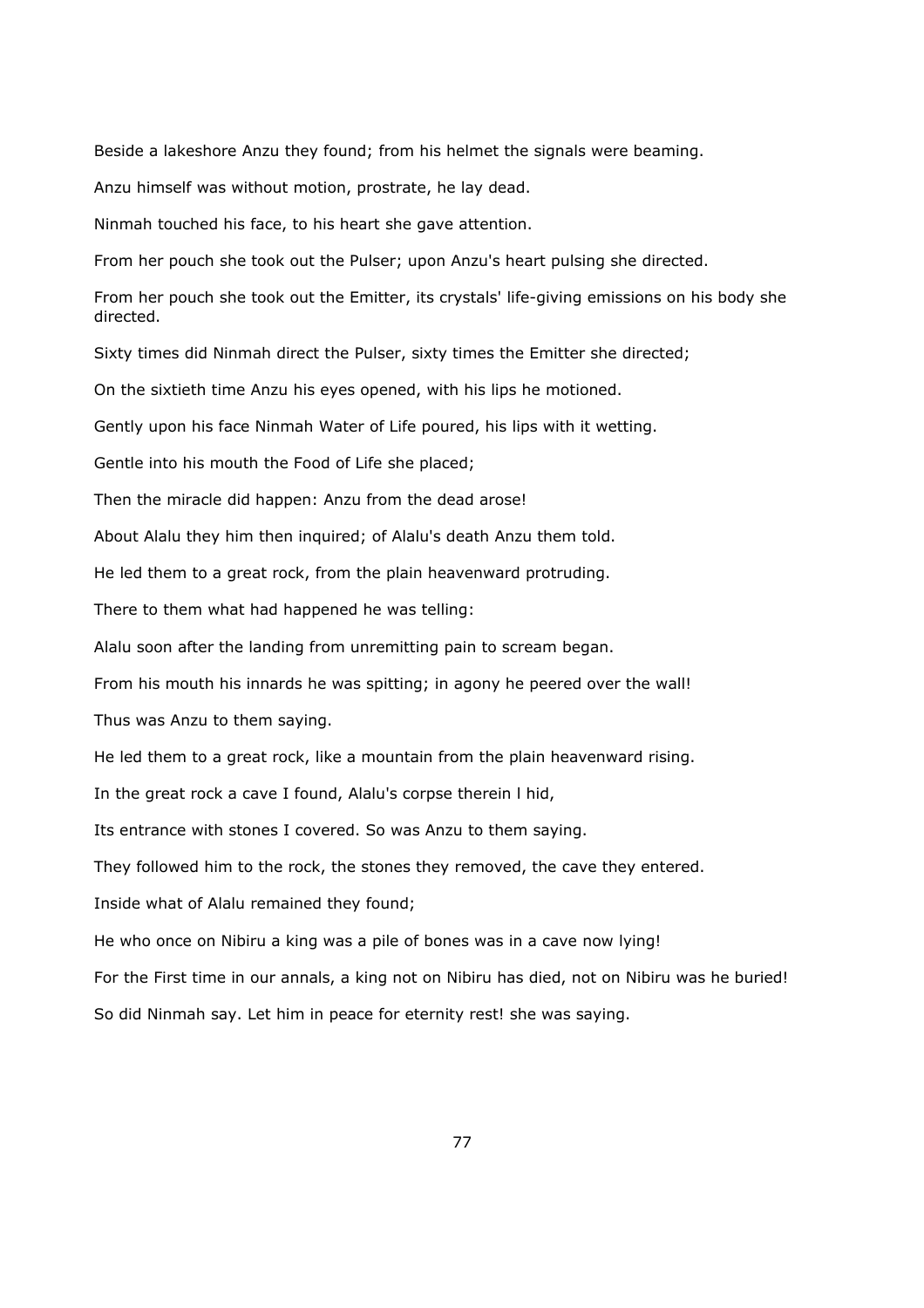Beside a lakeshore Anzu they found; from his helmet the signals were beaming.

Anzu himself was without motion, prostrate, he lay dead.

Ninmah touched his face, to his heart she gave attention.

From her pouch she took out the Pulser; upon Anzu's heart pulsing she directed.

From her pouch she took out the Emitter, its crystals' life-giving emissions on his body she directed.

Sixty times did Ninmah direct the Pulser, sixty times the Emitter she directed;

On the sixtieth time Anzu his eyes opened, with his lips he motioned.

Gently upon his face Ninmah Water of Life poured, his lips with it wetting.

Gentle into his mouth the Food of Life she placed;

Then the miracle did happen: Anzu from the dead arose!

About Alalu they him then inquired; of Alalu's death Anzu them told.

He led them to a great rock, from the plain heavenward protruding.

There to them what had happened he was telling:

Alalu soon after the landing from unremitting pain to scream began.

From his mouth his innards he was spitting; in agony he peered over the wall!

Thus was Anzu to them saying.

He led them to a great rock, like a mountain from the plain heavenward rising.

In the great rock a cave I found, Alalu's corpse therein l hid,

Its entrance with stones I covered. So was Anzu to them saying.

They followed him to the rock, the stones they removed, the cave they entered.

Inside what of Alalu remained they found;

He who once on Nibiru a king was a pile of bones was in a cave now lying!

For the First time in our annals, a king not on Nibiru has died, not on Nibiru was he buried!

So did Ninmah say. Let him in peace for eternity rest! she was saying.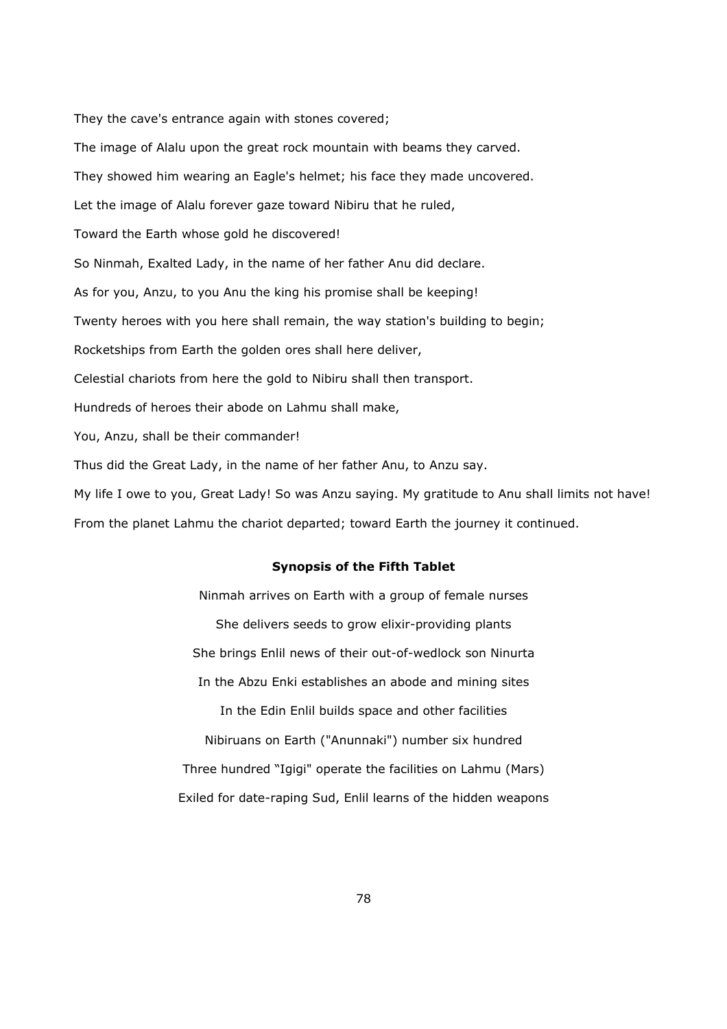They the cave's entrance again with stones covered;

The image of Alalu upon the great rock mountain with beams they carved.

They showed him wearing an Eagle's helmet; his face they made uncovered.

Let the image of Alalu forever gaze toward Nibiru that he ruled,

Toward the Earth whose gold he discovered!

So Ninmah, Exalted Lady, in the name of her father Anu did declare.

As for you, Anzu, to you Anu the king his promise shall be keeping!

Twenty heroes with you here shall remain, the way station's building to begin;

Rocketships from Earth the golden ores shall here deliver,

Celestial chariots from here the gold to Nibiru shall then transport.

Hundreds of heroes their abode on Lahmu shall make,

You, Anzu, shall be their commander!

Thus did the Great Lady, in the name of her father Anu, to Anzu say.

My life I owe to you, Great Lady! So was Anzu saying. My gratitude to Anu shall limits not have!

From the planet Lahmu the chariot departed; toward Earth the journey it continued.

**Synopsis of the Fifth Tablet**

Ninmah arrives on Earth with a group of female nurses

She delivers seeds to grow elixir-providing plants

She brings Enlil news of their out-of-wedlock son Ninurta

In the Abzu Enki establishes an abode and mining sites

In the Edin Enlil builds space and other facilities

Nibiruans on Earth ("Anunnaki") number six hundred

Three hundred "Igigi" operate the facilities on Lahmu (Mars)

Exiled for date-raping Sud, Enlil learns of the hidden weapons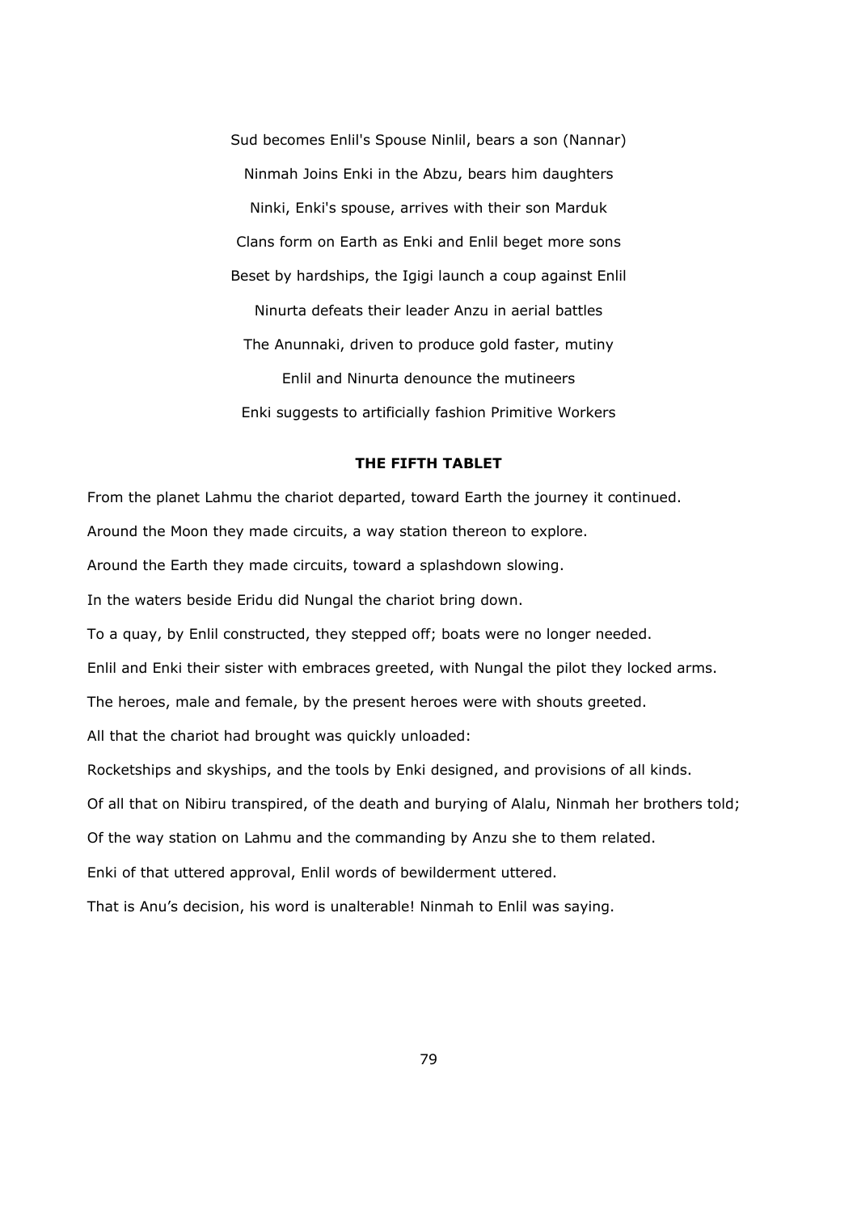Sud becomes Enlil's Spouse Ninlil, bears a son (Nannar)

Ninmah Joins Enki in the Abzu, bears him daughters

Ninki, Enki's spouse, arrives with their son Marduk

Clans form on Earth as Enki and Enlil beget more sons

Beset by hardships, the Igigi launch a coup against Enlil

Ninurta defeats their leader Anzu in aerial battles

The Anunnaki, driven to produce gold faster, mutiny

Enlil and Ninurta denounce the mutineers

Enki suggests to artificially fashion Primitive Workers

## THE FIFTH TABLET

From the planet Lahmu the chariot departed, toward Earth the journey it continued.

Around the Moon they made circuits, a way station thereon to explore.

Around the Earth they made circuits, toward a splashdown slowing.

In the waters beside Eridu did Nungal the chariot bring down.

To a quay, by Enlil constructed, they stepped off; boats were no longer needed.

Enlil and Enki their sister with embraces greeted, with Nungal the pilot they locked arms.

The heroes, male and female, by the present heroes were with shouts greeted.

All that the chariot had brought was quickly unloaded:

Rocketships and skyships, and the tools by Enki designed, and provisions of all kinds.

Of all that on Nibiru transpired, of the death and burying of Alalu, Ninmah her brothers told;

Of the way station on Lahmu and the commanding by Anzu she to them related.

Enki of that uttered approval, Enlil words of bewilderment uttered.

That is Anu's decision, his word is unalterable! Ninmah to Enlil was saying.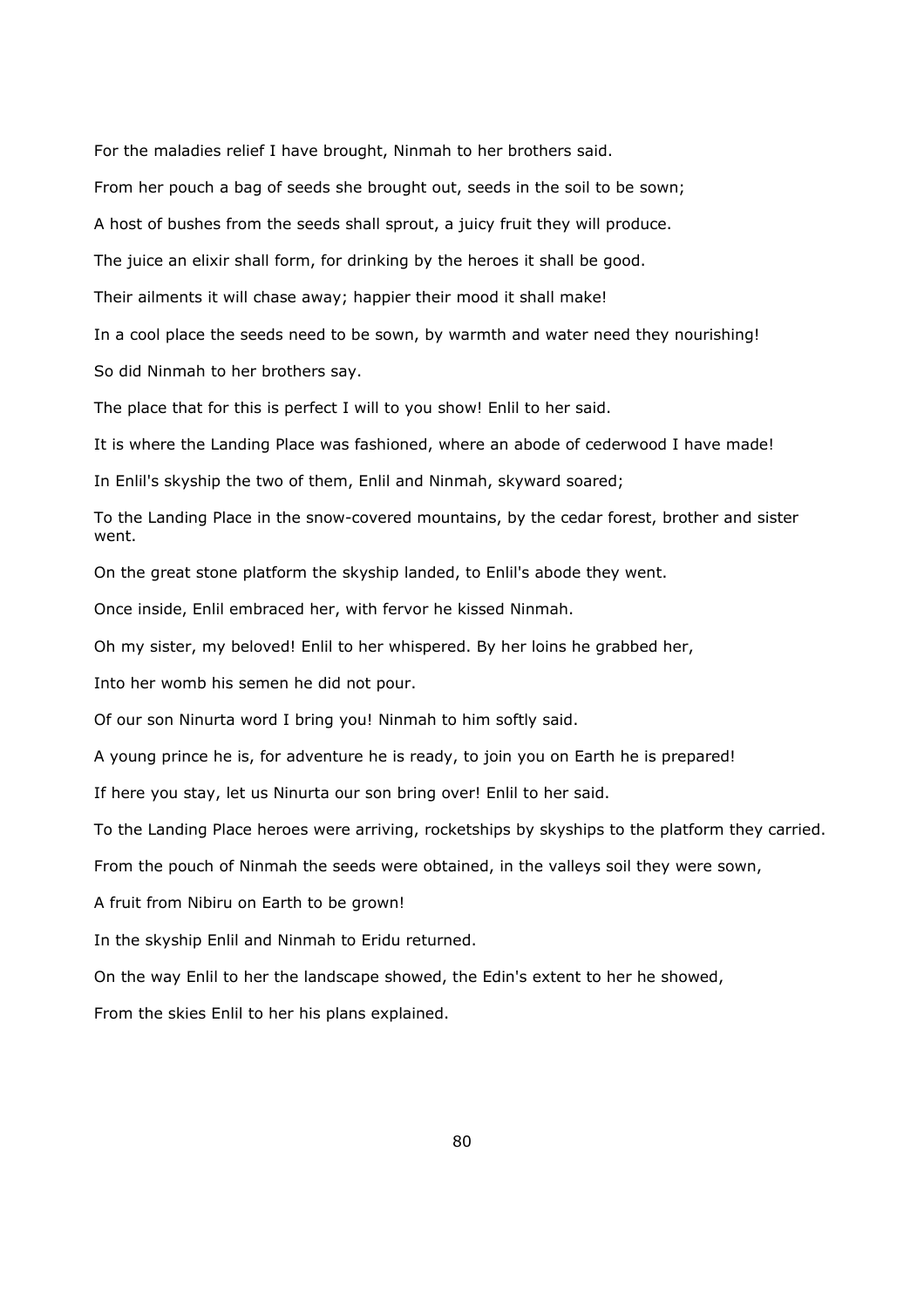For the maladies relief I have brought, Ninmah to her brothers said.

From her pouch a bag of seeds she brought out, seeds in the soil to be sown;

A host of bushes from the seeds shall sprout, a juicy fruit they will produce.

The juice an elixir shall form, for drinking by the heroes it shall be good.

Their ailments it will chase away; happier their mood it shall make!

In a cool place the seeds need to be sown, by warmth and water need they nourishing!

So did Ninmah to her brothers say.

The place that for this is perfect I will to you show! Enlil to her said.

It is where the Landing Place was fashioned, where an abode of cederwood I have made!

In Enlil's skyship the two of them, Enlil and Ninmah, skyward soared;

To the Landing Place in the snow-covered mountains, by the cedar forest, brother and sister went.

On the great stone platform the skyship landed, to Enlil's abode they went.

Once inside, Enlil embraced her, with fervor he kissed Ninmah.

Oh my sister, my beloved! Enlil to her whispered. By her loins he grabbed her,

Into her womb his semen he did not pour.

Of our son Ninurta word I bring you! Ninmah to him softly said.

A young prince he is, for adventure he is ready, to join you on Earth he is prepared!

If here you stay, let us Ninurta our son bring over! Enlil to her said.

To the Landing Place heroes were arriving, rocketships by skyships to the platform they carried.

From the pouch of Ninmah the seeds were obtained, in the valleys soil they were sown,

A fruit from Nibiru on Earth to be grown!

In the skyship Enlil and Ninmah to Eridu returned.

On the way Enlil to her the landscape showed, the Edin's extent to her he showed,

From the skies Enlil to her his plans explained.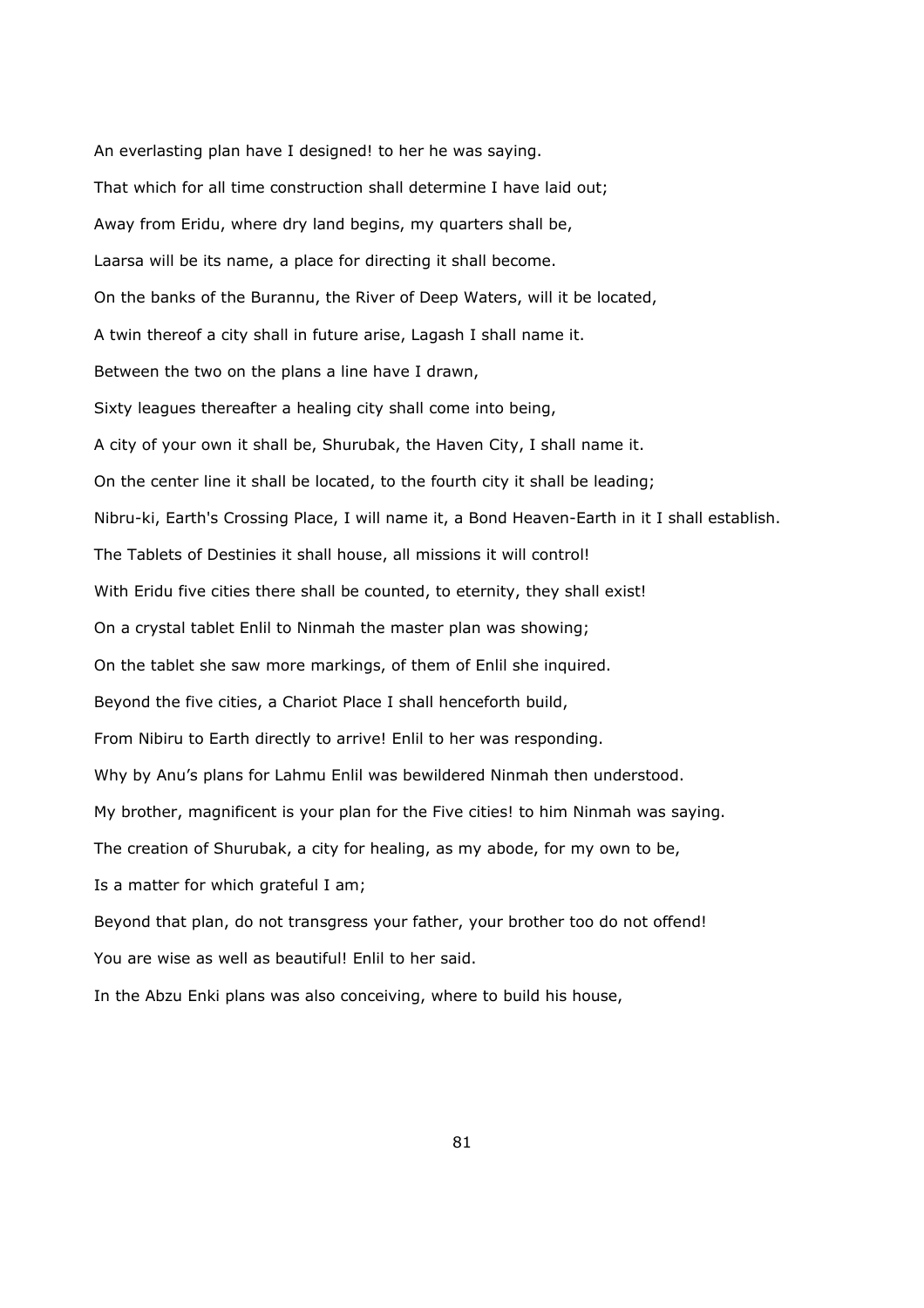An everlasting plan have I designed! to her he was saying.

That which for all time construction shall determine I have laid out;

Away from Eridu, where dry land begins, my quarters shall be,

Laarsa will be its name, a place for directing it shall become.

On the banks of the Burannu, the River of Deep Waters, will it be located,

A twin thereof a city shall in future arise, Lagash I shall name it.

Between the two on the plans a line have I drawn,

Sixty leagues thereafter a healing city shall come into being,

A city of your own it shall be, Shurubak, the Haven City, I shall name it.

On the center line it shall be located, to the fourth city it shall be leading;

Nibru-ki, Earth's Crossing Place, I will name it, a Bond Heaven-Earth in it I shall establish.

The Tablets of Destinies it shall house, all missions it will control!

With Eridu five cities there shall be counted, to eternity, they shall exist!

On a crystal tablet Enlil to Ninmah the master plan was showing;

On the tablet she saw more markings, of them of Enlil she inquired.

Beyond the five cities, a Chariot Place I shall henceforth build,

From Nibiru to Earth directly to arrive! Enlil to her was responding.

Why by Anu's plans for Lahmu Enlil was bewildered Ninmah then understood.

My brother, magnificent is your plan for the Five cities! to him Ninmah was saying.

The creation of Shurubak, a city for healing, as my abode, for my own to be,

Is a matter for which grateful I am;

Beyond that plan, do not transgress your father, your brother too do not offend!

You are wise as well as beautiful! Enlil to her said.

In the Abzu Enki plans was also conceiving, where to build his house,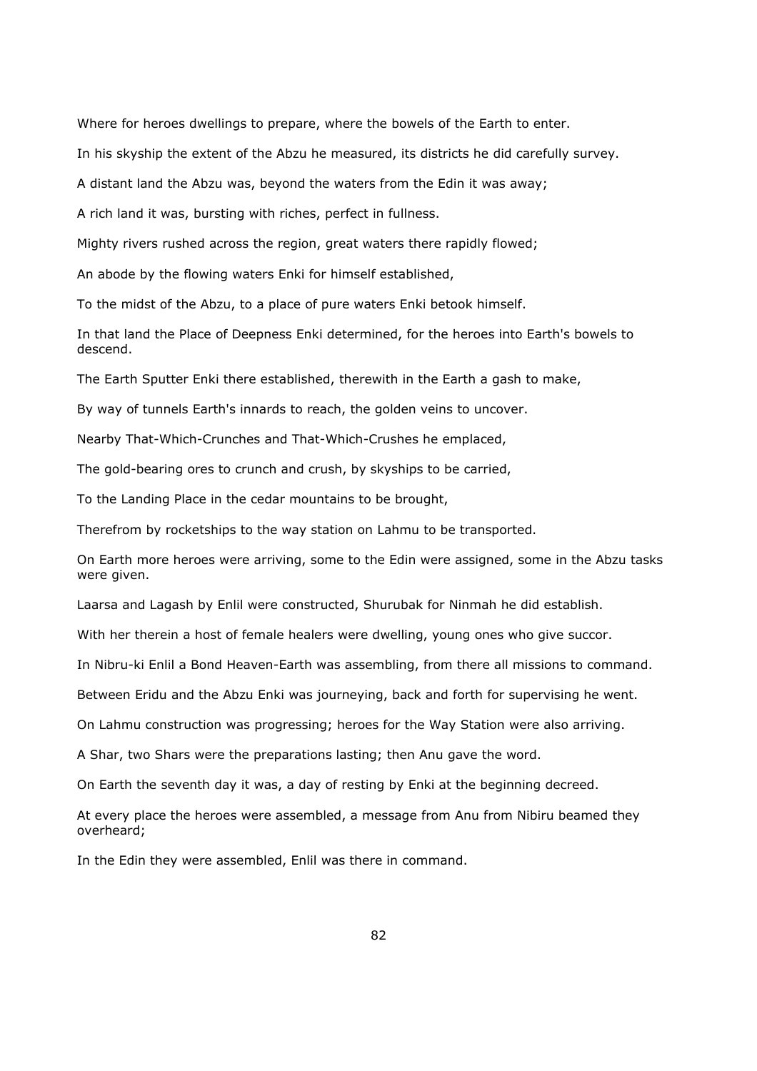Where for heroes dwellings to prepare, where the bowels of the Earth to enter.

In his skyship the extent of the Abzu he measured, its districts he did carefully survey.

A distant land the Abzu was, beyond the waters from the Edin it was away;

A rich land it was, bursting with riches, perfect in fullness.

Mighty rivers rushed across the region, great waters there rapidly flowed;

An abode by the flowing waters Enki for himself established,

To the midst of the Abzu, to a place of pure waters Enki betook himself.

In that land the Place of Deepness Enki determined, for the heroes into Earth's bowels to descend.

The Earth Sputter Enki there established, therewith in the Earth a gash to make,

By way of tunnels Earth's innards to reach, the golden veins to uncover.

Nearby That-Which-Crunches and That-Which-Crushes he emplaced,

The gold-bearing ores to crunch and crush, by skyships to be carried,

To the Landing Place in the cedar mountains to be brought,

Therefrom by rocketships to the way station on Lahmu to be transported.

On Earth more heroes were arriving, some to the Edin were assigned, some in the Abzu tasks were given.

Laarsa and Lagash by Enlil were constructed, Shurubak for Ninmah he did establish.

With her therein a host of female healers were dwelling, young ones who give succor.

In Nibru-ki Enlil a Bond Heaven-Earth was assembling, from there all missions to command.

Between Eridu and the Abzu Enki was journeying, back and forth for supervising he went.

On Lahmu construction was progressing; heroes for the Way Station were also arriving.

A Shar, two Shars were the preparations lasting; then Anu gave the word.

On Earth the seventh day it was, a day of resting by Enki at the beginning decreed.

At every place the heroes were assembled, a message from Anu from Nibiru beamed they overheard;

In the Edin they were assembled, Enlil was there in command.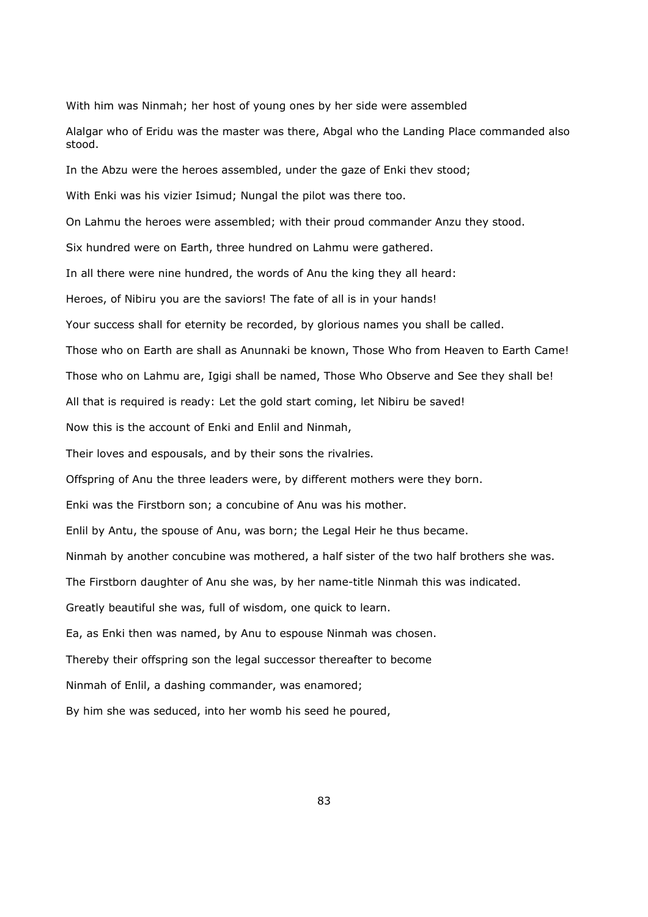With him was Ninmah; her host of young ones by her side were assembled

Alalgar who of Eridu was the master was there, Abgal who the Landing Place commanded also stood.

In the Abzu were the heroes assembled, under the gaze of Enki thev stood;

With Enki was his vizier Isimud; Nungal the pilot was there too.

On Lahmu the heroes were assembled; with their proud commander Anzu they stood.

Six hundred were on Earth, three hundred on Lahmu were gathered.

In all there were nine hundred, the words of Anu the king they all heard:

Heroes, of Nibiru you are the saviors! The fate of all is in your hands!

Your success shall for eternity be recorded, by glorious names you shall be called.

Those who on Earth are shall as Anunnaki be known, Those Who from Heaven to Earth Came!

Those who on Lahmu are, Igigi shall be named, Those Who Observe and See they shall be!

All that is required is ready: Let the gold start coming, let Nibiru be saved!

Now this is the account of Enki and Enlil and Ninmah,

Their loves and espousals, and by their sons the rivalries.

Offspring of Anu the three leaders were, by different mothers were they born.

Enki was the Firstborn son; a concubine of Anu was his mother.

Enlil by Antu, the spouse of Anu, was born; the Legal Heir he thus became.

Ninmah by another concubine was mothered, a half sister of the two half brothers she was.

The Firstborn daughter of Anu she was, by her name-title Ninmah this was indicated.

Greatly beautiful she was, full of wisdom, one quick to learn.

Ea, as Enki then was named, by Anu to espouse Ninmah was chosen.

Thereby their offspring son the legal successor thereafter to become

Ninmah of Enlil, a dashing commander, was enamored;

By him she was seduced, into her womb his seed he poured,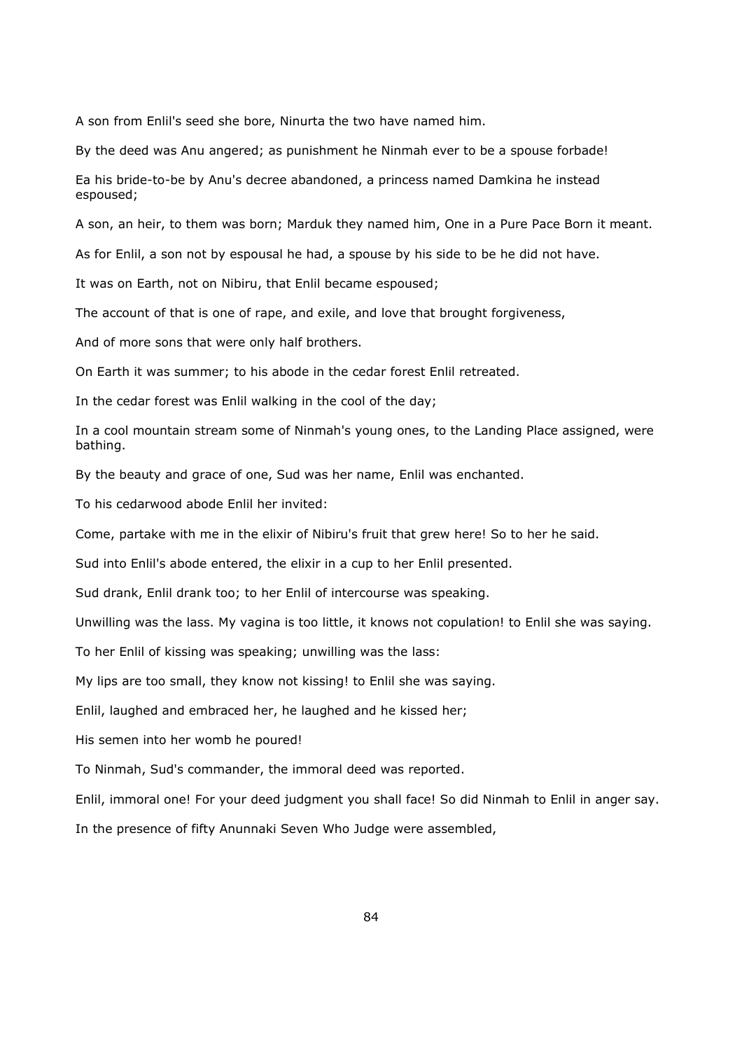A son from Enlil's seed she bore, Ninurta the two have named him.

By the deed was Anu angered; as punishment he Ninmah ever to be a spouse forbade!

Ea his bride-to-be by Anu's decree abandoned, a princess named Damkina he instead espoused;

A son, an heir, to them was born; Marduk they named him, One in a Pure Pace Born it meant.

As for Enlil, a son not by espousal he had, a spouse by his side to be he did not have.

It was on Earth, not on Nibiru, that Enlil became espoused;

The account of that is one of rape, and exile, and love that brought forgiveness,

And of more sons that were only half brothers.

On Earth it was summer; to his abode in the cedar forest Enlil retreated.

In the cedar forest was Enlil walking in the cool of the day;

In a cool mountain stream some of Ninmah's young ones, to the Landing Place assigned, were bathing.

By the beauty and grace of one, Sud was her name, Enlil was enchanted.

To his cedarwood abode Enlil her invited:

Come, partake with me in the elixir of Nibiru's fruit that grew here! So to her he said.

Sud into Enlil's abode entered, the elixir in a cup to her Enlil presented.

Sud drank, Enlil drank too; to her Enlil of intercourse was speaking.

Unwilling was the lass. My vagina is too little, it knows not copulation! to Enlil she was saying.

To her Enlil of kissing was speaking; unwilling was the lass:

My lips are too small, they know not kissing! to Enlil she was saying.

Enlil, laughed and embraced her, he laughed and he kissed her;

His semen into her womb he poured!

To Ninmah, Sud's commander, the immoral deed was reported.

Enlil, immoral one! For your deed judgment you shall face! So did Ninmah to Enlil in anger say.

In the presence of fifty Anunnaki Seven Who Judge were assembled,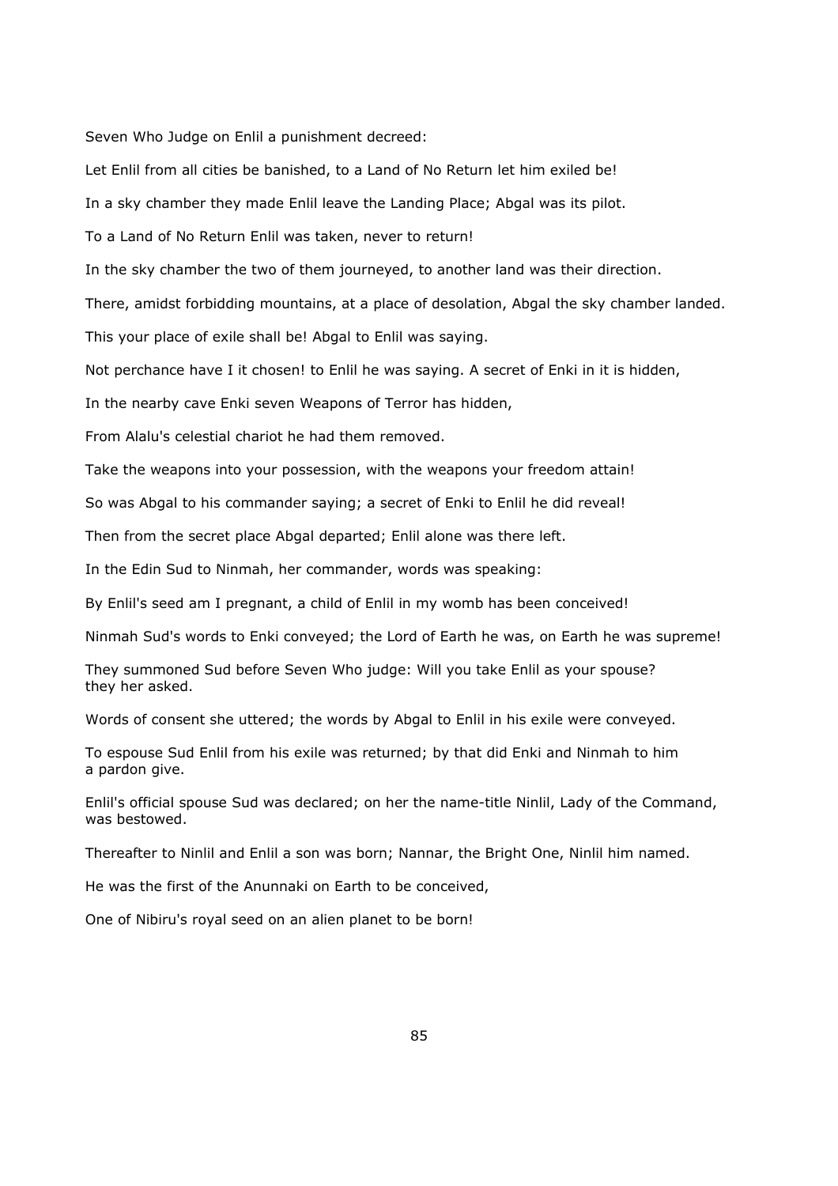Seven Who Judge on Enlil a punishment decreed:

Let Enlil from all cities be banished, to a Land of No Return let him exiled be!

In a sky chamber they made Enlil leave the Landing Place; Abgal was its pilot.

To a Land of No Return Enlil was taken, never to return!

In the sky chamber the two of them journeyed, to another land was their direction.

There, amidst forbidding mountains, at a place of desolation, Abgal the sky chamber landed.

This your place of exile shall be! Abgal to Enlil was saying.

Not perchance have I it chosen! to Enlil he was saying. A secret of Enki in it is hidden,

In the nearby cave Enki seven Weapons of Terror has hidden,

From Alalu's celestial chariot he had them removed.

Take the weapons into your possession, with the weapons your freedom attain!

So was Abgal to his commander saying; a secret of Enki to Enlil he did reveal!

Then from the secret place Abgal departed; Enlil alone was there left.

In the Edin Sud to Ninmah, her commander, words was speaking:

By Enlil's seed am I pregnant, a child of Enlil in my womb has been conceived!

Ninmah Sud's words to Enki conveyed; the Lord of Earth he was, on Earth he was supreme!

They summoned Sud before Seven Who judge: Will you take Enlil as your spouse? they her asked.

Words of consent she uttered; the words by Abgal to Enlil in his exile were conveyed.

To espouse Sud Enlil from his exile was returned; by that did Enki and Ninmah to him a pardon give.

Enlil's official spouse Sud was declared; on her the name-title Ninlil, Lady of the Command, was bestowed.

Thereafter to Ninlil and Enlil a son was born; Nannar, the Bright One, Ninlil him named.

He was the first of the Anunnaki on Earth to be conceived,

One of Nibiru's royal seed on an alien planet to be born!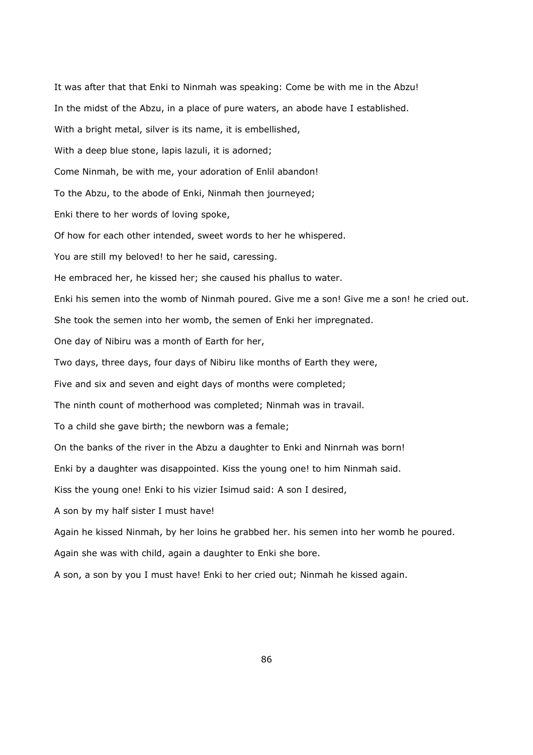It was after that that Enki to Ninmah was speaking: Come be with me in the Abzu!

In the midst of the Abzu, in a place of pure waters, an abode have I established.

With a bright metal, silver is its name, it is embellished,

With a deep blue stone, lapis lazuli, it is adorned;

Come Ninmah, be with me, your adoration of Enlil abandon!

To the Abzu, to the abode of Enki, Ninmah then journeyed;

Enki there to her words of loving spoke,

Of how for each other intended, sweet words to her he whispered.

You are still my beloved! to her he said, caressing.

He embraced her, he kissed her; she caused his phallus to water.

Enki his semen into the womb of Ninmah poured. Give me a son! Give me a son! he cried out.

She took the semen into her womb, the semen of Enki her impregnated.

One day of Nibiru was a month of Earth for her,

Two days, three days, four days of Nibiru like months of Earth they were,

Five and six and seven and eight days of months were completed;

The ninth count of motherhood was completed; Ninmah was in travail.

To a child she gave birth; the newborn was a female;

On the banks of the river in the Abzu a daughter to Enki and Ninrnah was born!

Enki by a daughter was disappointed. Kiss the young one! to him Ninmah said.

Kiss the young one! Enki to his vizier Isimud said: A son I desired,

A son by my half sister I must have!

Again he kissed Ninmah, by her loins he grabbed her. his semen into her womb he poured.

Again she was with child, again a daughter to Enki she bore.

A son, a son by you I must have! Enki to her cried out; Ninmah he kissed again.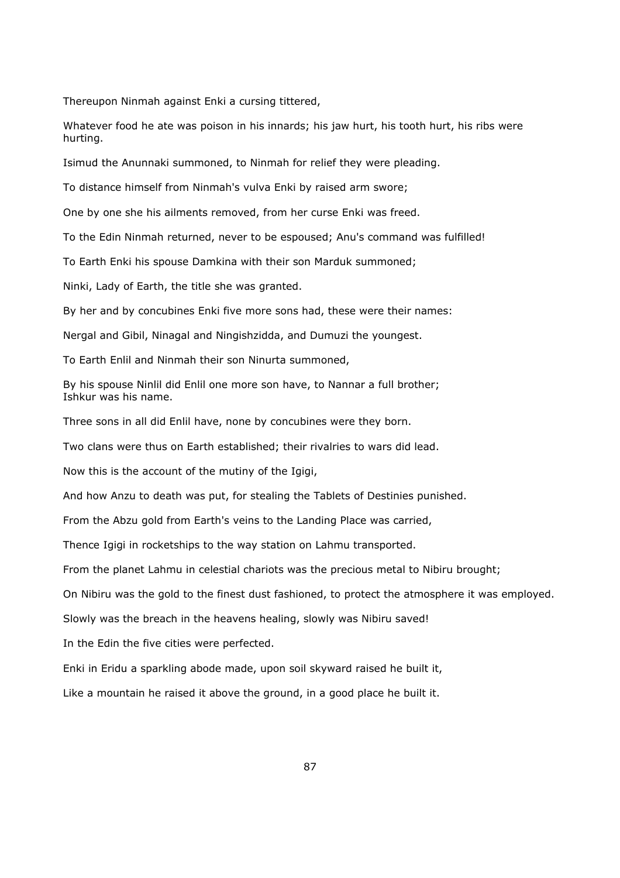Thereupon Ninmah against Enki a cursing tittered,

Whatever food he ate was poison in his innards; his jaw hurt, his tooth hurt, his ribs were hurting.

Isimud the Anunnaki summoned, to Ninmah for relief they were pleading.

To distance himself from Ninmah's vulva Enki by raised arm swore;

One by one she his ailments removed, from her curse Enki was freed.

To the Edin Ninmah returned, never to be espoused; Anu's command was fulfilled!

To Earth Enki his spouse Damkina with their son Marduk summoned;

Ninki, Lady of Earth, the title she was granted.

By her and by concubines Enki five more sons had, these were their names:

Nergal and Gibil, Ninagal and Ningishzidda, and Dumuzi the youngest.

To Earth Enlil and Ninmah their son Ninurta summoned,

By his spouse Ninlil did Enlil one more son have, to Nannar a full brother;
Ishkur was his name.

Three sons in all did Enlil have, none by concubines were they born.

Two clans were thus on Earth established; their rivalries to wars did lead.

Now this is the account of the mutiny of the Igigi,

And how Anzu to death was put, for stealing the Tablets of Destinies punished.

From the Abzu gold from Earth's veins to the Landing Place was carried,

Thence Igigi in rocketships to the way station on Lahmu transported.

From the planet Lahmu in celestial chariots was the precious metal to Nibiru brought;

On Nibiru was the gold to the finest dust fashioned, to protect the atmosphere it was employed.

Slowly was the breach in the heavens healing, slowly was Nibiru saved!

In the Edin the five cities were perfected.

Enki in Eridu a sparkling abode made, upon soil skyward raised he built it,

Like a mountain he raised it above the ground, in a good place he built it.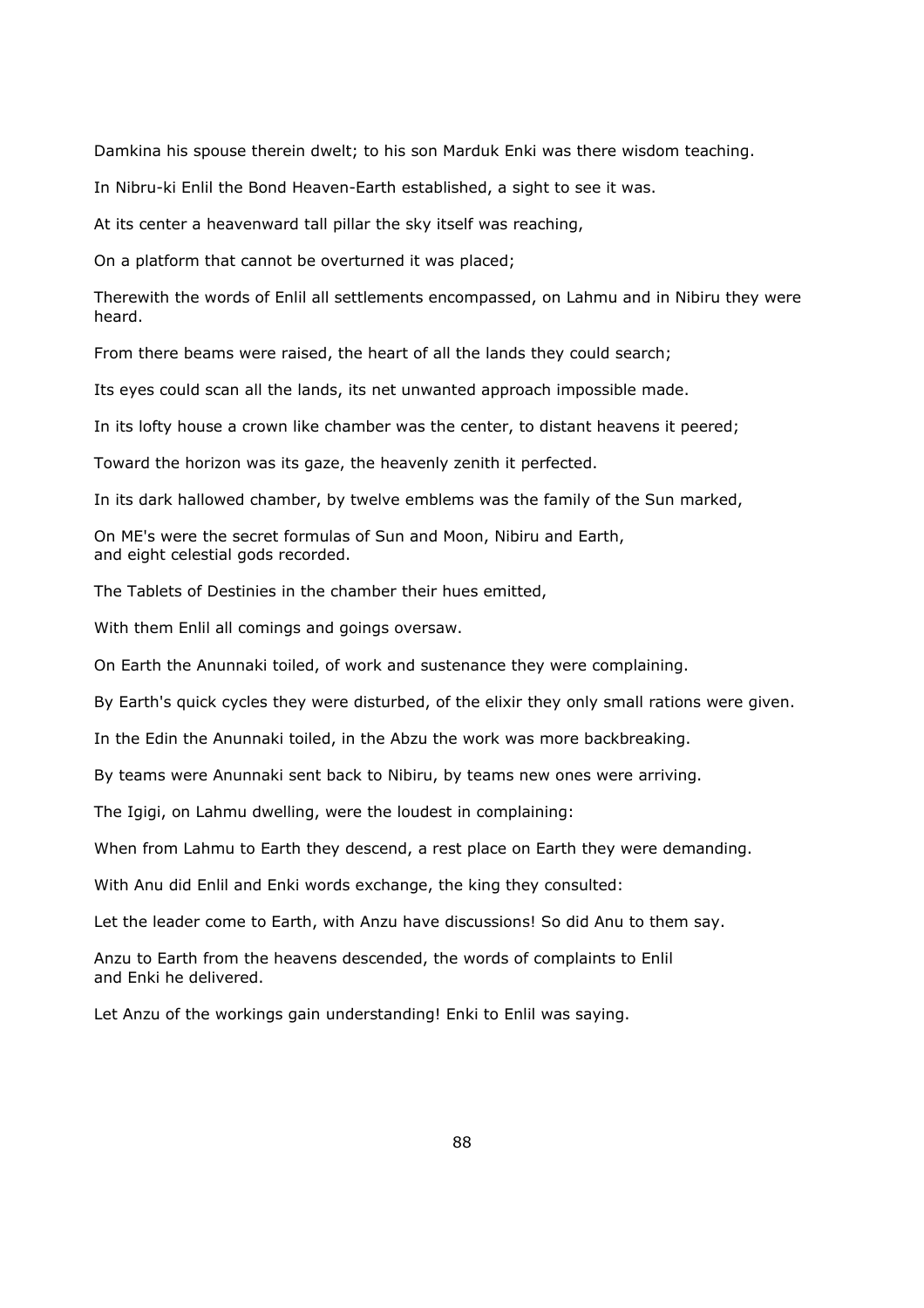Damkina his spouse therein dwelt; to his son Marduk Enki was there wisdom teaching.

In Nibru-ki Enlil the Bond Heaven-Earth established, a sight to see it was.

At its center a heavenward tall pillar the sky itself was reaching,

On a platform that cannot be overturned it was placed;

Therewith the words of Enlil all settlements encompassed, on Lahmu and in Nibiru they were heard.

From there beams were raised, the heart of all the lands they could search;

Its eyes could scan all the lands, its net unwanted approach impossible made.

In its lofty house a crown like chamber was the center, to distant heavens it peered;

Toward the horizon was its gaze, the heavenly zenith it perfected.

In its dark hallowed chamber, by twelve emblems was the family of the Sun marked,

On ME's were the secret formulas of Sun and Moon, Nibiru and Earth,
and eight celestial gods recorded.

The Tablets of Destinies in the chamber their hues emitted,

With them Enlil all comings and goings oversaw.

On Earth the Anunnaki toiled, of work and sustenance they were complaining.

By Earth's quick cycles they were disturbed, of the elixir they only small rations were given.

In the Edin the Anunnaki toiled, in the Abzu the work was more backbreaking.

By teams were Anunnaki sent back to Nibiru, by teams new ones were arriving.

The Igigi, on Lahmu dwelling, were the loudest in complaining:

When from Lahmu to Earth they descend, a rest place on Earth they were demanding.

With Anu did Enlil and Enki words exchange, the king they consulted:

Let the leader come to Earth, with Anzu have discussions! So did Anu to them say.

Anzu to Earth from the heavens descended, the words of complaints to Enlil
and Enki he delivered.

Let Anzu of the workings gain understanding! Enki to Enlil was saying.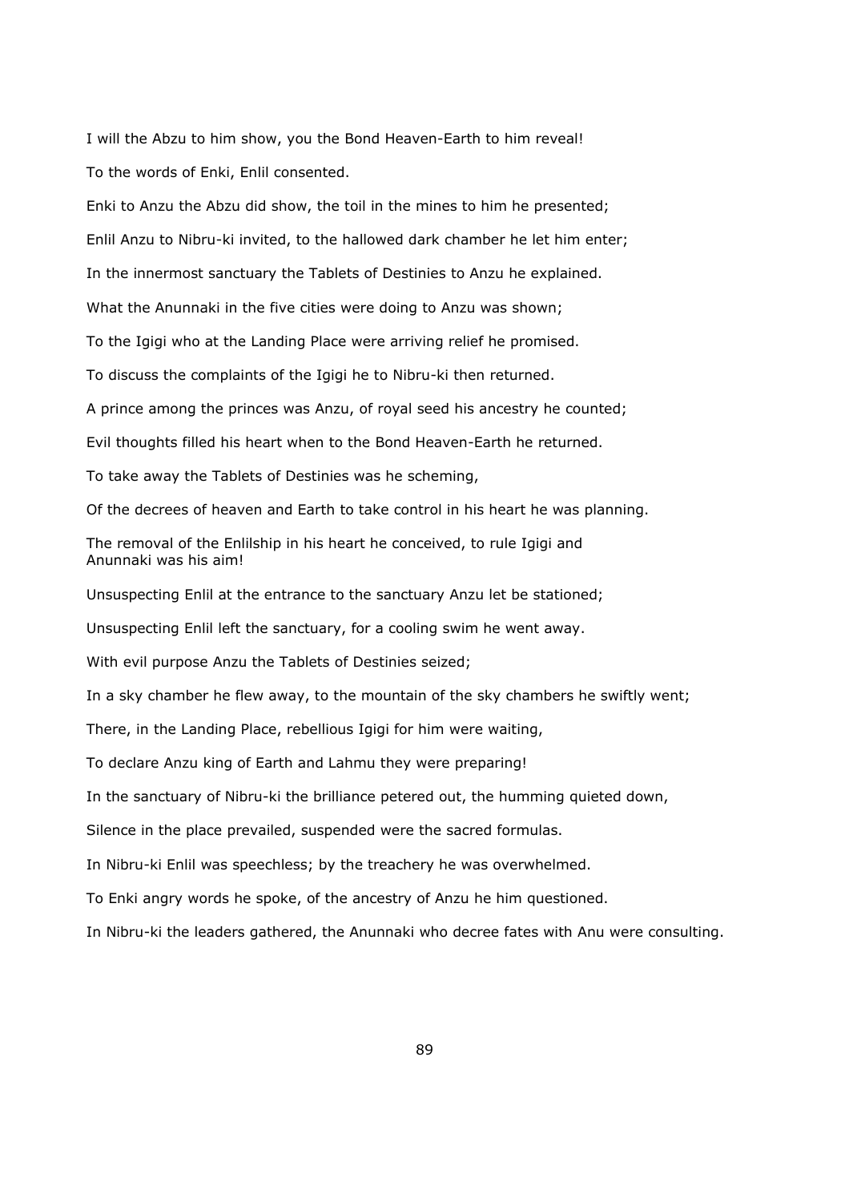I will the Abzu to him show, you the Bond Heaven-Earth to him reveal!

To the words of Enki, Enlil consented.

Enki to Anzu the Abzu did show, the toil in the mines to him he presented;

Enlil Anzu to Nibru-ki invited, to the hallowed dark chamber he let him enter;

In the innermost sanctuary the Tablets of Destinies to Anzu he explained.

What the Anunnaki in the five cities were doing to Anzu was shown;

To the Igigi who at the Landing Place were arriving relief he promised.

To discuss the complaints of the Igigi he to Nibru-ki then returned.

A prince among the princes was Anzu, of royal seed his ancestry he counted;

Evil thoughts filled his heart when to the Bond Heaven-Earth he returned.

To take away the Tablets of Destinies was he scheming,

Of the decrees of heaven and Earth to take control in his heart he was planning.

The removal of the Enlilship in his heart he conceived, to rule Igigi and Anunnaki was his aim!

Unsuspecting Enlil at the entrance to the sanctuary Anzu let be stationed;

Unsuspecting Enlil left the sanctuary, for a cooling swim he went away.

With evil purpose Anzu the Tablets of Destinies seized;

In a sky chamber he flew away, to the mountain of the sky chambers he swiftly went;

There, in the Landing Place, rebellious Igigi for him were waiting,

To declare Anzu king of Earth and Lahmu they were preparing!

In the sanctuary of Nibru-ki the brilliance petered out, the humming quieted down,

Silence in the place prevailed, suspended were the sacred formulas.

In Nibru-ki Enlil was speechless; by the treachery he was overwhelmed.

To Enki angry words he spoke, of the ancestry of Anzu he him questioned.

In Nibru-ki the leaders gathered, the Anunnaki who decree fates with Anu were consulting.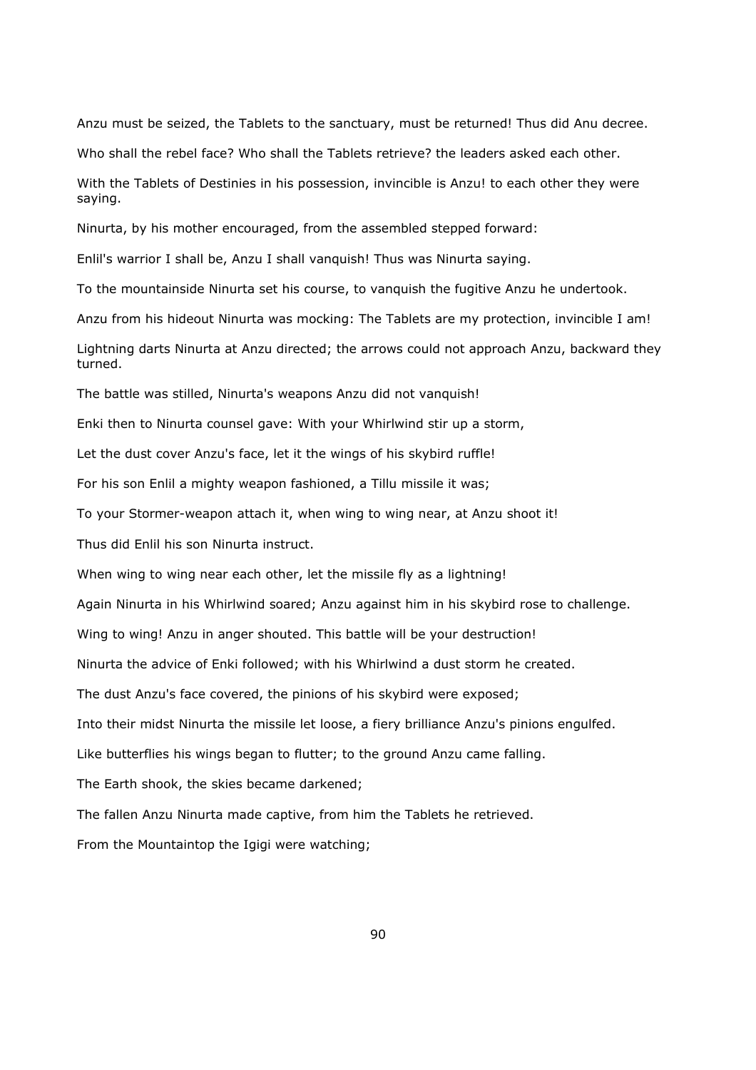Anzu must be seized, the Tablets to the sanctuary, must be returned! Thus did Anu decree.

Who shall the rebel face? Who shall the Tablets retrieve? the leaders asked each other.

With the Tablets of Destinies in his possession, invincible is Anzu! to each other they were saying.

Ninurta, by his mother encouraged, from the assembled stepped forward:

Enlil's warrior I shall be, Anzu I shall vanquish! Thus was Ninurta saying.

To the mountainside Ninurta set his course, to vanquish the fugitive Anzu he undertook.

Anzu from his hideout Ninurta was mocking: The Tablets are my protection, invincible I am!

Lightning darts Ninurta at Anzu directed; the arrows could not approach Anzu, backward they turned.

The battle was stilled, Ninurta's weapons Anzu did not vanquish!

Enki then to Ninurta counsel gave: With your Whirlwind stir up a storm,

Let the dust cover Anzu's face, let it the wings of his skybird ruffle!

For his son Enlil a mighty weapon fashioned, a Tillu missile it was;

To your Stormer-weapon attach it, when wing to wing near, at Anzu shoot it!

Thus did Enlil his son Ninurta instruct.

When wing to wing near each other, let the missile fly as a lightning!

Again Ninurta in his Whirlwind soared; Anzu against him in his skybird rose to challenge.

Wing to wing! Anzu in anger shouted. This battle will be your destruction!

Ninurta the advice of Enki followed; with his Whirlwind a dust storm he created.

The dust Anzu's face covered, the pinions of his skybird were exposed;

Into their midst Ninurta the missile let loose, a fiery brilliance Anzu's pinions engulfed.

Like butterflies his wings began to flutter; to the ground Anzu came falling.

The Earth shook, the skies became darkened;

The fallen Anzu Ninurta made captive, from him the Tablets he retrieved.

From the Mountaintop the Igigi were watching;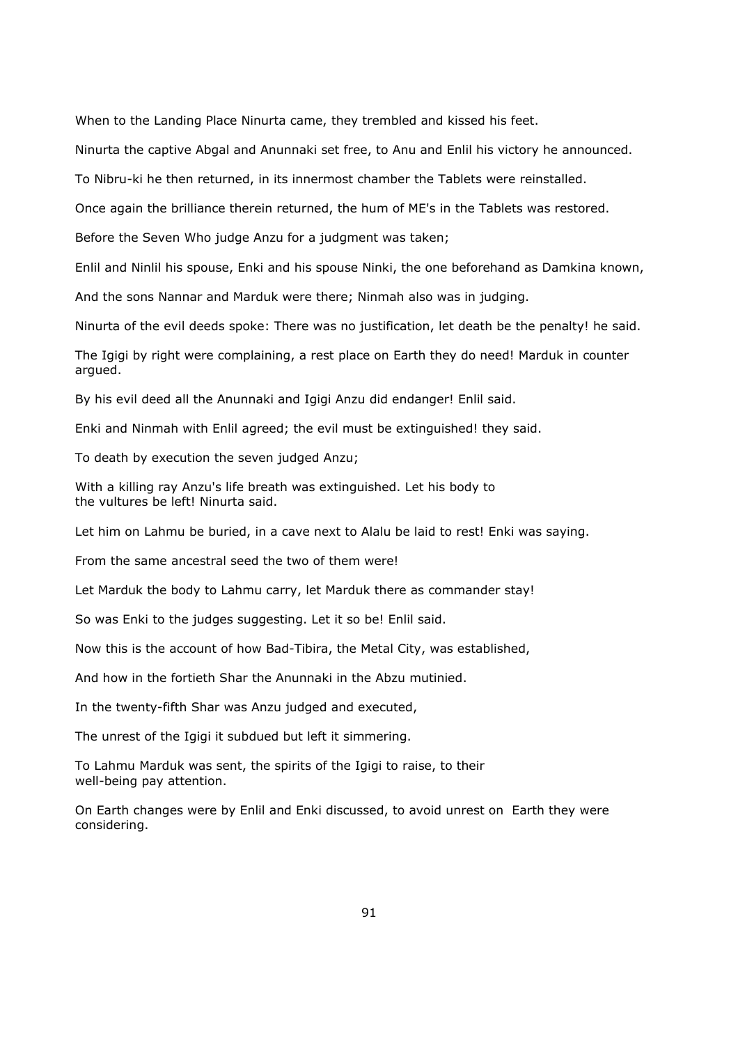When to the Landing Place Ninurta came, they trembled and kissed his feet.

Ninurta the captive Abgal and Anunnaki set free, to Anu and Enlil his victory he announced.

To Nibru-ki he then returned, in its innermost chamber the Tablets were reinstalled.

Once again the brilliance therein returned, the hum of ME's in the Tablets was restored.

Before the Seven Who judge Anzu for a judgment was taken;

Enlil and Ninlil his spouse, Enki and his spouse Ninki, the one beforehand as Damkina known,

And the sons Nannar and Marduk were there; Ninmah also was in judging.

Ninurta of the evil deeds spoke: There was no justification, let death be the penalty! he said.

The Igigi by right were complaining, a rest place on Earth they do need! Marduk in counter argued.

By his evil deed all the Anunnaki and Igigi Anzu did endanger! Enlil said.

Enki and Ninmah with Enlil agreed; the evil must be extinguished! they said.

To death by execution the seven judged Anzu;

With a killing ray Anzu's life breath was extinguished. Let his body to the vultures be left! Ninurta said.

Let him on Lahmu be buried, in a cave next to Alalu be laid to rest! Enki was saying.

From the same ancestral seed the two of them were!

Let Marduk the body to Lahmu carry, let Marduk there as commander stay!

So was Enki to the judges suggesting. Let it so be! Enlil said.

Now this is the account of how Bad-Tibira, the Metal City, was established,

And how in the fortieth Shar the Anunnaki in the Abzu mutinied.

In the twenty-fifth Shar was Anzu judged and executed,

The unrest of the Igigi it subdued but left it simmering.

To Lahmu Marduk was sent, the spirits of the Igigi to raise, to their well-being pay attention.

On Earth changes were by Enlil and Enki discussed, to avoid unrest on Earth they were considering.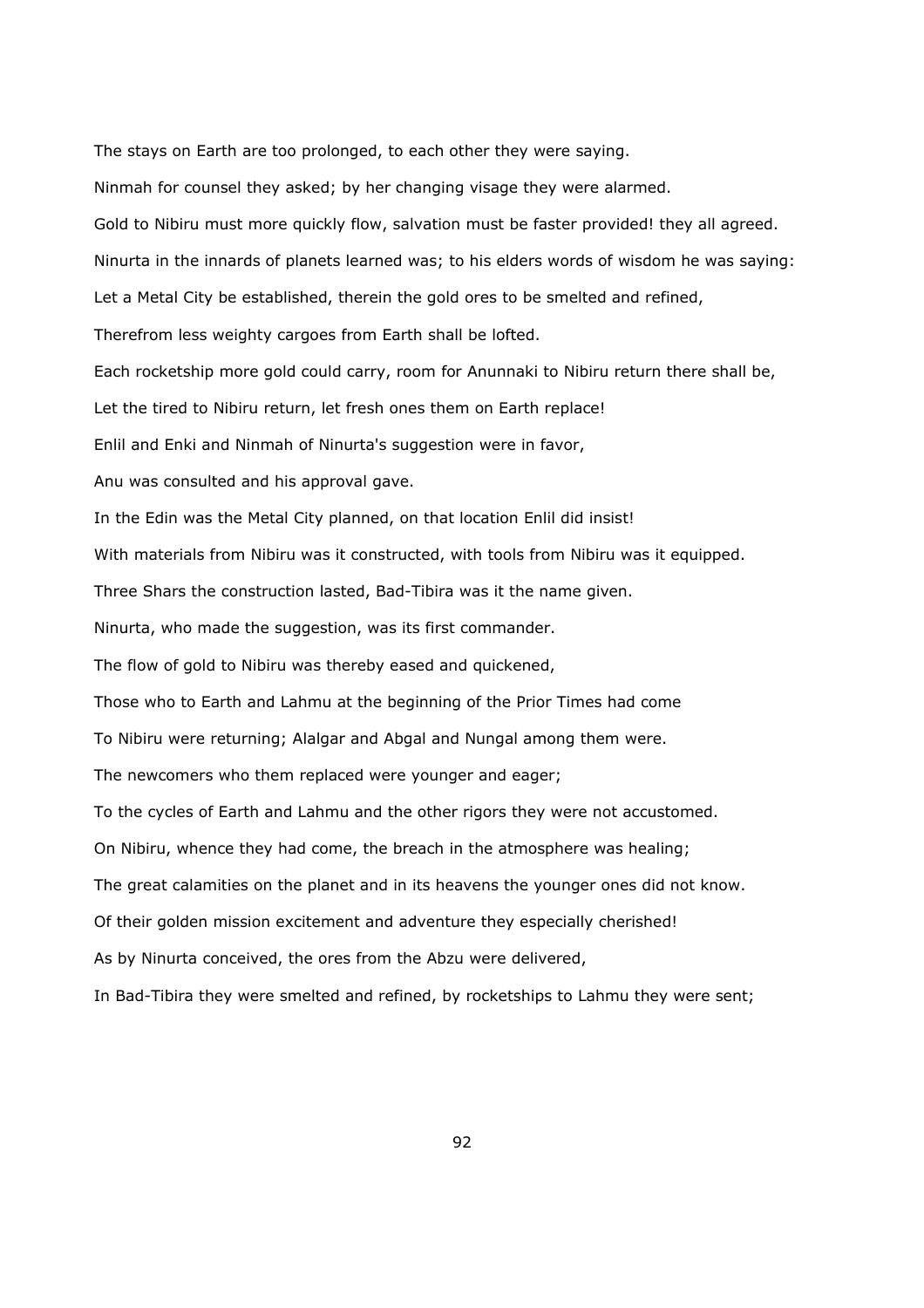The stays on Earth are too prolonged, to each other they were saying.

Ninmah for counsel they asked; by her changing visage they were alarmed.

Gold to Nibiru must more quickly flow, salvation must be faster provided! they all agreed.

Ninurta in the innards of planets learned was; to his elders words of wisdom he was saying:

Let a Metal City be established, therein the gold ores to be smelted and refined,

Therefrom less weighty cargoes from Earth shall be lofted.

Each rocketship more gold could carry, room for Anunnaki to Nibiru return there shall be,

Let the tired to Nibiru return, let fresh ones them on Earth replace!

Enlil and Enki and Ninmah of Ninurta's suggestion were in favor,

Anu was consulted and his approval gave.

In the Edin was the Metal City planned, on that location Enlil did insist!

With materials from Nibiru was it constructed, with tools from Nibiru was it equipped.

Three Shars the construction lasted, Bad-Tibira was it the name given.

Ninurta, who made the suggestion, was its first commander.

The flow of gold to Nibiru was thereby eased and quickened,

Those who to Earth and Lahmu at the beginning of the Prior Times had come

To Nibiru were returning; Alalgar and Abgal and Nungal among them were.

The newcomers who them replaced were younger and eager;

To the cycles of Earth and Lahmu and the other rigors they were not accustomed.

On Nibiru, whence they had come, the breach in the atmosphere was healing;

The great calamities on the planet and in its heavens the younger ones did not know.

Of their golden mission excitement and adventure they especially cherished!

As by Ninurta conceived, the ores from the Abzu were delivered,

In Bad-Tibira they were smelted and refined, by rocketships to Lahmu they were sent;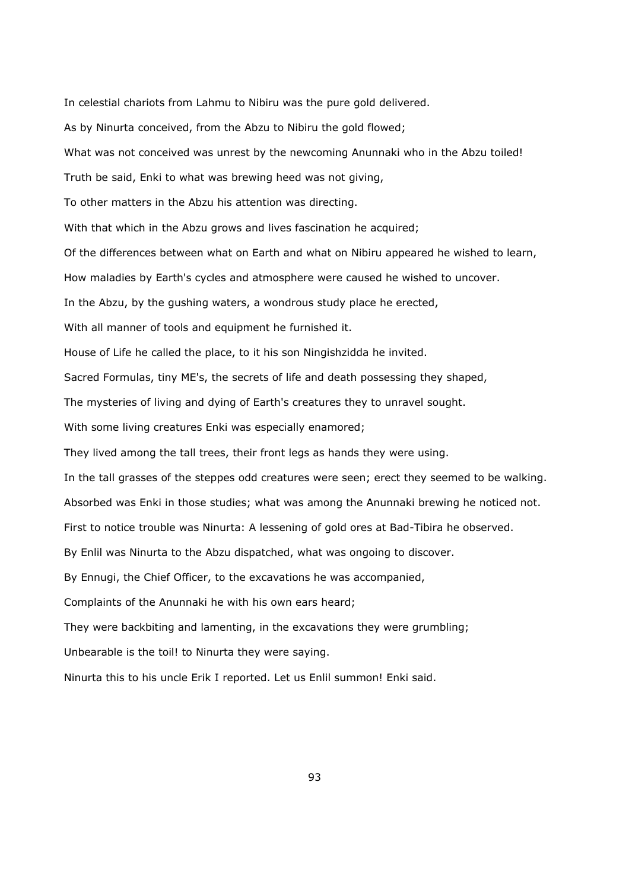In celestial chariots from Lahmu to Nibiru was the pure gold delivered.

As by Ninurta conceived, from the Abzu to Nibiru the gold flowed;

What was not conceived was unrest by the newcoming Anunnaki who in the Abzu toiled!

Truth be said, Enki to what was brewing heed was not giving,

To other matters in the Abzu his attention was directing.

With that which in the Abzu grows and lives fascination he acquired;

Of the differences between what on Earth and what on Nibiru appeared he wished to learn,

How maladies by Earth's cycles and atmosphere were caused he wished to uncover.

In the Abzu, by the gushing waters, a wondrous study place he erected,

With all manner of tools and equipment he furnished it.

House of Life he called the place, to it his son Ningishzidda he invited.

Sacred Formulas, tiny ME's, the secrets of life and death possessing they shaped,

The mysteries of living and dying of Earth's creatures they to unravel sought.

With some living creatures Enki was especially enamored;

They lived among the tall trees, their front legs as hands they were using.

In the tall grasses of the steppes odd creatures were seen; erect they seemed to be walking.

Absorbed was Enki in those studies; what was among the Anunnaki brewing he noticed not.

First to notice trouble was Ninurta: A lessening of gold ores at Bad-Tibira he observed.

By Enlil was Ninurta to the Abzu dispatched, what was ongoing to discover.

By Ennugi, the Chief Officer, to the excavations he was accompanied,

Complaints of the Anunnaki he with his own ears heard;

They were backbiting and lamenting, in the excavations they were grumbling;

Unbearable is the toil! to Ninurta they were saying.

Ninurta this to his uncle Erik I reported. Let us Enlil summon! Enki said.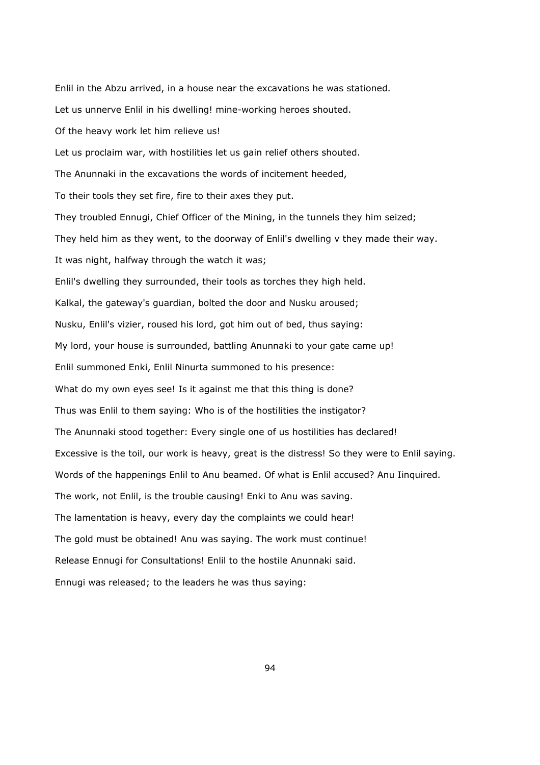Enlil in the Abzu arrived, in a house near the excavations he was stationed.

Let us unnerve Enlil in his dwelling! mine-working heroes shouted.

Of the heavy work let him relieve us!

Let us proclaim war, with hostilities let us gain relief others shouted.

The Anunnaki in the excavations the words of incitement heeded,

To their tools they set fire, fire to their axes they put.

They troubled Ennugi, Chief Officer of the Mining, in the tunnels they him seized;

They held him as they went, to the doorway of Enlil's dwelling v they made their way.

It was night, halfway through the watch it was;

Enlil's dwelling they surrounded, their tools as torches they high held.

Kalkal, the gateway's guardian, bolted the door and Nusku aroused;

Nusku, Enlil's vizier, roused his lord, got him out of bed, thus saying:

My lord, your house is surrounded, battling Anunnaki to your gate came up!

Enlil summoned Enki, Enlil Ninurta summoned to his presence:

What do my own eyes see! Is it against me that this thing is done?

Thus was Enlil to them saying: Who is of the hostilities the instigator?

The Anunnaki stood together: Every single one of us hostilities has declared!

Excessive is the toil, our work is heavy, great is the distress! So they were to Enlil saying.

Words of the happenings Enlil to Anu beamed. Of what is Enlil accused? Anu Iinquired.

The work, not Enlil, is the trouble causing! Enki to Anu was saving.

The lamentation is heavy, every day the complaints we could hear!

The gold must be obtained! Anu was saying. The work must continue!

Release Ennugi for Consultations! Enlil to the hostile Anunnaki said.

Ennugi was released; to the leaders he was thus saying: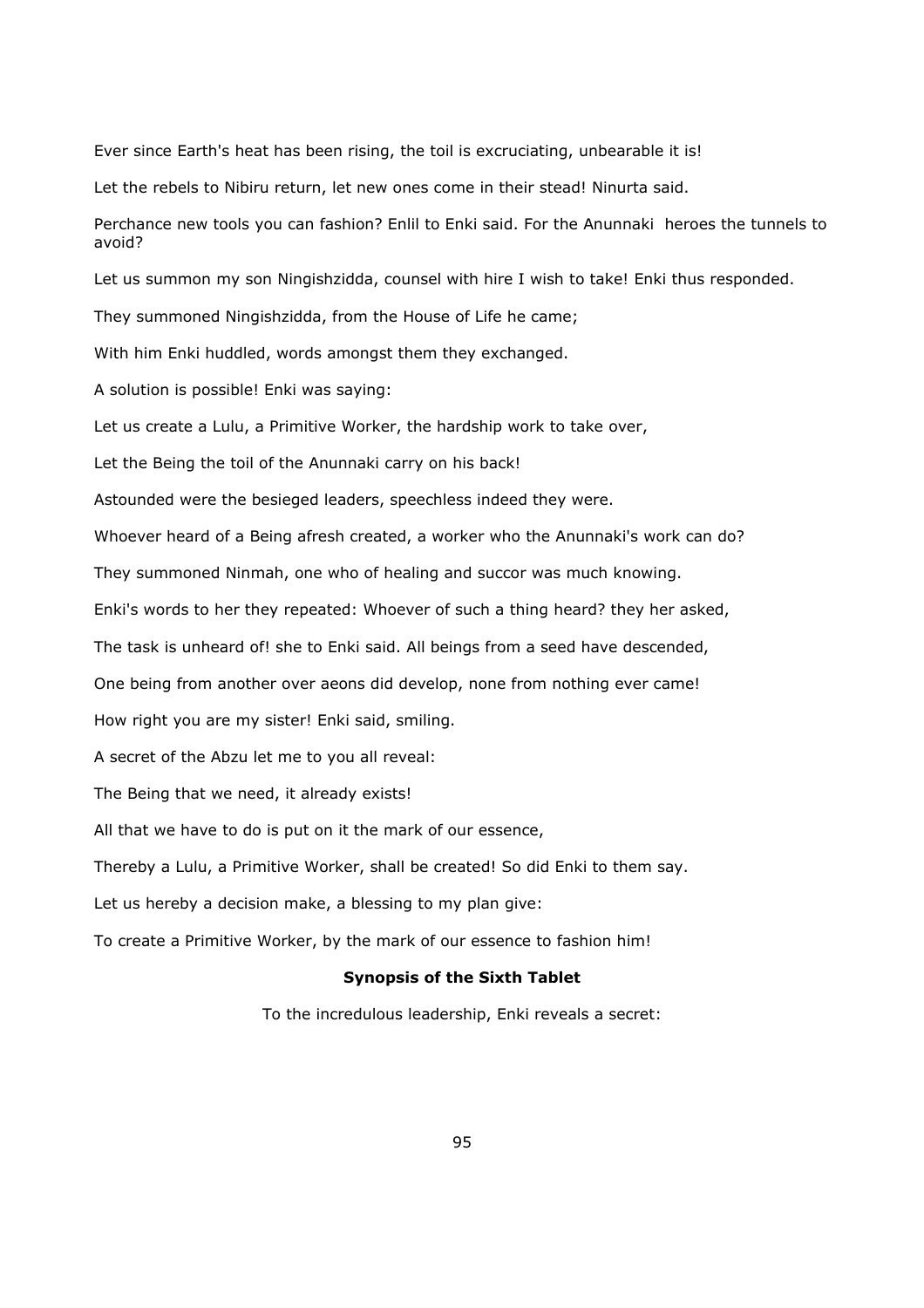Ever since Earth's heat has been rising, the toil is excruciating, unbearable it is!

Let the rebels to Nibiru return, let new ones come in their stead! Ninurta said.

Perchance new tools you can fashion? Enlil to Enki said. For the Anunnaki heroes the tunnels to avoid?

Let us summon my son Ningishzidda, counsel with hire I wish to take! Enki thus responded.

They summoned Ningishzidda, from the House of Life he came;

With him Enki huddled, words amongst them they exchanged.

A solution is possible! Enki was saying:

Let us create a Lulu, a Primitive Worker, the hardship work to take over,

Let the Being the toil of the Anunnaki carry on his back!

Astounded were the besieged leaders, speechless indeed they were.

Whoever heard of a Being afresh created, a worker who the Anunnaki's work can do?

They summoned Ninmah, one who of healing and succor was much knowing.

Enki's words to her they repeated: Whoever of such a thing heard? they her asked,

The task is unheard of! she to Enki said. All beings from a seed have descended,

One being from another over aeons did develop, none from nothing ever came!

How right you are my sister! Enki said, smiling.

A secret of the Abzu let me to you all reveal:

The Being that we need, it already exists!

All that we have to do is put on it the mark of our essence,

Thereby a Lulu, a Primitive Worker, shall be created! So did Enki to them say.

Let us hereby a decision make, a blessing to my plan give:

To create a Primitive Worker, by the mark of our essence to fashion him!

**Synopsis of the Sixth Tablet**

To the incredulous leadership, Enki reveals a secret: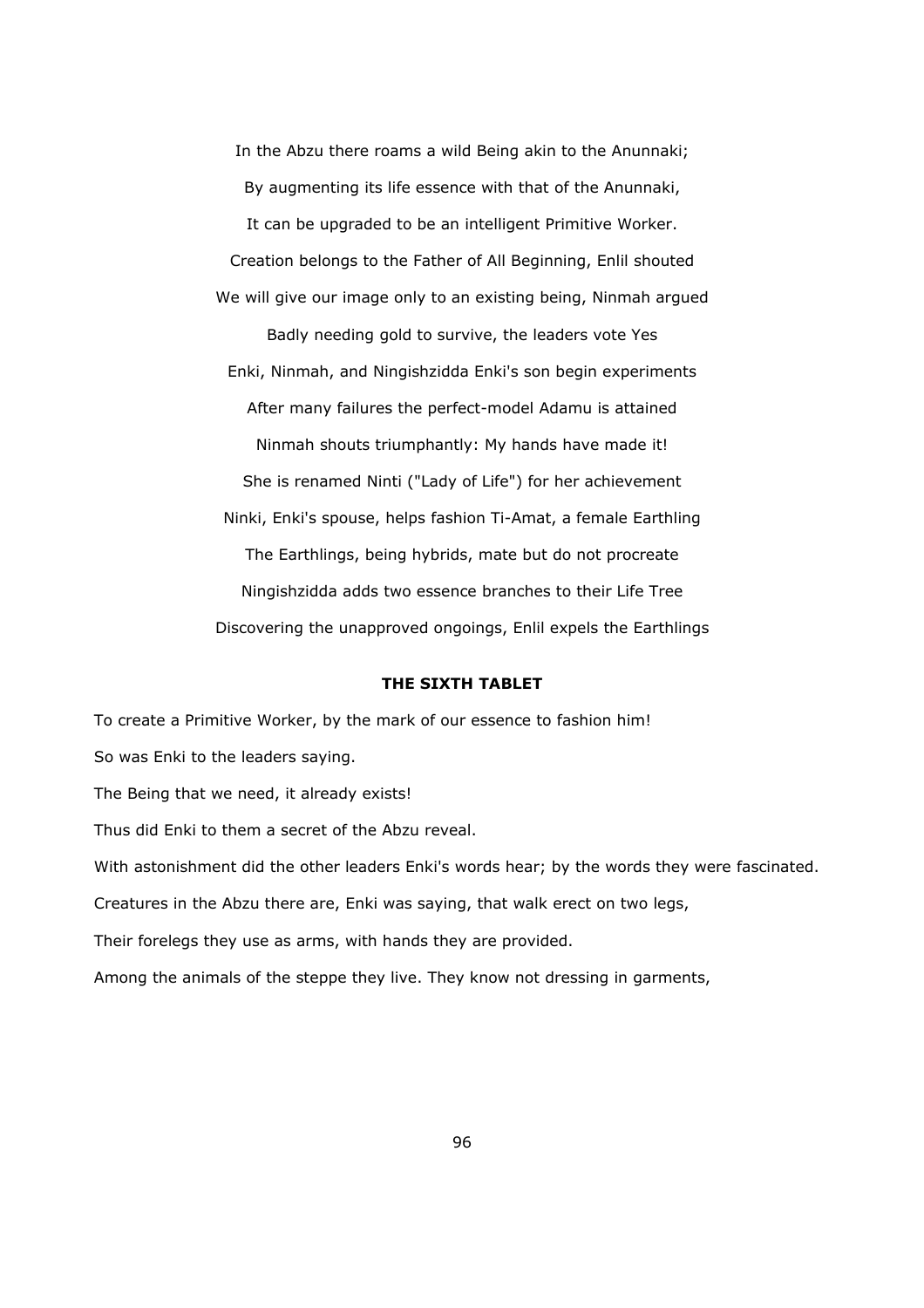In the Abzu there roams a wild Being akin to the Anunnaki;

By augmenting its life essence with that of the Anunnaki,

It can be upgraded to be an intelligent Primitive Worker.

Creation belongs to the Father of All Beginning, Enlil shouted

We will give our image only to an existing being, Ninmah argued

Badly needing gold to survive, the leaders vote Yes

Enki, Ninmah, and Ningishzidda Enki's son begin experiments

After many failures the perfect-model Adamu is attained

Ninmah shouts triumphantly: My hands have made it!

She is renamed Ninti ("Lady of Life") for her achievement

Ninki, Enki's spouse, helps fashion Ti-Amat, a female Earthling

The Earthlings, being hybrids, mate but do not procreate

Ningishzidda adds two essence branches to their Life Tree

Discovering the unapproved ongoings, Enlil expels the Earthlings

## THE SIXTH TABLET

To create a Primitive Worker, by the mark of our essence to fashion him!

So was Enki to the leaders saying.

The Being that we need, it already exists!

Thus did Enki to them a secret of the Abzu reveal.

With astonishment did the other leaders Enki's words hear; by the words they were fascinated.

Creatures in the Abzu there are, Enki was saying, that walk erect on two legs,

Their forelegs they use as arms, with hands they are provided.

Among the animals of the steppe they live. They know not dressing in garments,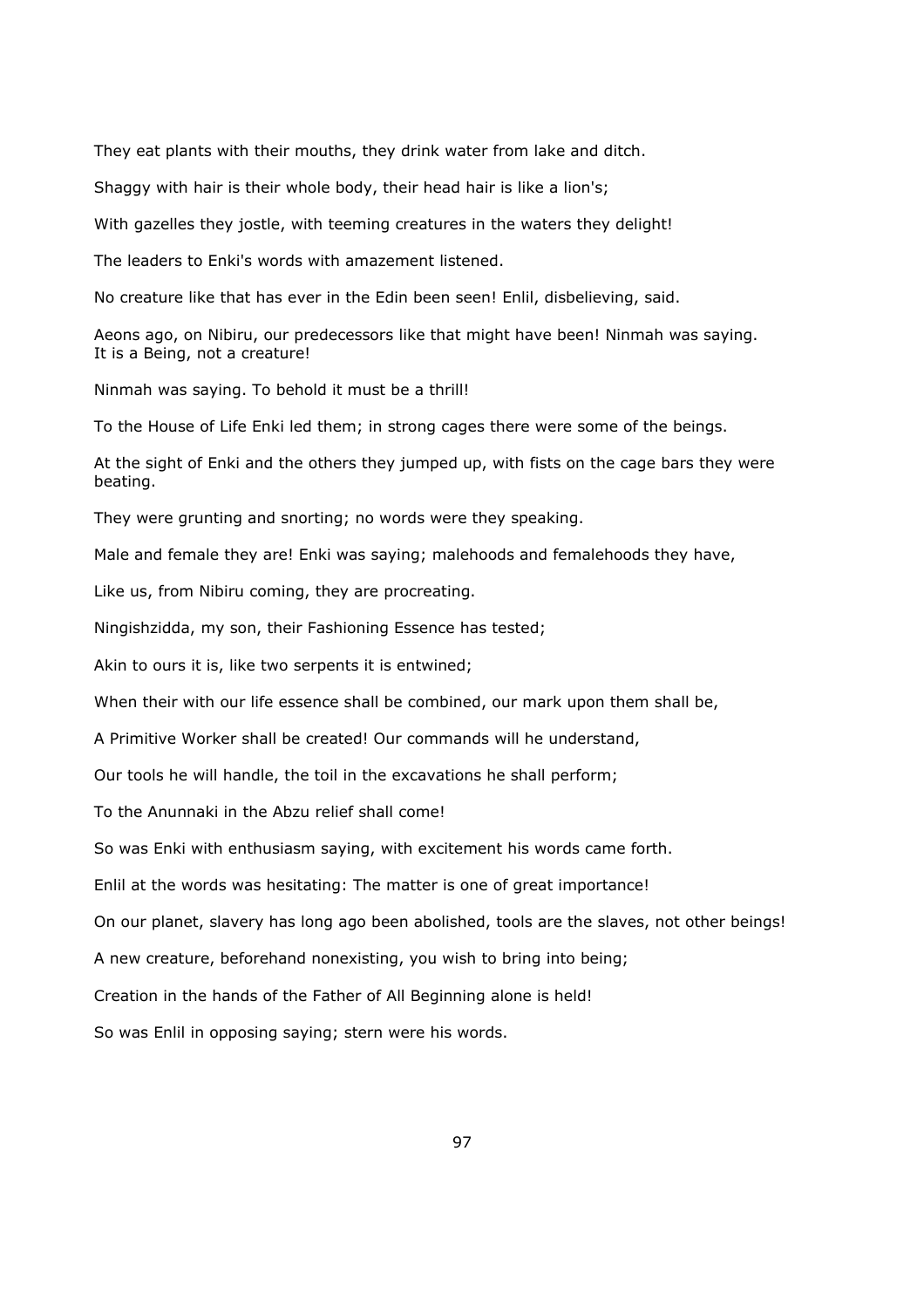They eat plants with their mouths, they drink water from lake and ditch.

Shaggy with hair is their whole body, their head hair is like a lion's;

With gazelles they jostle, with teeming creatures in the waters they delight!

The leaders to Enki's words with amazement listened.

No creature like that has ever in the Edin been seen! Enlil, disbelieving, said.

Aeons ago, on Nibiru, our predecessors like that might have been! Ninmah was saying.
It is a Being, not a creature!

Ninmah was saying. To behold it must be a thrill!

To the House of Life Enki led them; in strong cages there were some of the beings.

At the sight of Enki and the others they jumped up, with fists on the cage bars they were beating.

They were grunting and snorting; no words were they speaking.

Male and female they are! Enki was saying; malehoods and femalehoods they have,

Like us, from Nibiru coming, they are procreating.

Ningishzidda, my son, their Fashioning Essence has tested;

Akin to ours it is, like two serpents it is entwined;

When their with our life essence shall be combined, our mark upon them shall be,

A Primitive Worker shall be created! Our commands will he understand,

Our tools he will handle, the toil in the excavations he shall perform;

To the Anunnaki in the Abzu relief shall come!

So was Enki with enthusiasm saying, with excitement his words came forth.

Enlil at the words was hesitating: The matter is one of great importance!

On our planet, slavery has long ago been abolished, tools are the slaves, not other beings!

A new creature, beforehand nonexisting, you wish to bring into being;

Creation in the hands of the Father of All Beginning alone is held!

So was Enlil in opposing saying; stern were his words.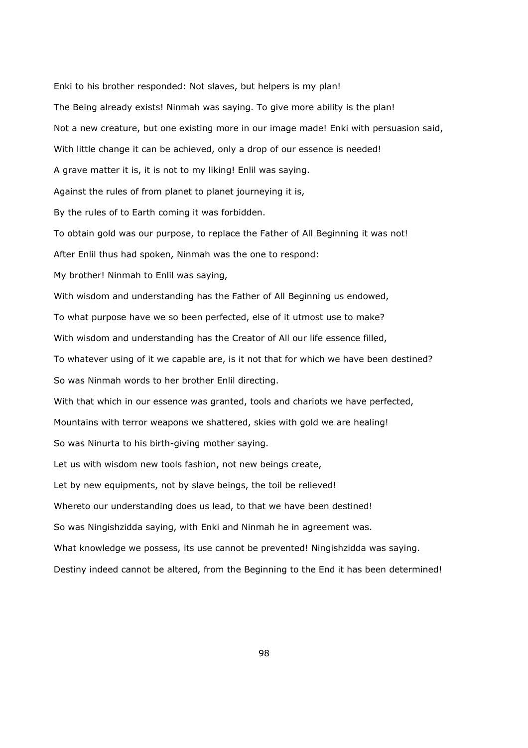Enki to his brother responded: Not slaves, but helpers is my plan!

The Being already exists! Ninmah was saying. To give more ability is the plan!

Not a new creature, but one existing more in our image made! Enki with persuasion said,

With little change it can be achieved, only a drop of our essence is needed!

A grave matter it is, it is not to my liking! Enlil was saying.

Against the rules of from planet to planet journeying it is,

By the rules of to Earth coming it was forbidden.

To obtain gold was our purpose, to replace the Father of All Beginning it was not!

After Enlil thus had spoken, Ninmah was the one to respond:

My brother! Ninmah to Enlil was saying,

With wisdom and understanding has the Father of All Beginning us endowed,

To what purpose have we so been perfected, else of it utmost use to make?

With wisdom and understanding has the Creator of All our life essence filled,

To whatever using of it we capable are, is it not that for which we have been destined?

So was Ninmah words to her brother Enlil directing.

With that which in our essence was granted, tools and chariots we have perfected,

Mountains with terror weapons we shattered, skies with gold we are healing!

So was Ninurta to his birth-giving mother saying.

Let us with wisdom new tools fashion, not new beings create,

Let by new equipments, not by slave beings, the toil be relieved!

Whereto our understanding does us lead, to that we have been destined!

So was Ningishzidda saying, with Enki and Ninmah he in agreement was.

What knowledge we possess, its use cannot be prevented! Ningishzidda was saying.

Destiny indeed cannot be altered, from the Beginning to the End it has been determined!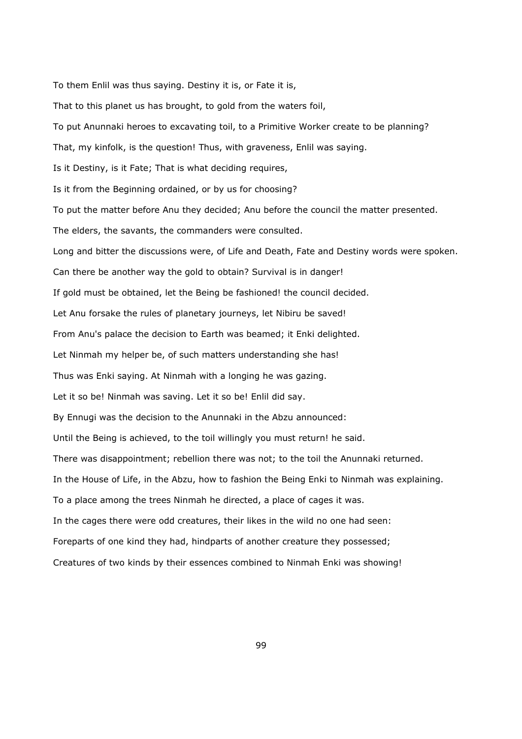To them Enlil was thus saying. Destiny it is, or Fate it is,

That to this planet us has brought, to gold from the waters foil,

To put Anunnaki heroes to excavating toil, to a Primitive Worker create to be planning?

That, my kinfolk, is the question! Thus, with graveness, Enlil was saying.

Is it Destiny, is it Fate; That is what deciding requires,

Is it from the Beginning ordained, or by us for choosing?

To put the matter before Anu they decided; Anu before the council the matter presented.

The elders, the savants, the commanders were consulted.

Long and bitter the discussions were, of Life and Death, Fate and Destiny words were spoken.

Can there be another way the gold to obtain? Survival is in danger!

If gold must be obtained, let the Being be fashioned! the council decided.

Let Anu forsake the rules of planetary journeys, let Nibiru be saved!

From Anu's palace the decision to Earth was beamed; it Enki delighted.

Let Ninmah my helper be, of such matters understanding she has!

Thus was Enki saying. At Ninmah with a longing he was gazing.

Let it so be! Ninmah was saving. Let it so be! Enlil did say.

By Ennugi was the decision to the Anunnaki in the Abzu announced:

Until the Being is achieved, to the toil willingly you must return! he said.

There was disappointment; rebellion there was not; to the toil the Anunnaki returned.

In the House of Life, in the Abzu, how to fashion the Being Enki to Ninmah was explaining.

To a place among the trees Ninmah he directed, a place of cages it was.

In the cages there were odd creatures, their likes in the wild no one had seen:

Foreparts of one kind they had, hindparts of another creature they possessed;

Creatures of two kinds by their essences combined to Ninmah Enki was showing!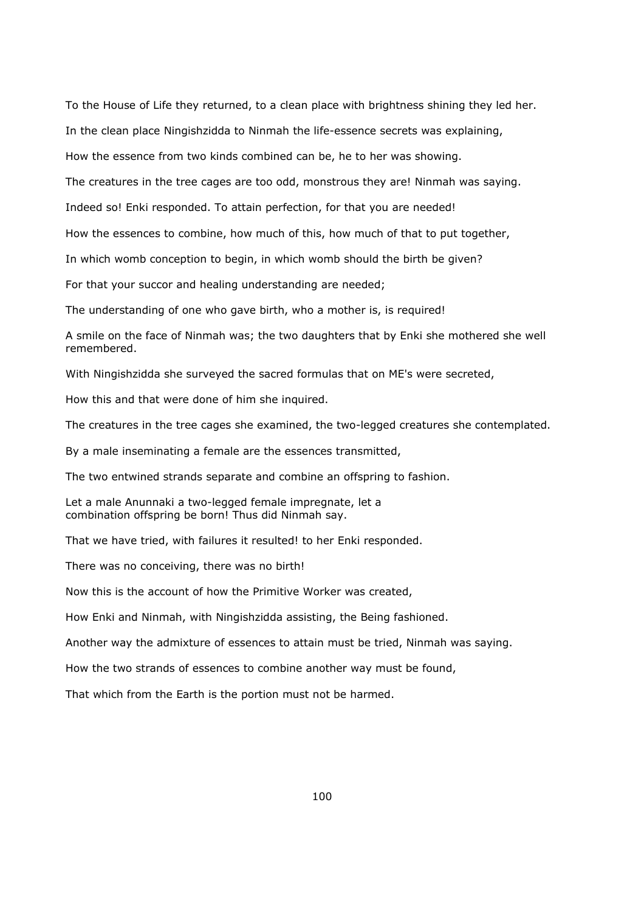To the House of Life they returned, to a clean place with brightness shining they led her.

In the clean place Ningishzidda to Ninmah the life-essence secrets was explaining,

How the essence from two kinds combined can be, he to her was showing.

The creatures in the tree cages are too odd, monstrous they are! Ninmah was saying.

Indeed so! Enki responded. To attain perfection, for that you are needed!

How the essences to combine, how much of this, how much of that to put together,

In which womb conception to begin, in which womb should the birth be given?

For that your succor and healing understanding are needed;

The understanding of one who gave birth, who a mother is, is required!

A smile on the face of Ninmah was; the two daughters that by Enki she mothered she well remembered.

With Ningishzidda she surveyed the sacred formulas that on ME's were secreted,

How this and that were done of him she inquired.

The creatures in the tree cages she examined, the two-legged creatures she contemplated.

By a male inseminating a female are the essences transmitted,

The two entwined strands separate and combine an offspring to fashion.

Let a male Anunnaki a two-legged female impregnate, let a combination offspring be born! Thus did Ninmah say.

That we have tried, with failures it resulted! to her Enki responded.

There was no conceiving, there was no birth!

Now this is the account of how the Primitive Worker was created,

How Enki and Ninmah, with Ningishzidda assisting, the Being fashioned.

Another way the admixture of essences to attain must be tried, Ninmah was saying.

How the two strands of essences to combine another way must be found,

That which from the Earth is the portion must not be harmed.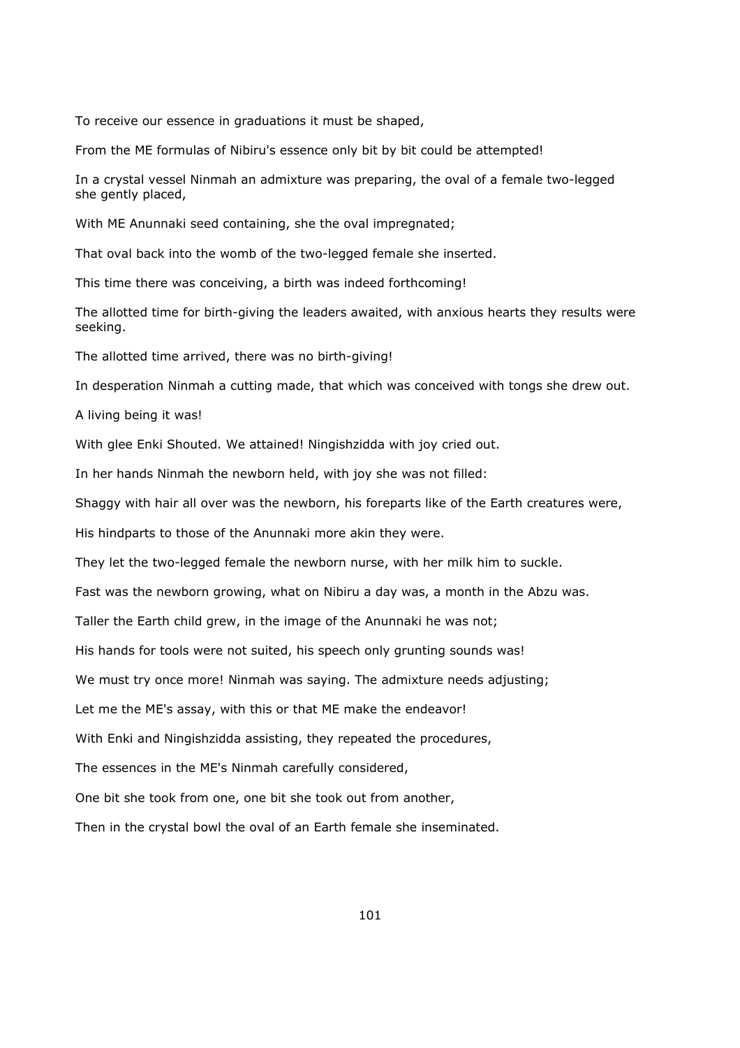To receive our essence in graduations it must be shaped,

From the ME formulas of Nibiru's essence only bit by bit could be attempted!

In a crystal vessel Ninmah an admixture was preparing, the oval of a female two-legged she gently placed,

With ME Anunnaki seed containing, she the oval impregnated;

That oval back into the womb of the two-legged female she inserted.

This time there was conceiving, a birth was indeed forthcoming!

The allotted time for birth-giving the leaders awaited, with anxious hearts they results were seeking.

The allotted time arrived, there was no birth-giving!

In desperation Ninmah a cutting made, that which was conceived with tongs she drew out.

A living being it was!

With glee Enki Shouted. We attained! Ningishzidda with joy cried out.

In her hands Ninmah the newborn held, with joy she was not filled:

Shaggy with hair all over was the newborn, his foreparts like of the Earth creatures were,

His hindparts to those of the Anunnaki more akin they were.

They let the two-legged female the newborn nurse, with her milk him to suckle.

Fast was the newborn growing, what on Nibiru a day was, a month in the Abzu was.

Taller the Earth child grew, in the image of the Anunnaki he was not;

His hands for tools were not suited, his speech only grunting sounds was!

We must try once more! Ninmah was saying. The admixture needs adjusting;

Let me the ME's assay, with this or that ME make the endeavor!

With Enki and Ningishzidda assisting, they repeated the procedures,

The essences in the ME's Ninmah carefully considered,

One bit she took from one, one bit she took out from another,

Then in the crystal bowl the oval of an Earth female she inseminated.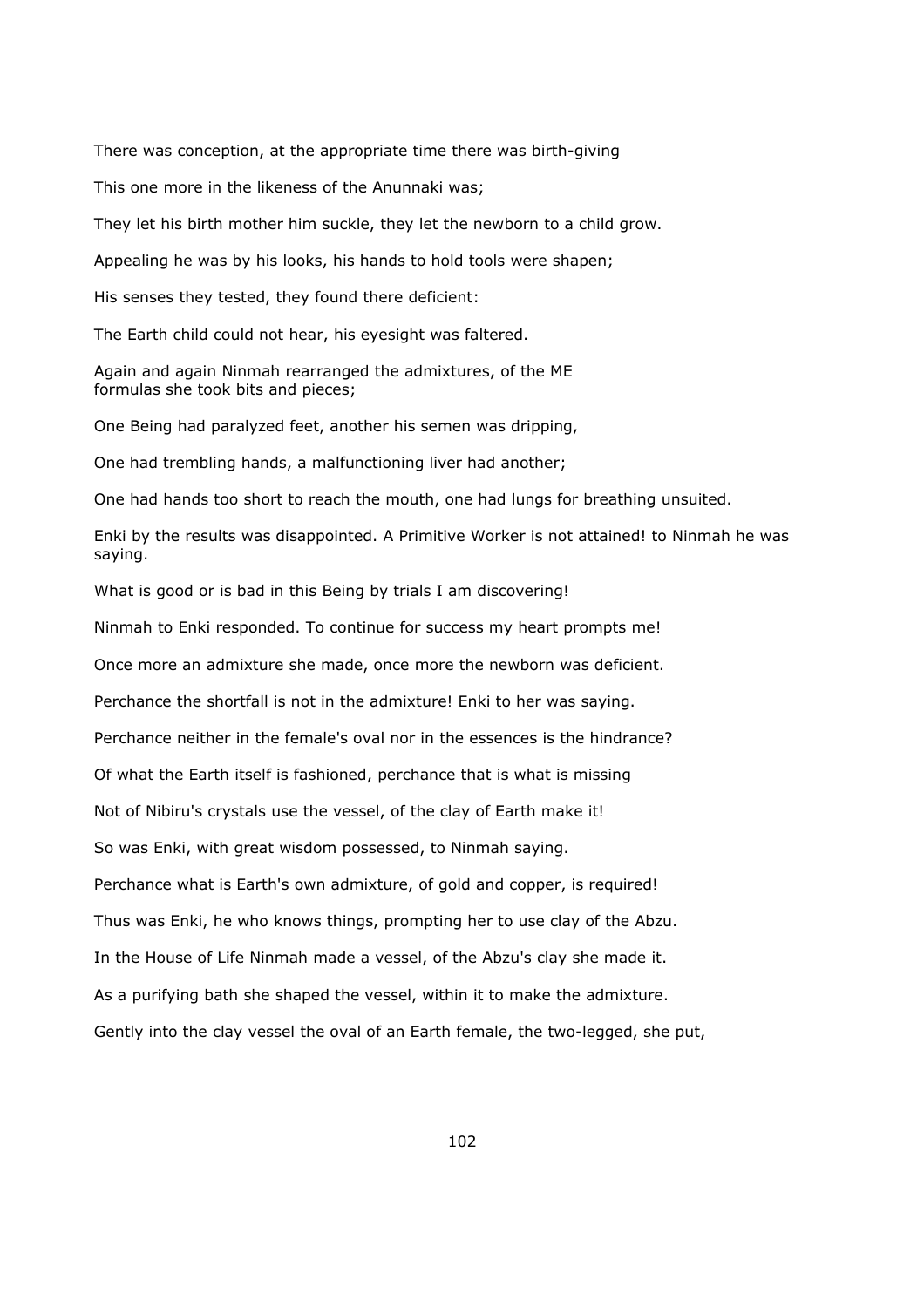There was conception, at the appropriate time there was birth-giving

This one more in the likeness of the Anunnaki was;

They let his birth mother him suckle, they let the newborn to a child grow.

Appealing he was by his looks, his hands to hold tools were shapen;

His senses they tested, they found there deficient:

The Earth child could not hear, his eyesight was faltered.

Again and again Ninmah rearranged the admixtures, of the ME formulas she took bits and pieces;

One Being had paralyzed feet, another his semen was dripping,

One had trembling hands, a malfunctioning liver had another;

One had hands too short to reach the mouth, one had lungs for breathing unsuited.

Enki by the results was disappointed. A Primitive Worker is not attained! to Ninmah he was saying.

What is good or is bad in this Being by trials I am discovering!

Ninmah to Enki responded. To continue for success my heart prompts me!

Once more an admixture she made, once more the newborn was deficient.

Perchance the shortfall is not in the admixture! Enki to her was saying.

Perchance neither in the female's oval nor in the essences is the hindrance?

Of what the Earth itself is fashioned, perchance that is what is missing

Not of Nibiru's crystals use the vessel, of the clay of Earth make it!

So was Enki, with great wisdom possessed, to Ninmah saying.

Perchance what is Earth's own admixture, of gold and copper, is required!

Thus was Enki, he who knows things, prompting her to use clay of the Abzu.

In the House of Life Ninmah made a vessel, of the Abzu's clay she made it.

As a purifying bath she shaped the vessel, within it to make the admixture.

Gently into the clay vessel the oval of an Earth female, the two-legged, she put,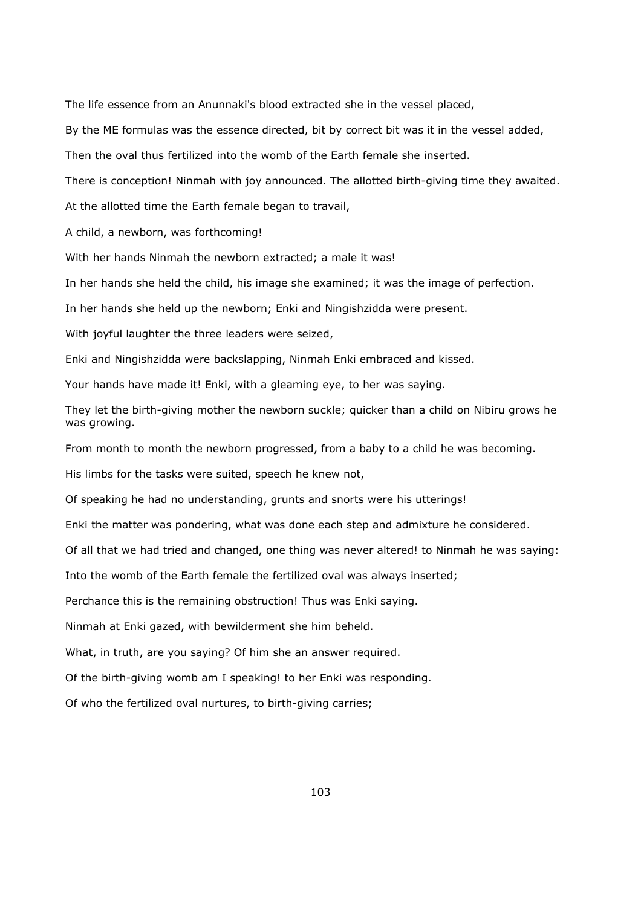The life essence from an Anunnaki's blood extracted she in the vessel placed,

By the ME formulas was the essence directed, bit by correct bit was it in the vessel added,

Then the oval thus fertilized into the womb of the Earth female she inserted.

There is conception! Ninmah with joy announced. The allotted birth-giving time they awaited.

At the allotted time the Earth female began to travail,

A child, a newborn, was forthcoming!

With her hands Ninmah the newborn extracted; a male it was!

In her hands she held the child, his image she examined; it was the image of perfection.

In her hands she held up the newborn; Enki and Ningishzidda were present.

With joyful laughter the three leaders were seized,

Enki and Ningishzidda were backslapping, Ninmah Enki embraced and kissed.

Your hands have made it! Enki, with a gleaming eye, to her was saying.

They let the birth-giving mother the newborn suckle; quicker than a child on Nibiru grows he was growing.

From month to month the newborn progressed, from a baby to a child he was becoming.

His limbs for the tasks were suited, speech he knew not,

Of speaking he had no understanding, grunts and snorts were his utterings!

Enki the matter was pondering, what was done each step and admixture he considered.

Of all that we had tried and changed, one thing was never altered! to Ninmah he was saying:

Into the womb of the Earth female the fertilized oval was always inserted;

Perchance this is the remaining obstruction! Thus was Enki saying.

Ninmah at Enki gazed, with bewilderment she him beheld.

What, in truth, are you saying? Of him she an answer required.

Of the birth-giving womb am I speaking! to her Enki was responding.

Of who the fertilized oval nurtures, to birth-giving carries;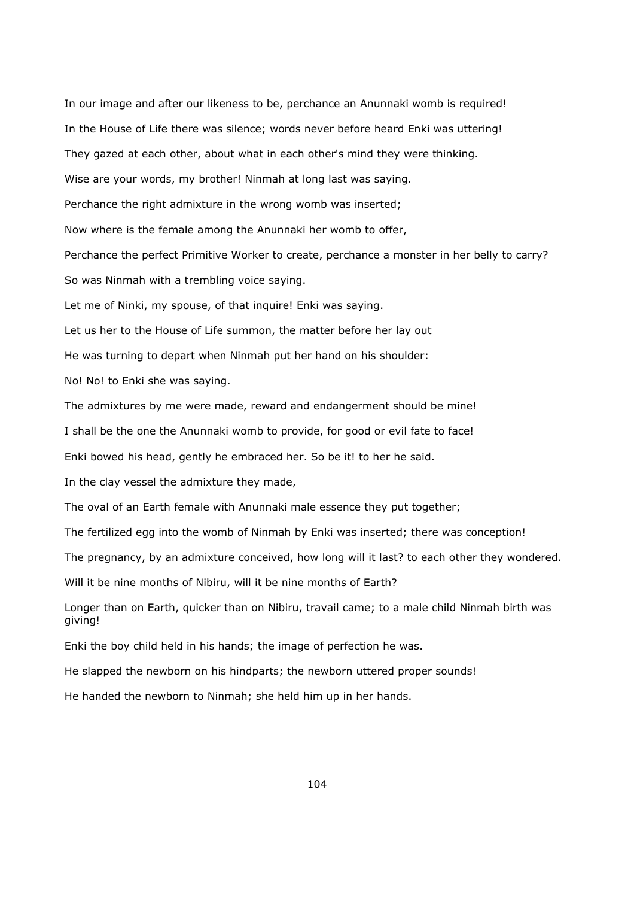In our image and after our likeness to be, perchance an Anunnaki womb is required!

In the House of Life there was silence; words never before heard Enki was uttering!

They gazed at each other, about what in each other's mind they were thinking.

Wise are your words, my brother! Ninmah at long last was saying.

Perchance the right admixture in the wrong womb was inserted;

Now where is the female among the Anunnaki her womb to offer,

Perchance the perfect Primitive Worker to create, perchance a monster in her belly to carry?

So was Ninmah with a trembling voice saying.

Let me of Ninki, my spouse, of that inquire! Enki was saying.

Let us her to the House of Life summon, the matter before her lay out

He was turning to depart when Ninmah put her hand on his shoulder:

No! No! to Enki she was saying.

The admixtures by me were made, reward and endangerment should be mine!

I shall be the one the Anunnaki womb to provide, for good or evil fate to face!

Enki bowed his head, gently he embraced her. So be it! to her he said.

In the clay vessel the admixture they made,

The oval of an Earth female with Anunnaki male essence they put together;

The fertilized egg into the womb of Ninmah by Enki was inserted; there was conception!

The pregnancy, by an admixture conceived, how long will it last? to each other they wondered.

Will it be nine months of Nibiru, will it be nine months of Earth?

Longer than on Earth, quicker than on Nibiru, travail came; to a male child Ninmah birth was giving!

Enki the boy child held in his hands; the image of perfection he was.

He slapped the newborn on his hindparts; the newborn uttered proper sounds!

He handed the newborn to Ninmah; she held him up in her hands.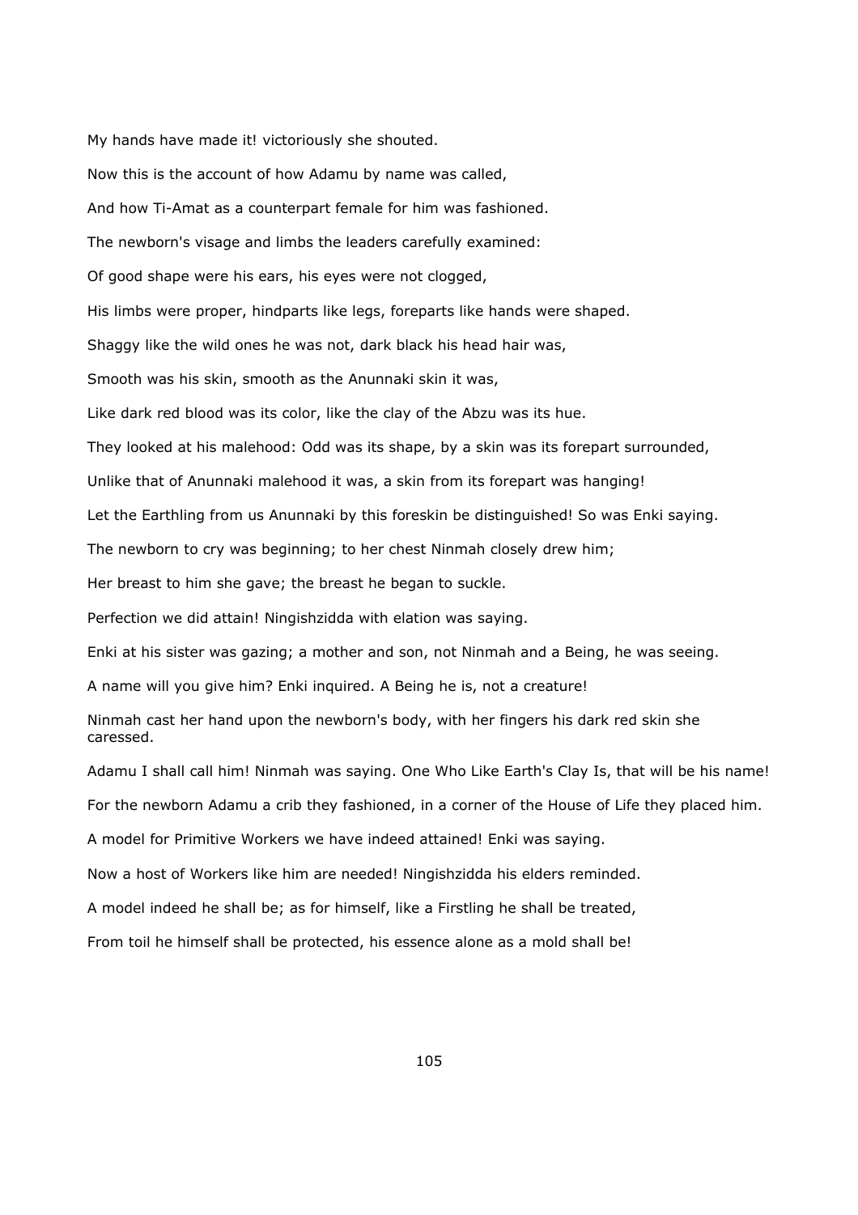My hands have made it! victoriously she shouted.

Now this is the account of how Adamu by name was called,

And how Ti-Amat as a counterpart female for him was fashioned.

The newborn's visage and limbs the leaders carefully examined:

Of good shape were his ears, his eyes were not clogged,

His limbs were proper, hindparts like legs, foreparts like hands were shaped.

Shaggy like the wild ones he was not, dark black his head hair was,

Smooth was his skin, smooth as the Anunnaki skin it was,

Like dark red blood was its color, like the clay of the Abzu was its hue.

They looked at his malehood: Odd was its shape, by a skin was its forepart surrounded,

Unlike that of Anunnaki malehood it was, a skin from its forepart was hanging!

Let the Earthling from us Anunnaki by this foreskin be distinguished! So was Enki saying.

The newborn to cry was beginning; to her chest Ninmah closely drew him;

Her breast to him she gave; the breast he began to suckle.

Perfection we did attain! Ningishzidda with elation was saying.

Enki at his sister was gazing; a mother and son, not Ninmah and a Being, he was seeing.

A name will you give him? Enki inquired. A Being he is, not a creature!

Ninmah cast her hand upon the newborn's body, with her fingers his dark red skin she caressed.

Adamu I shall call him! Ninmah was saying. One Who Like Earth's Clay Is, that will be his name!

For the newborn Adamu a crib they fashioned, in a corner of the House of Life they placed him.

A model for Primitive Workers we have indeed attained! Enki was saying.

Now a host of Workers like him are needed! Ningishzidda his elders reminded.

A model indeed he shall be; as for himself, like a Firstling he shall be treated,

From toil he himself shall be protected, his essence alone as a mold shall be!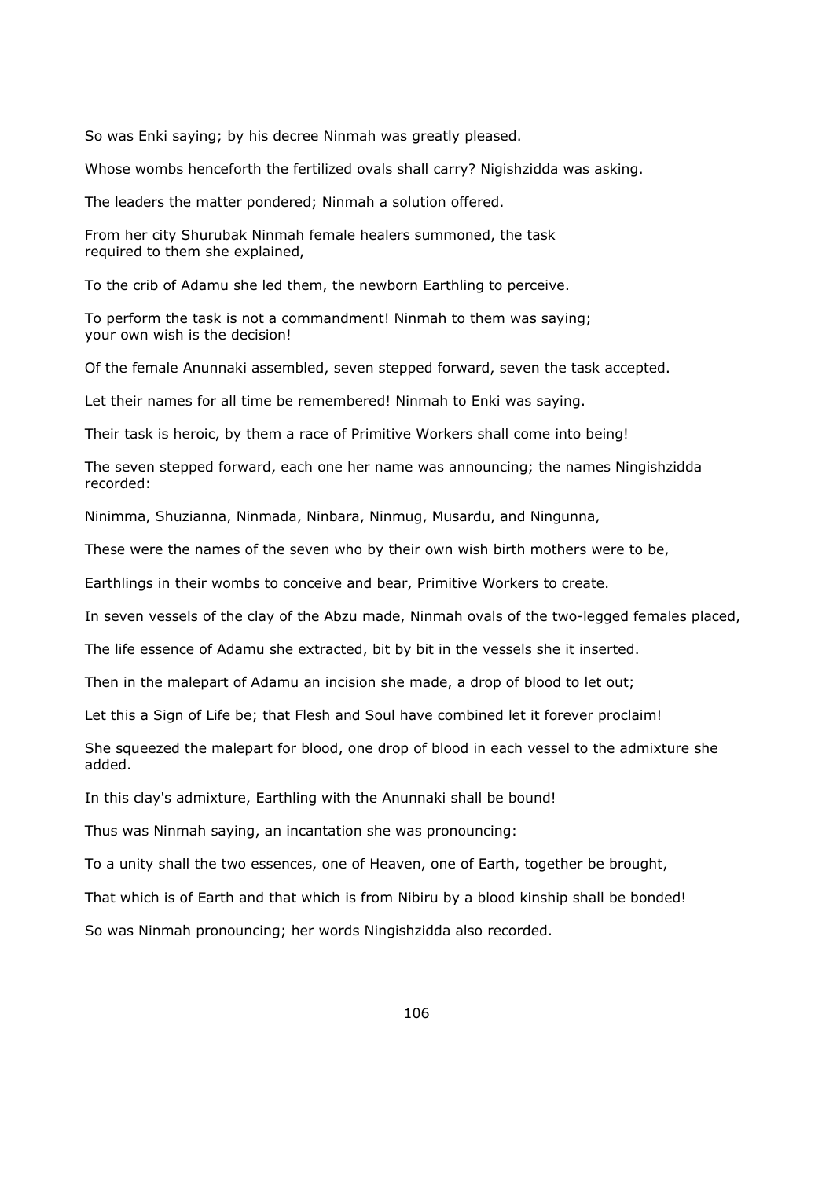So was Enki saying; by his decree Ninmah was greatly pleased.

Whose wombs henceforth the fertilized ovals shall carry? Nigishzidda was asking.

The leaders the matter pondered; Ninmah a solution offered.

From her city Shurubak Ninmah female healers summoned, the task required to them she explained,

To the crib of Adamu she led them, the newborn Earthling to perceive.

To perform the task is not a commandment! Ninmah to them was saying; your own wish is the decision!

Of the female Anunnaki assembled, seven stepped forward, seven the task accepted.

Let their names for all time be remembered! Ninmah to Enki was saying.

Their task is heroic, by them a race of Primitive Workers shall come into being!

The seven stepped forward, each one her name was announcing; the names Ningishzidda recorded:

Ninimma, Shuzianna, Ninmada, Ninbara, Ninmug, Musardu, and Ningunna,

These were the names of the seven who by their own wish birth mothers were to be,

Earthlings in their wombs to conceive and bear, Primitive Workers to create.

In seven vessels of the clay of the Abzu made, Ninmah ovals of the two-legged females placed,

The life essence of Adamu she extracted, bit by bit in the vessels she it inserted.

Then in the malepart of Adamu an incision she made, a drop of blood to let out;

Let this a Sign of Life be; that Flesh and Soul have combined let it forever proclaim!

She squeezed the malepart for blood, one drop of blood in each vessel to the admixture she added.

In this clay's admixture, Earthling with the Anunnaki shall be bound!

Thus was Ninmah saying, an incantation she was pronouncing:

To a unity shall the two essences, one of Heaven, one of Earth, together be brought,

That which is of Earth and that which is from Nibiru by a blood kinship shall be bonded!

So was Ninmah pronouncing; her words Ningishzidda also recorded.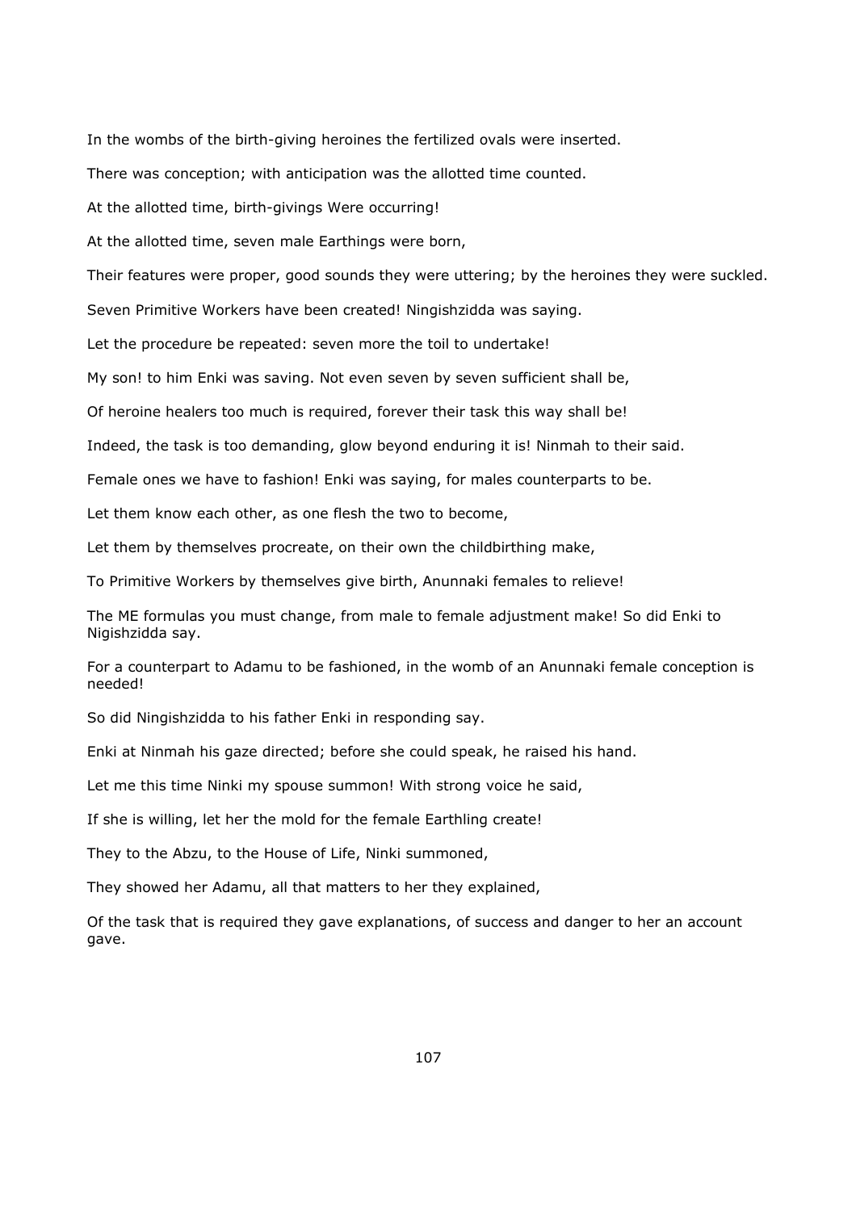In the wombs of the birth-giving heroines the fertilized ovals were inserted.

There was conception; with anticipation was the allotted time counted.

At the allotted time, birth-givings Were occurring!

At the allotted time, seven male Earthings were born,

Their features were proper, good sounds they were uttering; by the heroines they were suckled.

Seven Primitive Workers have been created! Ningishzidda was saying.

Let the procedure be repeated: seven more the toil to undertake!

My son! to him Enki was saving. Not even seven by seven sufficient shall be,

Of heroine healers too much is required, forever their task this way shall be!

Indeed, the task is too demanding, glow beyond enduring it is! Ninmah to their said.

Female ones we have to fashion! Enki was saying, for males counterparts to be.

Let them know each other, as one flesh the two to become,

Let them by themselves procreate, on their own the childbirthing make,

To Primitive Workers by themselves give birth, Anunnaki females to relieve!

The ME formulas you must change, from male to female adjustment make! So did Enki to Nigishzidda say.

For a counterpart to Adamu to be fashioned, in the womb of an Anunnaki female conception is needed!

So did Ningishzidda to his father Enki in responding say.

Enki at Ninmah his gaze directed; before she could speak, he raised his hand.

Let me this time Ninki my spouse summon! With strong voice he said,

If she is willing, let her the mold for the female Earthling create!

They to the Abzu, to the House of Life, Ninki summoned,

They showed her Adamu, all that matters to her they explained,

Of the task that is required they gave explanations, of success and danger to her an account gave.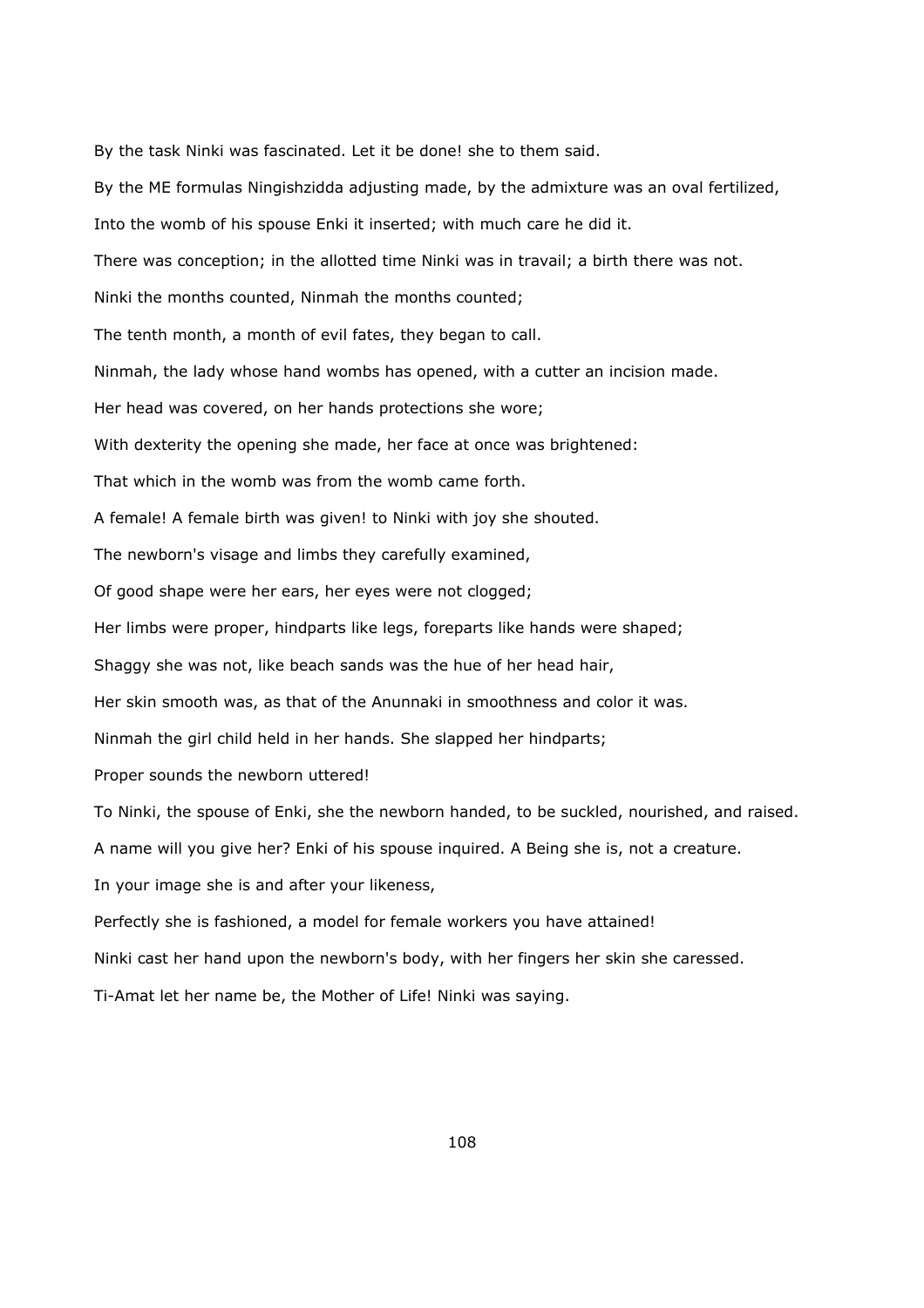By the task Ninki was fascinated. Let it be done! she to them said.

By the ME formulas Ningishzidda adjusting made, by the admixture was an oval fertilized,

Into the womb of his spouse Enki it inserted; with much care he did it.

There was conception; in the allotted time Ninki was in travail; a birth there was not.

Ninki the months counted, Ninmah the months counted;

The tenth month, a month of evil fates, they began to call.

Ninmah, the lady whose hand wombs has opened, with a cutter an incision made.

Her head was covered, on her hands protections she wore;

With dexterity the opening she made, her face at once was brightened:

That which in the womb was from the womb came forth.

A female! A female birth was given! to Ninki with joy she shouted.

The newborn's visage and limbs they carefully examined,

Of good shape were her ears, her eyes were not clogged;

Her limbs were proper, hindparts like legs, foreparts like hands were shaped;

Shaggy she was not, like beach sands was the hue of her head hair,

Her skin smooth was, as that of the Anunnaki in smoothness and color it was.

Ninmah the girl child held in her hands. She slapped her hindparts;

Proper sounds the newborn uttered!

To Ninki, the spouse of Enki, she the newborn handed, to be suckled, nourished, and raised.

A name will you give her? Enki of his spouse inquired. A Being she is, not a creature.

In your image she is and after your likeness,

Perfectly she is fashioned, a model for female workers you have attained!

Ninki cast her hand upon the newborn's body, with her fingers her skin she caressed.

Ti-Amat let her name be, the Mother of Life! Ninki was saying.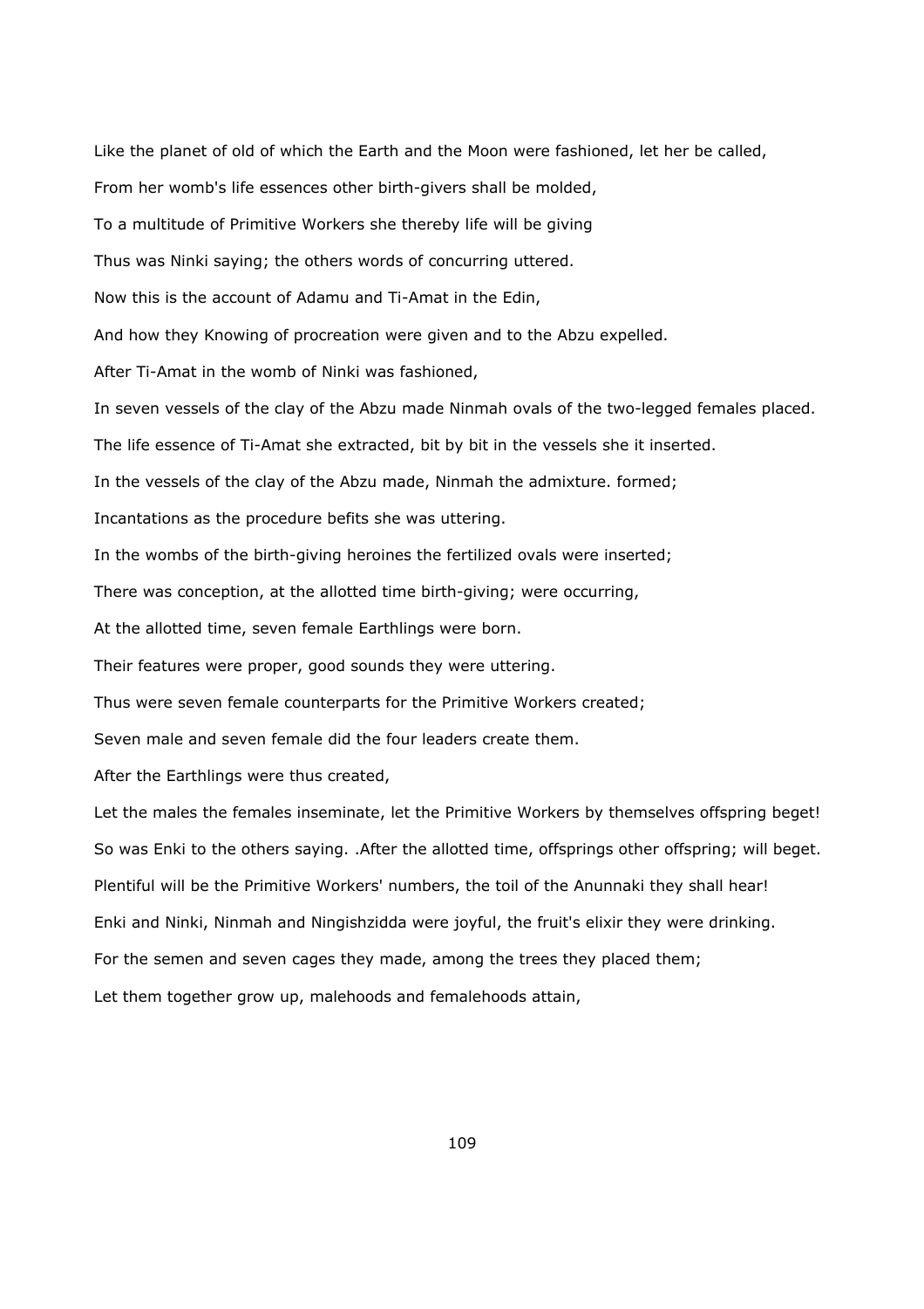Like the planet of old of which the Earth and the Moon were fashioned, let her be called,

From her womb's life essences other birth-givers shall be molded,

To a multitude of Primitive Workers she thereby life will be giving

Thus was Ninki saying; the others words of concurring uttered.

Now this is the account of Adamu and Ti-Amat in the Edin,

And how they Knowing of procreation were given and to the Abzu expelled.

After Ti-Amat in the womb of Ninki was fashioned,

In seven vessels of the clay of the Abzu made Ninmah ovals of the two-legged females placed.

The life essence of Ti-Amat she extracted, bit by bit in the vessels she it inserted.

In the vessels of the clay of the Abzu made, Ninmah the admixture. formed;

Incantations as the procedure befits she was uttering.

In the wombs of the birth-giving heroines the fertilized ovals were inserted;

There was conception, at the allotted time birth-giving; were occurring,

At the allotted time, seven female Earthlings were born.

Their features were proper, good sounds they were uttering.

Thus were seven female counterparts for the Primitive Workers created;

Seven male and seven female did the four leaders create them.

After the Earthlings were thus created,

Let the males the females inseminate, let the Primitive Workers by themselves offspring beget!

So was Enki to the others saying. .After the allotted time, offsprings other offspring; will beget.

Plentiful will be the Primitive Workers' numbers, the toil of the Anunnaki they shall hear!

Enki and Ninki, Ninmah and Ningishzidda were joyful, the fruit's elixir they were drinking.

For the semen and seven cages they made, among the trees they placed them;

Let them together grow up, malehoods and femalehoods attain,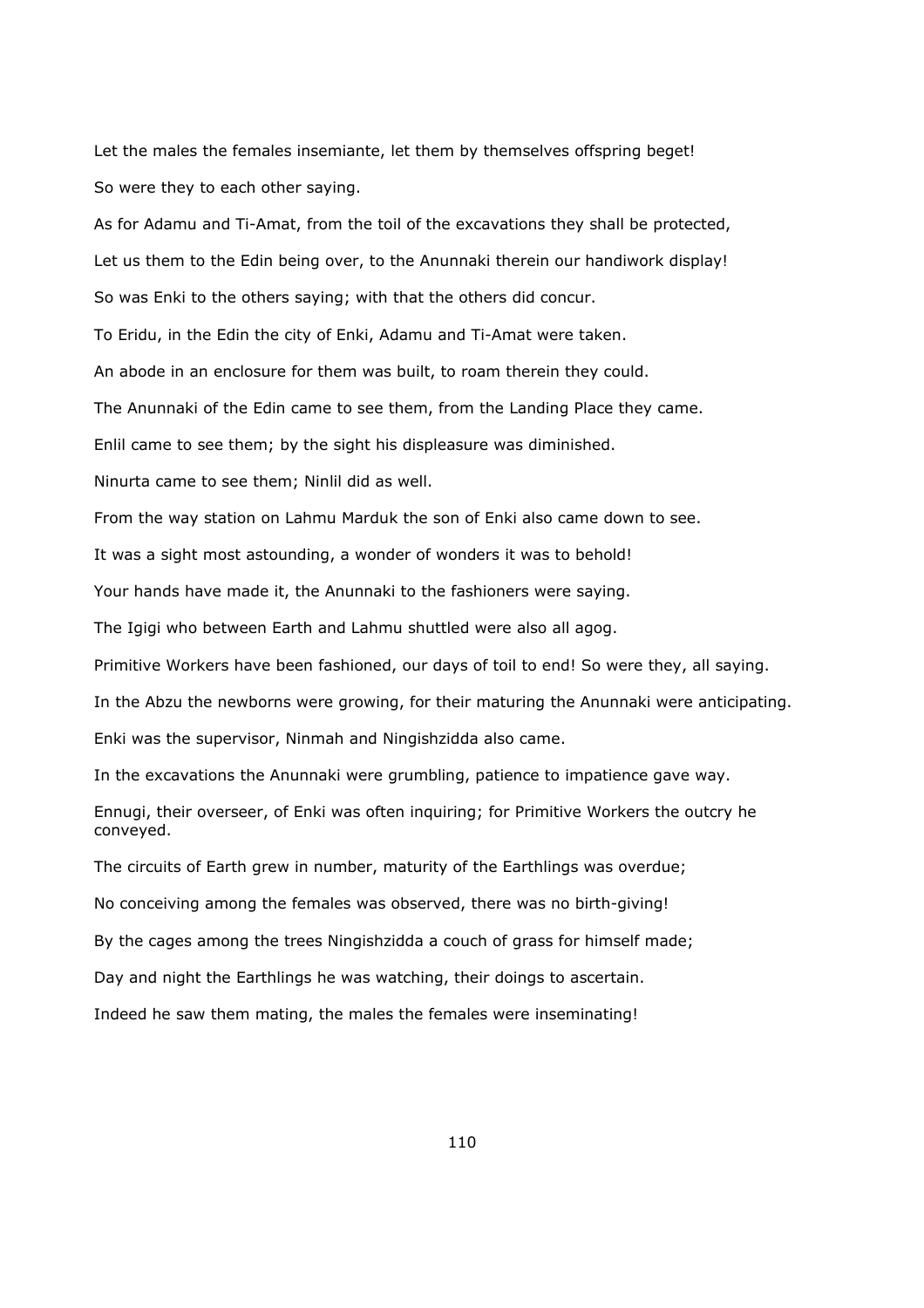Let the males the females insemiante, let them by themselves offspring beget!

So were they to each other saying.

As for Adamu and Ti-Amat, from the toil of the excavations they shall be protected,

Let us them to the Edin being over, to the Anunnaki therein our handiwork display!

So was Enki to the others saying; with that the others did concur.

To Eridu, in the Edin the city of Enki, Adamu and Ti-Amat were taken.

An abode in an enclosure for them was built, to roam therein they could.

The Anunnaki of the Edin came to see them, from the Landing Place they came.

Enlil came to see them; by the sight his displeasure was diminished.

Ninurta came to see them; Ninlil did as well.

From the way station on Lahmu Marduk the son of Enki also came down to see.

It was a sight most astounding, a wonder of wonders it was to behold!

Your hands have made it, the Anunnaki to the fashioners were saying.

The Igigi who between Earth and Lahmu shuttled were also all agog.

Primitive Workers have been fashioned, our days of toil to end! So were they, all saying.

In the Abzu the newborns were growing, for their maturing the Anunnaki were anticipating.

Enki was the supervisor, Ninmah and Ningishzidda also came.

In the excavations the Anunnaki were grumbling, patience to impatience gave way.

Ennugi, their overseer, of Enki was often inquiring; for Primitive Workers the outcry he conveyed.

The circuits of Earth grew in number, maturity of the Earthlings was overdue;

No conceiving among the females was observed, there was no birth-giving!

By the cages among the trees Ningishzidda a couch of grass for himself made;

Day and night the Earthlings he was watching, their doings to ascertain.

Indeed he saw them mating, the males the females were inseminating!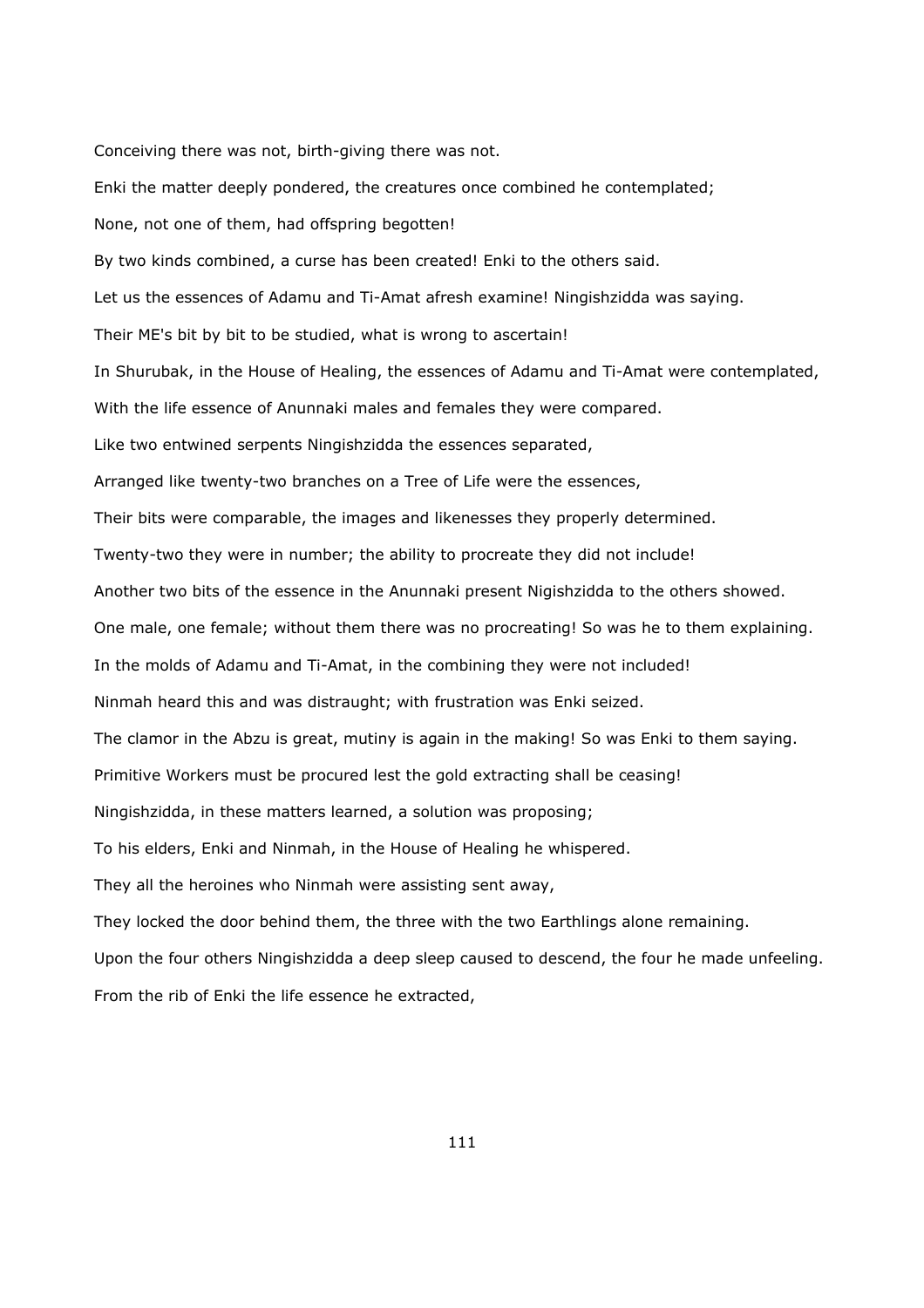Conceiving there was not, birth-giving there was not.

Enki the matter deeply pondered, the creatures once combined he contemplated;

None, not one of them, had offspring begotten!

By two kinds combined, a curse has been created! Enki to the others said.

Let us the essences of Adamu and Ti-Amat afresh examine! Ningishzidda was saying.

Their ME's bit by bit to be studied, what is wrong to ascertain!

In Shurubak, in the House of Healing, the essences of Adamu and Ti-Amat were contemplated,

With the life essence of Anunnaki males and females they were compared.

Like two entwined serpents Ningishzidda the essences separated,

Arranged like twenty-two branches on a Tree of Life were the essences,

Their bits were comparable, the images and likenesses they properly determined.

Twenty-two they were in number; the ability to procreate they did not include!

Another two bits of the essence in the Anunnaki present Nigishzidda to the others showed.

One male, one female; without them there was no procreating! So was he to them explaining.

In the molds of Adamu and Ti-Amat, in the combining they were not included!

Ninmah heard this and was distraught; with frustration was Enki seized.

The clamor in the Abzu is great, mutiny is again in the making! So was Enki to them saying.

Primitive Workers must be procured lest the gold extracting shall be ceasing!

Ningishzidda, in these matters learned, a solution was proposing;

To his elders, Enki and Ninmah, in the House of Healing he whispered.

They all the heroines who Ninmah were assisting sent away,

They locked the door behind them, the three with the two Earthlings alone remaining.

Upon the four others Ningishzidda a deep sleep caused to descend, the four he made unfeeling.

From the rib of Enki the life essence he extracted,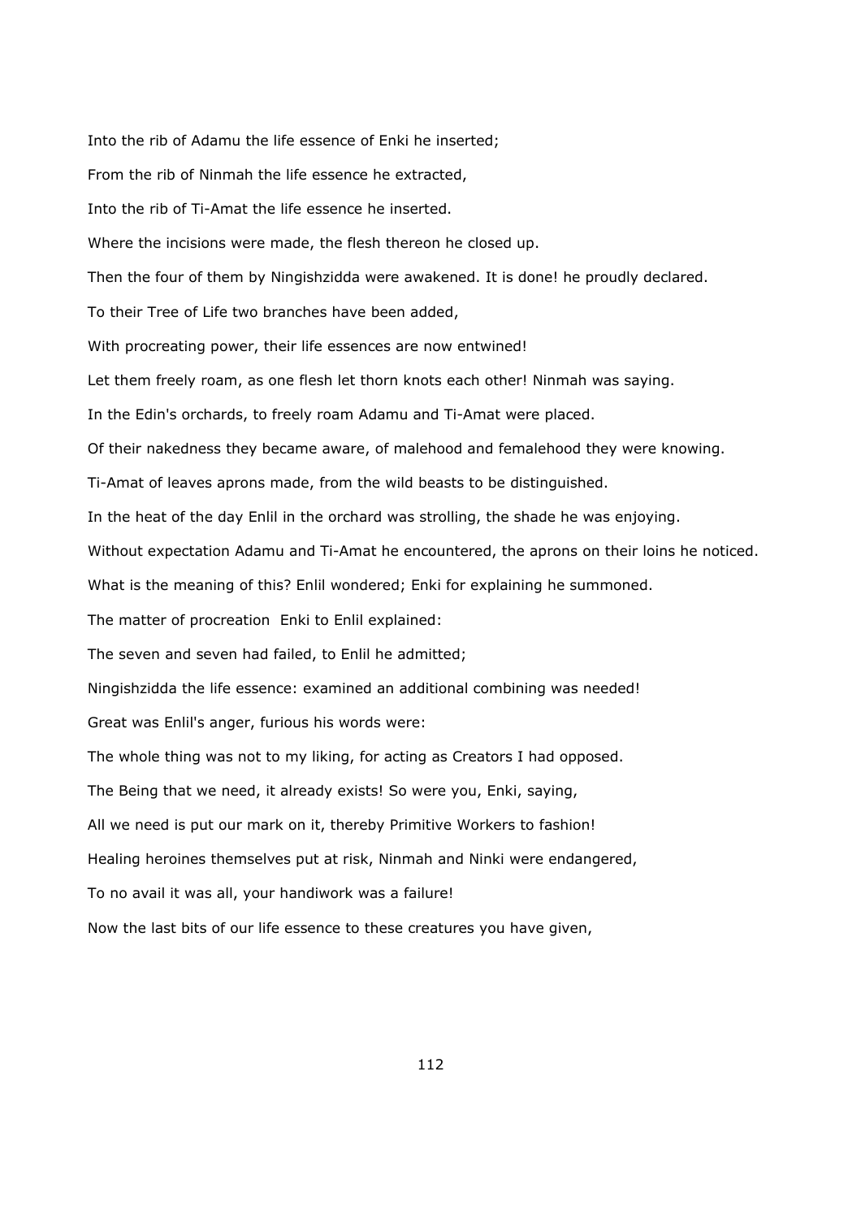Into the rib of Adamu the life essence of Enki he inserted;

From the rib of Ninmah the life essence he extracted,

Into the rib of Ti-Amat the life essence he inserted.

Where the incisions were made, the flesh thereon he closed up.

Then the four of them by Ningishzidda were awakened. It is done! he proudly declared.

To their Tree of Life two branches have been added,

With procreating power, their life essences are now entwined!

Let them freely roam, as one flesh let thorn knots each other! Ninmah was saying.

In the Edin's orchards, to freely roam Adamu and Ti-Amat were placed.

Of their nakedness they became aware, of malehood and femalehood they were knowing.

Ti-Amat of leaves aprons made, from the wild beasts to be distinguished.

In the heat of the day Enlil in the orchard was strolling, the shade he was enjoying.

Without expectation Adamu and Ti-Amat he encountered, the aprons on their loins he noticed.

What is the meaning of this? Enlil wondered; Enki for explaining he summoned.

The matter of procreation  Enki to Enlil explained:

The seven and seven had failed, to Enlil he admitted;

Ningishzidda the life essence: examined an additional combining was needed!

Great was Enlil's anger, furious his words were:

The whole thing was not to my liking, for acting as Creators I had opposed.

The Being that we need, it already exists! So were you, Enki, saying,

All we need is put our mark on it, thereby Primitive Workers to fashion!

Healing heroines themselves put at risk, Ninmah and Ninki were endangered,

To no avail it was all, your handiwork was a failure!

Now the last bits of our life essence to these creatures you have given,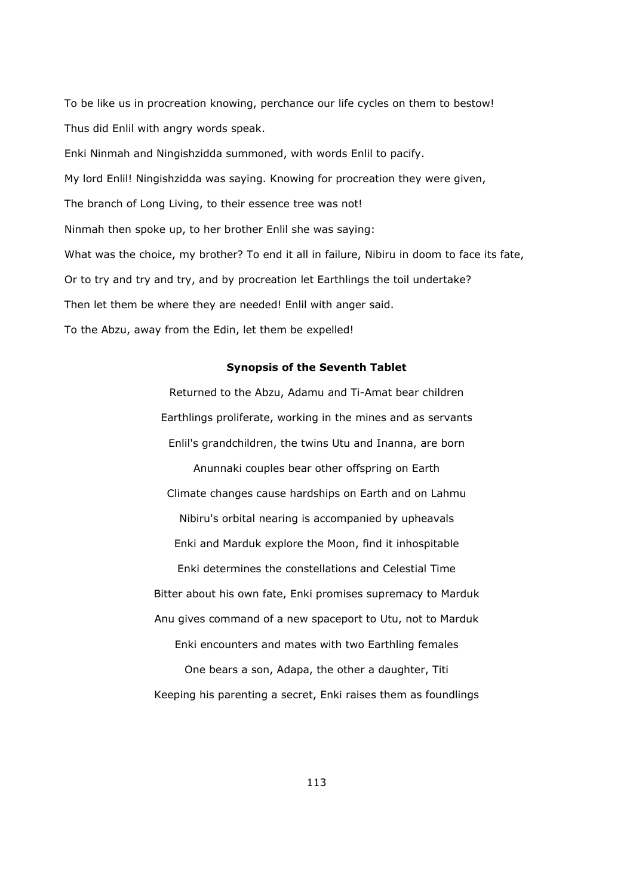To be like us in procreation knowing, perchance our life cycles on them to bestow!

Thus did Enlil with angry words speak.

Enki Ninmah and Ningishzidda summoned, with words Enlil to pacify.

My lord Enlil! Ningishzidda was saying. Knowing for procreation they were given,

The branch of Long Living, to their essence tree was not!

Ninmah then spoke up, to her brother Enlil she was saying:

What was the choice, my brother? To end it all in failure, Nibiru in doom to face its fate,

Or to try and try and try, and by procreation let Earthlings the toil undertake?

Then let them be where they are needed! Enlil with anger said.

To the Abzu, away from the Edin, let them be expelled!

### Synopsis of the Seventh Tablet

Returned to the Abzu, Adamu and Ti-Amat bear children

Earthlings proliferate, working in the mines and as servants

Enlil's grandchildren, the twins Utu and Inanna, are born

Anunnaki couples bear other offspring on Earth

Climate changes cause hardships on Earth and on Lahmu

Nibiru's orbital nearing is accompanied by upheavals

Enki and Marduk explore the Moon, find it inhospitable

Enki determines the constellations and Celestial Time

Bitter about his own fate, Enki promises supremacy to Marduk

Anu gives command of a new spaceport to Utu, not to Marduk

Enki encounters and mates with two Earthling females

One bears a son, Adapa, the other a daughter, Titi

Keeping his parenting a secret, Enki raises them as foundlings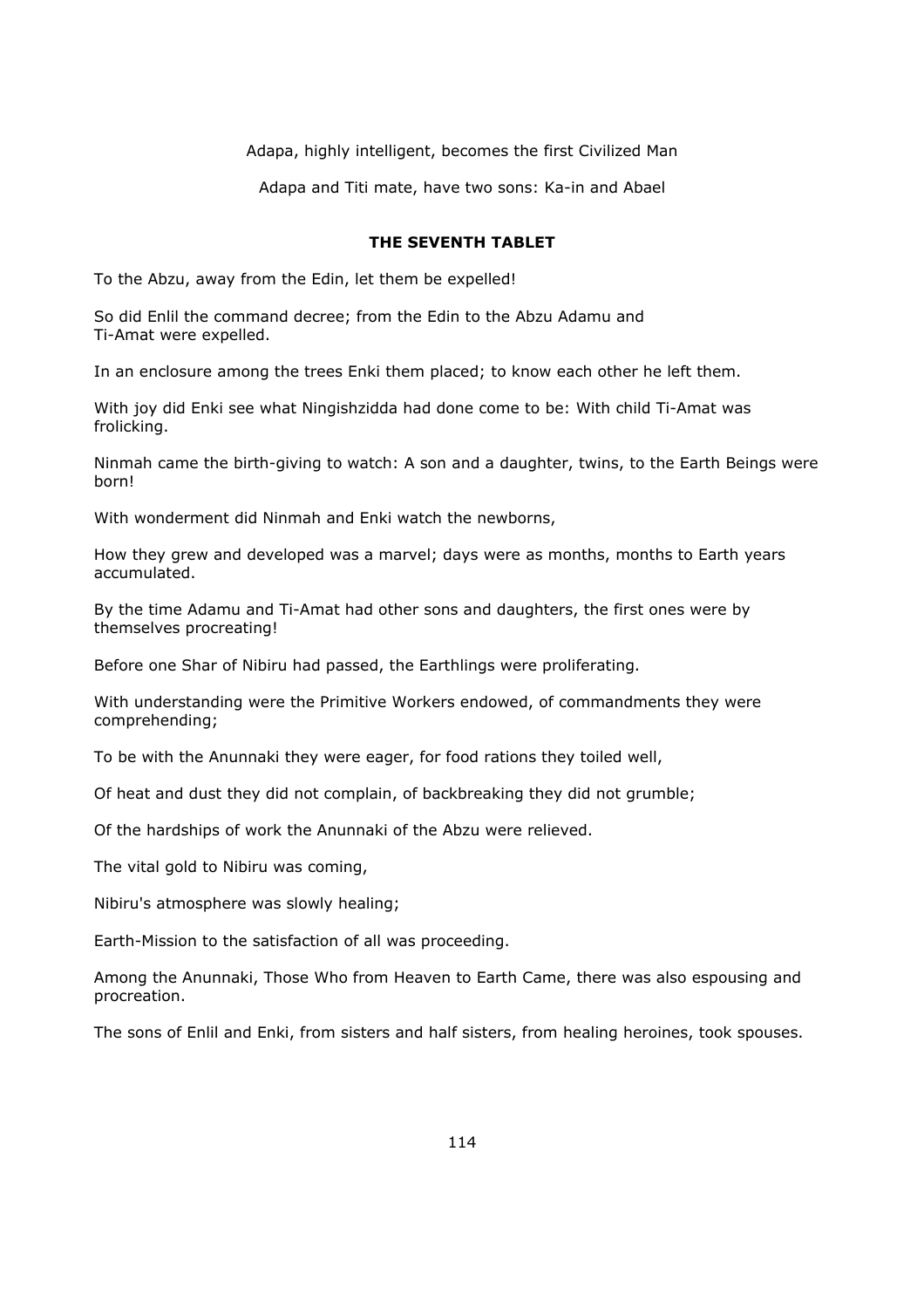Adapa, highly intelligent, becomes the first Civilized Man

Adapa and Titi mate, have two sons: Ka-in and Abael

## THE SEVENTH TABLET

To the Abzu, away from the Edin, let them be expelled!

So did Enlil the command decree; from the Edin to the Abzu Adamu and Ti-Amat were expelled.

In an enclosure among the trees Enki them placed; to know each other he left them.

With joy did Enki see what Ningishzidda had done come to be: With child Ti-Amat was frolicking.

Ninmah came the birth-giving to watch: A son and a daughter, twins, to the Earth Beings were born!

With wonderment did Ninmah and Enki watch the newborns,

How they grew and developed was a marvel; days were as months, months to Earth years accumulated.

By the time Adamu and Ti-Amat had other sons and daughters, the first ones were by themselves procreating!

Before one Shar of Nibiru had passed, the Earthlings were proliferating.

With understanding were the Primitive Workers endowed, of commandments they were comprehending;

To be with the Anunnaki they were eager, for food rations they toiled well,

Of heat and dust they did not complain, of backbreaking they did not grumble;

Of the hardships of work the Anunnaki of the Abzu were relieved.

The vital gold to Nibiru was coming,

Nibiru's atmosphere was slowly healing;

Earth-Mission to the satisfaction of all was proceeding.

Among the Anunnaki, Those Who from Heaven to Earth Came, there was also espousing and procreation.

The sons of Enlil and Enki, from sisters and half sisters, from healing heroines, took spouses.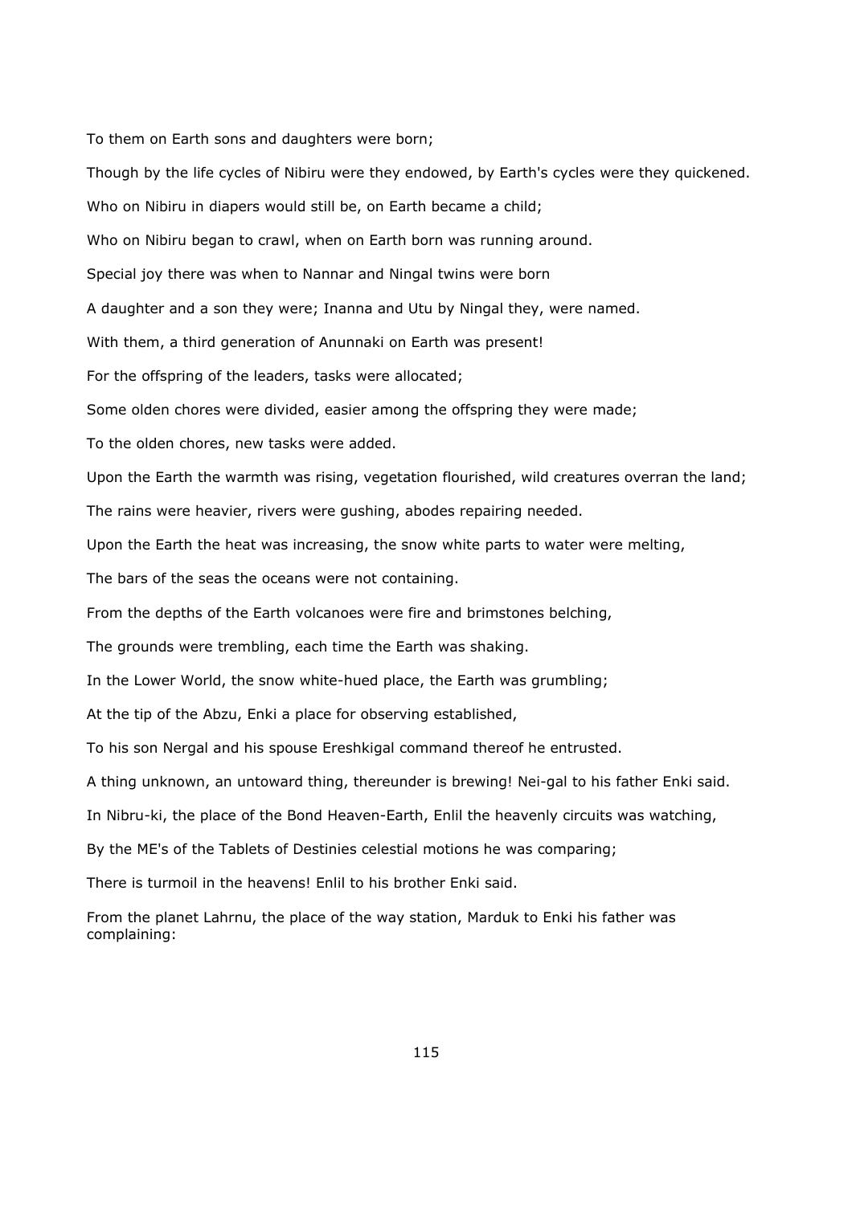To them on Earth sons and daughters were born;

Though by the life cycles of Nibiru were they endowed, by Earth's cycles were they quickened.

Who on Nibiru in diapers would still be, on Earth became a child;

Who on Nibiru began to crawl, when on Earth born was running around.

Special joy there was when to Nannar and Ningal twins were born

A daughter and a son they were; Inanna and Utu by Ningal they, were named.

With them, a third generation of Anunnaki on Earth was present!

For the offspring of the leaders, tasks were allocated;

Some olden chores were divided, easier among the offspring they were made;

To the olden chores, new tasks were added.

Upon the Earth the warmth was rising, vegetation flourished, wild creatures overran the land;

The rains were heavier, rivers were gushing, abodes repairing needed.

Upon the Earth the heat was increasing, the snow white parts to water were melting,

The bars of the seas the oceans were not containing.

From the depths of the Earth volcanoes were fire and brimstones belching,

The grounds were trembling, each time the Earth was shaking.

In the Lower World, the snow white-hued place, the Earth was grumbling;

At the tip of the Abzu, Enki a place for observing established,

To his son Nergal and his spouse Ereshkigal command thereof he entrusted.

A thing unknown, an untoward thing, thereunder is brewing! Nei-gal to his father Enki said.

In Nibru-ki, the place of the Bond Heaven-Earth, Enlil the heavenly circuits was watching,

By the ME's of the Tablets of Destinies celestial motions he was comparing;

There is turmoil in the heavens! Enlil to his brother Enki said.

From the planet Lahrnu, the place of the way station, Marduk to Enki his father was complaining: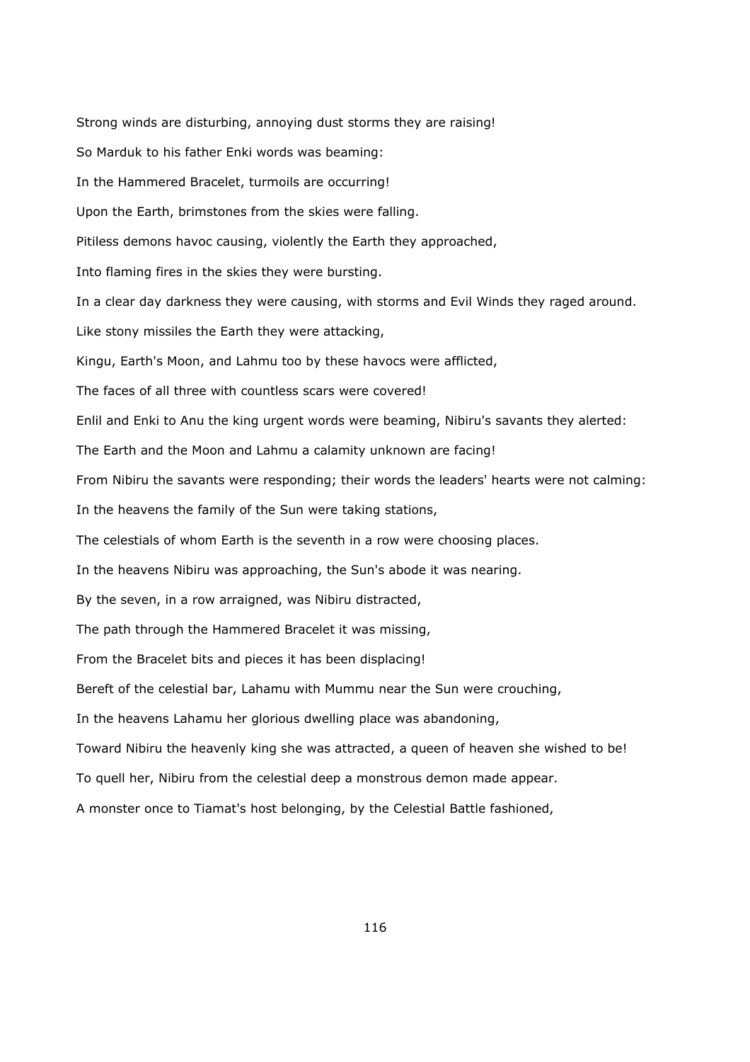Strong winds are disturbing, annoying dust storms they are raising!

So Marduk to his father Enki words was beaming:

In the Hammered Bracelet, turmoils are occurring!

Upon the Earth, brimstones from the skies were falling.

Pitiless demons havoc causing, violently the Earth they approached,

Into flaming fires in the skies they were bursting.

In a clear day darkness they were causing, with storms and Evil Winds they raged around.

Like stony missiles the Earth they were attacking,

Kingu, Earth's Moon, and Lahmu too by these havocs were afflicted,

The faces of all three with countless scars were covered!

Enlil and Enki to Anu the king urgent words were beaming, Nibiru's savants they alerted:

The Earth and the Moon and Lahmu a calamity unknown are facing!

From Nibiru the savants were responding; their words the leaders' hearts were not calming:

In the heavens the family of the Sun were taking stations,

The celestials of whom Earth is the seventh in a row were choosing places.

In the heavens Nibiru was approaching, the Sun's abode it was nearing.

By the seven, in a row arraigned, was Nibiru distracted,

The path through the Hammered Bracelet it was missing,

From the Bracelet bits and pieces it has been displacing!

Bereft of the celestial bar, Lahamu with Mummu near the Sun were crouching,

In the heavens Lahamu her glorious dwelling place was abandoning,

Toward Nibiru the heavenly king she was attracted, a queen of heaven she wished to be!

To quell her, Nibiru from the celestial deep a monstrous demon made appear.

A monster once to Tiamat's host belonging, by the Celestial Battle fashioned,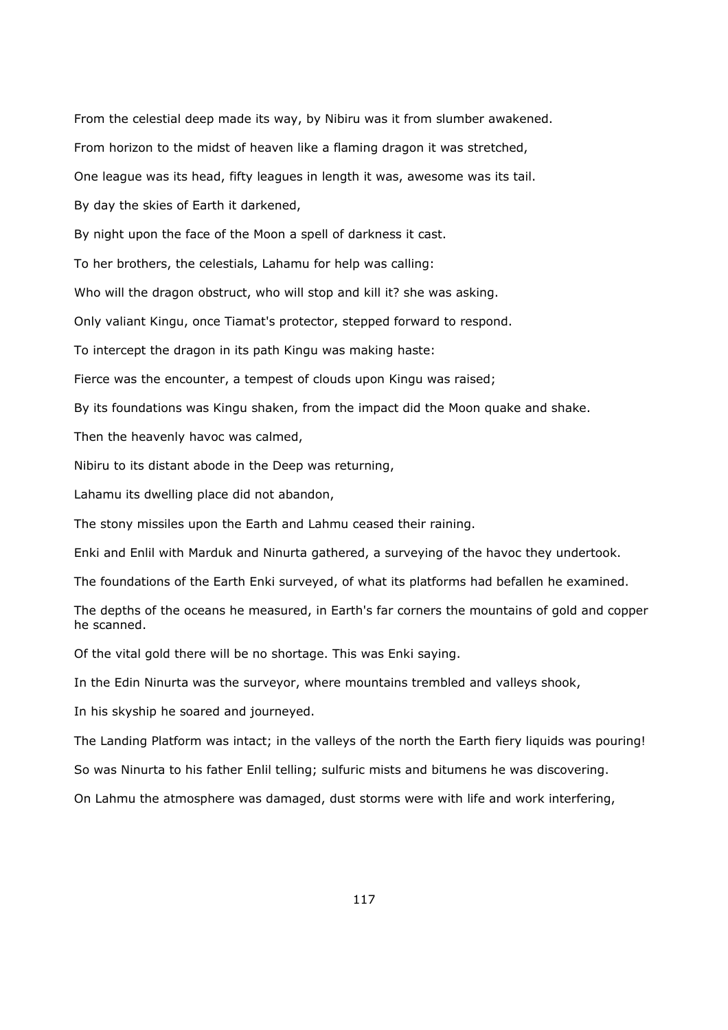From the celestial deep made its way, by Nibiru was it from slumber awakened.

From horizon to the midst of heaven like a flaming dragon it was stretched,

One league was its head, fifty leagues in length it was, awesome was its tail.

By day the skies of Earth it darkened,

By night upon the face of the Moon a spell of darkness it cast.

To her brothers, the celestials, Lahamu for help was calling:

Who will the dragon obstruct, who will stop and kill it? she was asking.

Only valiant Kingu, once Tiamat's protector, stepped forward to respond.

To intercept the dragon in its path Kingu was making haste:

Fierce was the encounter, a tempest of clouds upon Kingu was raised;

By its foundations was Kingu shaken, from the impact did the Moon quake and shake.

Then the heavenly havoc was calmed,

Nibiru to its distant abode in the Deep was returning,

Lahamu its dwelling place did not abandon,

The stony missiles upon the Earth and Lahmu ceased their raining.

Enki and Enlil with Marduk and Ninurta gathered, a surveying of the havoc they undertook.

The foundations of the Earth Enki surveyed, of what its platforms had befallen he examined.

The depths of the oceans he measured, in Earth's far corners the mountains of gold and copper he scanned.

Of the vital gold there will be no shortage. This was Enki saying.

In the Edin Ninurta was the surveyor, where mountains trembled and valleys shook,

In his skyship he soared and journeyed.

The Landing Platform was intact; in the valleys of the north the Earth fiery liquids was pouring!

So was Ninurta to his father Enlil telling; sulfuric mists and bitumens he was discovering.

On Lahmu the atmosphere was damaged, dust storms were with life and work interfering,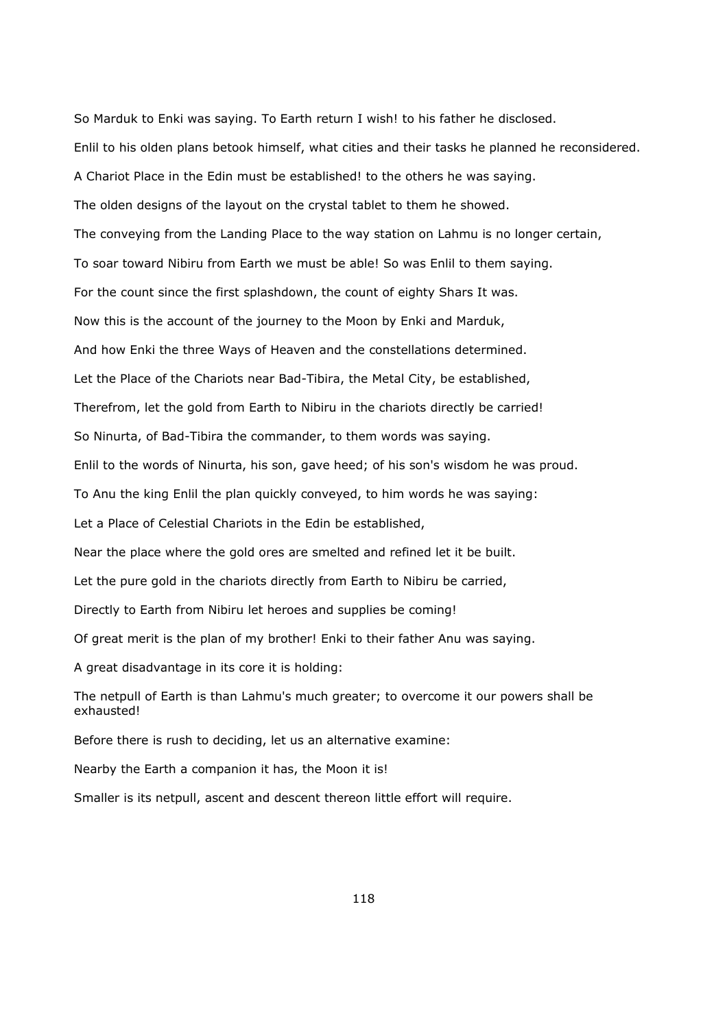So Marduk to Enki was saying. To Earth return I wish! to his father he disclosed.

Enlil to his olden plans betook himself, what cities and their tasks he planned he reconsidered.

A Chariot Place in the Edin must be established! to the others he was saying.

The olden designs of the layout on the crystal tablet to them he showed.

The conveying from the Landing Place to the way station on Lahmu is no longer certain,

To soar toward Nibiru from Earth we must be able! So was Enlil to them saying.

For the count since the first splashdown, the count of eighty Shars It was.

Now this is the account of the journey to the Moon by Enki and Marduk,

And how Enki the three Ways of Heaven and the constellations determined.

Let the Place of the Chariots near Bad-Tibira, the Metal City, be established,

Therefrom, let the gold from Earth to Nibiru in the chariots directly be carried!

So Ninurta, of Bad-Tibira the commander, to them words was saying.

Enlil to the words of Ninurta, his son, gave heed; of his son's wisdom he was proud.

To Anu the king Enlil the plan quickly conveyed, to him words he was saying:

Let a Place of Celestial Chariots in the Edin be established,

Near the place where the gold ores are smelted and refined let it be built.

Let the pure gold in the chariots directly from Earth to Nibiru be carried,

Directly to Earth from Nibiru let heroes and supplies be coming!

Of great merit is the plan of my brother! Enki to their father Anu was saying.

A great disadvantage in its core it is holding:

The netpull of Earth is than Lahmu's much greater; to overcome it our powers shall be exhausted!

Before there is rush to deciding, let us an alternative examine:

Nearby the Earth a companion it has, the Moon it is!

Smaller is its netpull, ascent and descent thereon little effort will require.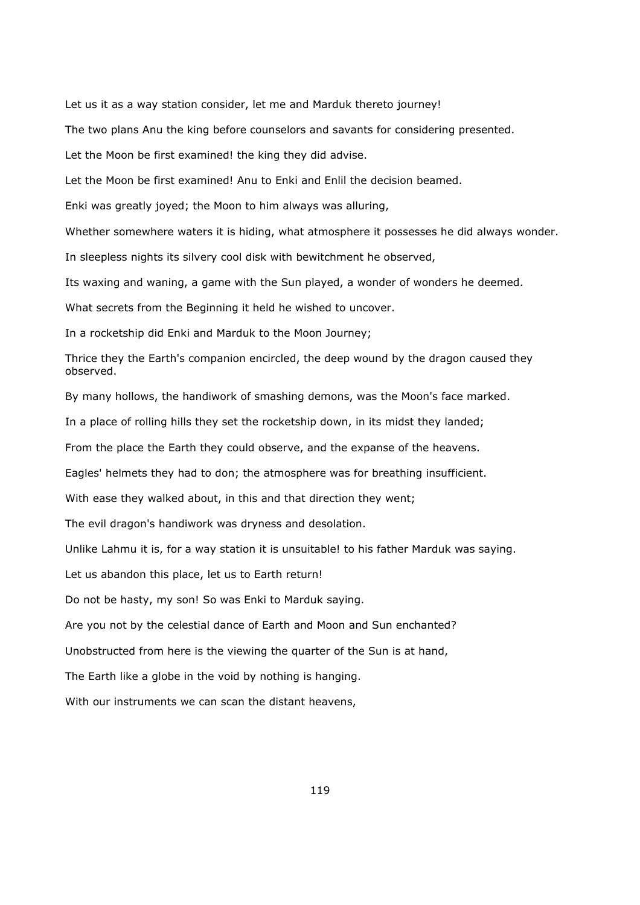Let us it as a way station consider, let me and Marduk thereto journey!

The two plans Anu the king before counselors and savants for considering presented.

Let the Moon be first examined! the king they did advise.

Let the Moon be first examined! Anu to Enki and Enlil the decision beamed.

Enki was greatly joyed; the Moon to him always was alluring,

Whether somewhere waters it is hiding, what atmosphere it possesses he did always wonder.

In sleepless nights its silvery cool disk with bewitchment he observed,

Its waxing and waning, a game with the Sun played, a wonder of wonders he deemed.

What secrets from the Beginning it held he wished to uncover.

In a rocketship did Enki and Marduk to the Moon Journey;

Thrice they the Earth's companion encircled, the deep wound by the dragon caused they observed.

By many hollows, the handiwork of smashing demons, was the Moon's face marked.

In a place of rolling hills they set the rocketship down, in its midst they landed;

From the place the Earth they could observe, and the expanse of the heavens.

Eagles' helmets they had to don; the atmosphere was for breathing insufficient.

With ease they walked about, in this and that direction they went;

The evil dragon's handiwork was dryness and desolation.

Unlike Lahmu it is, for a way station it is unsuitable! to his father Marduk was saying.

Let us abandon this place, let us to Earth return!

Do not be hasty, my son! So was Enki to Marduk saying.

Are you not by the celestial dance of Earth and Moon and Sun enchanted?

Unobstructed from here is the viewing the quarter of the Sun is at hand,

The Earth like a globe in the void by nothing is hanging.

With our instruments we can scan the distant heavens,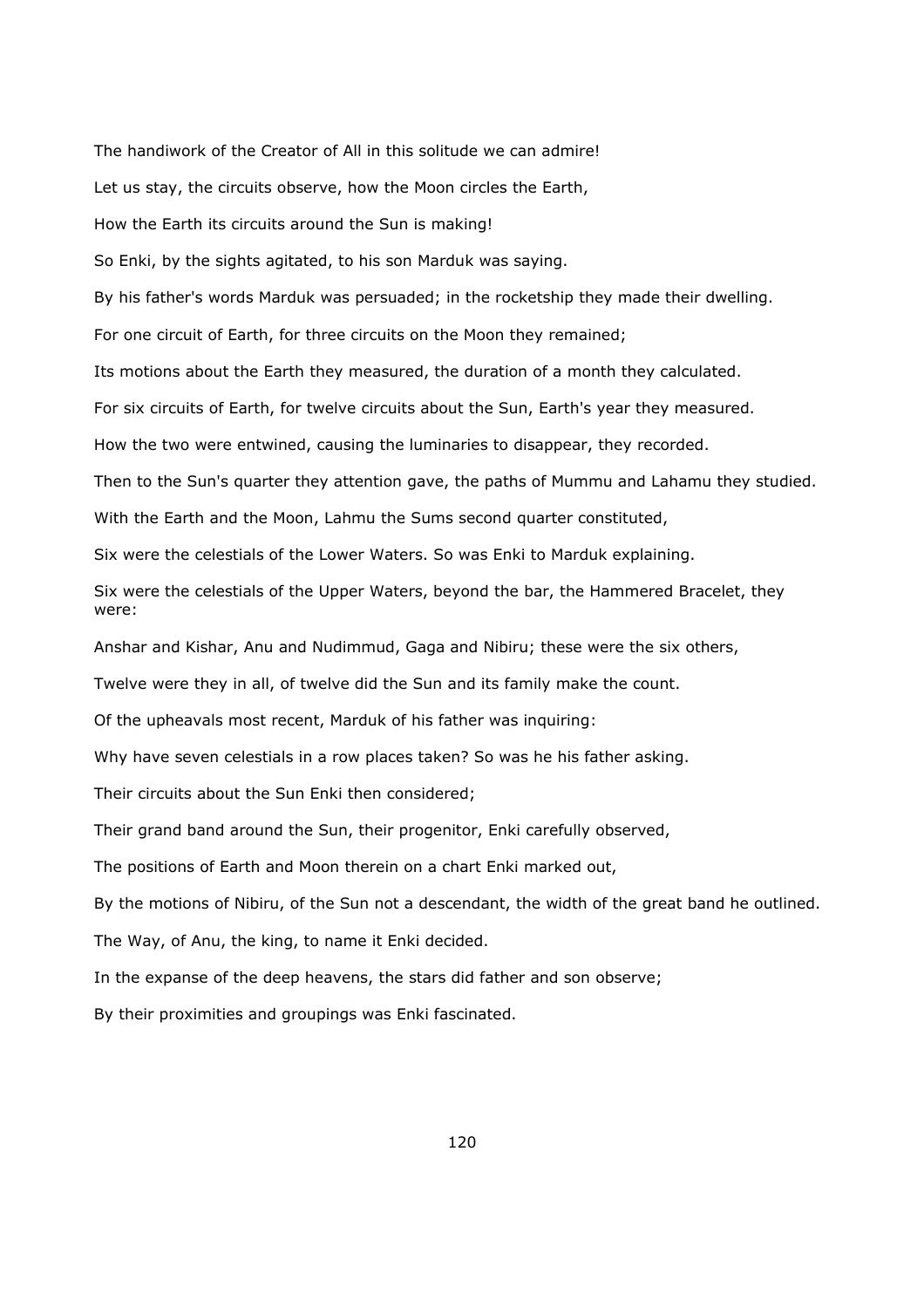The handiwork of the Creator of All in this solitude we can admire!

Let us stay, the circuits observe, how the Moon circles the Earth,

How the Earth its circuits around the Sun is making!

So Enki, by the sights agitated, to his son Marduk was saying.

By his father's words Marduk was persuaded; in the rocketship they made their dwelling.

For one circuit of Earth, for three circuits on the Moon they remained;

Its motions about the Earth they measured, the duration of a month they calculated.

For six circuits of Earth, for twelve circuits about the Sun, Earth's year they measured.

How the two were entwined, causing the luminaries to disappear, they recorded.

Then to the Sun's quarter they attention gave, the paths of Mummu and Lahamu they studied.

With the Earth and the Moon, Lahmu the Sums second quarter constituted,

Six were the celestials of the Lower Waters. So was Enki to Marduk explaining.

Six were the celestials of the Upper Waters, beyond the bar, the Hammered Bracelet, they were:

Anshar and Kishar, Anu and Nudimmud, Gaga and Nibiru; these were the six others,

Twelve were they in all, of twelve did the Sun and its family make the count.

Of the upheavals most recent, Marduk of his father was inquiring:

Why have seven celestials in a row places taken? So was he his father asking.

Their circuits about the Sun Enki then considered;

Their grand band around the Sun, their progenitor, Enki carefully observed,

The positions of Earth and Moon therein on a chart Enki marked out,

By the motions of Nibiru, of the Sun not a descendant, the width of the great band he outlined.

The Way, of Anu, the king, to name it Enki decided.

In the expanse of the deep heavens, the stars did father and son observe;

By their proximities and groupings was Enki fascinated.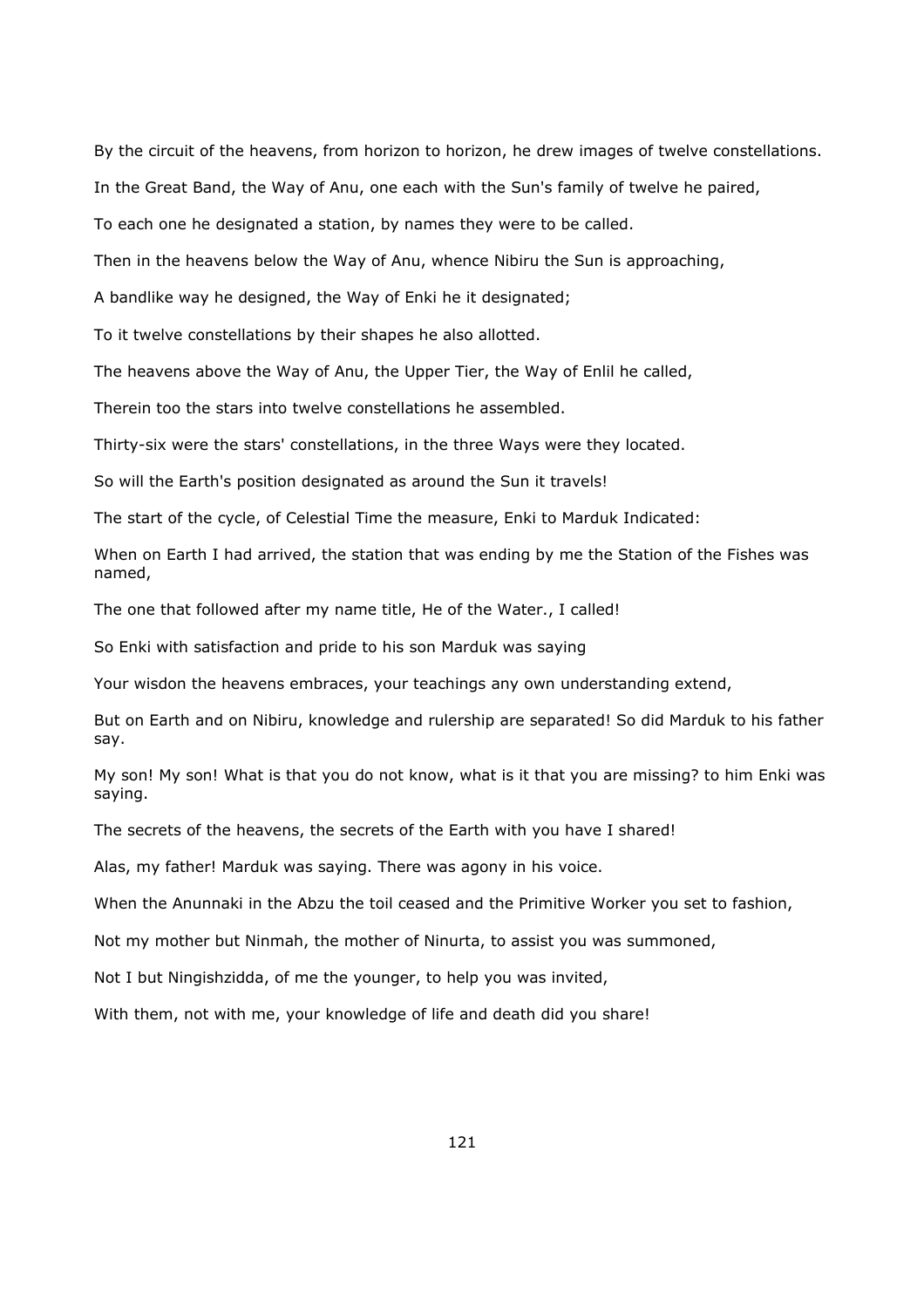By the circuit of the heavens, from horizon to horizon, he drew images of twelve constellations.

In the Great Band, the Way of Anu, one each with the Sun's family of twelve he paired,

To each one he designated a station, by names they were to be called.

Then in the heavens below the Way of Anu, whence Nibiru the Sun is approaching,

A bandlike way he designed, the Way of Enki he it designated;

To it twelve constellations by their shapes he also allotted.

The heavens above the Way of Anu, the Upper Tier, the Way of Enlil he called,

Therein too the stars into twelve constellations he assembled.

Thirty-six were the stars' constellations, in the three Ways were they located.

So will the Earth's position designated as around the Sun it travels!

The start of the cycle, of Celestial Time the measure, Enki to Marduk Indicated:

When on Earth I had arrived, the station that was ending by me the Station of the Fishes was named,

The one that followed after my name title, He of the Water., I called!

So Enki with satisfaction and pride to his son Marduk was saying

Your wisdon the heavens embraces, your teachings any own understanding extend,

But on Earth and on Nibiru, knowledge and rulership are separated! So did Marduk to his father say.

My son! My son! What is that you do not know, what is it that you are missing? to him Enki was saying.

The secrets of the heavens, the secrets of the Earth with you have I shared!

Alas, my father! Marduk was saying. There was agony in his voice.

When the Anunnaki in the Abzu the toil ceased and the Primitive Worker you set to fashion,

Not my mother but Ninmah, the mother of Ninurta, to assist you was summoned,

Not I but Ningishzidda, of me the younger, to help you was invited,

With them, not with me, your knowledge of life and death did you share!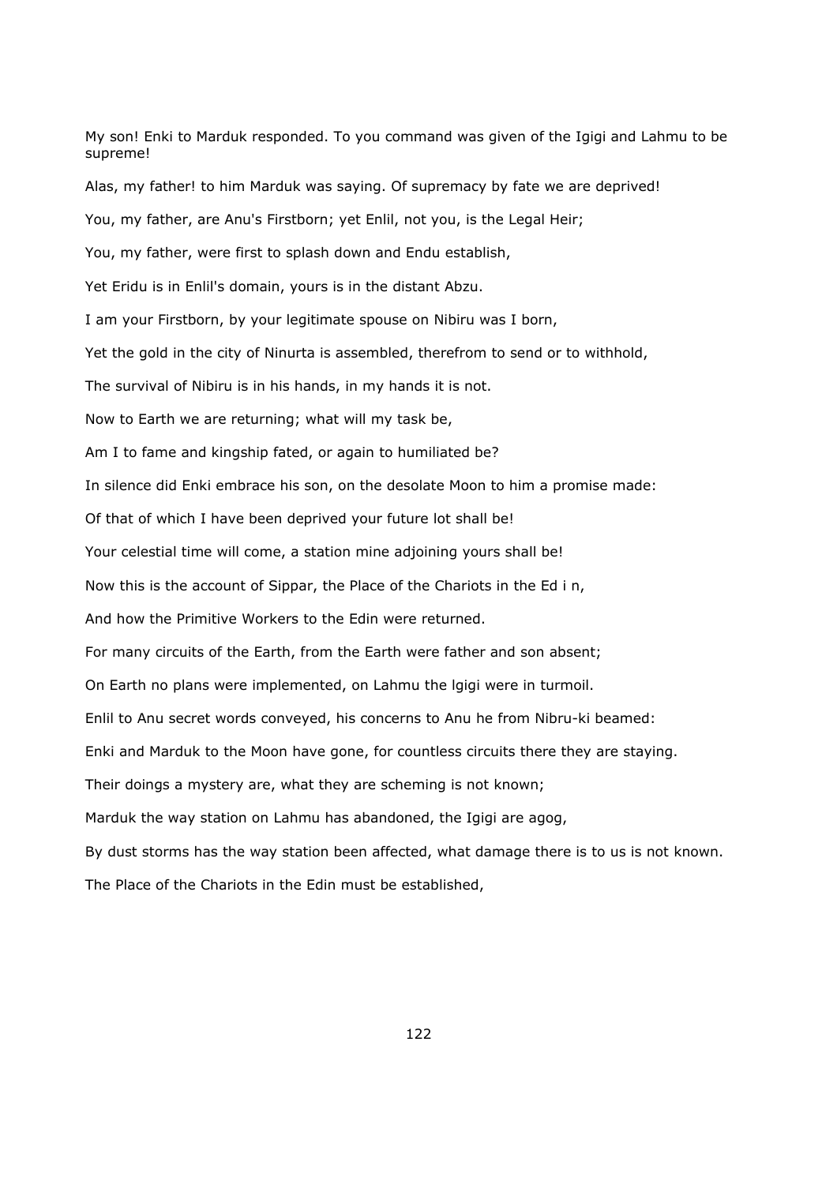My son! Enki to Marduk responded. To you command was given of the Igigi and Lahmu to be supreme!

Alas, my father! to him Marduk was saying. Of supremacy by fate we are deprived!

You, my father, are Anu's Firstborn; yet Enlil, not you, is the Legal Heir;

You, my father, were first to splash down and Endu establish,

Yet Eridu is in Enlil's domain, yours is in the distant Abzu.

I am your Firstborn, by your legitimate spouse on Nibiru was I born,

Yet the gold in the city of Ninurta is assembled, therefrom to send or to withhold,

The survival of Nibiru is in his hands, in my hands it is not.

Now to Earth we are returning; what will my task be,

Am I to fame and kingship fated, or again to humiliated be?

In silence did Enki embrace his son, on the desolate Moon to him a promise made:

Of that of which I have been deprived your future lot shall be!

Your celestial time will come, a station mine adjoining yours shall be!

Now this is the account of Sippar, the Place of the Chariots in the Ed i n,

And how the Primitive Workers to the Edin were returned.

For many circuits of the Earth, from the Earth were father and son absent;

On Earth no plans were implemented, on Lahmu the lgigi were in turmoil.

Enlil to Anu secret words conveyed, his concerns to Anu he from Nibru-ki beamed:

Enki and Marduk to the Moon have gone, for countless circuits there they are staying.

Their doings a mystery are, what they are scheming is not known;

Marduk the way station on Lahmu has abandoned, the Igigi are agog,

By dust storms has the way station been affected, what damage there is to us is not known.

The Place of the Chariots in the Edin must be established,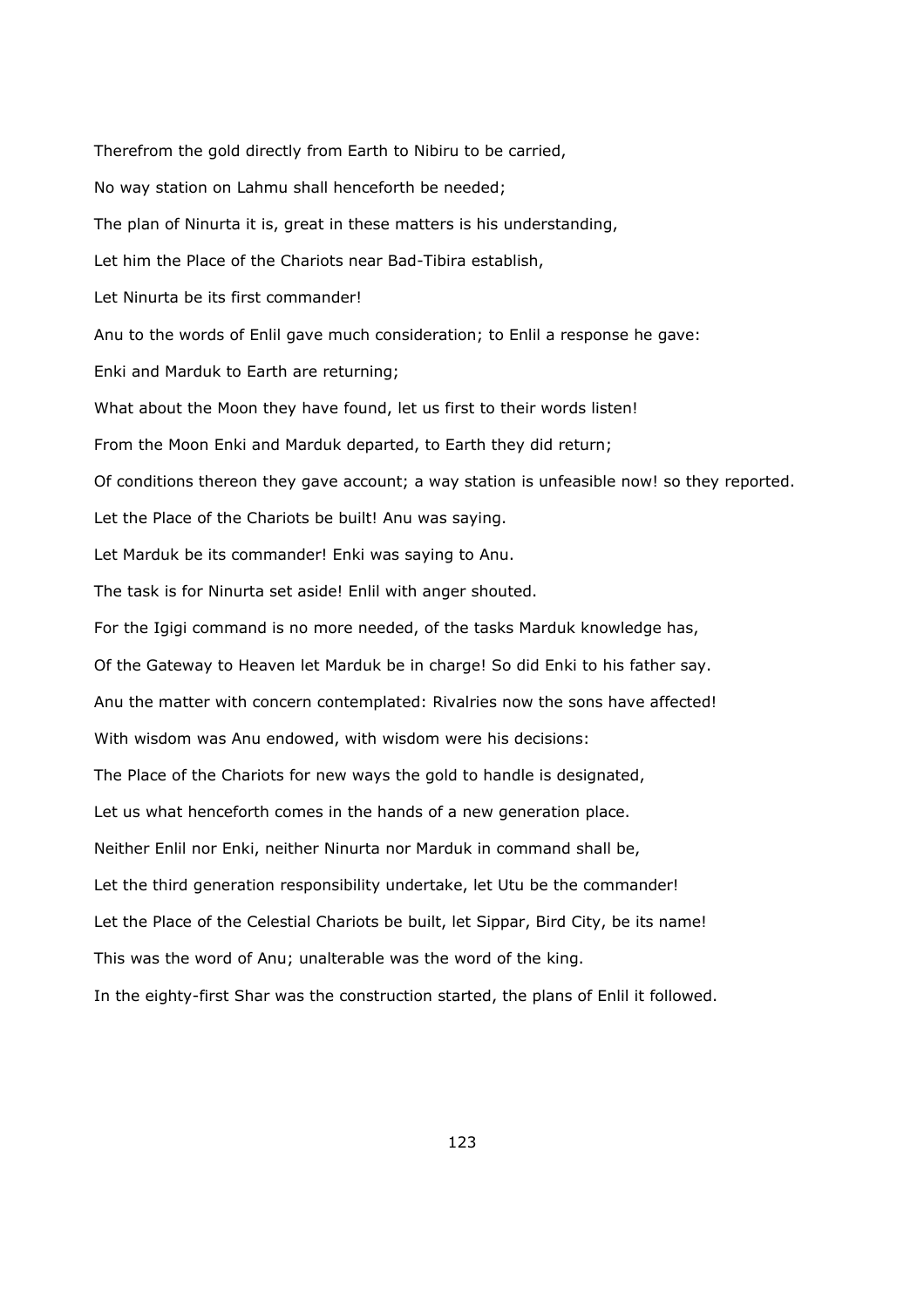Therefrom the gold directly from Earth to Nibiru to be carried,

No way station on Lahmu shall henceforth be needed;

The plan of Ninurta it is, great in these matters is his understanding,

Let him the Place of the Chariots near Bad-Tibira establish,

Let Ninurta be its first commander!

Anu to the words of Enlil gave much consideration; to Enlil a response he gave:

Enki and Marduk to Earth are returning;

What about the Moon they have found, let us first to their words listen!

From the Moon Enki and Marduk departed, to Earth they did return;

Of conditions thereon they gave account; a way station is unfeasible now! so they reported.

Let the Place of the Chariots be built! Anu was saying.

Let Marduk be its commander! Enki was saying to Anu.

The task is for Ninurta set aside! Enlil with anger shouted.

For the Igigi command is no more needed, of the tasks Marduk knowledge has,

Of the Gateway to Heaven let Marduk be in charge! So did Enki to his father say.

Anu the matter with concern contemplated: Rivalries now the sons have affected!

With wisdom was Anu endowed, with wisdom were his decisions:

The Place of the Chariots for new ways the gold to handle is designated,

Let us what henceforth comes in the hands of a new generation place.

Neither Enlil nor Enki, neither Ninurta nor Marduk in command shall be,

Let the third generation responsibility undertake, let Utu be the commander!

Let the Place of the Celestial Chariots be built, let Sippar, Bird City, be its name!

This was the word of Anu; unalterable was the word of the king.

In the eighty-first Shar was the construction started, the plans of Enlil it followed.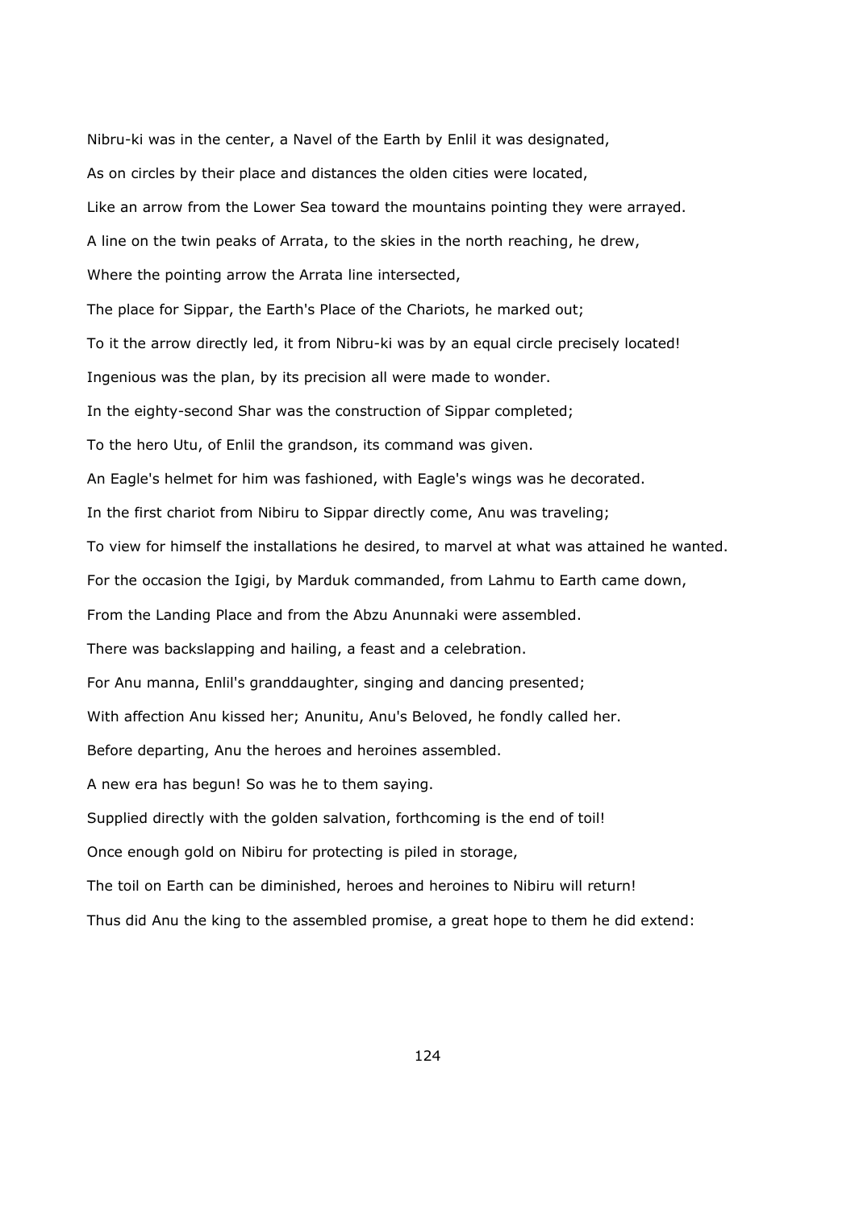Nibru-ki was in the center, a Navel of the Earth by Enlil it was designated,

As on circles by their place and distances the olden cities were located,

Like an arrow from the Lower Sea toward the mountains pointing they were arrayed.

A line on the twin peaks of Arrata, to the skies in the north reaching, he drew,

Where the pointing arrow the Arrata line intersected,

The place for Sippar, the Earth's Place of the Chariots, he marked out;

To it the arrow directly led, it from Nibru-ki was by an equal circle precisely located!

Ingenious was the plan, by its precision all were made to wonder.

In the eighty-second Shar was the construction of Sippar completed;

To the hero Utu, of Enlil the grandson, its command was given.

An Eagle's helmet for him was fashioned, with Eagle's wings was he decorated.

In the first chariot from Nibiru to Sippar directly come, Anu was traveling;

To view for himself the installations he desired, to marvel at what was attained he wanted.

For the occasion the Igigi, by Marduk commanded, from Lahmu to Earth came down,

From the Landing Place and from the Abzu Anunnaki were assembled.

There was backslapping and hailing, a feast and a celebration.

For Anu manna, Enlil's granddaughter, singing and dancing presented;

With affection Anu kissed her; Anunitu, Anu's Beloved, he fondly called her.

Before departing, Anu the heroes and heroines assembled.

A new era has begun! So was he to them saying.

Supplied directly with the golden salvation, forthcoming is the end of toil!

Once enough gold on Nibiru for protecting is piled in storage,

The toil on Earth can be diminished, heroes and heroines to Nibiru will return!

Thus did Anu the king to the assembled promise, a great hope to them he did extend: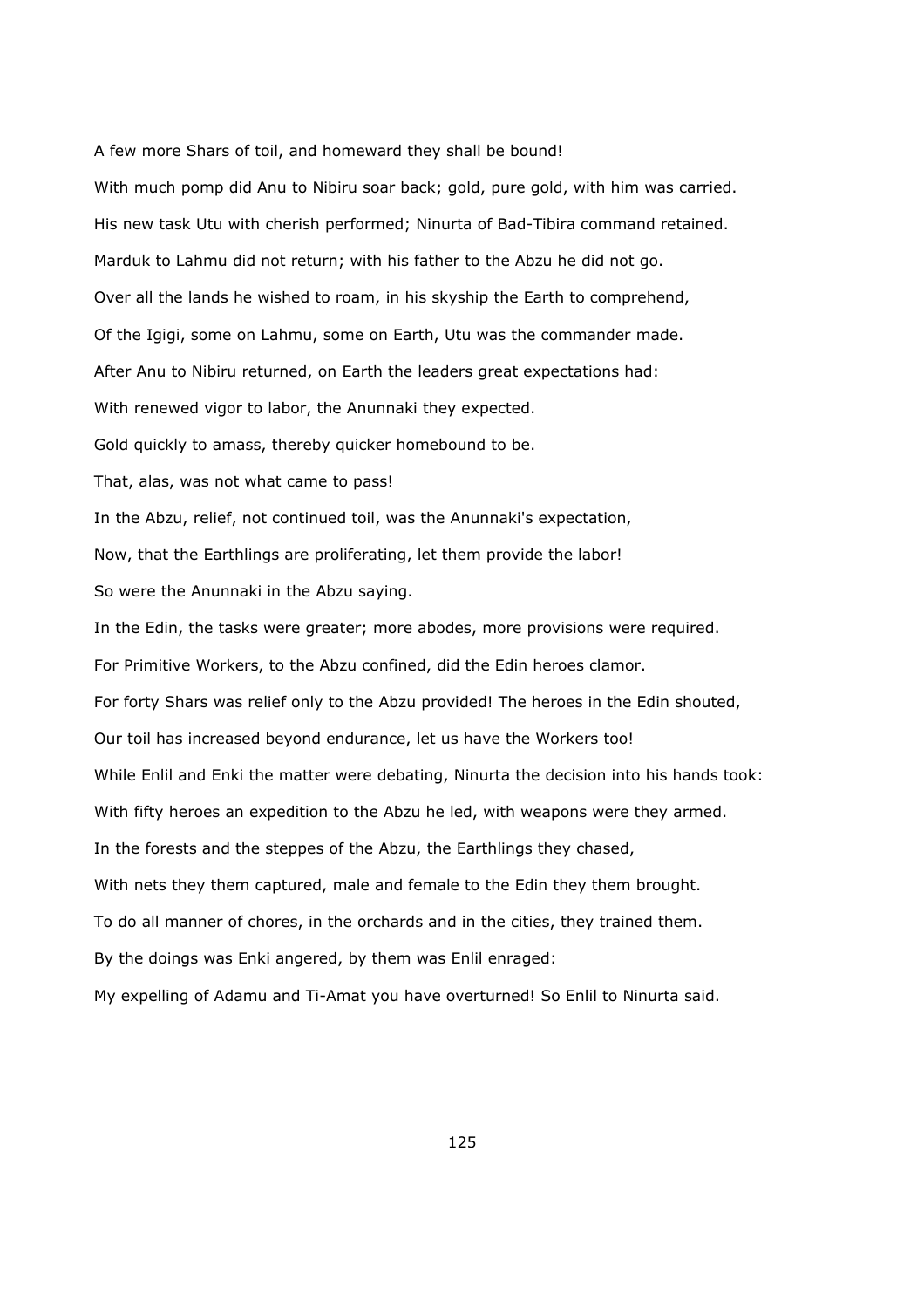A few more Shars of toil, and homeward they shall be bound!

With much pomp did Anu to Nibiru soar back; gold, pure gold, with him was carried.

His new task Utu with cherish performed; Ninurta of Bad-Tibira command retained.

Marduk to Lahmu did not return; with his father to the Abzu he did not go.

Over all the lands he wished to roam, in his skyship the Earth to comprehend,

Of the Igigi, some on Lahmu, some on Earth, Utu was the commander made.

After Anu to Nibiru returned, on Earth the leaders great expectations had:

With renewed vigor to labor, the Anunnaki they expected.

Gold quickly to amass, thereby quicker homebound to be.

That, alas, was not what came to pass!

In the Abzu, relief, not continued toil, was the Anunnaki's expectation,

Now, that the Earthlings are proliferating, let them provide the labor!

So were the Anunnaki in the Abzu saying.

In the Edin, the tasks were greater; more abodes, more provisions were required.

For Primitive Workers, to the Abzu confined, did the Edin heroes clamor.

For forty Shars was relief only to the Abzu provided! The heroes in the Edin shouted,

Our toil has increased beyond endurance, let us have the Workers too!

While Enlil and Enki the matter were debating, Ninurta the decision into his hands took:

With fifty heroes an expedition to the Abzu he led, with weapons were they armed.

In the forests and the steppes of the Abzu, the Earthlings they chased,

With nets they them captured, male and female to the Edin they them brought.

To do all manner of chores, in the orchards and in the cities, they trained them.

By the doings was Enki angered, by them was Enlil enraged:

My expelling of Adamu and Ti-Amat you have overturned! So Enlil to Ninurta said.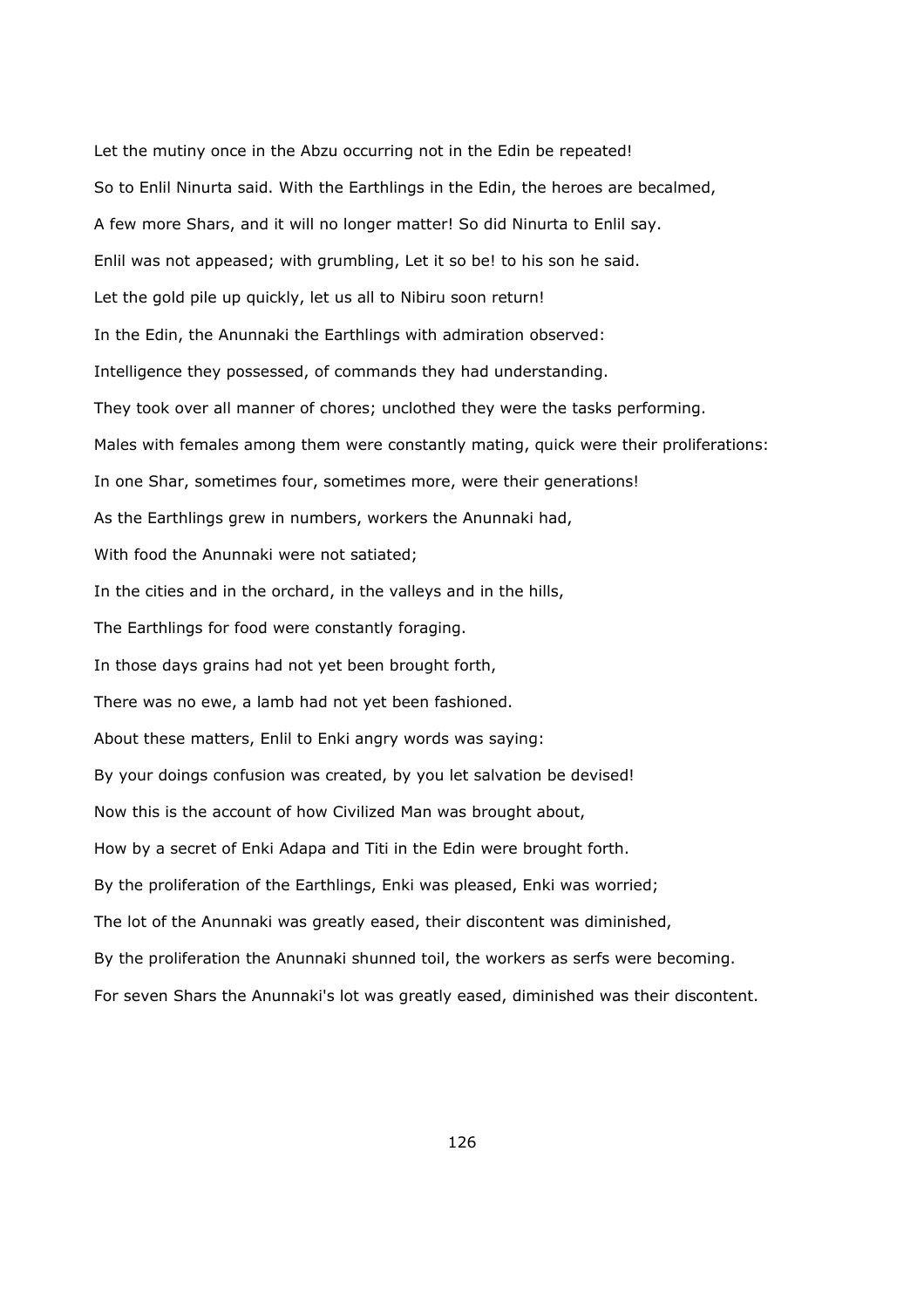Let the mutiny once in the Abzu occurring not in the Edin be repeated!

So to Enlil Ninurta said. With the Earthlings in the Edin, the heroes are becalmed,

A few more Shars, and it will no longer matter! So did Ninurta to Enlil say.

Enlil was not appeased; with grumbling, Let it so be! to his son he said.

Let the gold pile up quickly, let us all to Nibiru soon return!

In the Edin, the Anunnaki the Earthlings with admiration observed:

Intelligence they possessed, of commands they had understanding.

They took over all manner of chores; unclothed they were the tasks performing.

Males with females among them were constantly mating, quick were their proliferations:

In one Shar, sometimes four, sometimes more, were their generations!

As the Earthlings grew in numbers, workers the Anunnaki had,

With food the Anunnaki were not satiated;

In the cities and in the orchard, in the valleys and in the hills,

The Earthlings for food were constantly foraging.

In those days grains had not yet been brought forth,

There was no ewe, a lamb had not yet been fashioned.

About these matters, Enlil to Enki angry words was saying:

By your doings confusion was created, by you let salvation be devised!

Now this is the account of how Civilized Man was brought about,

How by a secret of Enki Adapa and Titi in the Edin were brought forth.

By the proliferation of the Earthlings, Enki was pleased, Enki was worried;

The lot of the Anunnaki was greatly eased, their discontent was diminished,

By the proliferation the Anunnaki shunned toil, the workers as serfs were becoming.

For seven Shars the Anunnaki's lot was greatly eased, diminished was their discontent.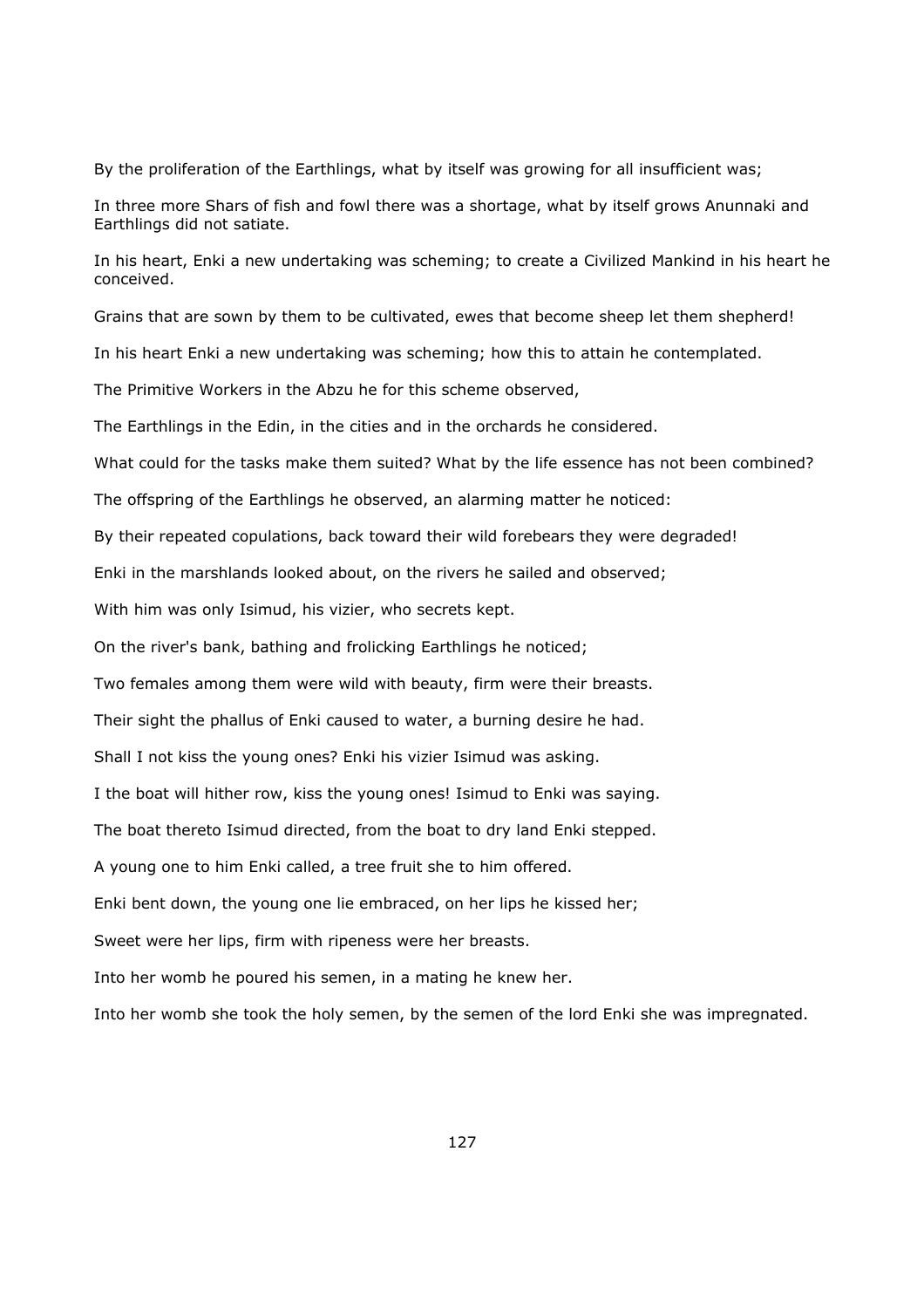By the proliferation of the Earthlings, what by itself was growing for all insufficient was;

In three more Shars of fish and fowl there was a shortage, what by itself grows Anunnaki and Earthlings did not satiate.

In his heart, Enki a new undertaking was scheming; to create a Civilized Mankind in his heart he conceived.

Grains that are sown by them to be cultivated, ewes that become sheep let them shepherd!

In his heart Enki a new undertaking was scheming; how this to attain he contemplated.

The Primitive Workers in the Abzu he for this scheme observed,

The Earthlings in the Edin, in the cities and in the orchards he considered.

What could for the tasks make them suited? What by the life essence has not been combined?

The offspring of the Earthlings he observed, an alarming matter he noticed:

By their repeated copulations, back toward their wild forebears they were degraded!

Enki in the marshlands looked about, on the rivers he sailed and observed;

With him was only Isimud, his vizier, who secrets kept.

On the river's bank, bathing and frolicking Earthlings he noticed;

Two females among them were wild with beauty, firm were their breasts.

Their sight the phallus of Enki caused to water, a burning desire he had.

Shall I not kiss the young ones? Enki his vizier Isimud was asking.

I the boat will hither row, kiss the young ones! Isimud to Enki was saying.

The boat thereto Isimud directed, from the boat to dry land Enki stepped.

A young one to him Enki called, a tree fruit she to him offered.

Enki bent down, the young one lie embraced, on her lips he kissed her;

Sweet were her lips, firm with ripeness were her breasts.

Into her womb he poured his semen, in a mating he knew her.

Into her womb she took the holy semen, by the semen of the lord Enki she was impregnated.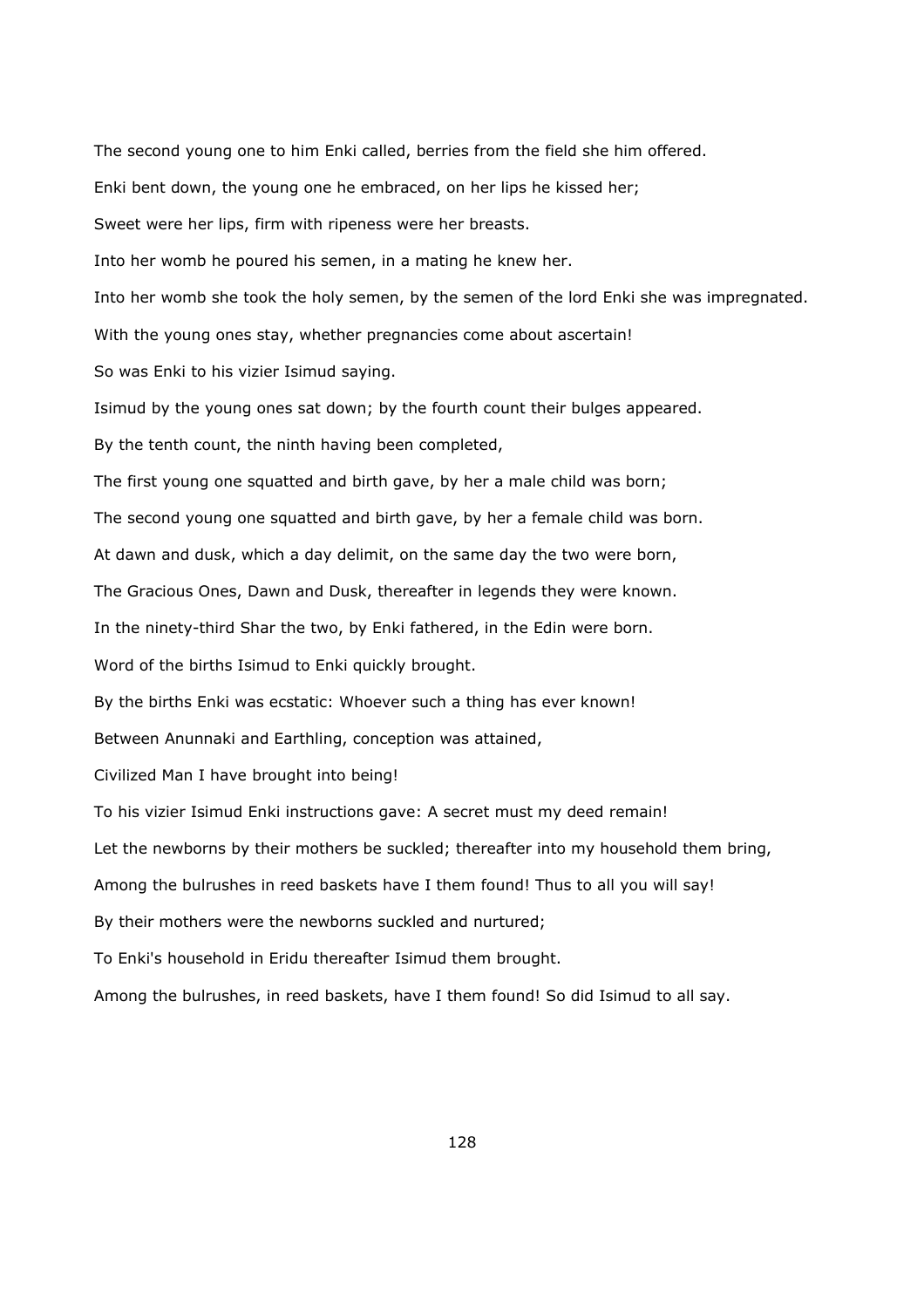The second young one to him Enki called, berries from the field she him offered.

Enki bent down, the young one he embraced, on her lips he kissed her;

Sweet were her lips, firm with ripeness were her breasts.

Into her womb he poured his semen, in a mating he knew her.

Into her womb she took the holy semen, by the semen of the lord Enki she was impregnated.

With the young ones stay, whether pregnancies come about ascertain!

So was Enki to his vizier Isimud saying.

Isimud by the young ones sat down; by the fourth count their bulges appeared.

By the tenth count, the ninth having been completed,

The first young one squatted and birth gave, by her a male child was born;

The second young one squatted and birth gave, by her a female child was born.

At dawn and dusk, which a day delimit, on the same day the two were born,

The Gracious Ones, Dawn and Dusk, thereafter in legends they were known.

In the ninety-third Shar the two, by Enki fathered, in the Edin were born.

Word of the births Isimud to Enki quickly brought.

By the births Enki was ecstatic: Whoever such a thing has ever known!

Between Anunnaki and Earthling, conception was attained,

Civilized Man I have brought into being!

To his vizier Isimud Enki instructions gave: A secret must my deed remain!

Let the newborns by their mothers be suckled; thereafter into my household them bring,

Among the bulrushes in reed baskets have I them found! Thus to all you will say!

By their mothers were the newborns suckled and nurtured;

To Enki's household in Eridu thereafter Isimud them brought.

Among the bulrushes, in reed baskets, have I them found! So did Isimud to all say.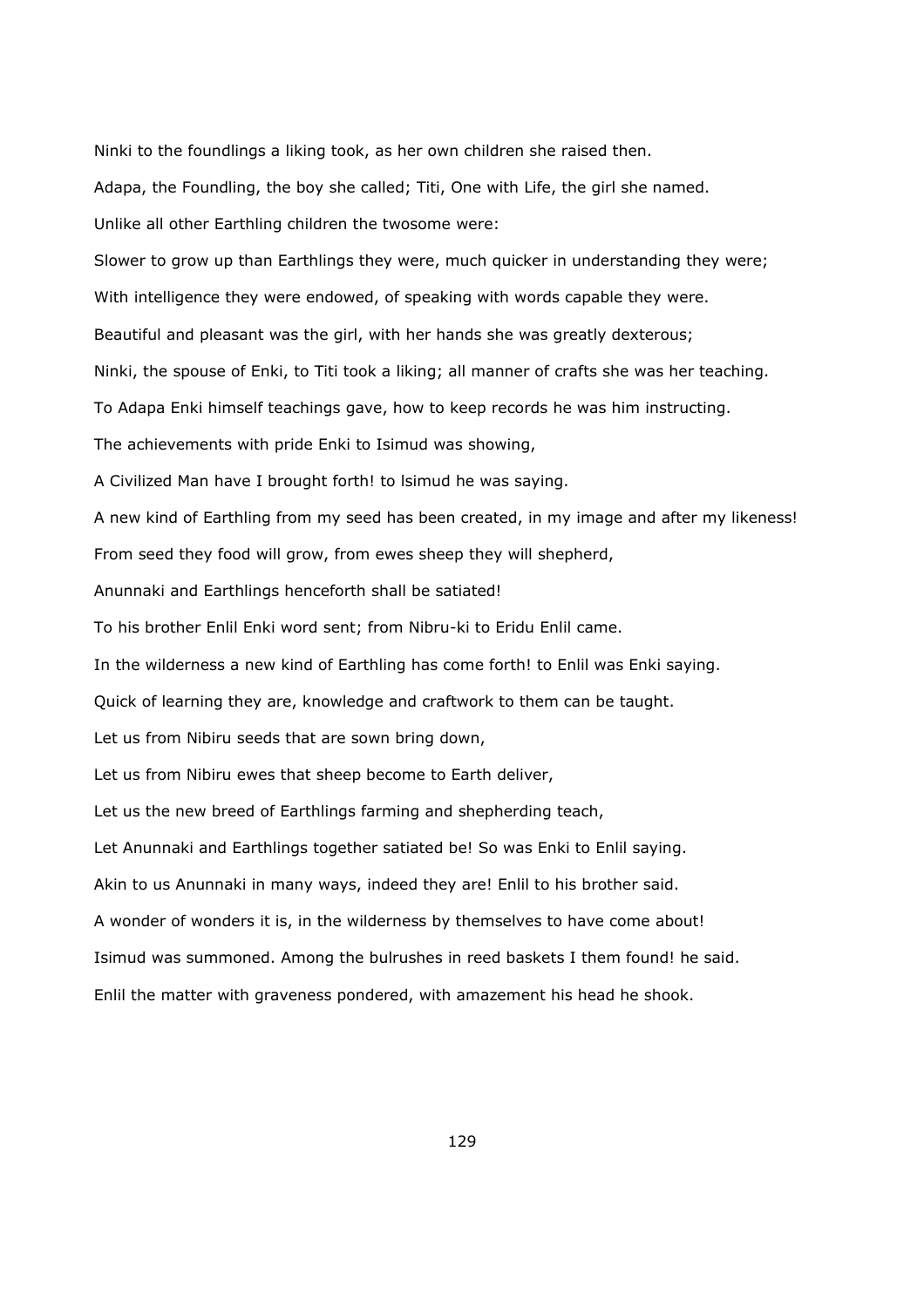Ninki to the foundlings a liking took, as her own children she raised then.

Adapa, the Foundling, the boy she called; Titi, One with Life, the girl she named.

Unlike all other Earthling children the twosome were:

Slower to grow up than Earthlings they were, much quicker in understanding they were;

With intelligence they were endowed, of speaking with words capable they were.

Beautiful and pleasant was the girl, with her hands she was greatly dexterous;

Ninki, the spouse of Enki, to Titi took a liking; all manner of crafts she was her teaching.

To Adapa Enki himself teachings gave, how to keep records he was him instructing.

The achievements with pride Enki to Isimud was showing,

A Civilized Man have I brought forth! to lsimud he was saying.

A new kind of Earthling from my seed has been created, in my image and after my likeness!

From seed they food will grow, from ewes sheep they will shepherd,

Anunnaki and Earthlings henceforth shall be satiated!

To his brother Enlil Enki word sent; from Nibru-ki to Eridu Enlil came.

In the wilderness a new kind of Earthling has come forth! to Enlil was Enki saying.

Quick of learning they are, knowledge and craftwork to them can be taught.

Let us from Nibiru seeds that are sown bring down,

Let us from Nibiru ewes that sheep become to Earth deliver,

Let us the new breed of Earthlings farming and shepherding teach,

Let Anunnaki and Earthlings together satiated be! So was Enki to Enlil saying.

Akin to us Anunnaki in many ways, indeed they are! Enlil to his brother said.

A wonder of wonders it is, in the wilderness by themselves to have come about!

Isimud was summoned. Among the bulrushes in reed baskets I them found! he said.

Enlil the matter with graveness pondered, with amazement his head he shook.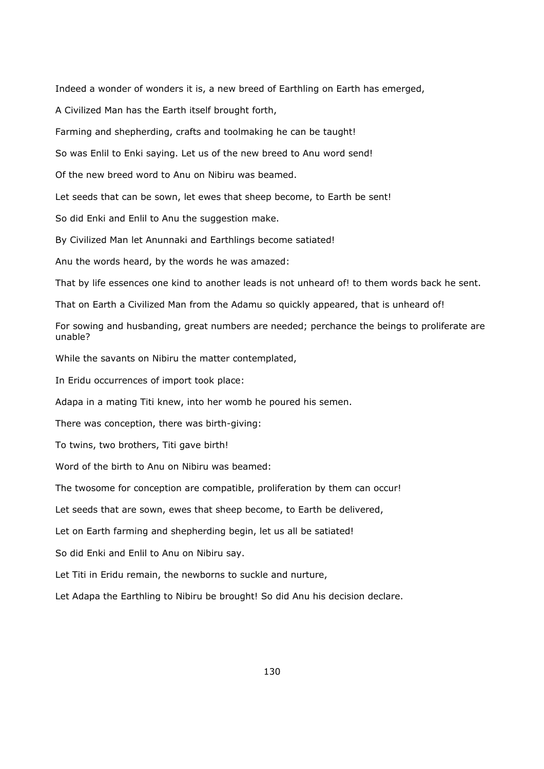Indeed a wonder of wonders it is, a new breed of Earthling on Earth has emerged,

A Civilized Man has the Earth itself brought forth,

Farming and shepherding, crafts and toolmaking he can be taught!

So was Enlil to Enki saying. Let us of the new breed to Anu word send!

Of the new breed word to Anu on Nibiru was beamed.

Let seeds that can be sown, let ewes that sheep become, to Earth be sent!

So did Enki and Enlil to Anu the suggestion make.

By Civilized Man let Anunnaki and Earthlings become satiated!

Anu the words heard, by the words he was amazed:

That by life essences one kind to another leads is not unheard of! to them words back he sent.

That on Earth a Civilized Man from the Adamu so quickly appeared, that is unheard of!

For sowing and husbanding, great numbers are needed; perchance the beings to proliferate are unable?

While the savants on Nibiru the matter contemplated,

In Eridu occurrences of import took place:

Adapa in a mating Titi knew, into her womb he poured his semen.

There was conception, there was birth-giving:

To twins, two brothers, Titi gave birth!

Word of the birth to Anu on Nibiru was beamed:

The twosome for conception are compatible, proliferation by them can occur!

Let seeds that are sown, ewes that sheep become, to Earth be delivered,

Let on Earth farming and shepherding begin, let us all be satiated!

So did Enki and Enlil to Anu on Nibiru say.

Let Titi in Eridu remain, the newborns to suckle and nurture,

Let Adapa the Earthling to Nibiru be brought! So did Anu his decision declare.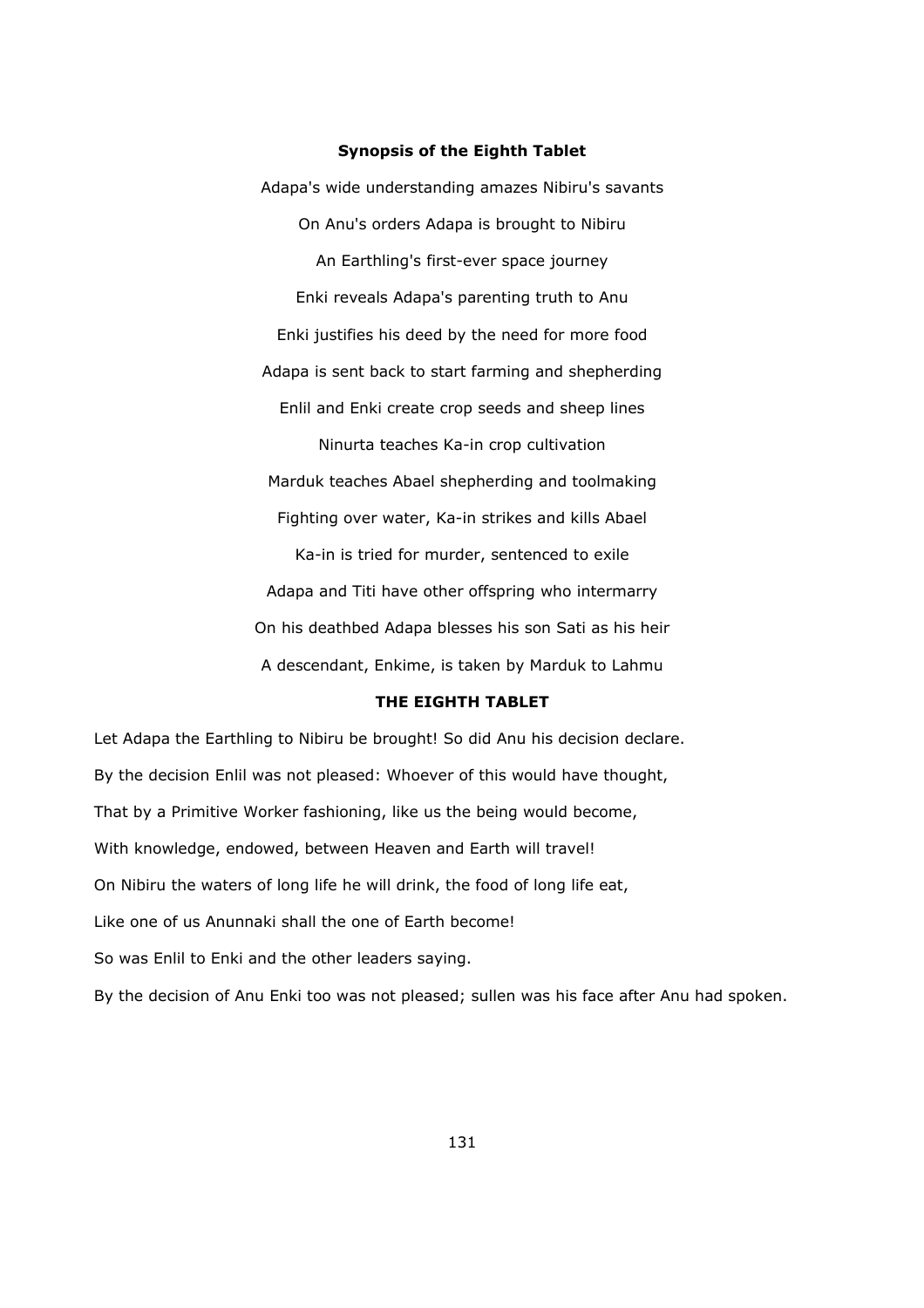## Synopsis of the Eighth Tablet

Adapa's wide understanding amazes Nibiru's savants

On Anu's orders Adapa is brought to Nibiru

An Earthling's first-ever space journey

Enki reveals Adapa's parenting truth to Anu

Enki justifies his deed by the need for more food

Adapa is sent back to start farming and shepherding

Enlil and Enki create crop seeds and sheep lines

Ninurta teaches Ka-in crop cultivation

Marduk teaches Abael shepherding and toolmaking

Fighting over water, Ka-in strikes and kills Abael

Ka-in is tried for murder, sentenced to exile

Adapa and Titi have other offspring who intermarry

On his deathbed Adapa blesses his son Sati as his heir

A descendant, Enkime, is taken by Marduk to Lahmu

## THE EIGHTH TABLET

Let Adapa the Earthling to Nibiru be brought! So did Anu his decision declare.

By the decision Enlil was not pleased: Whoever of this would have thought,

That by a Primitive Worker fashioning, like us the being would become,

With knowledge, endowed, between Heaven and Earth will travel!

On Nibiru the waters of long life he will drink, the food of long life eat,

Like one of us Anunnaki shall the one of Earth become!

So was Enlil to Enki and the other leaders saying.

By the decision of Anu Enki too was not pleased; sullen was his face after Anu had spoken.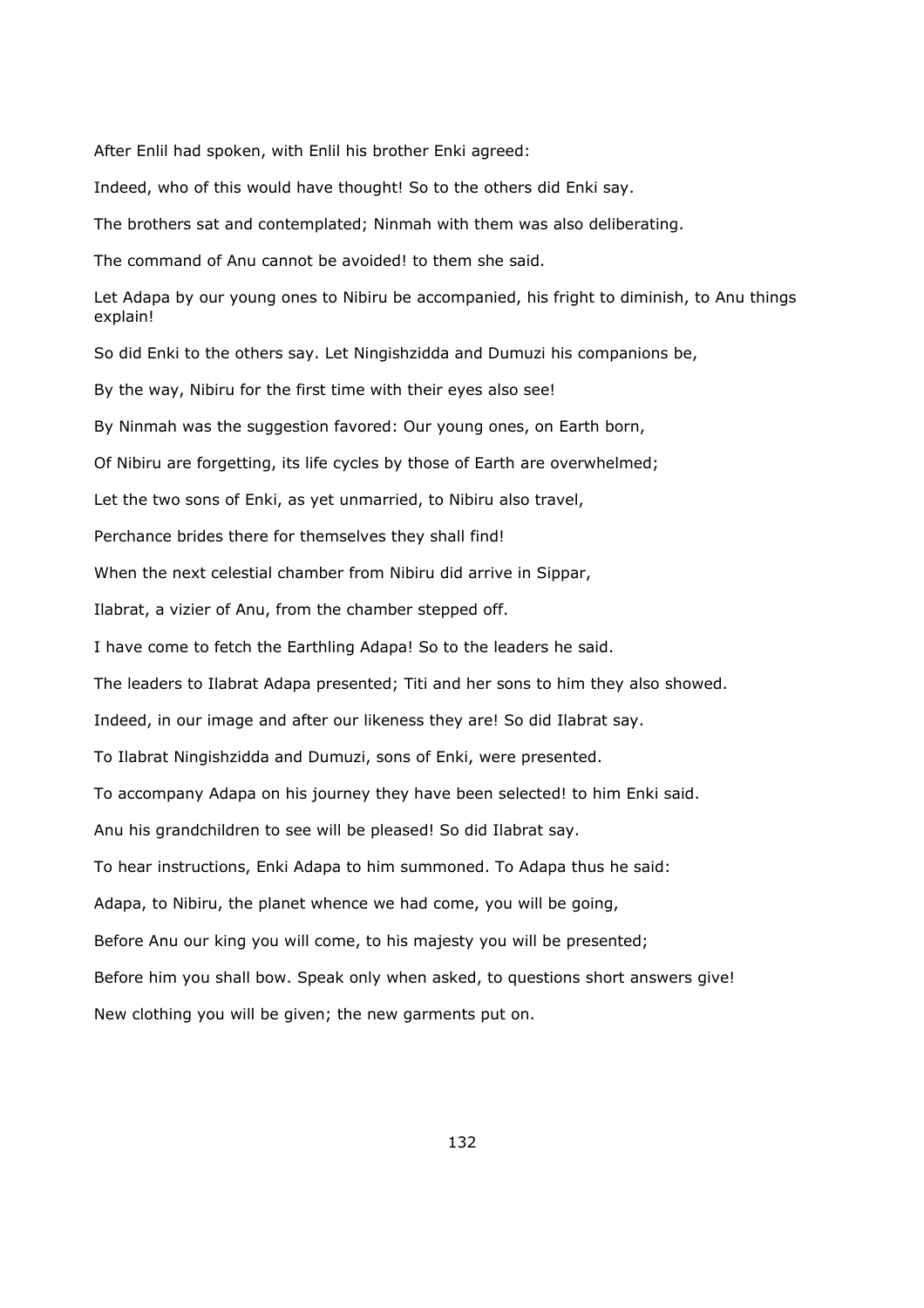After Enlil had spoken, with Enlil his brother Enki agreed:

Indeed, who of this would have thought! So to the others did Enki say.

The brothers sat and contemplated; Ninmah with them was also deliberating.

The command of Anu cannot be avoided! to them she said.

Let Adapa by our young ones to Nibiru be accompanied, his fright to diminish, to Anu things explain!

So did Enki to the others say. Let Ningishzidda and Dumuzi his companions be,

By the way, Nibiru for the first time with their eyes also see!

By Ninmah was the suggestion favored: Our young ones, on Earth born,

Of Nibiru are forgetting, its life cycles by those of Earth are overwhelmed;

Let the two sons of Enki, as yet unmarried, to Nibiru also travel,

Perchance brides there for themselves they shall find!

When the next celestial chamber from Nibiru did arrive in Sippar,

Ilabrat, a vizier of Anu, from the chamber stepped off.

I have come to fetch the Earthling Adapa! So to the leaders he said.

The leaders to Ilabrat Adapa presented; Titi and her sons to him they also showed.

Indeed, in our image and after our likeness they are! So did Ilabrat say.

To Ilabrat Ningishzidda and Dumuzi, sons of Enki, were presented.

To accompany Adapa on his journey they have been selected! to him Enki said.

Anu his grandchildren to see will be pleased! So did Ilabrat say.

To hear instructions, Enki Adapa to him summoned. To Adapa thus he said:

Adapa, to Nibiru, the planet whence we had come, you will be going,

Before Anu our king you will come, to his majesty you will be presented;

Before him you shall bow. Speak only when asked, to questions short answers give!

New clothing you will be given; the new garments put on.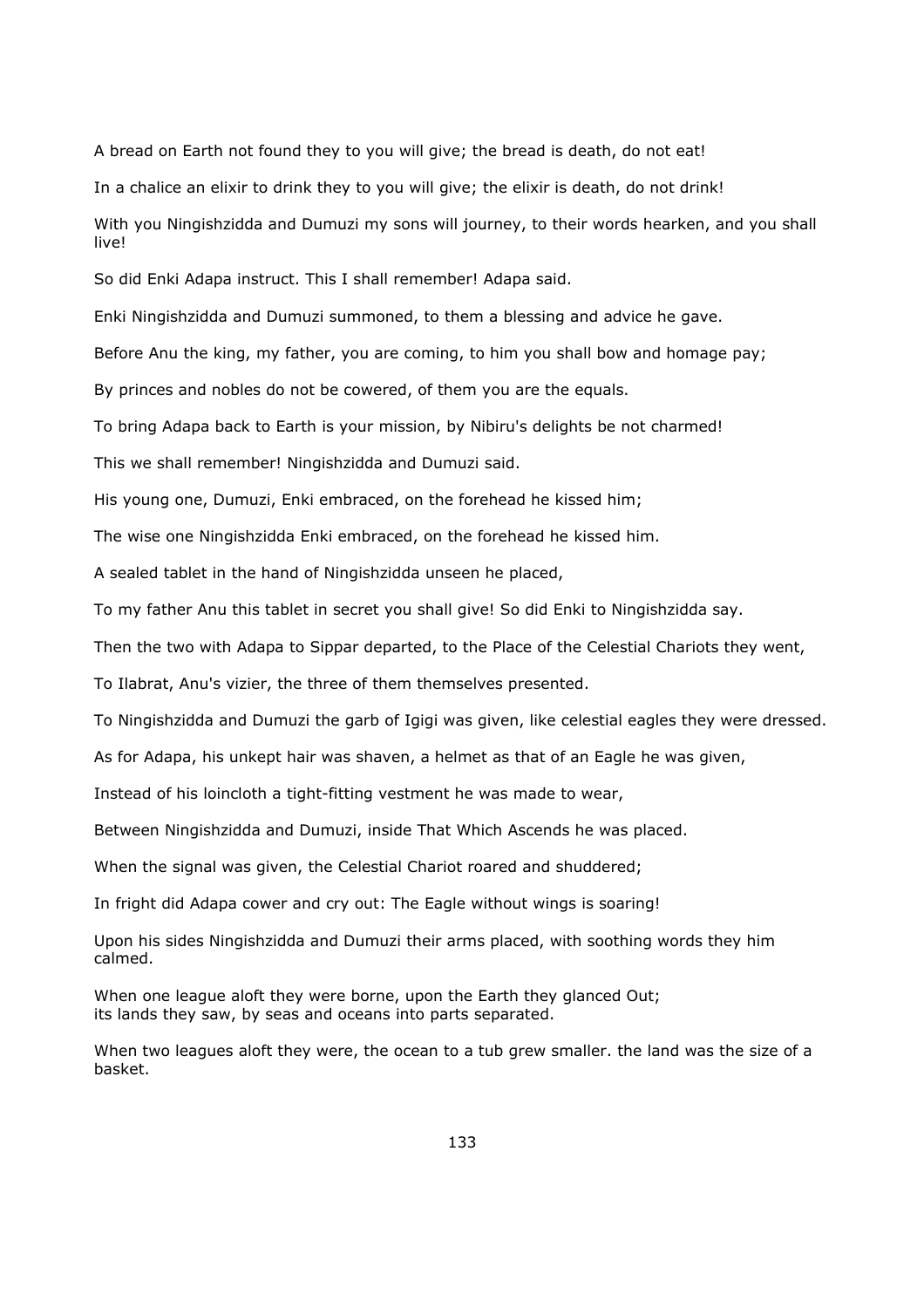A bread on Earth not found they to you will give; the bread is death, do not eat!

In a chalice an elixir to drink they to you will give; the elixir is death, do not drink!

With you Ningishzidda and Dumuzi my sons will journey, to their words hearken, and you shall live!

So did Enki Adapa instruct. This I shall remember! Adapa said.

Enki Ningishzidda and Dumuzi summoned, to them a blessing and advice he gave.

Before Anu the king, my father, you are coming, to him you shall bow and homage pay;

By princes and nobles do not be cowered, of them you are the equals.

To bring Adapa back to Earth is your mission, by Nibiru's delights be not charmed!

This we shall remember! Ningishzidda and Dumuzi said.

His young one, Dumuzi, Enki embraced, on the forehead he kissed him;

The wise one Ningishzidda Enki embraced, on the forehead he kissed him.

A sealed tablet in the hand of Ningishzidda unseen he placed,

To my father Anu this tablet in secret you shall give! So did Enki to Ningishzidda say.

Then the two with Adapa to Sippar departed, to the Place of the Celestial Chariots they went,

To Ilabrat, Anu's vizier, the three of them themselves presented.

To Ningishzidda and Dumuzi the garb of Igigi was given, like celestial eagles they were dressed.

As for Adapa, his unkept hair was shaven, a helmet as that of an Eagle he was given,

Instead of his loincloth a tight-fitting vestment he was made to wear,

Between Ningishzidda and Dumuzi, inside That Which Ascends he was placed.

When the signal was given, the Celestial Chariot roared and shuddered;

In fright did Adapa cower and cry out: The Eagle without wings is soaring!

Upon his sides Ningishzidda and Dumuzi their arms placed, with soothing words they him calmed.

When one league aloft they were borne, upon the Earth they glanced Out;
its lands they saw, by seas and oceans into parts separated.

When two leagues aloft they were, the ocean to a tub grew smaller. the land was the size of a basket.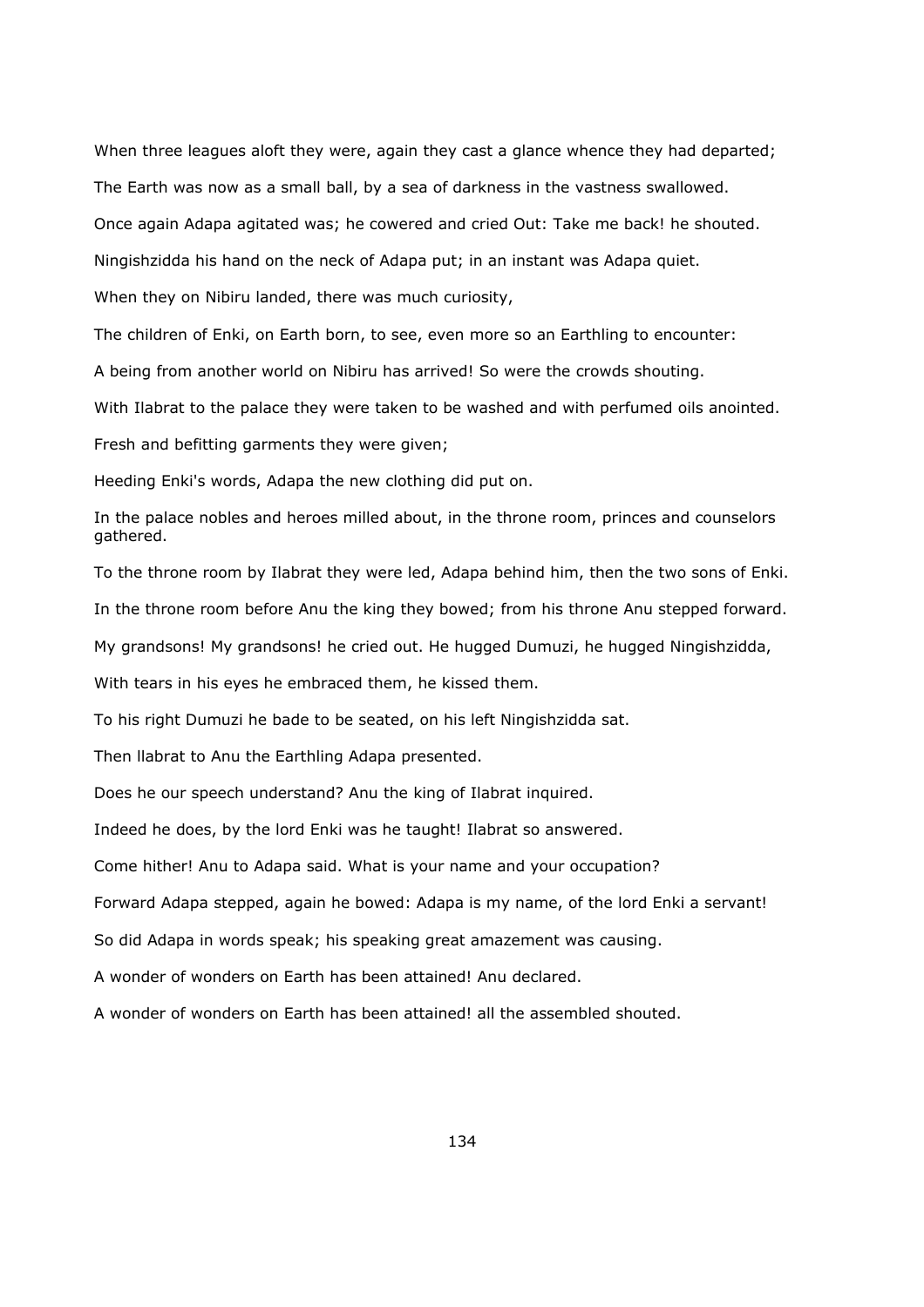When three leagues aloft they were, again they cast a glance whence they had departed;

The Earth was now as a small ball, by a sea of darkness in the vastness swallowed.

Once again Adapa agitated was; he cowered and cried Out: Take me back! he shouted.

Ningishzidda his hand on the neck of Adapa put; in an instant was Adapa quiet.

When they on Nibiru landed, there was much curiosity,

The children of Enki, on Earth born, to see, even more so an Earthling to encounter:

A being from another world on Nibiru has arrived! So were the crowds shouting.

With Ilabrat to the palace they were taken to be washed and with perfumed oils anointed.

Fresh and befitting garments they were given;

Heeding Enki's words, Adapa the new clothing did put on.

In the palace nobles and heroes milled about, in the throne room, princes and counselors gathered.

To the throne room by Ilabrat they were led, Adapa behind him, then the two sons of Enki.

In the throne room before Anu the king they bowed; from his throne Anu stepped forward.

My grandsons! My grandsons! he cried out. He hugged Dumuzi, he hugged Ningishzidda,

With tears in his eyes he embraced them, he kissed them.

To his right Dumuzi he bade to be seated, on his left Ningishzidda sat.

Then llabrat to Anu the Earthling Adapa presented.

Does he our speech understand? Anu the king of Ilabrat inquired.

Indeed he does, by the lord Enki was he taught! Ilabrat so answered.

Come hither! Anu to Adapa said. What is your name and your occupation?

Forward Adapa stepped, again he bowed: Adapa is my name, of the lord Enki a servant!

So did Adapa in words speak; his speaking great amazement was causing.

A wonder of wonders on Earth has been attained! Anu declared.

A wonder of wonders on Earth has been attained! all the assembled shouted.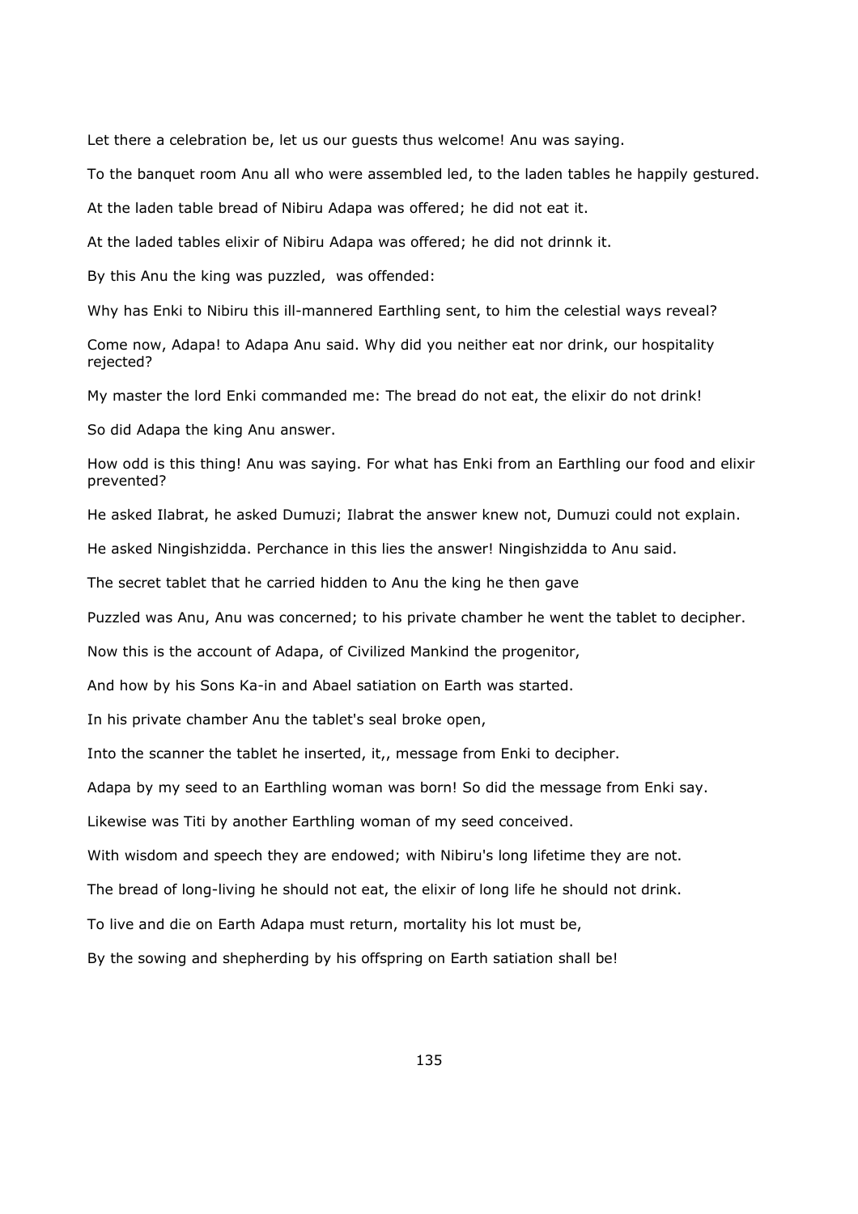Let there a celebration be, let us our guests thus welcome! Anu was saying.

To the banquet room Anu all who were assembled led, to the laden tables he happily gestured.

At the laden table bread of Nibiru Adapa was offered; he did not eat it.

At the laded tables elixir of Nibiru Adapa was offered; he did not drinnk it.

By this Anu the king was puzzled, was offended:

Why has Enki to Nibiru this ill-mannered Earthling sent, to him the celestial ways reveal?

Come now, Adapa! to Adapa Anu said. Why did you neither eat nor drink, our hospitality rejected?

My master the lord Enki commanded me: The bread do not eat, the elixir do not drink!

So did Adapa the king Anu answer.

How odd is this thing! Anu was saying. For what has Enki from an Earthling our food and elixir prevented?

He asked Ilabrat, he asked Dumuzi; Ilabrat the answer knew not, Dumuzi could not explain.

He asked Ningishzidda. Perchance in this lies the answer! Ningishzidda to Anu said.

The secret tablet that he carried hidden to Anu the king he then gave

Puzzled was Anu, Anu was concerned; to his private chamber he went the tablet to decipher.

Now this is the account of Adapa, of Civilized Mankind the progenitor,

And how by his Sons Ka-in and Abael satiation on Earth was started.

In his private chamber Anu the tablet's seal broke open,

Into the scanner the tablet he inserted, it,, message from Enki to decipher.

Adapa by my seed to an Earthling woman was born! So did the message from Enki say.

Likewise was Titi by another Earthling woman of my seed conceived.

With wisdom and speech they are endowed; with Nibiru's long lifetime they are not.

The bread of long-living he should not eat, the elixir of long life he should not drink.

To live and die on Earth Adapa must return, mortality his lot must be,

By the sowing and shepherding by his offspring on Earth satiation shall be!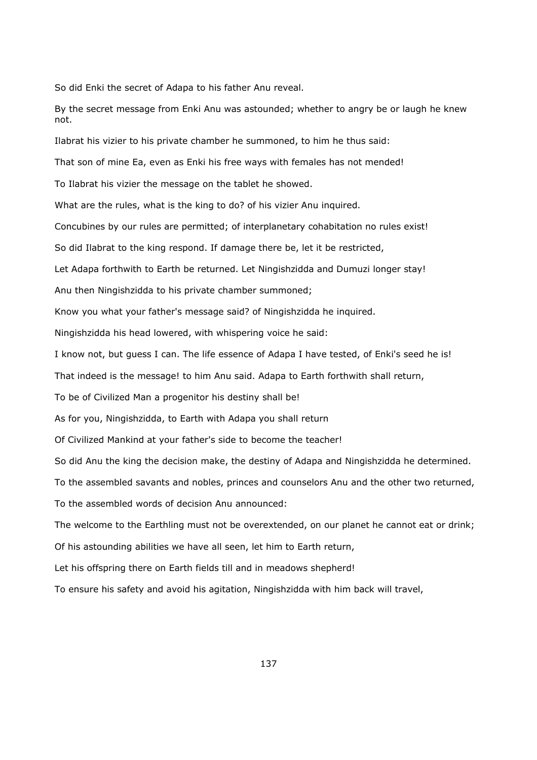So did Enki the secret of Adapa to his father Anu reveal.

By the secret message from Enki Anu was astounded; whether to angry be or laugh he knew not.

Ilabrat his vizier to his private chamber he summoned, to him he thus said:

That son of mine Ea, even as Enki his free ways with females has not mended!

To Ilabrat his vizier the message on the tablet he showed.

What are the rules, what is the king to do? of his vizier Anu inquired.

Concubines by our rules are permitted; of interplanetary cohabitation no rules exist!

So did Ilabrat to the king respond. If damage there be, let it be restricted,

Let Adapa forthwith to Earth be returned. Let Ningishzidda and Dumuzi longer stay!

Anu then Ningishzidda to his private chamber summoned;

Know you what your father's message said? of Ningishzidda he inquired.

Ningishzidda his head lowered, with whispering voice he said:

I know not, but guess I can. The life essence of Adapa I have tested, of Enki's seed he is!

That indeed is the message! to him Anu said. Adapa to Earth forthwith shall return,

To be of Civilized Man a progenitor his destiny shall be!

As for you, Ningishzidda, to Earth with Adapa you shall return

Of Civilized Mankind at your father's side to become the teacher!

So did Anu the king the decision make, the destiny of Adapa and Ningishzidda he determined.

To the assembled savants and nobles, princes and counselors Anu and the other two returned,

To the assembled words of decision Anu announced:

The welcome to the Earthling must not be overextended, on our planet he cannot eat or drink;

Of his astounding abilities we have all seen, let him to Earth return,

Let his offspring there on Earth fields till and in meadows shepherd!

To ensure his safety and avoid his agitation, Ningishzidda with him back will travel,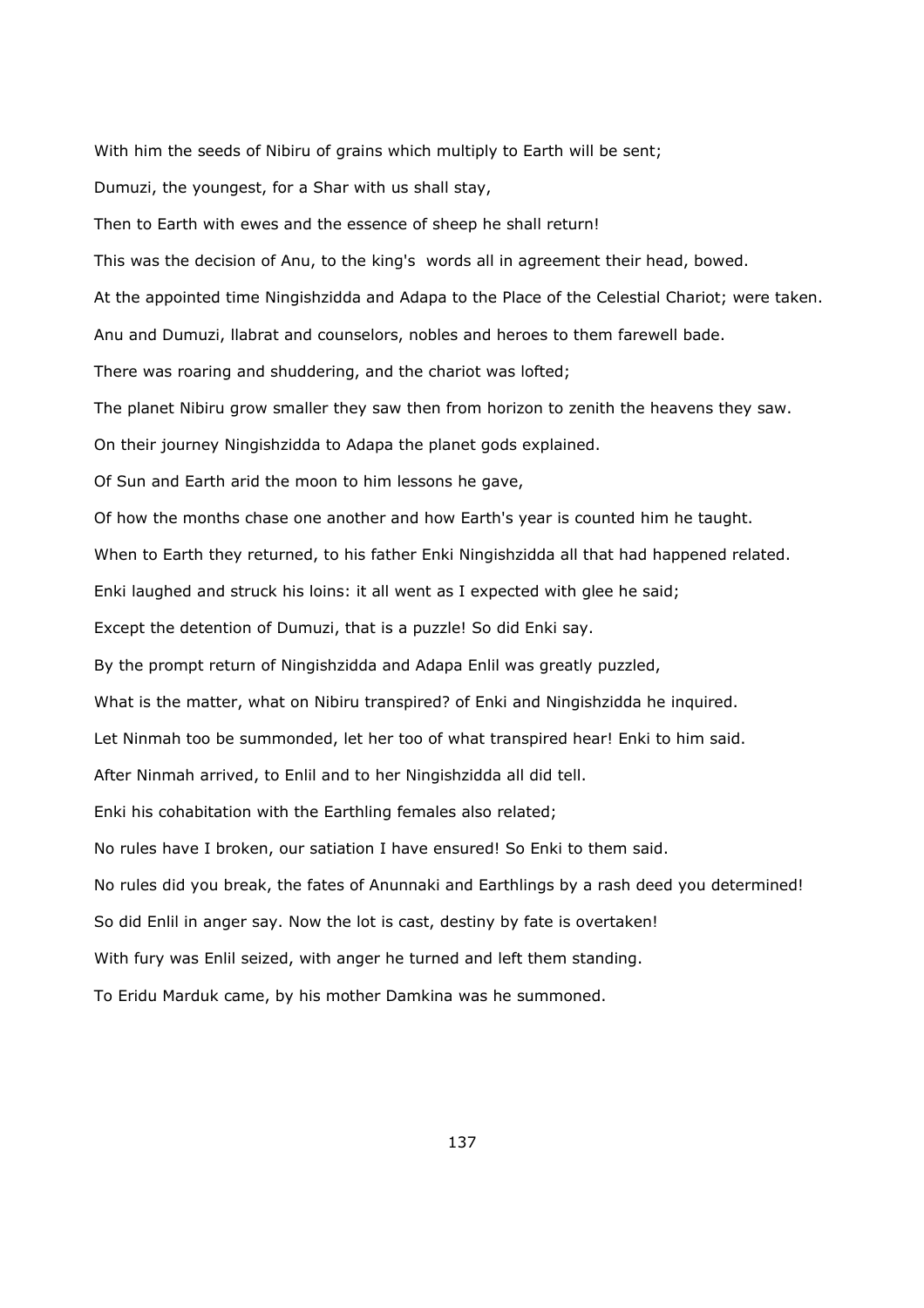With him the seeds of Nibiru of grains which multiply to Earth will be sent;

Dumuzi, the youngest, for a Shar with us shall stay,

Then to Earth with ewes and the essence of sheep he shall return!

This was the decision of Anu, to the king's  words all in agreement their head, bowed.

At the appointed time Ningishzidda and Adapa to the Place of the Celestial Chariot; were taken.

Anu and Dumuzi, llabrat and counselors, nobles and heroes to them farewell bade.

There was roaring and shuddering, and the chariot was lofted;

The planet Nibiru grow smaller they saw then from horizon to zenith the heavens they saw.

On their journey Ningishzidda to Adapa the planet gods explained.

Of Sun and Earth arid the moon to him lessons he gave,

Of how the months chase one another and how Earth's year is counted him he taught.

When to Earth they returned, to his father Enki Ningishzidda all that had happened related.

Enki laughed and struck his loins: it all went as I expected with glee he said;

Except the detention of Dumuzi, that is a puzzle! So did Enki say.

By the prompt return of Ningishzidda and Adapa Enlil was greatly puzzled,

What is the matter, what on Nibiru transpired? of Enki and Ningishzidda he inquired.

Let Ninmah too be summonded, let her too of what transpired hear! Enki to him said.

After Ninmah arrived, to Enlil and to her Ningishzidda all did tell.

Enki his cohabitation with the Earthling females also related;

No rules have I broken, our satiation I have ensured! So Enki to them said.

No rules did you break, the fates of Anunnaki and Earthlings by a rash deed you determined!

So did Enlil in anger say. Now the lot is cast, destiny by fate is overtaken!

With fury was Enlil seized, with anger he turned and left them standing.

To Eridu Marduk came, by his mother Damkina was he summoned.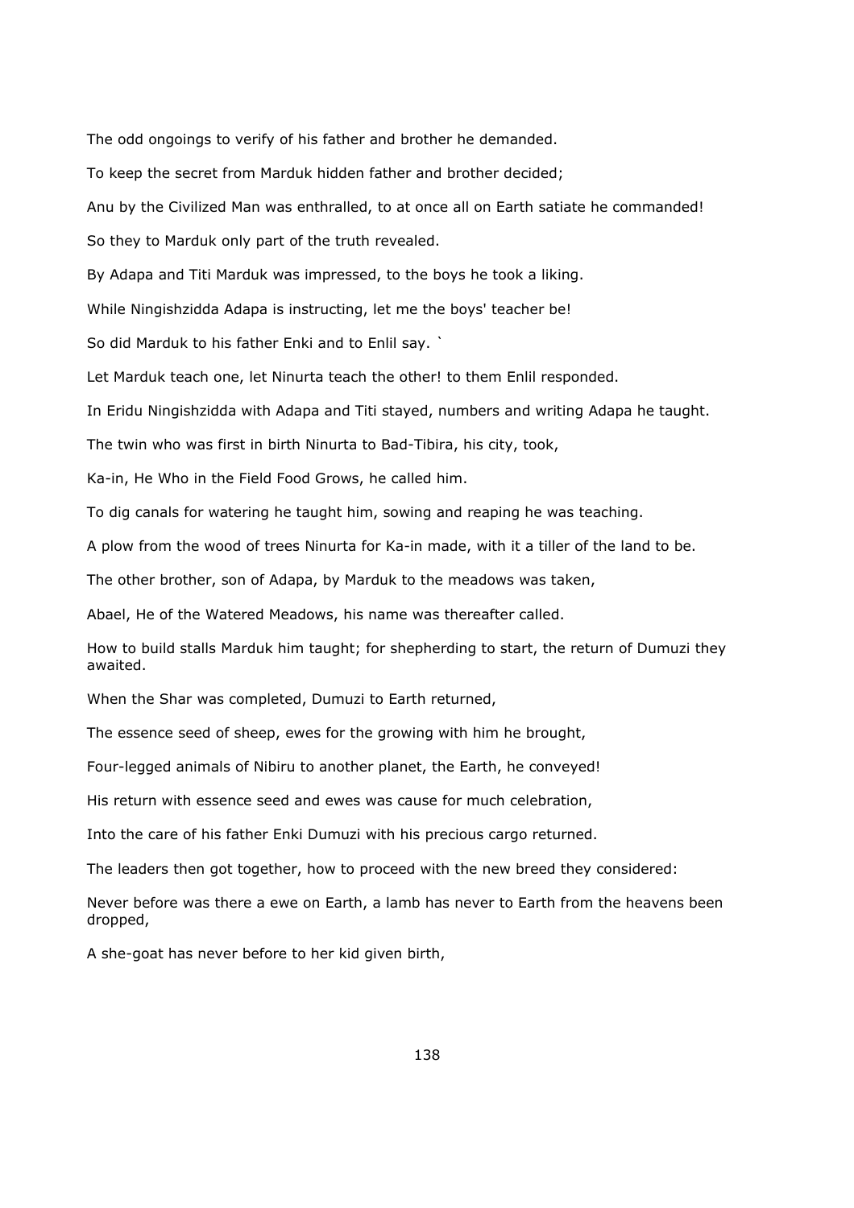The odd ongoings to verify of his father and brother he demanded.

To keep the secret from Marduk hidden father and brother decided;

Anu by the Civilized Man was enthralled, to at once all on Earth satiate he commanded!

So they to Marduk only part of the truth revealed.

By Adapa and Titi Marduk was impressed, to the boys he took a liking.

While Ningishzidda Adapa is instructing, let me the boys' teacher be!

So did Marduk to his father Enki and to Enlil say. `

Let Marduk teach one, let Ninurta teach the other! to them Enlil responded.

In Eridu Ningishzidda with Adapa and Titi stayed, numbers and writing Adapa he taught.

The twin who was first in birth Ninurta to Bad-Tibira, his city, took,

Ka-in, He Who in the Field Food Grows, he called him.

To dig canals for watering he taught him, sowing and reaping he was teaching.

A plow from the wood of trees Ninurta for Ka-in made, with it a tiller of the land to be.

The other brother, son of Adapa, by Marduk to the meadows was taken,

Abael, He of the Watered Meadows, his name was thereafter called.

How to build stalls Marduk him taught; for shepherding to start, the return of Dumuzi they awaited.

When the Shar was completed, Dumuzi to Earth returned,

The essence seed of sheep, ewes for the growing with him he brought,

Four-legged animals of Nibiru to another planet, the Earth, he conveyed!

His return with essence seed and ewes was cause for much celebration,

Into the care of his father Enki Dumuzi with his precious cargo returned.

The leaders then got together, how to proceed with the new breed they considered:

Never before was there a ewe on Earth, a lamb has never to Earth from the heavens been dropped,

A she-goat has never before to her kid given birth,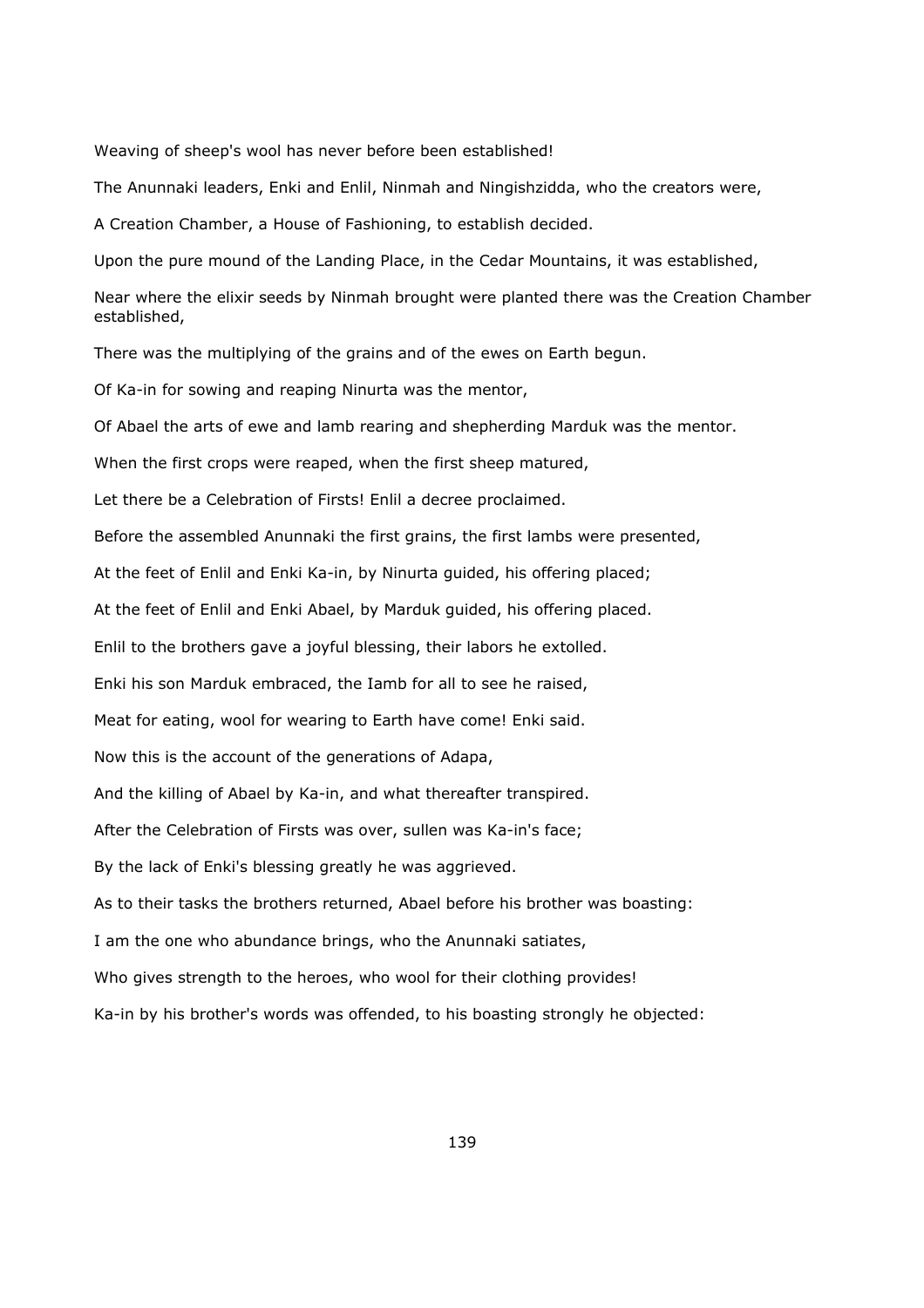Weaving of sheep's wool has never before been established!

The Anunnaki leaders, Enki and Enlil, Ninmah and Ningishzidda, who the creators were,

A Creation Chamber, a House of Fashioning, to establish decided.

Upon the pure mound of the Landing Place, in the Cedar Mountains, it was established,

Near where the elixir seeds by Ninmah brought were planted there was the Creation Chamber established,

There was the multiplying of the grains and of the ewes on Earth begun.

Of Ka-in for sowing and reaping Ninurta was the mentor,

Of Abael the arts of ewe and lamb rearing and shepherding Marduk was the mentor.

When the first crops were reaped, when the first sheep matured,

Let there be a Celebration of Firsts! Enlil a decree proclaimed.

Before the assembled Anunnaki the first grains, the first lambs were presented,

At the feet of Enlil and Enki Ka-in, by Ninurta guided, his offering placed;

At the feet of Enlil and Enki Abael, by Marduk guided, his offering placed.

Enlil to the brothers gave a joyful blessing, their labors he extolled.

Enki his son Marduk embraced, the Iamb for all to see he raised,

Meat for eating, wool for wearing to Earth have come! Enki said.

Now this is the account of the generations of Adapa,

And the killing of Abael by Ka-in, and what thereafter transpired.

After the Celebration of Firsts was over, sullen was Ka-in's face;

By the lack of Enki's blessing greatly he was aggrieved.

As to their tasks the brothers returned, Abael before his brother was boasting:

I am the one who abundance brings, who the Anunnaki satiates,

Who gives strength to the heroes, who wool for their clothing provides!

Ka-in by his brother's words was offended, to his boasting strongly he objected: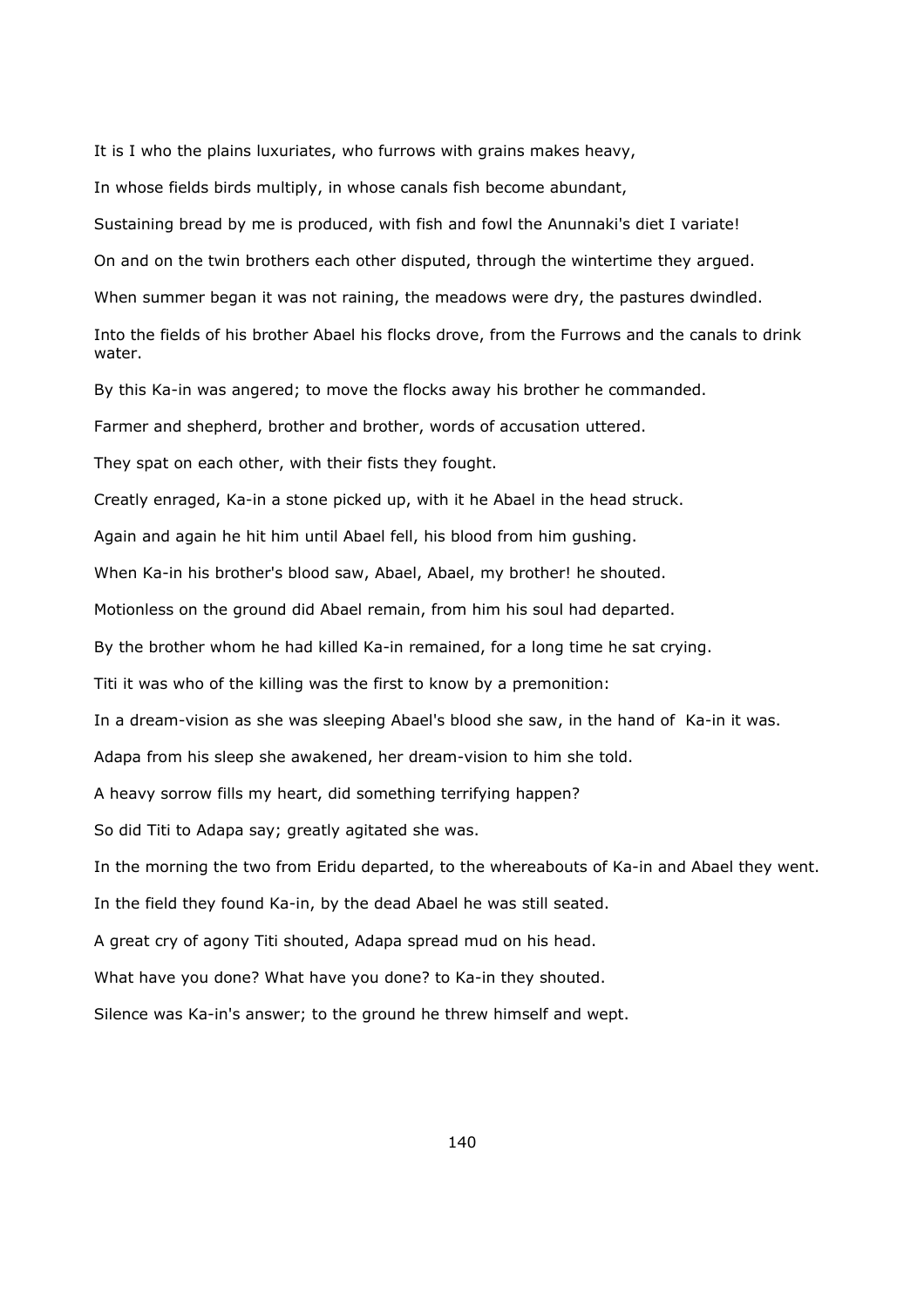It is I who the plains luxuriates, who furrows with grains makes heavy,

In whose fields birds multiply, in whose canals fish become abundant,

Sustaining bread by me is produced, with fish and fowl the Anunnaki's diet I variate!

On and on the twin brothers each other disputed, through the wintertime they argued.

When summer began it was not raining, the meadows were dry, the pastures dwindled.

Into the fields of his brother Abael his flocks drove, from the Furrows and the canals to drink water.

By this Ka-in was angered; to move the flocks away his brother he commanded.

Farmer and shepherd, brother and brother, words of accusation uttered.

They spat on each other, with their fists they fought.

Creatly enraged, Ka-in a stone picked up, with it he Abael in the head struck.

Again and again he hit him until Abael fell, his blood from him gushing.

When Ka-in his brother's blood saw, Abael, Abael, my brother! he shouted.

Motionless on the ground did Abael remain, from him his soul had departed.

By the brother whom he had killed Ka-in remained, for a long time he sat crying.

Titi it was who of the killing was the first to know by a premonition:

In a dream-vision as she was sleeping Abael's blood she saw, in the hand of Ka-in it was.

Adapa from his sleep she awakened, her dream-vision to him she told.

A heavy sorrow fills my heart, did something terrifying happen?

So did Titi to Adapa say; greatly agitated she was.

In the morning the two from Eridu departed, to the whereabouts of Ka-in and Abael they went.

In the field they found Ka-in, by the dead Abael he was still seated.

A great cry of agony Titi shouted, Adapa spread mud on his head.

What have you done? What have you done? to Ka-in they shouted.

Silence was Ka-in's answer; to the ground he threw himself and wept.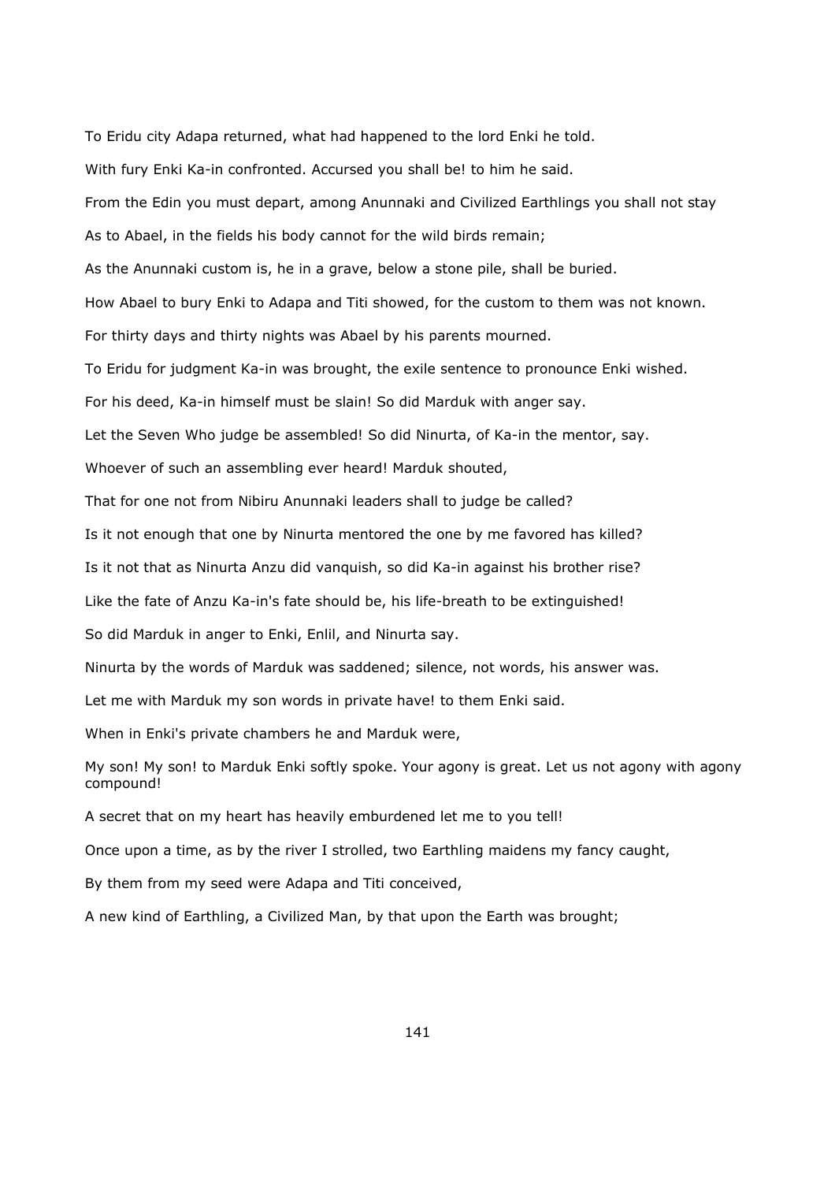To Eridu city Adapa returned, what had happened to the lord Enki he told.

With fury Enki Ka-in confronted. Accursed you shall be! to him he said.

From the Edin you must depart, among Anunnaki and Civilized Earthlings you shall not stay

As to Abael, in the fields his body cannot for the wild birds remain;

As the Anunnaki custom is, he in a grave, below a stone pile, shall be buried.

How Abael to bury Enki to Adapa and Titi showed, for the custom to them was not known.

For thirty days and thirty nights was Abael by his parents mourned.

To Eridu for judgment Ka-in was brought, the exile sentence to pronounce Enki wished.

For his deed, Ka-in himself must be slain! So did Marduk with anger say.

Let the Seven Who judge be assembled! So did Ninurta, of Ka-in the mentor, say.

Whoever of such an assembling ever heard! Marduk shouted,

That for one not from Nibiru Anunnaki leaders shall to judge be called?

Is it not enough that one by Ninurta mentored the one by me favored has killed?

Is it not that as Ninurta Anzu did vanquish, so did Ka-in against his brother rise?

Like the fate of Anzu Ka-in's fate should be, his life-breath to be extinguished!

So did Marduk in anger to Enki, Enlil, and Ninurta say.

Ninurta by the words of Marduk was saddened; silence, not words, his answer was.

Let me with Marduk my son words in private have! to them Enki said.

When in Enki's private chambers he and Marduk were,

My son! My son! to Marduk Enki softly spoke. Your agony is great. Let us not agony with agony compound!

A secret that on my heart has heavily emburdened let me to you tell!

Once upon a time, as by the river I strolled, two Earthling maidens my fancy caught,

By them from my seed were Adapa and Titi conceived,

A new kind of Earthling, a Civilized Man, by that upon the Earth was brought;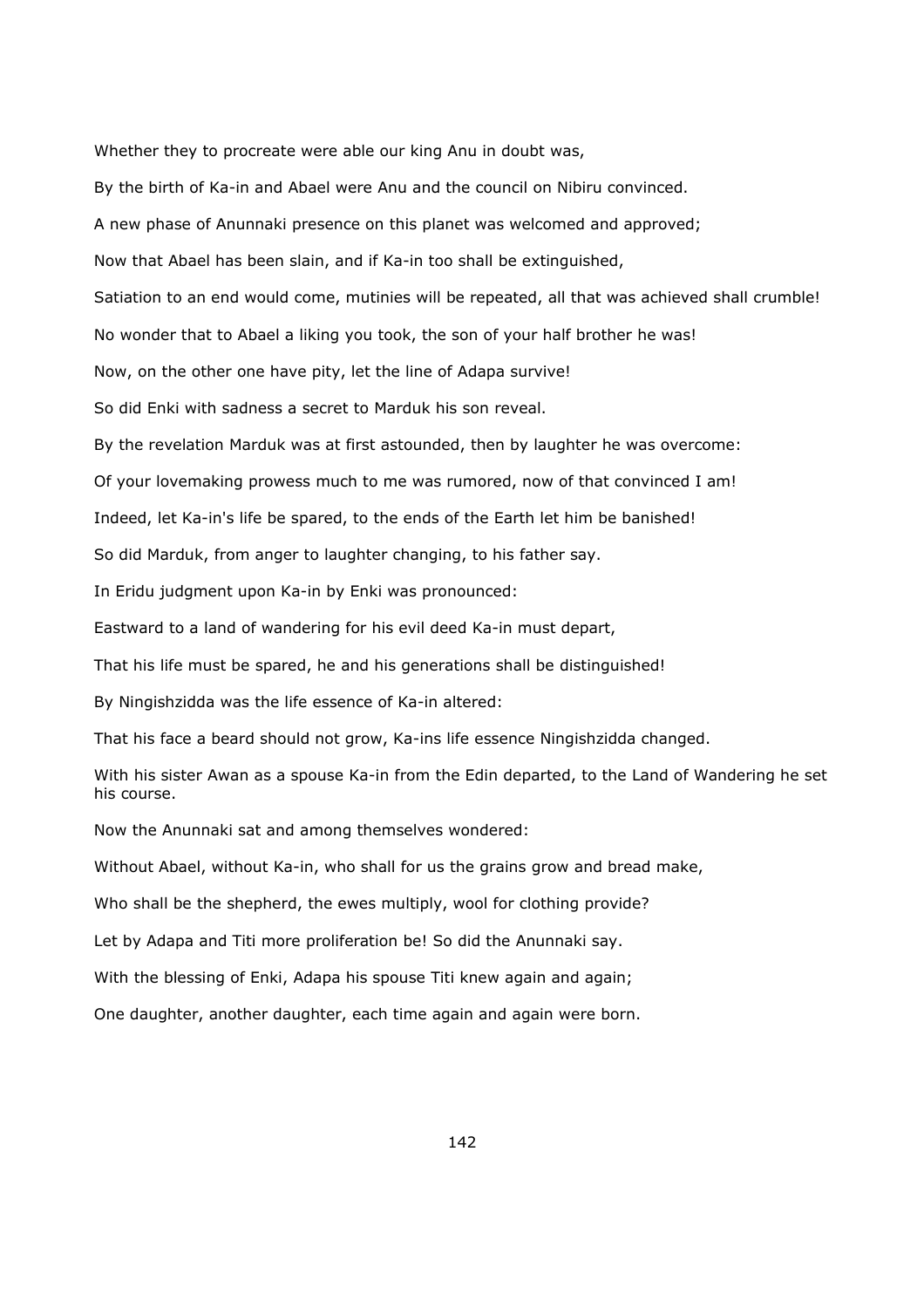Whether they to procreate were able our king Anu in doubt was,

By the birth of Ka-in and Abael were Anu and the council on Nibiru convinced.

A new phase of Anunnaki presence on this planet was welcomed and approved;

Now that Abael has been slain, and if Ka-in too shall be extinguished,

Satiation to an end would come, mutinies will be repeated, all that was achieved shall crumble!

No wonder that to Abael a liking you took, the son of your half brother he was!

Now, on the other one have pity, let the line of Adapa survive!

So did Enki with sadness a secret to Marduk his son reveal.

By the revelation Marduk was at first astounded, then by laughter he was overcome:

Of your lovemaking prowess much to me was rumored, now of that convinced I am!

Indeed, let Ka-in's life be spared, to the ends of the Earth let him be banished!

So did Marduk, from anger to laughter changing, to his father say.

In Eridu judgment upon Ka-in by Enki was pronounced:

Eastward to a land of wandering for his evil deed Ka-in must depart,

That his life must be spared, he and his generations shall be distinguished!

By Ningishzidda was the life essence of Ka-in altered:

That his face a beard should not grow, Ka-ins life essence Ningishzidda changed.

With his sister Awan as a spouse Ka-in from the Edin departed, to the Land of Wandering he set his course.

Now the Anunnaki sat and among themselves wondered:

Without Abael, without Ka-in, who shall for us the grains grow and bread make,

Who shall be the shepherd, the ewes multiply, wool for clothing provide?

Let by Adapa and Titi more proliferation be! So did the Anunnaki say.

With the blessing of Enki, Adapa his spouse Titi knew again and again;

One daughter, another daughter, each time again and again were born.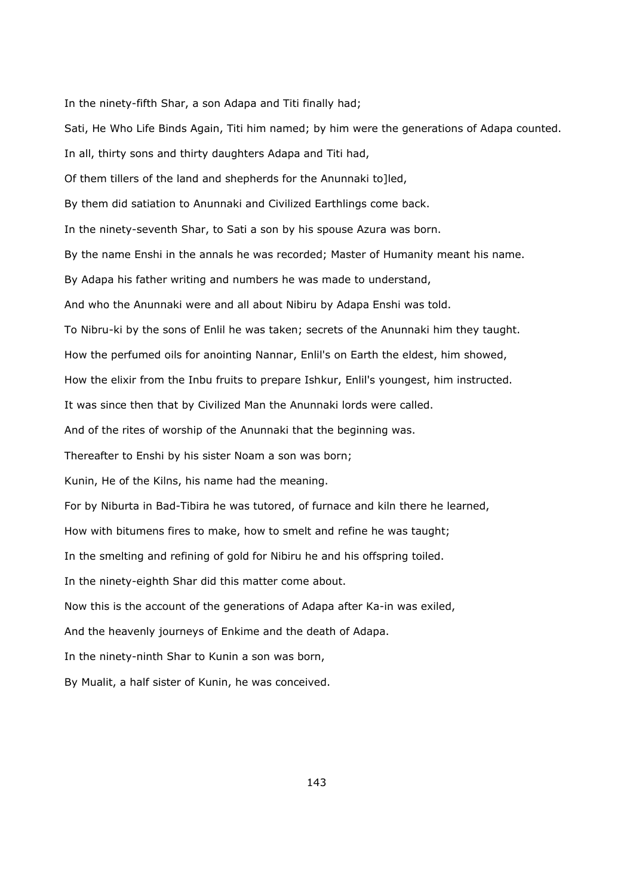In the ninety-fifth Shar, a son Adapa and Titi finally had;

Sati, He Who Life Binds Again, Titi him named; by him were the generations of Adapa counted.

In all, thirty sons and thirty daughters Adapa and Titi had,

Of them tillers of the land and shepherds for the Anunnaki to]led,

By them did satiation to Anunnaki and Civilized Earthlings come back.

In the ninety-seventh Shar, to Sati a son by his spouse Azura was born.

By the name Enshi in the annals he was recorded; Master of Humanity meant his name.

By Adapa his father writing and numbers he was made to understand,

And who the Anunnaki were and all about Nibiru by Adapa Enshi was told.

To Nibru-ki by the sons of Enlil he was taken; secrets of the Anunnaki him they taught.

How the perfumed oils for anointing Nannar, Enlil's on Earth the eldest, him showed,

How the elixir from the Inbu fruits to prepare Ishkur, Enlil's youngest, him instructed.

It was since then that by Civilized Man the Anunnaki lords were called.

And of the rites of worship of the Anunnaki that the beginning was.

Thereafter to Enshi by his sister Noam a son was born;

Kunin, He of the Kilns, his name had the meaning.

For by Niburta in Bad-Tibira he was tutored, of furnace and kiln there he learned,

How with bitumens fires to make, how to smelt and refine he was taught;

In the smelting and refining of gold for Nibiru he and his offspring toiled.

In the ninety-eighth Shar did this matter come about.

Now this is the account of the generations of Adapa after Ka-in was exiled,

And the heavenly journeys of Enkime and the death of Adapa.

In the ninety-ninth Shar to Kunin a son was born,

By Mualit, a half sister of Kunin, he was conceived.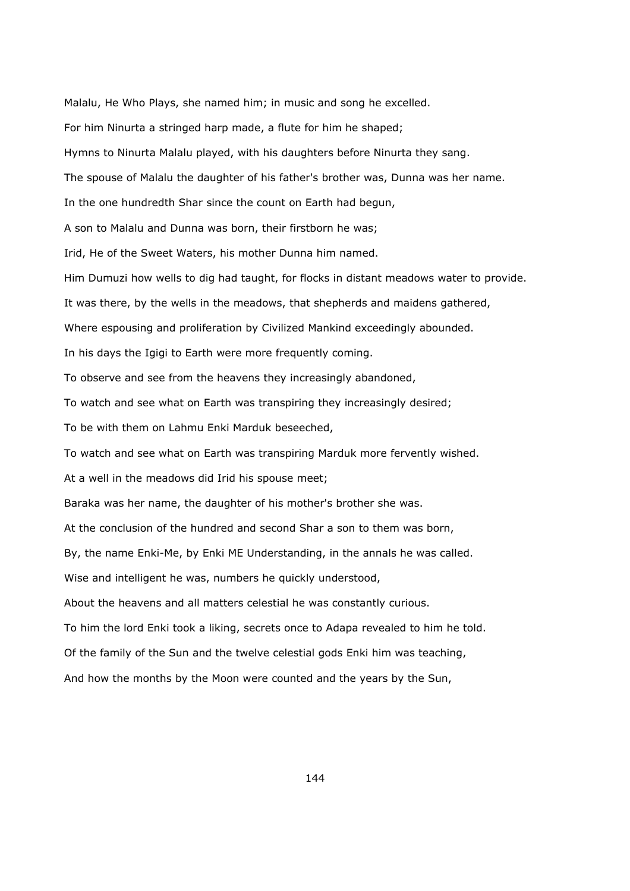Malalu, He Who Plays, she named him; in music and song he excelled.

For him Ninurta a stringed harp made, a flute for him he shaped;

Hymns to Ninurta Malalu played, with his daughters before Ninurta they sang.

The spouse of Malalu the daughter of his father's brother was, Dunna was her name.

In the one hundredth Shar since the count on Earth had begun,

A son to Malalu and Dunna was born, their firstborn he was;

Irid, He of the Sweet Waters, his mother Dunna him named.

Him Dumuzi how wells to dig had taught, for flocks in distant meadows water to provide.

It was there, by the wells in the meadows, that shepherds and maidens gathered,

Where espousing and proliferation by Civilized Mankind exceedingly abounded.

In his days the Igigi to Earth were more frequently coming.

To observe and see from the heavens they increasingly abandoned,

To watch and see what on Earth was transpiring they increasingly desired;

To be with them on Lahmu Enki Marduk beseeched,

To watch and see what on Earth was transpiring Marduk more fervently wished.

At a well in the meadows did Irid his spouse meet;

Baraka was her name, the daughter of his mother's brother she was.

At the conclusion of the hundred and second Shar a son to them was born,

By, the name Enki-Me, by Enki ME Understanding, in the annals he was called.

Wise and intelligent he was, numbers he quickly understood,

About the heavens and all matters celestial he was constantly curious.

To him the lord Enki took a liking, secrets once to Adapa revealed to him he told.

Of the family of the Sun and the twelve celestial gods Enki him was teaching,

And how the months by the Moon were counted and the years by the Sun,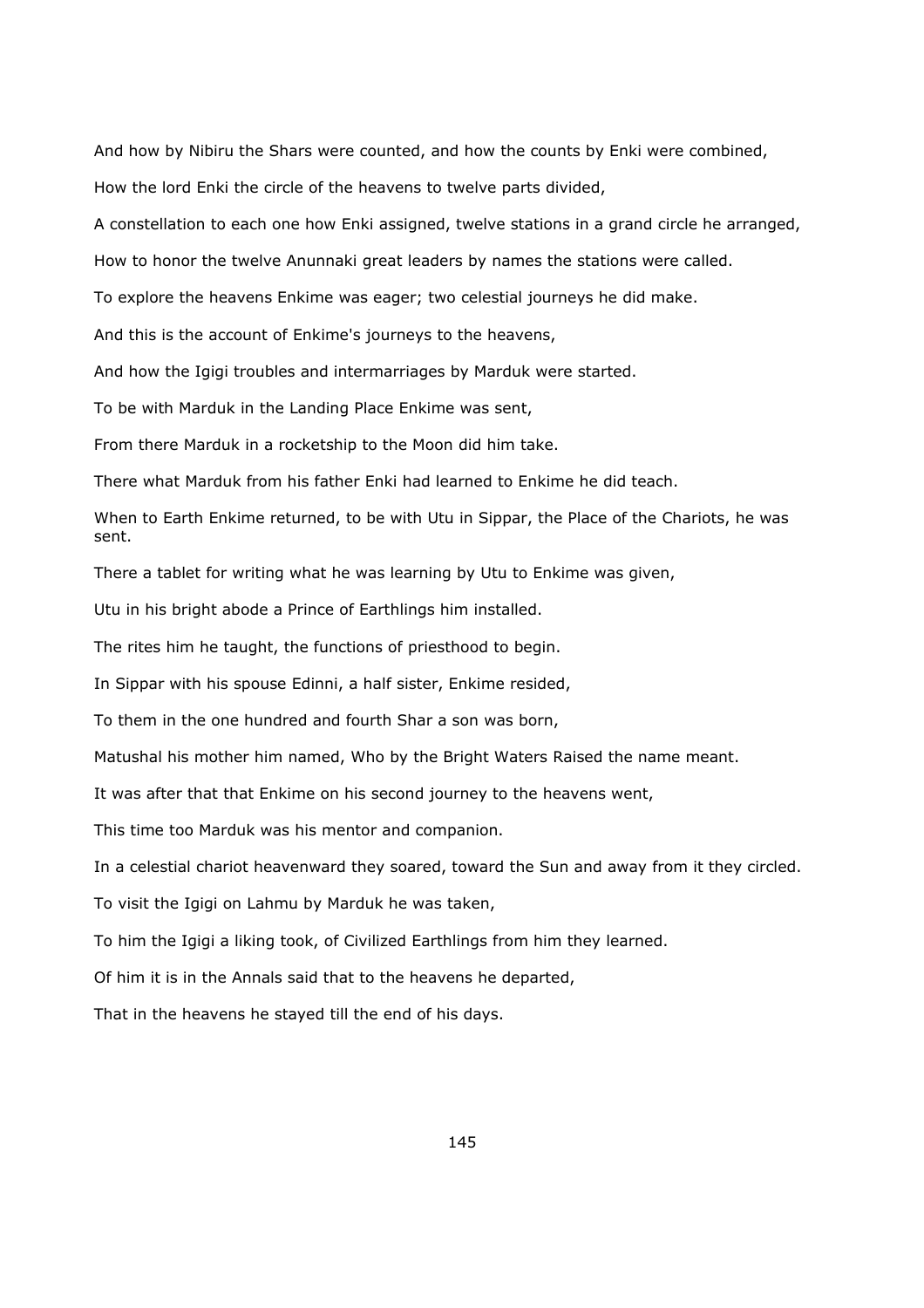And how by Nibiru the Shars were counted, and how the counts by Enki were combined,

How the lord Enki the circle of the heavens to twelve parts divided,

A constellation to each one how Enki assigned, twelve stations in a grand circle he arranged,

How to honor the twelve Anunnaki great leaders by names the stations were called.

To explore the heavens Enkime was eager; two celestial journeys he did make.

And this is the account of Enkime's journeys to the heavens,

And how the Igigi troubles and intermarriages by Marduk were started.

To be with Marduk in the Landing Place Enkime was sent,

From there Marduk in a rocketship to the Moon did him take.

There what Marduk from his father Enki had learned to Enkime he did teach.

When to Earth Enkime returned, to be with Utu in Sippar, the Place of the Chariots, he was sent.

There a tablet for writing what he was learning by Utu to Enkime was given,

Utu in his bright abode a Prince of Earthlings him installed.

The rites him he taught, the functions of priesthood to begin.

In Sippar with his spouse Edinni, a half sister, Enkime resided,

To them in the one hundred and fourth Shar a son was born,

Matushal his mother him named, Who by the Bright Waters Raised the name meant.

It was after that that Enkime on his second journey to the heavens went,

This time too Marduk was his mentor and companion.

In a celestial chariot heavenward they soared, toward the Sun and away from it they circled.

To visit the Igigi on Lahmu by Marduk he was taken,

To him the Igigi a liking took, of Civilized Earthlings from him they learned.

Of him it is in the Annals said that to the heavens he departed,

That in the heavens he stayed till the end of his days.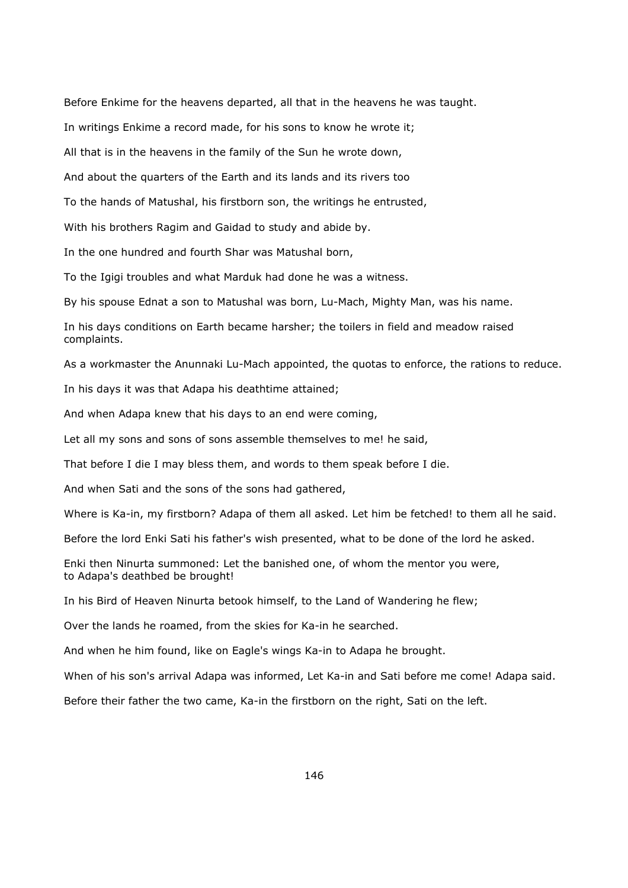Before Enkime for the heavens departed, all that in the heavens he was taught.

In writings Enkime a record made, for his sons to know he wrote it;

All that is in the heavens in the family of the Sun he wrote down,

And about the quarters of the Earth and its lands and its rivers too

To the hands of Matushal, his firstborn son, the writings he entrusted,

With his brothers Ragim and Gaidad to study and abide by.

In the one hundred and fourth Shar was Matushal born,

To the Igigi troubles and what Marduk had done he was a witness.

By his spouse Ednat a son to Matushal was born, Lu-Mach, Mighty Man, was his name.

In his days conditions on Earth became harsher; the toilers in field and meadow raised complaints.

As a workmaster the Anunnaki Lu-Mach appointed, the quotas to enforce, the rations to reduce.

In his days it was that Adapa his deathtime attained;

And when Adapa knew that his days to an end were coming,

Let all my sons and sons of sons assemble themselves to me! he said,

That before I die I may bless them, and words to them speak before I die.

And when Sati and the sons of the sons had gathered,

Where is Ka-in, my firstborn? Adapa of them all asked. Let him be fetched! to them all he said.

Before the lord Enki Sati his father's wish presented, what to be done of the lord he asked.

Enki then Ninurta summoned: Let the banished one, of whom the mentor you were,
to Adapa's deathbed be brought!

In his Bird of Heaven Ninurta betook himself, to the Land of Wandering he flew;

Over the lands he roamed, from the skies for Ka-in he searched.

And when he him found, like on Eagle's wings Ka-in to Adapa he brought.

When of his son's arrival Adapa was informed, Let Ka-in and Sati before me come! Adapa said.

Before their father the two came, Ka-in the firstborn on the right, Sati on the left.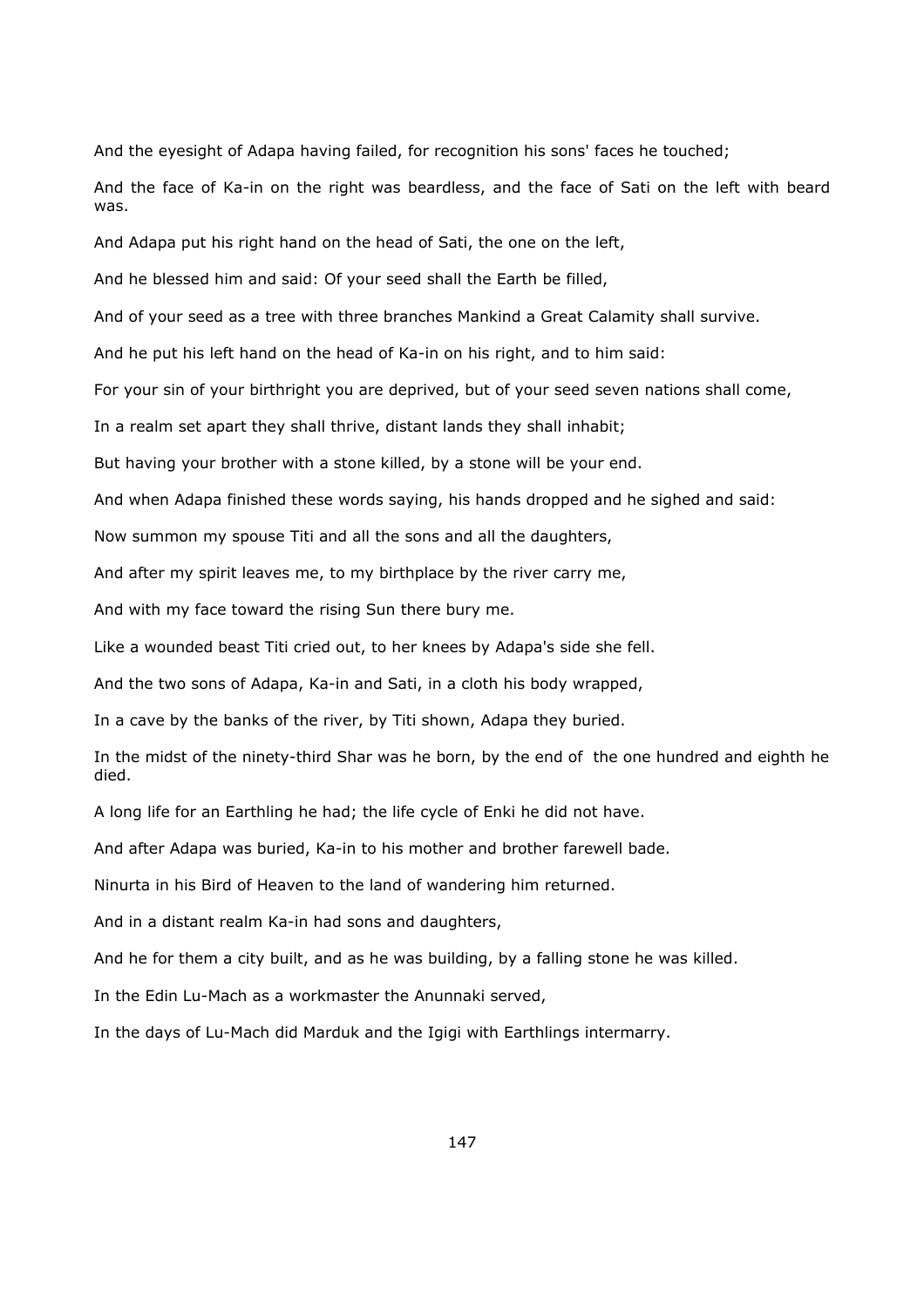And the eyesight of Adapa having failed, for recognition his sons' faces he touched;

And the face of Ka-in on the right was beardless, and the face of Sati on the left with beard was.

And Adapa put his right hand on the head of Sati, the one on the left,

And he blessed him and said: Of your seed shall the Earth be filled,

And of your seed as a tree with three branches Mankind a Great Calamity shall survive.

And he put his left hand on the head of Ka-in on his right, and to him said:

For your sin of your birthright you are deprived, but of your seed seven nations shall come,

In a realm set apart they shall thrive, distant lands they shall inhabit;

But having your brother with a stone killed, by a stone will be your end.

And when Adapa finished these words saying, his hands dropped and he sighed and said:

Now summon my spouse Titi and all the sons and all the daughters,

And after my spirit leaves me, to my birthplace by the river carry me,

And with my face toward the rising Sun there bury me.

Like a wounded beast Titi cried out, to her knees by Adapa's side she fell.

And the two sons of Adapa, Ka-in and Sati, in a cloth his body wrapped,

In a cave by the banks of the river, by Titi shown, Adapa they buried.

In the midst of the ninety-third Shar was he born, by the end of the one hundred and eighth he died.

A long life for an Earthling he had; the life cycle of Enki he did not have.

And after Adapa was buried, Ka-in to his mother and brother farewell bade.

Ninurta in his Bird of Heaven to the land of wandering him returned.

And in a distant realm Ka-in had sons and daughters,

And he for them a city built, and as he was building, by a falling stone he was killed.

In the Edin Lu-Mach as a workmaster the Anunnaki served,

In the days of Lu-Mach did Marduk and the Igigi with Earthlings intermarry.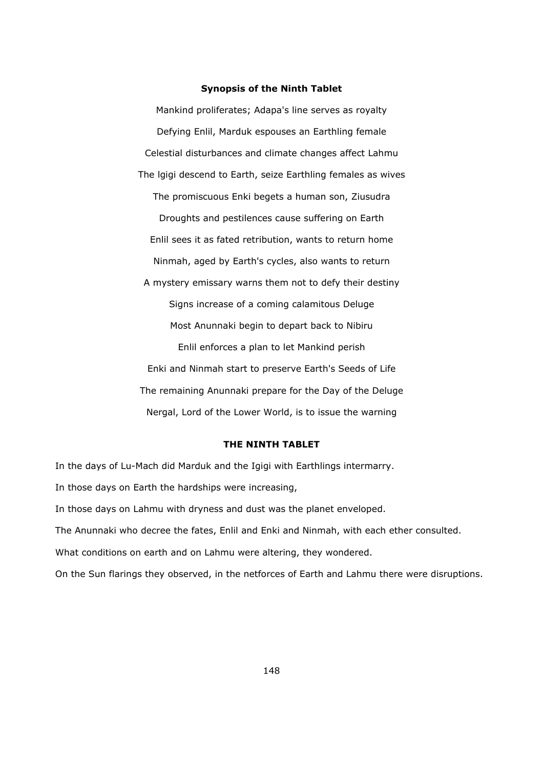### Synopsis of the Ninth Tablet

Mankind proliferates; Adapa's line serves as royalty

Defying Enlil, Marduk espouses an Earthling female

Celestial disturbances and climate changes affect Lahmu

The lgigi descend to Earth, seize Earthling females as wives

The promiscuous Enki begets a human son, Ziusudra

Droughts and pestilences cause suffering on Earth

Enlil sees it as fated retribution, wants to return home

Ninmah, aged by Earth's cycles, also wants to return

A mystery emissary warns them not to defy their destiny

Signs increase of a coming calamitous Deluge

Most Anunnaki begin to depart back to Nibiru

Enlil enforces a plan to let Mankind perish

Enki and Ninmah start to preserve Earth's Seeds of Life

The remaining Anunnaki prepare for the Day of the Deluge

Nergal, Lord of the Lower World, is to issue the warning

## THE NINTH TABLET

In the days of Lu-Mach did Marduk and the Igigi with Earthlings intermarry.

In those days on Earth the hardships were increasing,

In those days on Lahmu with dryness and dust was the planet enveloped.

The Anunnaki who decree the fates, Enlil and Enki and Ninmah, with each ether consulted.

What conditions on earth and on Lahmu were altering, they wondered.

On the Sun flarings they observed, in the netforces of Earth and Lahmu there were disruptions.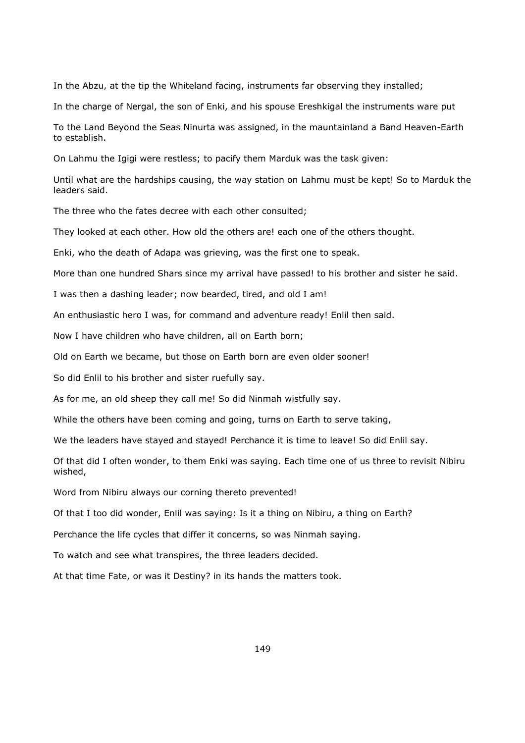In the Abzu, at the tip the Whiteland facing, instruments far observing they installed;

In the charge of Nergal, the son of Enki, and his spouse Ereshkigal the instruments ware put

To the Land Beyond the Seas Ninurta was assigned, in the mauntainland a Band Heaven-Earth to establish.

On Lahmu the Igigi were restless; to pacify them Marduk was the task given:

Until what are the hardships causing, the way station on Lahmu must be kept! So to Marduk the leaders said.

The three who the fates decree with each other consulted;

They looked at each other. How old the others are! each one of the others thought.

Enki, who the death of Adapa was grieving, was the first one to speak.

More than one hundred Shars since my arrival have passed! to his brother and sister he said.

I was then a dashing leader; now bearded, tired, and old I am!

An enthusiastic hero I was, for command and adventure ready! Enlil then said.

Now I have children who have children, all on Earth born;

Old on Earth we became, but those on Earth born are even older sooner!

So did Enlil to his brother and sister ruefully say.

As for me, an old sheep they call me! So did Ninmah wistfully say.

While the others have been coming and going, turns on Earth to serve taking,

We the leaders have stayed and stayed! Perchance it is time to leave! So did Enlil say.

Of that did I often wonder, to them Enki was saying. Each time one of us three to revisit Nibiru wished,

Word from Nibiru always our corning thereto prevented!

Of that I too did wonder, Enlil was saying: Is it a thing on Nibiru, a thing on Earth?

Perchance the life cycles that differ it concerns, so was Ninmah saying.

To watch and see what transpires, the three leaders decided.

At that time Fate, or was it Destiny? in its hands the matters took.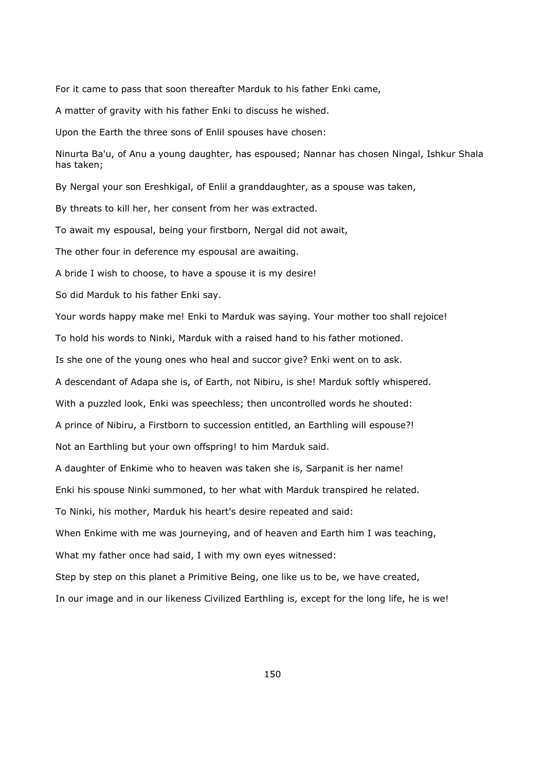For it came to pass that soon thereafter Marduk to his father Enki came,

A matter of gravity with his father Enki to discuss he wished.

Upon the Earth the three sons of Enlil spouses have chosen:

Ninurta Ba'u, of Anu a young daughter, has espoused; Nannar has chosen Ningal, Ishkur Shala has taken;

By Nergal your son Ereshkigal, of Enlil a granddaughter, as a spouse was taken,

By threats to kill her, her consent from her was extracted.

To await my espousal, being your firstborn, Nergal did not await,

The other four in deference my espousal are awaiting.

A bride I wish to choose, to have a spouse it is my desire!

So did Marduk to his father Enki say.

Your words happy make me! Enki to Marduk was saying. Your mother too shall rejoice!

To hold his words to Ninki, Marduk with a raised hand to his father motioned.

Is she one of the young ones who heal and succor give? Enki went on to ask.

A descendant of Adapa she is, of Earth, not Nibiru, is she! Marduk softly whispered.

With a puzzled look, Enki was speechless; then uncontrolled words he shouted:

A prince of Nibiru, a Firstborn to succession entitled, an Earthling will espouse?!

Not an Earthling but your own offspring! to him Marduk said.

A daughter of Enkime who to heaven was taken she is, Sarpanit is her name!

Enki his spouse Ninki summoned, to her what with Marduk transpired he related.

To Ninki, his mother, Marduk his heart's desire repeated and said:

When Enkime with me was journeying, and of heaven and Earth him I was teaching,

What my father once had said, I with my own eyes witnessed:

Step by step on this planet a Primitive Being, one like us to be, we have created,

In our image and in our likeness Civilized Earthling is, except for the long life, he is we!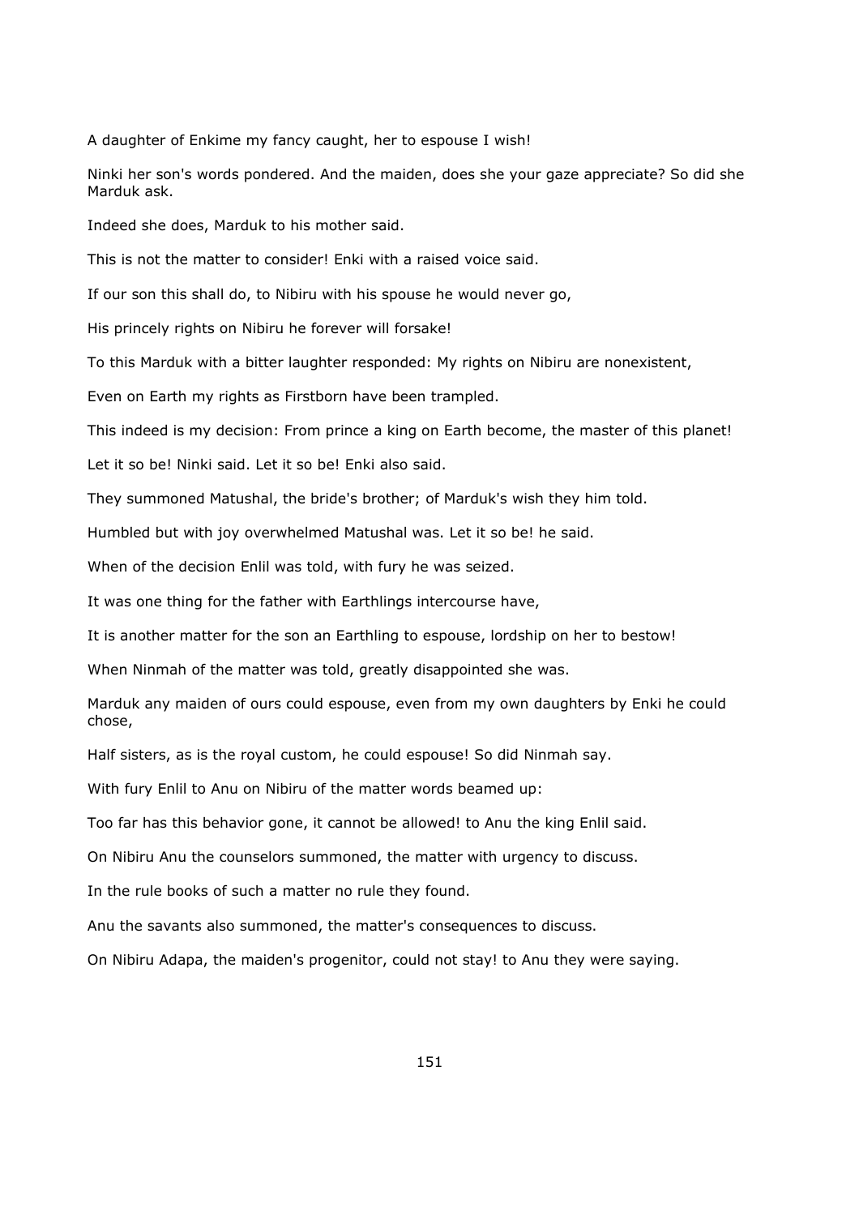A daughter of Enkime my fancy caught, her to espouse I wish!

Ninki her son's words pondered. And the maiden, does she your gaze appreciate? So did she Marduk ask.

Indeed she does, Marduk to his mother said.

This is not the matter to consider! Enki with a raised voice said.

If our son this shall do, to Nibiru with his spouse he would never go,

His princely rights on Nibiru he forever will forsake!

To this Marduk with a bitter laughter responded: My rights on Nibiru are nonexistent,

Even on Earth my rights as Firstborn have been trampled.

This indeed is my decision: From prince a king on Earth become, the master of this planet!

Let it so be! Ninki said. Let it so be! Enki also said.

They summoned Matushal, the bride's brother; of Marduk's wish they him told.

Humbled but with joy overwhelmed Matushal was. Let it so be! he said.

When of the decision Enlil was told, with fury he was seized.

It was one thing for the father with Earthlings intercourse have,

It is another matter for the son an Earthling to espouse, lordship on her to bestow!

When Ninmah of the matter was told, greatly disappointed she was.

Marduk any maiden of ours could espouse, even from my own daughters by Enki he could chose,

Half sisters, as is the royal custom, he could espouse! So did Ninmah say.

With fury Enlil to Anu on Nibiru of the matter words beamed up:

Too far has this behavior gone, it cannot be allowed! to Anu the king Enlil said.

On Nibiru Anu the counselors summoned, the matter with urgency to discuss.

In the rule books of such a matter no rule they found.

Anu the savants also summoned, the matter's consequences to discuss.

On Nibiru Adapa, the maiden's progenitor, could not stay! to Anu they were saying.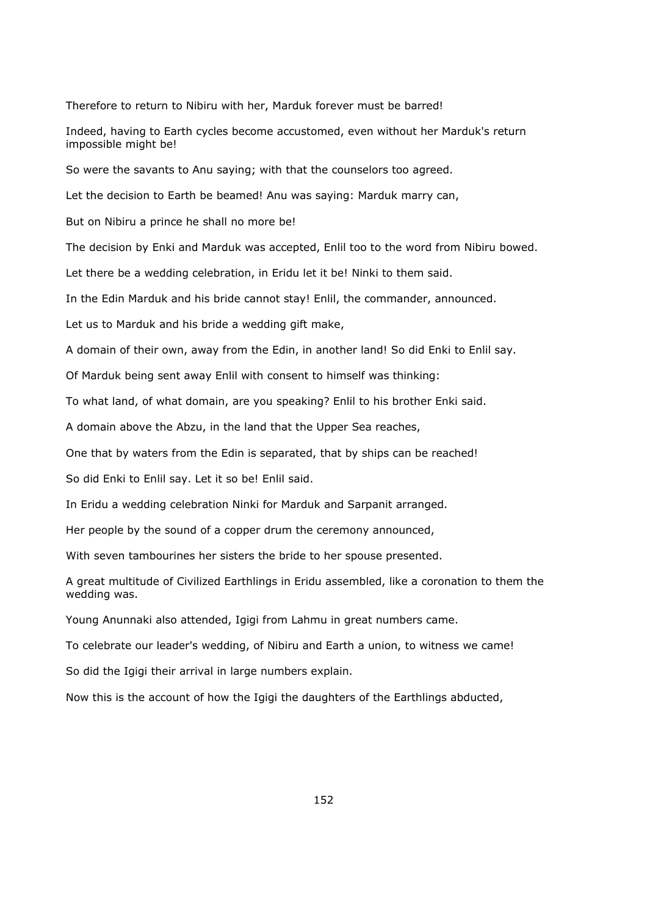Therefore to return to Nibiru with her, Marduk forever must be barred!

Indeed, having to Earth cycles become accustomed, even without her Marduk's return impossible might be!

So were the savants to Anu saying; with that the counselors too agreed.

Let the decision to Earth be beamed! Anu was saying: Marduk marry can,

But on Nibiru a prince he shall no more be!

The decision by Enki and Marduk was accepted, Enlil too to the word from Nibiru bowed.

Let there be a wedding celebration, in Eridu let it be! Ninki to them said.

In the Edin Marduk and his bride cannot stay! Enlil, the commander, announced.

Let us to Marduk and his bride a wedding gift make,

A domain of their own, away from the Edin, in another land! So did Enki to Enlil say.

Of Marduk being sent away Enlil with consent to himself was thinking:

To what land, of what domain, are you speaking? Enlil to his brother Enki said.

A domain above the Abzu, in the land that the Upper Sea reaches,

One that by waters from the Edin is separated, that by ships can be reached!

So did Enki to Enlil say. Let it so be! Enlil said.

In Eridu a wedding celebration Ninki for Marduk and Sarpanit arranged.

Her people by the sound of a copper drum the ceremony announced,

With seven tambourines her sisters the bride to her spouse presented.

A great multitude of Civilized Earthlings in Eridu assembled, like a coronation to them the wedding was.

Young Anunnaki also attended, Igigi from Lahmu in great numbers came.

To celebrate our leader's wedding, of Nibiru and Earth a union, to witness we came!

So did the Igigi their arrival in large numbers explain.

Now this is the account of how the Igigi the daughters of the Earthlings abducted,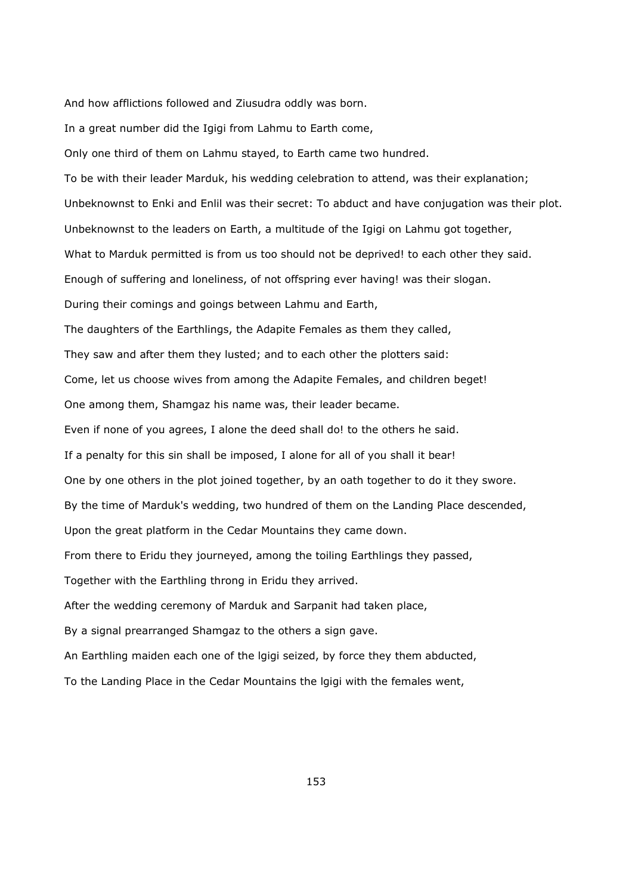And how afflictions followed and Ziusudra oddly was born.

In a great number did the Igigi from Lahmu to Earth come,

Only one third of them on Lahmu stayed, to Earth came two hundred.

To be with their leader Marduk, his wedding celebration to attend, was their explanation;

Unbeknownst to Enki and Enlil was their secret: To abduct and have conjugation was their plot.

Unbeknownst to the leaders on Earth, a multitude of the Igigi on Lahmu got together,

What to Marduk permitted is from us too should not be deprived! to each other they said.

Enough of suffering and loneliness, of not offspring ever having! was their slogan.

During their comings and goings between Lahmu and Earth,

The daughters of the Earthlings, the Adapite Females as them they called,

They saw and after them they lusted; and to each other the plotters said:

Come, let us choose wives from among the Adapite Females, and children beget!

One among them, Shamgaz his name was, their leader became.

Even if none of you agrees, I alone the deed shall do! to the others he said.

If a penalty for this sin shall be imposed, I alone for all of you shall it bear!

One by one others in the plot joined together, by an oath together to do it they swore.

By the time of Marduk's wedding, two hundred of them on the Landing Place descended,

Upon the great platform in the Cedar Mountains they came down.

From there to Eridu they journeyed, among the toiling Earthlings they passed,

Together with the Earthling throng in Eridu they arrived.

After the wedding ceremony of Marduk and Sarpanit had taken place,

By a signal prearranged Shamgaz to the others a sign gave.

An Earthling maiden each one of the lgigi seized, by force they them abducted,

To the Landing Place in the Cedar Mountains the lgigi with the females went,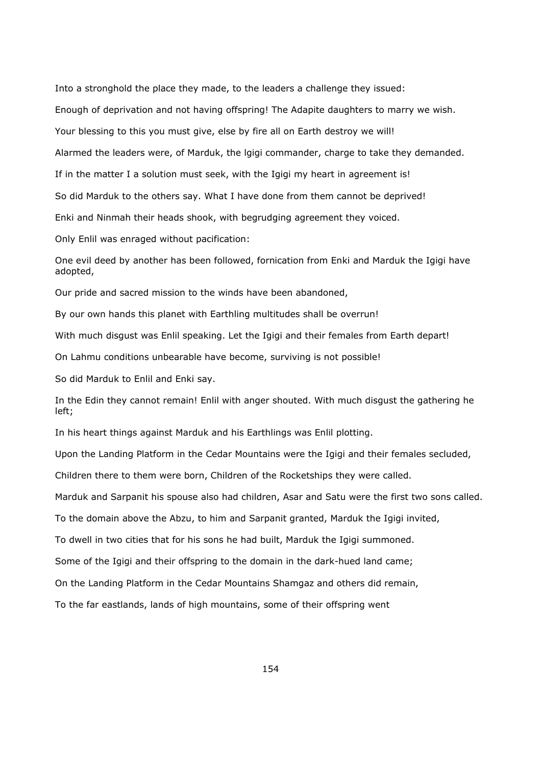Into a stronghold the place they made, to the leaders a challenge they issued:

Enough of deprivation and not having offspring! The Adapite daughters to marry we wish.

Your blessing to this you must give, else by fire all on Earth destroy we will!

Alarmed the leaders were, of Marduk, the lgigi commander, charge to take they demanded.

If in the matter I a solution must seek, with the Igigi my heart in agreement is!

So did Marduk to the others say. What I have done from them cannot be deprived!

Enki and Ninmah their heads shook, with begrudging agreement they voiced.

Only Enlil was enraged without pacification:

One evil deed by another has been followed, fornication from Enki and Marduk the Igigi have adopted,

Our pride and sacred mission to the winds have been abandoned,

By our own hands this planet with Earthling multitudes shall be overrun!

With much disgust was Enlil speaking. Let the Igigi and their females from Earth depart!

On Lahmu conditions unbearable have become, surviving is not possible!

So did Marduk to Enlil and Enki say.

In the Edin they cannot remain! Enlil with anger shouted. With much disgust the gathering he left;

In his heart things against Marduk and his Earthlings was Enlil plotting.

Upon the Landing Platform in the Cedar Mountains were the Igigi and their females secluded,

Children there to them were born, Children of the Rocketships they were called.

Marduk and Sarpanit his spouse also had children, Asar and Satu were the first two sons called.

To the domain above the Abzu, to him and Sarpanit granted, Marduk the Igigi invited,

To dwell in two cities that for his sons he had built, Marduk the Igigi summoned.

Some of the Igigi and their offspring to the domain in the dark-hued land came;

On the Landing Platform in the Cedar Mountains Shamgaz and others did remain,

To the far eastlands, lands of high mountains, some of their offspring went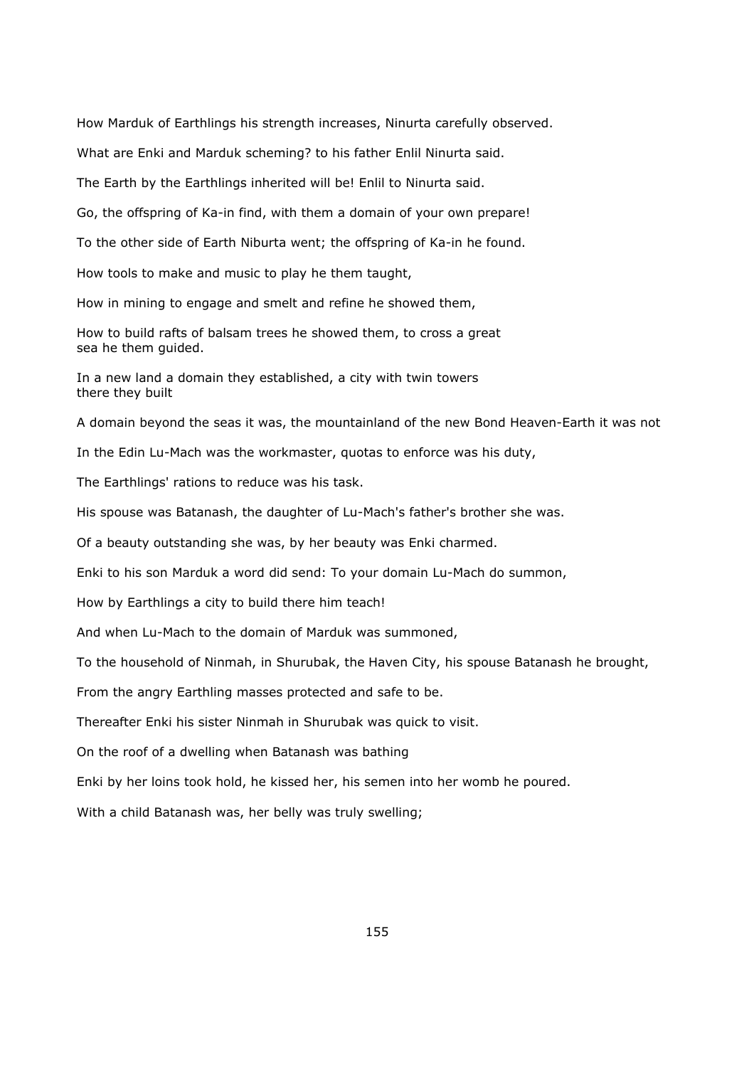How Marduk of Earthlings his strength increases, Ninurta carefully observed.

What are Enki and Marduk scheming? to his father Enlil Ninurta said.

The Earth by the Earthlings inherited will be! Enlil to Ninurta said.

Go, the offspring of Ka-in find, with them a domain of your own prepare!

To the other side of Earth Niburta went; the offspring of Ka-in he found.

How tools to make and music to play he them taught,

How in mining to engage and smelt and refine he showed them,

How to build rafts of balsam trees he showed them, to cross a great sea he them guided.

In a new land a domain they established, a city with twin towers there they built

A domain beyond the seas it was, the mountainland of the new Bond Heaven-Earth it was not

In the Edin Lu-Mach was the workmaster, quotas to enforce was his duty,

The Earthlings' rations to reduce was his task.

His spouse was Batanash, the daughter of Lu-Mach's father's brother she was.

Of a beauty outstanding she was, by her beauty was Enki charmed.

Enki to his son Marduk a word did send: To your domain Lu-Mach do summon,

How by Earthlings a city to build there him teach!

And when Lu-Mach to the domain of Marduk was summoned,

To the household of Ninmah, in Shurubak, the Haven City, his spouse Batanash he brought,

From the angry Earthling masses protected and safe to be.

Thereafter Enki his sister Ninmah in Shurubak was quick to visit.

On the roof of a dwelling when Batanash was bathing

Enki by her loins took hold, he kissed her, his semen into her womb he poured.

With a child Batanash was, her belly was truly swelling;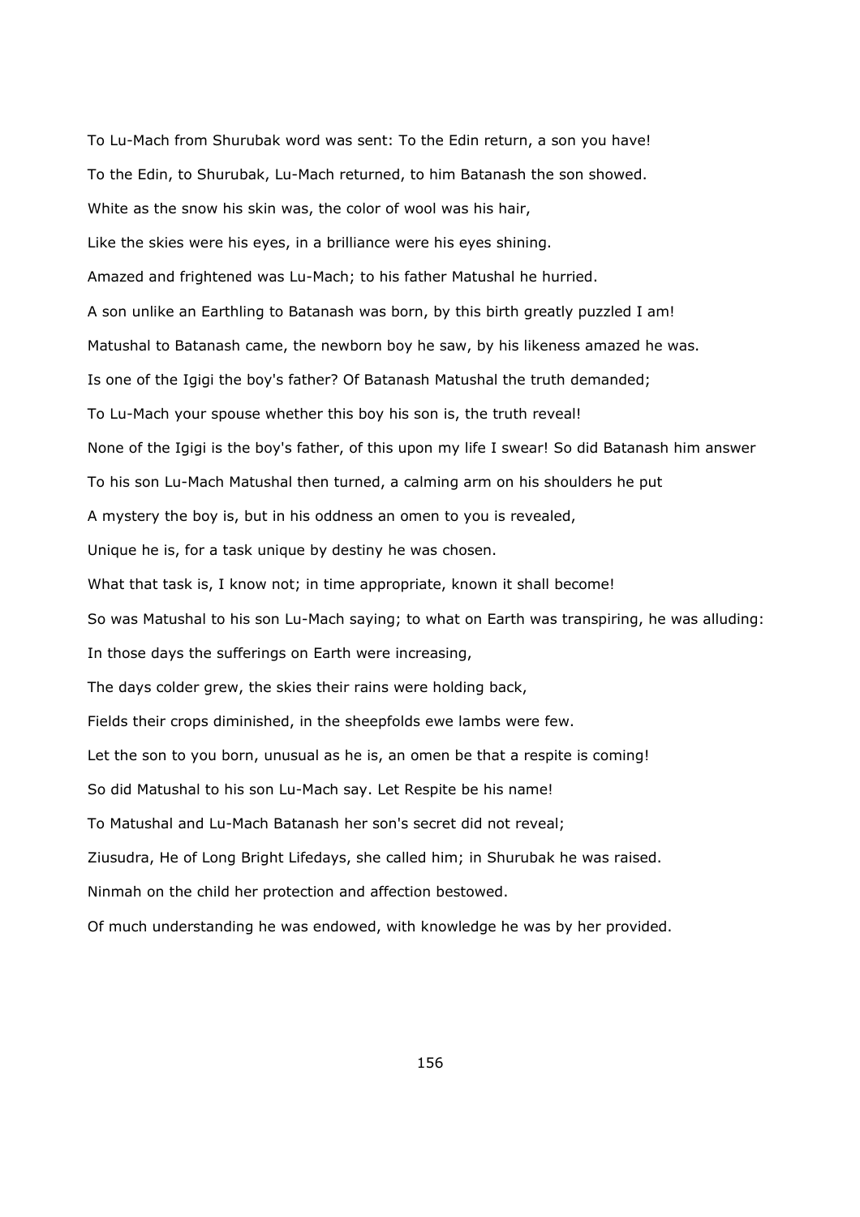To Lu-Mach from Shurubak word was sent: To the Edin return, a son you have!

To the Edin, to Shurubak, Lu-Mach returned, to him Batanash the son showed.

White as the snow his skin was, the color of wool was his hair,

Like the skies were his eyes, in a brilliance were his eyes shining.

Amazed and frightened was Lu-Mach; to his father Matushal he hurried.

A son unlike an Earthling to Batanash was born, by this birth greatly puzzled I am!

Matushal to Batanash came, the newborn boy he saw, by his likeness amazed he was.

Is one of the Igigi the boy's father? Of Batanash Matushal the truth demanded;

To Lu-Mach your spouse whether this boy his son is, the truth reveal!

None of the Igigi is the boy's father, of this upon my life I swear! So did Batanash him answer

To his son Lu-Mach Matushal then turned, a calming arm on his shoulders he put

A mystery the boy is, but in his oddness an omen to you is revealed,

Unique he is, for a task unique by destiny he was chosen.

What that task is, I know not; in time appropriate, known it shall become!

So was Matushal to his son Lu-Mach saying; to what on Earth was transpiring, he was alluding:

In those days the sufferings on Earth were increasing,

The days colder grew, the skies their rains were holding back,

Fields their crops diminished, in the sheepfolds ewe lambs were few.

Let the son to you born, unusual as he is, an omen be that a respite is coming!

So did Matushal to his son Lu-Mach say. Let Respite be his name!

To Matushal and Lu-Mach Batanash her son's secret did not reveal;

Ziusudra, He of Long Bright Lifedays, she called him; in Shurubak he was raised.

Ninmah on the child her protection and affection bestowed.

Of much understanding he was endowed, with knowledge he was by her provided.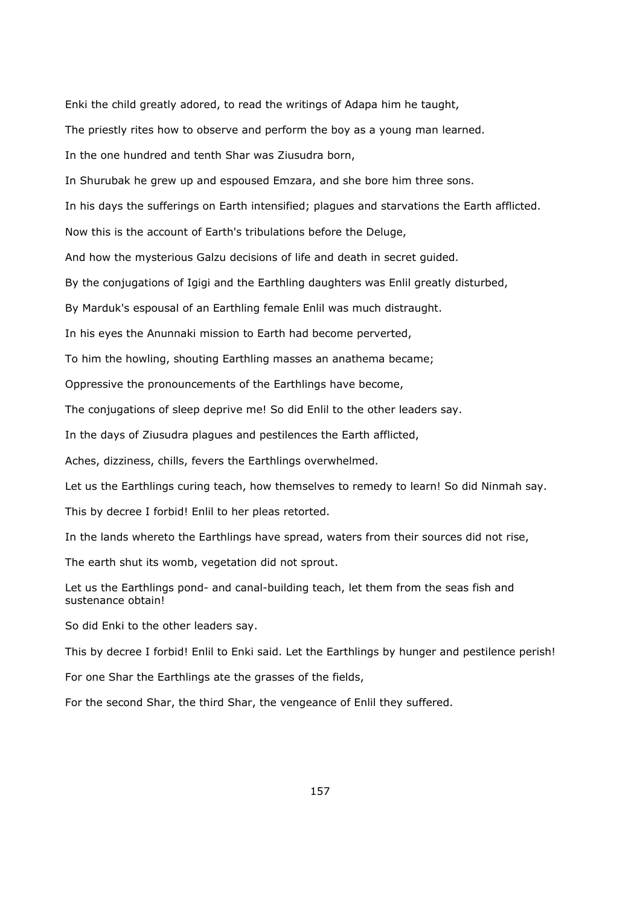Enki the child greatly adored, to read the writings of Adapa him he taught,

The priestly rites how to observe and perform the boy as a young man learned.

In the one hundred and tenth Shar was Ziusudra born,

In Shurubak he grew up and espoused Emzara, and she bore him three sons.

In his days the sufferings on Earth intensified; plagues and starvations the Earth afflicted.

Now this is the account of Earth's tribulations before the Deluge,

And how the mysterious Galzu decisions of life and death in secret guided.

By the conjugations of Igigi and the Earthling daughters was Enlil greatly disturbed,

By Marduk's espousal of an Earthling female Enlil was much distraught.

In his eyes the Anunnaki mission to Earth had become perverted,

To him the howling, shouting Earthling masses an anathema became;

Oppressive the pronouncements of the Earthlings have become,

The conjugations of sleep deprive me! So did Enlil to the other leaders say.

In the days of Ziusudra plagues and pestilences the Earth afflicted,

Aches, dizziness, chills, fevers the Earthlings overwhelmed.

Let us the Earthlings curing teach, how themselves to remedy to learn! So did Ninmah say.

This by decree I forbid! Enlil to her pleas retorted.

In the lands whereto the Earthlings have spread, waters from their sources did not rise,

The earth shut its womb, vegetation did not sprout.

Let us the Earthlings pond- and canal-building teach, let them from the seas fish and sustenance obtain!

So did Enki to the other leaders say.

This by decree I forbid! Enlil to Enki said. Let the Earthlings by hunger and pestilence perish!

For one Shar the Earthlings ate the grasses of the fields,

For the second Shar, the third Shar, the vengeance of Enlil they suffered.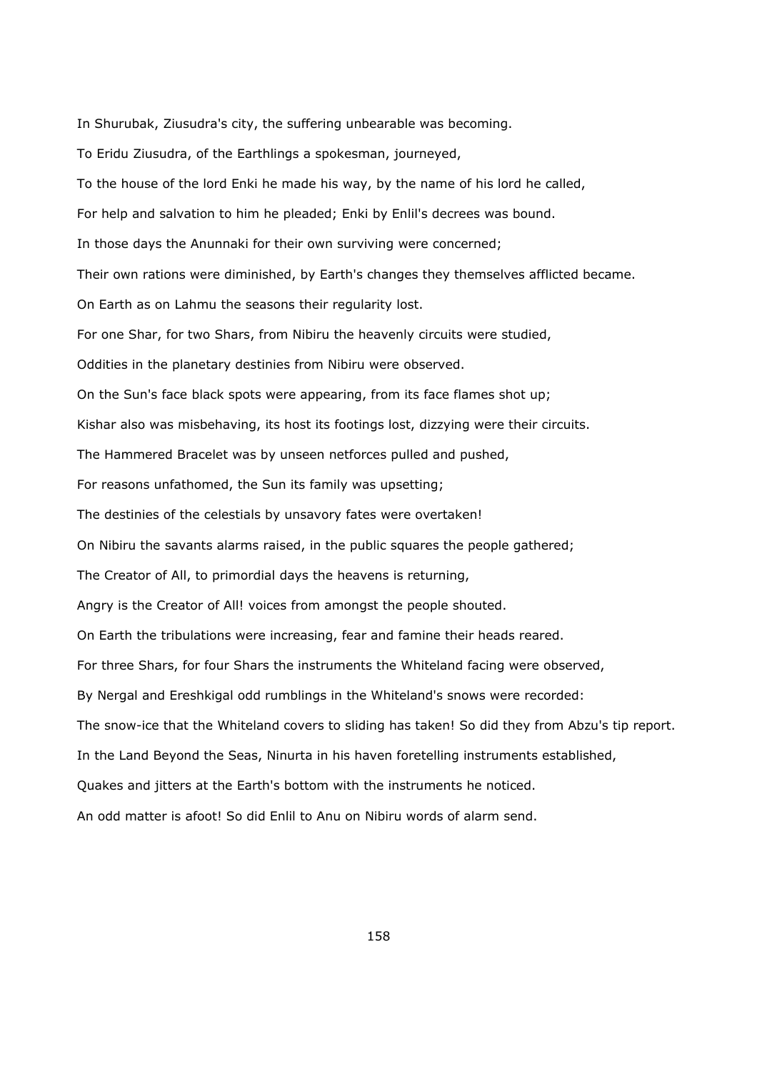In Shurubak, Ziusudra's city, the suffering unbearable was becoming.

To Eridu Ziusudra, of the Earthlings a spokesman, journeyed,

To the house of the lord Enki he made his way, by the name of his lord he called,

For help and salvation to him he pleaded; Enki by Enlil's decrees was bound.

In those days the Anunnaki for their own surviving were concerned;

Their own rations were diminished, by Earth's changes they themselves afflicted became.

On Earth as on Lahmu the seasons their regularity lost.

For one Shar, for two Shars, from Nibiru the heavenly circuits were studied,

Oddities in the planetary destinies from Nibiru were observed.

On the Sun's face black spots were appearing, from its face flames shot up;

Kishar also was misbehaving, its host its footings lost, dizzying were their circuits.

The Hammered Bracelet was by unseen netforces pulled and pushed,

For reasons unfathomed, the Sun its family was upsetting;

The destinies of the celestials by unsavory fates were overtaken!

On Nibiru the savants alarms raised, in the public squares the people gathered;

The Creator of All, to primordial days the heavens is returning,

Angry is the Creator of All! voices from amongst the people shouted.

On Earth the tribulations were increasing, fear and famine their heads reared.

For three Shars, for four Shars the instruments the Whiteland facing were observed,

By Nergal and Ereshkigal odd rumblings in the Whiteland's snows were recorded:

The snow-ice that the Whiteland covers to sliding has taken! So did they from Abzu's tip report.

In the Land Beyond the Seas, Ninurta in his haven foretelling instruments established,

Quakes and jitters at the Earth's bottom with the instruments he noticed.

An odd matter is afoot! So did Enlil to Anu on Nibiru words of alarm send.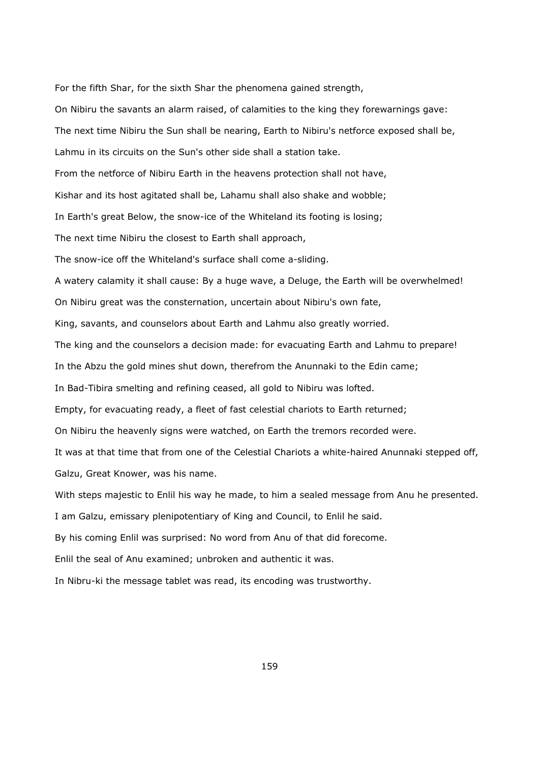For the fifth Shar, for the sixth Shar the phenomena gained strength,

On Nibiru the savants an alarm raised, of calamities to the king they forewarnings gave:

The next time Nibiru the Sun shall be nearing, Earth to Nibiru's netforce exposed shall be,

Lahmu in its circuits on the Sun's other side shall a station take.

From the netforce of Nibiru Earth in the heavens protection shall not have,

Kishar and its host agitated shall be, Lahamu shall also shake and wobble;

In Earth's great Below, the snow-ice of the Whiteland its footing is losing;

The next time Nibiru the closest to Earth shall approach,

The snow-ice off the Whiteland's surface shall come a-sliding.

A watery calamity it shall cause: By a huge wave, a Deluge, the Earth will be overwhelmed!

On Nibiru great was the consternation, uncertain about Nibiru's own fate,

King, savants, and counselors about Earth and Lahmu also greatly worried.

The king and the counselors a decision made: for evacuating Earth and Lahmu to prepare!

In the Abzu the gold mines shut down, therefrom the Anunnaki to the Edin came;

In Bad-Tibira smelting and refining ceased, all gold to Nibiru was lofted.

Empty, for evacuating ready, a fleet of fast celestial chariots to Earth returned;

On Nibiru the heavenly signs were watched, on Earth the tremors recorded were.

It was at that time that from one of the Celestial Chariots a white-haired Anunnaki stepped off,

Galzu, Great Knower, was his name.

With steps majestic to Enlil his way he made, to him a sealed message from Anu he presented.

I am Galzu, emissary plenipotentiary of King and Council, to Enlil he said.

By his coming Enlil was surprised: No word from Anu of that did forecome.

Enlil the seal of Anu examined; unbroken and authentic it was.

In Nibru-ki the message tablet was read, its encoding was trustworthy.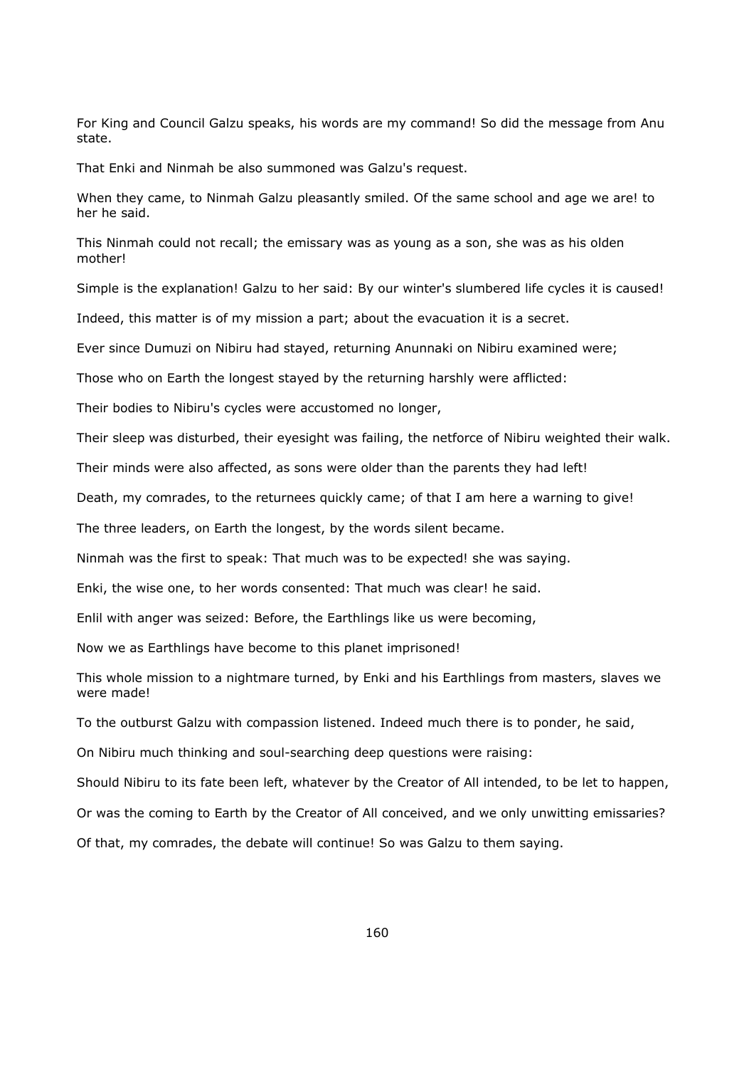For King and Council Galzu speaks, his words are my command! So did the message from Anu state.

That Enki and Ninmah be also summoned was Galzu's request.

When they came, to Ninmah Galzu pleasantly smiled. Of the same school and age we are! to her he said.

This Ninmah could not recall; the emissary was as young as a son, she was as his olden mother!

Simple is the explanation! Galzu to her said: By our winter's slumbered life cycles it is caused!

Indeed, this matter is of my mission a part; about the evacuation it is a secret.

Ever since Dumuzi on Nibiru had stayed, returning Anunnaki on Nibiru examined were;

Those who on Earth the longest stayed by the returning harshly were afflicted:

Their bodies to Nibiru's cycles were accustomed no longer,

Their sleep was disturbed, their eyesight was failing, the netforce of Nibiru weighted their walk.

Their minds were also affected, as sons were older than the parents they had left!

Death, my comrades, to the returnees quickly came; of that I am here a warning to give!

The three leaders, on Earth the longest, by the words silent became.

Ninmah was the first to speak: That much was to be expected! she was saying.

Enki, the wise one, to her words consented: That much was clear! he said.

Enlil with anger was seized: Before, the Earthlings like us were becoming,

Now we as Earthlings have become to this planet imprisoned!

This whole mission to a nightmare turned, by Enki and his Earthlings from masters, slaves we were made!

To the outburst Galzu with compassion listened. Indeed much there is to ponder, he said,

On Nibiru much thinking and soul-searching deep questions were raising:

Should Nibiru to its fate been left, whatever by the Creator of All intended, to be let to happen,

Or was the coming to Earth by the Creator of All conceived, and we only unwitting emissaries?

Of that, my comrades, the debate will continue! So was Galzu to them saying.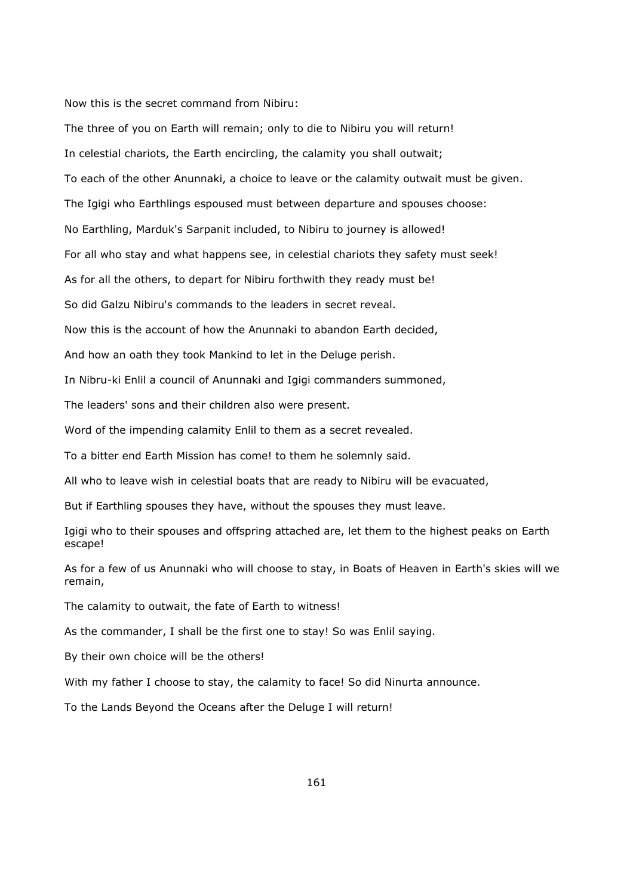Now this is the secret command from Nibiru:

The three of you on Earth will remain; only to die to Nibiru you will return!

In celestial chariots, the Earth encircling, the calamity you shall outwait;

To each of the other Anunnaki, a choice to leave or the calamity outwait must be given.

The Igigi who Earthlings espoused must between departure and spouses choose:

No Earthling, Marduk's Sarpanit included, to Nibiru to journey is allowed!

For all who stay and what happens see, in celestial chariots they safety must seek!

As for all the others, to depart for Nibiru forthwith they ready must be!

So did Galzu Nibiru's commands to the leaders in secret reveal.

Now this is the account of how the Anunnaki to abandon Earth decided,

And how an oath they took Mankind to let in the Deluge perish.

In Nibru-ki Enlil a council of Anunnaki and Igigi commanders summoned,

The leaders' sons and their children also were present.

Word of the impending calamity Enlil to them as a secret revealed.

To a bitter end Earth Mission has come! to them he solemnly said.

All who to leave wish in celestial boats that are ready to Nibiru will be evacuated,

But if Earthling spouses they have, without the spouses they must leave.

Igigi who to their spouses and offspring attached are, let them to the highest peaks on Earth escape!

As for a few of us Anunnaki who will choose to stay, in Boats of Heaven in Earth's skies will we remain,

The calamity to outwait, the fate of Earth to witness!

As the commander, I shall be the first one to stay! So was Enlil saying.

By their own choice will be the others!

With my father I choose to stay, the calamity to face! So did Ninurta announce.

To the Lands Beyond the Oceans after the Deluge I will return!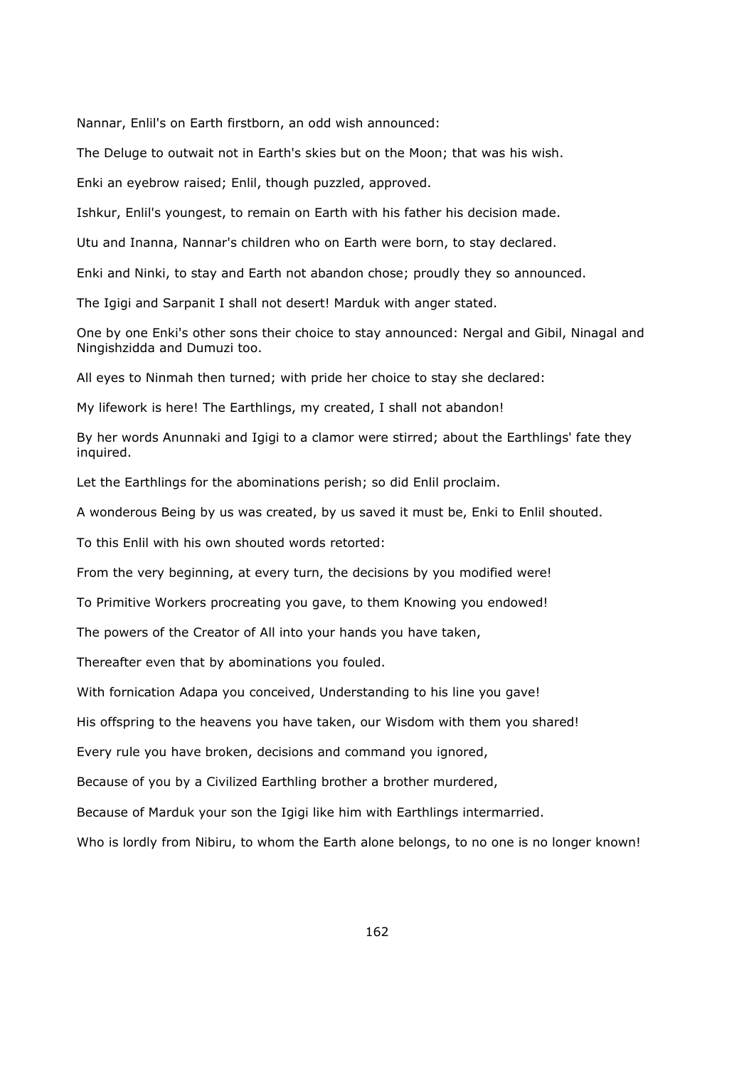Nannar, Enlil's on Earth firstborn, an odd wish announced:

The Deluge to outwait not in Earth's skies but on the Moon; that was his wish.

Enki an eyebrow raised; Enlil, though puzzled, approved.

Ishkur, Enlil's youngest, to remain on Earth with his father his decision made.

Utu and Inanna, Nannar's children who on Earth were born, to stay declared.

Enki and Ninki, to stay and Earth not abandon chose; proudly they so announced.

The Igigi and Sarpanit I shall not desert! Marduk with anger stated.

One by one Enki's other sons their choice to stay announced: Nergal and Gibil, Ninagal and Ningishzidda and Dumuzi too.

All eyes to Ninmah then turned; with pride her choice to stay she declared:

My lifework is here! The Earthlings, my created, I shall not abandon!

By her words Anunnaki and Igigi to a clamor were stirred; about the Earthlings' fate they inquired.

Let the Earthlings for the abominations perish; so did Enlil proclaim.

A wonderous Being by us was created, by us saved it must be, Enki to Enlil shouted.

To this Enlil with his own shouted words retorted:

From the very beginning, at every turn, the decisions by you modified were!

To Primitive Workers procreating you gave, to them Knowing you endowed!

The powers of the Creator of All into your hands you have taken,

Thereafter even that by abominations you fouled.

With fornication Adapa you conceived, Understanding to his line you gave!

His offspring to the heavens you have taken, our Wisdom with them you shared!

Every rule you have broken, decisions and command you ignored,

Because of you by a Civilized Earthling brother a brother murdered,

Because of Marduk your son the Igigi like him with Earthlings intermarried.

Who is lordly from Nibiru, to whom the Earth alone belongs, to no one is no longer known!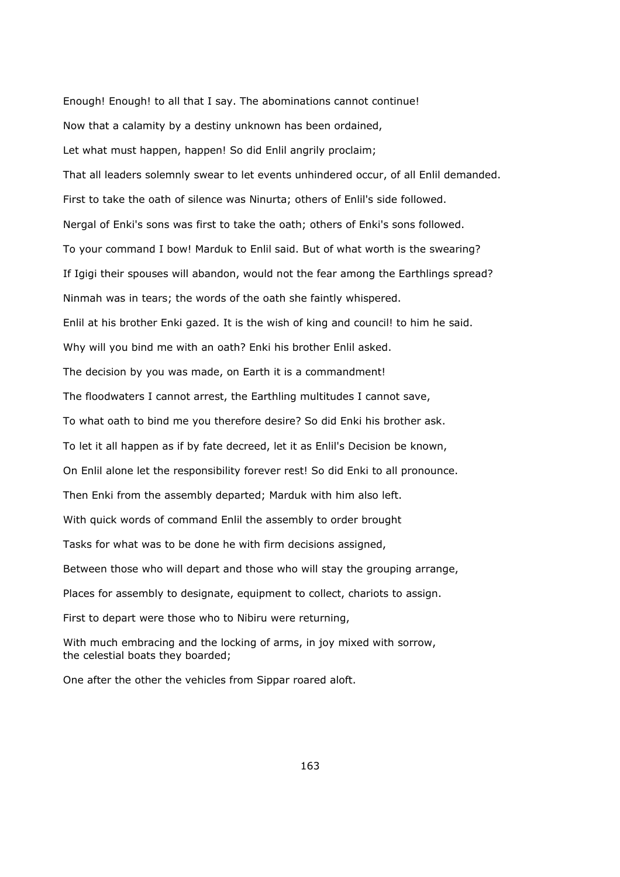Enough! Enough! to all that I say. The abominations cannot continue!

Now that a calamity by a destiny unknown has been ordained,

Let what must happen, happen! So did Enlil angrily proclaim;

That all leaders solemnly swear to let events unhindered occur, of all Enlil demanded.

First to take the oath of silence was Ninurta; others of Enlil's side followed.

Nergal of Enki's sons was first to take the oath; others of Enki's sons followed.

To your command I bow! Marduk to Enlil said. But of what worth is the swearing?

If Igigi their spouses will abandon, would not the fear among the Earthlings spread?

Ninmah was in tears; the words of the oath she faintly whispered.

Enlil at his brother Enki gazed. It is the wish of king and council! to him he said.

Why will you bind me with an oath? Enki his brother Enlil asked.

The decision by you was made, on Earth it is a commandment!

The floodwaters I cannot arrest, the Earthling multitudes I cannot save,

To what oath to bind me you therefore desire? So did Enki his brother ask.

To let it all happen as if by fate decreed, let it as Enlil's Decision be known,

On Enlil alone let the responsibility forever rest! So did Enki to all pronounce.

Then Enki from the assembly departed; Marduk with him also left.

With quick words of command Enlil the assembly to order brought

Tasks for what was to be done he with firm decisions assigned,

Between those who will depart and those who will stay the grouping arrange,

Places for assembly to designate, equipment to collect, chariots to assign.

First to depart were those who to Nibiru were returning,

With much embracing and the locking of arms, in joy mixed with sorrow,
the celestial boats they boarded;

One after the other the vehicles from Sippar roared aloft.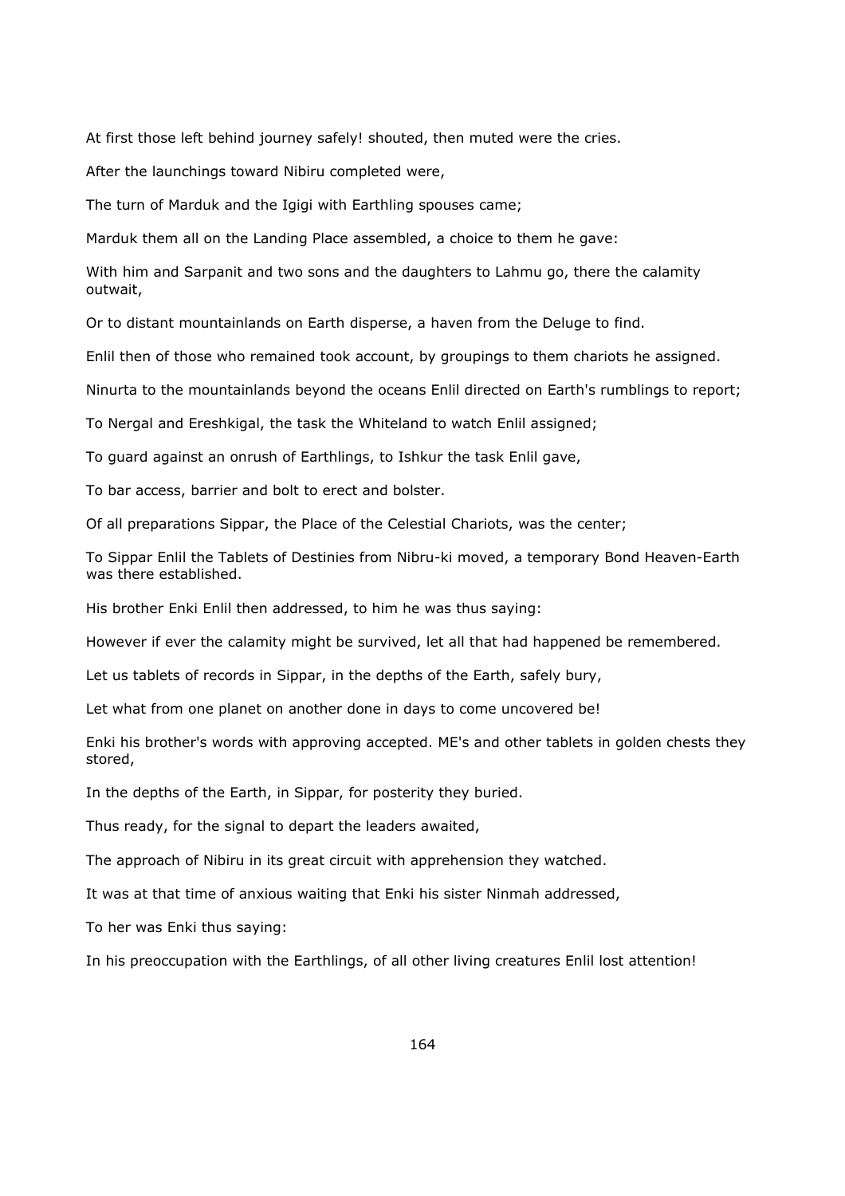At first those left behind journey safely! shouted, then muted were the cries.

After the launchings toward Nibiru completed were,

The turn of Marduk and the Igigi with Earthling spouses came;

Marduk them all on the Landing Place assembled, a choice to them he gave:

With him and Sarpanit and two sons and the daughters to Lahmu go, there the calamity outwait,

Or to distant mountainlands on Earth disperse, a haven from the Deluge to find.

Enlil then of those who remained took account, by groupings to them chariots he assigned.

Ninurta to the mountainlands beyond the oceans Enlil directed on Earth's rumblings to report;

To Nergal and Ereshkigal, the task the Whiteland to watch Enlil assigned;

To guard against an onrush of Earthlings, to Ishkur the task Enlil gave,

To bar access, barrier and bolt to erect and bolster.

Of all preparations Sippar, the Place of the Celestial Chariots, was the center;

To Sippar Enlil the Tablets of Destinies from Nibru-ki moved, a temporary Bond Heaven-Earth was there established.

His brother Enki Enlil then addressed, to him he was thus saying:

However if ever the calamity might be survived, let all that had happened be remembered.

Let us tablets of records in Sippar, in the depths of the Earth, safely bury,

Let what from one planet on another done in days to come uncovered be!

Enki his brother's words with approving accepted. ME's and other tablets in golden chests they stored,

In the depths of the Earth, in Sippar, for posterity they buried.

Thus ready, for the signal to depart the leaders awaited,

The approach of Nibiru in its great circuit with apprehension they watched.

It was at that time of anxious waiting that Enki his sister Ninmah addressed,

To her was Enki thus saying:

In his preoccupation with the Earthlings, of all other living creatures Enlil lost attention!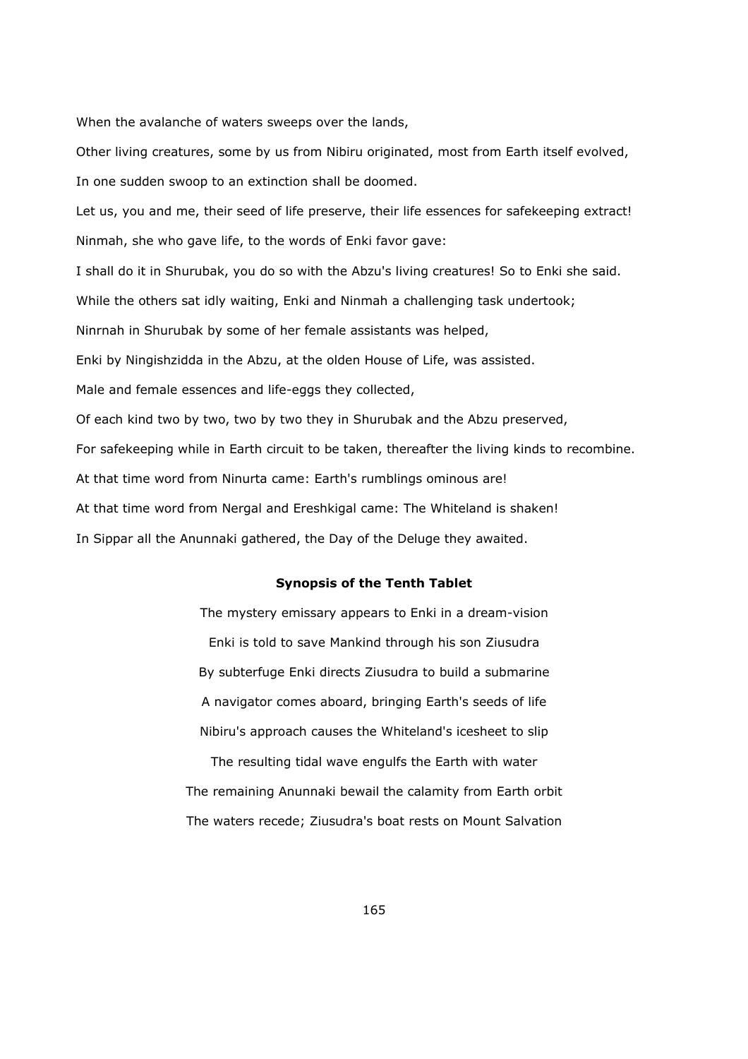When the avalanche of waters sweeps over the lands,

Other living creatures, some by us from Nibiru originated, most from Earth itself evolved,

In one sudden swoop to an extinction shall be doomed.

Let us, you and me, their seed of life preserve, their life essences for safekeeping extract!

Ninmah, she who gave life, to the words of Enki favor gave:

I shall do it in Shurubak, you do so with the Abzu's living creatures! So to Enki she said.

While the others sat idly waiting, Enki and Ninmah a challenging task undertook;

Ninrnah in Shurubak by some of her female assistants was helped,

Enki by Ningishzidda in the Abzu, at the olden House of Life, was assisted.

Male and female essences and life-eggs they collected,

Of each kind two by two, two by two they in Shurubak and the Abzu preserved,

For safekeeping while in Earth circuit to be taken, thereafter the living kinds to recombine.

At that time word from Ninurta came: Earth's rumblings ominous are!

At that time word from Nergal and Ereshkigal came: The Whiteland is shaken!

In Sippar all the Anunnaki gathered, the Day of the Deluge they awaited.

**Synopsis of the Tenth Tablet**

The mystery emissary appears to Enki in a dream-vision

Enki is told to save Mankind through his son Ziusudra

By subterfuge Enki directs Ziusudra to build a submarine

A navigator comes aboard, bringing Earth's seeds of life

Nibiru's approach causes the Whiteland's icesheet to slip

The resulting tidal wave engulfs the Earth with water

The remaining Anunnaki bewail the calamity from Earth orbit

The waters recede; Ziusudra's boat rests on Mount Salvation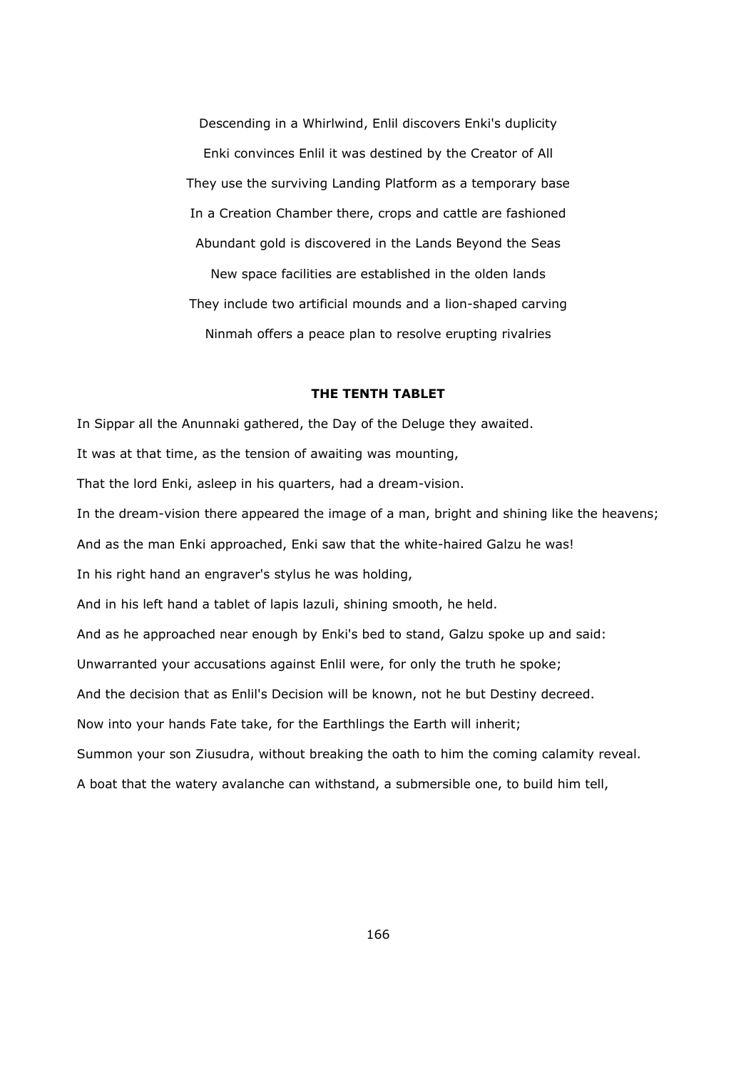Descending in a Whirlwind, Enlil discovers Enki's duplicity

Enki convinces Enlil it was destined by the Creator of All

They use the surviving Landing Platform as a temporary base

In a Creation Chamber there, crops and cattle are fashioned

Abundant gold is discovered in the Lands Beyond the Seas

New space facilities are established in the olden lands

They include two artificial mounds and a lion-shaped carving

Ninmah offers a peace plan to resolve erupting rivalries

## THE TENTH TABLET

In Sippar all the Anunnaki gathered, the Day of the Deluge they awaited.

It was at that time, as the tension of awaiting was mounting,

That the lord Enki, asleep in his quarters, had a dream-vision.

In the dream-vision there appeared the image of a man, bright and shining like the heavens;

And as the man Enki approached, Enki saw that the white-haired Galzu he was!

In his right hand an engraver's stylus he was holding,

And in his left hand a tablet of lapis lazuli, shining smooth, he held.

And as he approached near enough by Enki's bed to stand, Galzu spoke up and said:

Unwarranted your accusations against Enlil were, for only the truth he spoke;

And the decision that as Enlil's Decision will be known, not he but Destiny decreed.

Now into your hands Fate take, for the Earthlings the Earth will inherit;

Summon your son Ziusudra, without breaking the oath to him the coming calamity reveal.

A boat that the watery avalanche can withstand, a submersible one, to build him tell,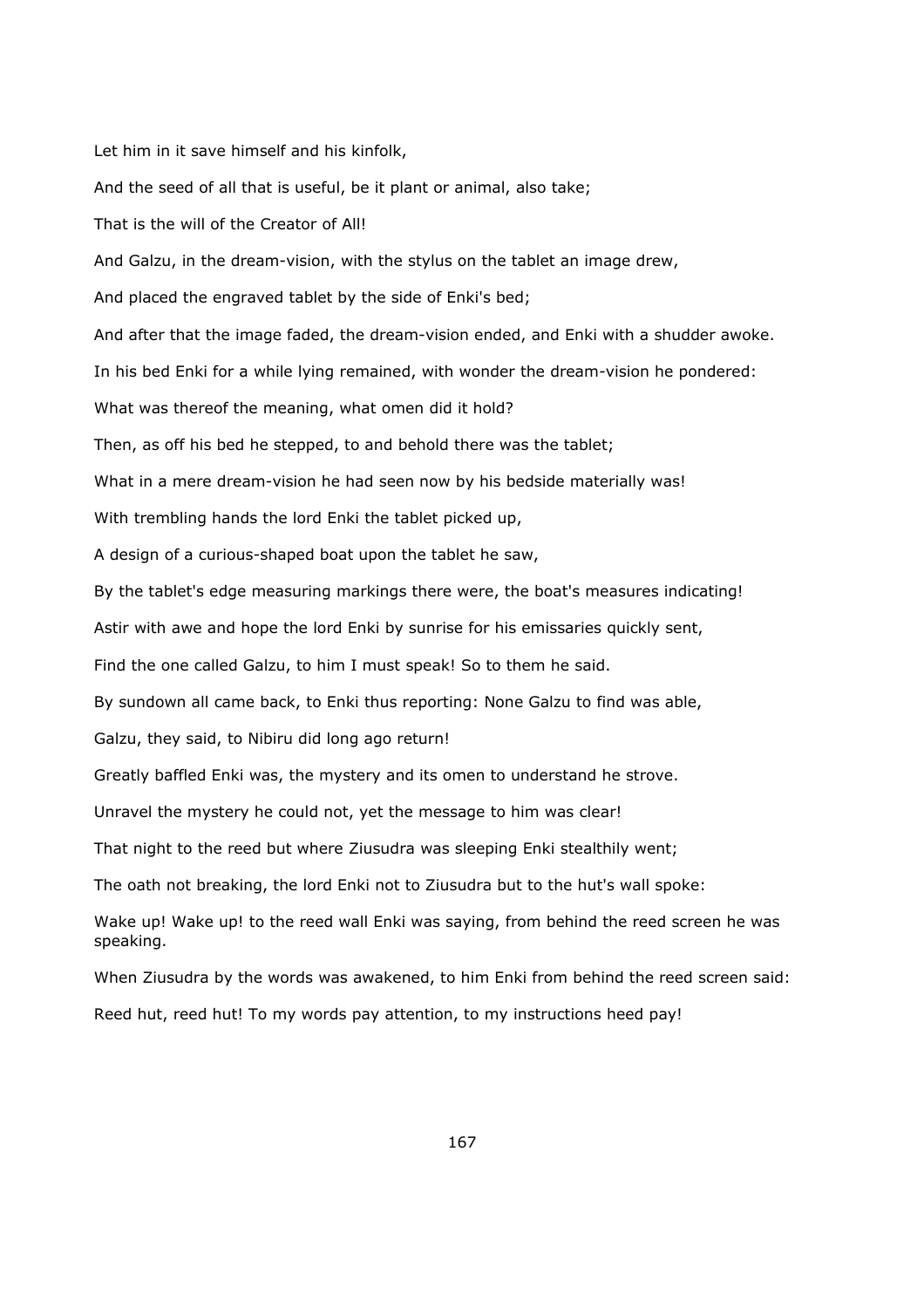Let him in it save himself and his kinfolk,

And the seed of all that is useful, be it plant or animal, also take;

That is the will of the Creator of All!

And Galzu, in the dream-vision, with the stylus on the tablet an image drew,

And placed the engraved tablet by the side of Enki's bed;

And after that the image faded, the dream-vision ended, and Enki with a shudder awoke.

In his bed Enki for a while lying remained, with wonder the dream-vision he pondered:

What was thereof the meaning, what omen did it hold?

Then, as off his bed he stepped, to and behold there was the tablet;

What in a mere dream-vision he had seen now by his bedside materially was!

With trembling hands the lord Enki the tablet picked up,

A design of a curious-shaped boat upon the tablet he saw,

By the tablet's edge measuring markings there were, the boat's measures indicating!

Astir with awe and hope the lord Enki by sunrise for his emissaries quickly sent,

Find the one called Galzu, to him I must speak! So to them he said.

By sundown all came back, to Enki thus reporting: None Galzu to find was able,

Galzu, they said, to Nibiru did long ago return!

Greatly baffled Enki was, the mystery and its omen to understand he strove.

Unravel the mystery he could not, yet the message to him was clear!

That night to the reed but where Ziusudra was sleeping Enki stealthily went;

The oath not breaking, the lord Enki not to Ziusudra but to the hut's wall spoke:

Wake up! Wake up! to the reed wall Enki was saying, from behind the reed screen he was speaking.

When Ziusudra by the words was awakened, to him Enki from behind the reed screen said:

Reed hut, reed hut! To my words pay attention, to my instructions heed pay!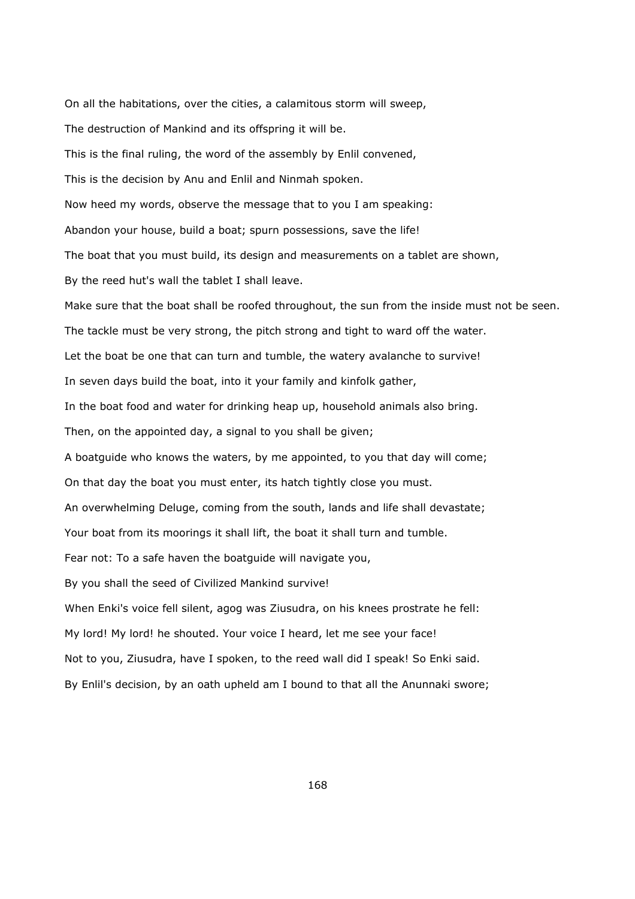On all the habitations, over the cities, a calamitous storm will sweep,

The destruction of Mankind and its offspring it will be.

This is the final ruling, the word of the assembly by Enlil convened,

This is the decision by Anu and Enlil and Ninmah spoken.

Now heed my words, observe the message that to you I am speaking:

Abandon your house, build a boat; spurn possessions, save the life!

The boat that you must build, its design and measurements on a tablet are shown,

By the reed hut's wall the tablet I shall leave.

Make sure that the boat shall be roofed throughout, the sun from the inside must not be seen.

The tackle must be very strong, the pitch strong and tight to ward off the water.

Let the boat be one that can turn and tumble, the watery avalanche to survive!

In seven days build the boat, into it your family and kinfolk gather,

In the boat food and water for drinking heap up, household animals also bring.

Then, on the appointed day, a signal to you shall be given;

A boatguide who knows the waters, by me appointed, to you that day will come;

On that day the boat you must enter, its hatch tightly close you must.

An overwhelming Deluge, coming from the south, lands and life shall devastate;

Your boat from its moorings it shall lift, the boat it shall turn and tumble.

Fear not: To a safe haven the boatguide will navigate you,

By you shall the seed of Civilized Mankind survive!

When Enki's voice fell silent, agog was Ziusudra, on his knees prostrate he fell:

My lord! My lord! he shouted. Your voice I heard, let me see your face!

Not to you, Ziusudra, have I spoken, to the reed wall did I speak! So Enki said.

By Enlil's decision, by an oath upheld am I bound to that all the Anunnaki swore;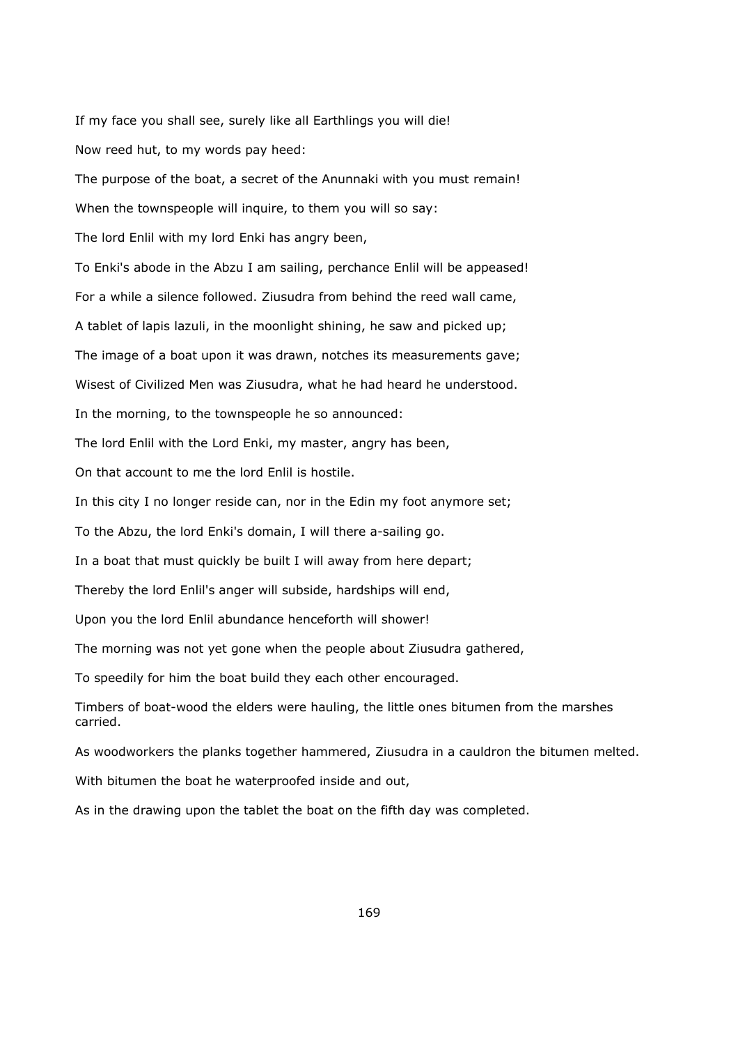If my face you shall see, surely like all Earthlings you will die!

Now reed hut, to my words pay heed:

The purpose of the boat, a secret of the Anunnaki with you must remain!

When the townspeople will inquire, to them you will so say:

The lord Enlil with my lord Enki has angry been,

To Enki's abode in the Abzu I am sailing, perchance Enlil will be appeased!

For a while a silence followed. Ziusudra from behind the reed wall came,

A tablet of lapis lazuli, in the moonlight shining, he saw and picked up;

The image of a boat upon it was drawn, notches its measurements gave;

Wisest of Civilized Men was Ziusudra, what he had heard he understood.

In the morning, to the townspeople he so announced:

The lord Enlil with the Lord Enki, my master, angry has been,

On that account to me the lord Enlil is hostile.

In this city I no longer reside can, nor in the Edin my foot anymore set;

To the Abzu, the lord Enki's domain, I will there a-sailing go.

In a boat that must quickly be built I will away from here depart;

Thereby the lord Enlil's anger will subside, hardships will end,

Upon you the lord Enlil abundance henceforth will shower!

The morning was not yet gone when the people about Ziusudra gathered,

To speedily for him the boat build they each other encouraged.

Timbers of boat-wood the elders were hauling, the little ones bitumen from the marshes carried.

As woodworkers the planks together hammered, Ziusudra in a cauldron the bitumen melted.

With bitumen the boat he waterproofed inside and out,

As in the drawing upon the tablet the boat on the fifth day was completed.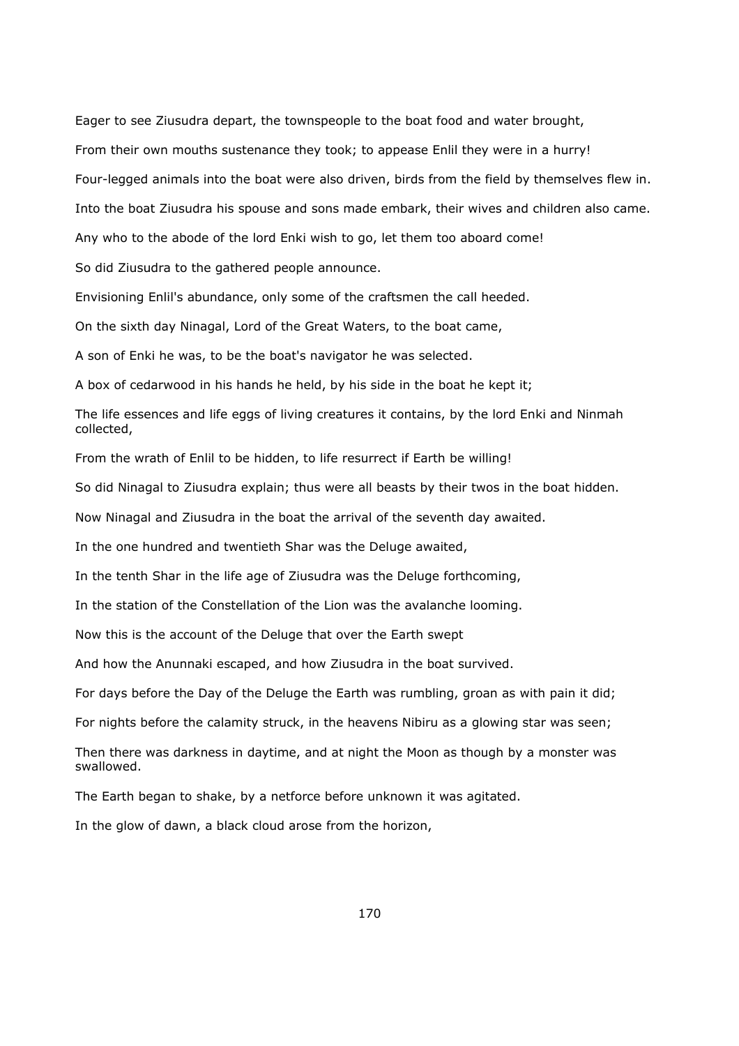Eager to see Ziusudra depart, the townspeople to the boat food and water brought,

From their own mouths sustenance they took; to appease Enlil they were in a hurry!

Four-legged animals into the boat were also driven, birds from the field by themselves flew in.

Into the boat Ziusudra his spouse and sons made embark, their wives and children also came.

Any who to the abode of the lord Enki wish to go, let them too aboard come!

So did Ziusudra to the gathered people announce.

Envisioning Enlil's abundance, only some of the craftsmen the call heeded.

On the sixth day Ninagal, Lord of the Great Waters, to the boat came,

A son of Enki he was, to be the boat's navigator he was selected.

A box of cedarwood in his hands he held, by his side in the boat he kept it;

The life essences and life eggs of living creatures it contains, by the lord Enki and Ninmah collected,

From the wrath of Enlil to be hidden, to life resurrect if Earth be willing!

So did Ninagal to Ziusudra explain; thus were all beasts by their twos in the boat hidden.

Now Ninagal and Ziusudra in the boat the arrival of the seventh day awaited.

In the one hundred and twentieth Shar was the Deluge awaited,

In the tenth Shar in the life age of Ziusudra was the Deluge forthcoming,

In the station of the Constellation of the Lion was the avalanche looming.

Now this is the account of the Deluge that over the Earth swept

And how the Anunnaki escaped, and how Ziusudra in the boat survived.

For days before the Day of the Deluge the Earth was rumbling, groan as with pain it did;

For nights before the calamity struck, in the heavens Nibiru as a glowing star was seen;

Then there was darkness in daytime, and at night the Moon as though by a monster was swallowed.

The Earth began to shake, by a netforce before unknown it was agitated.

In the glow of dawn, a black cloud arose from the horizon,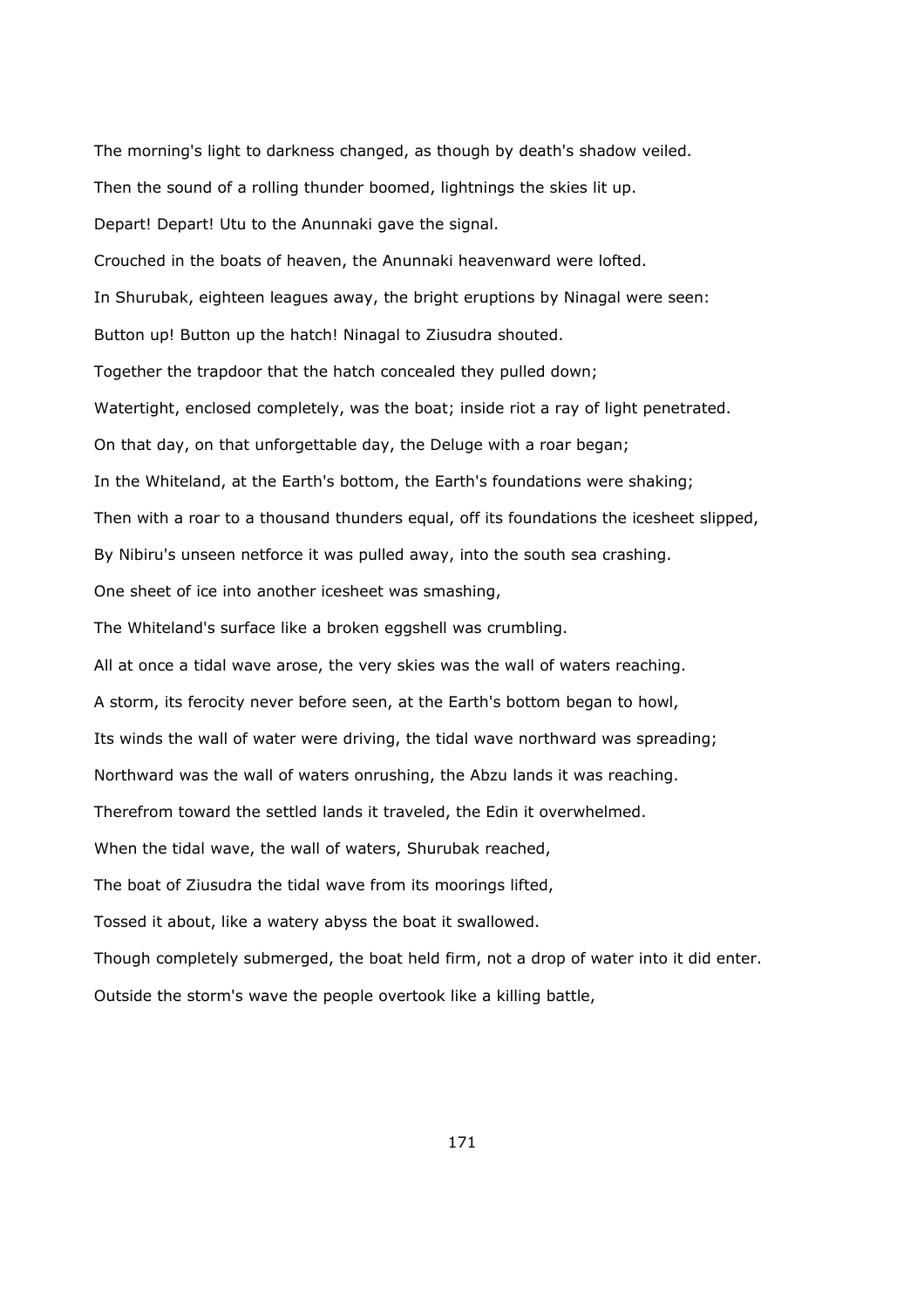The morning's light to darkness changed, as though by death's shadow veiled.

Then the sound of a rolling thunder boomed, lightnings the skies lit up.

Depart! Depart! Utu to the Anunnaki gave the signal.

Crouched in the boats of heaven, the Anunnaki heavenward were lofted.

In Shurubak, eighteen leagues away, the bright eruptions by Ninagal were seen:

Button up! Button up the hatch! Ninagal to Ziusudra shouted.

Together the trapdoor that the hatch concealed they pulled down;

Watertight, enclosed completely, was the boat; inside riot a ray of light penetrated.

On that day, on that unforgettable day, the Deluge with a roar began;

In the Whiteland, at the Earth's bottom, the Earth's foundations were shaking;

Then with a roar to a thousand thunders equal, off its foundations the icesheet slipped,

By Nibiru's unseen netforce it was pulled away, into the south sea crashing.

One sheet of ice into another icesheet was smashing,

The Whiteland's surface like a broken eggshell was crumbling.

All at once a tidal wave arose, the very skies was the wall of waters reaching.

A storm, its ferocity never before seen, at the Earth's bottom began to howl,

Its winds the wall of water were driving, the tidal wave northward was spreading;

Northward was the wall of waters onrushing, the Abzu lands it was reaching.

Therefrom toward the settled lands it traveled, the Edin it overwhelmed.

When the tidal wave, the wall of waters, Shurubak reached,

The boat of Ziusudra the tidal wave from its moorings lifted,

Tossed it about, like a watery abyss the boat it swallowed.

Though completely submerged, the boat held firm, not a drop of water into it did enter.

Outside the storm's wave the people overtook like a killing battle,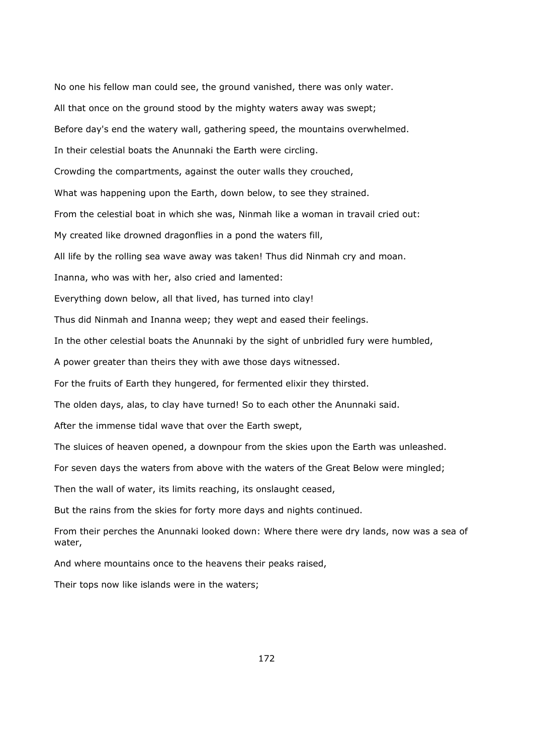No one his fellow man could see, the ground vanished, there was only water.

All that once on the ground stood by the mighty waters away was swept;

Before day's end the watery wall, gathering speed, the mountains overwhelmed.

In their celestial boats the Anunnaki the Earth were circling.

Crowding the compartments, against the outer walls they crouched,

What was happening upon the Earth, down below, to see they strained.

From the celestial boat in which she was, Ninmah like a woman in travail cried out:

My created like drowned dragonflies in a pond the waters fill,

All life by the rolling sea wave away was taken! Thus did Ninmah cry and moan.

Inanna, who was with her, also cried and lamented:

Everything down below, all that lived, has turned into clay!

Thus did Ninmah and Inanna weep; they wept and eased their feelings.

In the other celestial boats the Anunnaki by the sight of unbridled fury were humbled,

A power greater than theirs they with awe those days witnessed.

For the fruits of Earth they hungered, for fermented elixir they thirsted.

The olden days, alas, to clay have turned! So to each other the Anunnaki said.

After the immense tidal wave that over the Earth swept,

The sluices of heaven opened, a downpour from the skies upon the Earth was unleashed.

For seven days the waters from above with the waters of the Great Below were mingled;

Then the wall of water, its limits reaching, its onslaught ceased,

But the rains from the skies for forty more days and nights continued.

From their perches the Anunnaki looked down: Where there were dry lands, now was a sea of water,

And where mountains once to the heavens their peaks raised,

Their tops now like islands were in the waters;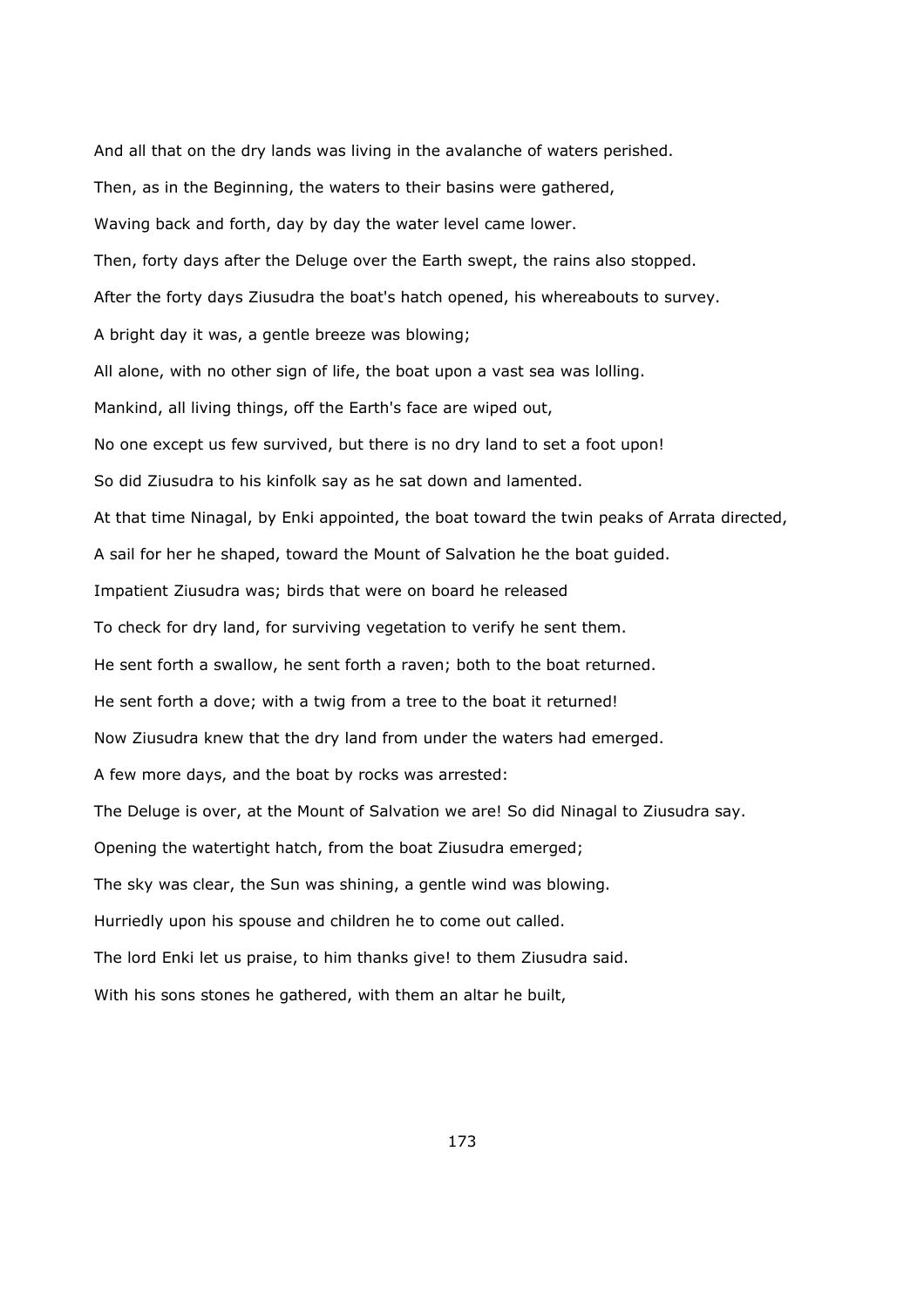And all that on the dry lands was living in the avalanche of waters perished.

Then, as in the Beginning, the waters to their basins were gathered,

Waving back and forth, day by day the water level came lower.

Then, forty days after the Deluge over the Earth swept, the rains also stopped.

After the forty days Ziusudra the boat's hatch opened, his whereabouts to survey.

A bright day it was, a gentle breeze was blowing;

All alone, with no other sign of life, the boat upon a vast sea was lolling.

Mankind, all living things, off the Earth's face are wiped out,

No one except us few survived, but there is no dry land to set a foot upon!

So did Ziusudra to his kinfolk say as he sat down and lamented.

At that time Ninagal, by Enki appointed, the boat toward the twin peaks of Arrata directed,

A sail for her he shaped, toward the Mount of Salvation he the boat guided.

Impatient Ziusudra was; birds that were on board he released

To check for dry land, for surviving vegetation to verify he sent them.

He sent forth a swallow, he sent forth a raven; both to the boat returned.

He sent forth a dove; with a twig from a tree to the boat it returned!

Now Ziusudra knew that the dry land from under the waters had emerged.

A few more days, and the boat by rocks was arrested:

The Deluge is over, at the Mount of Salvation we are! So did Ninagal to Ziusudra say.

Opening the watertight hatch, from the boat Ziusudra emerged;

The sky was clear, the Sun was shining, a gentle wind was blowing.

Hurriedly upon his spouse and children he to come out called.

The lord Enki let us praise, to him thanks give! to them Ziusudra said.

With his sons stones he gathered, with them an altar he built,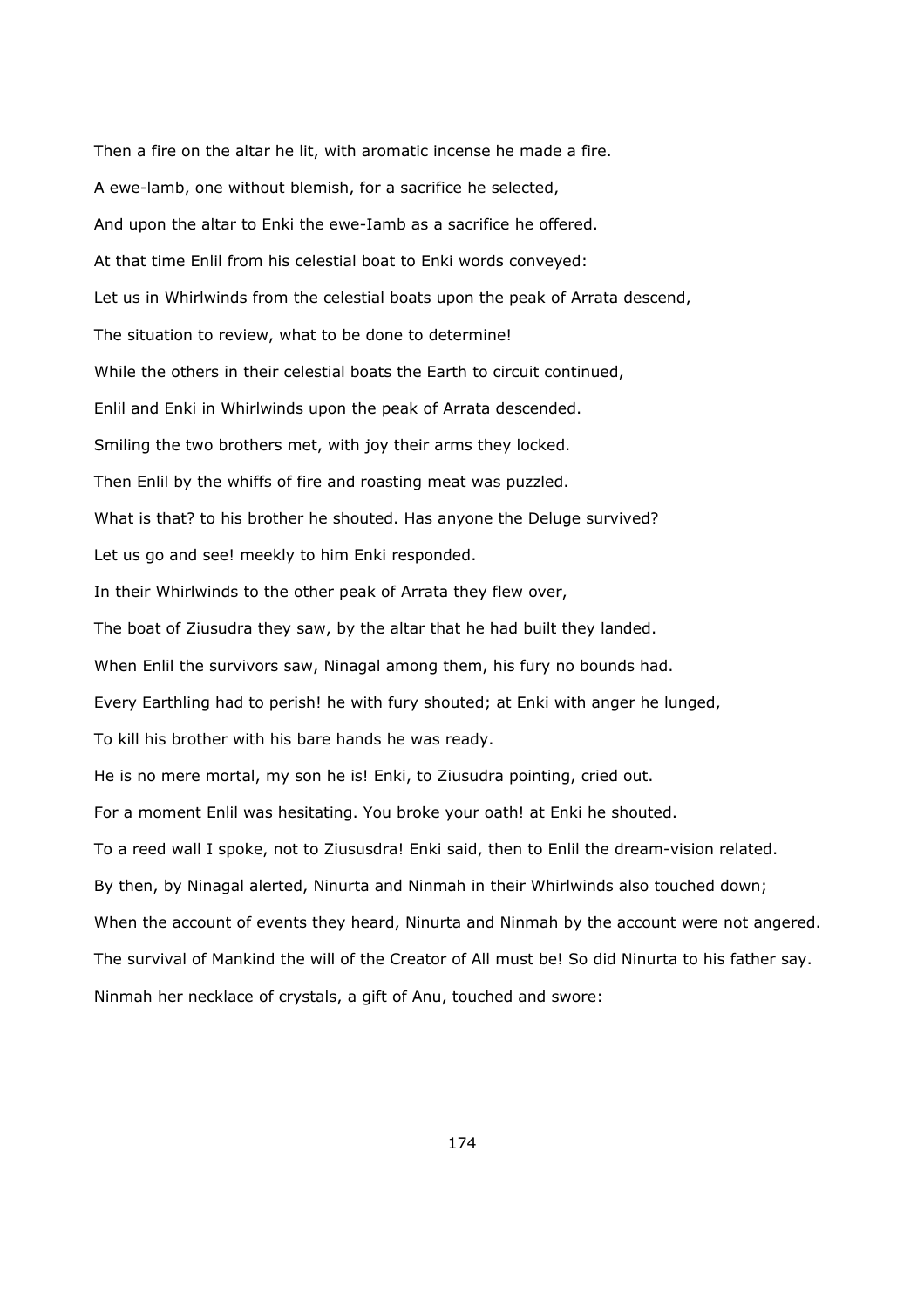Then a fire on the altar he lit, with aromatic incense he made a fire.

A ewe-lamb, one without blemish, for a sacrifice he selected,

And upon the altar to Enki the ewe-Iamb as a sacrifice he offered.

At that time Enlil from his celestial boat to Enki words conveyed:

Let us in Whirlwinds from the celestial boats upon the peak of Arrata descend,

The situation to review, what to be done to determine!

While the others in their celestial boats the Earth to circuit continued,

Enlil and Enki in Whirlwinds upon the peak of Arrata descended.

Smiling the two brothers met, with joy their arms they locked.

Then Enlil by the whiffs of fire and roasting meat was puzzled.

What is that? to his brother he shouted. Has anyone the Deluge survived?

Let us go and see! meekly to him Enki responded.

In their Whirlwinds to the other peak of Arrata they flew over,

The boat of Ziusudra they saw, by the altar that he had built they landed.

When Enlil the survivors saw, Ninagal among them, his fury no bounds had.

Every Earthling had to perish! he with fury shouted; at Enki with anger he lunged,

To kill his brother with his bare hands he was ready.

He is no mere mortal, my son he is! Enki, to Ziusudra pointing, cried out.

For a moment Enlil was hesitating. You broke your oath! at Enki he shouted.

To a reed wall I spoke, not to Ziususdra! Enki said, then to Enlil the dream-vision related.

By then, by Ninagal alerted, Ninurta and Ninmah in their Whirlwinds also touched down;

When the account of events they heard, Ninurta and Ninmah by the account were not angered.

The survival of Mankind the will of the Creator of All must be! So did Ninurta to his father say.

Ninmah her necklace of crystals, a gift of Anu, touched and swore: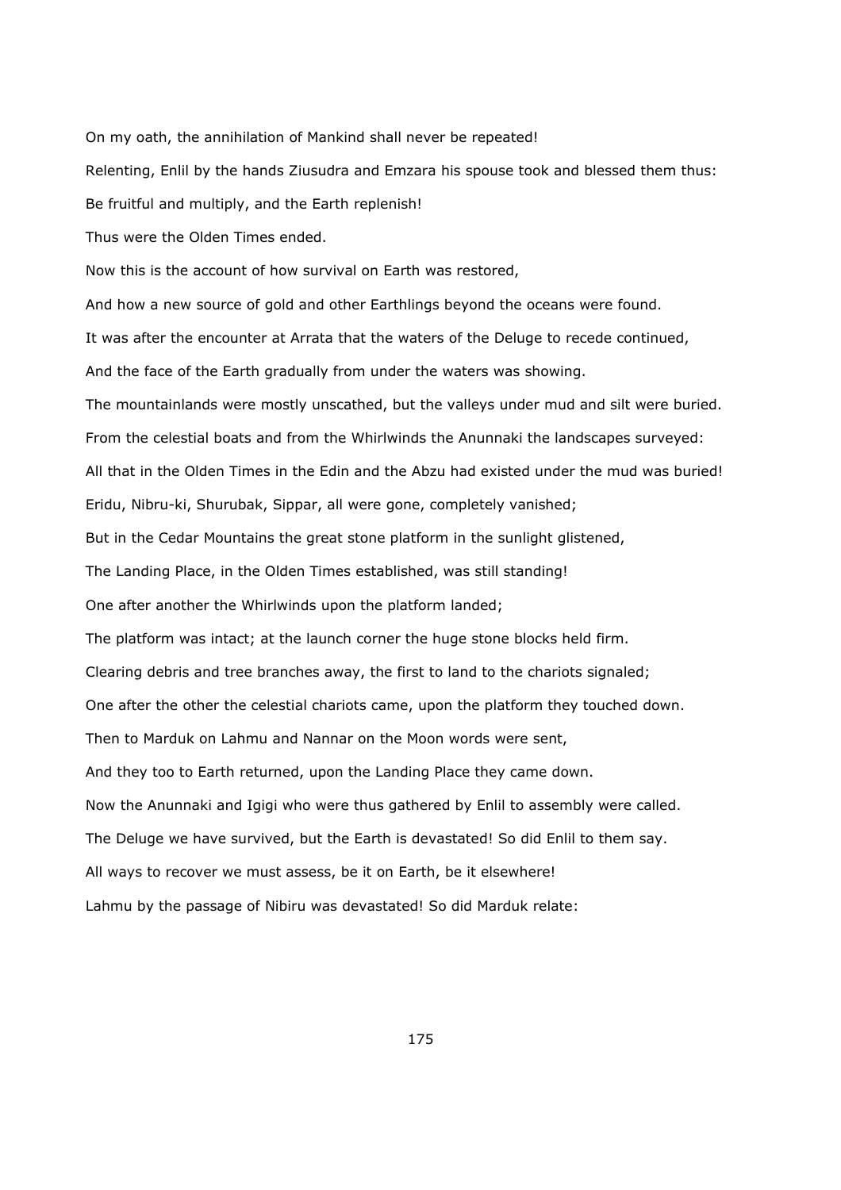On my oath, the annihilation of Mankind shall never be repeated!

Relenting, Enlil by the hands Ziusudra and Emzara his spouse took and blessed them thus:

Be fruitful and multiply, and the Earth replenish!

Thus were the Olden Times ended.

Now this is the account of how survival on Earth was restored,

And how a new source of gold and other Earthlings beyond the oceans were found.

It was after the encounter at Arrata that the waters of the Deluge to recede continued,

And the face of the Earth gradually from under the waters was showing.

The mountainlands were mostly unscathed, but the valleys under mud and silt were buried.

From the celestial boats and from the Whirlwinds the Anunnaki the landscapes surveyed:

All that in the Olden Times in the Edin and the Abzu had existed under the mud was buried!

Eridu, Nibru-ki, Shurubak, Sippar, all were gone, completely vanished;

But in the Cedar Mountains the great stone platform in the sunlight glistened,

The Landing Place, in the Olden Times established, was still standing!

One after another the Whirlwinds upon the platform landed;

The platform was intact; at the launch corner the huge stone blocks held firm.

Clearing debris and tree branches away, the first to land to the chariots signaled;

One after the other the celestial chariots came, upon the platform they touched down.

Then to Marduk on Lahmu and Nannar on the Moon words were sent,

And they too to Earth returned, upon the Landing Place they came down.

Now the Anunnaki and Igigi who were thus gathered by Enlil to assembly were called.

The Deluge we have survived, but the Earth is devastated! So did Enlil to them say.

All ways to recover we must assess, be it on Earth, be it elsewhere!

Lahmu by the passage of Nibiru was devastated! So did Marduk relate: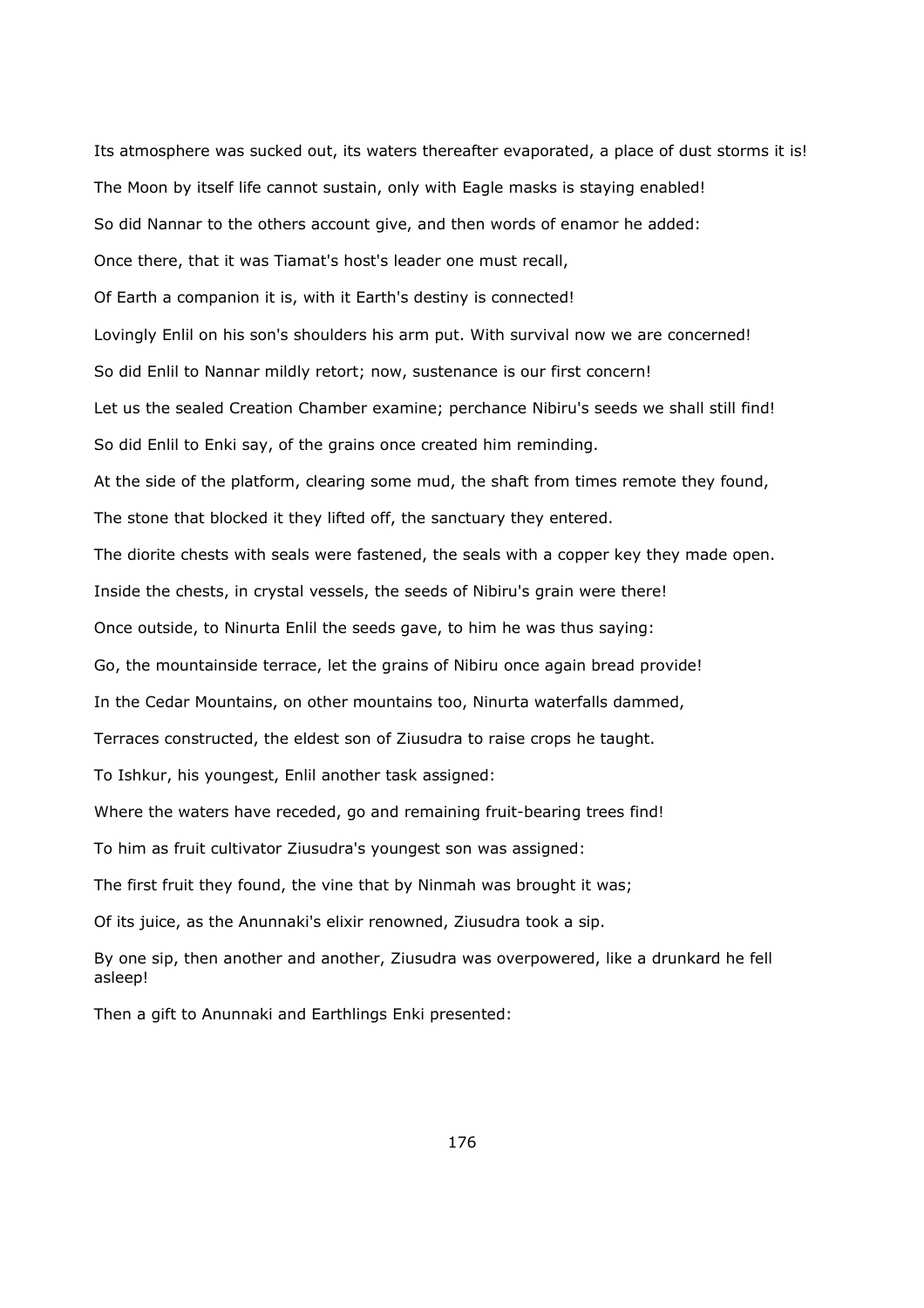Its atmosphere was sucked out, its waters thereafter evaporated, a place of dust storms it is!

The Moon by itself life cannot sustain, only with Eagle masks is staying enabled!

So did Nannar to the others account give, and then words of enamor he added:

Once there, that it was Tiamat's host's leader one must recall,

Of Earth a companion it is, with it Earth's destiny is connected!

Lovingly Enlil on his son's shoulders his arm put. With survival now we are concerned!

So did Enlil to Nannar mildly retort; now, sustenance is our first concern!

Let us the sealed Creation Chamber examine; perchance Nibiru's seeds we shall still find!

So did Enlil to Enki say, of the grains once created him reminding.

At the side of the platform, clearing some mud, the shaft from times remote they found,

The stone that blocked it they lifted off, the sanctuary they entered.

The diorite chests with seals were fastened, the seals with a copper key they made open.

Inside the chests, in crystal vessels, the seeds of Nibiru's grain were there!

Once outside, to Ninurta Enlil the seeds gave, to him he was thus saying:

Go, the mountainside terrace, let the grains of Nibiru once again bread provide!

In the Cedar Mountains, on other mountains too, Ninurta waterfalls dammed,

Terraces constructed, the eldest son of Ziusudra to raise crops he taught.

To Ishkur, his youngest, Enlil another task assigned:

Where the waters have receded, go and remaining fruit-bearing trees find!

To him as fruit cultivator Ziusudra's youngest son was assigned:

The first fruit they found, the vine that by Ninmah was brought it was;

Of its juice, as the Anunnaki's elixir renowned, Ziusudra took a sip.

By one sip, then another and another, Ziusudra was overpowered, like a drunkard he fell asleep!

Then a gift to Anunnaki and Earthlings Enki presented: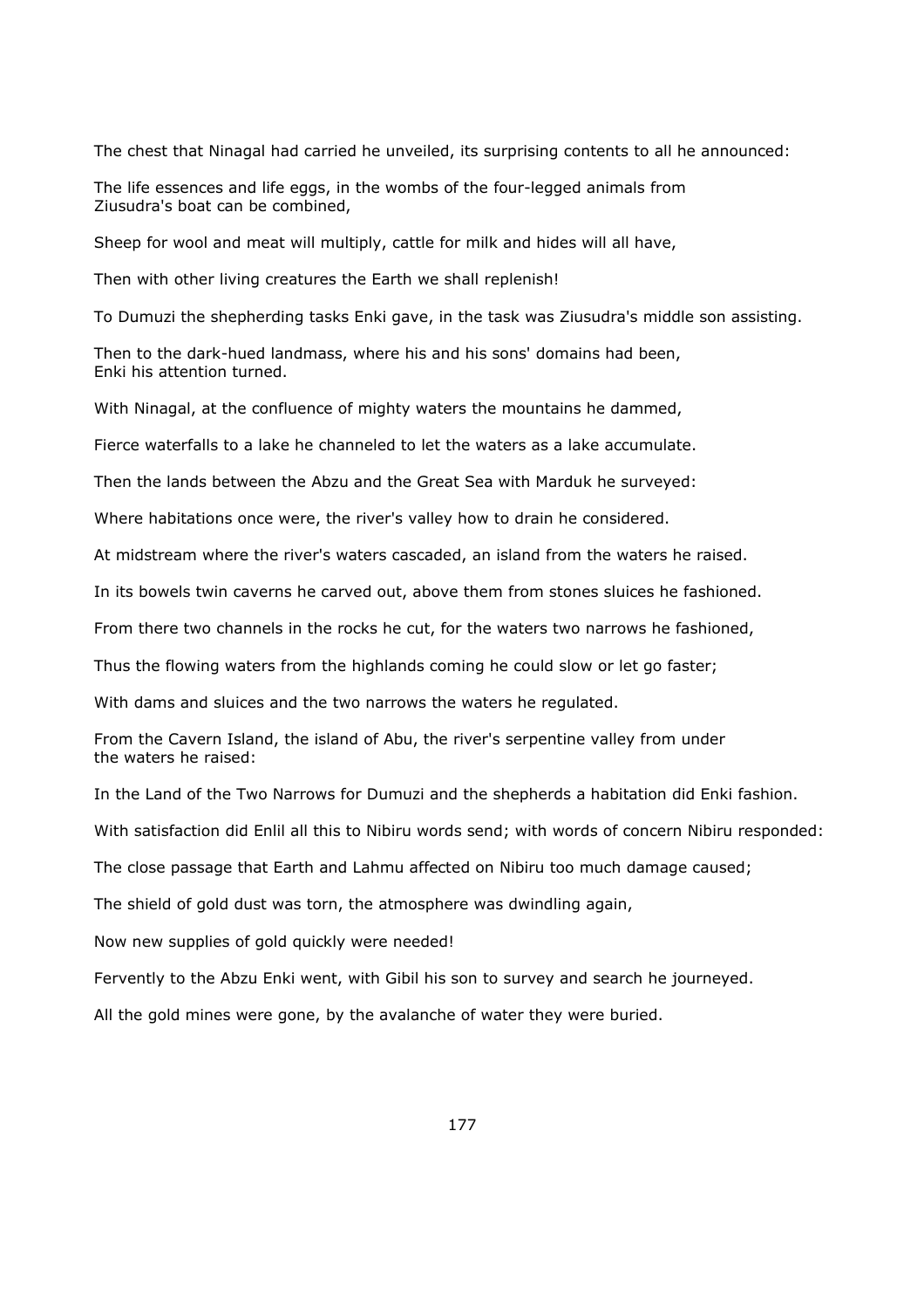The chest that Ninagal had carried he unveiled, its surprising contents to all he announced:

The life essences and life eggs, in the wombs of the four-legged animals from Ziusudra's boat can be combined,

Sheep for wool and meat will multiply, cattle for milk and hides will all have,

Then with other living creatures the Earth we shall replenish!

To Dumuzi the shepherding tasks Enki gave, in the task was Ziusudra's middle son assisting.

Then to the dark-hued landmass, where his and his sons' domains had been, Enki his attention turned.

With Ninagal, at the confluence of mighty waters the mountains he dammed,

Fierce waterfalls to a lake he channeled to let the waters as a lake accumulate.

Then the lands between the Abzu and the Great Sea with Marduk he surveyed:

Where habitations once were, the river's valley how to drain he considered.

At midstream where the river's waters cascaded, an island from the waters he raised.

In its bowels twin caverns he carved out, above them from stones sluices he fashioned.

From there two channels in the rocks he cut, for the waters two narrows he fashioned,

Thus the flowing waters from the highlands coming he could slow or let go faster;

With dams and sluices and the two narrows the waters he regulated.

From the Cavern Island, the island of Abu, the river's serpentine valley from under the waters he raised:

In the Land of the Two Narrows for Dumuzi and the shepherds a habitation did Enki fashion.

With satisfaction did Enlil all this to Nibiru words send; with words of concern Nibiru responded:

The close passage that Earth and Lahmu affected on Nibiru too much damage caused;

The shield of gold dust was torn, the atmosphere was dwindling again,

Now new supplies of gold quickly were needed!

Fervently to the Abzu Enki went, with Gibil his son to survey and search he journeyed.

All the gold mines were gone, by the avalanche of water they were buried.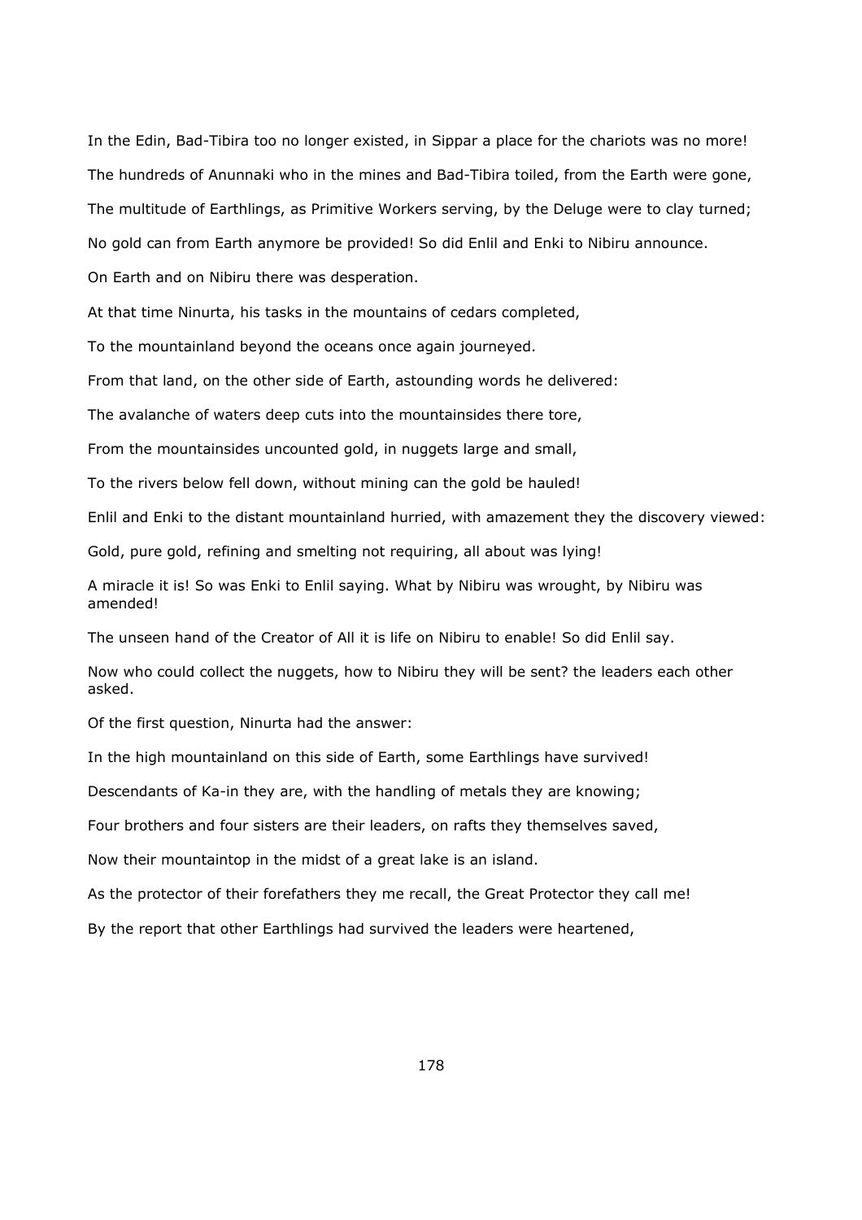In the Edin, Bad-Tibira too no longer existed, in Sippar a place for the chariots was no more!

The hundreds of Anunnaki who in the mines and Bad-Tibira toiled, from the Earth were gone,

The multitude of Earthlings, as Primitive Workers serving, by the Deluge were to clay turned;

No gold can from Earth anymore be provided! So did Enlil and Enki to Nibiru announce.

On Earth and on Nibiru there was desperation.

At that time Ninurta, his tasks in the mountains of cedars completed,

To the mountainland beyond the oceans once again journeyed.

From that land, on the other side of Earth, astounding words he delivered:

The avalanche of waters deep cuts into the mountainsides there tore,

From the mountainsides uncounted gold, in nuggets large and small,

To the rivers below fell down, without mining can the gold be hauled!

Enlil and Enki to the distant mountainland hurried, with amazement they the discovery viewed:

Gold, pure gold, refining and smelting not requiring, all about was lying!

A miracle it is! So was Enki to Enlil saying. What by Nibiru was wrought, by Nibiru was amended!

The unseen hand of the Creator of All it is life on Nibiru to enable! So did Enlil say.

Now who could collect the nuggets, how to Nibiru they will be sent? the leaders each other asked.

Of the first question, Ninurta had the answer:

In the high mountainland on this side of Earth, some Earthlings have survived!

Descendants of Ka-in they are, with the handling of metals they are knowing;

Four brothers and four sisters are their leaders, on rafts they themselves saved,

Now their mountaintop in the midst of a great lake is an island.

As the protector of their forefathers they me recall, the Great Protector they call me!

By the report that other Earthlings had survived the leaders were heartened,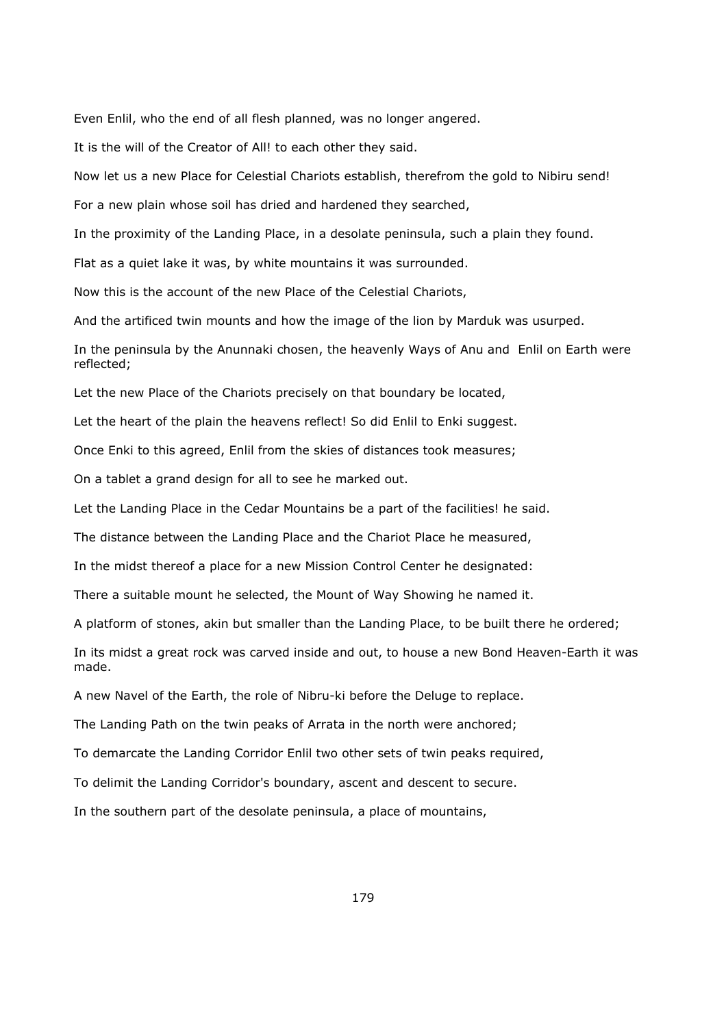Even Enlil, who the end of all flesh planned, was no longer angered.

It is the will of the Creator of All! to each other they said.

Now let us a new Place for Celestial Chariots establish, therefrom the gold to Nibiru send!

For a new plain whose soil has dried and hardened they searched,

In the proximity of the Landing Place, in a desolate peninsula, such a plain they found.

Flat as a quiet lake it was, by white mountains it was surrounded.

Now this is the account of the new Place of the Celestial Chariots,

And the artificed twin mounts and how the image of the lion by Marduk was usurped.

In the peninsula by the Anunnaki chosen, the heavenly Ways of Anu and Enlil on Earth were reflected;

Let the new Place of the Chariots precisely on that boundary be located,

Let the heart of the plain the heavens reflect! So did Enlil to Enki suggest.

Once Enki to this agreed, Enlil from the skies of distances took measures;

On a tablet a grand design for all to see he marked out.

Let the Landing Place in the Cedar Mountains be a part of the facilities! he said.

The distance between the Landing Place and the Chariot Place he measured,

In the midst thereof a place for a new Mission Control Center he designated:

There a suitable mount he selected, the Mount of Way Showing he named it.

A platform of stones, akin but smaller than the Landing Place, to be built there he ordered;

In its midst a great rock was carved inside and out, to house a new Bond Heaven-Earth it was made.

A new Navel of the Earth, the role of Nibru-ki before the Deluge to replace.

The Landing Path on the twin peaks of Arrata in the north were anchored;

To demarcate the Landing Corridor Enlil two other sets of twin peaks required,

To delimit the Landing Corridor's boundary, ascent and descent to secure.

In the southern part of the desolate peninsula, a place of mountains,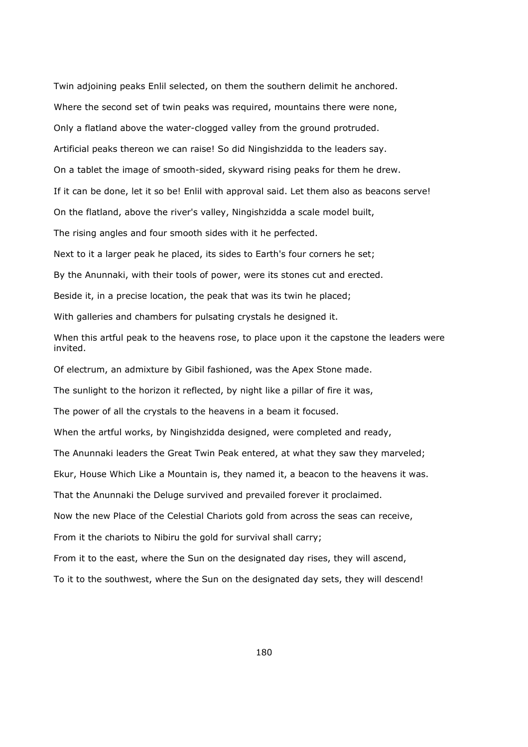Twin adjoining peaks Enlil selected, on them the southern delimit he anchored.

Where the second set of twin peaks was required, mountains there were none,

Only a flatland above the water-clogged valley from the ground protruded.

Artificial peaks thereon we can raise! So did Ningishzidda to the leaders say.

On a tablet the image of smooth-sided, skyward rising peaks for them he drew.

If it can be done, let it so be! Enlil with approval said. Let them also as beacons serve!

On the flatland, above the river's valley, Ningishzidda a scale model built,

The rising angles and four smooth sides with it he perfected.

Next to it a larger peak he placed, its sides to Earth's four corners he set;

By the Anunnaki, with their tools of power, were its stones cut and erected.

Beside it, in a precise location, the peak that was its twin he placed;

With galleries and chambers for pulsating crystals he designed it.

When this artful peak to the heavens rose, to place upon it the capstone the leaders were invited.

Of electrum, an admixture by Gibil fashioned, was the Apex Stone made.

The sunlight to the horizon it reflected, by night like a pillar of fire it was,

The power of all the crystals to the heavens in a beam it focused.

When the artful works, by Ningishzidda designed, were completed and ready,

The Anunnaki leaders the Great Twin Peak entered, at what they saw they marveled;

Ekur, House Which Like a Mountain is, they named it, a beacon to the heavens it was.

That the Anunnaki the Deluge survived and prevailed forever it proclaimed.

Now the new Place of the Celestial Chariots gold from across the seas can receive,

From it the chariots to Nibiru the gold for survival shall carry;

From it to the east, where the Sun on the designated day rises, they will ascend,

To it to the southwest, where the Sun on the designated day sets, they will descend!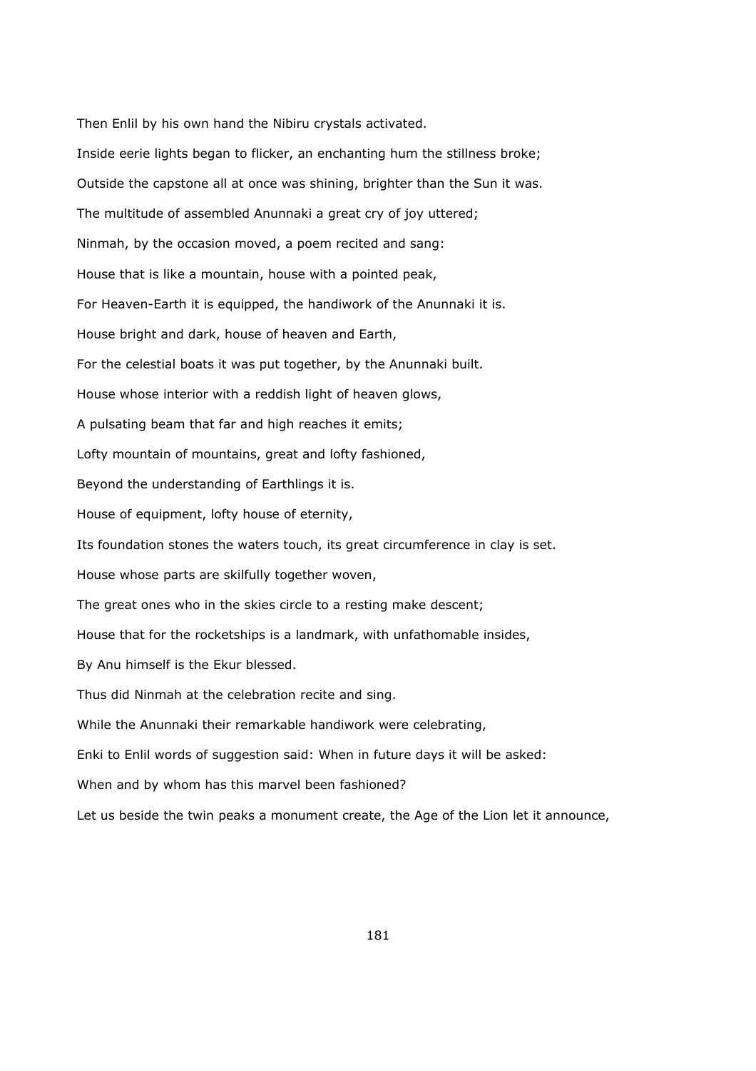Then Enlil by his own hand the Nibiru crystals activated.

Inside eerie lights began to flicker, an enchanting hum the stillness broke;

Outside the capstone all at once was shining, brighter than the Sun it was.

The multitude of assembled Anunnaki a great cry of joy uttered;

Ninmah, by the occasion moved, a poem recited and sang:

House that is like a mountain, house with a pointed peak,

For Heaven-Earth it is equipped, the handiwork of the Anunnaki it is.

House bright and dark, house of heaven and Earth,

For the celestial boats it was put together, by the Anunnaki built.

House whose interior with a reddish light of heaven glows,

A pulsating beam that far and high reaches it emits;

Lofty mountain of mountains, great and lofty fashioned,

Beyond the understanding of Earthlings it is.

House of equipment, lofty house of eternity,

Its foundation stones the waters touch, its great circumference in clay is set.

House whose parts are skilfully together woven,

The great ones who in the skies circle to a resting make descent;

House that for the rocketships is a landmark, with unfathomable insides,

By Anu himself is the Ekur blessed.

Thus did Ninmah at the celebration recite and sing.

While the Anunnaki their remarkable handiwork were celebrating,

Enki to Enlil words of suggestion said: When in future days it will be asked:

When and by whom has this marvel been fashioned?

Let us beside the twin peaks a monument create, the Age of the Lion let it announce,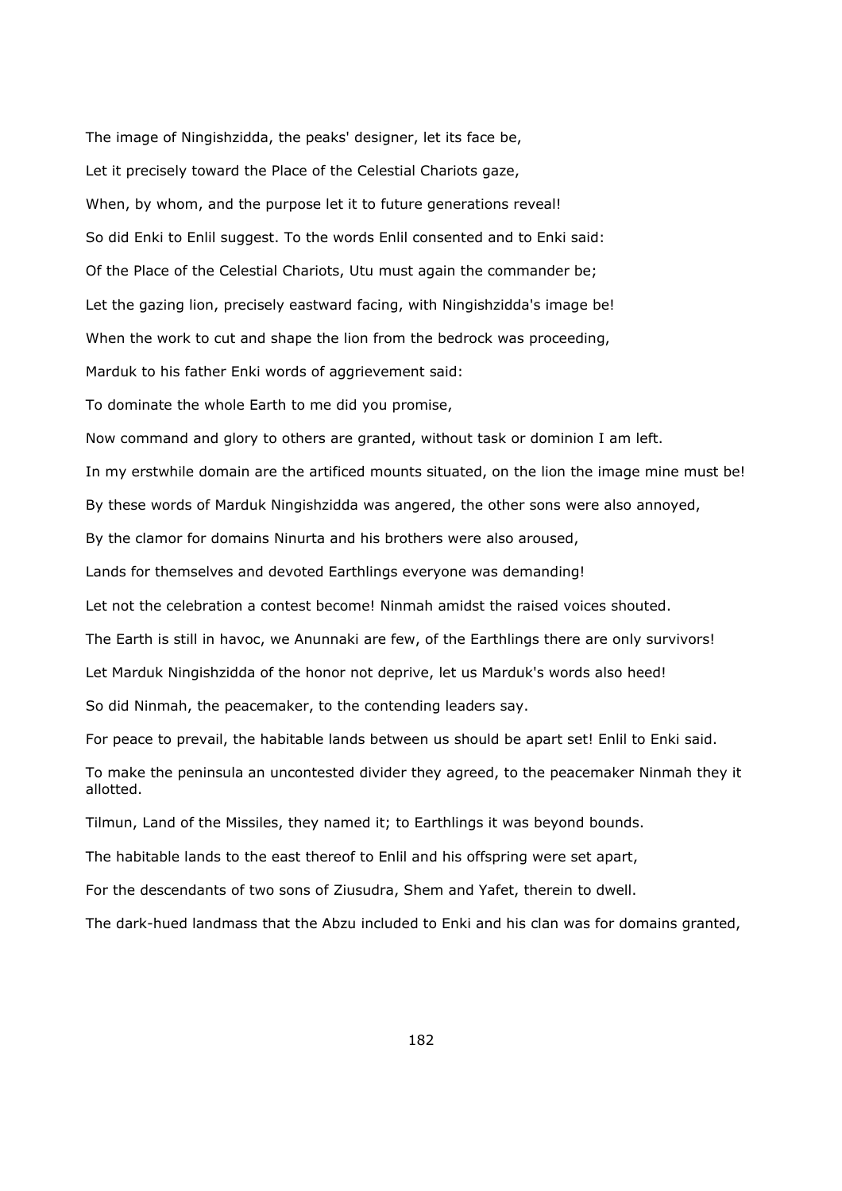The image of Ningishzidda, the peaks' designer, let its face be,

Let it precisely toward the Place of the Celestial Chariots gaze,

When, by whom, and the purpose let it to future generations reveal!

So did Enki to Enlil suggest. To the words Enlil consented and to Enki said:

Of the Place of the Celestial Chariots, Utu must again the commander be;

Let the gazing lion, precisely eastward facing, with Ningishzidda's image be!

When the work to cut and shape the lion from the bedrock was proceeding,

Marduk to his father Enki words of aggrievement said:

To dominate the whole Earth to me did you promise,

Now command and glory to others are granted, without task or dominion I am left.

In my erstwhile domain are the artificed mounts situated, on the lion the image mine must be!

By these words of Marduk Ningishzidda was angered, the other sons were also annoyed,

By the clamor for domains Ninurta and his brothers were also aroused,

Lands for themselves and devoted Earthlings everyone was demanding!

Let not the celebration a contest become! Ninmah amidst the raised voices shouted.

The Earth is still in havoc, we Anunnaki are few, of the Earthlings there are only survivors!

Let Marduk Ningishzidda of the honor not deprive, let us Marduk's words also heed!

So did Ninmah, the peacemaker, to the contending leaders say.

For peace to prevail, the habitable lands between us should be apart set! Enlil to Enki said.

To make the peninsula an uncontested divider they agreed, to the peacemaker Ninmah they it allotted.

Tilmun, Land of the Missiles, they named it; to Earthlings it was beyond bounds.

The habitable lands to the east thereof to Enlil and his offspring were set apart,

For the descendants of two sons of Ziusudra, Shem and Yafet, therein to dwell.

The dark-hued landmass that the Abzu included to Enki and his clan was for domains granted,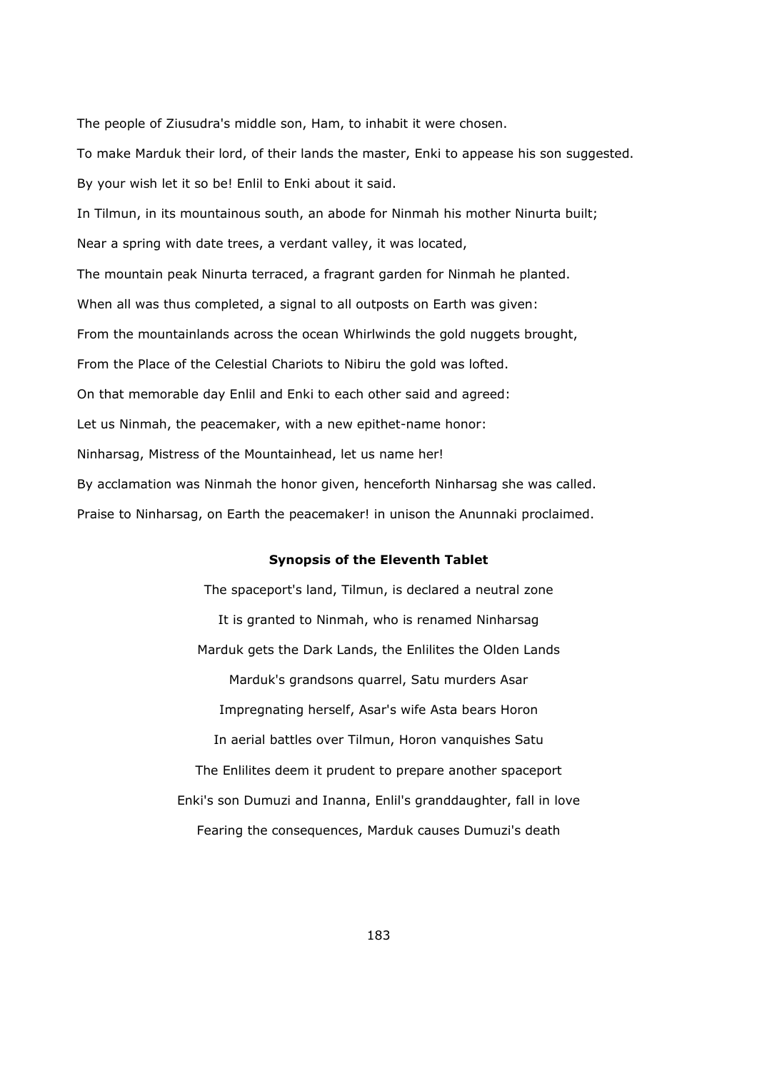The people of Ziusudra's middle son, Ham, to inhabit it were chosen.

To make Marduk their lord, of their lands the master, Enki to appease his son suggested.

By your wish let it so be! Enlil to Enki about it said.

In Tilmun, in its mountainous south, an abode for Ninmah his mother Ninurta built;

Near a spring with date trees, a verdant valley, it was located,

The mountain peak Ninurta terraced, a fragrant garden for Ninmah he planted.

When all was thus completed, a signal to all outposts on Earth was given:

From the mountainlands across the ocean Whirlwinds the gold nuggets brought,

From the Place of the Celestial Chariots to Nibiru the gold was lofted.

On that memorable day Enlil and Enki to each other said and agreed:

Let us Ninmah, the peacemaker, with a new epithet-name honor:

Ninharsag, Mistress of the Mountainhead, let us name her!

By acclamation was Ninmah the honor given, henceforth Ninharsag she was called.

Praise to Ninharsag, on Earth the peacemaker! in unison the Anunnaki proclaimed.

**Synopsis of the Eleventh Tablet**

The spaceport's land, Tilmun, is declared a neutral zone

It is granted to Ninmah, who is renamed Ninharsag

Marduk gets the Dark Lands, the Enlilites the Olden Lands

Marduk's grandsons quarrel, Satu murders Asar

Impregnating herself, Asar's wife Asta bears Horon

In aerial battles over Tilmun, Horon vanquishes Satu

The Enlilites deem it prudent to prepare another spaceport

Enki's son Dumuzi and Inanna, Enlil's granddaughter, fall in love

Fearing the consequences, Marduk causes Dumuzi's death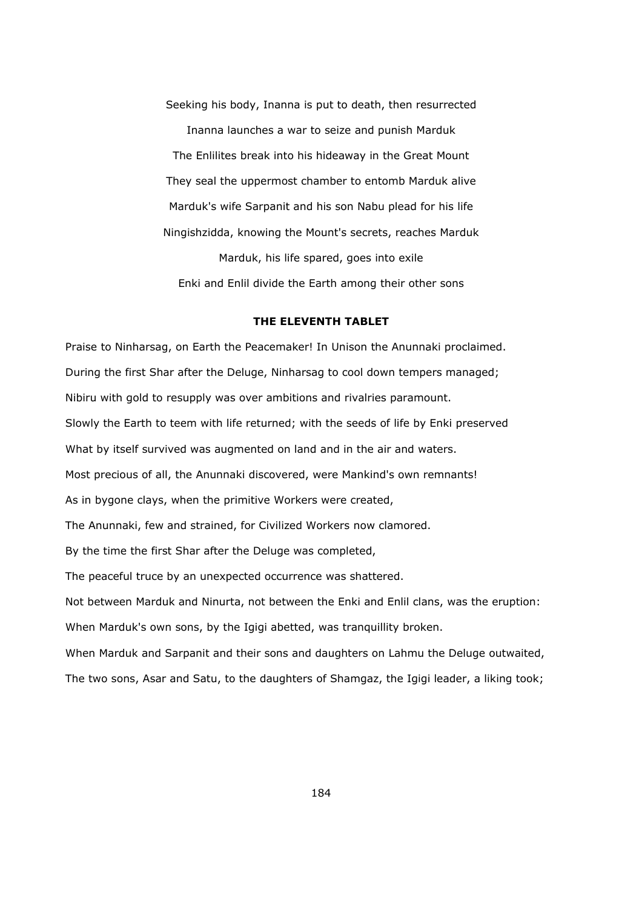Seeking his body, Inanna is put to death, then resurrected

Inanna launches a war to seize and punish Marduk

The Enlilites break into his hideaway in the Great Mount

They seal the uppermost chamber to entomb Marduk alive

Marduk's wife Sarpanit and his son Nabu plead for his life

Ningishzidda, knowing the Mount's secrets, reaches Marduk

Marduk, his life spared, goes into exile

Enki and Enlil divide the Earth among their other sons

## THE ELEVENTH TABLET

Praise to Ninharsag, on Earth the Peacemaker! In Unison the Anunnaki proclaimed.

During the first Shar after the Deluge, Ninharsag to cool down tempers managed;

Nibiru with gold to resupply was over ambitions and rivalries paramount.

Slowly the Earth to teem with life returned; with the seeds of life by Enki preserved

What by itself survived was augmented on land and in the air and waters.

Most precious of all, the Anunnaki discovered, were Mankind's own remnants!

As in bygone clays, when the primitive Workers were created,

The Anunnaki, few and strained, for Civilized Workers now clamored.

By the time the first Shar after the Deluge was completed,

The peaceful truce by an unexpected occurrence was shattered.

Not between Marduk and Ninurta, not between the Enki and Enlil clans, was the eruption:

When Marduk's own sons, by the Igigi abetted, was tranquillity broken.

When Marduk and Sarpanit and their sons and daughters on Lahmu the Deluge outwaited,

The two sons, Asar and Satu, to the daughters of Shamgaz, the Igigi leader, a liking took;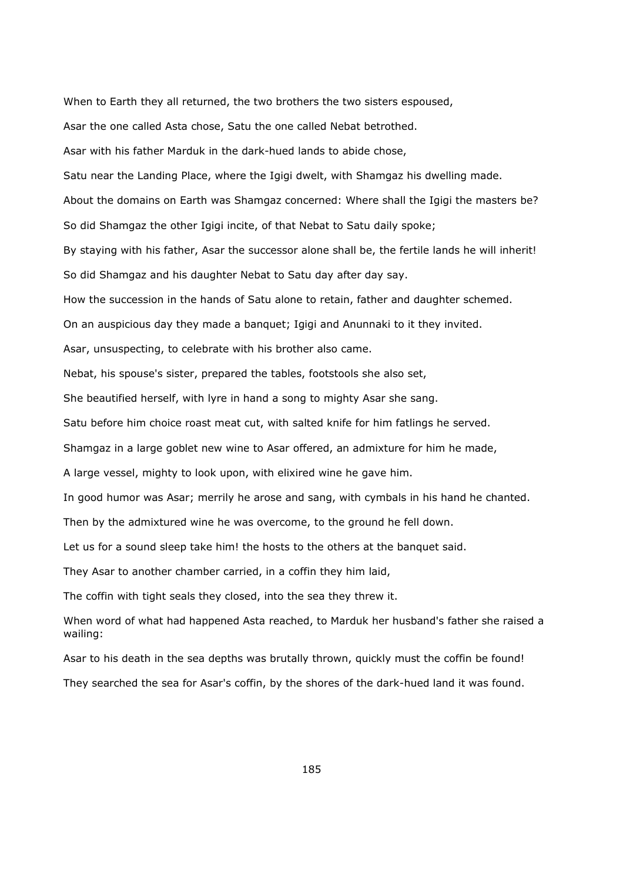When to Earth they all returned, the two brothers the two sisters espoused,

Asar the one called Asta chose, Satu the one called Nebat betrothed.

Asar with his father Marduk in the dark-hued lands to abide chose,

Satu near the Landing Place, where the Igigi dwelt, with Shamgaz his dwelling made.

About the domains on Earth was Shamgaz concerned: Where shall the Igigi the masters be?

So did Shamgaz the other Igigi incite, of that Nebat to Satu daily spoke;

By staying with his father, Asar the successor alone shall be, the fertile lands he will inherit!

So did Shamgaz and his daughter Nebat to Satu day after day say.

How the succession in the hands of Satu alone to retain, father and daughter schemed.

On an auspicious day they made a banquet; Igigi and Anunnaki to it they invited.

Asar, unsuspecting, to celebrate with his brother also came.

Nebat, his spouse's sister, prepared the tables, footstools she also set,

She beautified herself, with lyre in hand a song to mighty Asar she sang.

Satu before him choice roast meat cut, with salted knife for him fatlings he served.

Shamgaz in a large goblet new wine to Asar offered, an admixture for him he made,

A large vessel, mighty to look upon, with elixired wine he gave him.

In good humor was Asar; merrily he arose and sang, with cymbals in his hand he chanted.

Then by the admixtured wine he was overcome, to the ground he fell down.

Let us for a sound sleep take him! the hosts to the others at the banquet said.

They Asar to another chamber carried, in a coffin they him laid,

The coffin with tight seals they closed, into the sea they threw it.

When word of what had happened Asta reached, to Marduk her husband's father she raised a wailing:

Asar to his death in the sea depths was brutally thrown, quickly must the coffin be found!

They searched the sea for Asar's coffin, by the shores of the dark-hued land it was found.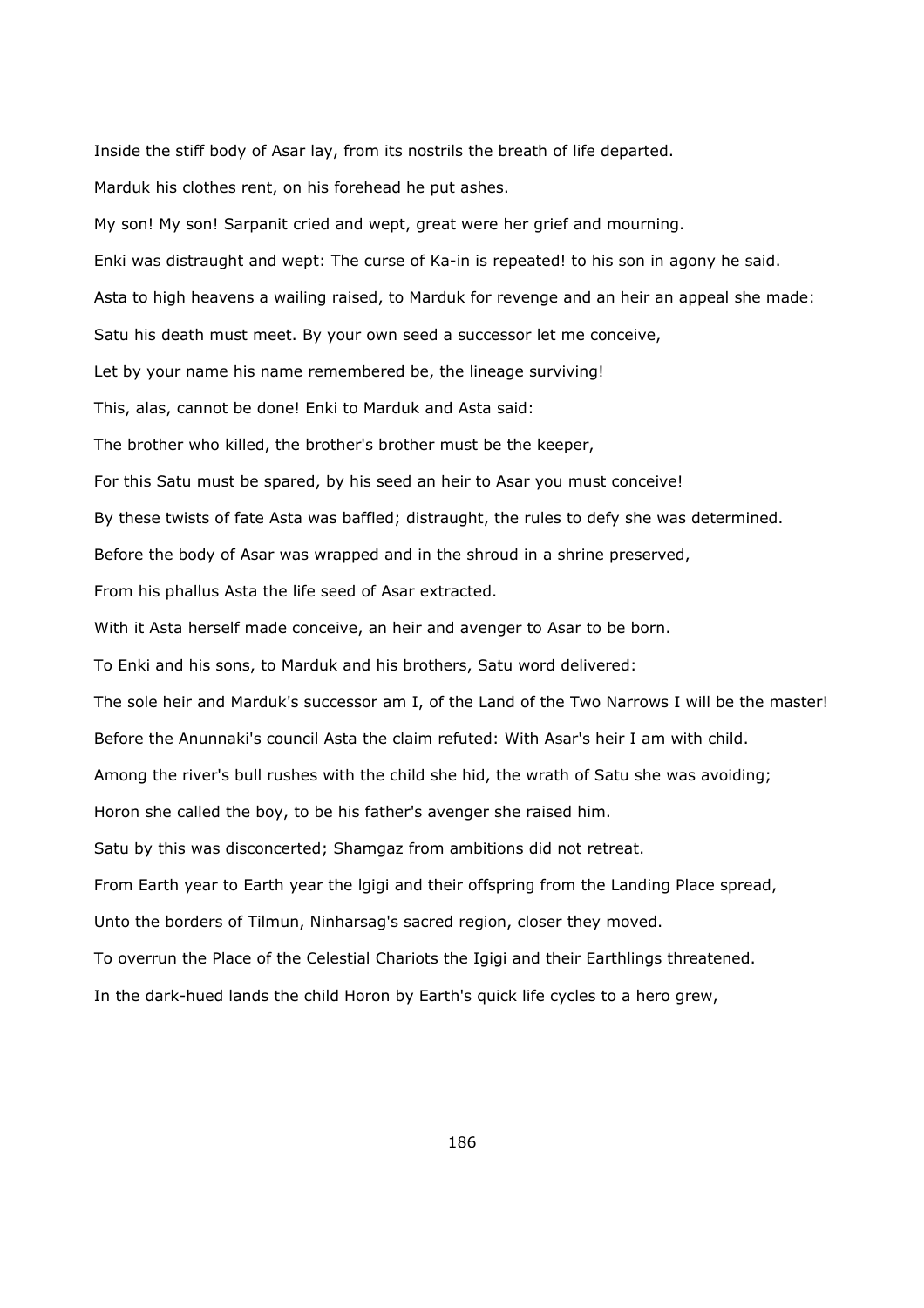Inside the stiff body of Asar lay, from its nostrils the breath of life departed.

Marduk his clothes rent, on his forehead he put ashes.

My son! My son! Sarpanit cried and wept, great were her grief and mourning.

Enki was distraught and wept: The curse of Ka-in is repeated! to his son in agony he said.

Asta to high heavens a wailing raised, to Marduk for revenge and an heir an appeal she made:

Satu his death must meet. By your own seed a successor let me conceive,

Let by your name his name remembered be, the lineage surviving!

This, alas, cannot be done! Enki to Marduk and Asta said:

The brother who killed, the brother's brother must be the keeper,

For this Satu must be spared, by his seed an heir to Asar you must conceive!

By these twists of fate Asta was baffled; distraught, the rules to defy she was determined.

Before the body of Asar was wrapped and in the shroud in a shrine preserved,

From his phallus Asta the life seed of Asar extracted.

With it Asta herself made conceive, an heir and avenger to Asar to be born.

To Enki and his sons, to Marduk and his brothers, Satu word delivered:

The sole heir and Marduk's successor am I, of the Land of the Two Narrows I will be the master!

Before the Anunnaki's council Asta the claim refuted: With Asar's heir I am with child.

Among the river's bull rushes with the child she hid, the wrath of Satu she was avoiding;

Horon she called the boy, to be his father's avenger she raised him.

Satu by this was disconcerted; Shamgaz from ambitions did not retreat.

From Earth year to Earth year the lgigi and their offspring from the Landing Place spread,

Unto the borders of Tilmun, Ninharsag's sacred region, closer they moved.

To overrun the Place of the Celestial Chariots the Igigi and their Earthlings threatened.

In the dark-hued lands the child Horon by Earth's quick life cycles to a hero grew,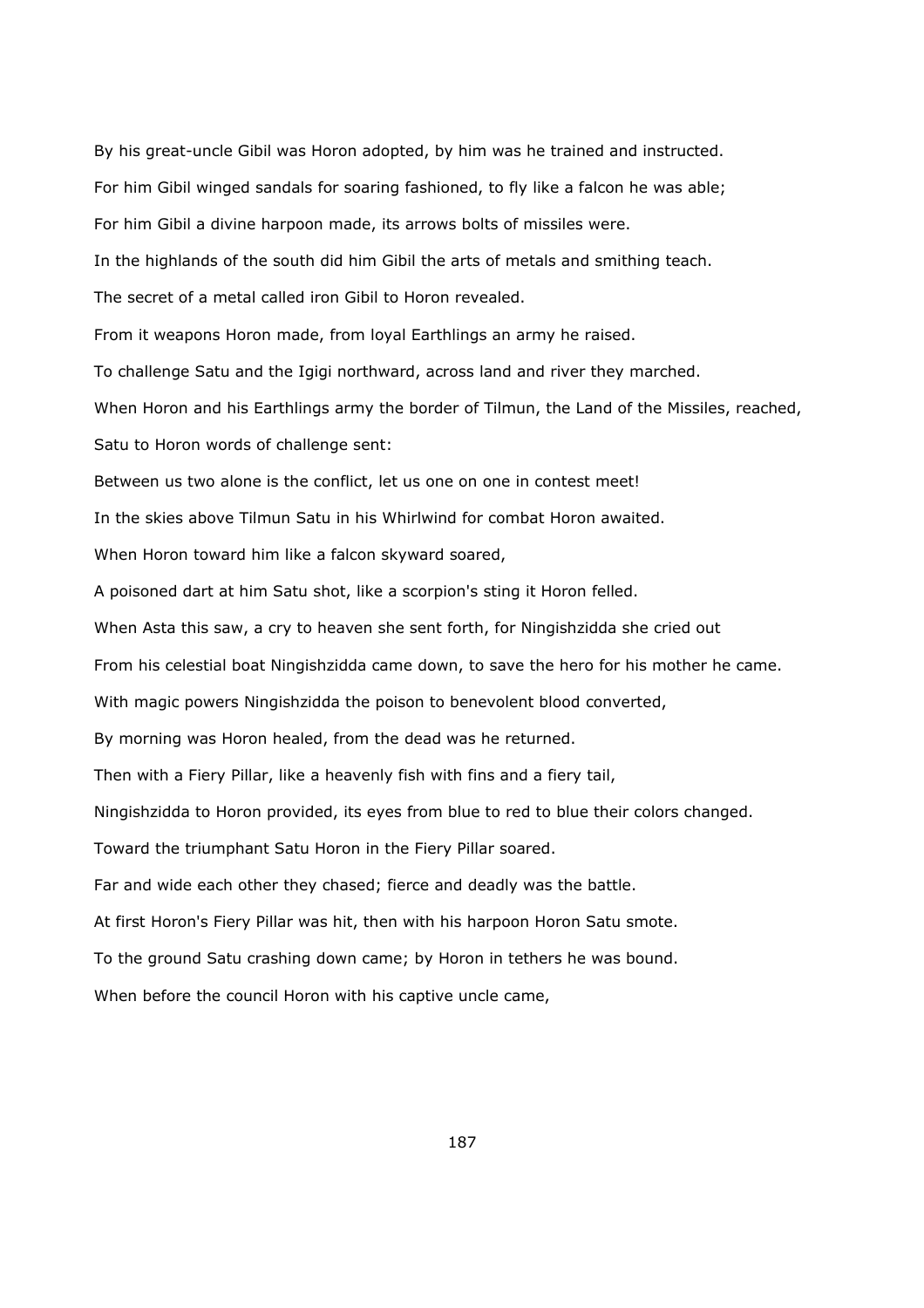By his great-uncle Gibil was Horon adopted, by him was he trained and instructed.

For him Gibil winged sandals for soaring fashioned, to fly like a falcon he was able;

For him Gibil a divine harpoon made, its arrows bolts of missiles were.

In the highlands of the south did him Gibil the arts of metals and smithing teach.

The secret of a metal called iron Gibil to Horon revealed.

From it weapons Horon made, from loyal Earthlings an army he raised.

To challenge Satu and the Igigi northward, across land and river they marched.

When Horon and his Earthlings army the border of Tilmun, the Land of the Missiles, reached,

Satu to Horon words of challenge sent:

Between us two alone is the conflict, let us one on one in contest meet!

In the skies above Tilmun Satu in his Whirlwind for combat Horon awaited.

When Horon toward him like a falcon skyward soared,

A poisoned dart at him Satu shot, like a scorpion's sting it Horon felled.

When Asta this saw, a cry to heaven she sent forth, for Ningishzidda she cried out

From his celestial boat Ningishzidda came down, to save the hero for his mother he came.

With magic powers Ningishzidda the poison to benevolent blood converted,

By morning was Horon healed, from the dead was he returned.

Then with a Fiery Pillar, like a heavenly fish with fins and a fiery tail,

Ningishzidda to Horon provided, its eyes from blue to red to blue their colors changed.

Toward the triumphant Satu Horon in the Fiery Pillar soared.

Far and wide each other they chased; fierce and deadly was the battle.

At first Horon's Fiery Pillar was hit, then with his harpoon Horon Satu smote.

To the ground Satu crashing down came; by Horon in tethers he was bound.

When before the council Horon with his captive uncle came,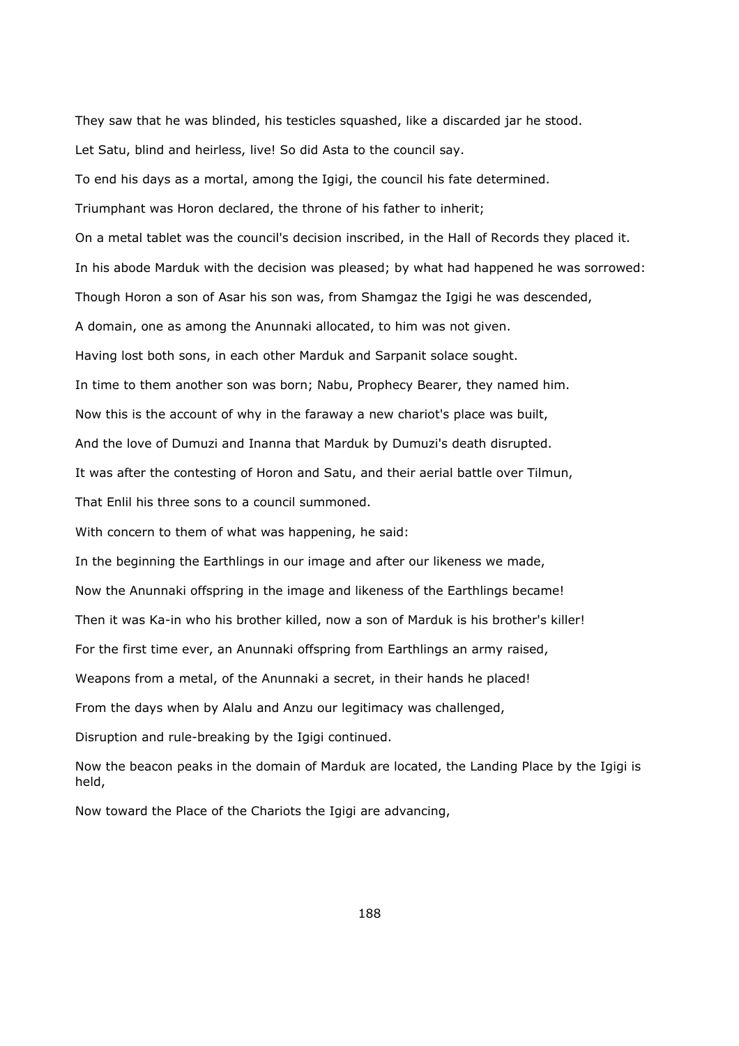They saw that he was blinded, his testicles squashed, like a discarded jar he stood.

Let Satu, blind and heirless, live! So did Asta to the council say.

To end his days as a mortal, among the Igigi, the council his fate determined.

Triumphant was Horon declared, the throne of his father to inherit;

On a metal tablet was the council's decision inscribed, in the Hall of Records they placed it.

In his abode Marduk with the decision was pleased; by what had happened he was sorrowed:

Though Horon a son of Asar his son was, from Shamgaz the Igigi he was descended,

A domain, one as among the Anunnaki allocated, to him was not given.

Having lost both sons, in each other Marduk and Sarpanit solace sought.

In time to them another son was born; Nabu, Prophecy Bearer, they named him.

Now this is the account of why in the faraway a new chariot's place was built,

And the love of Dumuzi and Inanna that Marduk by Dumuzi's death disrupted.

It was after the contesting of Horon and Satu, and their aerial battle over Tilmun,

That Enlil his three sons to a council summoned.

With concern to them of what was happening, he said:

In the beginning the Earthlings in our image and after our likeness we made,

Now the Anunnaki offspring in the image and likeness of the Earthlings became!

Then it was Ka-in who his brother killed, now a son of Marduk is his brother's killer!

For the first time ever, an Anunnaki offspring from Earthlings an army raised,

Weapons from a metal, of the Anunnaki a secret, in their hands he placed!

From the days when by Alalu and Anzu our legitimacy was challenged,

Disruption and rule-breaking by the Igigi continued.

Now the beacon peaks in the domain of Marduk are located, the Landing Place by the Igigi is held,

Now toward the Place of the Chariots the Igigi are advancing,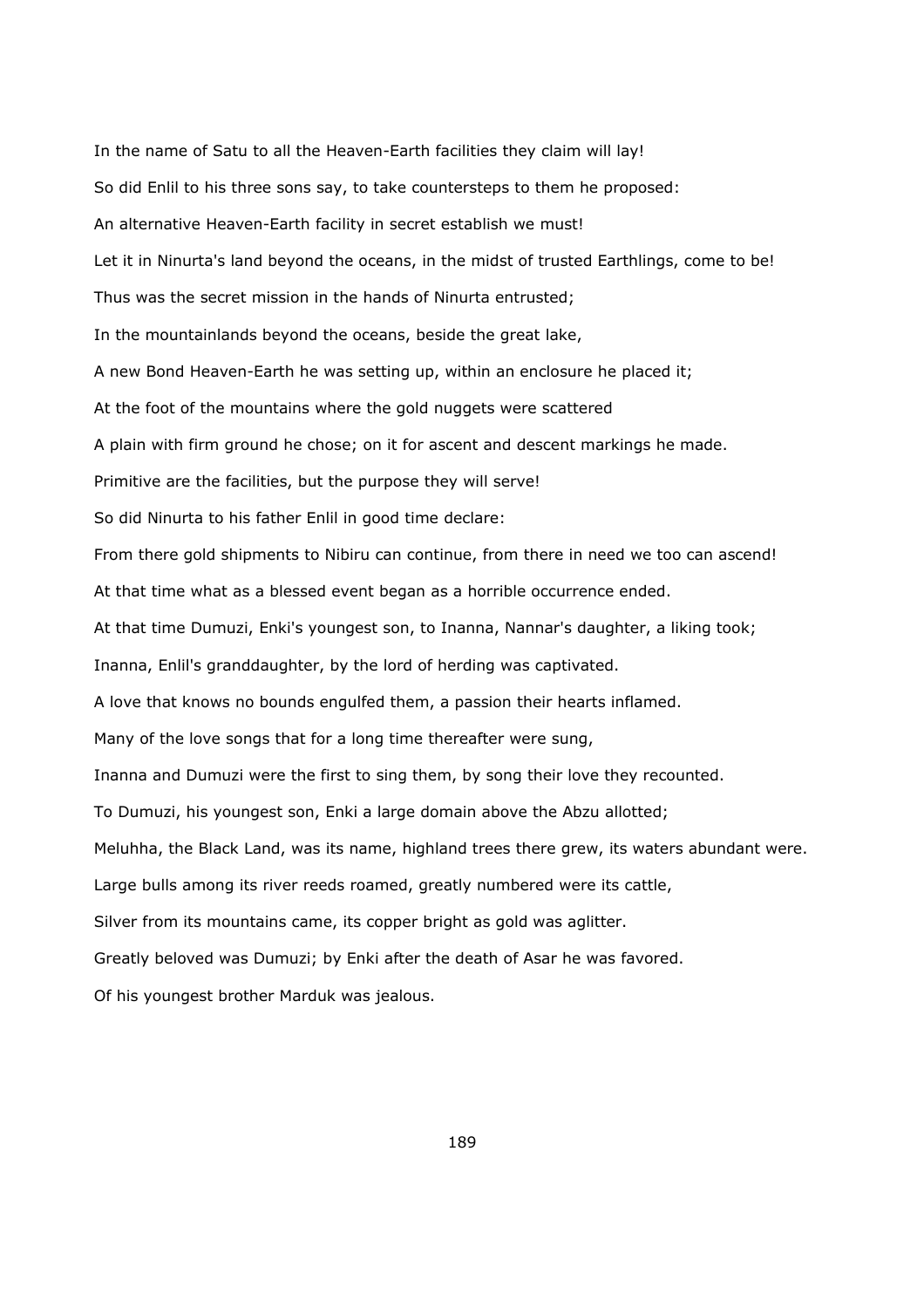In the name of Satu to all the Heaven-Earth facilities they claim will lay!

So did Enlil to his three sons say, to take countersteps to them he proposed:

An alternative Heaven-Earth facility in secret establish we must!

Let it in Ninurta's land beyond the oceans, in the midst of trusted Earthlings, come to be!

Thus was the secret mission in the hands of Ninurta entrusted;

In the mountainlands beyond the oceans, beside the great lake,

A new Bond Heaven-Earth he was setting up, within an enclosure he placed it;

At the foot of the mountains where the gold nuggets were scattered

A plain with firm ground he chose; on it for ascent and descent markings he made.

Primitive are the facilities, but the purpose they will serve!

So did Ninurta to his father Enlil in good time declare:

From there gold shipments to Nibiru can continue, from there in need we too can ascend!

At that time what as a blessed event began as a horrible occurrence ended.

At that time Dumuzi, Enki's youngest son, to Inanna, Nannar's daughter, a liking took;

Inanna, Enlil's granddaughter, by the lord of herding was captivated.

A love that knows no bounds engulfed them, a passion their hearts inflamed.

Many of the love songs that for a long time thereafter were sung,

Inanna and Dumuzi were the first to sing them, by song their love they recounted.

To Dumuzi, his youngest son, Enki a large domain above the Abzu allotted;

Meluhha, the Black Land, was its name, highland trees there grew, its waters abundant were.

Large bulls among its river reeds roamed, greatly numbered were its cattle,

Silver from its mountains came, its copper bright as gold was aglitter.

Greatly beloved was Dumuzi; by Enki after the death of Asar he was favored.

Of his youngest brother Marduk was jealous.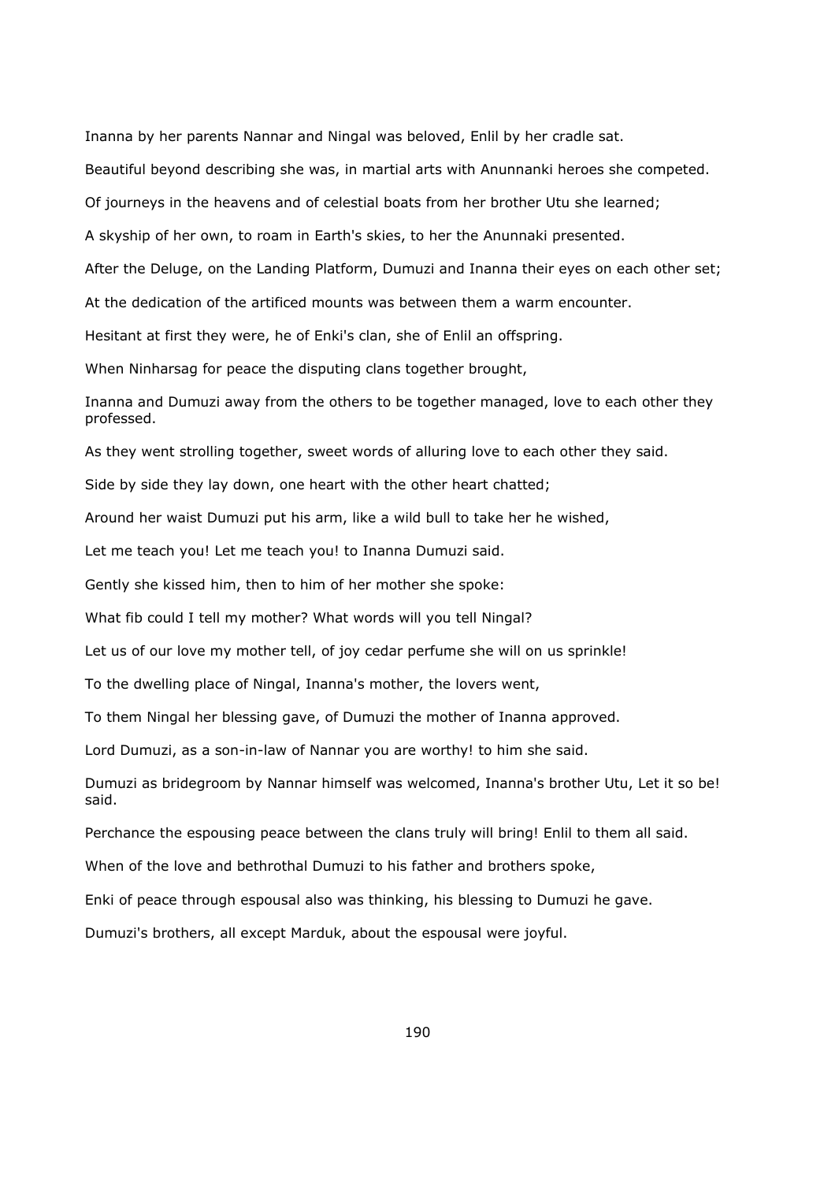Inanna by her parents Nannar and Ningal was beloved, Enlil by her cradle sat.

Beautiful beyond describing she was, in martial arts with Anunnanki heroes she competed.

Of journeys in the heavens and of celestial boats from her brother Utu she learned;

A skyship of her own, to roam in Earth's skies, to her the Anunnaki presented.

After the Deluge, on the Landing Platform, Dumuzi and Inanna their eyes on each other set;

At the dedication of the artificed mounts was between them a warm encounter.

Hesitant at first they were, he of Enki's clan, she of Enlil an offspring.

When Ninharsag for peace the disputing clans together brought,

Inanna and Dumuzi away from the others to be together managed, love to each other they professed.

As they went strolling together, sweet words of alluring love to each other they said.

Side by side they lay down, one heart with the other heart chatted;

Around her waist Dumuzi put his arm, like a wild bull to take her he wished,

Let me teach you! Let me teach you! to Inanna Dumuzi said.

Gently she kissed him, then to him of her mother she spoke:

What fib could I tell my mother? What words will you tell Ningal?

Let us of our love my mother tell, of joy cedar perfume she will on us sprinkle!

To the dwelling place of Ningal, Inanna's mother, the lovers went,

To them Ningal her blessing gave, of Dumuzi the mother of Inanna approved.

Lord Dumuzi, as a son-in-law of Nannar you are worthy! to him she said.

Dumuzi as bridegroom by Nannar himself was welcomed, Inanna's brother Utu, Let it so be! said.

Perchance the espousing peace between the clans truly will bring! Enlil to them all said.

When of the love and bethrothal Dumuzi to his father and brothers spoke,

Enki of peace through espousal also was thinking, his blessing to Dumuzi he gave.

Dumuzi's brothers, all except Marduk, about the espousal were joyful.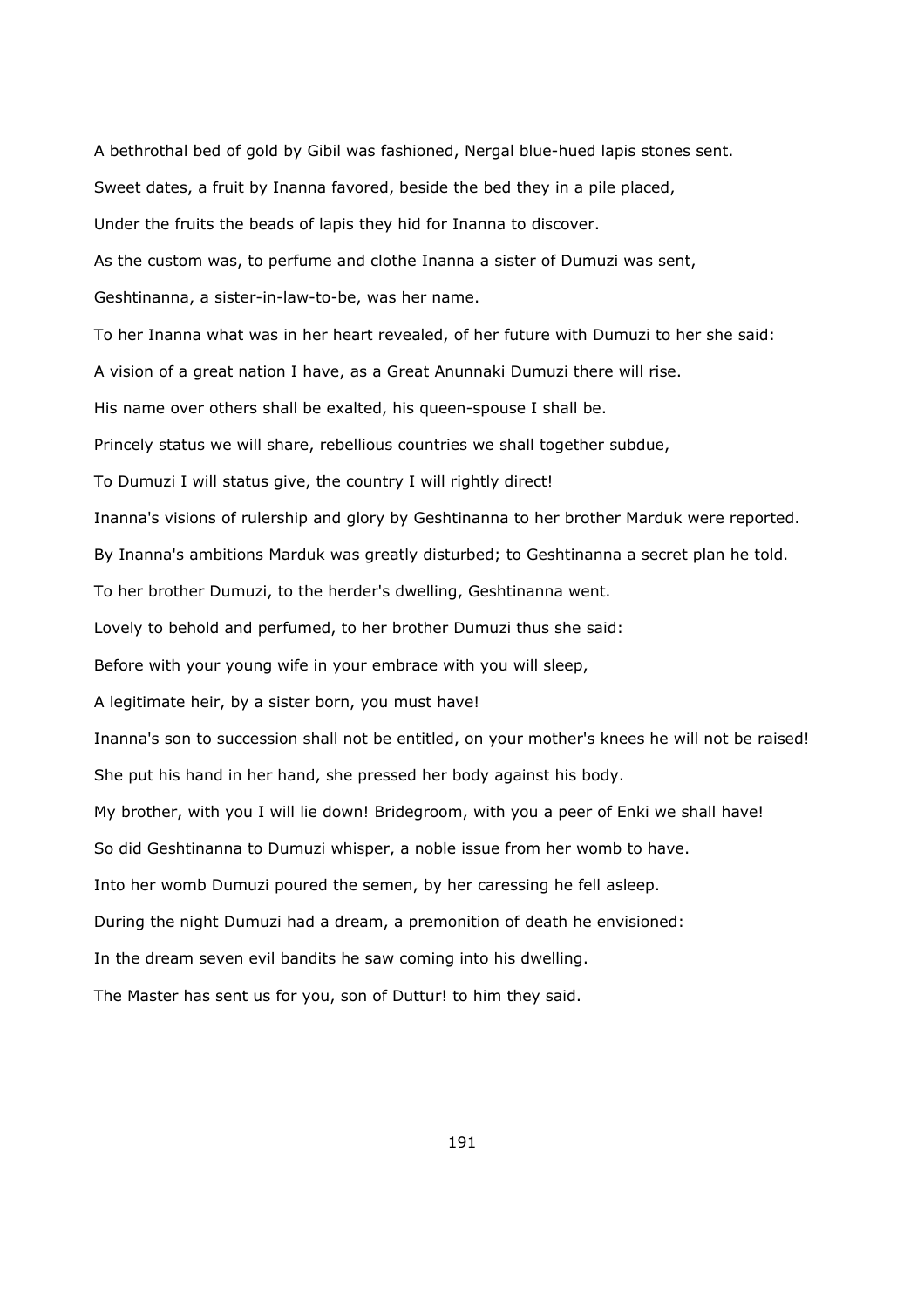A bethrothal bed of gold by Gibil was fashioned, Nergal blue-hued lapis stones sent.

Sweet dates, a fruit by Inanna favored, beside the bed they in a pile placed,

Under the fruits the beads of lapis they hid for Inanna to discover.

As the custom was, to perfume and clothe Inanna a sister of Dumuzi was sent,

Geshtinanna, a sister-in-law-to-be, was her name.

To her Inanna what was in her heart revealed, of her future with Dumuzi to her she said:

A vision of a great nation I have, as a Great Anunnaki Dumuzi there will rise.

His name over others shall be exalted, his queen-spouse I shall be.

Princely status we will share, rebellious countries we shall together subdue,

To Dumuzi I will status give, the country I will rightly direct!

Inanna's visions of rulership and glory by Geshtinanna to her brother Marduk were reported.

By Inanna's ambitions Marduk was greatly disturbed; to Geshtinanna a secret plan he told.

To her brother Dumuzi, to the herder's dwelling, Geshtinanna went.

Lovely to behold and perfumed, to her brother Dumuzi thus she said:

Before with your young wife in your embrace with you will sleep,

A legitimate heir, by a sister born, you must have!

Inanna's son to succession shall not be entitled, on your mother's knees he will not be raised!

She put his hand in her hand, she pressed her body against his body.

My brother, with you I will lie down! Bridegroom, with you a peer of Enki we shall have!

So did Geshtinanna to Dumuzi whisper, a noble issue from her womb to have.

Into her womb Dumuzi poured the semen, by her caressing he fell asleep.

During the night Dumuzi had a dream, a premonition of death he envisioned:

In the dream seven evil bandits he saw coming into his dwelling.

The Master has sent us for you, son of Duttur! to him they said.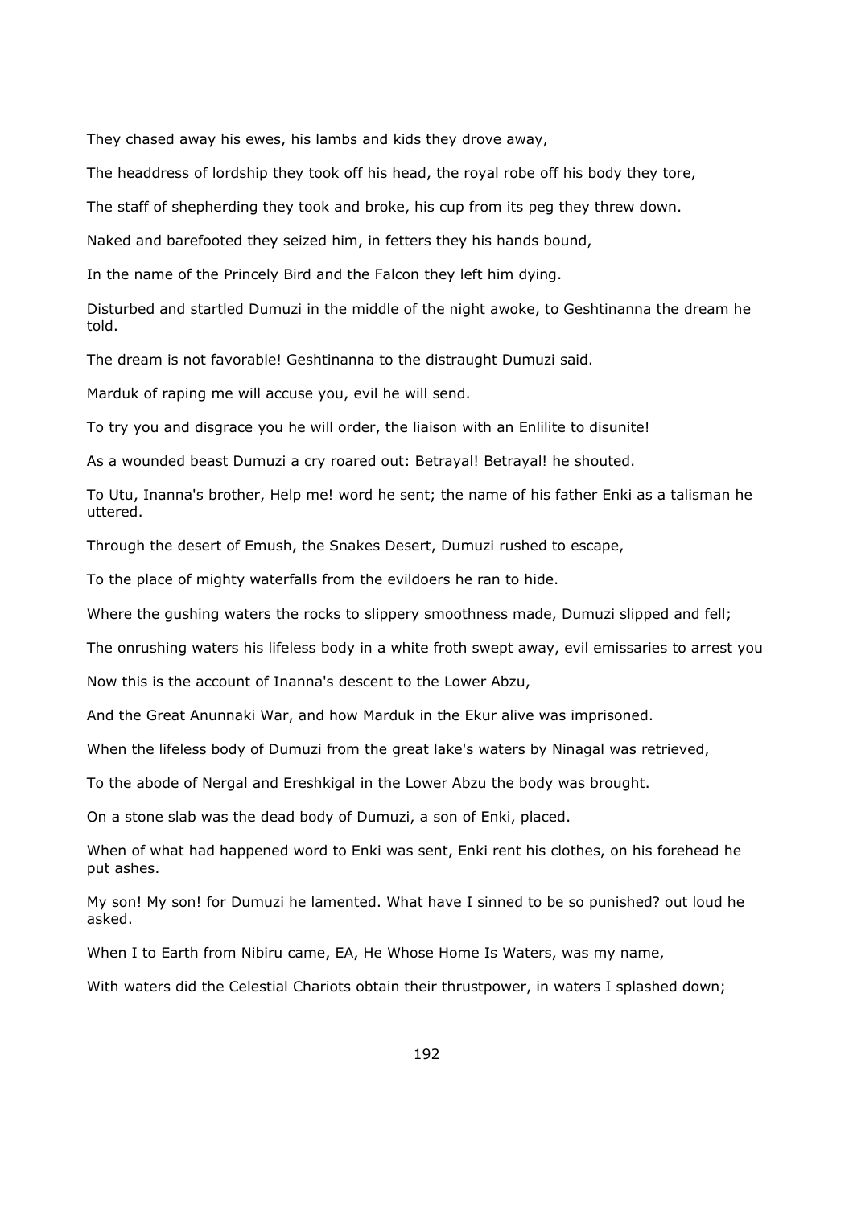They chased away his ewes, his lambs and kids they drove away,

The headdress of lordship they took off his head, the royal robe off his body they tore,

The staff of shepherding they took and broke, his cup from its peg they threw down.

Naked and barefooted they seized him, in fetters they his hands bound,

In the name of the Princely Bird and the Falcon they left him dying.

Disturbed and startled Dumuzi in the middle of the night awoke, to Geshtinanna the dream he told.

The dream is not favorable! Geshtinanna to the distraught Dumuzi said.

Marduk of raping me will accuse you, evil he will send.

To try you and disgrace you he will order, the liaison with an Enlilite to disunite!

As a wounded beast Dumuzi a cry roared out: Betrayal! Betrayal! he shouted.

To Utu, Inanna's brother, Help me! word he sent; the name of his father Enki as a talisman he uttered.

Through the desert of Emush, the Snakes Desert, Dumuzi rushed to escape,

To the place of mighty waterfalls from the evildoers he ran to hide.

Where the gushing waters the rocks to slippery smoothness made, Dumuzi slipped and fell;

The onrushing waters his lifeless body in a white froth swept away, evil emissaries to arrest you

Now this is the account of Inanna's descent to the Lower Abzu,

And the Great Anunnaki War, and how Marduk in the Ekur alive was imprisoned.

When the lifeless body of Dumuzi from the great lake's waters by Ninagal was retrieved,

To the abode of Nergal and Ereshkigal in the Lower Abzu the body was brought.

On a stone slab was the dead body of Dumuzi, a son of Enki, placed.

When of what had happened word to Enki was sent, Enki rent his clothes, on his forehead he put ashes.

My son! My son! for Dumuzi he lamented. What have I sinned to be so punished? out loud he asked.

When I to Earth from Nibiru came, EA, He Whose Home Is Waters, was my name,

With waters did the Celestial Chariots obtain their thrustpower, in waters I splashed down;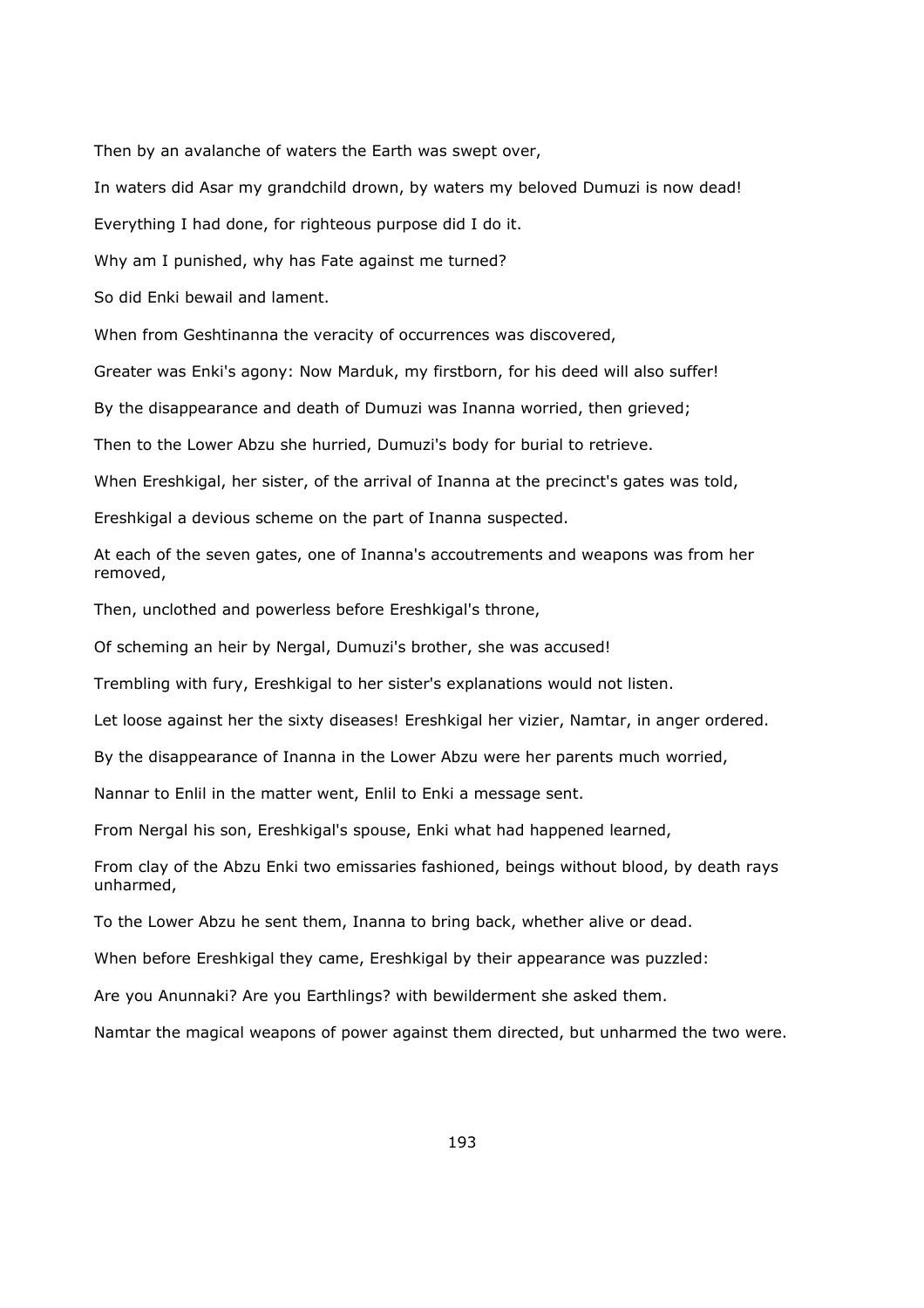Then by an avalanche of waters the Earth was swept over,

In waters did Asar my grandchild drown, by waters my beloved Dumuzi is now dead!

Everything I had done, for righteous purpose did I do it.

Why am I punished, why has Fate against me turned?

So did Enki bewail and lament.

When from Geshtinanna the veracity of occurrences was discovered,

Greater was Enki's agony: Now Marduk, my firstborn, for his deed will also suffer!

By the disappearance and death of Dumuzi was Inanna worried, then grieved;

Then to the Lower Abzu she hurried, Dumuzi's body for burial to retrieve.

When Ereshkigal, her sister, of the arrival of Inanna at the precinct's gates was told,

Ereshkigal a devious scheme on the part of Inanna suspected.

At each of the seven gates, one of Inanna's accoutrements and weapons was from her removed,

Then, unclothed and powerless before Ereshkigal's throne,

Of scheming an heir by Nergal, Dumuzi's brother, she was accused!

Trembling with fury, Ereshkigal to her sister's explanations would not listen.

Let loose against her the sixty diseases! Ereshkigal her vizier, Namtar, in anger ordered.

By the disappearance of Inanna in the Lower Abzu were her parents much worried,

Nannar to Enlil in the matter went, Enlil to Enki a message sent.

From Nergal his son, Ereshkigal's spouse, Enki what had happened learned,

From clay of the Abzu Enki two emissaries fashioned, beings without blood, by death rays unharmed,

To the Lower Abzu he sent them, Inanna to bring back, whether alive or dead.

When before Ereshkigal they came, Ereshkigal by their appearance was puzzled:

Are you Anunnaki? Are you Earthlings? with bewilderment she asked them.

Namtar the magical weapons of power against them directed, but unharmed the two were.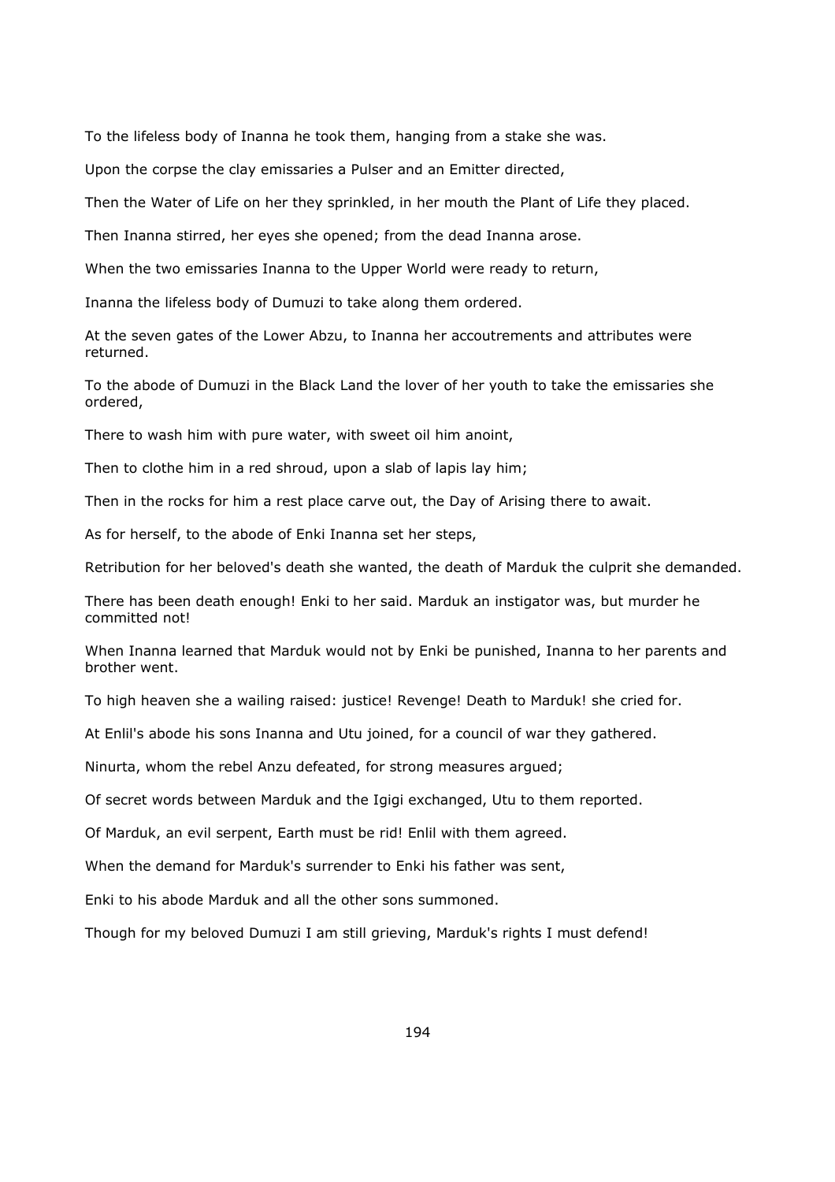To the lifeless body of Inanna he took them, hanging from a stake she was.

Upon the corpse the clay emissaries a Pulser and an Emitter directed,

Then the Water of Life on her they sprinkled, in her mouth the Plant of Life they placed.

Then Inanna stirred, her eyes she opened; from the dead Inanna arose.

When the two emissaries Inanna to the Upper World were ready to return,

Inanna the lifeless body of Dumuzi to take along them ordered.

At the seven gates of the Lower Abzu, to Inanna her accoutrements and attributes were returned.

To the abode of Dumuzi in the Black Land the lover of her youth to take the emissaries she ordered,

There to wash him with pure water, with sweet oil him anoint,

Then to clothe him in a red shroud, upon a slab of lapis lay him;

Then in the rocks for him a rest place carve out, the Day of Arising there to await.

As for herself, to the abode of Enki Inanna set her steps,

Retribution for her beloved's death she wanted, the death of Marduk the culprit she demanded.

There has been death enough! Enki to her said. Marduk an instigator was, but murder he committed not!

When Inanna learned that Marduk would not by Enki be punished, Inanna to her parents and brother went.

To high heaven she a wailing raised: justice! Revenge! Death to Marduk! she cried for.

At Enlil's abode his sons Inanna and Utu joined, for a council of war they gathered.

Ninurta, whom the rebel Anzu defeated, for strong measures argued;

Of secret words between Marduk and the Igigi exchanged, Utu to them reported.

Of Marduk, an evil serpent, Earth must be rid! Enlil with them agreed.

When the demand for Marduk's surrender to Enki his father was sent,

Enki to his abode Marduk and all the other sons summoned.

Though for my beloved Dumuzi I am still grieving, Marduk's rights I must defend!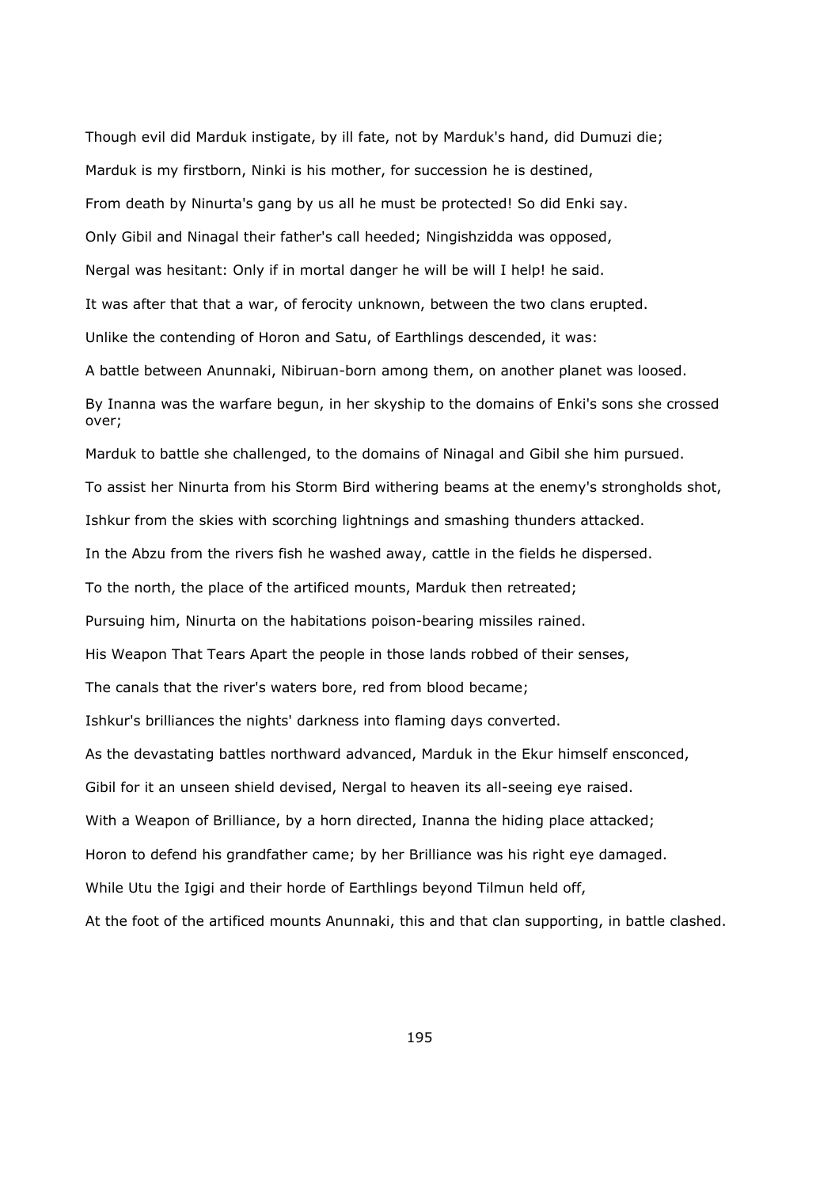Though evil did Marduk instigate, by ill fate, not by Marduk's hand, did Dumuzi die;

Marduk is my firstborn, Ninki is his mother, for succession he is destined,

From death by Ninurta's gang by us all he must be protected! So did Enki say.

Only Gibil and Ninagal their father's call heeded; Ningishzidda was opposed,

Nergal was hesitant: Only if in mortal danger he will be will I help! he said.

It was after that that a war, of ferocity unknown, between the two clans erupted.

Unlike the contending of Horon and Satu, of Earthlings descended, it was:

A battle between Anunnaki, Nibiruan-born among them, on another planet was loosed.

By Inanna was the warfare begun, in her skyship to the domains of Enki's sons she crossed over;

Marduk to battle she challenged, to the domains of Ninagal and Gibil she him pursued.

To assist her Ninurta from his Storm Bird withering beams at the enemy's strongholds shot,

Ishkur from the skies with scorching lightnings and smashing thunders attacked.

In the Abzu from the rivers fish he washed away, cattle in the fields he dispersed.

To the north, the place of the artificed mounts, Marduk then retreated;

Pursuing him, Ninurta on the habitations poison-bearing missiles rained.

His Weapon That Tears Apart the people in those lands robbed of their senses,

The canals that the river's waters bore, red from blood became;

Ishkur's brilliances the nights' darkness into flaming days converted.

As the devastating battles northward advanced, Marduk in the Ekur himself ensconced,

Gibil for it an unseen shield devised, Nergal to heaven its all-seeing eye raised.

With a Weapon of Brilliance, by a horn directed, Inanna the hiding place attacked;

Horon to defend his grandfather came; by her Brilliance was his right eye damaged.

While Utu the Igigi and their horde of Earthlings beyond Tilmun held off,

At the foot of the artificed mounts Anunnaki, this and that clan supporting, in battle clashed.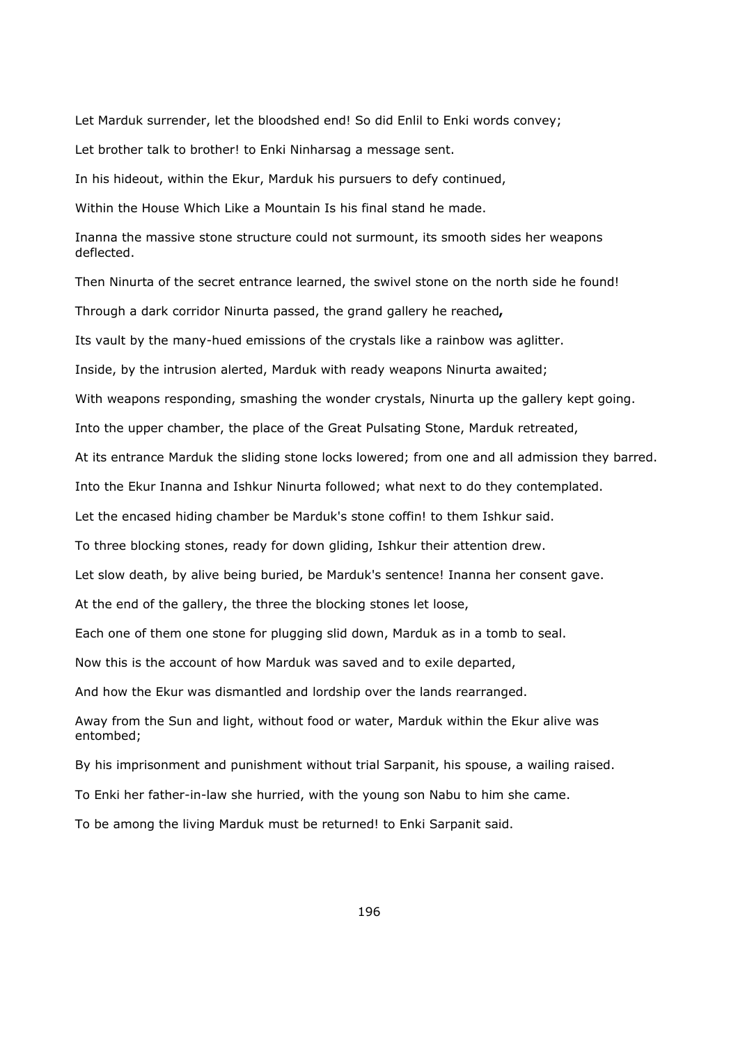Let Marduk surrender, let the bloodshed end! So did Enlil to Enki words convey;

Let brother talk to brother! to Enki Ninharsag a message sent.

In his hideout, within the Ekur, Marduk his pursuers to defy continued,

Within the House Which Like a Mountain Is his final stand he made.

Inanna the massive stone structure could not surmount, its smooth sides her weapons deflected.

Then Ninurta of the secret entrance learned, the swivel stone on the north side he found!

Through a dark corridor Ninurta passed, the grand gallery he reached**,**

Its vault by the many-hued emissions of the crystals like a rainbow was aglitter.

Inside, by the intrusion alerted, Marduk with ready weapons Ninurta awaited;

With weapons responding, smashing the wonder crystals, Ninurta up the gallery kept going.

Into the upper chamber, the place of the Great Pulsating Stone, Marduk retreated,

At its entrance Marduk the sliding stone locks lowered; from one and all admission they barred.

Into the Ekur Inanna and Ishkur Ninurta followed; what next to do they contemplated.

Let the encased hiding chamber be Marduk's stone coffin! to them Ishkur said.

To three blocking stones, ready for down gliding, Ishkur their attention drew.

Let slow death, by alive being buried, be Marduk's sentence! Inanna her consent gave.

At the end of the gallery, the three the blocking stones let loose,

Each one of them one stone for plugging slid down, Marduk as in a tomb to seal.

Now this is the account of how Marduk was saved and to exile departed,

And how the Ekur was dismantled and lordship over the lands rearranged.

Away from the Sun and light, without food or water, Marduk within the Ekur alive was entombed;

By his imprisonment and punishment without trial Sarpanit, his spouse, a wailing raised.

To Enki her father-in-law she hurried, with the young son Nabu to him she came.

To be among the living Marduk must be returned! to Enki Sarpanit said.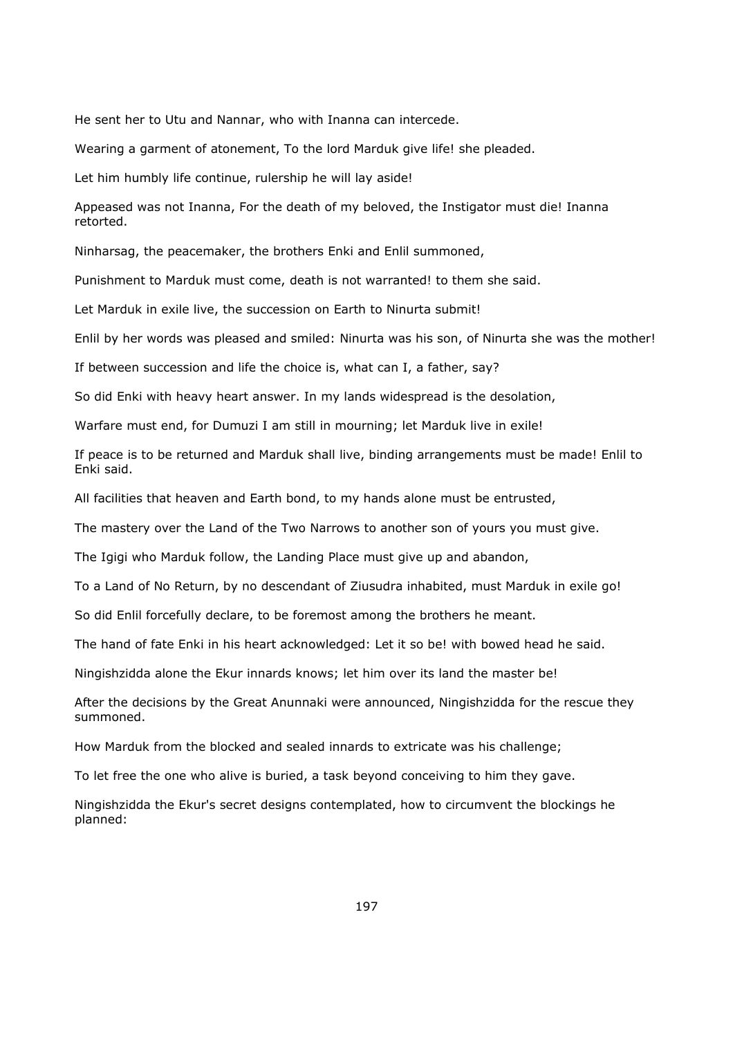He sent her to Utu and Nannar, who with Inanna can intercede.

Wearing a garment of atonement, To the lord Marduk give life! she pleaded.

Let him humbly life continue, rulership he will lay aside!

Appeased was not Inanna, For the death of my beloved, the Instigator must die! Inanna retorted.

Ninharsag, the peacemaker, the brothers Enki and Enlil summoned,

Punishment to Marduk must come, death is not warranted! to them she said.

Let Marduk in exile live, the succession on Earth to Ninurta submit!

Enlil by her words was pleased and smiled: Ninurta was his son, of Ninurta she was the mother!

If between succession and life the choice is, what can I, a father, say?

So did Enki with heavy heart answer. In my lands widespread is the desolation,

Warfare must end, for Dumuzi I am still in mourning; let Marduk live in exile!

If peace is to be returned and Marduk shall live, binding arrangements must be made! Enlil to Enki said.

All facilities that heaven and Earth bond, to my hands alone must be entrusted,

The mastery over the Land of the Two Narrows to another son of yours you must give.

The Igigi who Marduk follow, the Landing Place must give up and abandon,

To a Land of No Return, by no descendant of Ziusudra inhabited, must Marduk in exile go!

So did Enlil forcefully declare, to be foremost among the brothers he meant.

The hand of fate Enki in his heart acknowledged: Let it so be! with bowed head he said.

Ningishzidda alone the Ekur innards knows; let him over its land the master be!

After the decisions by the Great Anunnaki were announced, Ningishzidda for the rescue they summoned.

How Marduk from the blocked and sealed innards to extricate was his challenge;

To let free the one who alive is buried, a task beyond conceiving to him they gave.

Ningishzidda the Ekur's secret designs contemplated, how to circumvent the blockings he planned: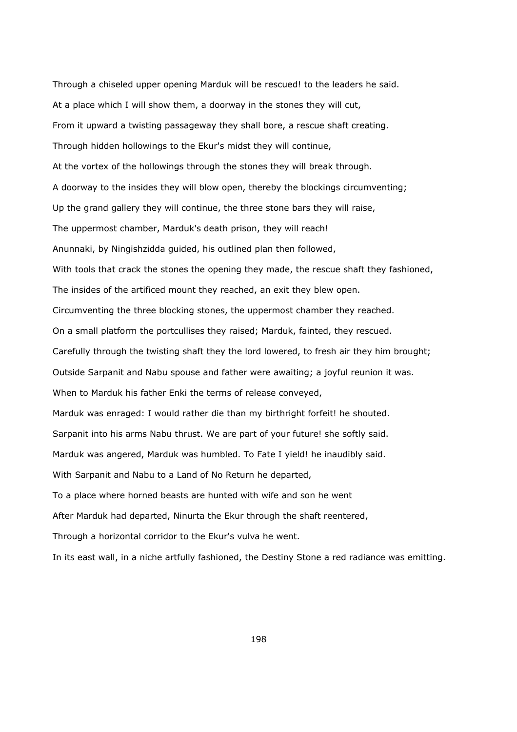Through a chiseled upper opening Marduk will be rescued! to the leaders he said.

At a place which I will show them, a doorway in the stones they will cut,

From it upward a twisting passageway they shall bore, a rescue shaft creating.

Through hidden hollowings to the Ekur's midst they will continue,

At the vortex of the hollowings through the stones they will break through.

A doorway to the insides they will blow open, thereby the blockings circumventing;

Up the grand gallery they will continue, the three stone bars they will raise,

The uppermost chamber, Marduk's death prison, they will reach!

Anunnaki, by Ningishzidda guided, his outlined plan then followed,

With tools that crack the stones the opening they made, the rescue shaft they fashioned,

The insides of the artificed mount they reached, an exit they blew open.

Circumventing the three blocking stones, the uppermost chamber they reached.

On a small platform the portcullises they raised; Marduk, fainted, they rescued.

Carefully through the twisting shaft they the lord lowered, to fresh air they him brought;

Outside Sarpanit and Nabu spouse and father were awaiting; a joyful reunion it was.

When to Marduk his father Enki the terms of release conveyed,

Marduk was enraged: I would rather die than my birthright forfeit! he shouted.

Sarpanit into his arms Nabu thrust. We are part of your future! she softly said.

Marduk was angered, Marduk was humbled. To Fate I yield! he inaudibly said.

With Sarpanit and Nabu to a Land of No Return he departed,

To a place where horned beasts are hunted with wife and son he went

After Marduk had departed, Ninurta the Ekur through the shaft reentered,

Through a horizontal corridor to the Ekur's vulva he went.

In its east wall, in a niche artfully fashioned, the Destiny Stone a red radiance was emitting.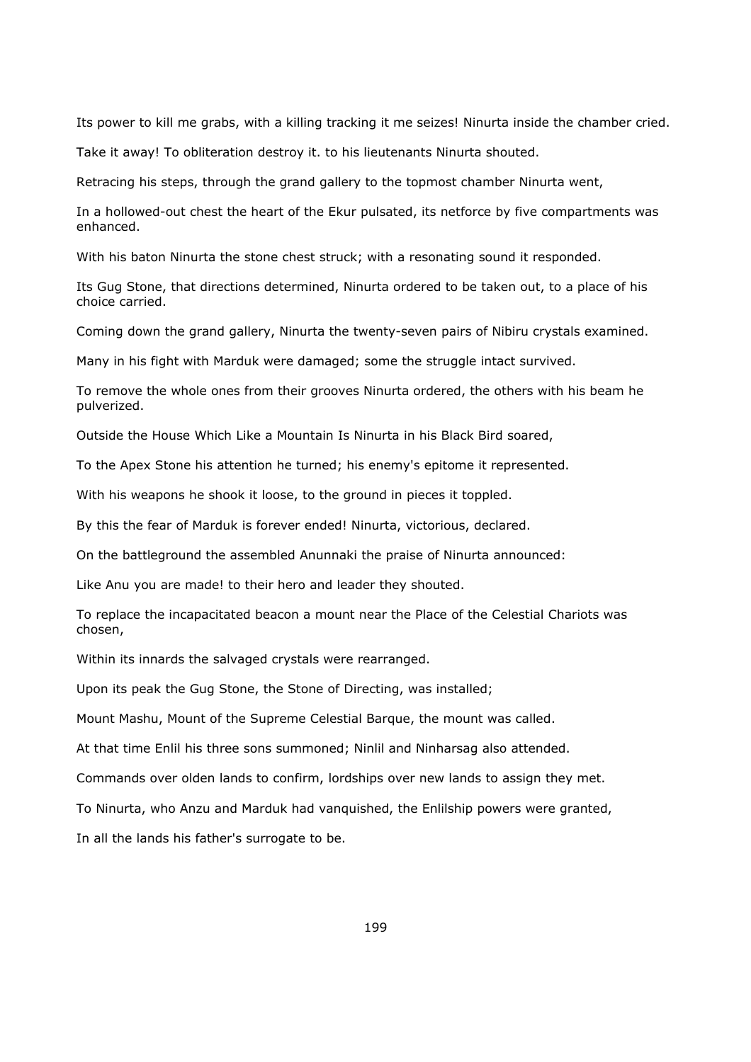Its power to kill me grabs, with a killing tracking it me seizes! Ninurta inside the chamber cried.

Take it away! To obliteration destroy it. to his lieutenants Ninurta shouted.

Retracing his steps, through the grand gallery to the topmost chamber Ninurta went,

In a hollowed-out chest the heart of the Ekur pulsated, its netforce by five compartments was enhanced.

With his baton Ninurta the stone chest struck; with a resonating sound it responded.

Its Gug Stone, that directions determined, Ninurta ordered to be taken out, to a place of his choice carried.

Coming down the grand gallery, Ninurta the twenty-seven pairs of Nibiru crystals examined.

Many in his fight with Marduk were damaged; some the struggle intact survived.

To remove the whole ones from their grooves Ninurta ordered, the others with his beam he pulverized.

Outside the House Which Like a Mountain Is Ninurta in his Black Bird soared,

To the Apex Stone his attention he turned; his enemy's epitome it represented.

With his weapons he shook it loose, to the ground in pieces it toppled.

By this the fear of Marduk is forever ended! Ninurta, victorious, declared.

On the battleground the assembled Anunnaki the praise of Ninurta announced:

Like Anu you are made! to their hero and leader they shouted.

To replace the incapacitated beacon a mount near the Place of the Celestial Chariots was chosen,

Within its innards the salvaged crystals were rearranged.

Upon its peak the Gug Stone, the Stone of Directing, was installed;

Mount Mashu, Mount of the Supreme Celestial Barque, the mount was called.

At that time Enlil his three sons summoned; Ninlil and Ninharsag also attended.

Commands over olden lands to confirm, lordships over new lands to assign they met.

To Ninurta, who Anzu and Marduk had vanquished, the Enlilship powers were granted,

In all the lands his father's surrogate to be.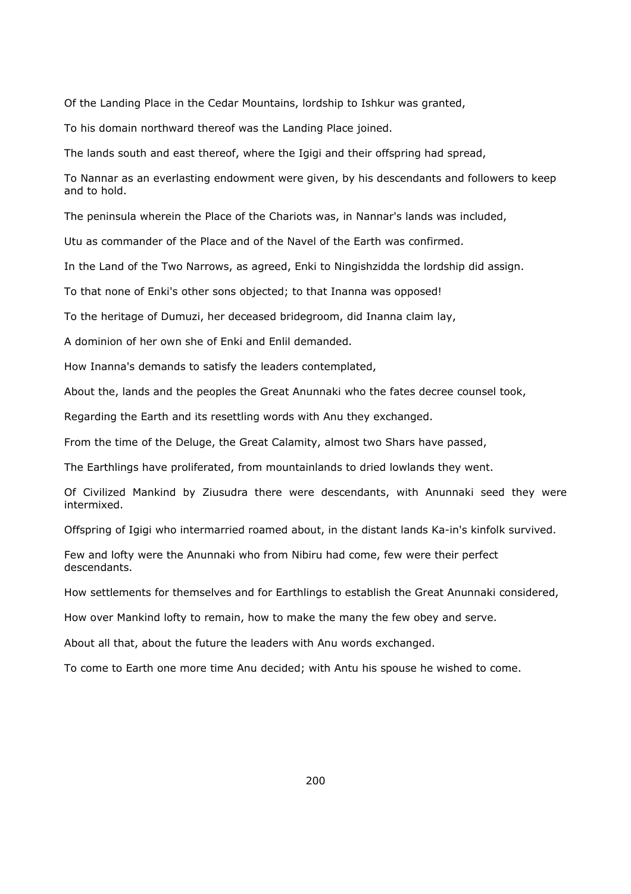Of the Landing Place in the Cedar Mountains, lordship to Ishkur was granted,

To his domain northward thereof was the Landing Place joined.

The lands south and east thereof, where the Igigi and their offspring had spread,

To Nannar as an everlasting endowment were given, by his descendants and followers to keep and to hold.

The peninsula wherein the Place of the Chariots was, in Nannar's lands was included,

Utu as commander of the Place and of the Navel of the Earth was confirmed.

In the Land of the Two Narrows, as agreed, Enki to Ningishzidda the lordship did assign.

To that none of Enki's other sons objected; to that Inanna was opposed!

To the heritage of Dumuzi, her deceased bridegroom, did Inanna claim lay,

A dominion of her own she of Enki and Enlil demanded.

How Inanna's demands to satisfy the leaders contemplated,

About the, lands and the peoples the Great Anunnaki who the fates decree counsel took,

Regarding the Earth and its resettling words with Anu they exchanged.

From the time of the Deluge, the Great Calamity, almost two Shars have passed,

The Earthlings have proliferated, from mountainlands to dried lowlands they went.

Of Civilized Mankind by Ziusudra there were descendants, with Anunnaki seed they were intermixed.

Offspring of Igigi who intermarried roamed about, in the distant lands Ka-in's kinfolk survived.

Few and lofty were the Anunnaki who from Nibiru had come, few were their perfect descendants.

How settlements for themselves and for Earthlings to establish the Great Anunnaki considered,

How over Mankind lofty to remain, how to make the many the few obey and serve.

About all that, about the future the leaders with Anu words exchanged.

To come to Earth one more time Anu decided; with Antu his spouse he wished to come.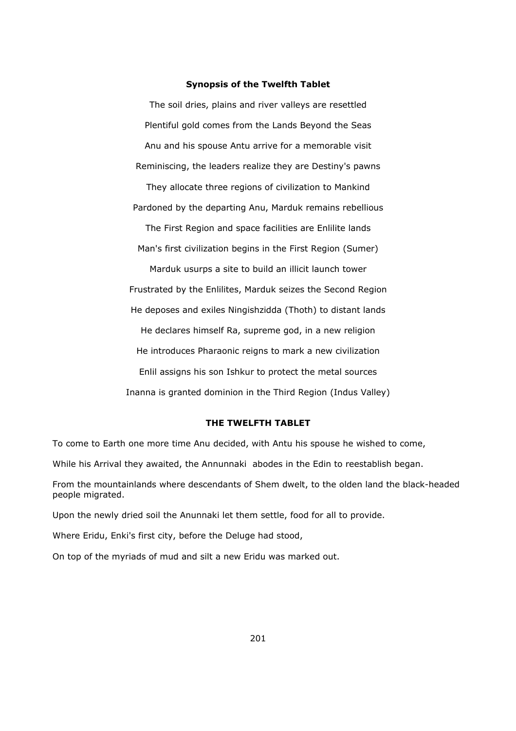### Synopsis of the Twelfth Tablet

The soil dries, plains and river valleys are resettled

Plentiful gold comes from the Lands Beyond the Seas

Anu and his spouse Antu arrive for a memorable visit

Reminiscing, the leaders realize they are Destiny's pawns

They allocate three regions of civilization to Mankind

Pardoned by the departing Anu, Marduk remains rebellious

The First Region and space facilities are Enlilite lands

Man's first civilization begins in the First Region (Sumer)

Marduk usurps a site to build an illicit launch tower

Frustrated by the Enlilites, Marduk seizes the Second Region

He deposes and exiles Ningishzidda (Thoth) to distant lands

He declares himself Ra, supreme god, in a new religion

He introduces Pharaonic reigns to mark a new civilization

Enlil assigns his son Ishkur to protect the metal sources

Inanna is granted dominion in the Third Region (Indus Valley)

### THE TWELFTH TABLET

To come to Earth one more time Anu decided, with Antu his spouse he wished to come,

While his Arrival they awaited, the Annunnaki abodes in the Edin to reestablish began.

From the mountainlands where descendants of Shem dwelt, to the olden land the black-headed people migrated.

Upon the newly dried soil the Anunnaki let them settle, food for all to provide.

Where Eridu, Enki's first city, before the Deluge had stood,

On top of the myriads of mud and silt a new Eridu was marked out.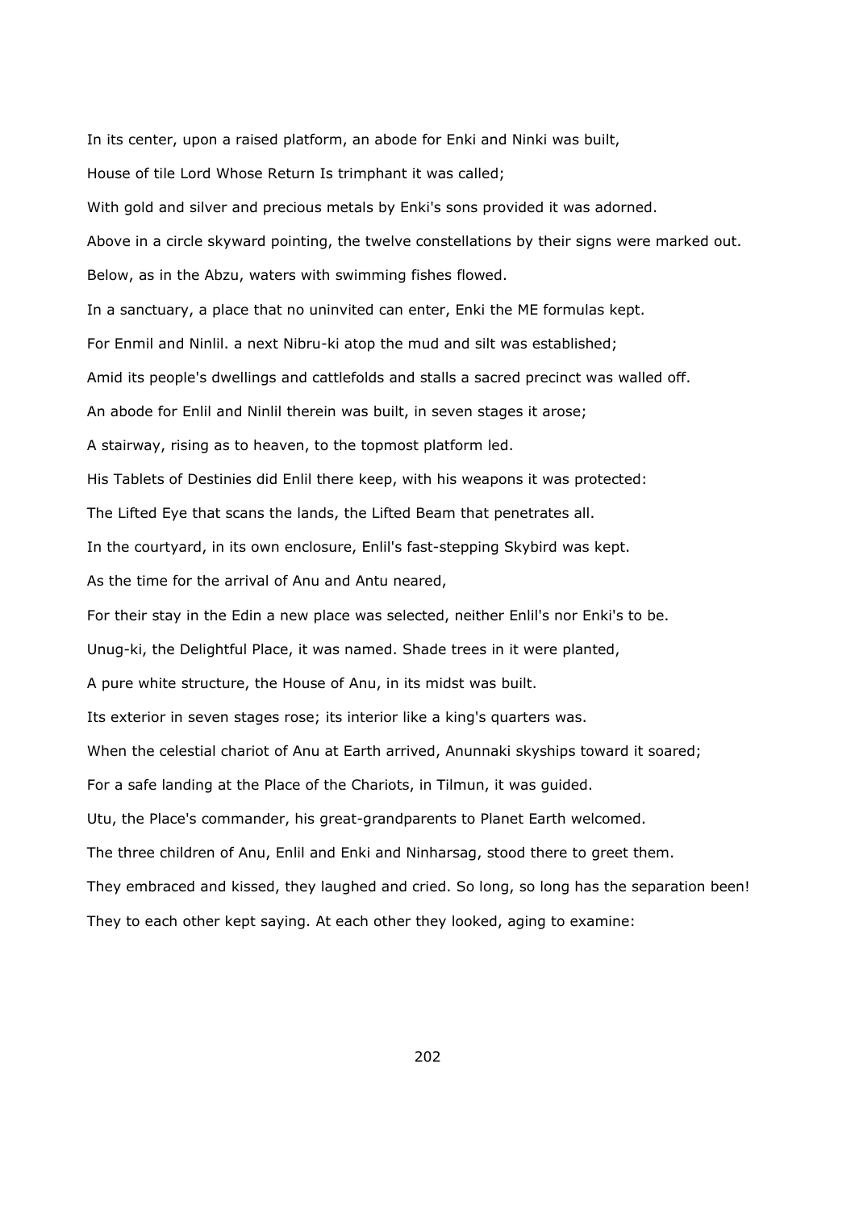In its center, upon a raised platform, an abode for Enki and Ninki was built,

House of tile Lord Whose Return Is trimphant it was called;

With gold and silver and precious metals by Enki's sons provided it was adorned.

Above in a circle skyward pointing, the twelve constellations by their signs were marked out.

Below, as in the Abzu, waters with swimming fishes flowed.

In a sanctuary, a place that no uninvited can enter, Enki the ME formulas kept.

For Enmil and Ninlil. a next Nibru-ki atop the mud and silt was established;

Amid its people's dwellings and cattlefolds and stalls a sacred precinct was walled off.

An abode for Enlil and Ninlil therein was built, in seven stages it arose;

A stairway, rising as to heaven, to the topmost platform led.

His Tablets of Destinies did Enlil there keep, with his weapons it was protected:

The Lifted Eye that scans the lands, the Lifted Beam that penetrates all.

In the courtyard, in its own enclosure, Enlil's fast-stepping Skybird was kept.

As the time for the arrival of Anu and Antu neared,

For their stay in the Edin a new place was selected, neither Enlil's nor Enki's to be.

Unug-ki, the Delightful Place, it was named. Shade trees in it were planted,

A pure white structure, the House of Anu, in its midst was built.

Its exterior in seven stages rose; its interior like a king's quarters was.

When the celestial chariot of Anu at Earth arrived, Anunnaki skyships toward it soared;

For a safe landing at the Place of the Chariots, in Tilmun, it was guided.

Utu, the Place's commander, his great-grandparents to Planet Earth welcomed.

The three children of Anu, Enlil and Enki and Ninharsag, stood there to greet them.

They embraced and kissed, they laughed and cried. So long, so long has the separation been!

They to each other kept saying. At each other they looked, aging to examine: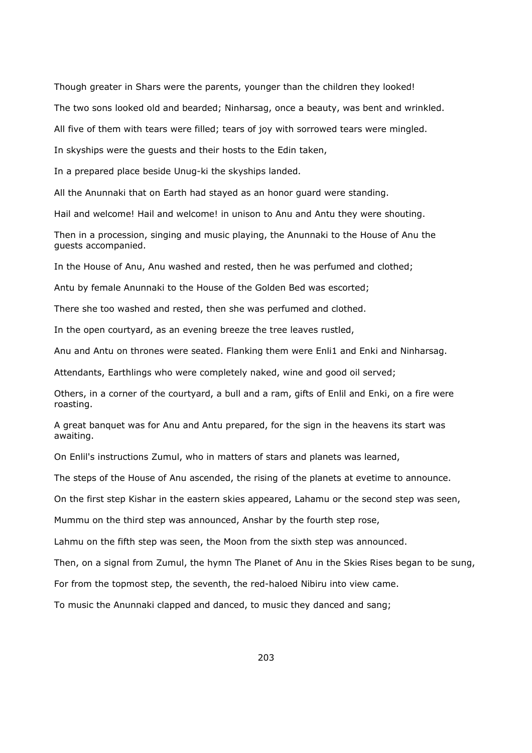Though greater in Shars were the parents, younger than the children they looked!

The two sons looked old and bearded; Ninharsag, once a beauty, was bent and wrinkled.

All five of them with tears were filled; tears of joy with sorrowed tears were mingled.

In skyships were the guests and their hosts to the Edin taken,

In a prepared place beside Unug-ki the skyships landed.

All the Anunnaki that on Earth had stayed as an honor guard were standing.

Hail and welcome! Hail and welcome! in unison to Anu and Antu they were shouting.

Then in a procession, singing and music playing, the Anunnaki to the House of Anu the guests accompanied.

In the House of Anu, Anu washed and rested, then he was perfumed and clothed;

Antu by female Anunnaki to the House of the Golden Bed was escorted;

There she too washed and rested, then she was perfumed and clothed.

In the open courtyard, as an evening breeze the tree leaves rustled,

Anu and Antu on thrones were seated. Flanking them were Enli1 and Enki and Ninharsag.

Attendants, Earthlings who were completely naked, wine and good oil served;

Others, in a corner of the courtyard, a bull and a ram, gifts of Enlil and Enki, on a fire were roasting.

A great banquet was for Anu and Antu prepared, for the sign in the heavens its start was awaiting.

On Enlil's instructions Zumul, who in matters of stars and planets was learned,

The steps of the House of Anu ascended, the rising of the planets at evetime to announce.

On the first step Kishar in the eastern skies appeared, Lahamu or the second step was seen,

Mummu on the third step was announced, Anshar by the fourth step rose,

Lahmu on the fifth step was seen, the Moon from the sixth step was announced.

Then, on a signal from Zumul, the hymn The Planet of Anu in the Skies Rises began to be sung,

For from the topmost step, the seventh, the red-haloed Nibiru into view came.

To music the Anunnaki clapped and danced, to music they danced and sang;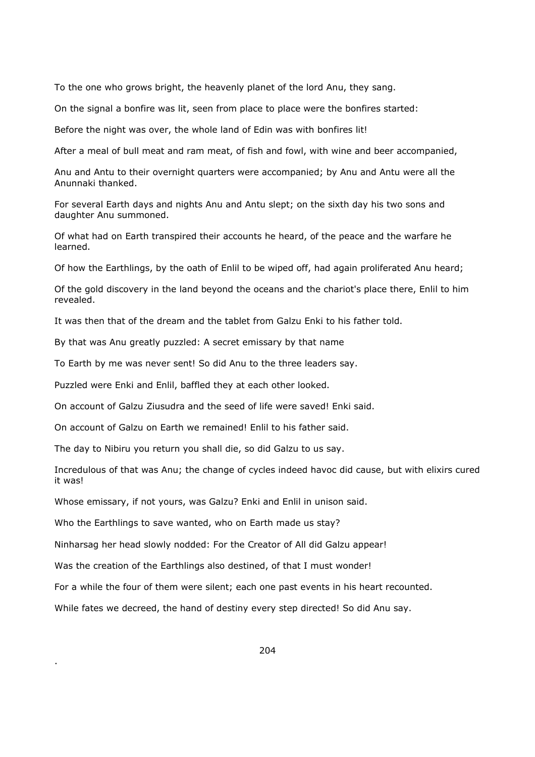To the one who grows bright, the heavenly planet of the lord Anu, they sang.

On the signal a bonfire was lit, seen from place to place were the bonfires started:

Before the night was over, the whole land of Edin was with bonfires lit!

After a meal of bull meat and ram meat, of fish and fowl, with wine and beer accompanied,

Anu and Antu to their overnight quarters were accompanied; by Anu and Antu were all the Anunnaki thanked.

For several Earth days and nights Anu and Antu slept; on the sixth day his two sons and daughter Anu summoned.

Of what had on Earth transpired their accounts he heard, of the peace and the warfare he learned.

Of how the Earthlings, by the oath of Enlil to be wiped off, had again proliferated Anu heard;

Of the gold discovery in the land beyond the oceans and the chariot's place there, Enlil to him revealed.

It was then that of the dream and the tablet from Galzu Enki to his father told.

By that was Anu greatly puzzled: A secret emissary by that name

To Earth by me was never sent! So did Anu to the three leaders say.

Puzzled were Enki and Enlil, baffled they at each other looked.

On account of Galzu Ziusudra and the seed of life were saved! Enki said.

On account of Galzu on Earth we remained! Enlil to his father said.

The day to Nibiru you return you shall die, so did Galzu to us say.

Incredulous of that was Anu; the change of cycles indeed havoc did cause, but with elixirs cured it was!

Whose emissary, if not yours, was Galzu? Enki and Enlil in unison said.

Who the Earthlings to save wanted, who on Earth made us stay?

Ninharsag her head slowly nodded: For the Creator of All did Galzu appear!

Was the creation of the Earthlings also destined, of that I must wonder!

For a while the four of them were silent; each one past events in his heart recounted.

While fates we decreed, the hand of destiny every step directed! So did Anu say.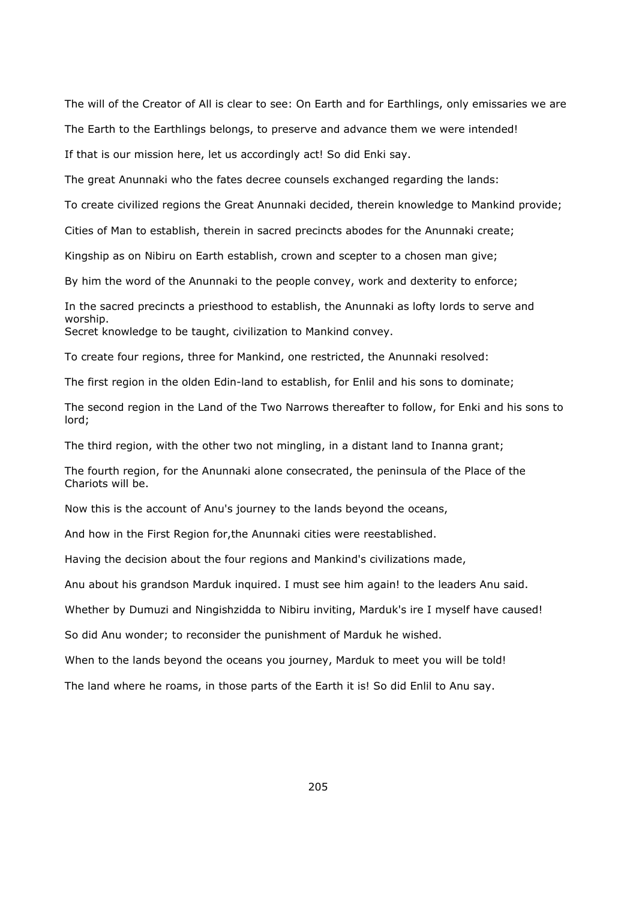The will of the Creator of All is clear to see: On Earth and for Earthlings, only emissaries we are

The Earth to the Earthlings belongs, to preserve and advance them we were intended!

If that is our mission here, let us accordingly act! So did Enki say.

The great Anunnaki who the fates decree counsels exchanged regarding the lands:

To create civilized regions the Great Anunnaki decided, therein knowledge to Mankind provide;

Cities of Man to establish, therein in sacred precincts abodes for the Anunnaki create;

Kingship as on Nibiru on Earth establish, crown and scepter to a chosen man give;

By him the word of the Anunnaki to the people convey, work and dexterity to enforce;

In the sacred precincts a priesthood to establish, the Anunnaki as lofty lords to serve and worship.
Secret knowledge to be taught, civilization to Mankind convey.

To create four regions, three for Mankind, one restricted, the Anunnaki resolved:

The first region in the olden Edin-land to establish, for Enlil and his sons to dominate;

The second region in the Land of the Two Narrows thereafter to follow, for Enki and his sons to lord;

The third region, with the other two not mingling, in a distant land to Inanna grant;

The fourth region, for the Anunnaki alone consecrated, the peninsula of the Place of the Chariots will be.

Now this is the account of Anu's journey to the lands beyond the oceans,

And how in the First Region for,the Anunnaki cities were reestablished.

Having the decision about the four regions and Mankind's civilizations made,

Anu about his grandson Marduk inquired. I must see him again! to the leaders Anu said.

Whether by Dumuzi and Ningishzidda to Nibiru inviting, Marduk's ire I myself have caused!

So did Anu wonder; to reconsider the punishment of Marduk he wished.

When to the lands beyond the oceans you journey, Marduk to meet you will be told!

The land where he roams, in those parts of the Earth it is! So did Enlil to Anu say.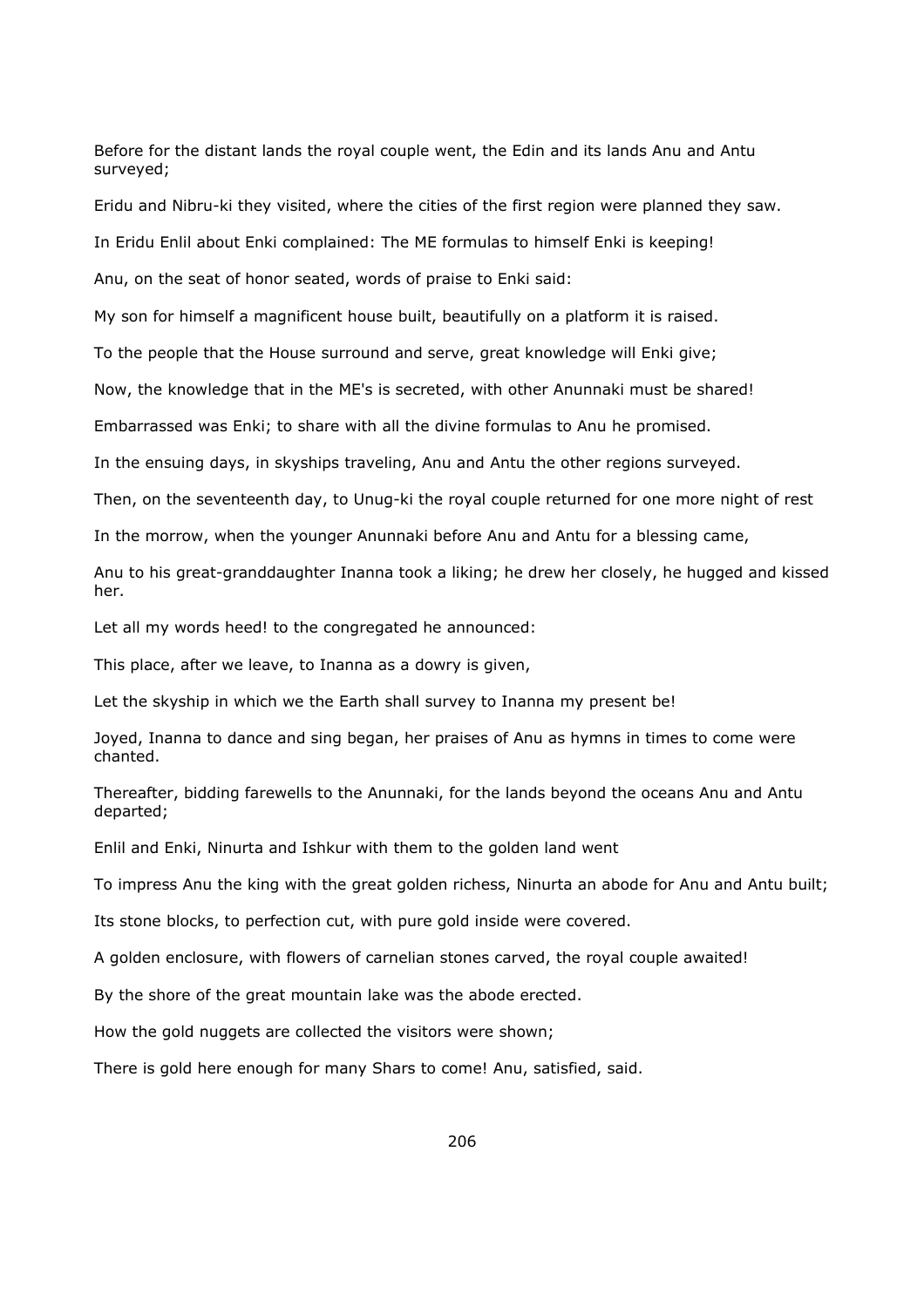Before for the distant lands the royal couple went, the Edin and its lands Anu and Antu surveyed;

Eridu and Nibru-ki they visited, where the cities of the first region were planned they saw.

In Eridu Enlil about Enki complained: The ME formulas to himself Enki is keeping!

Anu, on the seat of honor seated, words of praise to Enki said:

My son for himself a magnificent house built, beautifully on a platform it is raised.

To the people that the House surround and serve, great knowledge will Enki give;

Now, the knowledge that in the ME's is secreted, with other Anunnaki must be shared!

Embarrassed was Enki; to share with all the divine formulas to Anu he promised.

In the ensuing days, in skyships traveling, Anu and Antu the other regions surveyed.

Then, on the seventeenth day, to Unug-ki the royal couple returned for one more night of rest

In the morrow, when the younger Anunnaki before Anu and Antu for a blessing came,

Anu to his great-granddaughter Inanna took a liking; he drew her closely, he hugged and kissed her.

Let all my words heed! to the congregated he announced:

This place, after we leave, to Inanna as a dowry is given,

Let the skyship in which we the Earth shall survey to Inanna my present be!

Joyed, Inanna to dance and sing began, her praises of Anu as hymns in times to come were chanted.

Thereafter, bidding farewells to the Anunnaki, for the lands beyond the oceans Anu and Antu departed;

Enlil and Enki, Ninurta and Ishkur with them to the golden land went

To impress Anu the king with the great golden richess, Ninurta an abode for Anu and Antu built;

Its stone blocks, to perfection cut, with pure gold inside were covered.

A golden enclosure, with flowers of carnelian stones carved, the royal couple awaited!

By the shore of the great mountain lake was the abode erected.

How the gold nuggets are collected the visitors were shown;

There is gold here enough for many Shars to come! Anu, satisfied, said.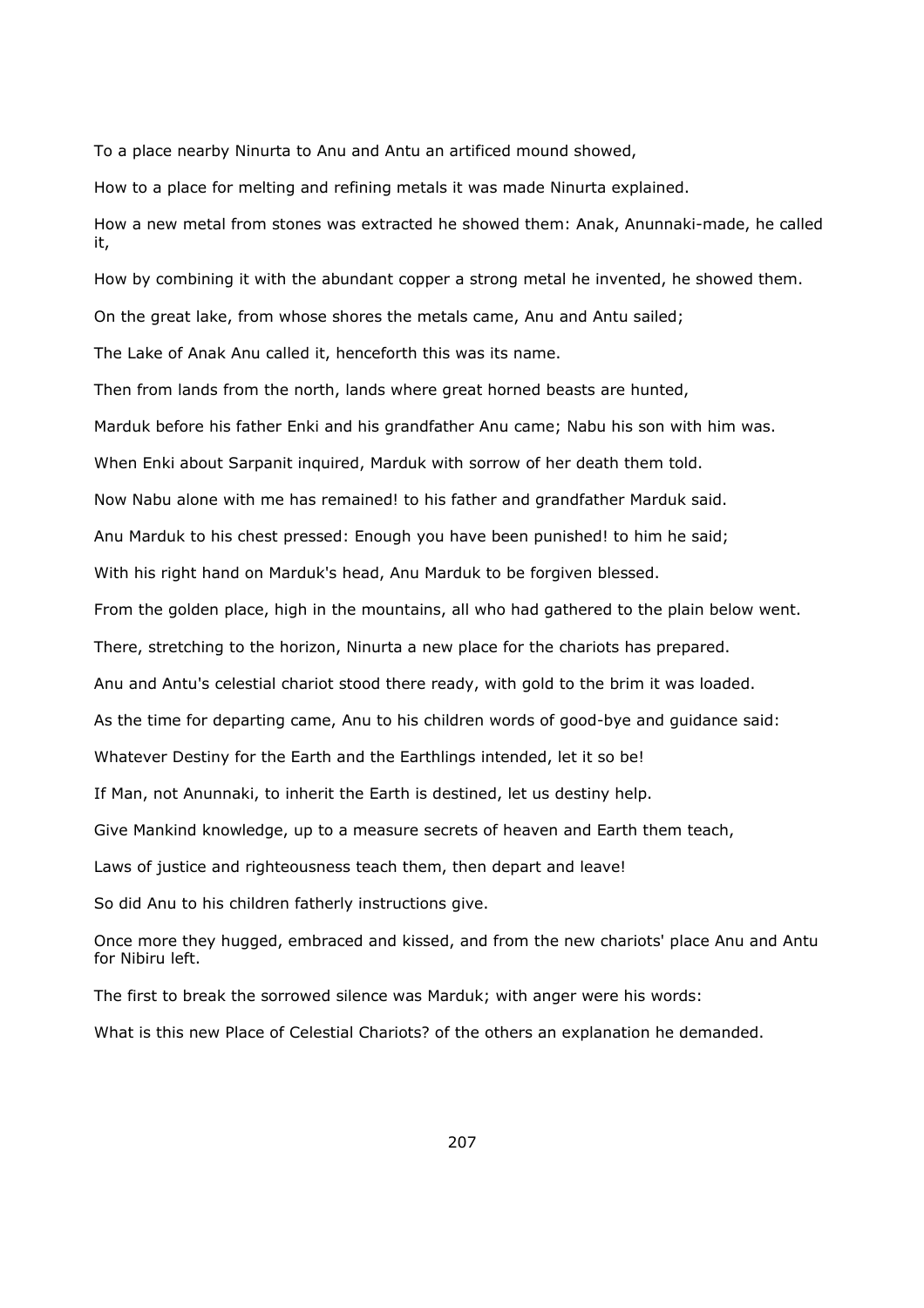To a place nearby Ninurta to Anu and Antu an artificed mound showed,

How to a place for melting and refining metals it was made Ninurta explained.

How a new metal from stones was extracted he showed them: Anak, Anunnaki-made, he called it,

How by combining it with the abundant copper a strong metal he invented, he showed them.

On the great lake, from whose shores the metals came, Anu and Antu sailed;

The Lake of Anak Anu called it, henceforth this was its name.

Then from lands from the north, lands where great horned beasts are hunted,

Marduk before his father Enki and his grandfather Anu came; Nabu his son with him was.

When Enki about Sarpanit inquired, Marduk with sorrow of her death them told.

Now Nabu alone with me has remained! to his father and grandfather Marduk said.

Anu Marduk to his chest pressed: Enough you have been punished! to him he said;

With his right hand on Marduk's head, Anu Marduk to be forgiven blessed.

From the golden place, high in the mountains, all who had gathered to the plain below went.

There, stretching to the horizon, Ninurta a new place for the chariots has prepared.

Anu and Antu's celestial chariot stood there ready, with gold to the brim it was loaded.

As the time for departing came, Anu to his children words of good-bye and guidance said:

Whatever Destiny for the Earth and the Earthlings intended, let it so be!

If Man, not Anunnaki, to inherit the Earth is destined, let us destiny help.

Give Mankind knowledge, up to a measure secrets of heaven and Earth them teach,

Laws of justice and righteousness teach them, then depart and leave!

So did Anu to his children fatherly instructions give.

Once more they hugged, embraced and kissed, and from the new chariots' place Anu and Antu for Nibiru left.

The first to break the sorrowed silence was Marduk; with anger were his words:

What is this new Place of Celestial Chariots? of the others an explanation he demanded.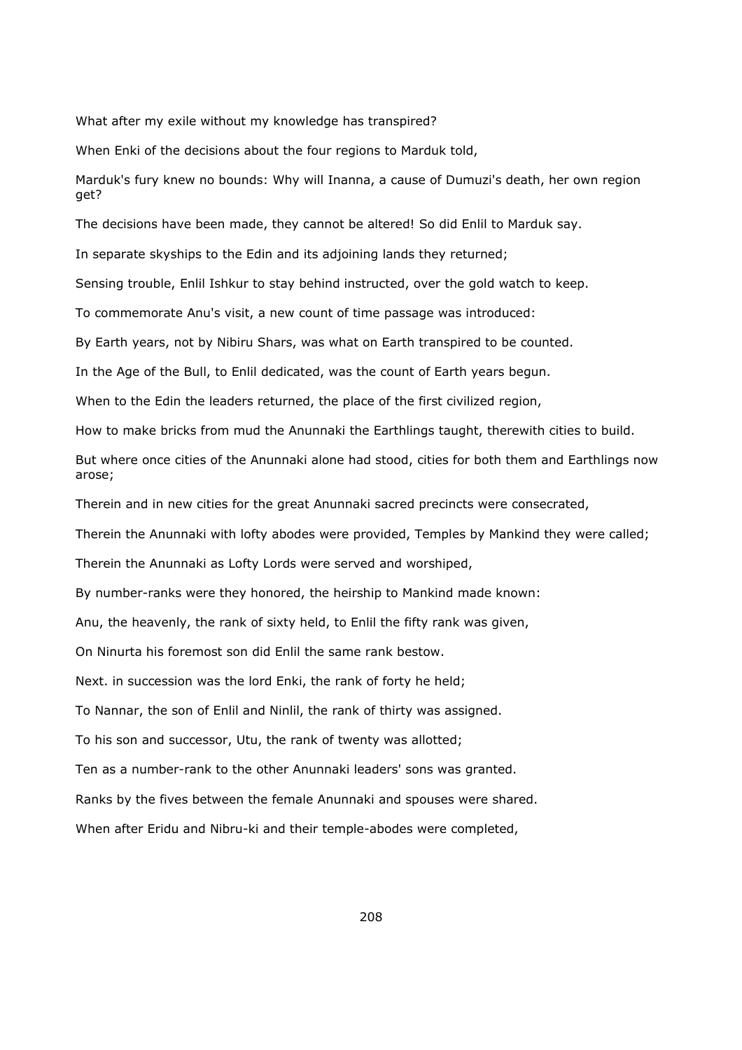What after my exile without my knowledge has transpired?

When Enki of the decisions about the four regions to Marduk told,

Marduk's fury knew no bounds: Why will Inanna, a cause of Dumuzi's death, her own region get?

The decisions have been made, they cannot be altered! So did Enlil to Marduk say.

In separate skyships to the Edin and its adjoining lands they returned;

Sensing trouble, Enlil Ishkur to stay behind instructed, over the gold watch to keep.

To commemorate Anu's visit, a new count of time passage was introduced:

By Earth years, not by Nibiru Shars, was what on Earth transpired to be counted.

In the Age of the Bull, to Enlil dedicated, was the count of Earth years begun.

When to the Edin the leaders returned, the place of the first civilized region,

How to make bricks from mud the Anunnaki the Earthlings taught, therewith cities to build.

But where once cities of the Anunnaki alone had stood, cities for both them and Earthlings now arose;

Therein and in new cities for the great Anunnaki sacred precincts were consecrated,

Therein the Anunnaki with lofty abodes were provided, Temples by Mankind they were called;

Therein the Anunnaki as Lofty Lords were served and worshiped,

By number-ranks were they honored, the heirship to Mankind made known:

Anu, the heavenly, the rank of sixty held, to Enlil the fifty rank was given,

On Ninurta his foremost son did Enlil the same rank bestow.

Next. in succession was the lord Enki, the rank of forty he held;

To Nannar, the son of Enlil and Ninlil, the rank of thirty was assigned.

To his son and successor, Utu, the rank of twenty was allotted;

Ten as a number-rank to the other Anunnaki leaders' sons was granted.

Ranks by the fives between the female Anunnaki and spouses were shared.

When after Eridu and Nibru-ki and their temple-abodes were completed,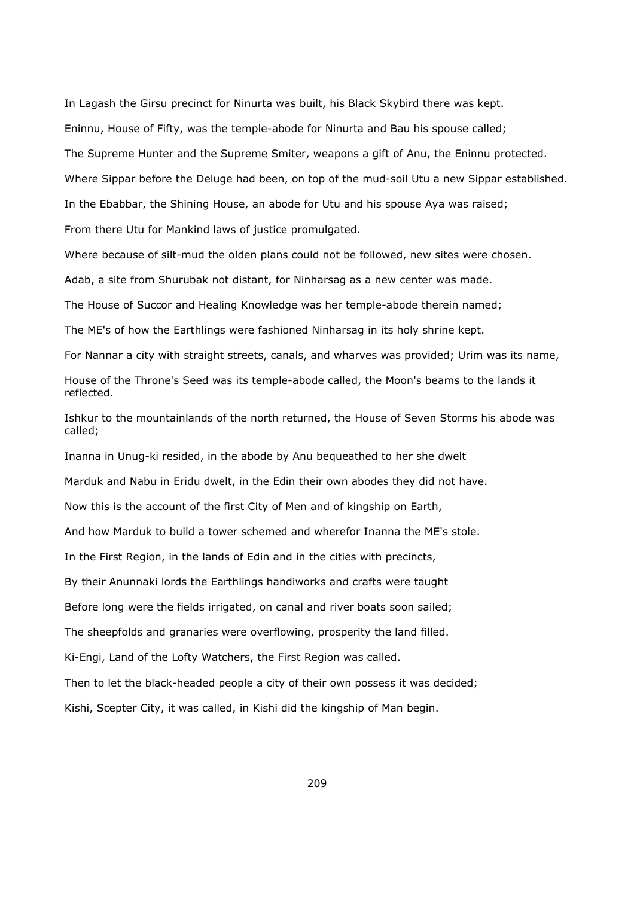In Lagash the Girsu precinct for Ninurta was built, his Black Skybird there was kept.

Eninnu, House of Fifty, was the temple-abode for Ninurta and Bau his spouse called;

The Supreme Hunter and the Supreme Smiter, weapons a gift of Anu, the Eninnu protected.

Where Sippar before the Deluge had been, on top of the mud-soil Utu a new Sippar established.

In the Ebabbar, the Shining House, an abode for Utu and his spouse Aya was raised;

From there Utu for Mankind laws of justice promulgated.

Where because of silt-mud the olden plans could not be followed, new sites were chosen.

Adab, a site from Shurubak not distant, for Ninharsag as a new center was made.

The House of Succor and Healing Knowledge was her temple-abode therein named;

The ME's of how the Earthlings were fashioned Ninharsag in its holy shrine kept.

For Nannar a city with straight streets, canals, and wharves was provided; Urim was its name,

House of the Throne's Seed was its temple-abode called, the Moon's beams to the lands it reflected.

Ishkur to the mountainlands of the north returned, the House of Seven Storms his abode was called;

Inanna in Unug-ki resided, in the abode by Anu bequeathed to her she dwelt

Marduk and Nabu in Eridu dwelt, in the Edin their own abodes they did not have.

Now this is the account of the first City of Men and of kingship on Earth,

And how Marduk to build a tower schemed and wherefor Inanna the ME's stole.

In the First Region, in the lands of Edin and in the cities with precincts,

By their Anunnaki lords the Earthlings handiworks and crafts were taught

Before long were the fields irrigated, on canal and river boats soon sailed;

The sheepfolds and granaries were overflowing, prosperity the land filled.

Ki-Engi, Land of the Lofty Watchers, the First Region was called.

Then to let the black-headed people a city of their own possess it was decided;

Kishi, Scepter City, it was called, in Kishi did the kingship of Man begin.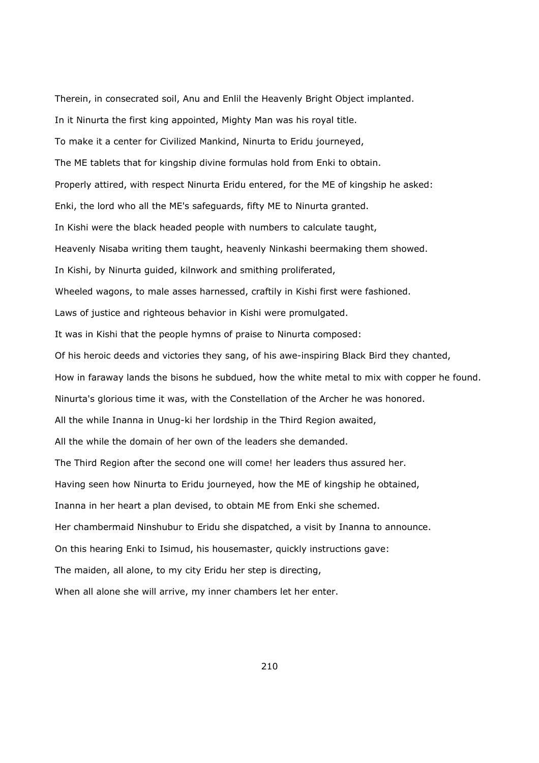Therein, in consecrated soil, Anu and Enlil the Heavenly Bright Object implanted.

In it Ninurta the first king appointed, Mighty Man was his royal title.

To make it a center for Civilized Mankind, Ninurta to Eridu journeyed,

The ME tablets that for kingship divine formulas hold from Enki to obtain.

Properly attired, with respect Ninurta Eridu entered, for the ME of kingship he asked:

Enki, the lord who all the ME's safeguards, fifty ME to Ninurta granted.

In Kishi were the black headed people with numbers to calculate taught,

Heavenly Nisaba writing them taught, heavenly Ninkashi beermaking them showed.

In Kishi, by Ninurta guided, kilnwork and smithing proliferated,

Wheeled wagons, to male asses harnessed, craftily in Kishi first were fashioned.

Laws of justice and righteous behavior in Kishi were promulgated.

It was in Kishi that the people hymns of praise to Ninurta composed:

Of his heroic deeds and victories they sang, of his awe-inspiring Black Bird they chanted,

How in faraway lands the bisons he subdued, how the white metal to mix with copper he found.

Ninurta's glorious time it was, with the Constellation of the Archer he was honored.

All the while Inanna in Unug-ki her lordship in the Third Region awaited,

All the while the domain of her own of the leaders she demanded.

The Third Region after the second one will come! her leaders thus assured her.

Having seen how Ninurta to Eridu journeyed, how the ME of kingship he obtained,

Inanna in her heart a plan devised, to obtain ME from Enki she schemed.

Her chambermaid Ninshubur to Eridu she dispatched, a visit by Inanna to announce.

On this hearing Enki to Isimud, his housemaster, quickly instructions gave:

The maiden, all alone, to my city Eridu her step is directing,

When all alone she will arrive, my inner chambers let her enter.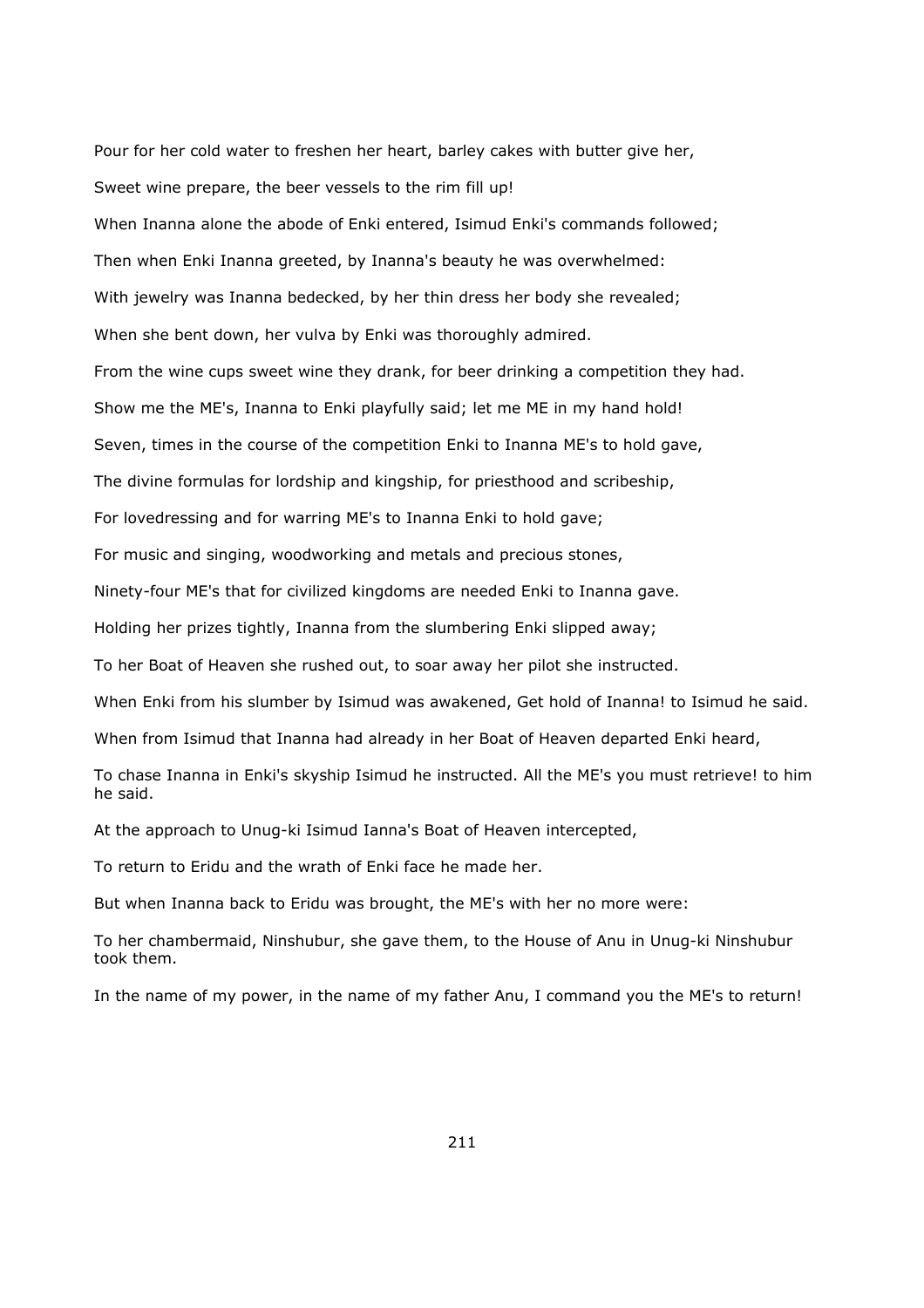Pour for her cold water to freshen her heart, barley cakes with butter give her,

Sweet wine prepare, the beer vessels to the rim fill up!

When Inanna alone the abode of Enki entered, Isimud Enki's commands followed;

Then when Enki Inanna greeted, by Inanna's beauty he was overwhelmed:

With jewelry was Inanna bedecked, by her thin dress her body she revealed;

When she bent down, her vulva by Enki was thoroughly admired.

From the wine cups sweet wine they drank, for beer drinking a competition they had.

Show me the ME's, Inanna to Enki playfully said; let me ME in my hand hold!

Seven, times in the course of the competition Enki to Inanna ME's to hold gave,

The divine formulas for lordship and kingship, for priesthood and scribeship,

For lovedressing and for warring ME's to Inanna Enki to hold gave;

For music and singing, woodworking and metals and precious stones,

Ninety-four ME's that for civilized kingdoms are needed Enki to Inanna gave.

Holding her prizes tightly, Inanna from the slumbering Enki slipped away;

To her Boat of Heaven she rushed out, to soar away her pilot she instructed.

When Enki from his slumber by Isimud was awakened, Get hold of Inanna! to Isimud he said.

When from Isimud that Inanna had already in her Boat of Heaven departed Enki heard,

To chase Inanna in Enki's skyship Isimud he instructed. All the ME's you must retrieve! to him he said.

At the approach to Unug-ki Isimud Ianna's Boat of Heaven intercepted,

To return to Eridu and the wrath of Enki face he made her.

But when Inanna back to Eridu was brought, the ME's with her no more were:

To her chambermaid, Ninshubur, she gave them, to the House of Anu in Unug-ki Ninshubur took them.

In the name of my power, in the name of my father Anu, I command you the ME's to return!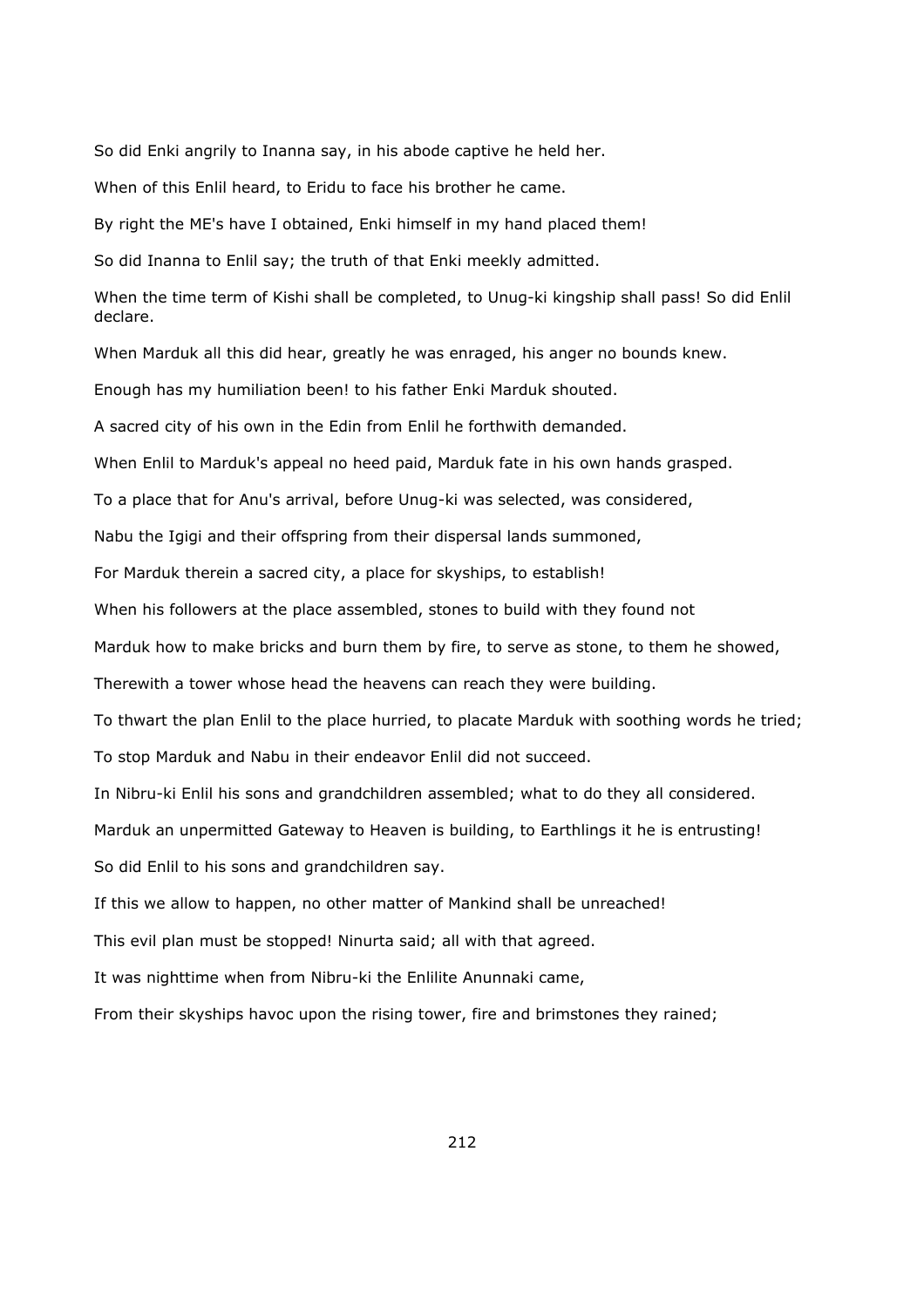So did Enki angrily to Inanna say, in his abode captive he held her.

When of this Enlil heard, to Eridu to face his brother he came.

By right the ME's have I obtained, Enki himself in my hand placed them!

So did Inanna to Enlil say; the truth of that Enki meekly admitted.

When the time term of Kishi shall be completed, to Unug-ki kingship shall pass! So did Enlil declare.

When Marduk all this did hear, greatly he was enraged, his anger no bounds knew.

Enough has my humiliation been! to his father Enki Marduk shouted.

A sacred city of his own in the Edin from Enlil he forthwith demanded.

When Enlil to Marduk's appeal no heed paid, Marduk fate in his own hands grasped.

To a place that for Anu's arrival, before Unug-ki was selected, was considered,

Nabu the Igigi and their offspring from their dispersal lands summoned,

For Marduk therein a sacred city, a place for skyships, to establish!

When his followers at the place assembled, stones to build with they found not

Marduk how to make bricks and burn them by fire, to serve as stone, to them he showed,

Therewith a tower whose head the heavens can reach they were building.

To thwart the plan Enlil to the place hurried, to placate Marduk with soothing words he tried;

To stop Marduk and Nabu in their endeavor Enlil did not succeed.

In Nibru-ki Enlil his sons and grandchildren assembled; what to do they all considered.

Marduk an unpermitted Gateway to Heaven is building, to Earthlings it he is entrusting!

So did Enlil to his sons and grandchildren say.

If this we allow to happen, no other matter of Mankind shall be unreached!

This evil plan must be stopped! Ninurta said; all with that agreed.

It was nighttime when from Nibru-ki the Enlilite Anunnaki came,

From their skyships havoc upon the rising tower, fire and brimstones they rained;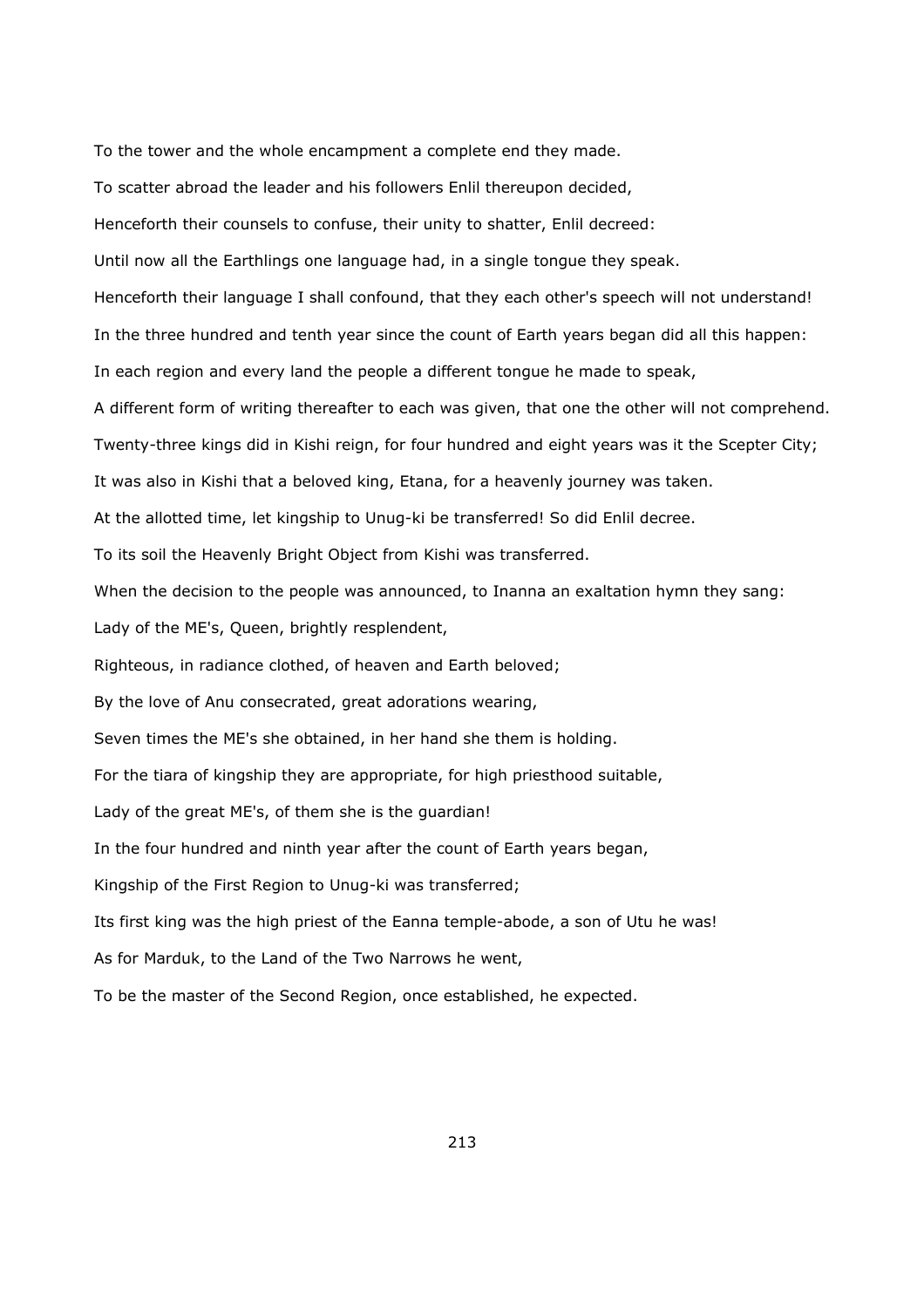To the tower and the whole encampment a complete end they made.

To scatter abroad the leader and his followers Enlil thereupon decided,

Henceforth their counsels to confuse, their unity to shatter, Enlil decreed:

Until now all the Earthlings one language had, in a single tongue they speak.

Henceforth their language I shall confound, that they each other's speech will not understand!

In the three hundred and tenth year since the count of Earth years began did all this happen:

In each region and every land the people a different tongue he made to speak,

A different form of writing thereafter to each was given, that one the other will not comprehend.

Twenty-three kings did in Kishi reign, for four hundred and eight years was it the Scepter City;

It was also in Kishi that a beloved king, Etana, for a heavenly journey was taken.

At the allotted time, let kingship to Unug-ki be transferred! So did Enlil decree.

To its soil the Heavenly Bright Object from Kishi was transferred.

When the decision to the people was announced, to Inanna an exaltation hymn they sang:

Lady of the ME's, Queen, brightly resplendent,

Righteous, in radiance clothed, of heaven and Earth beloved;

By the love of Anu consecrated, great adorations wearing,

Seven times the ME's she obtained, in her hand she them is holding.

For the tiara of kingship they are appropriate, for high priesthood suitable,

Lady of the great ME's, of them she is the guardian!

In the four hundred and ninth year after the count of Earth years began,

Kingship of the First Region to Unug-ki was transferred;

Its first king was the high priest of the Eanna temple-abode, a son of Utu he was!

As for Marduk, to the Land of the Two Narrows he went,

To be the master of the Second Region, once established, he expected.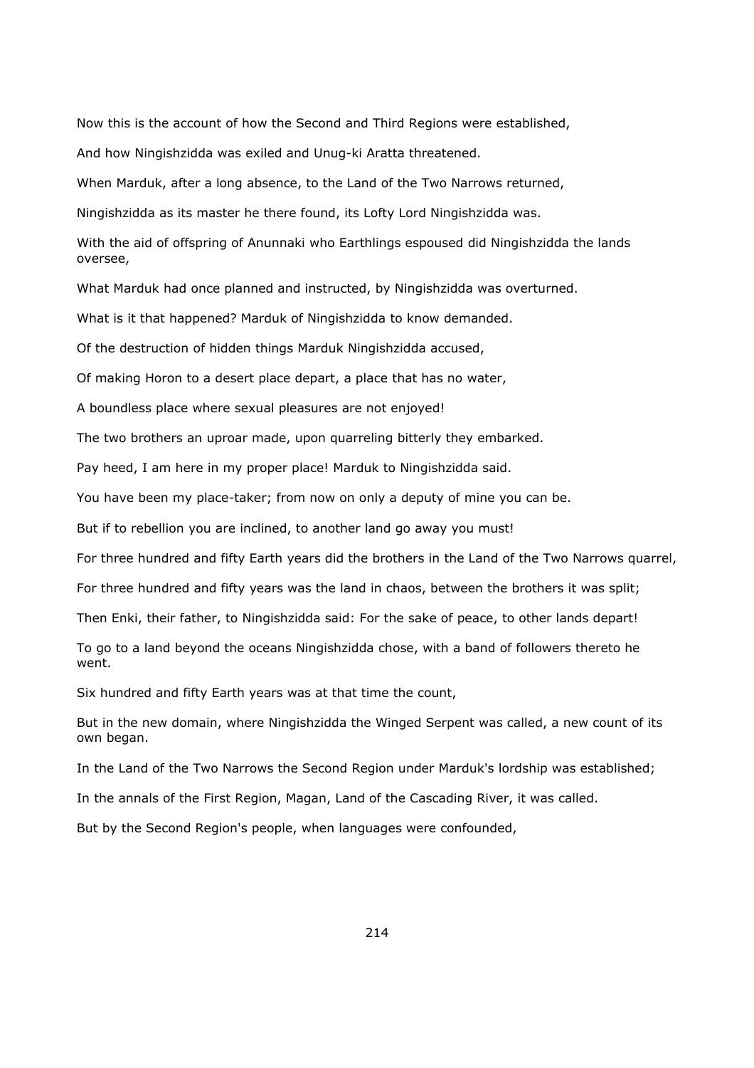Now this is the account of how the Second and Third Regions were established,

And how Ningishzidda was exiled and Unug-ki Aratta threatened.

When Marduk, after a long absence, to the Land of the Two Narrows returned,

Ningishzidda as its master he there found, its Lofty Lord Ningishzidda was.

With the aid of offspring of Anunnaki who Earthlings espoused did Ningishzidda the lands oversee,

What Marduk had once planned and instructed, by Ningishzidda was overturned.

What is it that happened? Marduk of Ningishzidda to know demanded.

Of the destruction of hidden things Marduk Ningishzidda accused,

Of making Horon to a desert place depart, a place that has no water,

A boundless place where sexual pleasures are not enjoyed!

The two brothers an uproar made, upon quarreling bitterly they embarked.

Pay heed, I am here in my proper place! Marduk to Ningishzidda said.

You have been my place-taker; from now on only a deputy of mine you can be.

But if to rebellion you are inclined, to another land go away you must!

For three hundred and fifty Earth years did the brothers in the Land of the Two Narrows quarrel,

For three hundred and fifty years was the land in chaos, between the brothers it was split;

Then Enki, their father, to Ningishzidda said: For the sake of peace, to other lands depart!

To go to a land beyond the oceans Ningishzidda chose, with a band of followers thereto he went.

Six hundred and fifty Earth years was at that time the count,

But in the new domain, where Ningishzidda the Winged Serpent was called, a new count of its own began.

In the Land of the Two Narrows the Second Region under Marduk's lordship was established;

In the annals of the First Region, Magan, Land of the Cascading River, it was called.

But by the Second Region's people, when languages were confounded,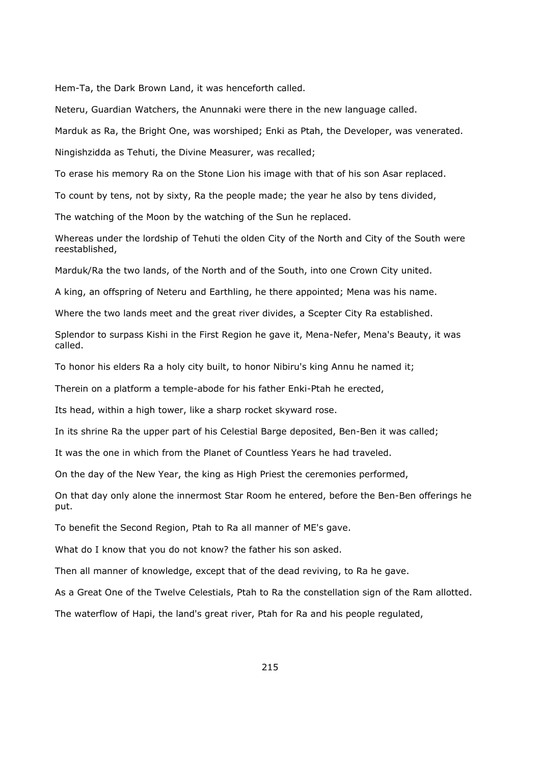Hem-Ta, the Dark Brown Land, it was henceforth called.

Neteru, Guardian Watchers, the Anunnaki were there in the new language called.

Marduk as Ra, the Bright One, was worshiped; Enki as Ptah, the Developer, was venerated.

Ningishzidda as Tehuti, the Divine Measurer, was recalled;

To erase his memory Ra on the Stone Lion his image with that of his son Asar replaced.

To count by tens, not by sixty, Ra the people made; the year he also by tens divided,

The watching of the Moon by the watching of the Sun he replaced.

Whereas under the lordship of Tehuti the olden City of the North and City of the South were reestablished,

Marduk/Ra the two lands, of the North and of the South, into one Crown City united.

A king, an offspring of Neteru and Earthling, he there appointed; Mena was his name.

Where the two lands meet and the great river divides, a Scepter City Ra established.

Splendor to surpass Kishi in the First Region he gave it, Mena-Nefer, Mena's Beauty, it was called.

To honor his elders Ra a holy city built, to honor Nibiru's king Annu he named it;

Therein on a platform a temple-abode for his father Enki-Ptah he erected,

Its head, within a high tower, like a sharp rocket skyward rose.

In its shrine Ra the upper part of his Celestial Barge deposited, Ben-Ben it was called;

It was the one in which from the Planet of Countless Years he had traveled.

On the day of the New Year, the king as High Priest the ceremonies performed,

On that day only alone the innermost Star Room he entered, before the Ben-Ben offerings he put.

To benefit the Second Region, Ptah to Ra all manner of ME's gave.

What do I know that you do not know? the father his son asked.

Then all manner of knowledge, except that of the dead reviving, to Ra he gave.

As a Great One of the Twelve Celestials, Ptah to Ra the constellation sign of the Ram allotted.

The waterflow of Hapi, the land's great river, Ptah for Ra and his people regulated,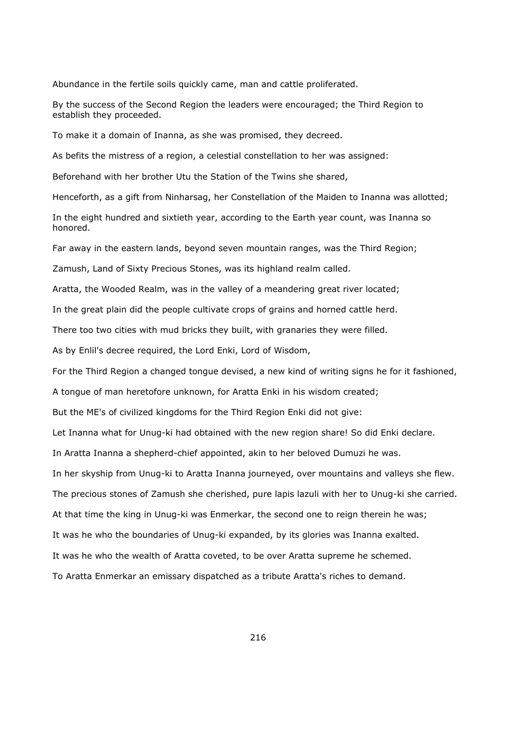Abundance in the fertile soils quickly came, man and cattle proliferated.

By the success of the Second Region the leaders were encouraged; the Third Region to establish they proceeded.

To make it a domain of Inanna, as she was promised, they decreed.

As befits the mistress of a region, a celestial constellation to her was assigned:

Beforehand with her brother Utu the Station of the Twins she shared,

Henceforth, as a gift from Ninharsag, her Constellation of the Maiden to Inanna was allotted;

In the eight hundred and sixtieth year, according to the Earth year count, was Inanna so honored.

Far away in the eastern lands, beyond seven mountain ranges, was the Third Region;

Zamush, Land of Sixty Precious Stones, was its highland realm called.

Aratta, the Wooded Realm, was in the valley of a meandering great river located;

In the great plain did the people cultivate crops of grains and horned cattle herd.

There too two cities with mud bricks they built, with granaries they were filled.

As by Enlil's decree required, the Lord Enki, Lord of Wisdom,

For the Third Region a changed tongue devised, a new kind of writing signs he for it fashioned,

A tongue of man heretofore unknown, for Aratta Enki in his wisdom created;

But the ME's of civilized kingdoms for the Third Region Enki did not give:

Let Inanna what for Unug-ki had obtained with the new region share! So did Enki declare.

In Aratta Inanna a shepherd-chief appointed, akin to her beloved Dumuzi he was.

In her skyship from Unug-ki to Aratta Inanna journeyed, over mountains and valleys she flew.

The precious stones of Zamush she cherished, pure lapis lazuli with her to Unug-ki she carried.

At that time the king in Unug-ki was Enmerkar, the second one to reign therein he was;

It was he who the boundaries of Unug-ki expanded, by its glories was Inanna exalted.

It was he who the wealth of Aratta coveted, to be over Aratta supreme he schemed.

To Aratta Enmerkar an emissary dispatched as a tribute Aratta's riches to demand.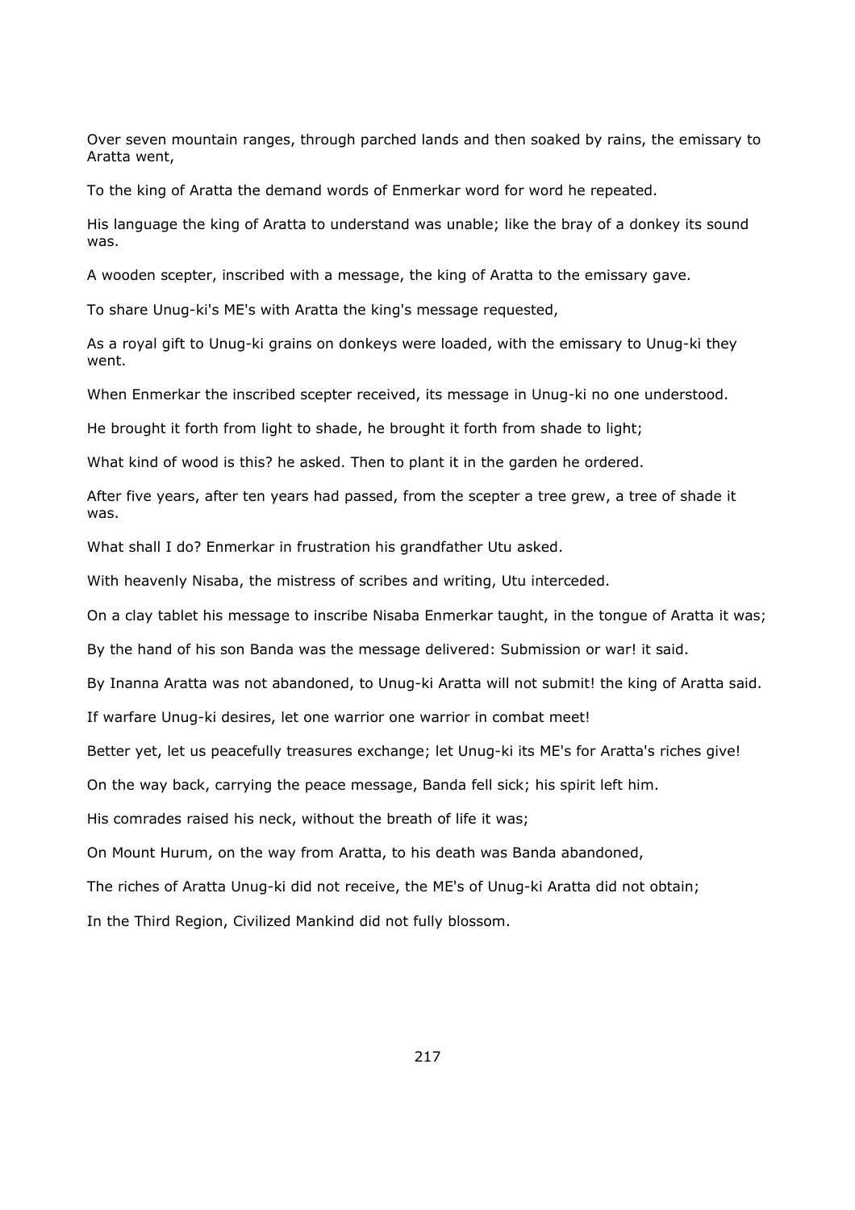Over seven mountain ranges, through parched lands and then soaked by rains, the emissary to Aratta went,

To the king of Aratta the demand words of Enmerkar word for word he repeated.

His language the king of Aratta to understand was unable; like the bray of a donkey its sound was.

A wooden scepter, inscribed with a message, the king of Aratta to the emissary gave.

To share Unug-ki's ME's with Aratta the king's message requested,

As a royal gift to Unug-ki grains on donkeys were loaded, with the emissary to Unug-ki they went.

When Enmerkar the inscribed scepter received, its message in Unug-ki no one understood.

He brought it forth from light to shade, he brought it forth from shade to light;

What kind of wood is this? he asked. Then to plant it in the garden he ordered.

After five years, after ten years had passed, from the scepter a tree grew, a tree of shade it was.

What shall I do? Enmerkar in frustration his grandfather Utu asked.

With heavenly Nisaba, the mistress of scribes and writing, Utu interceded.

On a clay tablet his message to inscribe Nisaba Enmerkar taught, in the tongue of Aratta it was;

By the hand of his son Banda was the message delivered: Submission or war! it said.

By Inanna Aratta was not abandoned, to Unug-ki Aratta will not submit! the king of Aratta said.

If warfare Unug-ki desires, let one warrior one warrior in combat meet!

Better yet, let us peacefully treasures exchange; let Unug-ki its ME's for Aratta's riches give!

On the way back, carrying the peace message, Banda fell sick; his spirit left him.

His comrades raised his neck, without the breath of life it was;

On Mount Hurum, on the way from Aratta, to his death was Banda abandoned,

The riches of Aratta Unug-ki did not receive, the ME's of Unug-ki Aratta did not obtain;

In the Third Region, Civilized Mankind did not fully blossom.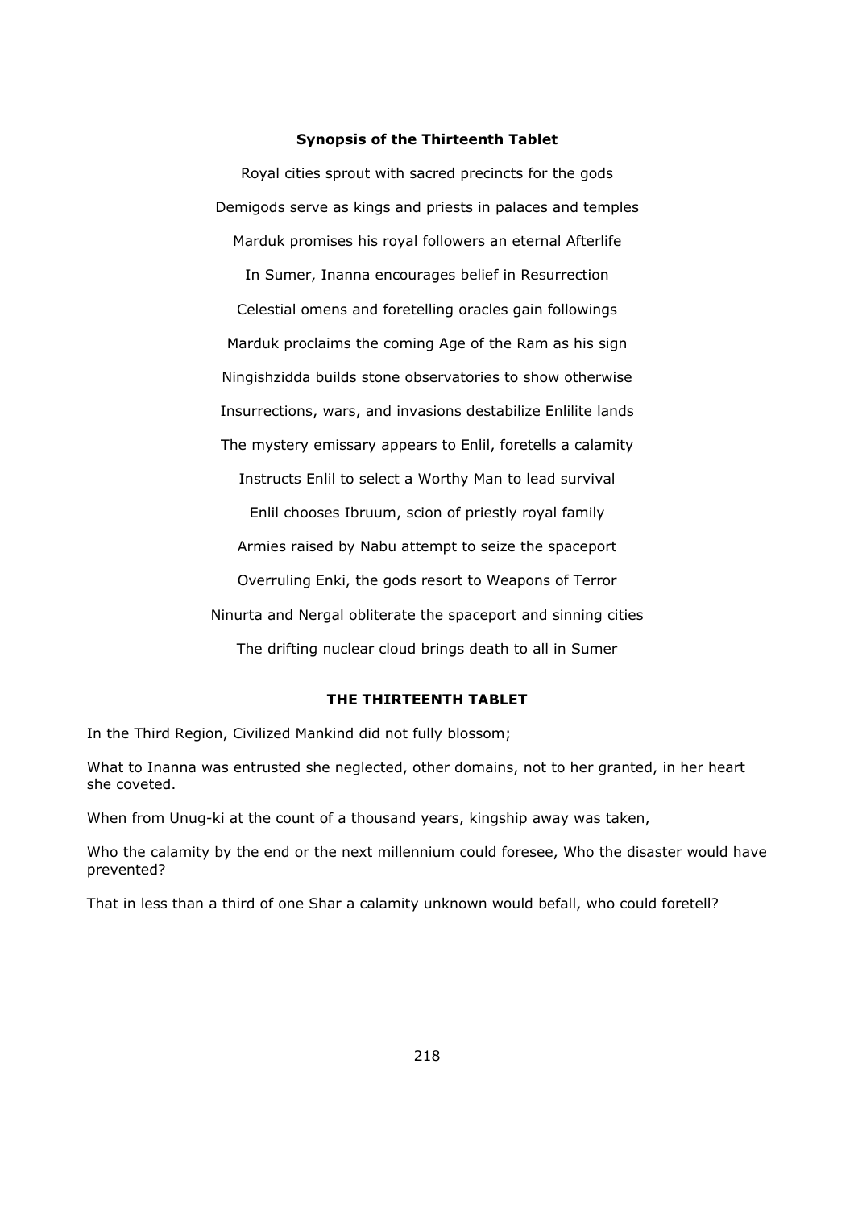### Synopsis of the Thirteenth Tablet

Royal cities sprout with sacred precincts for the gods

Demigods serve as kings and priests in palaces and temples

Marduk promises his royal followers an eternal Afterlife

In Sumer, Inanna encourages belief in Resurrection

Celestial omens and foretelling oracles gain followings

Marduk proclaims the coming Age of the Ram as his sign

Ningishzidda builds stone observatories to show otherwise

Insurrections, wars, and invasions destabilize Enlilite lands

The mystery emissary appears to Enlil, foretells a calamity

Instructs Enlil to select a Worthy Man to lead survival

Enlil chooses Ibruum, scion of priestly royal family

Armies raised by Nabu attempt to seize the spaceport

Overruling Enki, the gods resort to Weapons of Terror

Ninurta and Nergal obliterate the spaceport and sinning cities

The drifting nuclear cloud brings death to all in Sumer

## THE THIRTEENTH TABLET

In the Third Region, Civilized Mankind did not fully blossom;

What to Inanna was entrusted she neglected, other domains, not to her granted, in her heart she coveted.

When from Unug-ki at the count of a thousand years, kingship away was taken,

Who the calamity by the end or the next millennium could foresee, Who the disaster would have prevented?

That in less than a third of one Shar a calamity unknown would befall, who could foretell?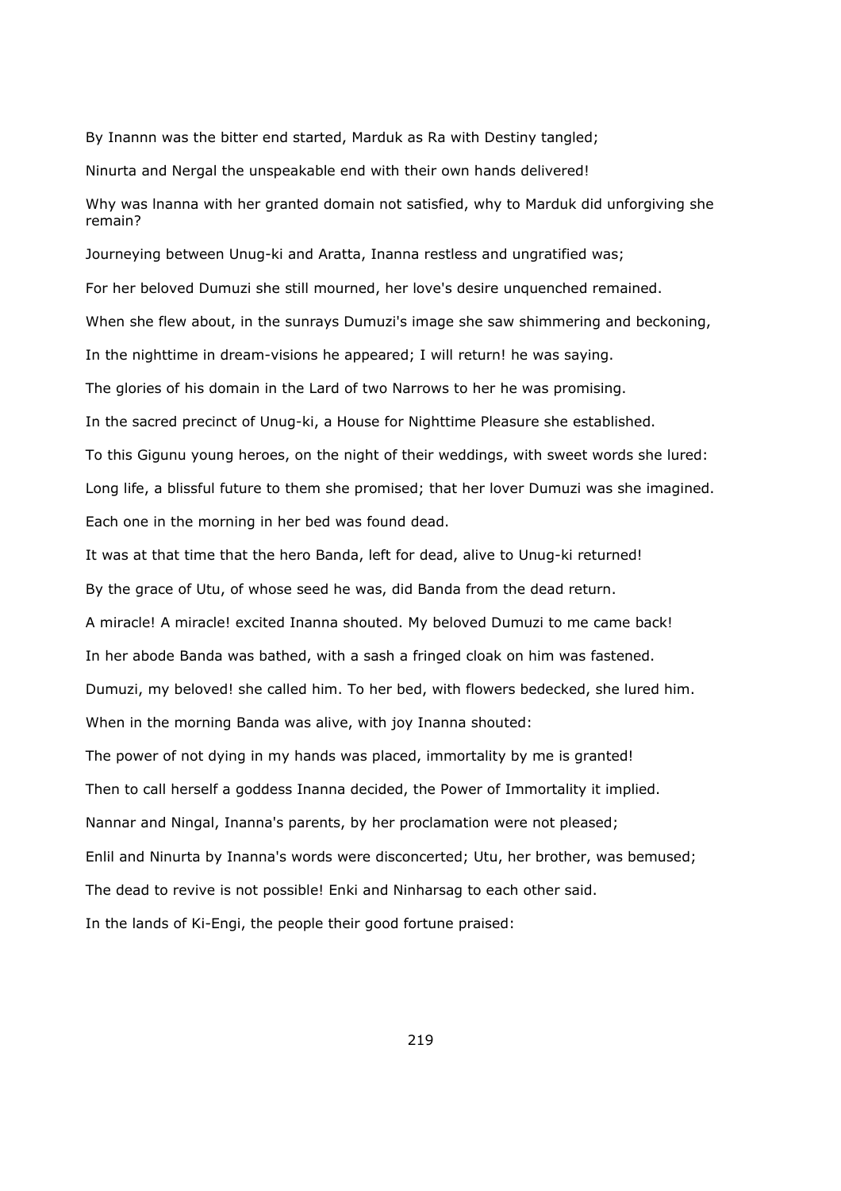By Inannn was the bitter end started, Marduk as Ra with Destiny tangled;

Ninurta and Nergal the unspeakable end with their own hands delivered!

Why was lnanna with her granted domain not satisfied, why to Marduk did unforgiving she remain?

Journeying between Unug-ki and Aratta, Inanna restless and ungratified was;

For her beloved Dumuzi she still mourned, her love's desire unquenched remained.

When she flew about, in the sunrays Dumuzi's image she saw shimmering and beckoning,

In the nighttime in dream-visions he appeared; I will return! he was saying.

The glories of his domain in the Lard of two Narrows to her he was promising.

In the sacred precinct of Unug-ki, a House for Nighttime Pleasure she established.

To this Gigunu young heroes, on the night of their weddings, with sweet words she lured:

Long life, a blissful future to them she promised; that her lover Dumuzi was she imagined.

Each one in the morning in her bed was found dead.

It was at that time that the hero Banda, left for dead, alive to Unug-ki returned!

By the grace of Utu, of whose seed he was, did Banda from the dead return.

A miracle! A miracle! excited Inanna shouted. My beloved Dumuzi to me came back!

In her abode Banda was bathed, with a sash a fringed cloak on him was fastened.

Dumuzi, my beloved! she called him. To her bed, with flowers bedecked, she lured him.

When in the morning Banda was alive, with joy Inanna shouted:

The power of not dying in my hands was placed, immortality by me is granted!

Then to call herself a goddess Inanna decided, the Power of Immortality it implied.

Nannar and Ningal, Inanna's parents, by her proclamation were not pleased;

Enlil and Ninurta by Inanna's words were disconcerted; Utu, her brother, was bemused;

The dead to revive is not possible! Enki and Ninharsag to each other said.

In the lands of Ki-Engi, the people their good fortune praised: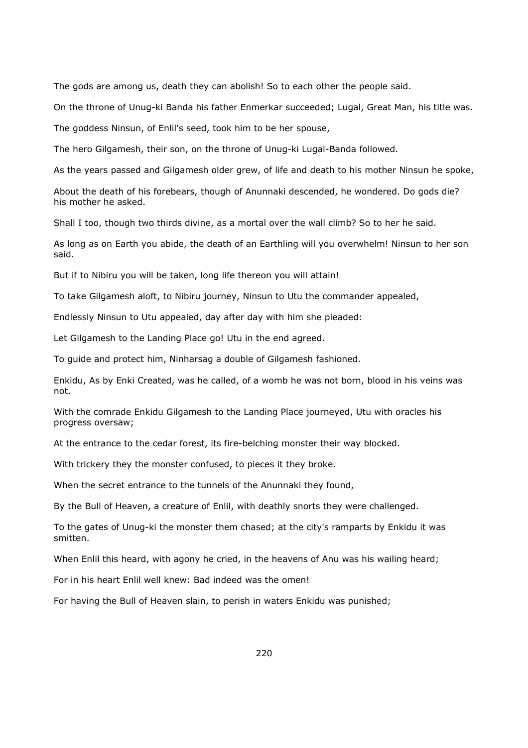The gods are among us, death they can abolish! So to each other the people said.

On the throne of Unug-ki Banda his father Enmerkar succeeded; Lugal, Great Man, his title was.

The goddess Ninsun, of Enlil's seed, took him to be her spouse,

The hero Gilgamesh, their son, on the throne of Unug-ki Lugal-Banda followed.

As the years passed and Gilgamesh older grew, of life and death to his mother Ninsun he spoke,

About the death of his forebears, though of Anunnaki descended, he wondered. Do gods die? his mother he asked.

Shall I too, though two thirds divine, as a mortal over the wall climb? So to her he said.

As long as on Earth you abide, the death of an Earthling will you overwhelm! Ninsun to her son said.

But if to Nibiru you will be taken, long life thereon you will attain!

To take Gilgamesh aloft, to Nibiru journey, Ninsun to Utu the commander appealed,

Endlessly Ninsun to Utu appealed, day after day with him she pleaded:

Let Gilgamesh to the Landing Place go! Utu in the end agreed.

To guide and protect him, Ninharsag a double of Gilgamesh fashioned.

Enkidu, As by Enki Created, was he called, of a womb he was not born, blood in his veins was not.

With the comrade Enkidu Gilgamesh to the Landing Place journeyed, Utu with oracles his progress oversaw;

At the entrance to the cedar forest, its fire-belching monster their way blocked.

With trickery they the monster confused, to pieces it they broke.

When the secret entrance to the tunnels of the Anunnaki they found,

By the Bull of Heaven, a creature of Enlil, with deathly snorts they were challenged.

To the gates of Unug-ki the monster them chased; at the city's ramparts by Enkidu it was smitten.

When Enlil this heard, with agony he cried, in the heavens of Anu was his wailing heard;

For in his heart Enlil well knew: Bad indeed was the omen!

For having the Bull of Heaven slain, to perish in waters Enkidu was punished;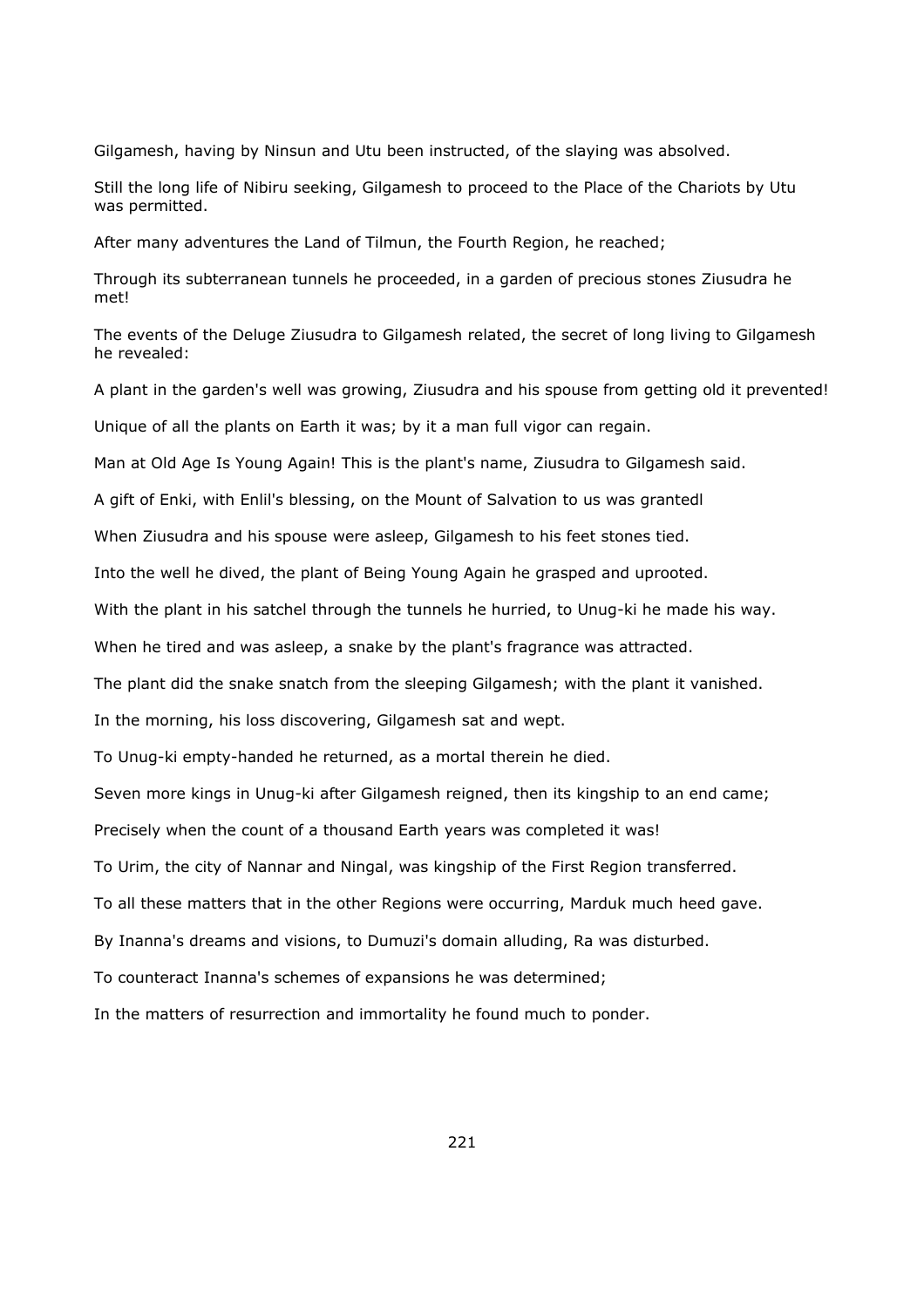Gilgamesh, having by Ninsun and Utu been instructed, of the slaying was absolved.

Still the long life of Nibiru seeking, Gilgamesh to proceed to the Place of the Chariots by Utu was permitted.

After many adventures the Land of Tilmun, the Fourth Region, he reached;

Through its subterranean tunnels he proceeded, in a garden of precious stones Ziusudra he met!

The events of the Deluge Ziusudra to Gilgamesh related, the secret of long living to Gilgamesh he revealed:

A plant in the garden's well was growing, Ziusudra and his spouse from getting old it prevented!

Unique of all the plants on Earth it was; by it a man full vigor can regain.

Man at Old Age Is Young Again! This is the plant's name, Ziusudra to Gilgamesh said.

A gift of Enki, with Enlil's blessing, on the Mount of Salvation to us was grantedl

When Ziusudra and his spouse were asleep, Gilgamesh to his feet stones tied.

Into the well he dived, the plant of Being Young Again he grasped and uprooted.

With the plant in his satchel through the tunnels he hurried, to Unug-ki he made his way.

When he tired and was asleep, a snake by the plant's fragrance was attracted.

The plant did the snake snatch from the sleeping Gilgamesh; with the plant it vanished.

In the morning, his loss discovering, Gilgamesh sat and wept.

To Unug-ki empty-handed he returned, as a mortal therein he died.

Seven more kings in Unug-ki after Gilgamesh reigned, then its kingship to an end came;

Precisely when the count of a thousand Earth years was completed it was!

To Urim, the city of Nannar and Ningal, was kingship of the First Region transferred.

To all these matters that in the other Regions were occurring, Marduk much heed gave.

By Inanna's dreams and visions, to Dumuzi's domain alluding, Ra was disturbed.

To counteract Inanna's schemes of expansions he was determined;

In the matters of resurrection and immortality he found much to ponder.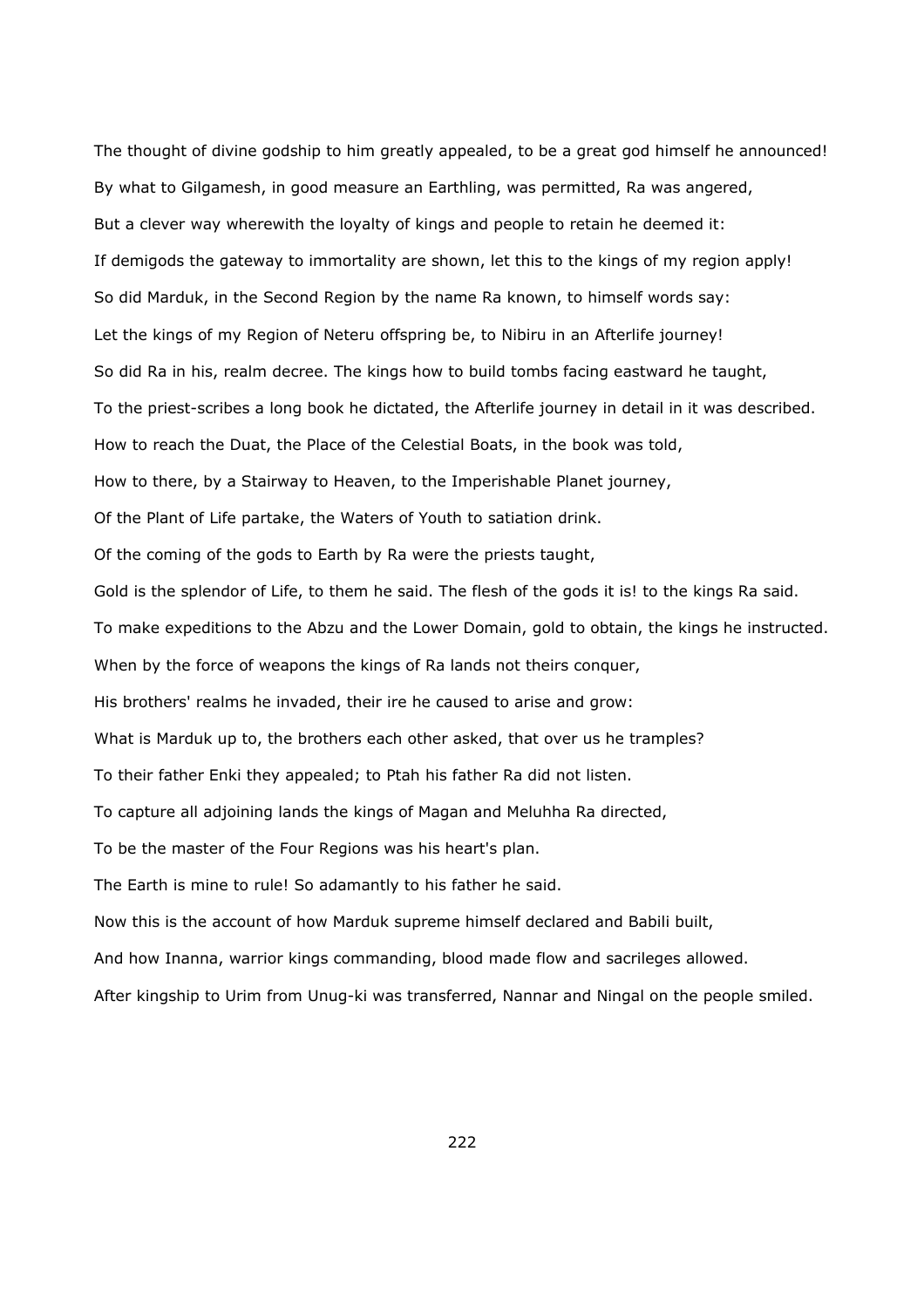The thought of divine godship to him greatly appealed, to be a great god himself he announced!

By what to Gilgamesh, in good measure an Earthling, was permitted, Ra was angered,

But a clever way wherewith the loyalty of kings and people to retain he deemed it:

If demigods the gateway to immortality are shown, let this to the kings of my region apply!

So did Marduk, in the Second Region by the name Ra known, to himself words say:

Let the kings of my Region of Neteru offspring be, to Nibiru in an Afterlife journey!

So did Ra in his, realm decree. The kings how to build tombs facing eastward he taught,

To the priest-scribes a long book he dictated, the Afterlife journey in detail in it was described.

How to reach the Duat, the Place of the Celestial Boats, in the book was told,

How to there, by a Stairway to Heaven, to the Imperishable Planet journey,

Of the Plant of Life partake, the Waters of Youth to satiation drink.

Of the coming of the gods to Earth by Ra were the priests taught,

Gold is the splendor of Life, to them he said. The flesh of the gods it is! to the kings Ra said.

To make expeditions to the Abzu and the Lower Domain, gold to obtain, the kings he instructed.

When by the force of weapons the kings of Ra lands not theirs conquer,

His brothers' realms he invaded, their ire he caused to arise and grow:

What is Marduk up to, the brothers each other asked, that over us he tramples?

To their father Enki they appealed; to Ptah his father Ra did not listen.

To capture all adjoining lands the kings of Magan and Meluhha Ra directed,

To be the master of the Four Regions was his heart's plan.

The Earth is mine to rule! So adamantly to his father he said.

Now this is the account of how Marduk supreme himself declared and Babili built,

And how Inanna, warrior kings commanding, blood made flow and sacrileges allowed.

After kingship to Urim from Unug-ki was transferred, Nannar and Ningal on the people smiled.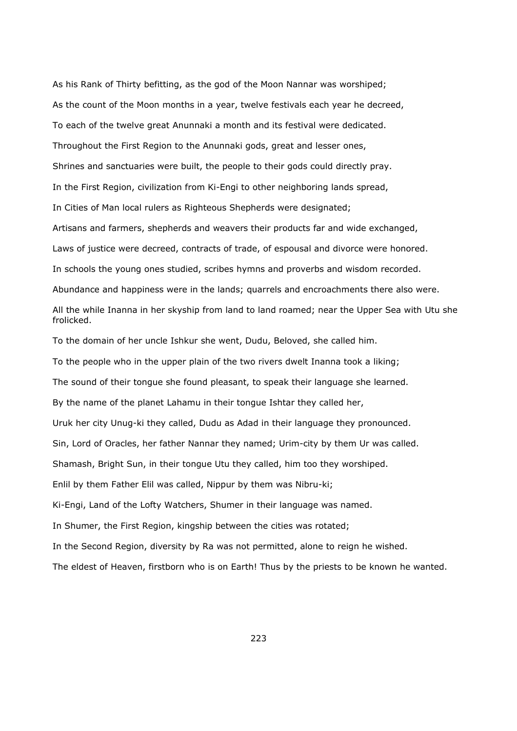As his Rank of Thirty befitting, as the god of the Moon Nannar was worshiped;

As the count of the Moon months in a year, twelve festivals each year he decreed,

To each of the twelve great Anunnaki a month and its festival were dedicated.

Throughout the First Region to the Anunnaki gods, great and lesser ones,

Shrines and sanctuaries were built, the people to their gods could directly pray.

In the First Region, civilization from Ki-Engi to other neighboring lands spread,

In Cities of Man local rulers as Righteous Shepherds were designated;

Artisans and farmers, shepherds and weavers their products far and wide exchanged,

Laws of justice were decreed, contracts of trade, of espousal and divorce were honored.

In schools the young ones studied, scribes hymns and proverbs and wisdom recorded.

Abundance and happiness were in the lands; quarrels and encroachments there also were.

All the while Inanna in her skyship from land to land roamed; near the Upper Sea with Utu she frolicked.

To the domain of her uncle Ishkur she went, Dudu, Beloved, she called him.

To the people who in the upper plain of the two rivers dwelt Inanna took a liking;

The sound of their tongue she found pleasant, to speak their language she learned.

By the name of the planet Lahamu in their tongue Ishtar they called her,

Uruk her city Unug-ki they called, Dudu as Adad in their language they pronounced.

Sin, Lord of Oracles, her father Nannar they named; Urim-city by them Ur was called.

Shamash, Bright Sun, in their tongue Utu they called, him too they worshiped.

Enlil by them Father Elil was called, Nippur by them was Nibru-ki;

Ki-Engi, Land of the Lofty Watchers, Shumer in their language was named.

In Shumer, the First Region, kingship between the cities was rotated;

In the Second Region, diversity by Ra was not permitted, alone to reign he wished.

The eldest of Heaven, firstborn who is on Earth! Thus by the priests to be known he wanted.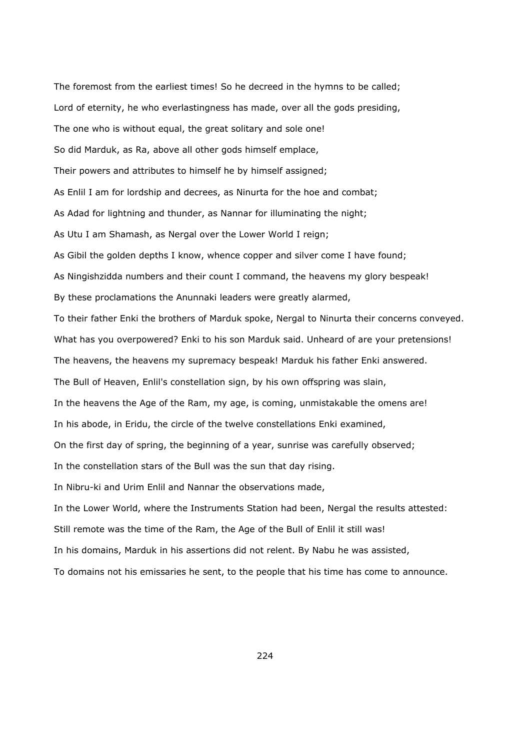The foremost from the earliest times! So he decreed in the hymns to be called;

Lord of eternity, he who everlastingness has made, over all the gods presiding,

The one who is without equal, the great solitary and sole one!

So did Marduk, as Ra, above all other gods himself emplace,

Their powers and attributes to himself he by himself assigned;

As Enlil I am for lordship and decrees, as Ninurta for the hoe and combat;

As Adad for lightning and thunder, as Nannar for illuminating the night;

As Utu I am Shamash, as Nergal over the Lower World I reign;

As Gibil the golden depths I know, whence copper and silver come I have found;

As Ningishzidda numbers and their count I command, the heavens my glory bespeak!

By these proclamations the Anunnaki leaders were greatly alarmed,

To their father Enki the brothers of Marduk spoke, Nergal to Ninurta their concerns conveyed.

What has you overpowered? Enki to his son Marduk said. Unheard of are your pretensions!

The heavens, the heavens my supremacy bespeak! Marduk his father Enki answered.

The Bull of Heaven, Enlil's constellation sign, by his own offspring was slain,

In the heavens the Age of the Ram, my age, is coming, unmistakable the omens are!

In his abode, in Eridu, the circle of the twelve constellations Enki examined,

On the first day of spring, the beginning of a year, sunrise was carefully observed;

In the constellation stars of the Bull was the sun that day rising.

In Nibru-ki and Urim Enlil and Nannar the observations made,

In the Lower World, where the Instruments Station had been, Nergal the results attested:

Still remote was the time of the Ram, the Age of the Bull of Enlil it still was!

In his domains, Marduk in his assertions did not relent. By Nabu he was assisted,

To domains not his emissaries he sent, to the people that his time has come to announce.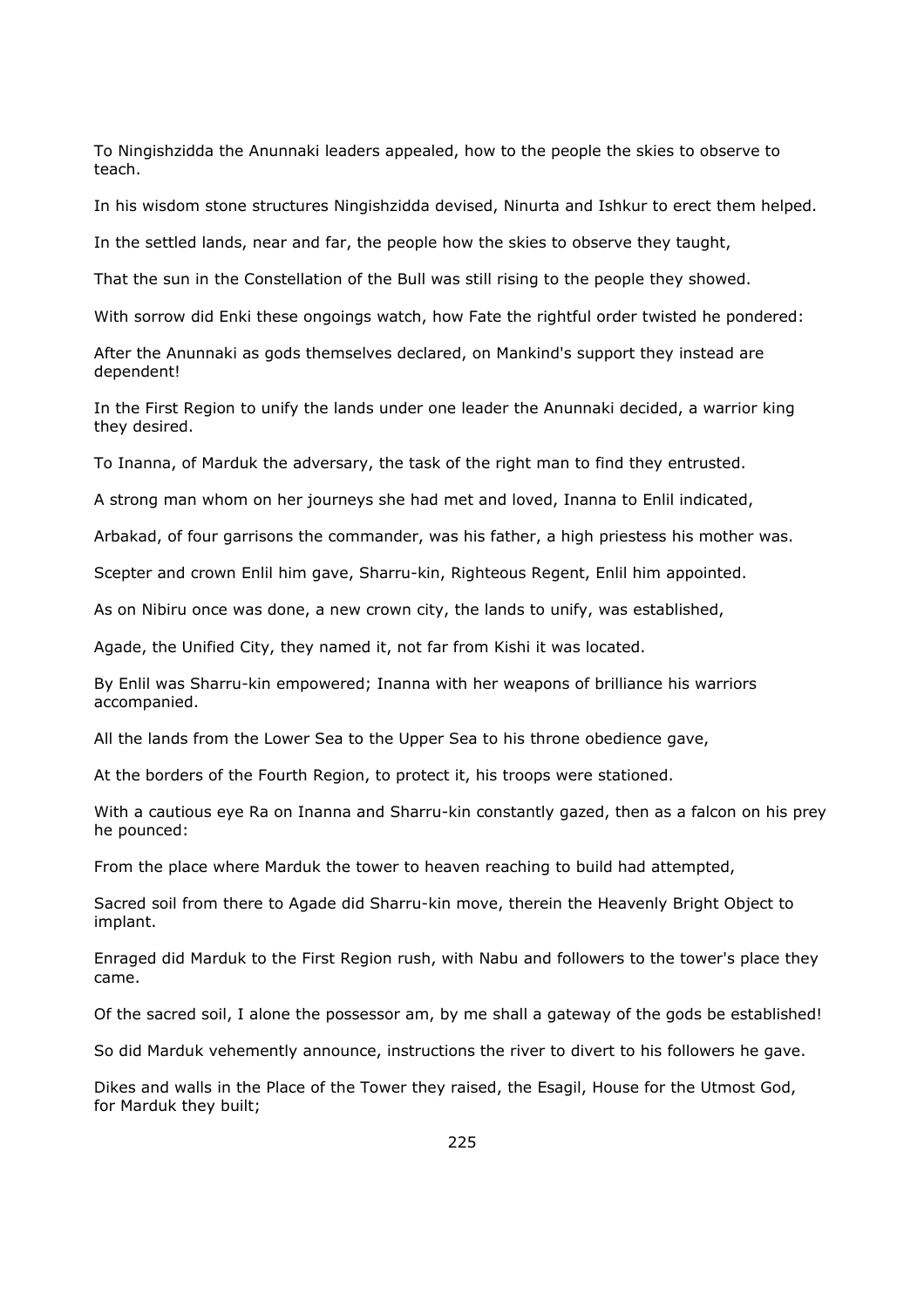To Ningishzidda the Anunnaki leaders appealed, how to the people the skies to observe to teach.

In his wisdom stone structures Ningishzidda devised, Ninurta and Ishkur to erect them helped.

In the settled lands, near and far, the people how the skies to observe they taught,

That the sun in the Constellation of the Bull was still rising to the people they showed.

With sorrow did Enki these ongoings watch, how Fate the rightful order twisted he pondered:

After the Anunnaki as gods themselves declared, on Mankind's support they instead are dependent!

In the First Region to unify the lands under one leader the Anunnaki decided, a warrior king they desired.

To Inanna, of Marduk the adversary, the task of the right man to find they entrusted.

A strong man whom on her journeys she had met and loved, Inanna to Enlil indicated,

Arbakad, of four garrisons the commander, was his father, a high priestess his mother was.

Scepter and crown Enlil him gave, Sharru-kin, Righteous Regent, Enlil him appointed.

As on Nibiru once was done, a new crown city, the lands to unify, was established,

Agade, the Unified City, they named it, not far from Kishi it was located.

By Enlil was Sharru-kin empowered; Inanna with her weapons of brilliance his warriors accompanied.

All the lands from the Lower Sea to the Upper Sea to his throne obedience gave,

At the borders of the Fourth Region, to protect it, his troops were stationed.

With a cautious eye Ra on Inanna and Sharru-kin constantly gazed, then as a falcon on his prey he pounced:

From the place where Marduk the tower to heaven reaching to build had attempted,

Sacred soil from there to Agade did Sharru-kin move, therein the Heavenly Bright Object to implant.

Enraged did Marduk to the First Region rush, with Nabu and followers to the tower's place they came.

Of the sacred soil, I alone the possessor am, by me shall a gateway of the gods be established!

So did Marduk vehemently announce, instructions the river to divert to his followers he gave.

Dikes and walls in the Place of the Tower they raised, the Esagil, House for the Utmost God, for Marduk they built;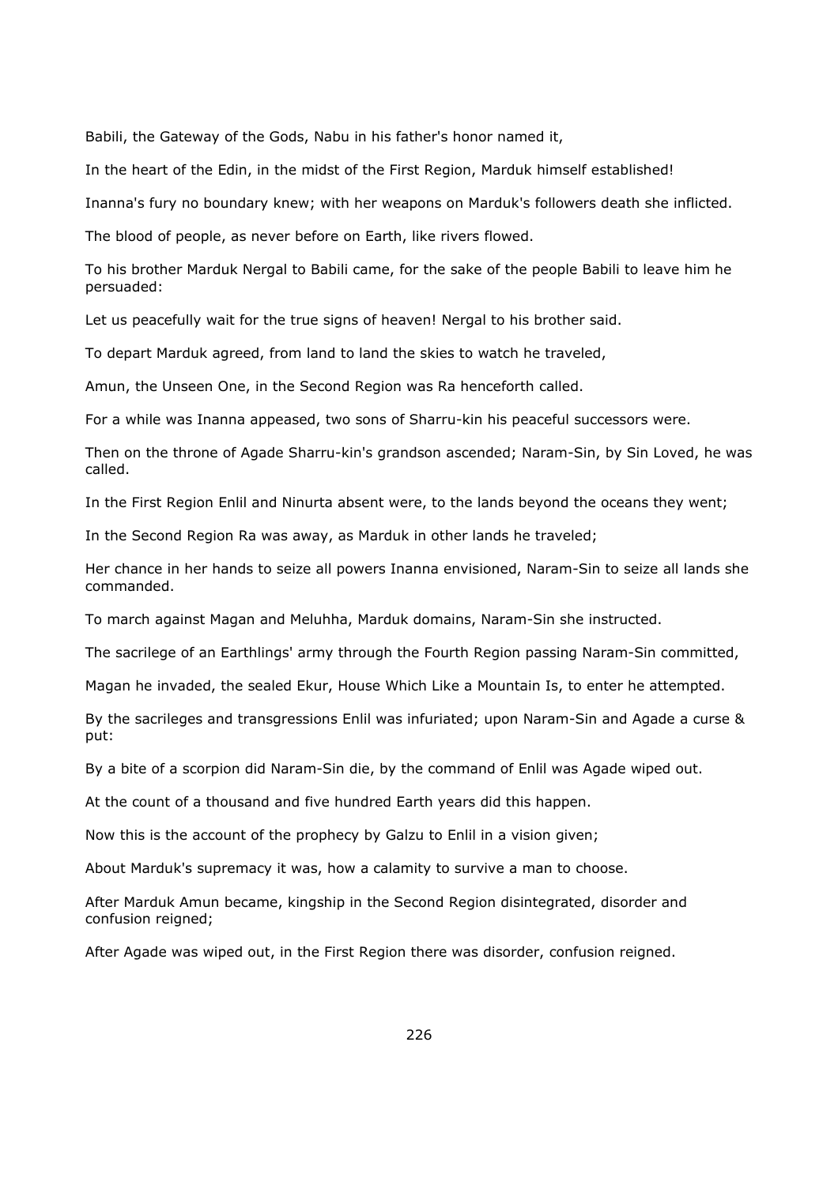Babili, the Gateway of the Gods, Nabu in his father's honor named it,

In the heart of the Edin, in the midst of the First Region, Marduk himself established!

Inanna's fury no boundary knew; with her weapons on Marduk's followers death she inflicted.

The blood of people, as never before on Earth, like rivers flowed.

To his brother Marduk Nergal to Babili came, for the sake of the people Babili to leave him he persuaded:

Let us peacefully wait for the true signs of heaven! Nergal to his brother said.

To depart Marduk agreed, from land to land the skies to watch he traveled,

Amun, the Unseen One, in the Second Region was Ra henceforth called.

For a while was Inanna appeased, two sons of Sharru-kin his peaceful successors were.

Then on the throne of Agade Sharru-kin's grandson ascended; Naram-Sin, by Sin Loved, he was called.

In the First Region Enlil and Ninurta absent were, to the lands beyond the oceans they went;

In the Second Region Ra was away, as Marduk in other lands he traveled;

Her chance in her hands to seize all powers Inanna envisioned, Naram-Sin to seize all lands she commanded.

To march against Magan and Meluhha, Marduk domains, Naram-Sin she instructed.

The sacrilege of an Earthlings' army through the Fourth Region passing Naram-Sin committed,

Magan he invaded, the sealed Ekur, House Which Like a Mountain Is, to enter he attempted.

By the sacrileges and transgressions Enlil was infuriated; upon Naram-Sin and Agade a curse & put:

By a bite of a scorpion did Naram-Sin die, by the command of Enlil was Agade wiped out.

At the count of a thousand and five hundred Earth years did this happen.

Now this is the account of the prophecy by Galzu to Enlil in a vision given;

About Marduk's supremacy it was, how a calamity to survive a man to choose.

After Marduk Amun became, kingship in the Second Region disintegrated, disorder and confusion reigned;

After Agade was wiped out, in the First Region there was disorder, confusion reigned.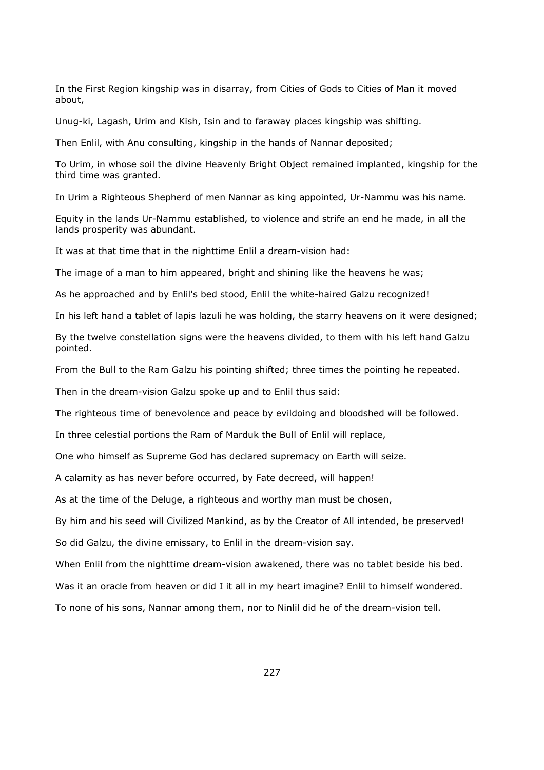In the First Region kingship was in disarray, from Cities of Gods to Cities of Man it moved about,

Unug-ki, Lagash, Urim and Kish, Isin and to faraway places kingship was shifting.

Then Enlil, with Anu consulting, kingship in the hands of Nannar deposited;

To Urim, in whose soil the divine Heavenly Bright Object remained implanted, kingship for the third time was granted.

In Urim a Righteous Shepherd of men Nannar as king appointed, Ur-Nammu was his name.

Equity in the lands Ur-Nammu established, to violence and strife an end he made, in all the lands prosperity was abundant.

It was at that time that in the nighttime Enlil a dream-vision had:

The image of a man to him appeared, bright and shining like the heavens he was;

As he approached and by Enlil's bed stood, Enlil the white-haired Galzu recognized!

In his left hand a tablet of lapis lazuli he was holding, the starry heavens on it were designed;

By the twelve constellation signs were the heavens divided, to them with his left hand Galzu pointed.

From the Bull to the Ram Galzu his pointing shifted; three times the pointing he repeated.

Then in the dream-vision Galzu spoke up and to Enlil thus said:

The righteous time of benevolence and peace by evildoing and bloodshed will be followed.

In three celestial portions the Ram of Marduk the Bull of Enlil will replace,

One who himself as Supreme God has declared supremacy on Earth will seize.

A calamity as has never before occurred, by Fate decreed, will happen!

As at the time of the Deluge, a righteous and worthy man must be chosen,

By him and his seed will Civilized Mankind, as by the Creator of All intended, be preserved!

So did Galzu, the divine emissary, to Enlil in the dream-vision say.

When Enlil from the nighttime dream-vision awakened, there was no tablet beside his bed.

Was it an oracle from heaven or did I it all in my heart imagine? Enlil to himself wondered.

To none of his sons, Nannar among them, nor to Ninlil did he of the dream-vision tell.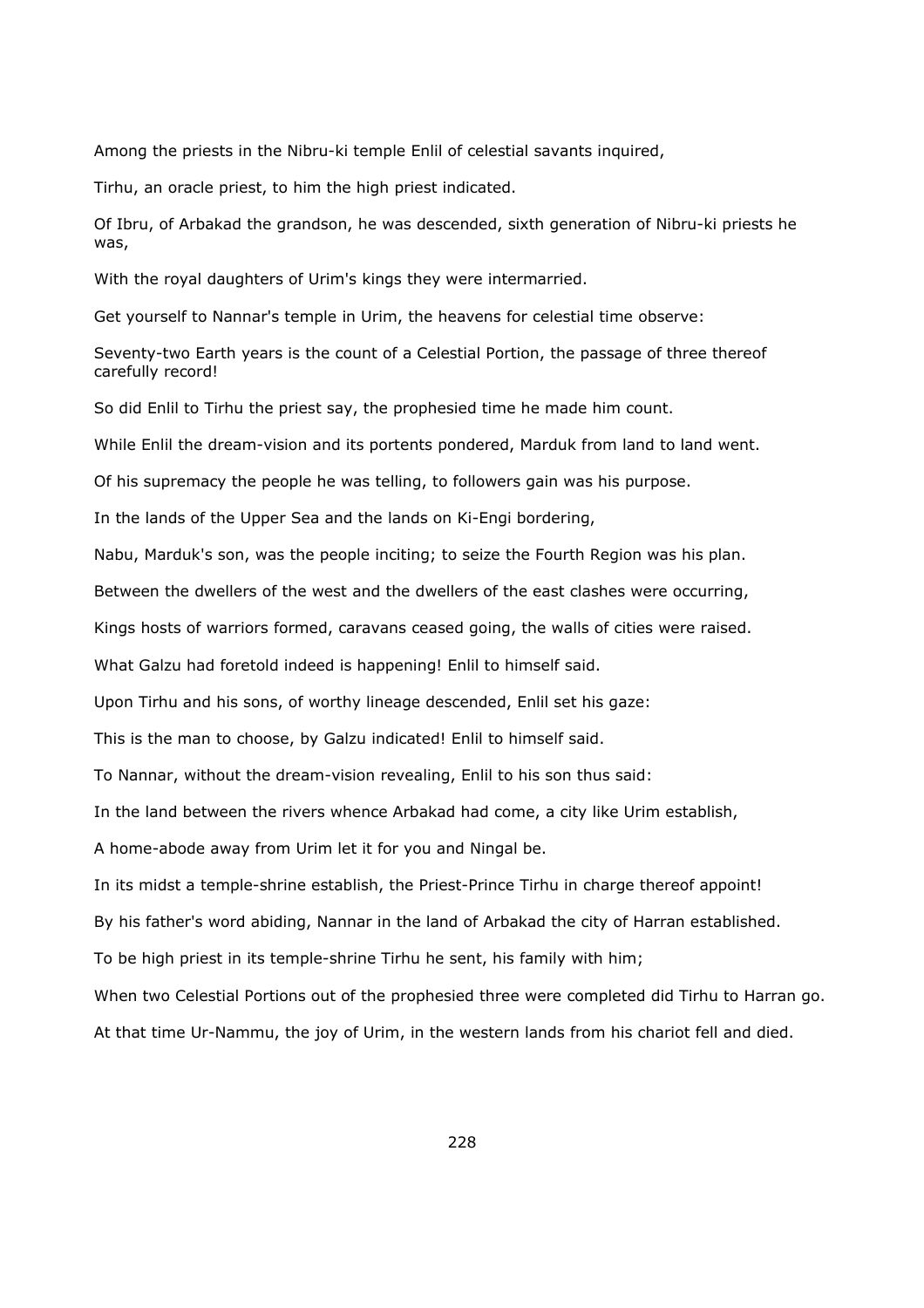Among the priests in the Nibru-ki temple Enlil of celestial savants inquired,

Tirhu, an oracle priest, to him the high priest indicated.

Of Ibru, of Arbakad the grandson, he was descended, sixth generation of Nibru-ki priests he was,

With the royal daughters of Urim's kings they were intermarried.

Get yourself to Nannar's temple in Urim, the heavens for celestial time observe:

Seventy-two Earth years is the count of a Celestial Portion, the passage of three thereof carefully record!

So did Enlil to Tirhu the priest say, the prophesied time he made him count.

While Enlil the dream-vision and its portents pondered, Marduk from land to land went.

Of his supremacy the people he was telling, to followers gain was his purpose.

In the lands of the Upper Sea and the lands on Ki-Engi bordering,

Nabu, Marduk's son, was the people inciting; to seize the Fourth Region was his plan.

Between the dwellers of the west and the dwellers of the east clashes were occurring,

Kings hosts of warriors formed, caravans ceased going, the walls of cities were raised.

What Galzu had foretold indeed is happening! Enlil to himself said.

Upon Tirhu and his sons, of worthy lineage descended, Enlil set his gaze:

This is the man to choose, by Galzu indicated! Enlil to himself said.

To Nannar, without the dream-vision revealing, Enlil to his son thus said:

In the land between the rivers whence Arbakad had come, a city like Urim establish,

A home-abode away from Urim let it for you and Ningal be.

In its midst a temple-shrine establish, the Priest-Prince Tirhu in charge thereof appoint!

By his father's word abiding, Nannar in the land of Arbakad the city of Harran established.

To be high priest in its temple-shrine Tirhu he sent, his family with him;

When two Celestial Portions out of the prophesied three were completed did Tirhu to Harran go.

At that time Ur-Nammu, the joy of Urim, in the western lands from his chariot fell and died.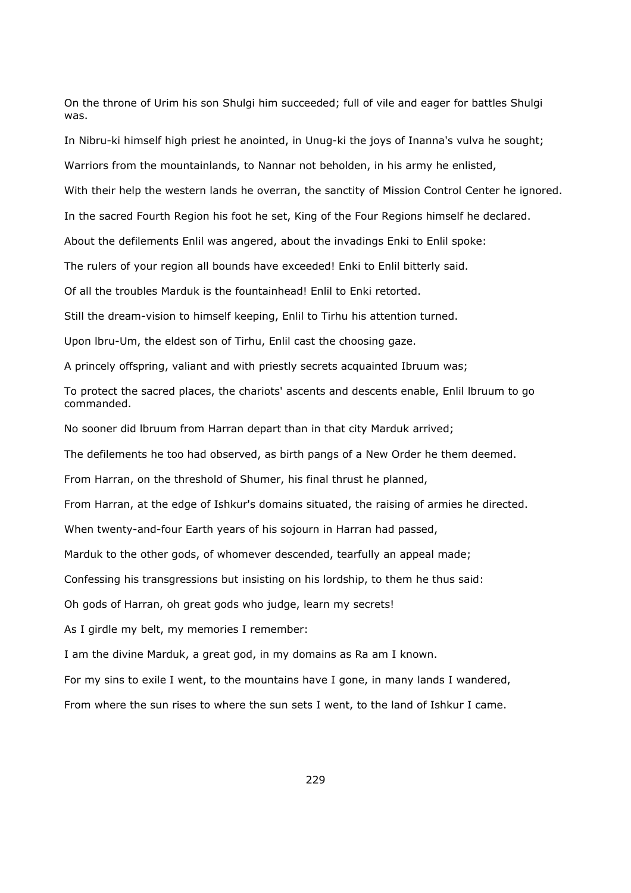On the throne of Urim his son Shulgi him succeeded; full of vile and eager for battles Shulgi was.

In Nibru-ki himself high priest he anointed, in Unug-ki the joys of Inanna's vulva he sought;

Warriors from the mountainlands, to Nannar not beholden, in his army he enlisted,

With their help the western lands he overran, the sanctity of Mission Control Center he ignored.

In the sacred Fourth Region his foot he set, King of the Four Regions himself he declared.

About the defilements Enlil was angered, about the invadings Enki to Enlil spoke:

The rulers of your region all bounds have exceeded! Enki to Enlil bitterly said.

Of all the troubles Marduk is the fountainhead! Enlil to Enki retorted.

Still the dream-vision to himself keeping, Enlil to Tirhu his attention turned.

Upon lbru-Um, the eldest son of Tirhu, Enlil cast the choosing gaze.

A princely offspring, valiant and with priestly secrets acquainted Ibruum was;

To protect the sacred places, the chariots' ascents and descents enable, Enlil lbruum to go commanded.

No sooner did lbruum from Harran depart than in that city Marduk arrived;

The defilements he too had observed, as birth pangs of a New Order he them deemed.

From Harran, on the threshold of Shumer, his final thrust he planned,

From Harran, at the edge of Ishkur's domains situated, the raising of armies he directed.

When twenty-and-four Earth years of his sojourn in Harran had passed,

Marduk to the other gods, of whomever descended, tearfully an appeal made;

Confessing his transgressions but insisting on his lordship, to them he thus said:

Oh gods of Harran, oh great gods who judge, learn my secrets!

As I girdle my belt, my memories I remember:

I am the divine Marduk, a great god, in my domains as Ra am I known.

For my sins to exile I went, to the mountains have I gone, in many lands I wandered,

From where the sun rises to where the sun sets I went, to the land of Ishkur I came.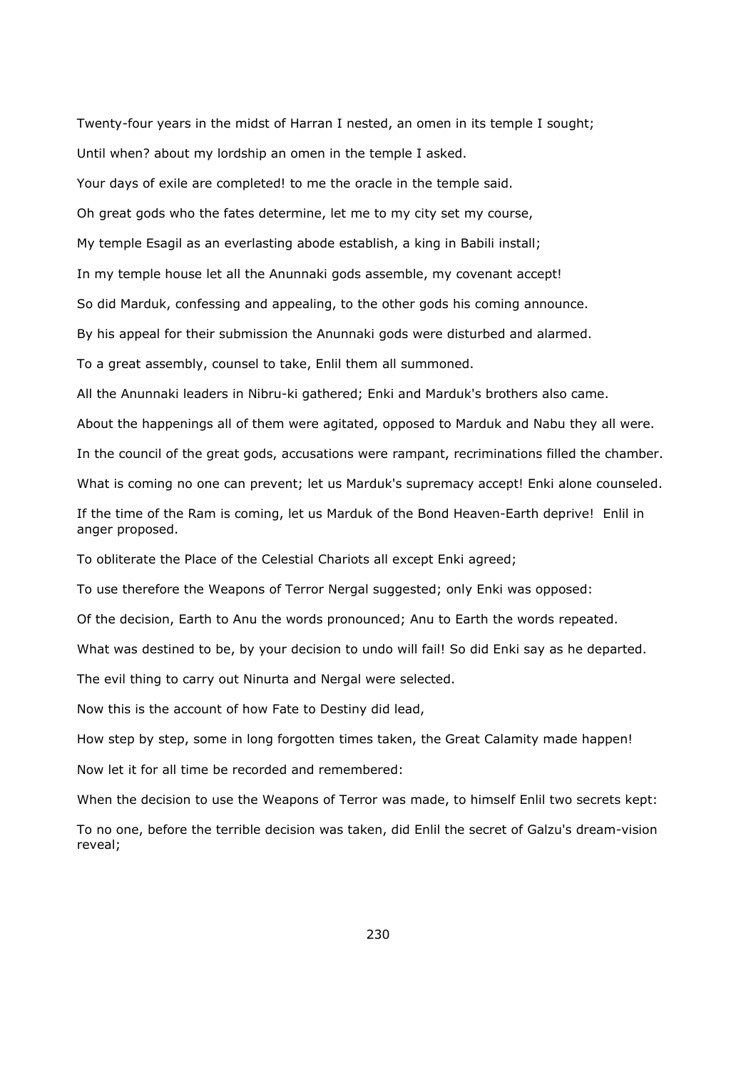Twenty-four years in the midst of Harran I nested, an omen in its temple I sought;

Until when? about my lordship an omen in the temple I asked.

Your days of exile are completed! to me the oracle in the temple said.

Oh great gods who the fates determine, let me to my city set my course,

My temple Esagil as an everlasting abode establish, a king in Babili install;

In my temple house let all the Anunnaki gods assemble, my covenant accept!

So did Marduk, confessing and appealing, to the other gods his coming announce.

By his appeal for their submission the Anunnaki gods were disturbed and alarmed.

To a great assembly, counsel to take, Enlil them all summoned.

All the Anunnaki leaders in Nibru-ki gathered; Enki and Marduk's brothers also came.

About the happenings all of them were agitated, opposed to Marduk and Nabu they all were.

In the council of the great gods, accusations were rampant, recriminations filled the chamber.

What is coming no one can prevent; let us Marduk's supremacy accept! Enki alone counseled.

If the time of the Ram is coming, let us Marduk of the Bond Heaven-Earth deprive! Enlil in anger proposed.

To obliterate the Place of the Celestial Chariots all except Enki agreed;

To use therefore the Weapons of Terror Nergal suggested; only Enki was opposed:

Of the decision, Earth to Anu the words pronounced; Anu to Earth the words repeated.

What was destined to be, by your decision to undo will fail! So did Enki say as he departed.

The evil thing to carry out Ninurta and Nergal were selected.

Now this is the account of how Fate to Destiny did lead,

How step by step, some in long forgotten times taken, the Great Calamity made happen!

Now let it for all time be recorded and remembered:

When the decision to use the Weapons of Terror was made, to himself Enlil two secrets kept:

To no one, before the terrible decision was taken, did Enlil the secret of Galzu's dream-vision reveal;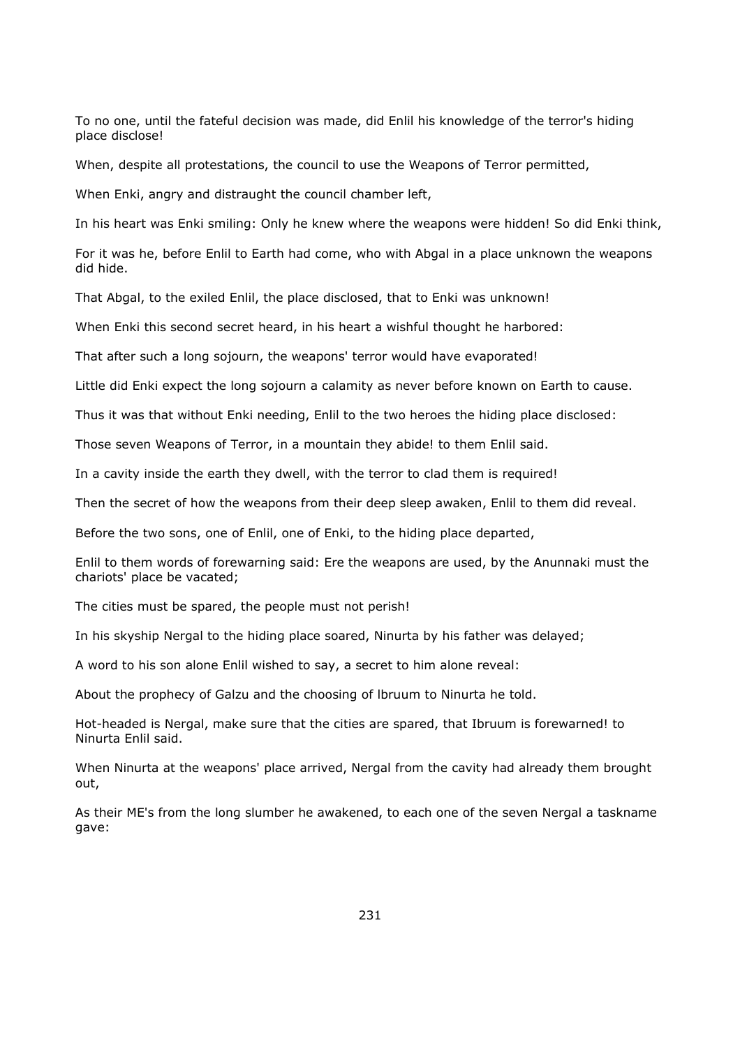To no one, until the fateful decision was made, did Enlil his knowledge of the terror's hiding place disclose!

When, despite all protestations, the council to use the Weapons of Terror permitted,

When Enki, angry and distraught the council chamber left,

In his heart was Enki smiling: Only he knew where the weapons were hidden! So did Enki think,

For it was he, before Enlil to Earth had come, who with Abgal in a place unknown the weapons did hide.

That Abgal, to the exiled Enlil, the place disclosed, that to Enki was unknown!

When Enki this second secret heard, in his heart a wishful thought he harbored:

That after such a long sojourn, the weapons' terror would have evaporated!

Little did Enki expect the long sojourn a calamity as never before known on Earth to cause.

Thus it was that without Enki needing, Enlil to the two heroes the hiding place disclosed:

Those seven Weapons of Terror, in a mountain they abide! to them Enlil said.

In a cavity inside the earth they dwell, with the terror to clad them is required!

Then the secret of how the weapons from their deep sleep awaken, Enlil to them did reveal.

Before the two sons, one of Enlil, one of Enki, to the hiding place departed,

Enlil to them words of forewarning said: Ere the weapons are used, by the Anunnaki must the chariots' place be vacated;

The cities must be spared, the people must not perish!

In his skyship Nergal to the hiding place soared, Ninurta by his father was delayed;

A word to his son alone Enlil wished to say, a secret to him alone reveal:

About the prophecy of Galzu and the choosing of lbruum to Ninurta he told.

Hot-headed is Nergal, make sure that the cities are spared, that Ibruum is forewarned! to Ninurta Enlil said.

When Ninurta at the weapons' place arrived, Nergal from the cavity had already them brought out,

As their ME's from the long slumber he awakened, to each one of the seven Nergal a taskname gave: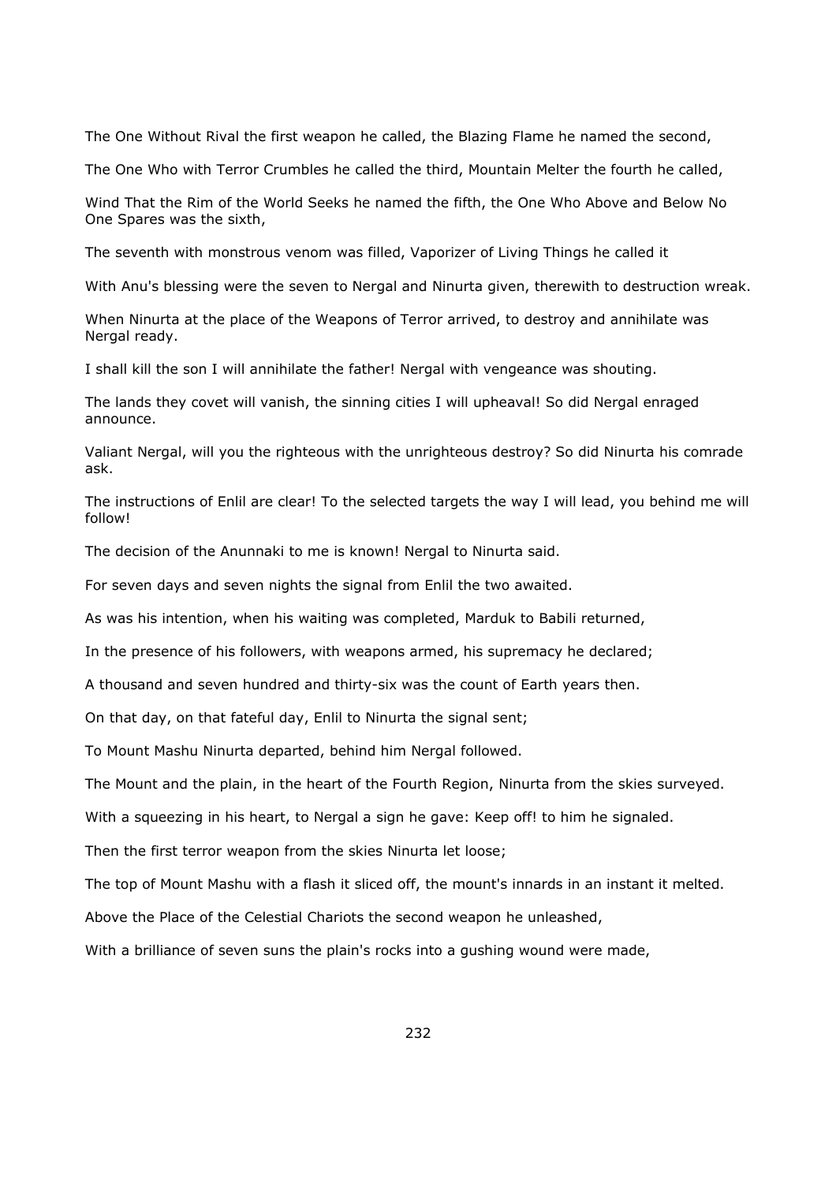The One Without Rival the first weapon he called, the Blazing Flame he named the second,

The One Who with Terror Crumbles he called the third, Mountain Melter the fourth he called,

Wind That the Rim of the World Seeks he named the fifth, the One Who Above and Below No One Spares was the sixth,

The seventh with monstrous venom was filled, Vaporizer of Living Things he called it

With Anu's blessing were the seven to Nergal and Ninurta given, therewith to destruction wreak.

When Ninurta at the place of the Weapons of Terror arrived, to destroy and annihilate was Nergal ready.

I shall kill the son I will annihilate the father! Nergal with vengeance was shouting.

The lands they covet will vanish, the sinning cities I will upheaval! So did Nergal enraged announce.

Valiant Nergal, will you the righteous with the unrighteous destroy? So did Ninurta his comrade ask.

The instructions of Enlil are clear! To the selected targets the way I will lead, you behind me will follow!

The decision of the Anunnaki to me is known! Nergal to Ninurta said.

For seven days and seven nights the signal from Enlil the two awaited.

As was his intention, when his waiting was completed, Marduk to Babili returned,

In the presence of his followers, with weapons armed, his supremacy he declared;

A thousand and seven hundred and thirty-six was the count of Earth years then.

On that day, on that fateful day, Enlil to Ninurta the signal sent;

To Mount Mashu Ninurta departed, behind him Nergal followed.

The Mount and the plain, in the heart of the Fourth Region, Ninurta from the skies surveyed.

With a squeezing in his heart, to Nergal a sign he gave: Keep off! to him he signaled.

Then the first terror weapon from the skies Ninurta let loose;

The top of Mount Mashu with a flash it sliced off, the mount's innards in an instant it melted.

Above the Place of the Celestial Chariots the second weapon he unleashed,

With a brilliance of seven suns the plain's rocks into a gushing wound were made,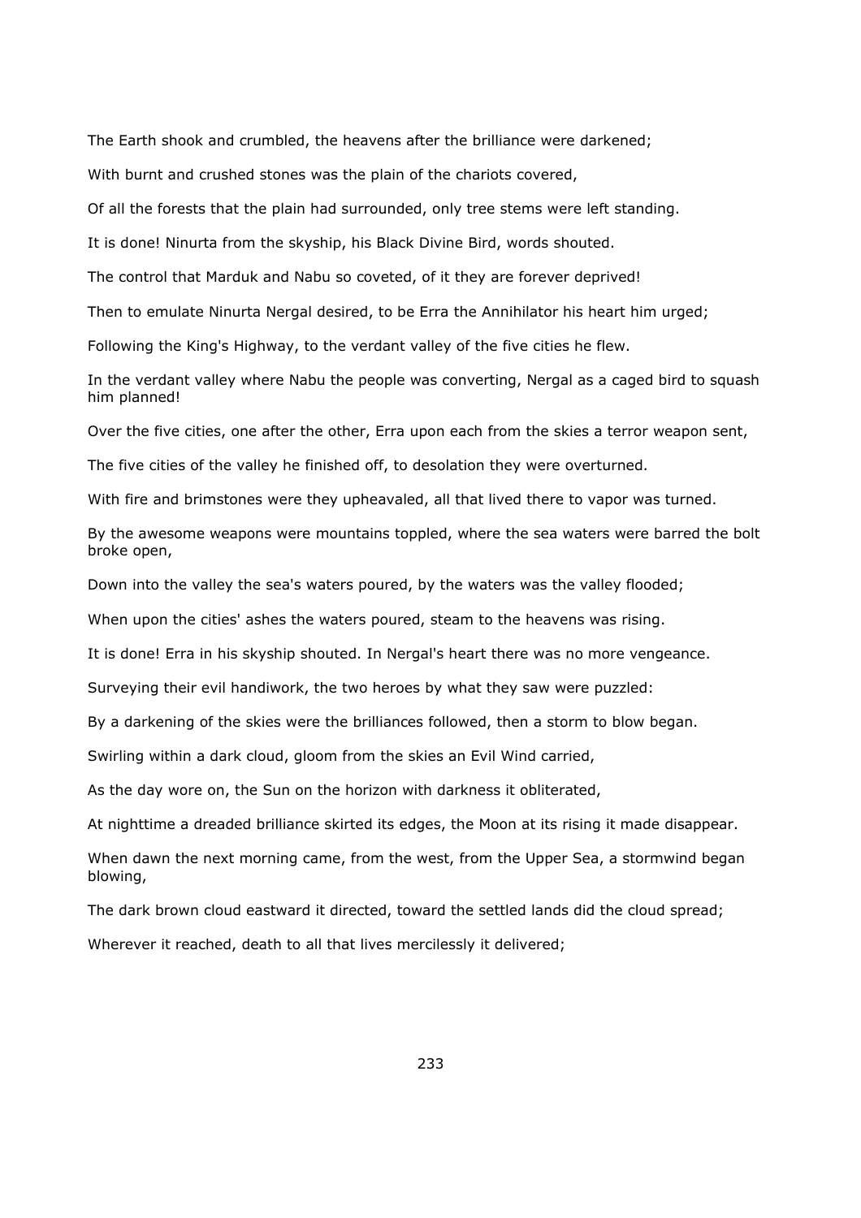The Earth shook and crumbled, the heavens after the brilliance were darkened;

With burnt and crushed stones was the plain of the chariots covered,

Of all the forests that the plain had surrounded, only tree stems were left standing.

It is done! Ninurta from the skyship, his Black Divine Bird, words shouted.

The control that Marduk and Nabu so coveted, of it they are forever deprived!

Then to emulate Ninurta Nergal desired, to be Erra the Annihilator his heart him urged;

Following the King's Highway, to the verdant valley of the five cities he flew.

In the verdant valley where Nabu the people was converting, Nergal as a caged bird to squash him planned!

Over the five cities, one after the other, Erra upon each from the skies a terror weapon sent,

The five cities of the valley he finished off, to desolation they were overturned.

With fire and brimstones were they upheavaled, all that lived there to vapor was turned.

By the awesome weapons were mountains toppled, where the sea waters were barred the bolt broke open,

Down into the valley the sea's waters poured, by the waters was the valley flooded;

When upon the cities' ashes the waters poured, steam to the heavens was rising.

It is done! Erra in his skyship shouted. In Nergal's heart there was no more vengeance.

Surveying their evil handiwork, the two heroes by what they saw were puzzled:

By a darkening of the skies were the brilliances followed, then a storm to blow began.

Swirling within a dark cloud, gloom from the skies an Evil Wind carried,

As the day wore on, the Sun on the horizon with darkness it obliterated,

At nighttime a dreaded brilliance skirted its edges, the Moon at its rising it made disappear.

When dawn the next morning came, from the west, from the Upper Sea, a stormwind began blowing,

The dark brown cloud eastward it directed, toward the settled lands did the cloud spread;

Wherever it reached, death to all that lives mercilessly it delivered;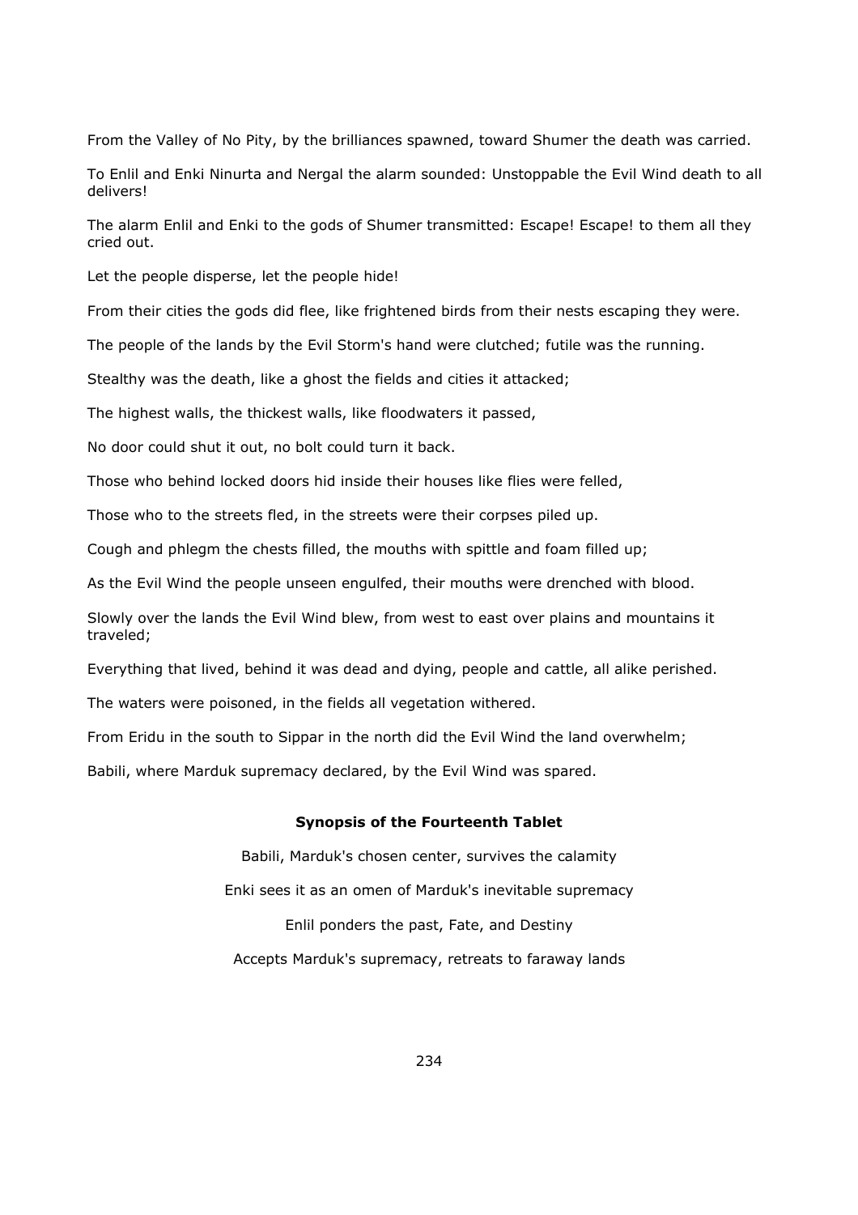From the Valley of No Pity, by the brilliances spawned, toward Shumer the death was carried.

To Enlil and Enki Ninurta and Nergal the alarm sounded: Unstoppable the Evil Wind death to all delivers!

The alarm Enlil and Enki to the gods of Shumer transmitted: Escape! Escape! to them all they cried out.

Let the people disperse, let the people hide!

From their cities the gods did flee, like frightened birds from their nests escaping they were.

The people of the lands by the Evil Storm's hand were clutched; futile was the running.

Stealthy was the death, like a ghost the fields and cities it attacked;

The highest walls, the thickest walls, like floodwaters it passed,

No door could shut it out, no bolt could turn it back.

Those who behind locked doors hid inside their houses like flies were felled,

Those who to the streets fled, in the streets were their corpses piled up.

Cough and phlegm the chests filled, the mouths with spittle and foam filled up;

As the Evil Wind the people unseen engulfed, their mouths were drenched with blood.

Slowly over the lands the Evil Wind blew, from west to east over plains and mountains it traveled;

Everything that lived, behind it was dead and dying, people and cattle, all alike perished.

The waters were poisoned, in the fields all vegetation withered.

From Eridu in the south to Sippar in the north did the Evil Wind the land overwhelm;

Babili, where Marduk supremacy declared, by the Evil Wind was spared.

### Synopsis of the Fourteenth Tablet

Babili, Marduk's chosen center, survives the calamity

Enki sees it as an omen of Marduk's inevitable supremacy

Enlil ponders the past, Fate, and Destiny

Accepts Marduk's supremacy, retreats to faraway lands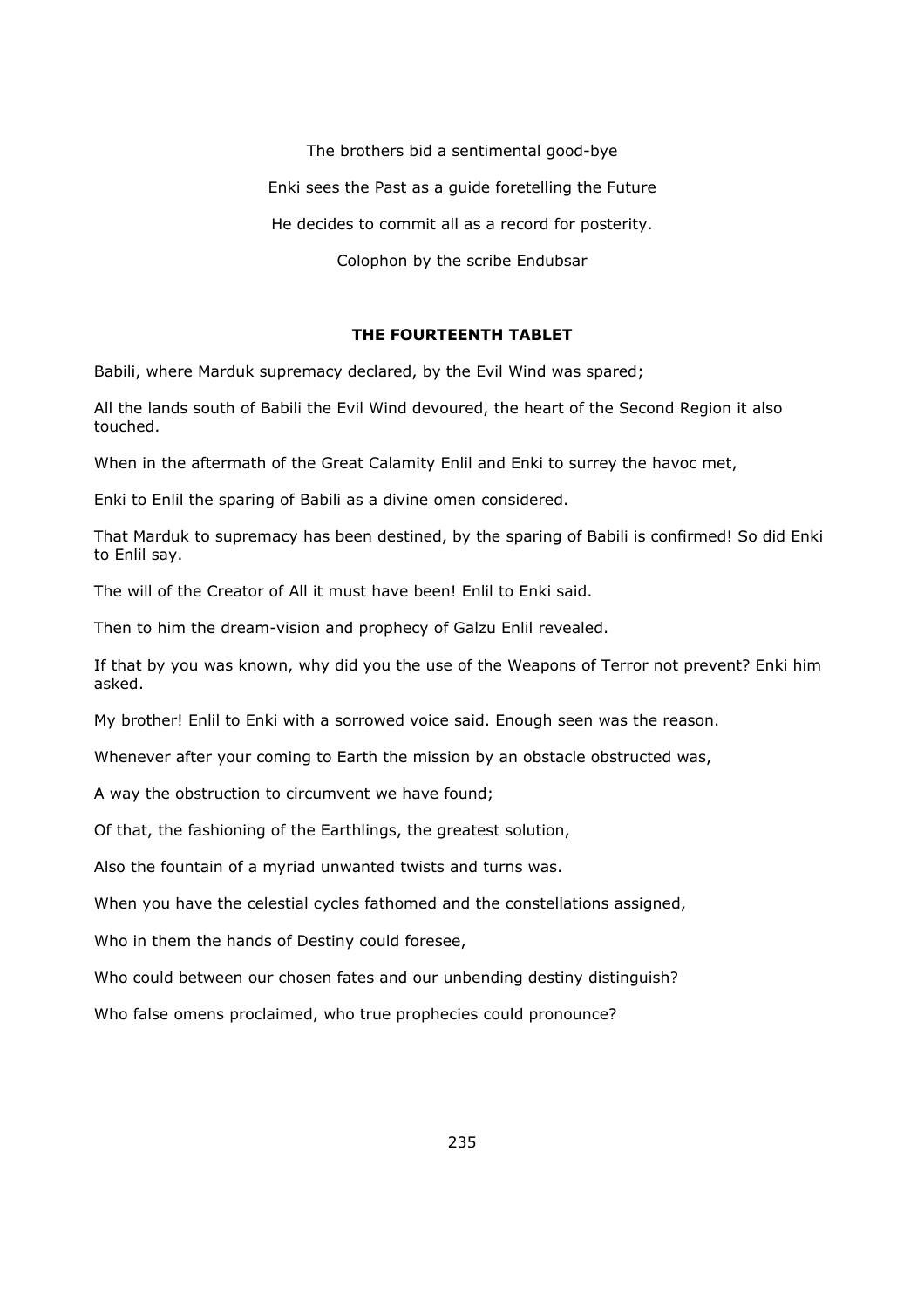The brothers bid a sentimental good-bye

Enki sees the Past as a guide foretelling the Future

He decides to commit all as a record for posterity.

Colophon by the scribe Endubsar

### THE FOURTEENTH TABLET

Babili, where Marduk supremacy declared, by the Evil Wind was spared;

All the lands south of Babili the Evil Wind devoured, the heart of the Second Region it also touched.

When in the aftermath of the Great Calamity Enlil and Enki to surrey the havoc met,

Enki to Enlil the sparing of Babili as a divine omen considered.

That Marduk to supremacy has been destined, by the sparing of Babili is confirmed! So did Enki to Enlil say.

The will of the Creator of All it must have been! Enlil to Enki said.

Then to him the dream-vision and prophecy of Galzu Enlil revealed.

If that by you was known, why did you the use of the Weapons of Terror not prevent? Enki him asked.

My brother! Enlil to Enki with a sorrowed voice said. Enough seen was the reason.

Whenever after your coming to Earth the mission by an obstacle obstructed was,

A way the obstruction to circumvent we have found;

Of that, the fashioning of the Earthlings, the greatest solution,

Also the fountain of a myriad unwanted twists and turns was.

When you have the celestial cycles fathomed and the constellations assigned,

Who in them the hands of Destiny could foresee,

Who could between our chosen fates and our unbending destiny distinguish?

Who false omens proclaimed, who true prophecies could pronounce?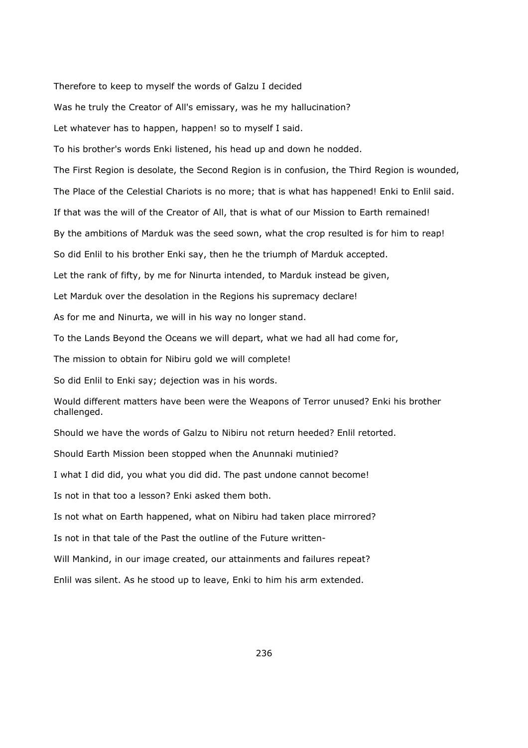Therefore to keep to myself the words of Galzu I decided

Was he truly the Creator of All's emissary, was he my hallucination?

Let whatever has to happen, happen! so to myself I said.

To his brother's words Enki listened, his head up and down he nodded.

The First Region is desolate, the Second Region is in confusion, the Third Region is wounded,

The Place of the Celestial Chariots is no more; that is what has happened! Enki to Enlil said.

If that was the will of the Creator of All, that is what of our Mission to Earth remained!

By the ambitions of Marduk was the seed sown, what the crop resulted is for him to reap!

So did Enlil to his brother Enki say, then he the triumph of Marduk accepted.

Let the rank of fifty, by me for Ninurta intended, to Marduk instead be given,

Let Marduk over the desolation in the Regions his supremacy declare!

As for me and Ninurta, we will in his way no longer stand.

To the Lands Beyond the Oceans we will depart, what we had all had come for,

The mission to obtain for Nibiru gold we will complete!

So did Enlil to Enki say; dejection was in his words.

Would different matters have been were the Weapons of Terror unused? Enki his brother challenged.

Should we have the words of Galzu to Nibiru not return heeded? Enlil retorted.

Should Earth Mission been stopped when the Anunnaki mutinied?

I what I did did, you what you did did. The past undone cannot become!

Is not in that too a lesson? Enki asked them both.

Is not what on Earth happened, what on Nibiru had taken place mirrored?

Is not in that tale of the Past the outline of the Future written-

Will Mankind, in our image created, our attainments and failures repeat?

Enlil was silent. As he stood up to leave, Enki to him his arm extended.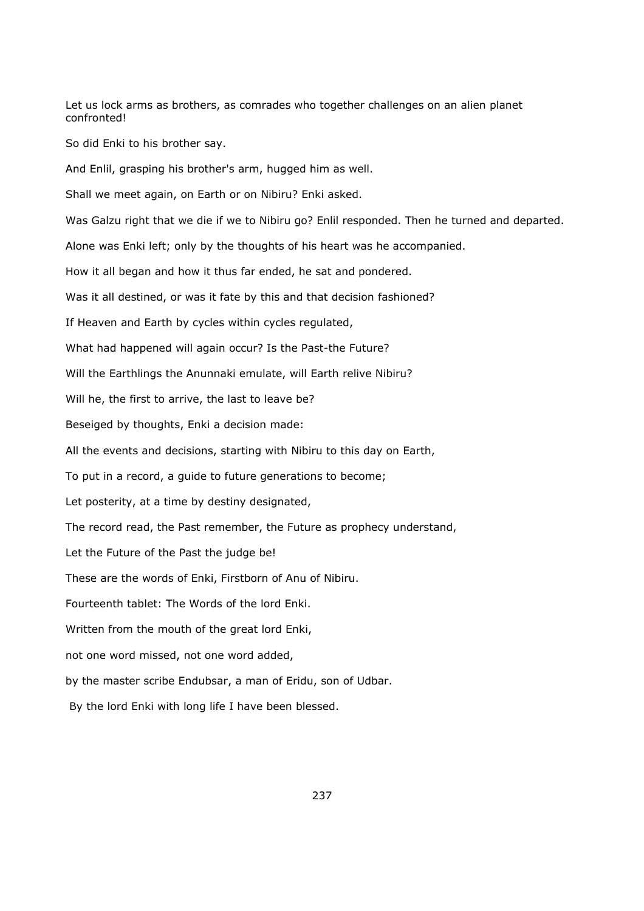Let us lock arms as brothers, as comrades who together challenges on an alien planet confronted!

So did Enki to his brother say.

And Enlil, grasping his brother's arm, hugged him as well.

Shall we meet again, on Earth or on Nibiru? Enki asked.

Was Galzu right that we die if we to Nibiru go? Enlil responded. Then he turned and departed.

Alone was Enki left; only by the thoughts of his heart was he accompanied.

How it all began and how it thus far ended, he sat and pondered.

Was it all destined, or was it fate by this and that decision fashioned?

If Heaven and Earth by cycles within cycles regulated,

What had happened will again occur? Is the Past-the Future?

Will the Earthlings the Anunnaki emulate, will Earth relive Nibiru?

Will he, the first to arrive, the last to leave be?

Beseiged by thoughts, Enki a decision made:

All the events and decisions, starting with Nibiru to this day on Earth,

To put in a record, a guide to future generations to become;

Let posterity, at a time by destiny designated,

The record read, the Past remember, the Future as prophecy understand,

Let the Future of the Past the judge be!

These are the words of Enki, Firstborn of Anu of Nibiru.

Fourteenth tablet: The Words of the lord Enki.

Written from the mouth of the great lord Enki,

not one word missed, not one word added,

by the master scribe Endubsar, a man of Eridu, son of Udbar.

By the lord Enki with long life I have been blessed.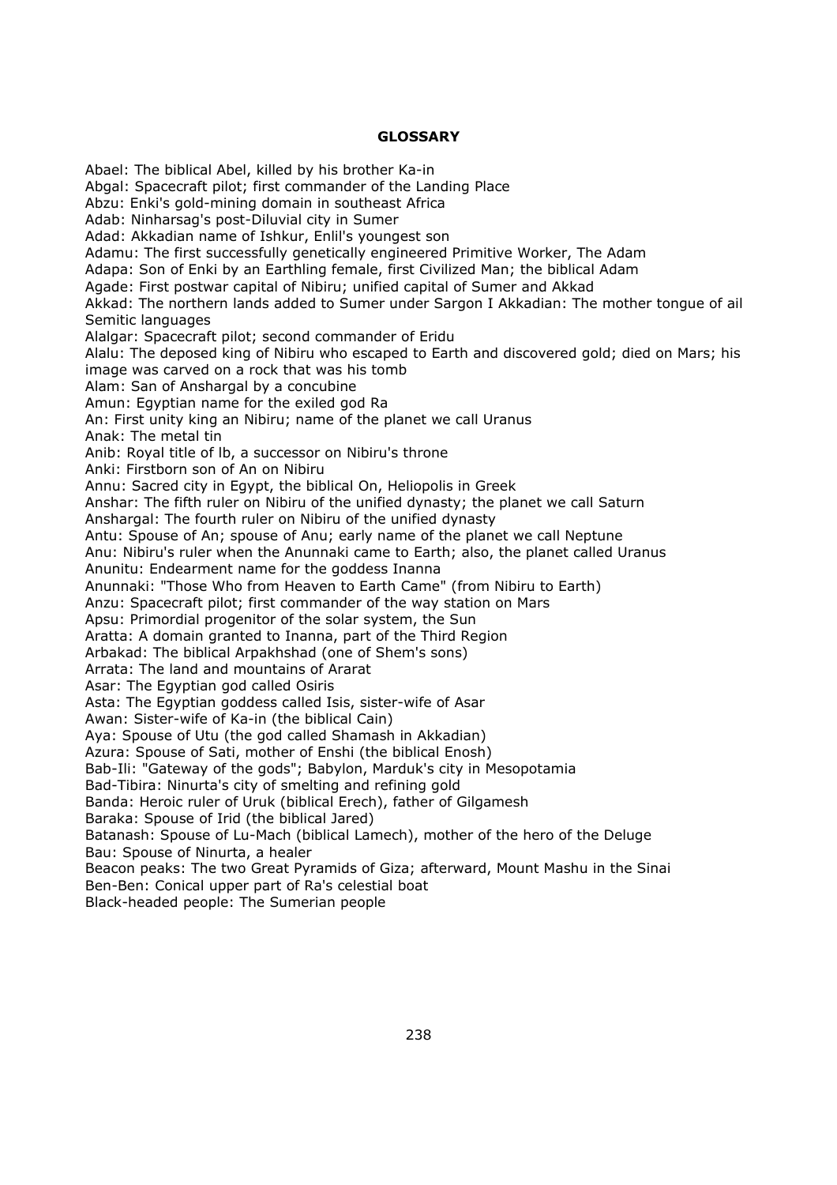**GLOSSARY**

Abael: The biblical Abel, killed by his brother Ka-in
Abgal: Spacecraft pilot; first commander of the Landing Place
Abzu: Enki's gold-mining domain in southeast Africa
Adab: Ninharsag's post-Diluvial city in Sumer
Adad: Akkadian name of Ishkur, Enlil's youngest son
Adamu: The first successfully genetically engineered Primitive Worker, The Adam
Adapa: Son of Enki by an Earthling female, first Civilized Man; the biblical Adam
Agade: First postwar capital of Nibiru; unified capital of Sumer and Akkad
Akkad: The northern lands added to Sumer under Sargon I Akkadian: The mother tongue of ail Semitic languages
Alalgar: Spacecraft pilot; second commander of Eridu
Alalu: The deposed king of Nibiru who escaped to Earth and discovered gold; died on Mars; his image was carved on a rock that was his tomb
Alam: San of Anshargal by a concubine
Amun: Egyptian name for the exiled god Ra
An: First unity king an Nibiru; name of the planet we call Uranus
Anak: The metal tin
Anib: Royal title of lb, a successor on Nibiru's throne
Anki: Firstborn son of An on Nibiru
Annu: Sacred city in Egypt, the biblical On, Heliopolis in Greek
Anshar: The fifth ruler on Nibiru of the unified dynasty; the planet we call Saturn
Anshargal: The fourth ruler on Nibiru of the unified dynasty
Antu: Spouse of An; spouse of Anu; early name of the planet we call Neptune
Anu: Nibiru's ruler when the Anunnaki came to Earth; also, the planet called Uranus
Anunitu: Endearment name for the goddess Inanna
Anunnaki: "Those Who from Heaven to Earth Came" (from Nibiru to Earth)
Anzu: Spacecraft pilot; first commander of the way station on Mars
Apsu: Primordial progenitor of the solar system, the Sun
Aratta: A domain granted to Inanna, part of the Third Region
Arbakad: The biblical Arpakhshad (one of Shem's sons)
Arrata: The land and mountains of Ararat
Asar: The Egyptian god called Osiris
Asta: The Egyptian goddess called Isis, sister-wife of Asar
Awan: Sister-wife of Ka-in (the biblical Cain)
Aya: Spouse of Utu (the god called Shamash in Akkadian)
Azura: Spouse of Sati, mother of Enshi (the biblical Enosh)
Bab-Ili: "Gateway of the gods"; Babylon, Marduk's city in Mesopotamia
Bad-Tibira: Ninurta's city of smelting and refining gold
Banda: Heroic ruler of Uruk (biblical Erech), father of Gilgamesh
Baraka: Spouse of Irid (the biblical Jared)
Batanash: Spouse of Lu-Mach (biblical Lamech), mother of the hero of the Deluge
Bau: Spouse of Ninurta, a healer
Beacon peaks: The two Great Pyramids of Giza; afterward, Mount Mashu in the Sinai
Ben-Ben: Conical upper part of Ra's celestial boat
Black-headed people: The Sumerian people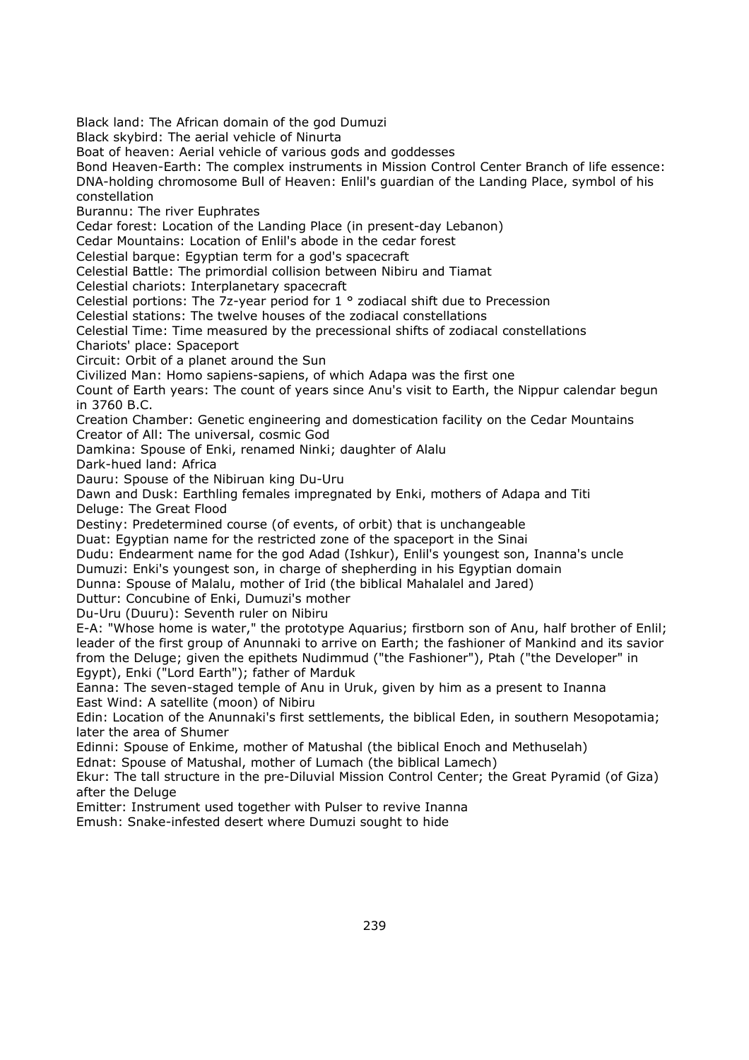Black land: The African domain of the god Dumuzi
Black skybird: The aerial vehicle of Ninurta
Boat of heaven: Aerial vehicle of various gods and goddesses
Bond Heaven-Earth: The complex instruments in Mission Control Center Branch of life essence: DNA-holding chromosome Bull of Heaven: Enlil's guardian of the Landing Place, symbol of his constellation
Burannu: The river Euphrates
Cedar forest: Location of the Landing Place (in present-day Lebanon)
Cedar Mountains: Location of Enlil's abode in the cedar forest
Celestial barque: Egyptian term for a god's spacecraft
Celestial Battle: The primordial collision between Nibiru and Tiamat
Celestial chariots: Interplanetary spacecraft
Celestial portions: The 7z-year period for 1 ° zodiacal shift due to Precession
Celestial stations: The twelve houses of the zodiacal constellations
Celestial Time: Time measured by the precessional shifts of zodiacal constellations
Chariots' place: Spaceport
Circuit: Orbit of a planet around the Sun
Civilized Man: Homo sapiens-sapiens, of which Adapa was the first one
Count of Earth years: The count of years since Anu's visit to Earth, the Nippur calendar begun in 3760 B.C.
Creation Chamber: Genetic engineering and domestication facility on the Cedar Mountains
Creator of All: The universal, cosmic God
Damkina: Spouse of Enki, renamed Ninki; daughter of Alalu
Dark-hued land: Africa
Dauru: Spouse of the Nibiruan king Du-Uru
Dawn and Dusk: Earthling females impregnated by Enki, mothers of Adapa and Titi
Deluge: The Great Flood
Destiny: Predetermined course (of events, of orbit) that is unchangeable
Duat: Egyptian name for the restricted zone of the spaceport in the Sinai
Dudu: Endearment name for the god Adad (Ishkur), Enlil's youngest son, Inanna's uncle
Dumuzi: Enki's youngest son, in charge of shepherding in his Egyptian domain
Dunna: Spouse of Malalu, mother of Irid (the biblical Mahalalel and Jared)
Duttur: Concubine of Enki, Dumuzi's mother
Du-Uru (Duuru): Seventh ruler on Nibiru
E-A: "Whose home is water," the prototype Aquarius; firstborn son of Anu, half brother of Enlil; leader of the first group of Anunnaki to arrive on Earth; the fashioner of Mankind and its savior from the Deluge; given the epithets Nudimmud ("the Fashioner"), Ptah ("the Developer" in Egypt), Enki ("Lord Earth"); father of Marduk
Eanna: The seven-staged temple of Anu in Uruk, given by him as a present to Inanna
East Wind: A satellite (moon) of Nibiru
Edin: Location of the Anunnaki's first settlements, the biblical Eden, in southern Mesopotamia; later the area of Shumer
Edinni: Spouse of Enkime, mother of Matushal (the biblical Enoch and Methuselah)
Ednat: Spouse of Matushal, mother of Lumach (the biblical Lamech)
Ekur: The tall structure in the pre-Diluvial Mission Control Center; the Great Pyramid (of Giza) after the Deluge
Emitter: Instrument used together with Pulser to revive Inanna
Emush: Snake-infested desert where Dumuzi sought to hide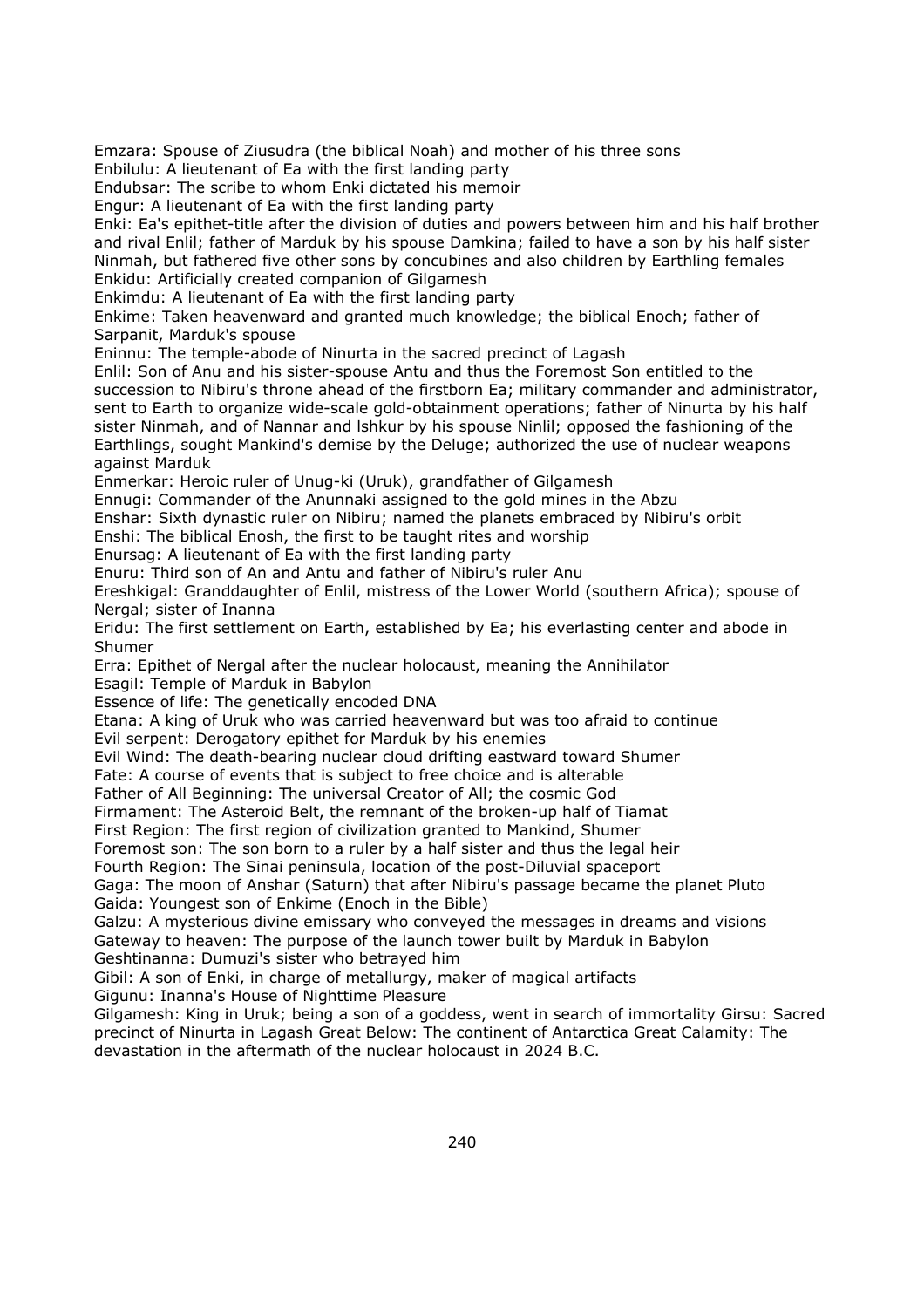Emzara: Spouse of Ziusudra (the biblical Noah) and mother of his three sons
Enbilulu: A lieutenant of Ea with the first landing party
Endubsar: The scribe to whom Enki dictated his memoir
Engur: A lieutenant of Ea with the first landing party
Enki: Ea's epithet-title after the division of duties and powers between him and his half brother and rival Enlil; father of Marduk by his spouse Damkina; failed to have a son by his half sister Ninmah, but fathered five other sons by concubines and also children by Earthling females
Enkidu: Artificially created companion of Gilgamesh
Enkimdu: A lieutenant of Ea with the first landing party
Enkime: Taken heavenward and granted much knowledge; the biblical Enoch; father of Sarpanit, Marduk's spouse
Eninnu: The temple-abode of Ninurta in the sacred precinct of Lagash
Enlil: Son of Anu and his sister-spouse Antu and thus the Foremost Son entitled to the succession to Nibiru's throne ahead of the firstborn Ea; military commander and administrator, sent to Earth to organize wide-scale gold-obtainment operations; father of Ninurta by his half sister Ninmah, and of Nannar and lshkur by his spouse Ninlil; opposed the fashioning of the Earthlings, sought Mankind's demise by the Deluge; authorized the use of nuclear weapons against Marduk
Enmerkar: Heroic ruler of Unug-ki (Uruk), grandfather of Gilgamesh
Ennugi: Commander of the Anunnaki assigned to the gold mines in the Abzu
Enshar: Sixth dynastic ruler on Nibiru; named the planets embraced by Nibiru's orbit
Enshi: The biblical Enosh, the first to be taught rites and worship
Enursag: A lieutenant of Ea with the first landing party
Enuru: Third son of An and Antu and father of Nibiru's ruler Anu
Ereshkigal: Granddaughter of Enlil, mistress of the Lower World (southern Africa); spouse of Nergal; sister of Inanna
Eridu: The first settlement on Earth, established by Ea; his everlasting center and abode in Shumer
Erra: Epithet of Nergal after the nuclear holocaust, meaning the Annihilator
Esagil: Temple of Marduk in Babylon
Essence of life: The genetically encoded DNA
Etana: A king of Uruk who was carried heavenward but was too afraid to continue
Evil serpent: Derogatory epithet for Marduk by his enemies
Evil Wind: The death-bearing nuclear cloud drifting eastward toward Shumer
Fate: A course of events that is subject to free choice and is alterable
Father of All Beginning: The universal Creator of All; the cosmic God
Firmament: The Asteroid Belt, the remnant of the broken-up half of Tiamat
First Region: The first region of civilization granted to Mankind, Shumer
Foremost son: The son born to a ruler by a half sister and thus the legal heir
Fourth Region: The Sinai peninsula, location of the post-Diluvial spaceport
Gaga: The moon of Anshar (Saturn) that after Nibiru's passage became the planet Pluto
Gaida: Youngest son of Enkime (Enoch in the Bible)
Galzu: A mysterious divine emissary who conveyed the messages in dreams and visions
Gateway to heaven: The purpose of the launch tower built by Marduk in Babylon
Geshtinanna: Dumuzi's sister who betrayed him
Gibil: A son of Enki, in charge of metallurgy, maker of magical artifacts
Gigunu: Inanna's House of Nighttime Pleasure
Gilgamesh: King in Uruk; being a son of a goddess, went in search of immortality Girsu: Sacred precinct of Ninurta in Lagash Great Below: The continent of Antarctica Great Calamity: The devastation in the aftermath of the nuclear holocaust in 2024 B.C.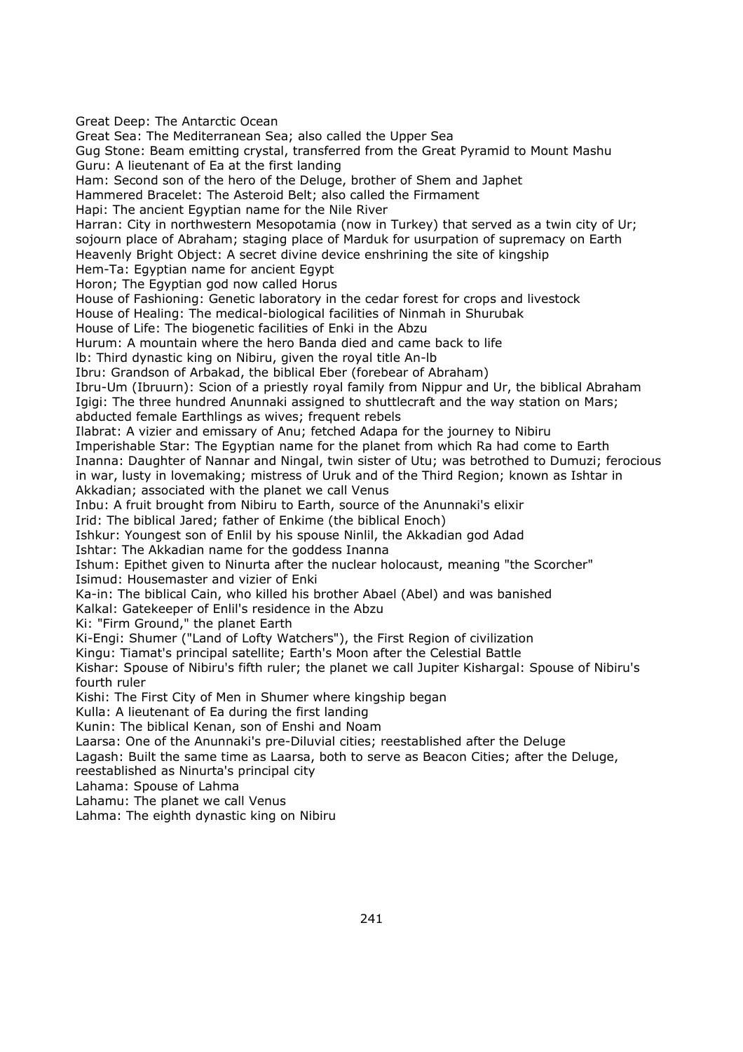Great Deep: The Antarctic Ocean
Great Sea: The Mediterranean Sea; also called the Upper Sea
Gug Stone: Beam emitting crystal, transferred from the Great Pyramid to Mount Mashu
Guru: A lieutenant of Ea at the first landing
Ham: Second son of the hero of the Deluge, brother of Shem and Japhet
Hammered Bracelet: The Asteroid Belt; also called the Firmament
Hapi: The ancient Egyptian name for the Nile River
Harran: City in northwestern Mesopotamia (now in Turkey) that served as a twin city of Ur; sojourn place of Abraham; staging place of Marduk for usurpation of supremacy on Earth
Heavenly Bright Object: A secret divine device enshrining the site of kingship
Hem-Ta: Egyptian name for ancient Egypt
Horon; The Egyptian god now called Horus
House of Fashioning: Genetic laboratory in the cedar forest for crops and livestock
House of Healing: The medical-biological facilities of Ninmah in Shurubak
House of Life: The biogenetic facilities of Enki in the Abzu
Hurum: A mountain where the hero Banda died and came back to life
lb: Third dynastic king on Nibiru, given the royal title An-lb
Ibru: Grandson of Arbakad, the biblical Eber (forebear of Abraham)
Ibru-Um (Ibruurn): Scion of a priestly royal family from Nippur and Ur, the biblical Abraham
Igigi: The three hundred Anunnaki assigned to shuttlecraft and the way station on Mars; abducted female Earthlings as wives; frequent rebels
Ilabrat: A vizier and emissary of Anu; fetched Adapa for the journey to Nibiru
Imperishable Star: The Egyptian name for the planet from which Ra had come to Earth
Inanna: Daughter of Nannar and Ningal, twin sister of Utu; was betrothed to Dumuzi; ferocious in war, lusty in lovemaking; mistress of Uruk and of the Third Region; known as Ishtar in Akkadian; associated with the planet we call Venus
Inbu: A fruit brought from Nibiru to Earth, source of the Anunnaki's elixir
Irid: The biblical Jared; father of Enkime (the biblical Enoch)
Ishkur: Youngest son of Enlil by his spouse Ninlil, the Akkadian god Adad
Ishtar: The Akkadian name for the goddess Inanna
Ishum: Epithet given to Ninurta after the nuclear holocaust, meaning "the Scorcher"
Isimud: Housemaster and vizier of Enki
Ka-in: The biblical Cain, who killed his brother Abael (Abel) and was banished
Kalkal: Gatekeeper of Enlil's residence in the Abzu
Ki: "Firm Ground," the planet Earth
Ki-Engi: Shumer ("Land of Lofty Watchers"), the First Region of civilization
Kingu: Tiamat's principal satellite; Earth's Moon after the Celestial Battle
Kishar: Spouse of Nibiru's fifth ruler; the planet we call Jupiter Kishargal: Spouse of Nibiru's fourth ruler
Kishi: The First City of Men in Shumer where kingship began
Kulla: A lieutenant of Ea during the first landing
Kunin: The biblical Kenan, son of Enshi and Noam
Laarsa: One of the Anunnaki's pre-Diluvial cities; reestablished after the Deluge
Lagash: Built the same time as Laarsa, both to serve as Beacon Cities; after the Deluge, reestablished as Ninurta's principal city
Lahama: Spouse of Lahma
Lahamu: The planet we call Venus
Lahma: The eighth dynastic king on Nibiru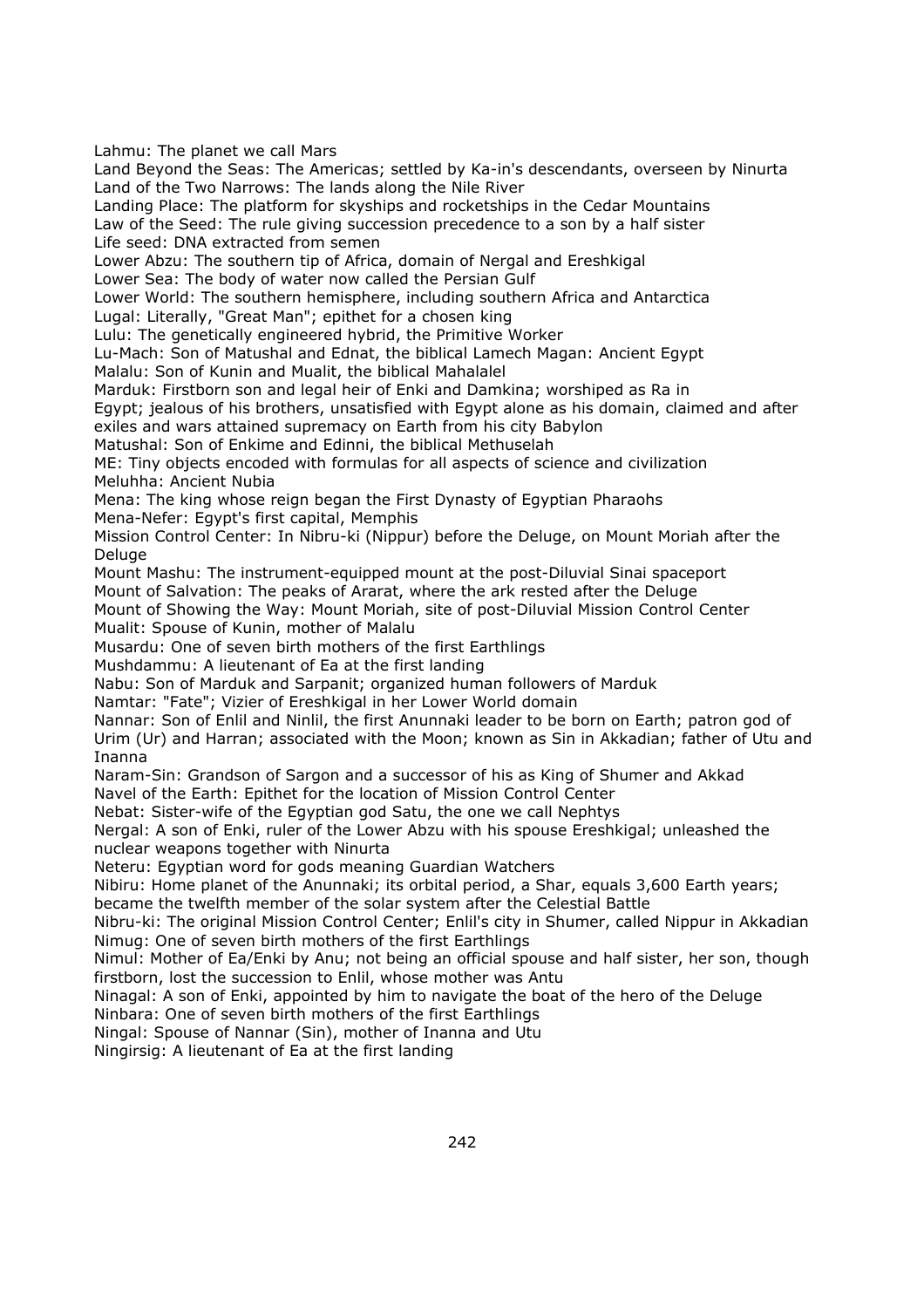Lahmu: The planet we call Mars
Land Beyond the Seas: The Americas; settled by Ka-in's descendants, overseen by Ninurta
Land of the Two Narrows: The lands along the Nile River
Landing Place: The platform for skyships and rocketships in the Cedar Mountains
Law of the Seed: The rule giving succession precedence to a son by a half sister
Life seed: DNA extracted from semen
Lower Abzu: The southern tip of Africa, domain of Nergal and Ereshkigal
Lower Sea: The body of water now called the Persian Gulf
Lower World: The southern hemisphere, including southern Africa and Antarctica
Lugal: Literally, "Great Man"; epithet for a chosen king
Lulu: The genetically engineered hybrid, the Primitive Worker
Lu-Mach: Son of Matushal and Ednat, the biblical Lamech Magan: Ancient Egypt
Malalu: Son of Kunin and Mualit, the biblical Mahalalel
Marduk: Firstborn son and legal heir of Enki and Damkina; worshiped as Ra in Egypt; jealous of his brothers, unsatisfied with Egypt alone as his domain, claimed and after exiles and wars attained supremacy on Earth from his city Babylon
Matushal: Son of Enkime and Edinni, the biblical Methuselah
ME: Tiny objects encoded with formulas for all aspects of science and civilization
Meluhha: Ancient Nubia
Mena: The king whose reign began the First Dynasty of Egyptian Pharaohs
Mena-Nefer: Egypt's first capital, Memphis
Mission Control Center: In Nibru-ki (Nippur) before the Deluge, on Mount Moriah after the Deluge
Mount Mashu: The instrument-equipped mount at the post-Diluvial Sinai spaceport
Mount of Salvation: The peaks of Ararat, where the ark rested after the Deluge
Mount of Showing the Way: Mount Moriah, site of post-Diluvial Mission Control Center
Mualit: Spouse of Kunin, mother of Malalu
Musardu: One of seven birth mothers of the first Earthlings
Mushdammu: A lieutenant of Ea at the first landing
Nabu: Son of Marduk and Sarpanit; organized human followers of Marduk
Namtar: "Fate"; Vizier of Ereshkigal in her Lower World domain
Nannar: Son of Enlil and Ninlil, the first Anunnaki leader to be born on Earth; patron god of Urim (Ur) and Harran; associated with the Moon; known as Sin in Akkadian; father of Utu and Inanna
Naram-Sin: Grandson of Sargon and a successor of his as King of Shumer and Akkad
Navel of the Earth: Epithet for the location of Mission Control Center
Nebat: Sister-wife of the Egyptian god Satu, the one we call Nephtys
Nergal: A son of Enki, ruler of the Lower Abzu with his spouse Ereshkigal; unleashed the nuclear weapons together with Ninurta
Neteru: Egyptian word for gods meaning Guardian Watchers
Nibiru: Home planet of the Anunnaki; its orbital period, a Shar, equals 3,600 Earth years; became the twelfth member of the solar system after the Celestial Battle
Nibru-ki: The original Mission Control Center; Enlil's city in Shumer, called Nippur in Akkadian
Nimug: One of seven birth mothers of the first Earthlings
Nimul: Mother of Ea/Enki by Anu; not being an official spouse and half sister, her son, though firstborn, lost the succession to Enlil, whose mother was Antu
Ninagal: A son of Enki, appointed by him to navigate the boat of the hero of the Deluge
Ninbara: One of seven birth mothers of the first Earthlings
Ningal: Spouse of Nannar (Sin), mother of Inanna and Utu
Ningirsig: A lieutenant of Ea at the first landing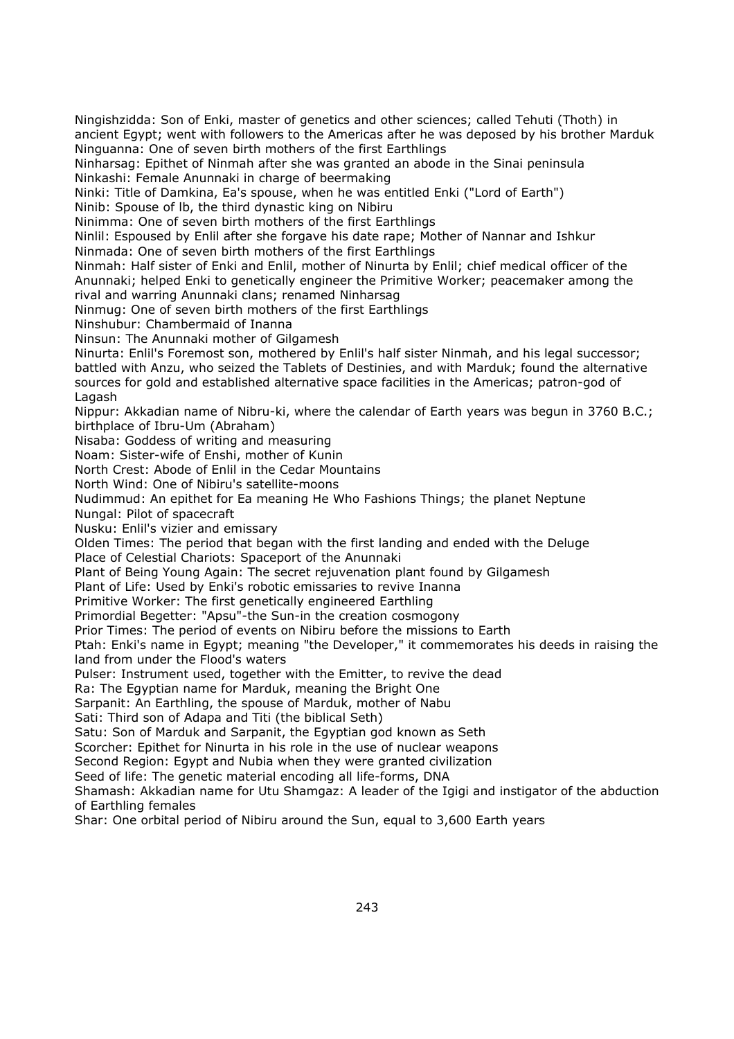Ningishzidda: Son of Enki, master of genetics and other sciences; called Tehuti (Thoth) in ancient Egypt; went with followers to the Americas after he was deposed by his brother Marduk
Ninguanna: One of seven birth mothers of the first Earthlings
Ninharsag: Epithet of Ninmah after she was granted an abode in the Sinai peninsula
Ninkashi: Female Anunnaki in charge of beermaking
Ninki: Title of Damkina, Ea's spouse, when he was entitled Enki ("Lord of Earth")
Ninib: Spouse of lb, the third dynastic king on Nibiru
Ninimma: One of seven birth mothers of the first Earthlings
Ninlil: Espoused by Enlil after she forgave his date rape; Mother of Nannar and Ishkur
Ninmada: One of seven birth mothers of the first Earthlings
Ninmah: Half sister of Enki and Enlil, mother of Ninurta by Enlil; chief medical officer of the Anunnaki; helped Enki to genetically engineer the Primitive Worker; peacemaker among the rival and warring Anunnaki clans; renamed Ninharsag
Ninmug: One of seven birth mothers of the first Earthlings
Ninshubur: Chambermaid of Inanna
Ninsun: The Anunnaki mother of Gilgamesh
Ninurta: Enlil's Foremost son, mothered by Enlil's half sister Ninmah, and his legal successor; battled with Anzu, who seized the Tablets of Destinies, and with Marduk; found the alternative sources for gold and established alternative space facilities in the Americas; patron-god of Lagash
Nippur: Akkadian name of Nibru-ki, where the calendar of Earth years was begun in 3760 B.C.; birthplace of Ibru-Um (Abraham)
Nisaba: Goddess of writing and measuring
Noam: Sister-wife of Enshi, mother of Kunin
North Crest: Abode of Enlil in the Cedar Mountains
North Wind: One of Nibiru's satellite-moons
Nudimmud: An epithet for Ea meaning He Who Fashions Things; the planet Neptune
Nungal: Pilot of spacecraft
Nusku: Enlil's vizier and emissary
Olden Times: The period that began with the first landing and ended with the Deluge
Place of Celestial Chariots: Spaceport of the Anunnaki
Plant of Being Young Again: The secret rejuvenation plant found by Gilgamesh
Plant of Life: Used by Enki's robotic emissaries to revive Inanna
Primitive Worker: The first genetically engineered Earthling
Primordial Begetter: "Apsu"-the Sun-in the creation cosmogony
Prior Times: The period of events on Nibiru before the missions to Earth
Ptah: Enki's name in Egypt; meaning "the Developer," it commemorates his deeds in raising the land from under the Flood's waters
Pulser: Instrument used, together with the Emitter, to revive the dead
Ra: The Egyptian name for Marduk, meaning the Bright One
Sarpanit: An Earthling, the spouse of Marduk, mother of Nabu
Sati: Third son of Adapa and Titi (the biblical Seth)
Satu: Son of Marduk and Sarpanit, the Egyptian god known as Seth
Scorcher: Epithet for Ninurta in his role in the use of nuclear weapons
Second Region: Egypt and Nubia when they were granted civilization
Seed of life: The genetic material encoding all life-forms, DNA
Shamash: Akkadian name for Utu Shamgaz: A leader of the Igigi and instigator of the abduction of Earthling females
Shar: One orbital period of Nibiru around the Sun, equal to 3,600 Earth years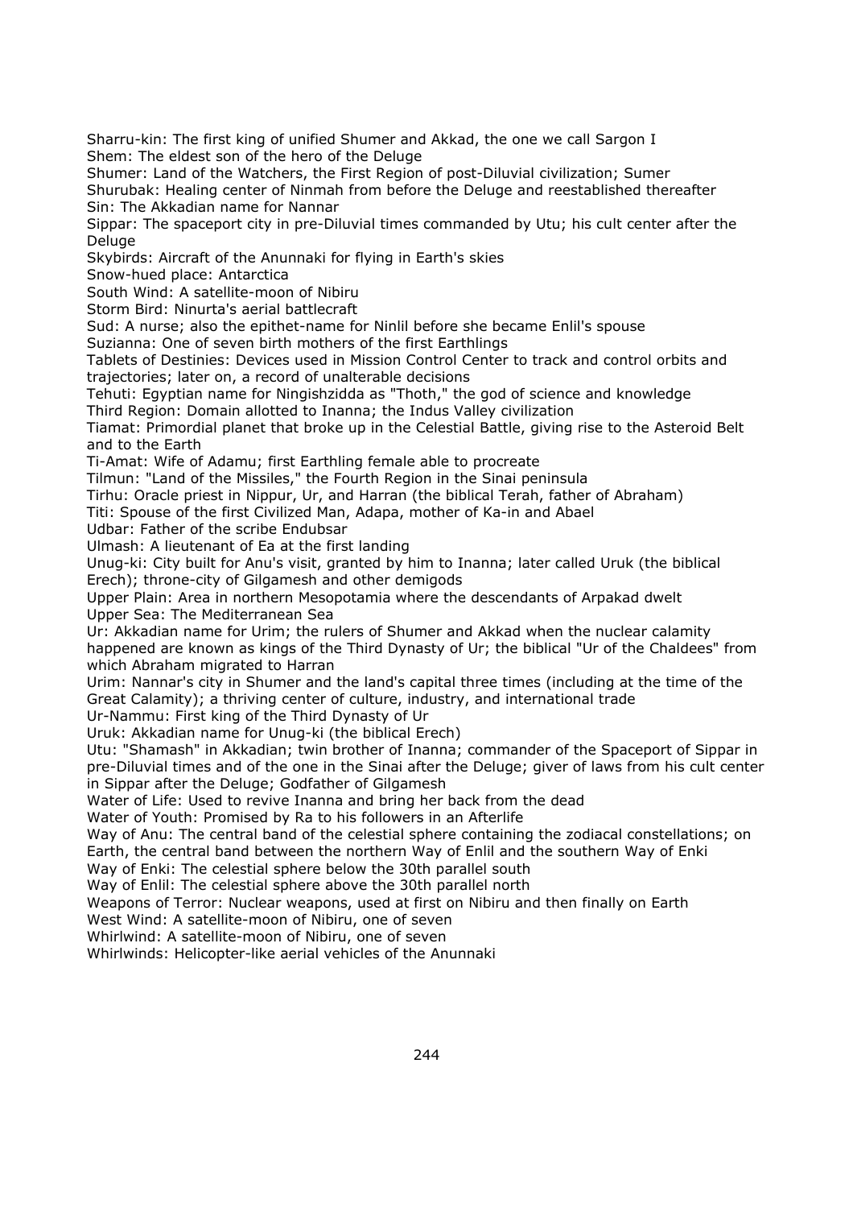Sharru-kin: The first king of unified Shumer and Akkad, the one we call Sargon I
Shem: The eldest son of the hero of the Deluge
Shumer: Land of the Watchers, the First Region of post-Diluvial civilization; Sumer
Shurubak: Healing center of Ninmah from before the Deluge and reestablished thereafter
Sin: The Akkadian name for Nannar
Sippar: The spaceport city in pre-Diluvial times commanded by Utu; his cult center after the Deluge
Skybirds: Aircraft of the Anunnaki for flying in Earth's skies
Snow-hued place: Antarctica
South Wind: A satellite-moon of Nibiru
Storm Bird: Ninurta's aerial battlecraft
Sud: A nurse; also the epithet-name for Ninlil before she became Enlil's spouse
Suzianna: One of seven birth mothers of the first Earthlings
Tablets of Destinies: Devices used in Mission Control Center to track and control orbits and trajectories; later on, a record of unalterable decisions
Tehuti: Egyptian name for Ningishzidda as "Thoth," the god of science and knowledge
Third Region: Domain allotted to Inanna; the Indus Valley civilization
Tiamat: Primordial planet that broke up in the Celestial Battle, giving rise to the Asteroid Belt and to the Earth
Ti-Amat: Wife of Adamu; first Earthling female able to procreate
Tilmun: "Land of the Missiles," the Fourth Region in the Sinai peninsula
Tirhu: Oracle priest in Nippur, Ur, and Harran (the biblical Terah, father of Abraham)
Titi: Spouse of the first Civilized Man, Adapa, mother of Ka-in and Abael
Udbar: Father of the scribe Endubsar
Ulmash: A lieutenant of Ea at the first landing
Unug-ki: City built for Anu's visit, granted by him to Inanna; later called Uruk (the biblical Erech); throne-city of Gilgamesh and other demigods
Upper Plain: Area in northern Mesopotamia where the descendants of Arpakad dwelt
Upper Sea: The Mediterranean Sea
Ur: Akkadian name for Urim; the rulers of Shumer and Akkad when the nuclear calamity happened are known as kings of the Third Dynasty of Ur; the biblical "Ur of the Chaldees" from which Abraham migrated to Harran
Urim: Nannar's city in Shumer and the land's capital three times (including at the time of the Great Calamity); a thriving center of culture, industry, and international trade
Ur-Nammu: First king of the Third Dynasty of Ur
Uruk: Akkadian name for Unug-ki (the biblical Erech)
Utu: "Shamash" in Akkadian; twin brother of Inanna; commander of the Spaceport of Sippar in pre-Diluvial times and of the one in the Sinai after the Deluge; giver of laws from his cult center in Sippar after the Deluge; Godfather of Gilgamesh
Water of Life: Used to revive Inanna and bring her back from the dead
Water of Youth: Promised by Ra to his followers in an Afterlife
Way of Anu: The central band of the celestial sphere containing the zodiacal constellations; on Earth, the central band between the northern Way of Enlil and the southern Way of Enki
Way of Enki: The celestial sphere below the 30th parallel south
Way of Enlil: The celestial sphere above the 30th parallel north
Weapons of Terror: Nuclear weapons, used at first on Nibiru and then finally on Earth
West Wind: A satellite-moon of Nibiru, one of seven
Whirlwind: A satellite-moon of Nibiru, one of seven
Whirlwinds: Helicopter-like aerial vehicles of the Anunnaki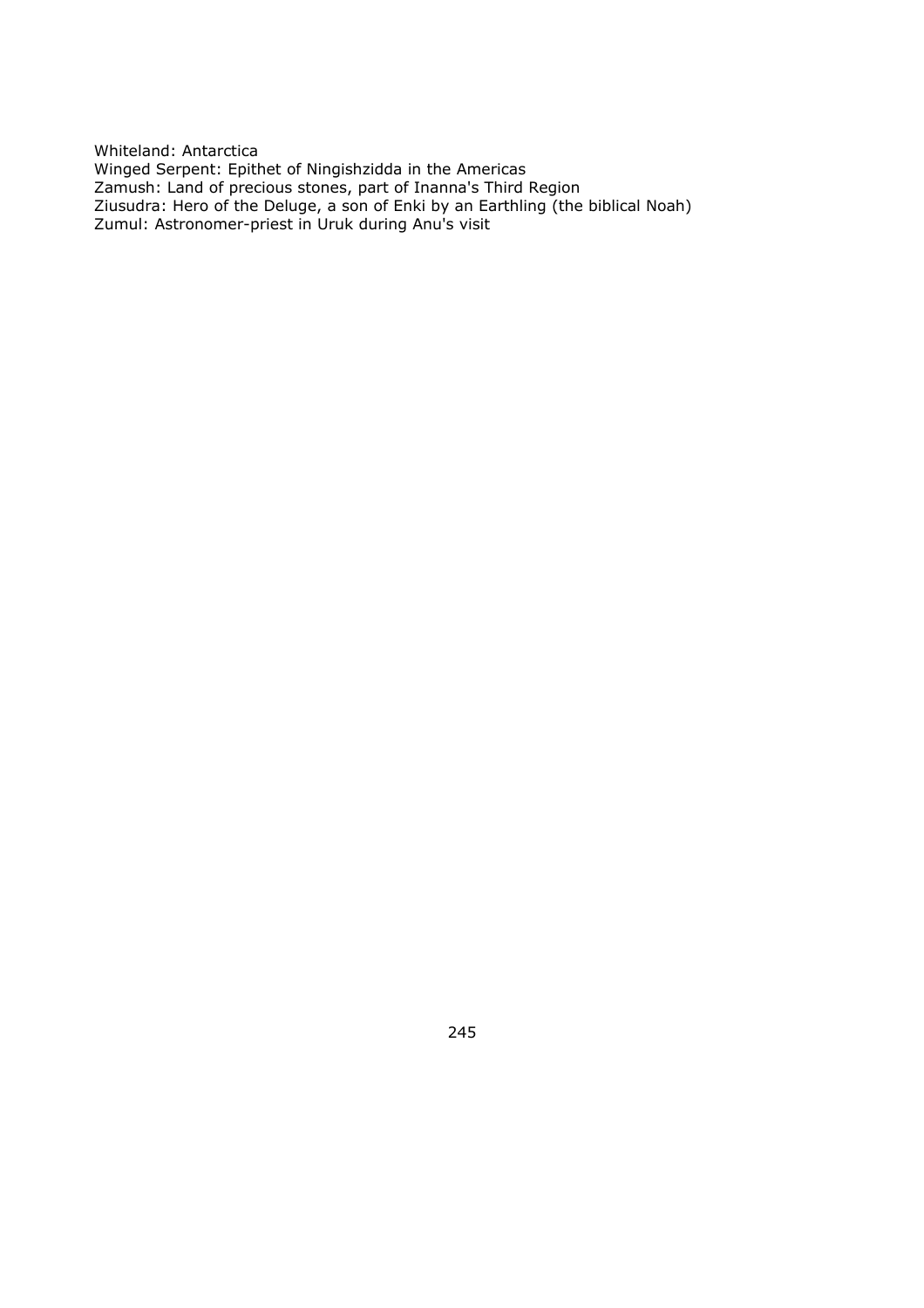Whiteland: Antarctica
Winged Serpent: Epithet of Ningishzidda in the Americas
Zamush: Land of precious stones, part of Inanna's Third Region
Ziusudra: Hero of the Deluge, a son of Enki by an Earthling (the biblical Noah)
Zumul: Astronomer-priest in Uruk during Anu's visit